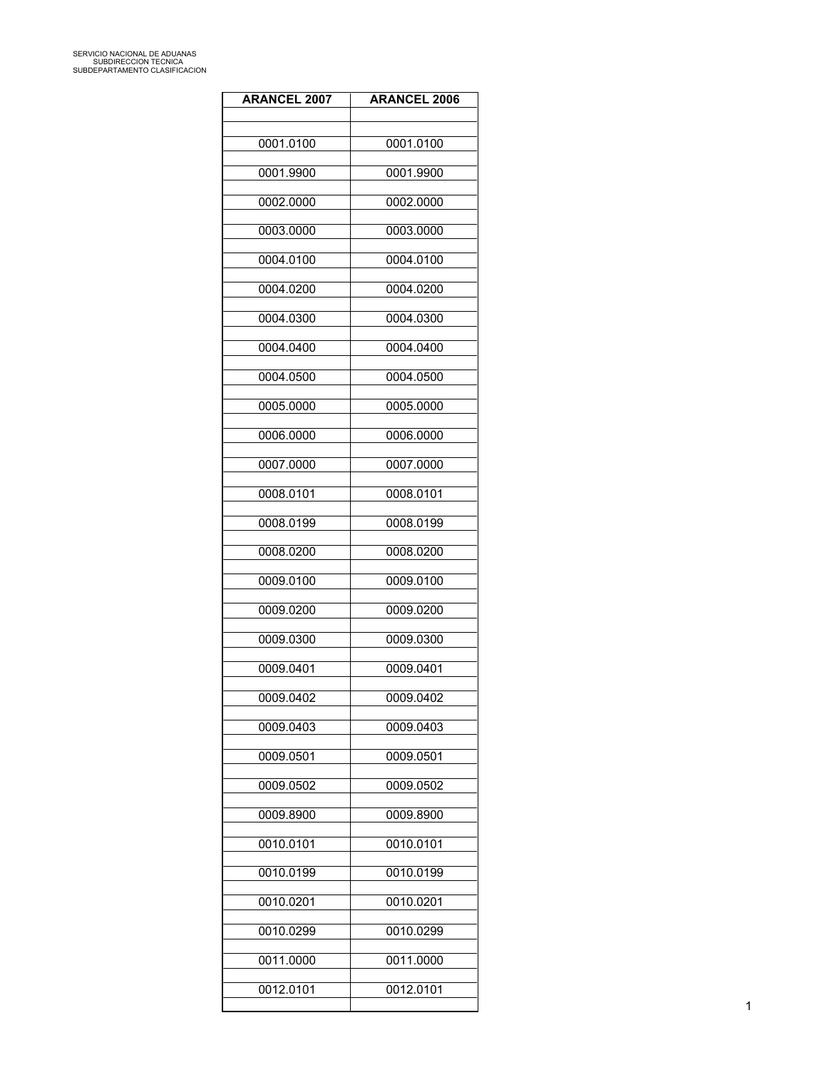SERVICIO NACIONAL DE ADUANAS
SUBDIRECCION TECNICA
SUBDEPARTAMENTO CLASIFICACION

| ARANCEL 2007 | ARANCEL 2006 |
|---|---|
| 0001.0100 | 0001.0100 |
| 0001.9900 | 0001.9900 |
| 0002.0000 | 0002.0000 |
| 0003.0000 | 0003.0000 |
| 0004.0100 | 0004.0100 |
| 0004.0200 | 0004.0200 |
| 0004.0300 | 0004.0300 |
| 0004.0400 | 0004.0400 |
| 0004.0500 | 0004.0500 |
| 0005.0000 | 0005.0000 |
| 0006.0000 | 0006.0000 |
| 0007.0000 | 0007.0000 |
| 0008.0101 | 0008.0101 |
| 0008.0199 | 0008.0199 |
| 0008.0200 | 0008.0200 |
| 0009.0100 | 0009.0100 |
| 0009.0200 | 0009.0200 |
| 0009.0300 | 0009.0300 |
| 0009.0401 | 0009.0401 |
| 0009.0402 | 0009.0402 |
| 0009.0403 | 0009.0403 |
| 0009.0501 | 0009.0501 |
| 0009.0502 | 0009.0502 |
| 0009.8900 | 0009.8900 |
| 0010.0101 | 0010.0101 |
| 0010.0199 | 0010.0199 |
| 0010.0201 | 0010.0201 |
| 0010.0299 | 0010.0299 |
| 0011.0000 | 0011.0000 |
| 0012.0101 | 0012.0101 |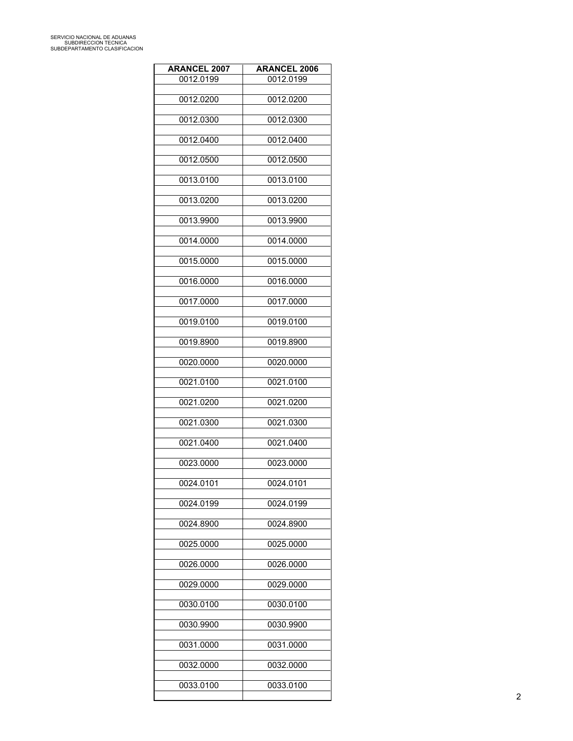| ARANCEL 2007 | ARANCEL 2006 |
| --- | --- |
| 0012.0199 | 0012.0199 |
| 0012.0200 | 0012.0200 |
| 0012.0300 | 0012.0300 |
| 0012.0400 | 0012.0400 |
| 0012.0500 | 0012.0500 |
| 0013.0100 | 0013.0100 |
| 0013.0200 | 0013.0200 |
| 0013.9900 | 0013.9900 |
| 0014.0000 | 0014.0000 |
| 0015.0000 | 0015.0000 |
| 0016.0000 | 0016.0000 |
| 0017.0000 | 0017.0000 |
| 0019.0100 | 0019.0100 |
| 0019.8900 | 0019.8900 |
| 0020.0000 | 0020.0000 |
| 0021.0100 | 0021.0100 |
| 0021.0200 | 0021.0200 |
| 0021.0300 | 0021.0300 |
| 0021.0400 | 0021.0400 |
| 0023.0000 | 0023.0000 |
| 0024.0101 | 0024.0101 |
| 0024.0199 | 0024.0199 |
| 0024.8900 | 0024.8900 |
| 0025.0000 | 0025.0000 |
| 0026.0000 | 0026.0000 |
| 0029.0000 | 0029.0000 |
| 0030.0100 | 0030.0100 |
| 0030.9900 | 0030.9900 |
| 0031.0000 | 0031.0000 |
| 0032.0000 | 0032.0000 |
| 0033.0100 | 0033.0100 |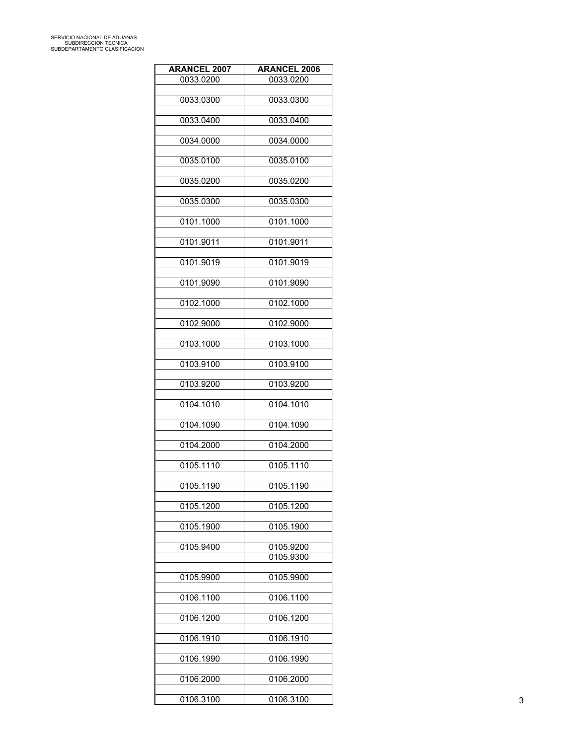| ARANCEL 2007 | ARANCEL 2006 |
| --- | --- |
| 0033.0200 | 0033.0200 |
| 0033.0300 | 0033.0300 |
| 0033.0400 | 0033.0400 |
| 0034.0000 | 0034.0000 |
| 0035.0100 | 0035.0100 |
| 0035.0200 | 0035.0200 |
| 0035.0300 | 0035.0300 |
| 0101.1000 | 0101.1000 |
| 0101.9011 | 0101.9011 |
| 0101.9019 | 0101.9019 |
| 0101.9090 | 0101.9090 |
| 0102.1000 | 0102.1000 |
| 0102.9000 | 0102.9000 |
| 0103.1000 | 0103.1000 |
| 0103.9100 | 0103.9100 |
| 0103.9200 | 0103.9200 |
| 0104.1010 | 0104.1010 |
| 0104.1090 | 0104.1090 |
| 0104.2000 | 0104.2000 |
| 0105.1110 | 0105.1110 |
| 0105.1190 | 0105.1190 |
| 0105.1200 | 0105.1200 |
| 0105.1900 | 0105.1900 |
| 0105.9400 | 0105.9200 |
| | 0105.9300 |
| 0105.9900 | 0105.9900 |
| 0106.1100 | 0106.1100 |
| 0106.1200 | 0106.1200 |
| 0106.1910 | 0106.1910 |
| 0106.1990 | 0106.1990 |
| 0106.2000 | 0106.2000 |
| 0106.3100 | 0106.3100 |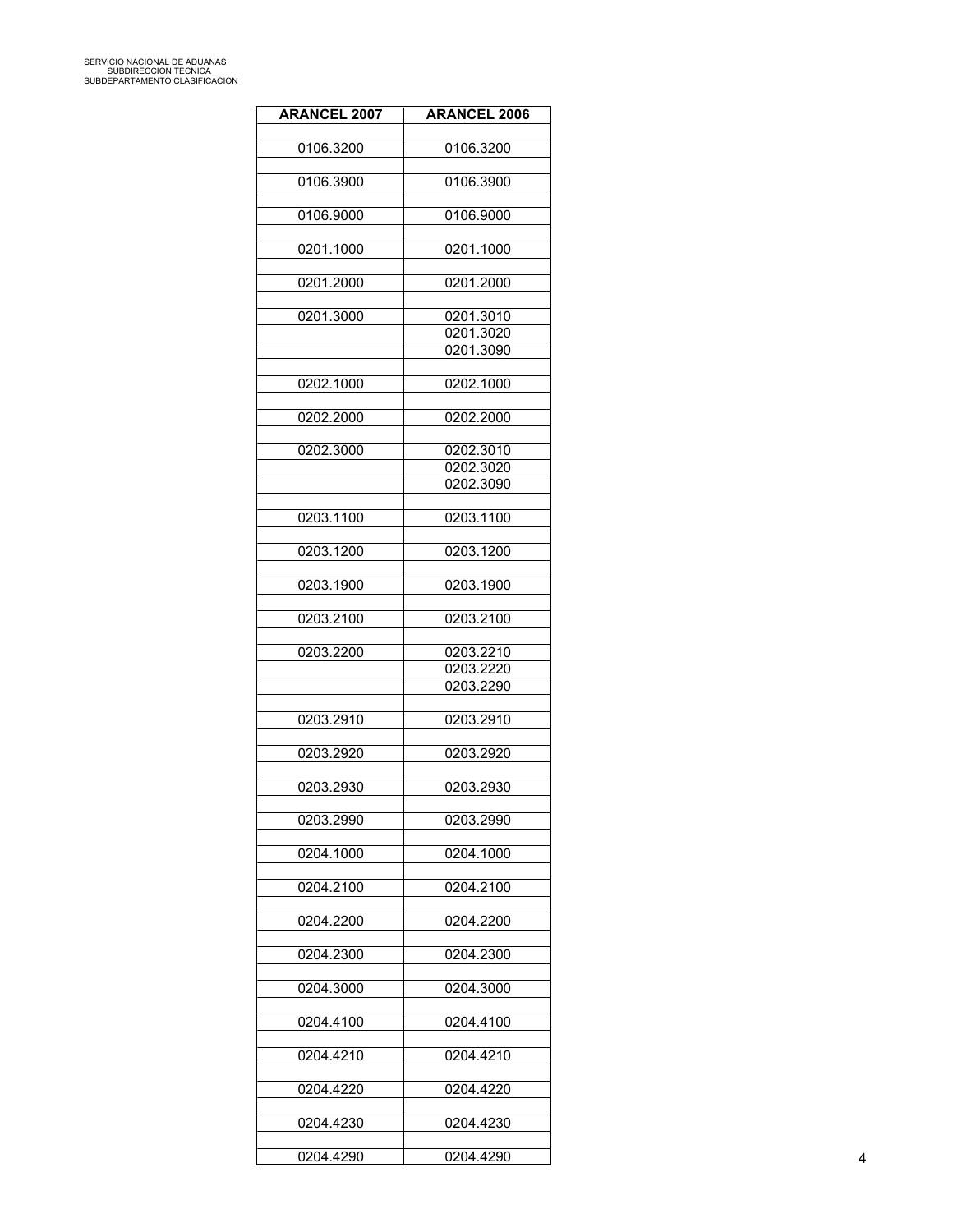| ARANCEL 2007 | ARANCEL 2006 |
|---|---|
| 0106.3200 | 0106.3200 |
| 0106.3900 | 0106.3900 |
| 0106.9000 | 0106.9000 |
| 0201.1000 | 0201.1000 |
| 0201.2000 | 0201.2000 |
| 0201.3000 | 0201.3010 |
| | 0201.3020 |
| | 0201.3090 |
| 0202.1000 | 0202.1000 |
| 0202.2000 | 0202.2000 |
| 0202.3000 | 0202.3010 |
| | 0202.3020 |
| | 0202.3090 |
| 0203.1100 | 0203.1100 |
| 0203.1200 | 0203.1200 |
| 0203.1900 | 0203.1900 |
| 0203.2100 | 0203.2100 |
| 0203.2200 | 0203.2210 |
| | 0203.2220 |
| | 0203.2290 |
| 0203.2910 | 0203.2910 |
| 0203.2920 | 0203.2920 |
| 0203.2930 | 0203.2930 |
| 0203.2990 | 0203.2990 |
| 0204.1000 | 0204.1000 |
| 0204.2100 | 0204.2100 |
| 0204.2200 | 0204.2200 |
| 0204.2300 | 0204.2300 |
| 0204.3000 | 0204.3000 |
| 0204.4100 | 0204.4100 |
| 0204.4210 | 0204.4210 |
| 0204.4220 | 0204.4220 |
| 0204.4230 | 0204.4230 |
| 0204.4290 | 0204.4290 |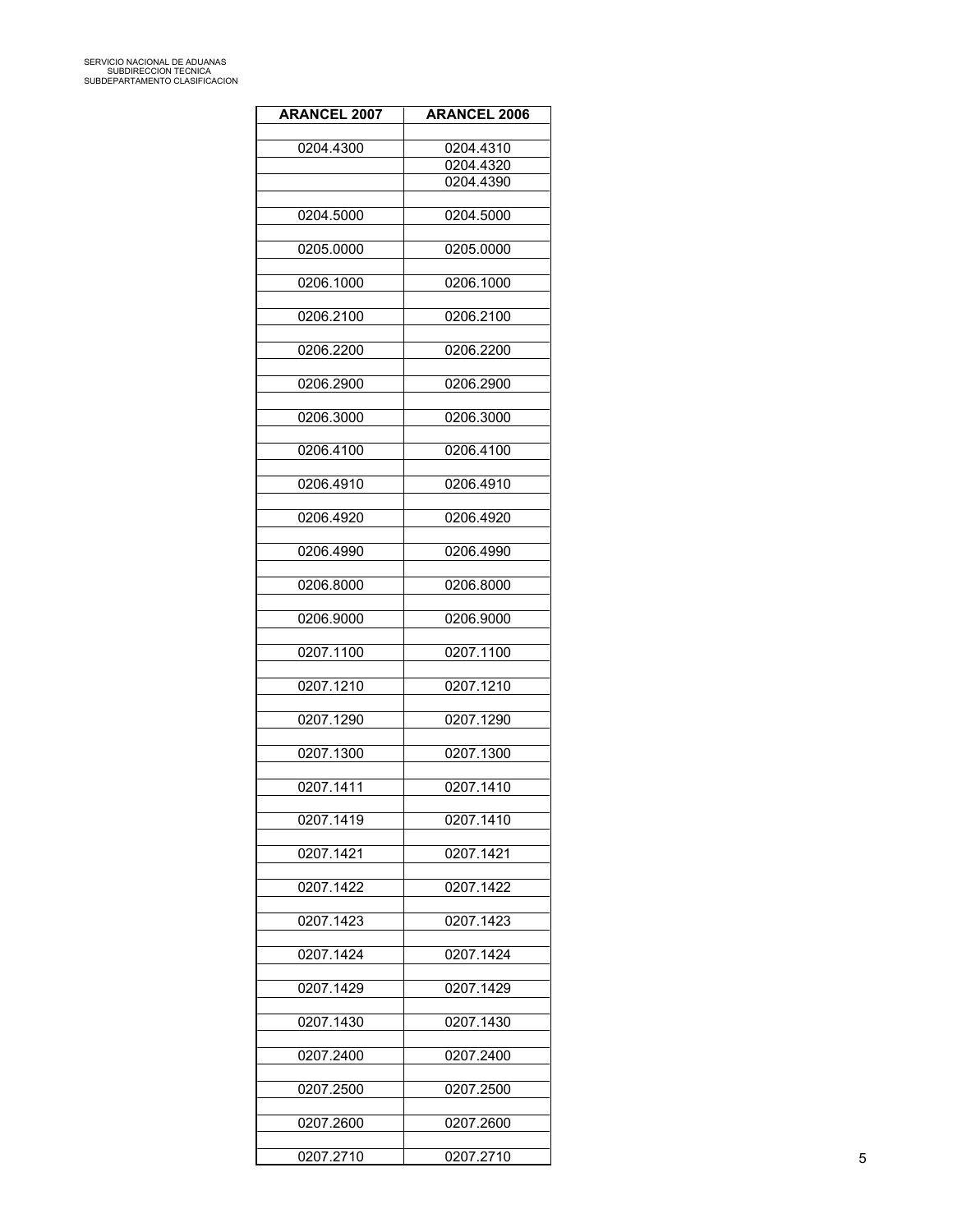| ARANCEL 2007 | ARANCEL 2006 |
|---|---|
| 0204.4300 | 0204.4310 |
| | 0204.4320 |
| | 0204.4390 |
| 0204.5000 | 0204.5000 |
| 0205.0000 | 0205.0000 |
| 0206.1000 | 0206.1000 |
| 0206.2100 | 0206.2100 |
| 0206.2200 | 0206.2200 |
| 0206.2900 | 0206.2900 |
| 0206.3000 | 0206.3000 |
| 0206.4100 | 0206.4100 |
| 0206.4910 | 0206.4910 |
| 0206.4920 | 0206.4920 |
| 0206.4990 | 0206.4990 |
| 0206.8000 | 0206.8000 |
| 0206.9000 | 0206.9000 |
| 0207.1100 | 0207.1100 |
| 0207.1210 | 0207.1210 |
| 0207.1290 | 0207.1290 |
| 0207.1300 | 0207.1300 |
| 0207.1411 | 0207.1410 |
| 0207.1419 | 0207.1410 |
| 0207.1421 | 0207.1421 |
| 0207.1422 | 0207.1422 |
| 0207.1423 | 0207.1423 |
| 0207.1424 | 0207.1424 |
| 0207.1429 | 0207.1429 |
| 0207.1430 | 0207.1430 |
| 0207.2400 | 0207.2400 |
| 0207.2500 | 0207.2500 |
| 0207.2600 | 0207.2600 |
| 0207.2710 | 0207.2710 |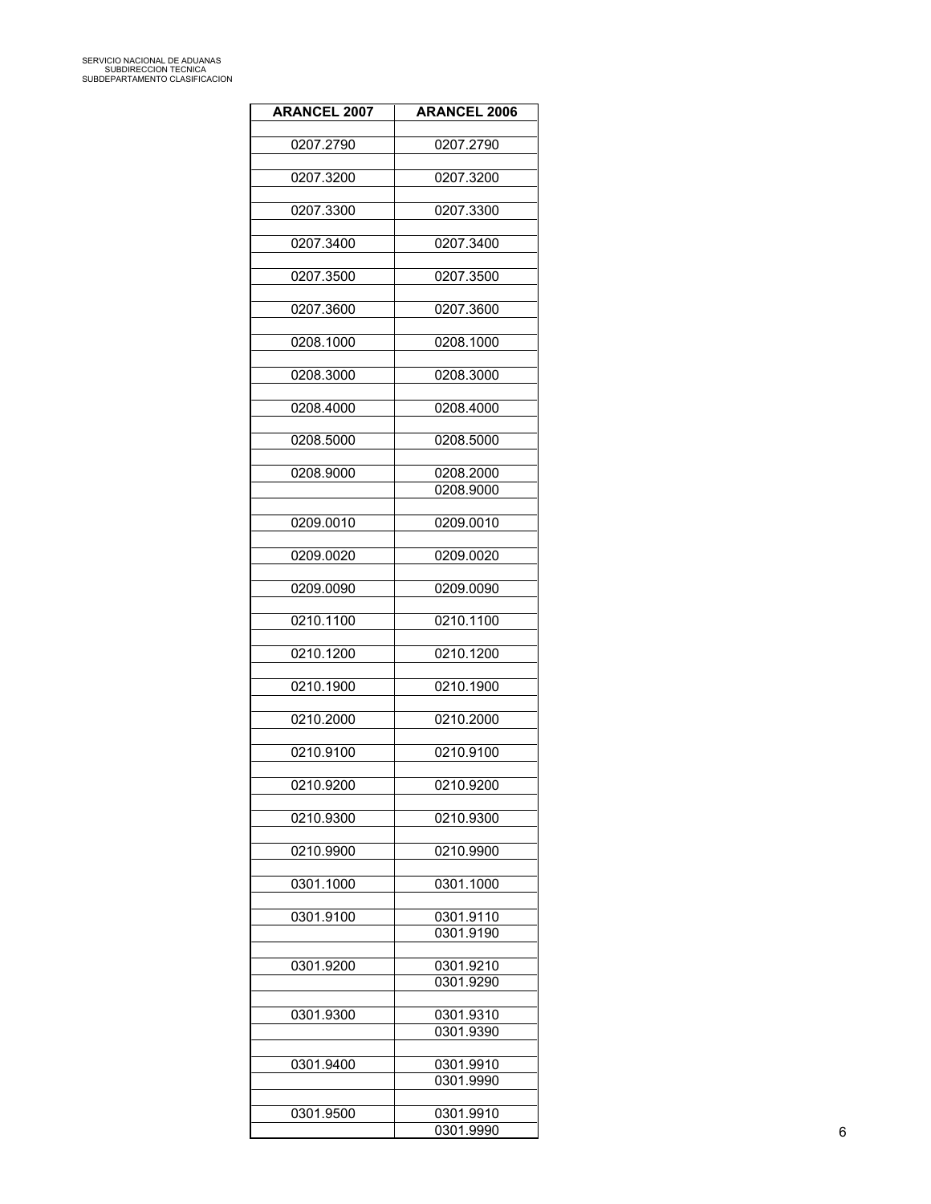| ARANCEL 2007 | ARANCEL 2006 |
|---|---|
| 0207.2790 | 0207.2790 |
| 0207.3200 | 0207.3200 |
| 0207.3300 | 0207.3300 |
| 0207.3400 | 0207.3400 |
| 0207.3500 | 0207.3500 |
| 0207.3600 | 0207.3600 |
| 0208.1000 | 0208.1000 |
| 0208.3000 | 0208.3000 |
| 0208.4000 | 0208.4000 |
| 0208.5000 | 0208.5000 |
| 0208.9000 | 0208.2000 |
| | 0208.9000 |
| 0209.0010 | 0209.0010 |
| 0209.0020 | 0209.0020 |
| 0209.0090 | 0209.0090 |
| 0210.1100 | 0210.1100 |
| 0210.1200 | 0210.1200 |
| 0210.1900 | 0210.1900 |
| 0210.2000 | 0210.2000 |
| 0210.9100 | 0210.9100 |
| 0210.9200 | 0210.9200 |
| 0210.9300 | 0210.9300 |
| 0210.9900 | 0210.9900 |
| 0301.1000 | 0301.1000 |
| 0301.9100 | 0301.9110 |
| | 0301.9190 |
| 0301.9200 | 0301.9210 |
| | 0301.9290 |
| 0301.9300 | 0301.9310 |
| | 0301.9390 |
| 0301.9400 | 0301.9910 |
| | 0301.9990 |
| 0301.9500 | 0301.9910 |
| | 0301.9990 |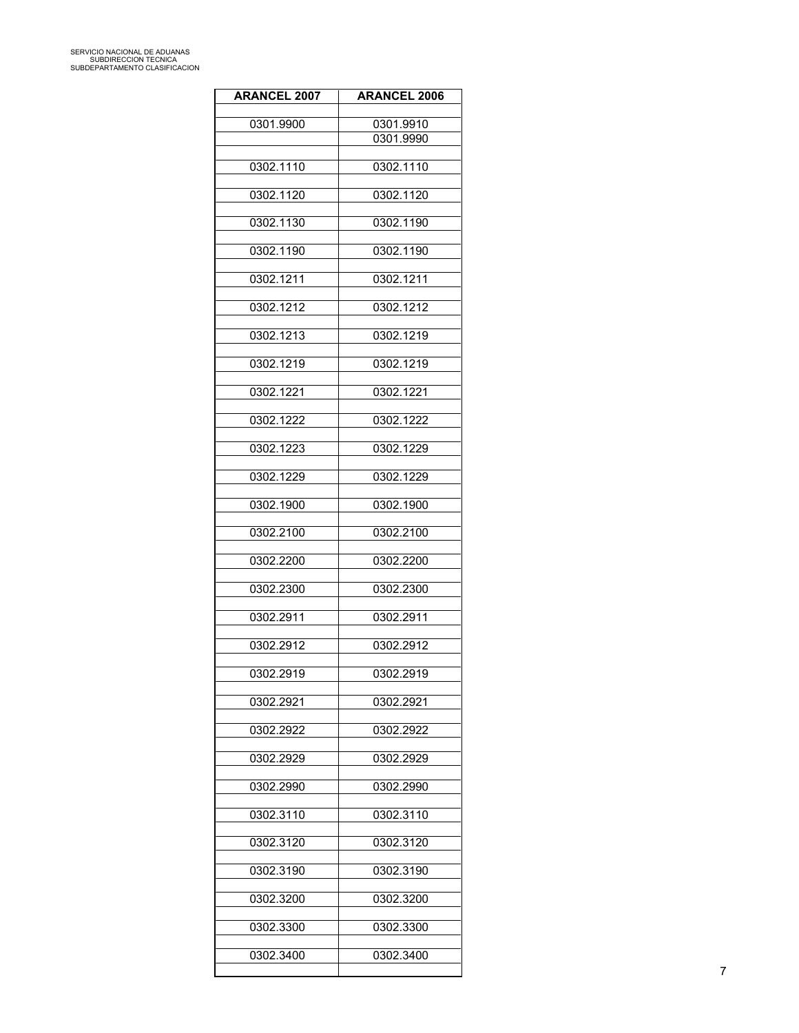| ARANCEL 2007 | ARANCEL 2006 |
|---|---|
| 0301.9900 | 0301.9910 |
| | 0301.9990 |
| 0302.1110 | 0302.1110 |
| 0302.1120 | 0302.1120 |
| 0302.1130 | 0302.1190 |
| 0302.1190 | 0302.1190 |
| 0302.1211 | 0302.1211 |
| 0302.1212 | 0302.1212 |
| 0302.1213 | 0302.1219 |
| 0302.1219 | 0302.1219 |
| 0302.1221 | 0302.1221 |
| 0302.1222 | 0302.1222 |
| 0302.1223 | 0302.1229 |
| 0302.1229 | 0302.1229 |
| 0302.1900 | 0302.1900 |
| 0302.2100 | 0302.2100 |
| 0302.2200 | 0302.2200 |
| 0302.2300 | 0302.2300 |
| 0302.2911 | 0302.2911 |
| 0302.2912 | 0302.2912 |
| 0302.2919 | 0302.2919 |
| 0302.2921 | 0302.2921 |
| 0302.2922 | 0302.2922 |
| 0302.2929 | 0302.2929 |
| 0302.2990 | 0302.2990 |
| 0302.3110 | 0302.3110 |
| 0302.3120 | 0302.3120 |
| 0302.3190 | 0302.3190 |
| 0302.3200 | 0302.3200 |
| 0302.3300 | 0302.3300 |
| 0302.3400 | 0302.3400 |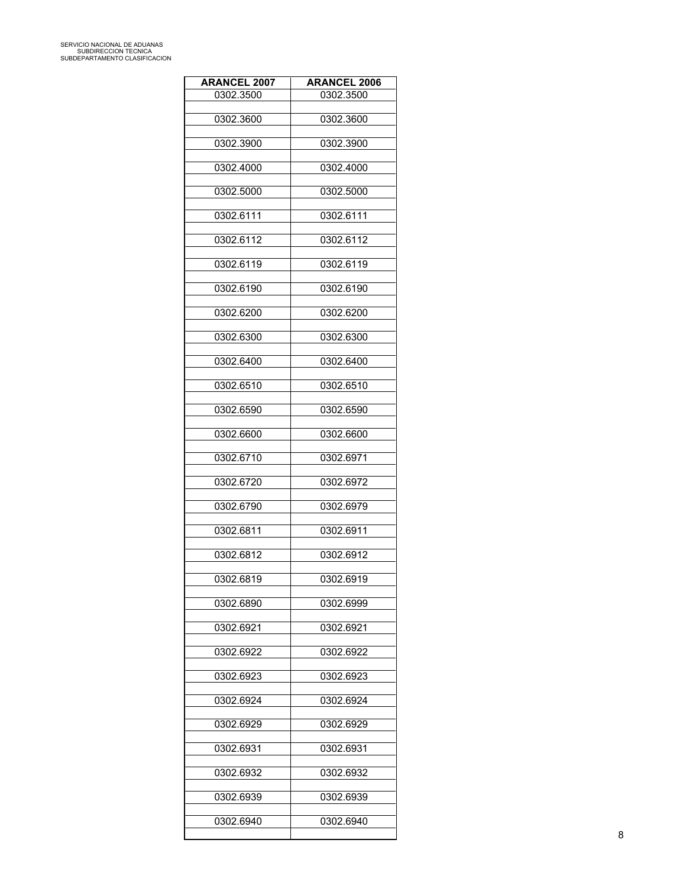| ARANCEL 2007 | ARANCEL 2006 |
|---|---|
| 0302.3500 | 0302.3500 |
| 0302.3600 | 0302.3600 |
| 0302.3900 | 0302.3900 |
| 0302.4000 | 0302.4000 |
| 0302.5000 | 0302.5000 |
| 0302.6111 | 0302.6111 |
| 0302.6112 | 0302.6112 |
| 0302.6119 | 0302.6119 |
| 0302.6190 | 0302.6190 |
| 0302.6200 | 0302.6200 |
| 0302.6300 | 0302.6300 |
| 0302.6400 | 0302.6400 |
| 0302.6510 | 0302.6510 |
| 0302.6590 | 0302.6590 |
| 0302.6600 | 0302.6600 |
| 0302.6710 | 0302.6971 |
| 0302.6720 | 0302.6972 |
| 0302.6790 | 0302.6979 |
| 0302.6811 | 0302.6911 |
| 0302.6812 | 0302.6912 |
| 0302.6819 | 0302.6919 |
| 0302.6890 | 0302.6999 |
| 0302.6921 | 0302.6921 |
| 0302.6922 | 0302.6922 |
| 0302.6923 | 0302.6923 |
| 0302.6924 | 0302.6924 |
| 0302.6929 | 0302.6929 |
| 0302.6931 | 0302.6931 |
| 0302.6932 | 0302.6932 |
| 0302.6939 | 0302.6939 |
| 0302.6940 | 0302.6940 |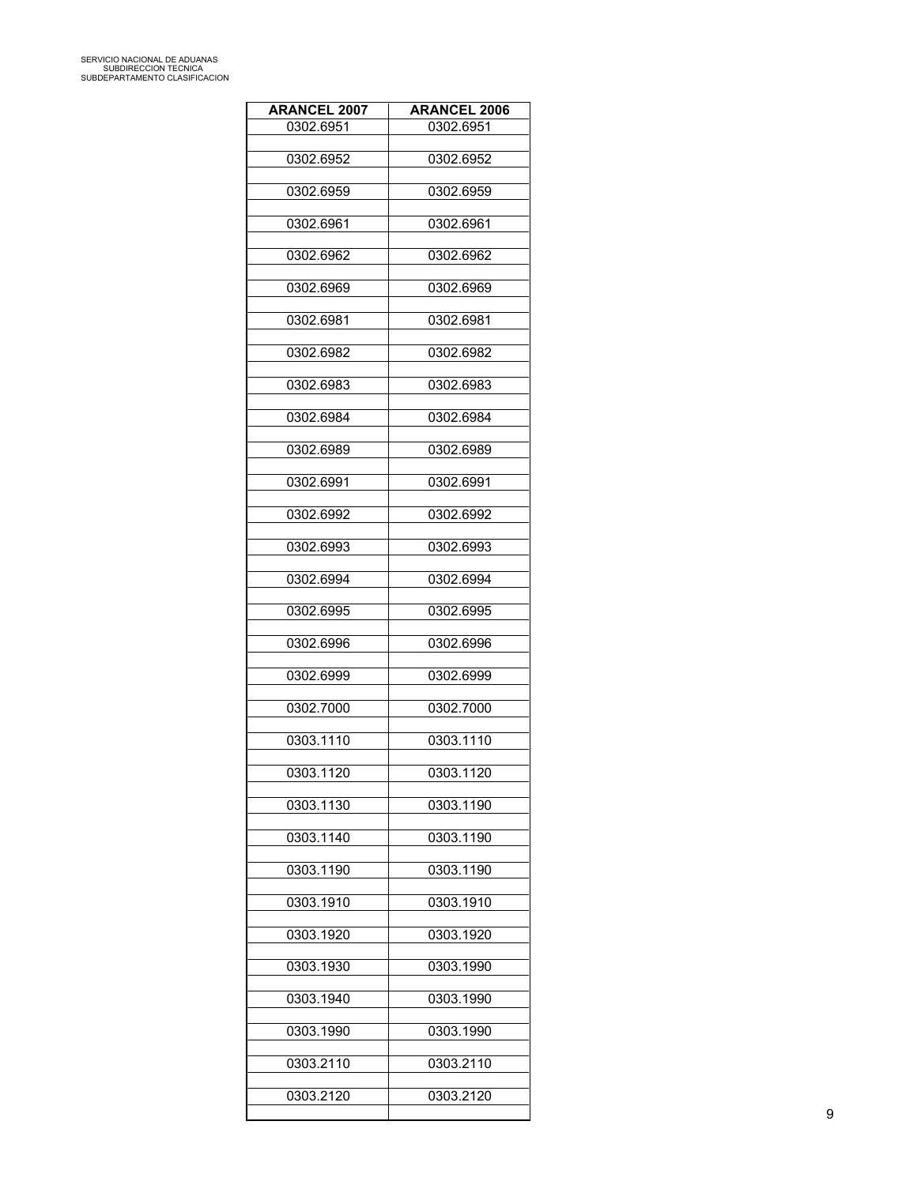| ARANCEL 2007 | ARANCEL 2006 |
|---|---|
| 0302.6951 | 0302.6951 |
| 0302.6952 | 0302.6952 |
| 0302.6959 | 0302.6959 |
| 0302.6961 | 0302.6961 |
| 0302.6962 | 0302.6962 |
| 0302.6969 | 0302.6969 |
| 0302.6981 | 0302.6981 |
| 0302.6982 | 0302.6982 |
| 0302.6983 | 0302.6983 |
| 0302.6984 | 0302.6984 |
| 0302.6989 | 0302.6989 |
| 0302.6991 | 0302.6991 |
| 0302.6992 | 0302.6992 |
| 0302.6993 | 0302.6993 |
| 0302.6994 | 0302.6994 |
| 0302.6995 | 0302.6995 |
| 0302.6996 | 0302.6996 |
| 0302.6999 | 0302.6999 |
| 0302.7000 | 0302.7000 |
| 0303.1110 | 0303.1110 |
| 0303.1120 | 0303.1120 |
| 0303.1130 | 0303.1190 |
| 0303.1140 | 0303.1190 |
| 0303.1190 | 0303.1190 |
| 0303.1910 | 0303.1910 |
| 0303.1920 | 0303.1920 |
| 0303.1930 | 0303.1990 |
| 0303.1940 | 0303.1990 |
| 0303.1990 | 0303.1990 |
| 0303.2110 | 0303.2110 |
| 0303.2120 | 0303.2120 |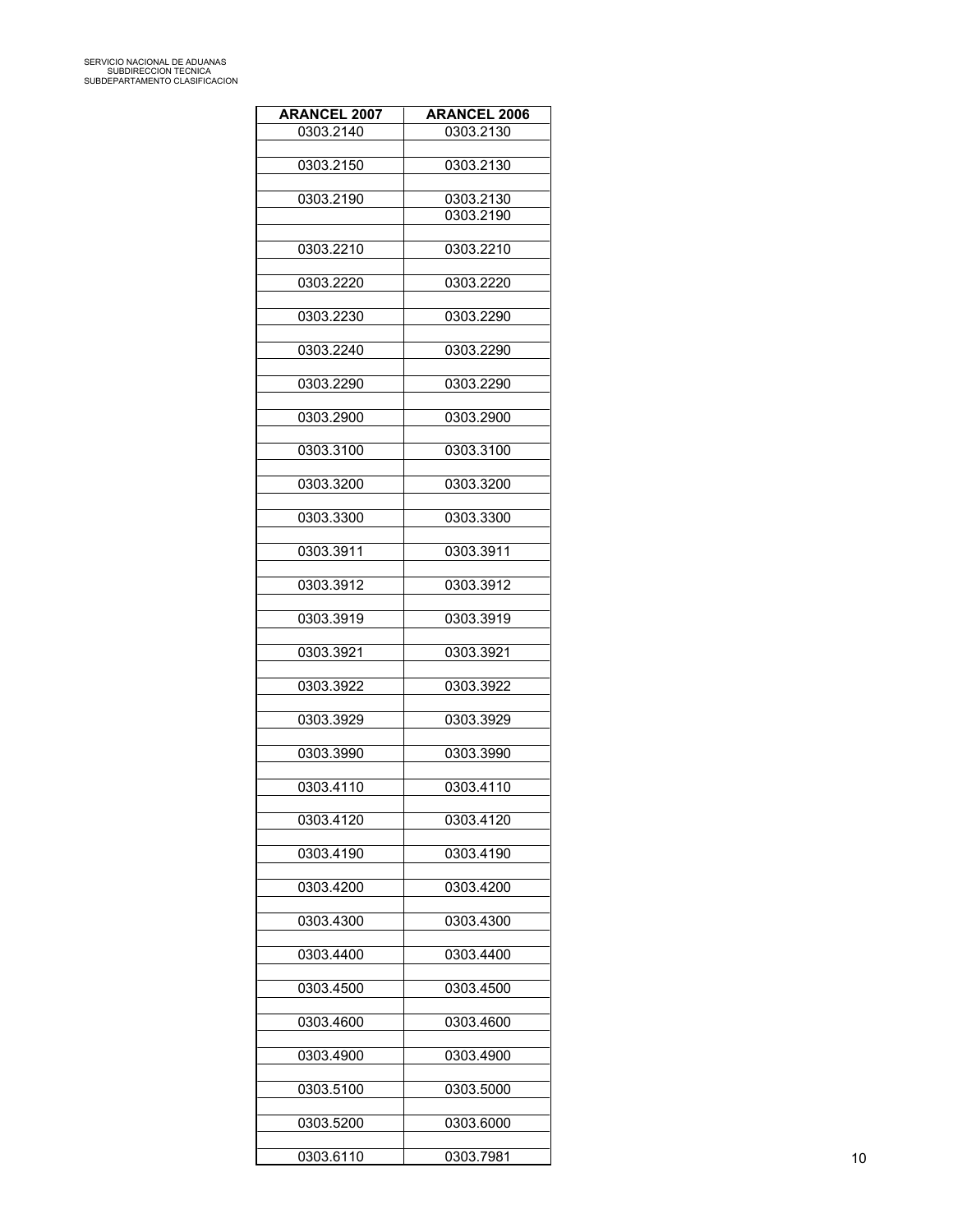| ARANCEL 2007 | ARANCEL 2006 |
|---|---|
| 0303.2140 | 0303.2130 |
| 0303.2150 | 0303.2130 |
| 0303.2190 | 0303.2130 |
| | 0303.2190 |
| 0303.2210 | 0303.2210 |
| 0303.2220 | 0303.2220 |
| 0303.2230 | 0303.2290 |
| 0303.2240 | 0303.2290 |
| 0303.2290 | 0303.2290 |
| 0303.2900 | 0303.2900 |
| 0303.3100 | 0303.3100 |
| 0303.3200 | 0303.3200 |
| 0303.3300 | 0303.3300 |
| 0303.3911 | 0303.3911 |
| 0303.3912 | 0303.3912 |
| 0303.3919 | 0303.3919 |
| 0303.3921 | 0303.3921 |
| 0303.3922 | 0303.3922 |
| 0303.3929 | 0303.3929 |
| 0303.3990 | 0303.3990 |
| 0303.4110 | 0303.4110 |
| 0303.4120 | 0303.4120 |
| 0303.4190 | 0303.4190 |
| 0303.4200 | 0303.4200 |
| 0303.4300 | 0303.4300 |
| 0303.4400 | 0303.4400 |
| 0303.4500 | 0303.4500 |
| 0303.4600 | 0303.4600 |
| 0303.4900 | 0303.4900 |
| 0303.5100 | 0303.5000 |
| 0303.5200 | 0303.6000 |
| 0303.6110 | 0303.7981 |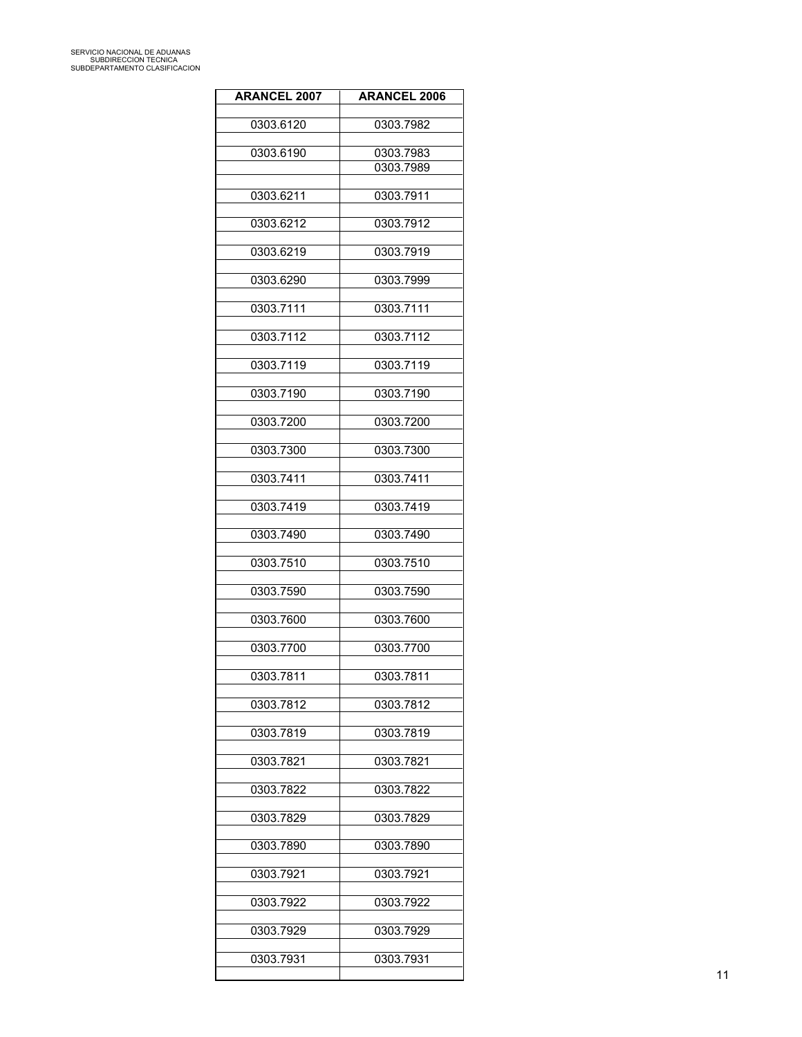| ARANCEL 2007 | ARANCEL 2006 |
|---|---|
| 0303.6120 | 0303.7982 |
| 0303.6190 | 0303.7983 |
| | 0303.7989 |
| 0303.6211 | 0303.7911 |
| 0303.6212 | 0303.7912 |
| 0303.6219 | 0303.7919 |
| 0303.6290 | 0303.7999 |
| 0303.7111 | 0303.7111 |
| 0303.7112 | 0303.7112 |
| 0303.7119 | 0303.7119 |
| 0303.7190 | 0303.7190 |
| 0303.7200 | 0303.7200 |
| 0303.7300 | 0303.7300 |
| 0303.7411 | 0303.7411 |
| 0303.7419 | 0303.7419 |
| 0303.7490 | 0303.7490 |
| 0303.7510 | 0303.7510 |
| 0303.7590 | 0303.7590 |
| 0303.7600 | 0303.7600 |
| 0303.7700 | 0303.7700 |
| 0303.7811 | 0303.7811 |
| 0303.7812 | 0303.7812 |
| 0303.7819 | 0303.7819 |
| 0303.7821 | 0303.7821 |
| 0303.7822 | 0303.7822 |
| 0303.7829 | 0303.7829 |
| 0303.7890 | 0303.7890 |
| 0303.7921 | 0303.7921 |
| 0303.7922 | 0303.7922 |
| 0303.7929 | 0303.7929 |
| 0303.7931 | 0303.7931 |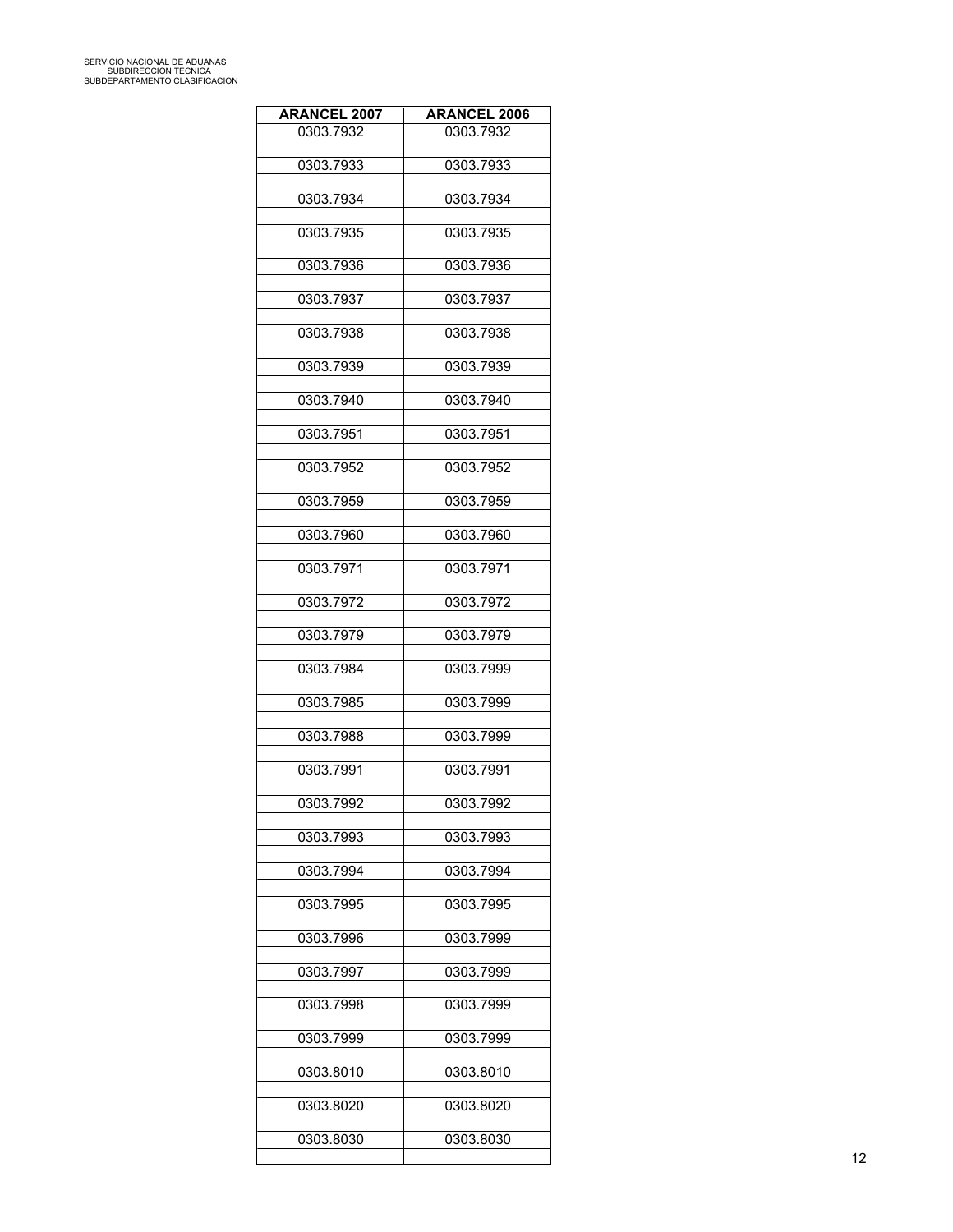| ARANCEL 2007 | ARANCEL 2006 |
|---|---|
| 0303.7932 | 0303.7932 |
| 0303.7933 | 0303.7933 |
| 0303.7934 | 0303.7934 |
| 0303.7935 | 0303.7935 |
| 0303.7936 | 0303.7936 |
| 0303.7937 | 0303.7937 |
| 0303.7938 | 0303.7938 |
| 0303.7939 | 0303.7939 |
| 0303.7940 | 0303.7940 |
| 0303.7951 | 0303.7951 |
| 0303.7952 | 0303.7952 |
| 0303.7959 | 0303.7959 |
| 0303.7960 | 0303.7960 |
| 0303.7971 | 0303.7971 |
| 0303.7972 | 0303.7972 |
| 0303.7979 | 0303.7979 |
| 0303.7984 | 0303.7999 |
| 0303.7985 | 0303.7999 |
| 0303.7988 | 0303.7999 |
| 0303.7991 | 0303.7991 |
| 0303.7992 | 0303.7992 |
| 0303.7993 | 0303.7993 |
| 0303.7994 | 0303.7994 |
| 0303.7995 | 0303.7995 |
| 0303.7996 | 0303.7999 |
| 0303.7997 | 0303.7999 |
| 0303.7998 | 0303.7999 |
| 0303.7999 | 0303.7999 |
| 0303.8010 | 0303.8010 |
| 0303.8020 | 0303.8020 |
| 0303.8030 | 0303.8030 |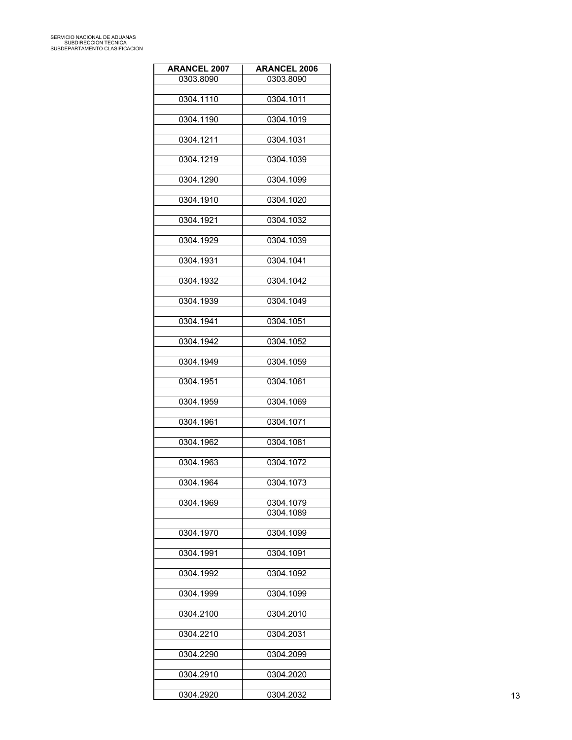| ARANCEL 2007 | ARANCEL 2006 |
|---|---|
| 0303.8090 | 0303.8090 |
| 0304.1110 | 0304.1011 |
| 0304.1190 | 0304.1019 |
| 0304.1211 | 0304.1031 |
| 0304.1219 | 0304.1039 |
| 0304.1290 | 0304.1099 |
| 0304.1910 | 0304.1020 |
| 0304.1921 | 0304.1032 |
| 0304.1929 | 0304.1039 |
| 0304.1931 | 0304.1041 |
| 0304.1932 | 0304.1042 |
| 0304.1939 | 0304.1049 |
| 0304.1941 | 0304.1051 |
| 0304.1942 | 0304.1052 |
| 0304.1949 | 0304.1059 |
| 0304.1951 | 0304.1061 |
| 0304.1959 | 0304.1069 |
| 0304.1961 | 0304.1071 |
| 0304.1962 | 0304.1081 |
| 0304.1963 | 0304.1072 |
| 0304.1964 | 0304.1073 |
| 0304.1969 | 0304.1079 |
| | 0304.1089 |
| 0304.1970 | 0304.1099 |
| 0304.1991 | 0304.1091 |
| 0304.1992 | 0304.1092 |
| 0304.1999 | 0304.1099 |
| 0304.2100 | 0304.2010 |
| 0304.2210 | 0304.2031 |
| 0304.2290 | 0304.2099 |
| 0304.2910 | 0304.2020 |
| 0304.2920 | 0304.2032 |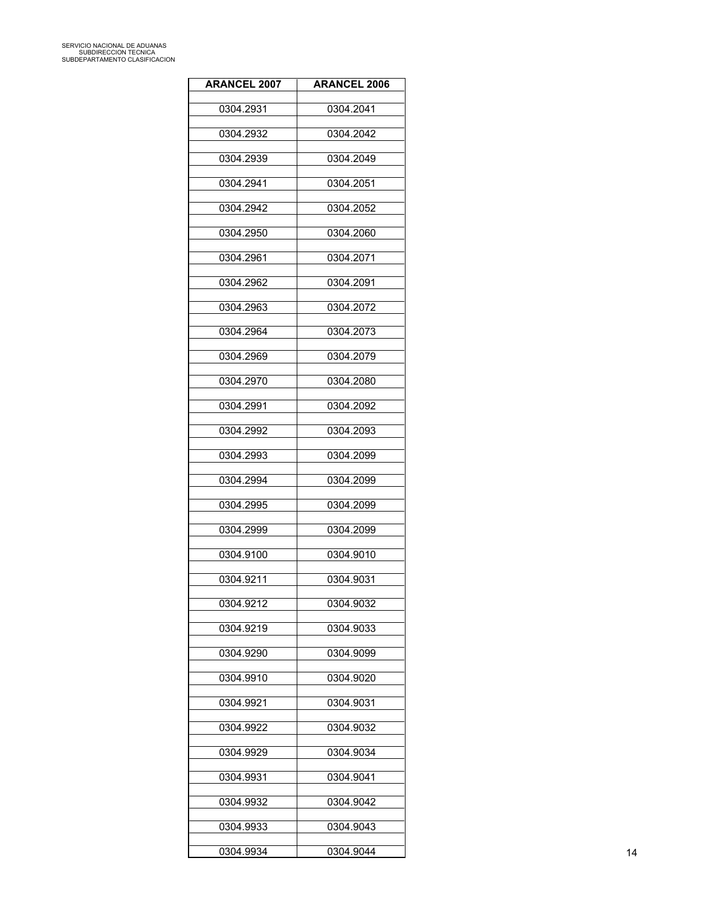| ARANCEL 2007 | ARANCEL 2006 |
|---|---|
| 0304.2931 | 0304.2041 |
| 0304.2932 | 0304.2042 |
| 0304.2939 | 0304.2049 |
| 0304.2941 | 0304.2051 |
| 0304.2942 | 0304.2052 |
| 0304.2950 | 0304.2060 |
| 0304.2961 | 0304.2071 |
| 0304.2962 | 0304.2091 |
| 0304.2963 | 0304.2072 |
| 0304.2964 | 0304.2073 |
| 0304.2969 | 0304.2079 |
| 0304.2970 | 0304.2080 |
| 0304.2991 | 0304.2092 |
| 0304.2992 | 0304.2093 |
| 0304.2993 | 0304.2099 |
| 0304.2994 | 0304.2099 |
| 0304.2995 | 0304.2099 |
| 0304.2999 | 0304.2099 |
| 0304.9100 | 0304.9010 |
| 0304.9211 | 0304.9031 |
| 0304.9212 | 0304.9032 |
| 0304.9219 | 0304.9033 |
| 0304.9290 | 0304.9099 |
| 0304.9910 | 0304.9020 |
| 0304.9921 | 0304.9031 |
| 0304.9922 | 0304.9032 |
| 0304.9929 | 0304.9034 |
| 0304.9931 | 0304.9041 |
| 0304.9932 | 0304.9042 |
| 0304.9933 | 0304.9043 |
| 0304.9934 | 0304.9044 |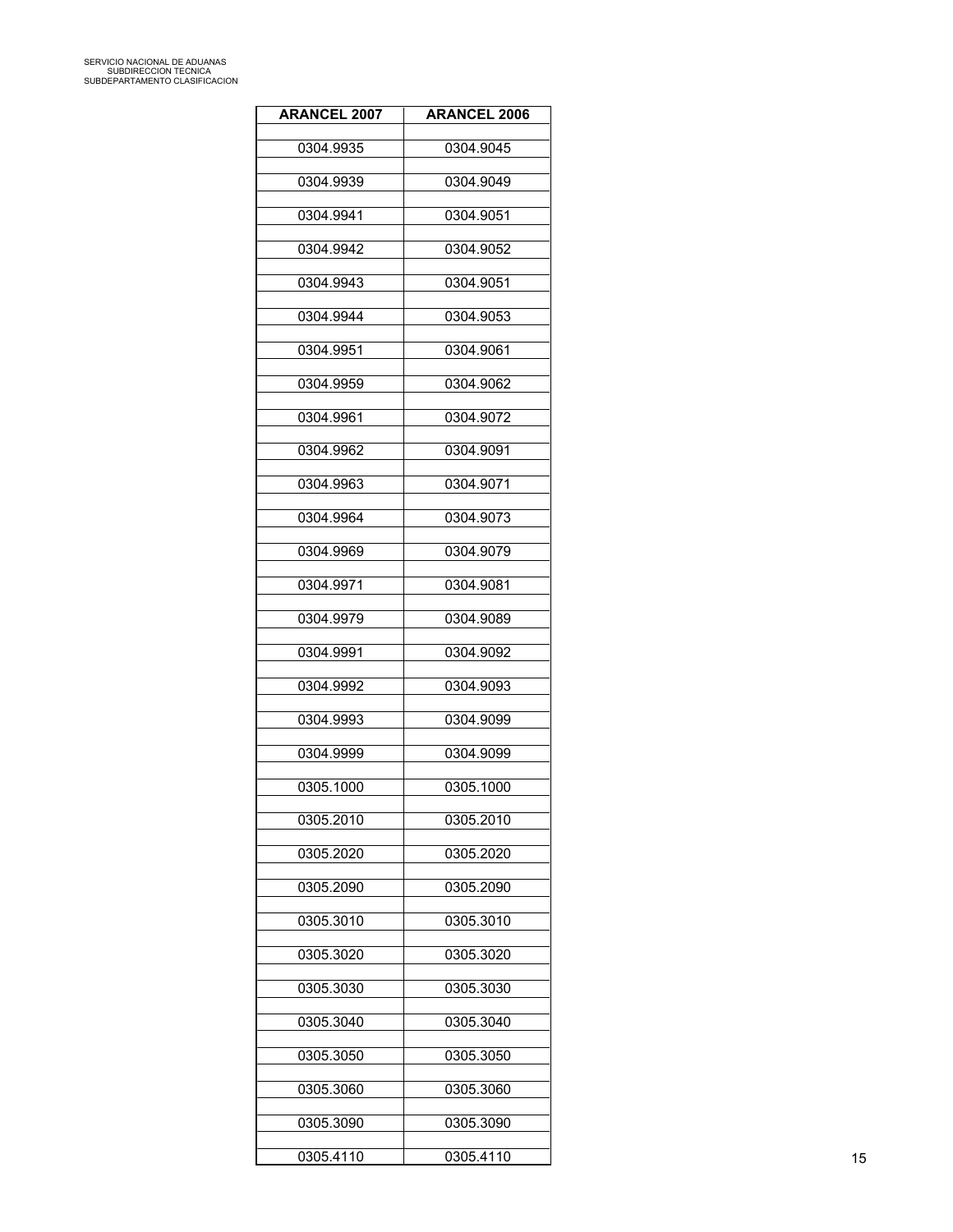| ARANCEL 2007 | ARANCEL 2006 |
|---|---|
| 0304.9935 | 0304.9045 |
| 0304.9939 | 0304.9049 |
| 0304.9941 | 0304.9051 |
| 0304.9942 | 0304.9052 |
| 0304.9943 | 0304.9051 |
| 0304.9944 | 0304.9053 |
| 0304.9951 | 0304.9061 |
| 0304.9959 | 0304.9062 |
| 0304.9961 | 0304.9072 |
| 0304.9962 | 0304.9091 |
| 0304.9963 | 0304.9071 |
| 0304.9964 | 0304.9073 |
| 0304.9969 | 0304.9079 |
| 0304.9971 | 0304.9081 |
| 0304.9979 | 0304.9089 |
| 0304.9991 | 0304.9092 |
| 0304.9992 | 0304.9093 |
| 0304.9993 | 0304.9099 |
| 0304.9999 | 0304.9099 |
| 0305.1000 | 0305.1000 |
| 0305.2010 | 0305.2010 |
| 0305.2020 | 0305.2020 |
| 0305.2090 | 0305.2090 |
| 0305.3010 | 0305.3010 |
| 0305.3020 | 0305.3020 |
| 0305.3030 | 0305.3030 |
| 0305.3040 | 0305.3040 |
| 0305.3050 | 0305.3050 |
| 0305.3060 | 0305.3060 |
| 0305.3090 | 0305.3090 |
| 0305.4110 | 0305.4110 |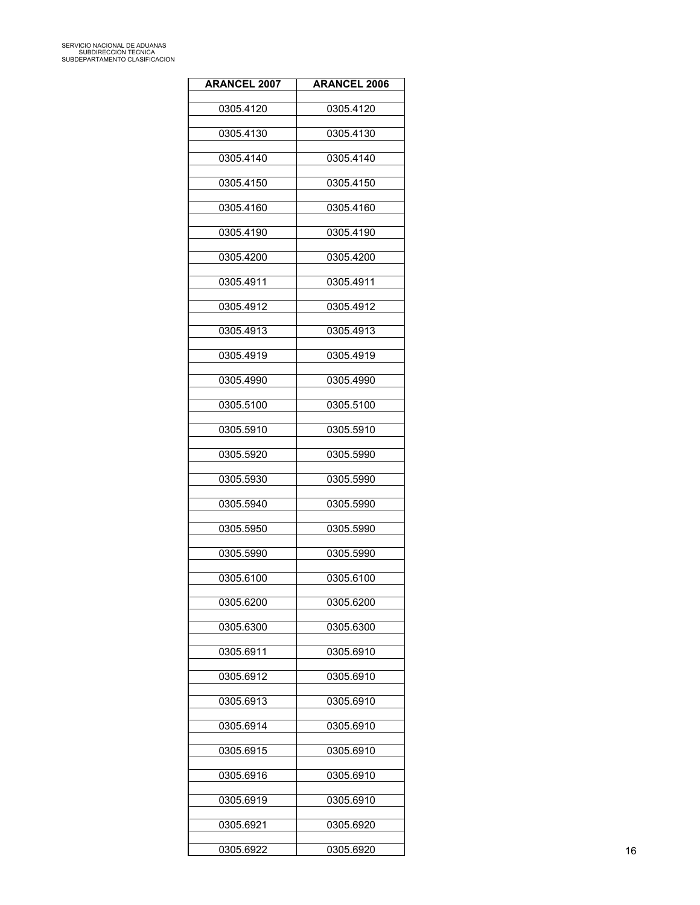SERVICIO NACIONAL DE ADUANAS
SUBDIRECCION TECNICA
SUBDEPARTAMENTO CLASIFICACION

| ARANCEL 2007 | ARANCEL 2006 |
|---|---|
| 0305.4120 | 0305.4120 |
| 0305.4130 | 0305.4130 |
| 0305.4140 | 0305.4140 |
| 0305.4150 | 0305.4150 |
| 0305.4160 | 0305.4160 |
| 0305.4190 | 0305.4190 |
| 0305.4200 | 0305.4200 |
| 0305.4911 | 0305.4911 |
| 0305.4912 | 0305.4912 |
| 0305.4913 | 0305.4913 |
| 0305.4919 | 0305.4919 |
| 0305.4990 | 0305.4990 |
| 0305.5100 | 0305.5100 |
| 0305.5910 | 0305.5910 |
| 0305.5920 | 0305.5990 |
| 0305.5930 | 0305.5990 |
| 0305.5940 | 0305.5990 |
| 0305.5950 | 0305.5990 |
| 0305.5990 | 0305.5990 |
| 0305.6100 | 0305.6100 |
| 0305.6200 | 0305.6200 |
| 0305.6300 | 0305.6300 |
| 0305.6911 | 0305.6910 |
| 0305.6912 | 0305.6910 |
| 0305.6913 | 0305.6910 |
| 0305.6914 | 0305.6910 |
| 0305.6915 | 0305.6910 |
| 0305.6916 | 0305.6910 |
| 0305.6919 | 0305.6910 |
| 0305.6921 | 0305.6920 |
| 0305.6922 | 0305.6920 |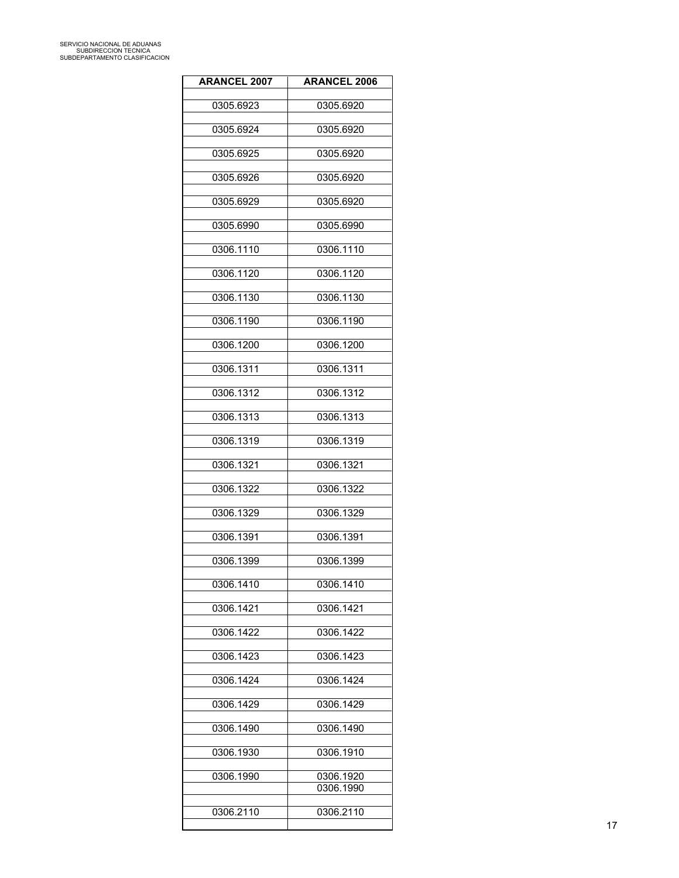| ARANCEL 2007 | ARANCEL 2006 |
|---|---|
| 0305.6923 | 0305.6920 |
| 0305.6924 | 0305.6920 |
| 0305.6925 | 0305.6920 |
| 0305.6926 | 0305.6920 |
| 0305.6929 | 0305.6920 |
| 0305.6990 | 0305.6990 |
| 0306.1110 | 0306.1110 |
| 0306.1120 | 0306.1120 |
| 0306.1130 | 0306.1130 |
| 0306.1190 | 0306.1190 |
| 0306.1200 | 0306.1200 |
| 0306.1311 | 0306.1311 |
| 0306.1312 | 0306.1312 |
| 0306.1313 | 0306.1313 |
| 0306.1319 | 0306.1319 |
| 0306.1321 | 0306.1321 |
| 0306.1322 | 0306.1322 |
| 0306.1329 | 0306.1329 |
| 0306.1391 | 0306.1391 |
| 0306.1399 | 0306.1399 |
| 0306.1410 | 0306.1410 |
| 0306.1421 | 0306.1421 |
| 0306.1422 | 0306.1422 |
| 0306.1423 | 0306.1423 |
| 0306.1424 | 0306.1424 |
| 0306.1429 | 0306.1429 |
| 0306.1490 | 0306.1490 |
| 0306.1930 | 0306.1910 |
| 0306.1990 | 0306.1920<br>0306.1990 |
| 0306.2110 | 0306.2110 |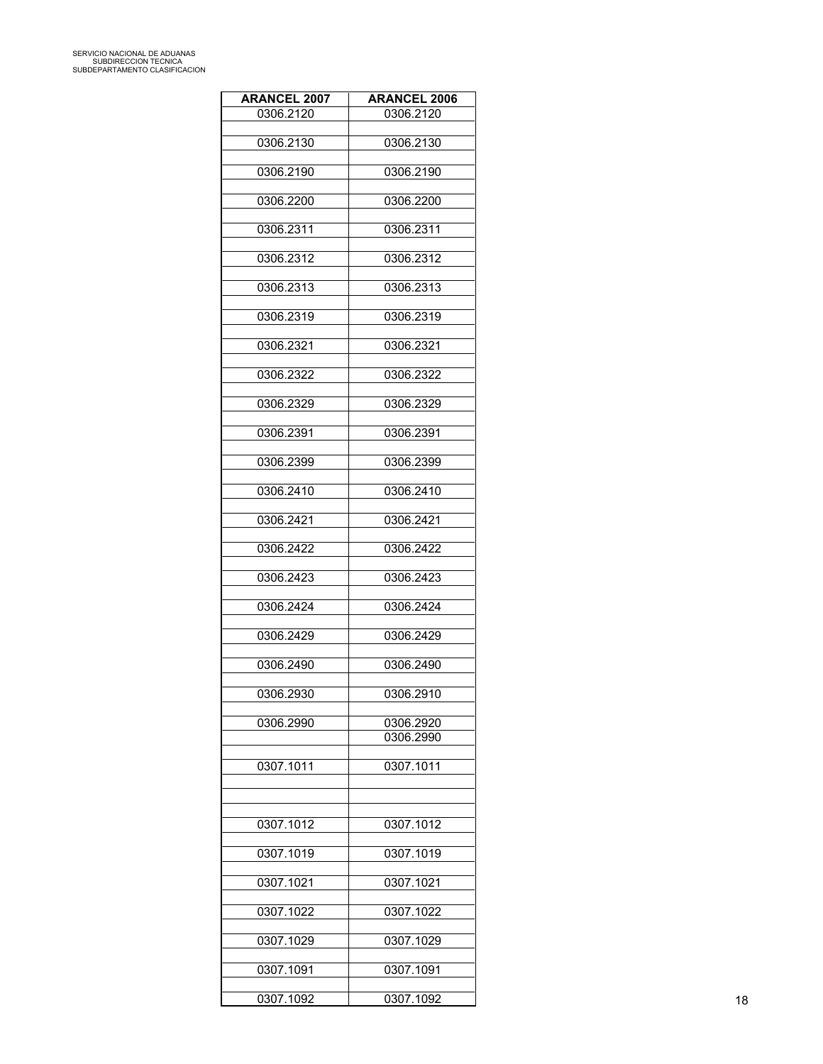| ARANCEL 2007 | ARANCEL 2006 |
|---|---|
| 0306.2120 | 0306.2120 |
| 0306.2130 | 0306.2130 |
| 0306.2190 | 0306.2190 |
| 0306.2200 | 0306.2200 |
| 0306.2311 | 0306.2311 |
| 0306.2312 | 0306.2312 |
| 0306.2313 | 0306.2313 |
| 0306.2319 | 0306.2319 |
| 0306.2321 | 0306.2321 |
| 0306.2322 | 0306.2322 |
| 0306.2329 | 0306.2329 |
| 0306.2391 | 0306.2391 |
| 0306.2399 | 0306.2399 |
| 0306.2410 | 0306.2410 |
| 0306.2421 | 0306.2421 |
| 0306.2422 | 0306.2422 |
| 0306.2423 | 0306.2423 |
| 0306.2424 | 0306.2424 |
| 0306.2429 | 0306.2429 |
| 0306.2490 | 0306.2490 |
| 0306.2930 | 0306.2910 |
| 0306.2990 | 0306.2920 |
| | 0306.2990 |
| 0307.1011 | 0307.1011 |
| 0307.1012 | 0307.1012 |
| 0307.1019 | 0307.1019 |
| 0307.1021 | 0307.1021 |
| 0307.1022 | 0307.1022 |
| 0307.1029 | 0307.1029 |
| 0307.1091 | 0307.1091 |
| 0307.1092 | 0307.1092 |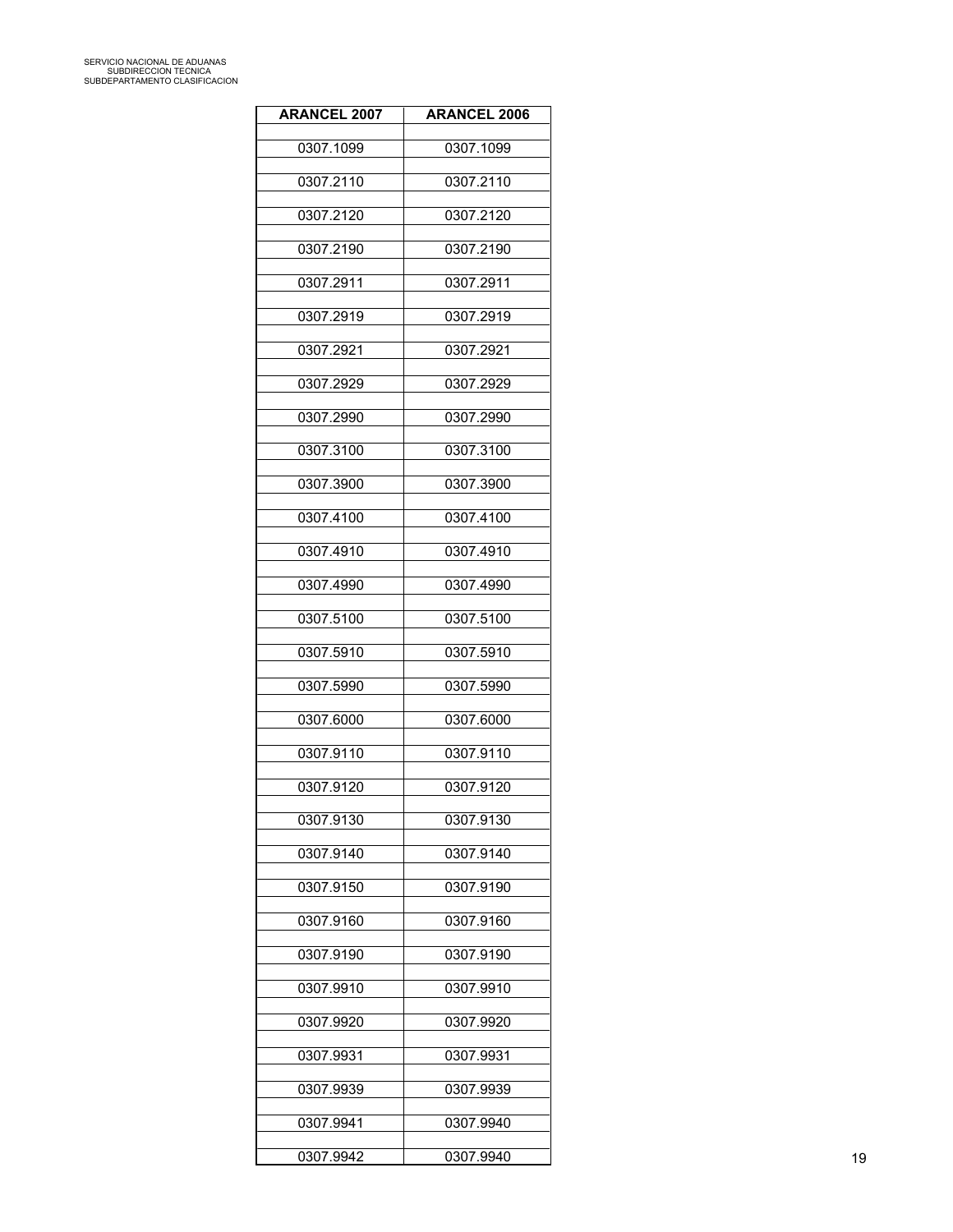| ARANCEL 2007 | ARANCEL 2006 |
|---|---|
| 0307.1099 | 0307.1099 |
| 0307.2110 | 0307.2110 |
| 0307.2120 | 0307.2120 |
| 0307.2190 | 0307.2190 |
| 0307.2911 | 0307.2911 |
| 0307.2919 | 0307.2919 |
| 0307.2921 | 0307.2921 |
| 0307.2929 | 0307.2929 |
| 0307.2990 | 0307.2990 |
| 0307.3100 | 0307.3100 |
| 0307.3900 | 0307.3900 |
| 0307.4100 | 0307.4100 |
| 0307.4910 | 0307.4910 |
| 0307.4990 | 0307.4990 |
| 0307.5100 | 0307.5100 |
| 0307.5910 | 0307.5910 |
| 0307.5990 | 0307.5990 |
| 0307.6000 | 0307.6000 |
| 0307.9110 | 0307.9110 |
| 0307.9120 | 0307.9120 |
| 0307.9130 | 0307.9130 |
| 0307.9140 | 0307.9140 |
| 0307.9150 | 0307.9190 |
| 0307.9160 | 0307.9160 |
| 0307.9190 | 0307.9190 |
| 0307.9910 | 0307.9910 |
| 0307.9920 | 0307.9920 |
| 0307.9931 | 0307.9931 |
| 0307.9939 | 0307.9939 |
| 0307.9941 | 0307.9940 |
| 0307.9942 | 0307.9940 |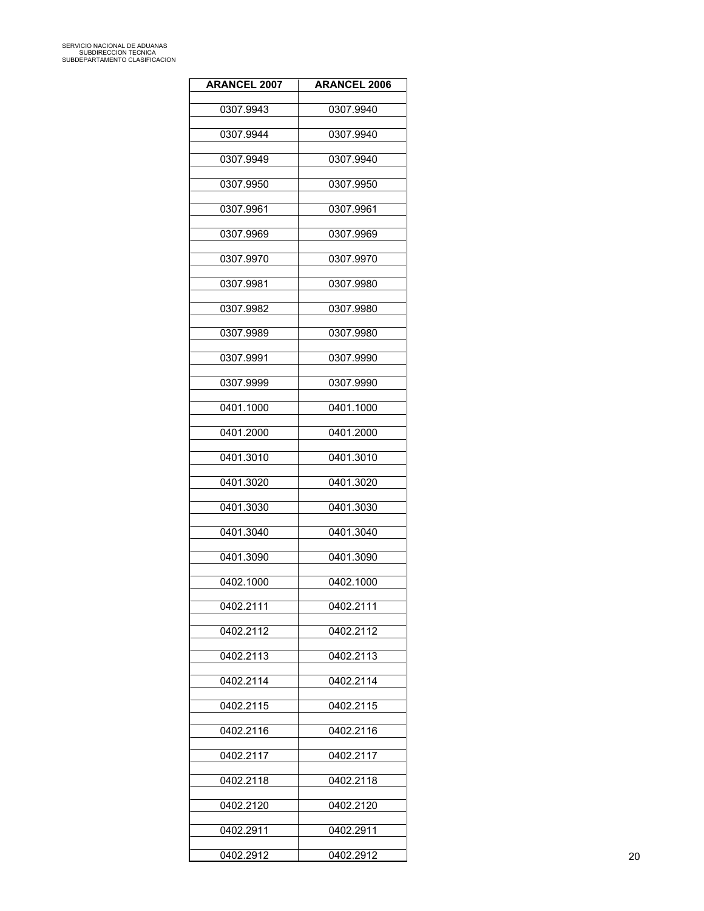| ARANCEL 2007 | ARANCEL 2006 |
| --- | --- |
| 0307.9943 | 0307.9940 |
| 0307.9944 | 0307.9940 |
| 0307.9949 | 0307.9940 |
| 0307.9950 | 0307.9950 |
| 0307.9961 | 0307.9961 |
| 0307.9969 | 0307.9969 |
| 0307.9970 | 0307.9970 |
| 0307.9981 | 0307.9980 |
| 0307.9982 | 0307.9980 |
| 0307.9989 | 0307.9980 |
| 0307.9991 | 0307.9990 |
| 0307.9999 | 0307.9990 |
| 0401.1000 | 0401.1000 |
| 0401.2000 | 0401.2000 |
| 0401.3010 | 0401.3010 |
| 0401.3020 | 0401.3020 |
| 0401.3030 | 0401.3030 |
| 0401.3040 | 0401.3040 |
| 0401.3090 | 0401.3090 |
| 0402.1000 | 0402.1000 |
| 0402.2111 | 0402.2111 |
| 0402.2112 | 0402.2112 |
| 0402.2113 | 0402.2113 |
| 0402.2114 | 0402.2114 |
| 0402.2115 | 0402.2115 |
| 0402.2116 | 0402.2116 |
| 0402.2117 | 0402.2117 |
| 0402.2118 | 0402.2118 |
| 0402.2120 | 0402.2120 |
| 0402.2911 | 0402.2911 |
| 0402.2912 | 0402.2912 |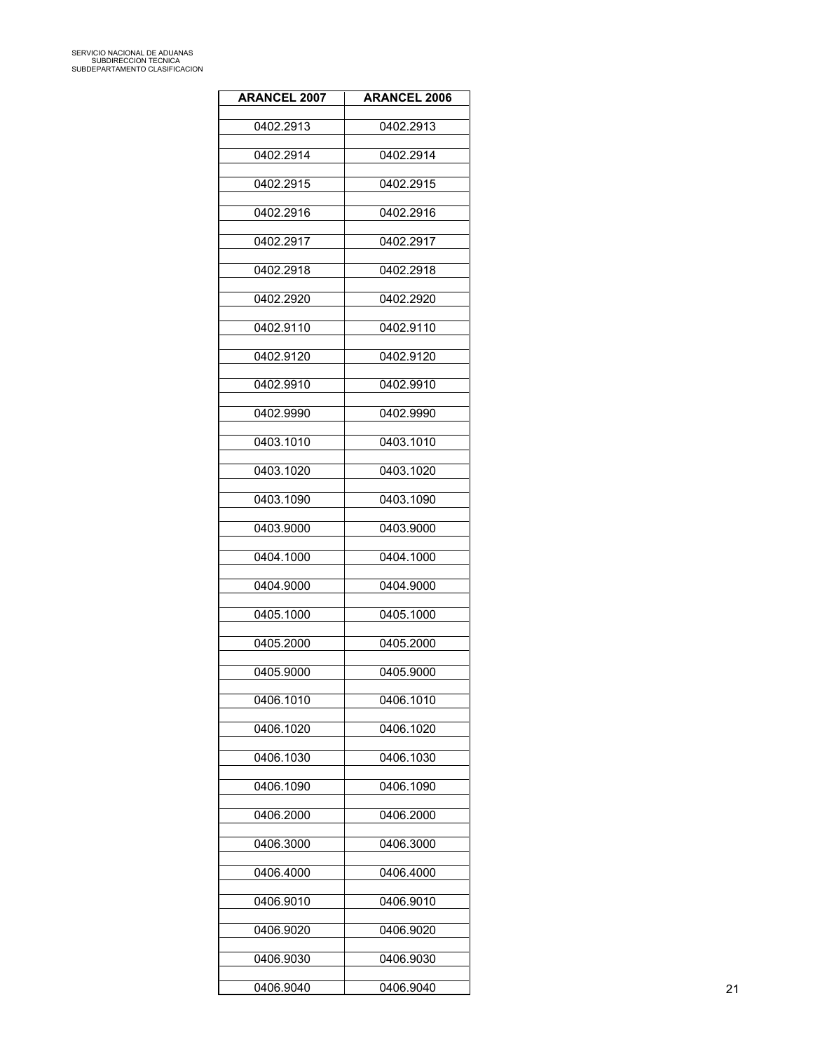| ARANCEL 2007 | ARANCEL 2006 |
|---|---|
| 0402.2913 | 0402.2913 |
| 0402.2914 | 0402.2914 |
| 0402.2915 | 0402.2915 |
| 0402.2916 | 0402.2916 |
| 0402.2917 | 0402.2917 |
| 0402.2918 | 0402.2918 |
| 0402.2920 | 0402.2920 |
| 0402.9110 | 0402.9110 |
| 0402.9120 | 0402.9120 |
| 0402.9910 | 0402.9910 |
| 0402.9990 | 0402.9990 |
| 0403.1010 | 0403.1010 |
| 0403.1020 | 0403.1020 |
| 0403.1090 | 0403.1090 |
| 0403.9000 | 0403.9000 |
| 0404.1000 | 0404.1000 |
| 0404.9000 | 0404.9000 |
| 0405.1000 | 0405.1000 |
| 0405.2000 | 0405.2000 |
| 0405.9000 | 0405.9000 |
| 0406.1010 | 0406.1010 |
| 0406.1020 | 0406.1020 |
| 0406.1030 | 0406.1030 |
| 0406.1090 | 0406.1090 |
| 0406.2000 | 0406.2000 |
| 0406.3000 | 0406.3000 |
| 0406.4000 | 0406.4000 |
| 0406.9010 | 0406.9010 |
| 0406.9020 | 0406.9020 |
| 0406.9030 | 0406.9030 |
| 0406.9040 | 0406.9040 |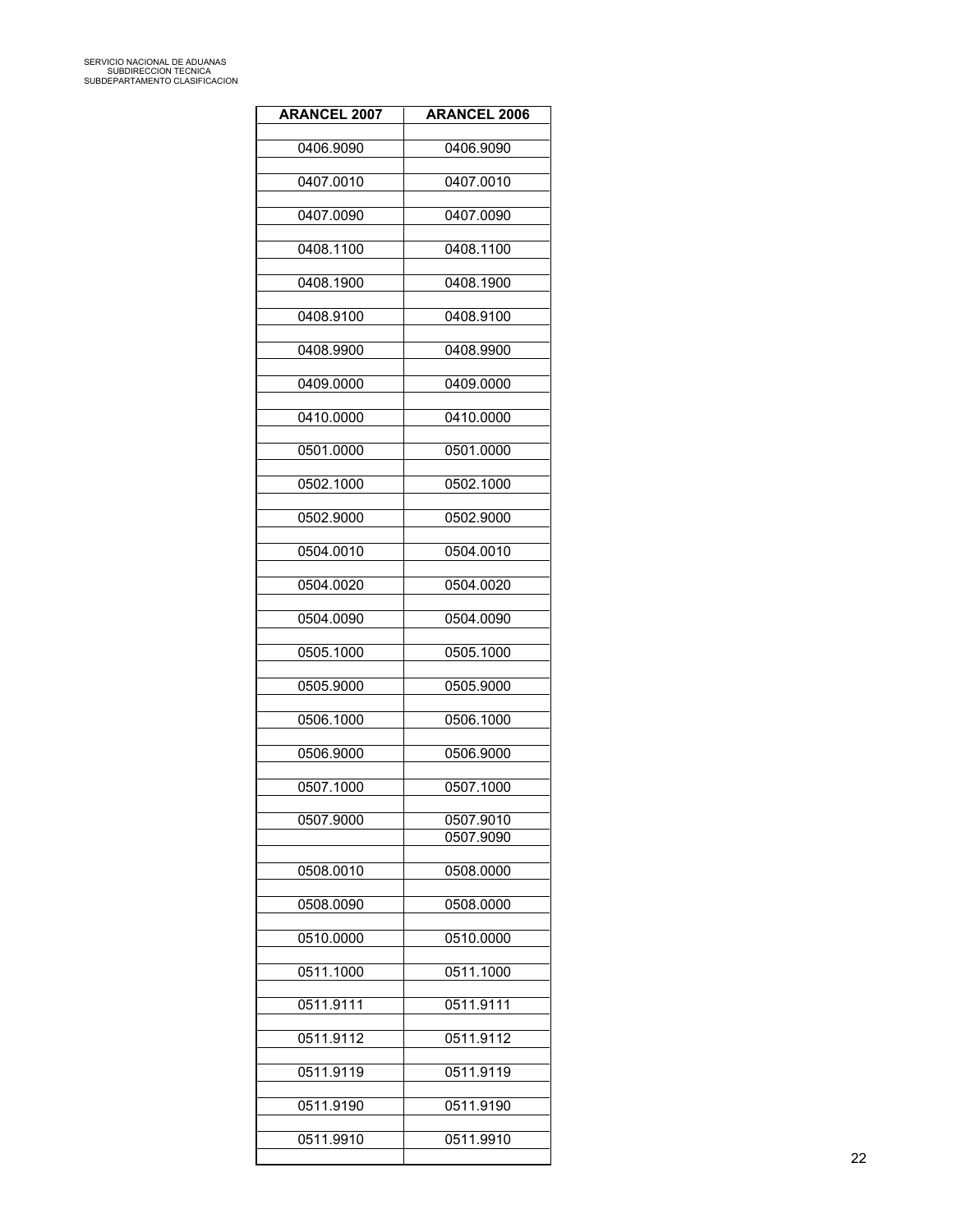| ARANCEL 2007 | ARANCEL 2006 |
|---|---|
| 0406.9090 | 0406.9090 |
| 0407.0010 | 0407.0010 |
| 0407.0090 | 0407.0090 |
| 0408.1100 | 0408.1100 |
| 0408.1900 | 0408.1900 |
| 0408.9100 | 0408.9100 |
| 0408.9900 | 0408.9900 |
| 0409.0000 | 0409.0000 |
| 0410.0000 | 0410.0000 |
| 0501.0000 | 0501.0000 |
| 0502.1000 | 0502.1000 |
| 0502.9000 | 0502.9000 |
| 0504.0010 | 0504.0010 |
| 0504.0020 | 0504.0020 |
| 0504.0090 | 0504.0090 |
| 0505.1000 | 0505.1000 |
| 0505.9000 | 0505.9000 |
| 0506.1000 | 0506.1000 |
| 0506.9000 | 0506.9000 |
| 0507.1000 | 0507.1000 |
| 0507.9000 | 0507.9010 |
| | 0507.9090 |
| 0508.0010 | 0508.0000 |
| 0508.0090 | 0508.0000 |
| 0510.0000 | 0510.0000 |
| 0511.1000 | 0511.1000 |
| 0511.9111 | 0511.9111 |
| 0511.9112 | 0511.9112 |
| 0511.9119 | 0511.9119 |
| 0511.9190 | 0511.9190 |
| 0511.9910 | 0511.9910 |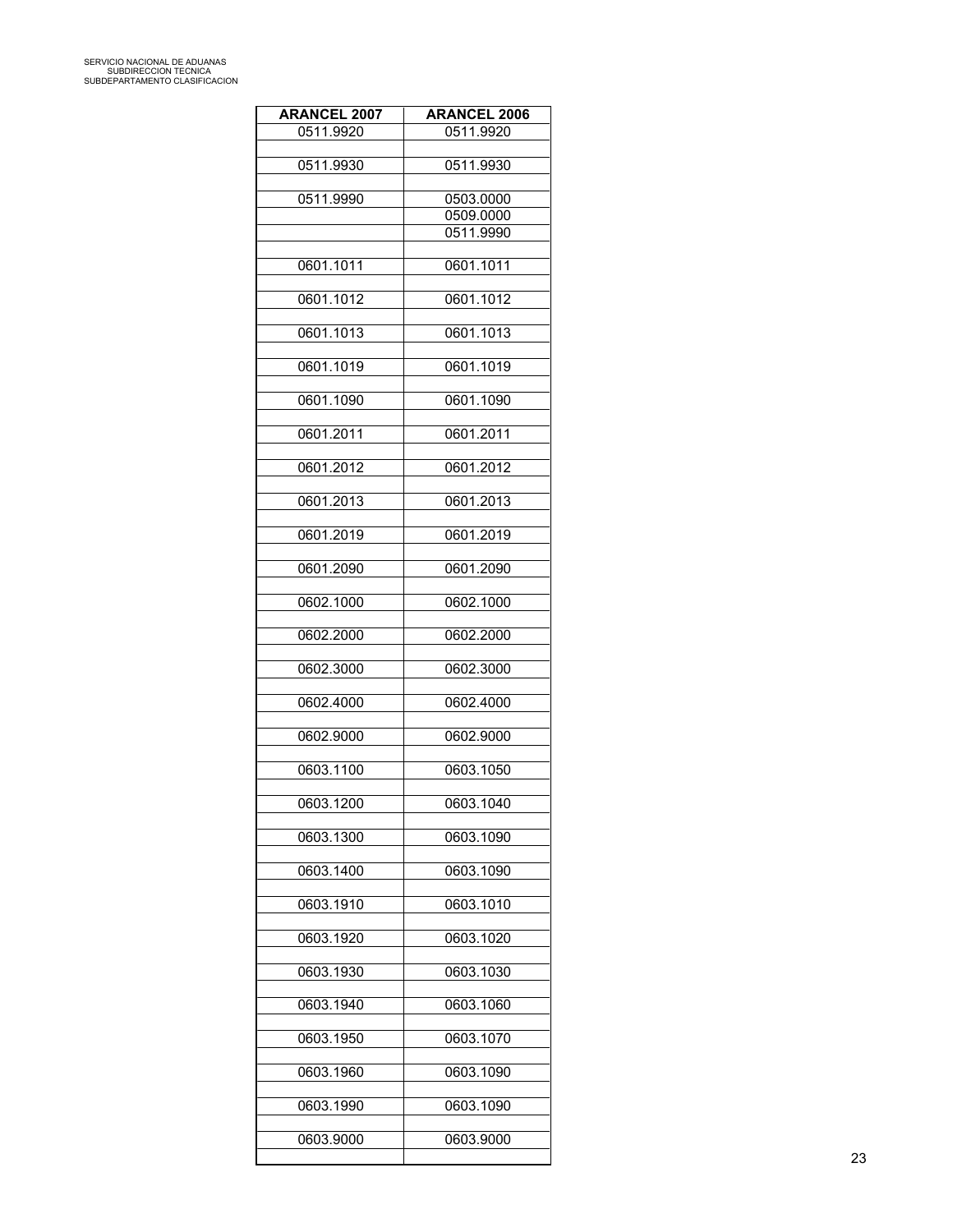| ARANCEL 2007 | ARANCEL 2006 |
|---|---|
| 0511.9920 | 0511.9920 |
| 0511.9930 | 0511.9930 |
| 0511.9990 | 0503.0000 |
| | 0509.0000 |
| | 0511.9990 |
| 0601.1011 | 0601.1011 |
| 0601.1012 | 0601.1012 |
| 0601.1013 | 0601.1013 |
| 0601.1019 | 0601.1019 |
| 0601.1090 | 0601.1090 |
| 0601.2011 | 0601.2011 |
| 0601.2012 | 0601.2012 |
| 0601.2013 | 0601.2013 |
| 0601.2019 | 0601.2019 |
| 0601.2090 | 0601.2090 |
| 0602.1000 | 0602.1000 |
| 0602.2000 | 0602.2000 |
| 0602.3000 | 0602.3000 |
| 0602.4000 | 0602.4000 |
| 0602.9000 | 0602.9000 |
| 0603.1100 | 0603.1050 |
| 0603.1200 | 0603.1040 |
| 0603.1300 | 0603.1090 |
| 0603.1400 | 0603.1090 |
| 0603.1910 | 0603.1010 |
| 0603.1920 | 0603.1020 |
| 0603.1930 | 0603.1030 |
| 0603.1940 | 0603.1060 |
| 0603.1950 | 0603.1070 |
| 0603.1960 | 0603.1090 |
| 0603.1990 | 0603.1090 |
| 0603.9000 | 0603.9000 |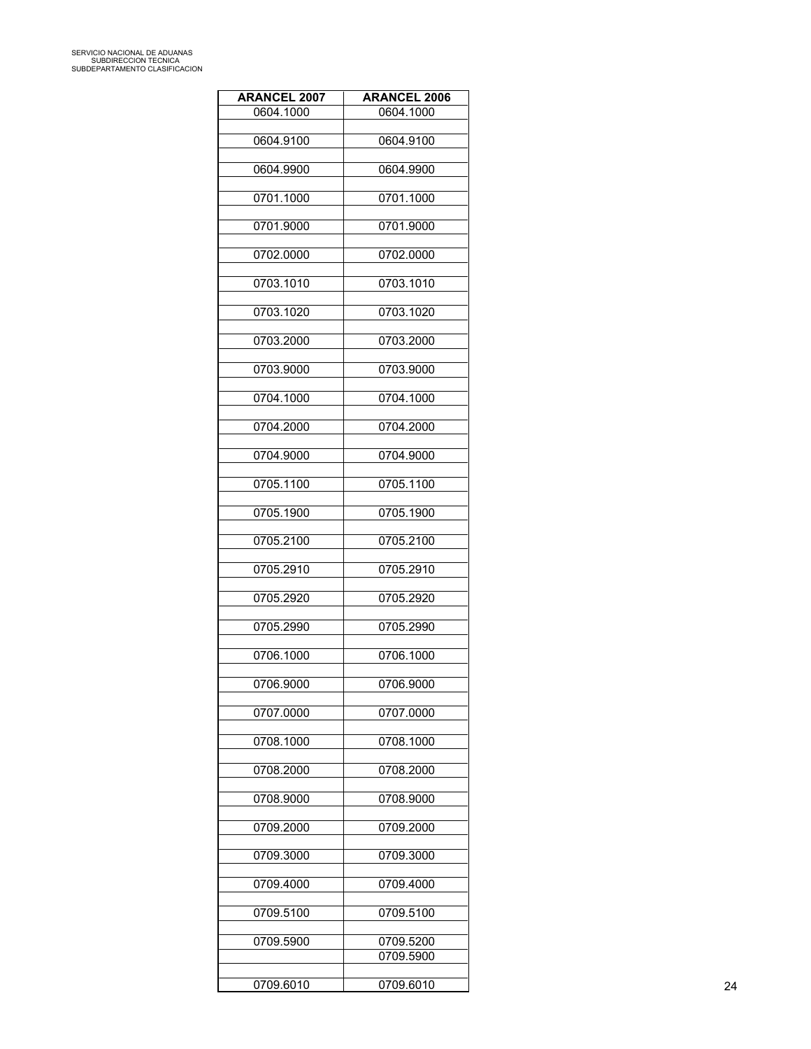| ARANCEL 2007 | ARANCEL 2006 |
|---|---|
| 0604.1000 | 0604.1000 |
| 0604.9100 | 0604.9100 |
| 0604.9900 | 0604.9900 |
| 0701.1000 | 0701.1000 |
| 0701.9000 | 0701.9000 |
| 0702.0000 | 0702.0000 |
| 0703.1010 | 0703.1010 |
| 0703.1020 | 0703.1020 |
| 0703.2000 | 0703.2000 |
| 0703.9000 | 0703.9000 |
| 0704.1000 | 0704.1000 |
| 0704.2000 | 0704.2000 |
| 0704.9000 | 0704.9000 |
| 0705.1100 | 0705.1100 |
| 0705.1900 | 0705.1900 |
| 0705.2100 | 0705.2100 |
| 0705.2910 | 0705.2910 |
| 0705.2920 | 0705.2920 |
| 0705.2990 | 0705.2990 |
| 0706.1000 | 0706.1000 |
| 0706.9000 | 0706.9000 |
| 0707.0000 | 0707.0000 |
| 0708.1000 | 0708.1000 |
| 0708.2000 | 0708.2000 |
| 0708.9000 | 0708.9000 |
| 0709.2000 | 0709.2000 |
| 0709.3000 | 0709.3000 |
| 0709.4000 | 0709.4000 |
| 0709.5100 | 0709.5100 |
| 0709.5900 | 0709.5200 |
| | 0709.5900 |
| 0709.6010 | 0709.6010 |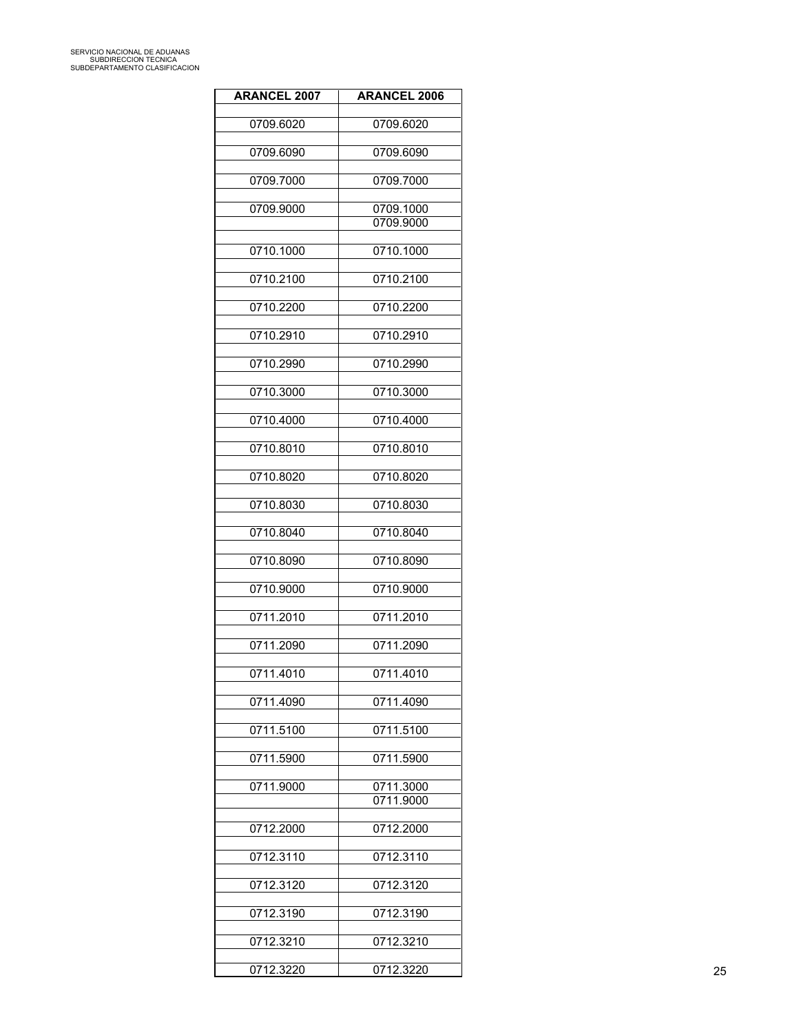| ARANCEL 2007 | ARANCEL 2006 |
|---|---|
| 0709.6020 | 0709.6020 |
| 0709.6090 | 0709.6090 |
| 0709.7000 | 0709.7000 |
| 0709.9000 | 0709.1000 |
| | 0709.9000 |
| 0710.1000 | 0710.1000 |
| 0710.2100 | 0710.2100 |
| 0710.2200 | 0710.2200 |
| 0710.2910 | 0710.2910 |
| 0710.2990 | 0710.2990 |
| 0710.3000 | 0710.3000 |
| 0710.4000 | 0710.4000 |
| 0710.8010 | 0710.8010 |
| 0710.8020 | 0710.8020 |
| 0710.8030 | 0710.8030 |
| 0710.8040 | 0710.8040 |
| 0710.8090 | 0710.8090 |
| 0710.9000 | 0710.9000 |
| 0711.2010 | 0711.2010 |
| 0711.2090 | 0711.2090 |
| 0711.4010 | 0711.4010 |
| 0711.4090 | 0711.4090 |
| 0711.5100 | 0711.5100 |
| 0711.5900 | 0711.5900 |
| 0711.9000 | 0711.3000 |
| | 0711.9000 |
| 0712.2000 | 0712.2000 |
| 0712.3110 | 0712.3110 |
| 0712.3120 | 0712.3120 |
| 0712.3190 | 0712.3190 |
| 0712.3210 | 0712.3210 |
| 0712.3220 | 0712.3220 |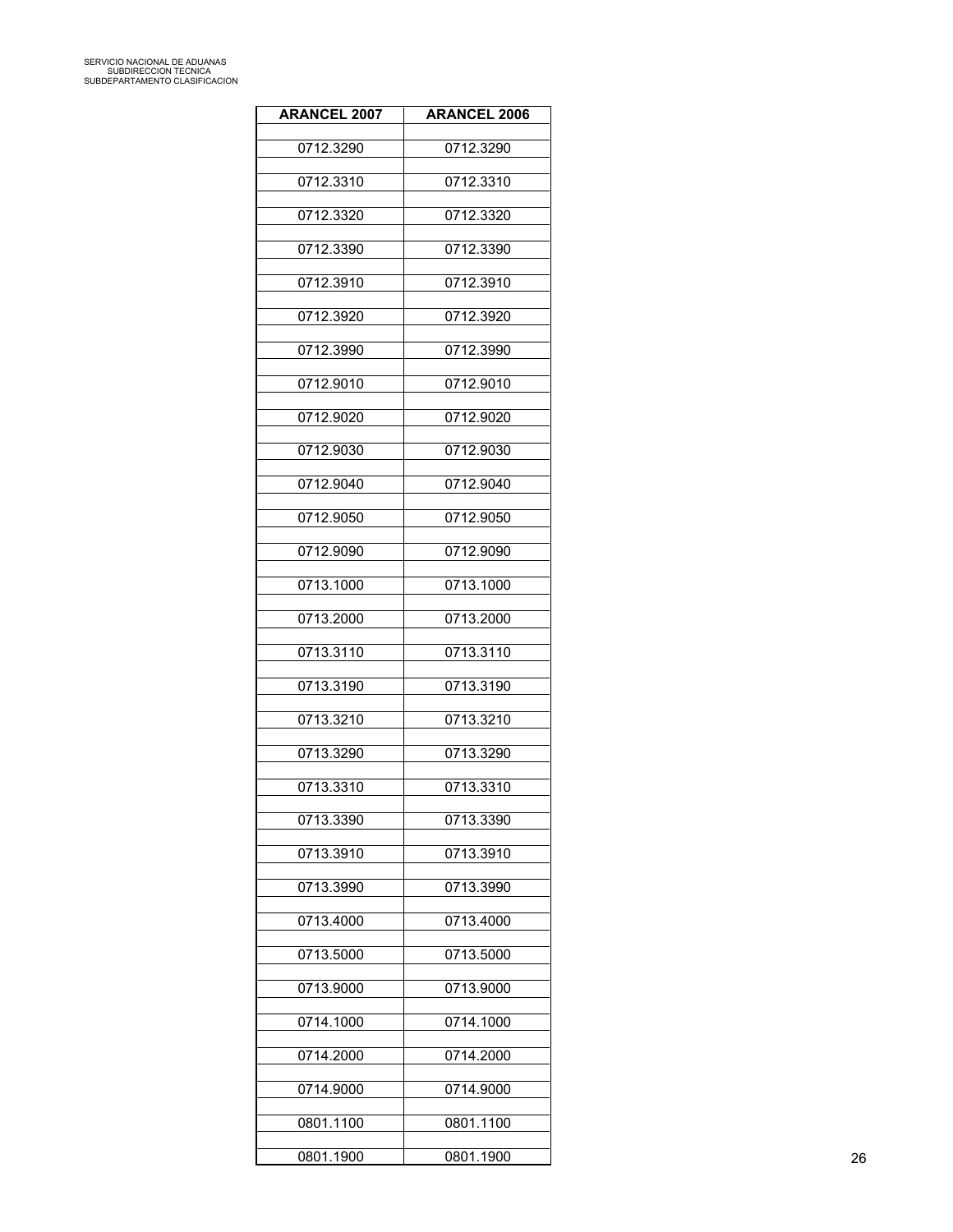| ARANCEL 2007 | ARANCEL 2006 |
|---|---|
| 0712.3290 | 0712.3290 |
| 0712.3310 | 0712.3310 |
| 0712.3320 | 0712.3320 |
| 0712.3390 | 0712.3390 |
| 0712.3910 | 0712.3910 |
| 0712.3920 | 0712.3920 |
| 0712.3990 | 0712.3990 |
| 0712.9010 | 0712.9010 |
| 0712.9020 | 0712.9020 |
| 0712.9030 | 0712.9030 |
| 0712.9040 | 0712.9040 |
| 0712.9050 | 0712.9050 |
| 0712.9090 | 0712.9090 |
| 0713.1000 | 0713.1000 |
| 0713.2000 | 0713.2000 |
| 0713.3110 | 0713.3110 |
| 0713.3190 | 0713.3190 |
| 0713.3210 | 0713.3210 |
| 0713.3290 | 0713.3290 |
| 0713.3310 | 0713.3310 |
| 0713.3390 | 0713.3390 |
| 0713.3910 | 0713.3910 |
| 0713.3990 | 0713.3990 |
| 0713.4000 | 0713.4000 |
| 0713.5000 | 0713.5000 |
| 0713.9000 | 0713.9000 |
| 0714.1000 | 0714.1000 |
| 0714.2000 | 0714.2000 |
| 0714.9000 | 0714.9000 |
| 0801.1100 | 0801.1100 |
| 0801.1900 | 0801.1900 |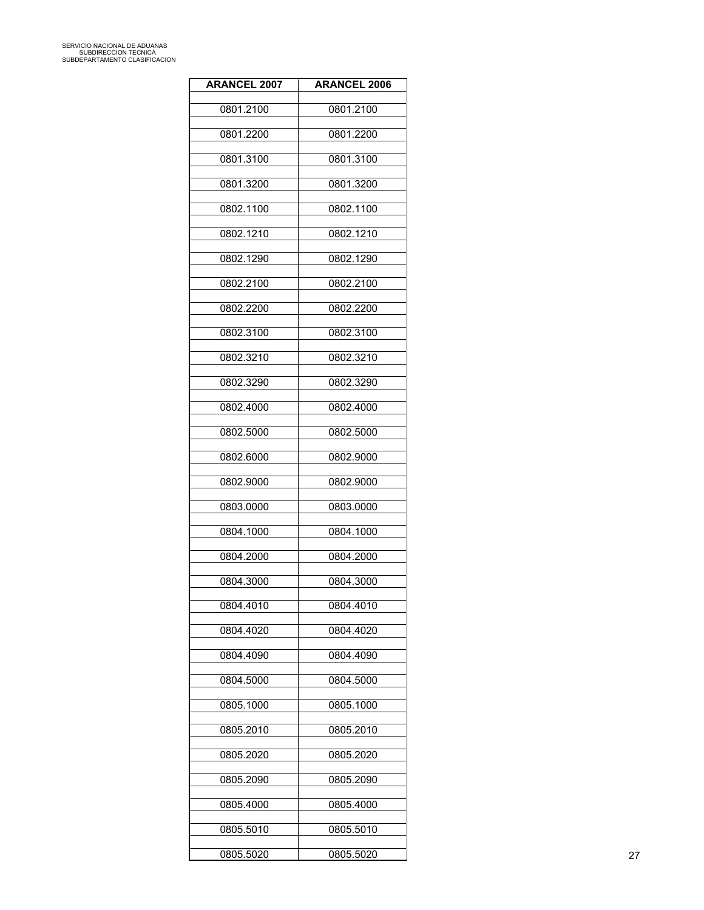SERVICIO NACIONAL DE ADUANAS
SUBDIRECCION TECNICA
SUBDEPARTAMENTO CLASIFICACION

| ARANCEL 2007 | ARANCEL 2006 |
| --- | --- |
| 0801.2100 | 0801.2100 |
| 0801.2200 | 0801.2200 |
| 0801.3100 | 0801.3100 |
| 0801.3200 | 0801.3200 |
| 0802.1100 | 0802.1100 |
| 0802.1210 | 0802.1210 |
| 0802.1290 | 0802.1290 |
| 0802.2100 | 0802.2100 |
| 0802.2200 | 0802.2200 |
| 0802.3100 | 0802.3100 |
| 0802.3210 | 0802.3210 |
| 0802.3290 | 0802.3290 |
| 0802.4000 | 0802.4000 |
| 0802.5000 | 0802.5000 |
| 0802.6000 | 0802.9000 |
| 0802.9000 | 0802.9000 |
| 0803.0000 | 0803.0000 |
| 0804.1000 | 0804.1000 |
| 0804.2000 | 0804.2000 |
| 0804.3000 | 0804.3000 |
| 0804.4010 | 0804.4010 |
| 0804.4020 | 0804.4020 |
| 0804.4090 | 0804.4090 |
| 0804.5000 | 0804.5000 |
| 0805.1000 | 0805.1000 |
| 0805.2010 | 0805.2010 |
| 0805.2020 | 0805.2020 |
| 0805.2090 | 0805.2090 |
| 0805.4000 | 0805.4000 |
| 0805.5010 | 0805.5010 |
| 0805.5020 | 0805.5020 |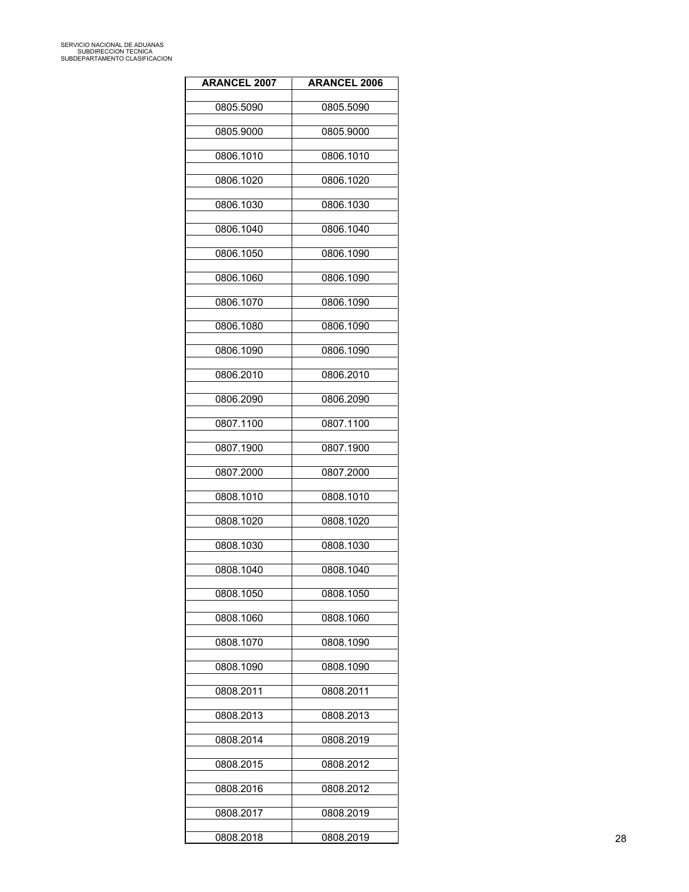| ARANCEL 2007 | ARANCEL 2006 |
|---|---|
| 0805.5090 | 0805.5090 |
| 0805.9000 | 0805.9000 |
| 0806.1010 | 0806.1010 |
| 0806.1020 | 0806.1020 |
| 0806.1030 | 0806.1030 |
| 0806.1040 | 0806.1040 |
| 0806.1050 | 0806.1090 |
| 0806.1060 | 0806.1090 |
| 0806.1070 | 0806.1090 |
| 0806.1080 | 0806.1090 |
| 0806.1090 | 0806.1090 |
| 0806.2010 | 0806.2010 |
| 0806.2090 | 0806.2090 |
| 0807.1100 | 0807.1100 |
| 0807.1900 | 0807.1900 |
| 0807.2000 | 0807.2000 |
| 0808.1010 | 0808.1010 |
| 0808.1020 | 0808.1020 |
| 0808.1030 | 0808.1030 |
| 0808.1040 | 0808.1040 |
| 0808.1050 | 0808.1050 |
| 0808.1060 | 0808.1060 |
| 0808.1070 | 0808.1090 |
| 0808.1090 | 0808.1090 |
| 0808.2011 | 0808.2011 |
| 0808.2013 | 0808.2013 |
| 0808.2014 | 0808.2019 |
| 0808.2015 | 0808.2012 |
| 0808.2016 | 0808.2012 |
| 0808.2017 | 0808.2019 |
| 0808.2018 | 0808.2019 |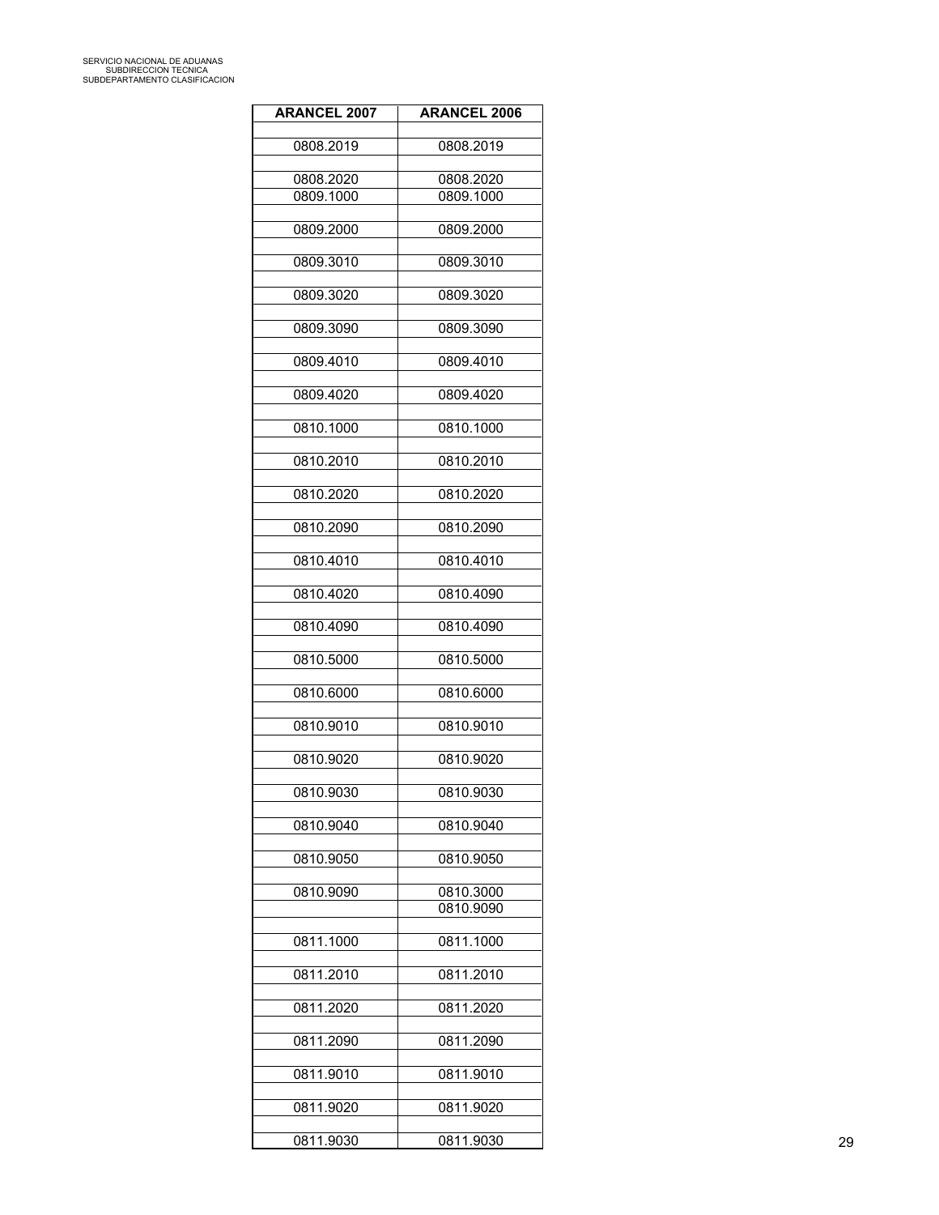| ARANCEL 2007 | ARANCEL 2006 |
| --- | --- |
| 0808.2019 | 0808.2019 |
| 0808.2020 | 0808.2020 |
| 0809.1000 | 0809.1000 |
| 0809.2000 | 0809.2000 |
| 0809.3010 | 0809.3010 |
| 0809.3020 | 0809.3020 |
| 0809.3090 | 0809.3090 |
| 0809.4010 | 0809.4010 |
| 0809.4020 | 0809.4020 |
| 0810.1000 | 0810.1000 |
| 0810.2010 | 0810.2010 |
| 0810.2020 | 0810.2020 |
| 0810.2090 | 0810.2090 |
| 0810.4010 | 0810.4010 |
| 0810.4020 | 0810.4090 |
| 0810.4090 | 0810.4090 |
| 0810.5000 | 0810.5000 |
| 0810.6000 | 0810.6000 |
| 0810.9010 | 0810.9010 |
| 0810.9020 | 0810.9020 |
| 0810.9030 | 0810.9030 |
| 0810.9040 | 0810.9040 |
| 0810.9050 | 0810.9050 |
| 0810.9090 | 0810.3000 |
| | 0810.9090 |
| 0811.1000 | 0811.1000 |
| 0811.2010 | 0811.2010 |
| 0811.2020 | 0811.2020 |
| 0811.2090 | 0811.2090 |
| 0811.9010 | 0811.9010 |
| 0811.9020 | 0811.9020 |
| 0811.9030 | 0811.9030 |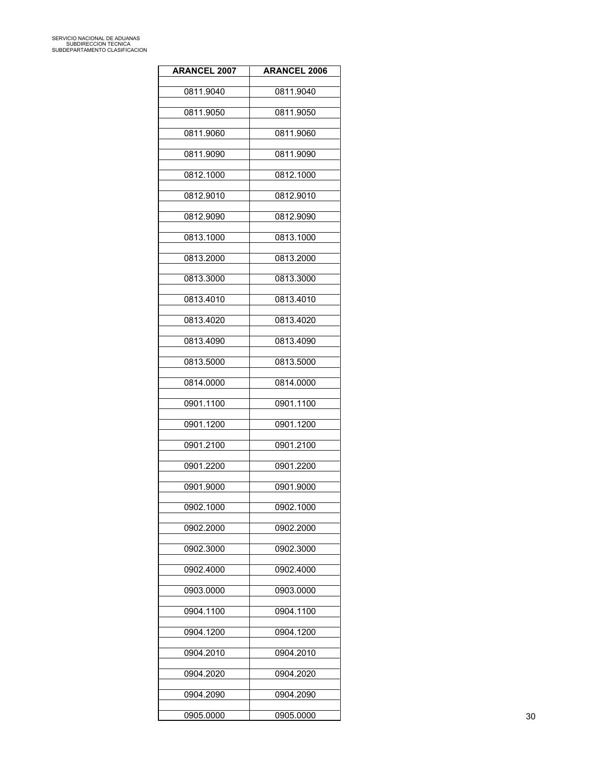| ARANCEL 2007 | ARANCEL 2006 |
|---|---|
| 0811.9040 | 0811.9040 |
| 0811.9050 | 0811.9050 |
| 0811.9060 | 0811.9060 |
| 0811.9090 | 0811.9090 |
| 0812.1000 | 0812.1000 |
| 0812.9010 | 0812.9010 |
| 0812.9090 | 0812.9090 |
| 0813.1000 | 0813.1000 |
| 0813.2000 | 0813.2000 |
| 0813.3000 | 0813.3000 |
| 0813.4010 | 0813.4010 |
| 0813.4020 | 0813.4020 |
| 0813.4090 | 0813.4090 |
| 0813.5000 | 0813.5000 |
| 0814.0000 | 0814.0000 |
| 0901.1100 | 0901.1100 |
| 0901.1200 | 0901.1200 |
| 0901.2100 | 0901.2100 |
| 0901.2200 | 0901.2200 |
| 0901.9000 | 0901.9000 |
| 0902.1000 | 0902.1000 |
| 0902.2000 | 0902.2000 |
| 0902.3000 | 0902.3000 |
| 0902.4000 | 0902.4000 |
| 0903.0000 | 0903.0000 |
| 0904.1100 | 0904.1100 |
| 0904.1200 | 0904.1200 |
| 0904.2010 | 0904.2010 |
| 0904.2020 | 0904.2020 |
| 0904.2090 | 0904.2090 |
| 0905.0000 | 0905.0000 |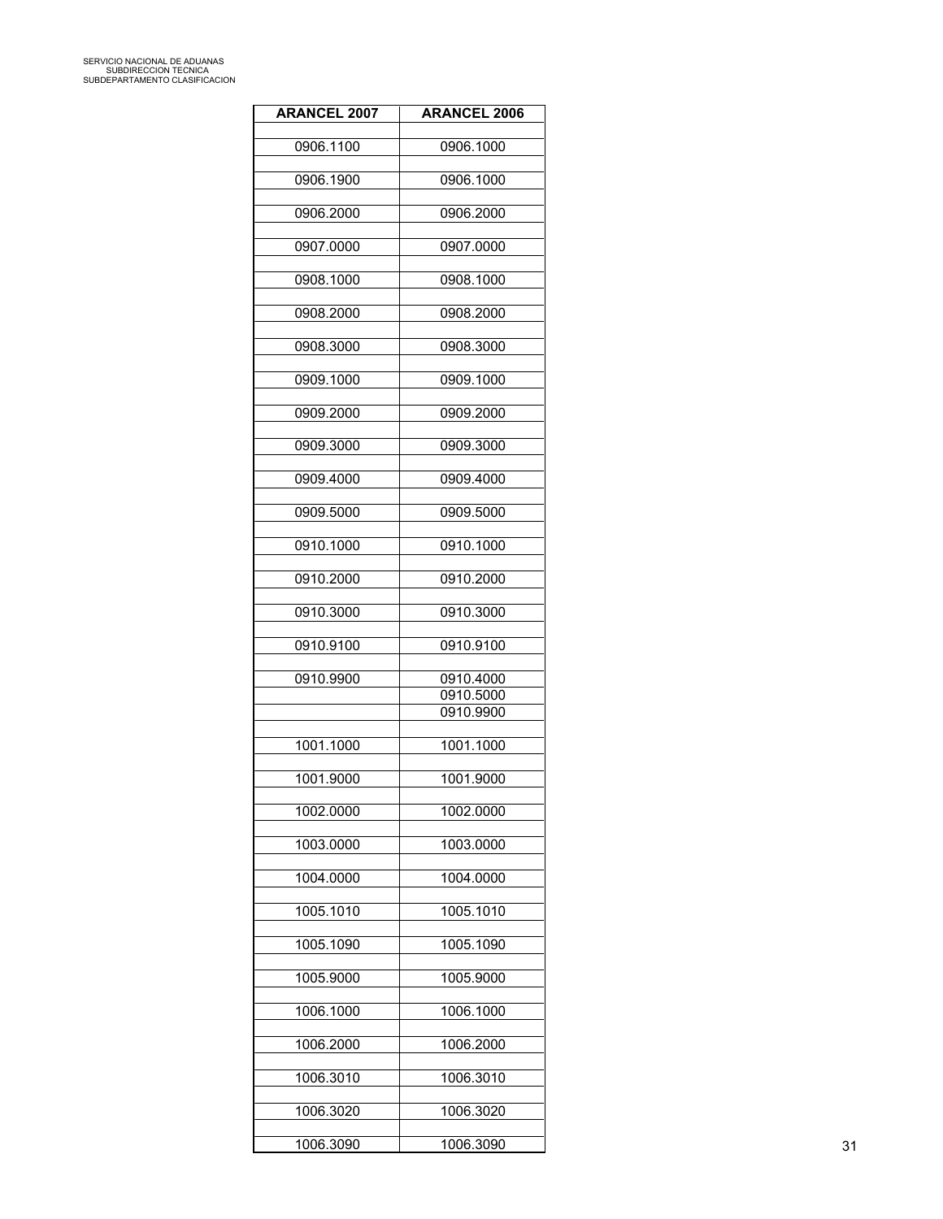| ARANCEL 2007 | ARANCEL 2006 |
|---|---|
| 0906.1100 | 0906.1000 |
| 0906.1900 | 0906.1000 |
| 0906.2000 | 0906.2000 |
| 0907.0000 | 0907.0000 |
| 0908.1000 | 0908.1000 |
| 0908.2000 | 0908.2000 |
| 0908.3000 | 0908.3000 |
| 0909.1000 | 0909.1000 |
| 0909.2000 | 0909.2000 |
| 0909.3000 | 0909.3000 |
| 0909.4000 | 0909.4000 |
| 0909.5000 | 0909.5000 |
| 0910.1000 | 0910.1000 |
| 0910.2000 | 0910.2000 |
| 0910.3000 | 0910.3000 |
| 0910.9100 | 0910.9100 |
| 0910.9900 | 0910.4000 |
| | 0910.5000 |
| | 0910.9900 |
| 1001.1000 | 1001.1000 |
| 1001.9000 | 1001.9000 |
| 1002.0000 | 1002.0000 |
| 1003.0000 | 1003.0000 |
| 1004.0000 | 1004.0000 |
| 1005.1010 | 1005.1010 |
| 1005.1090 | 1005.1090 |
| 1005.9000 | 1005.9000 |
| 1006.1000 | 1006.1000 |
| 1006.2000 | 1006.2000 |
| 1006.3010 | 1006.3010 |
| 1006.3020 | 1006.3020 |
| 1006.3090 | 1006.3090 |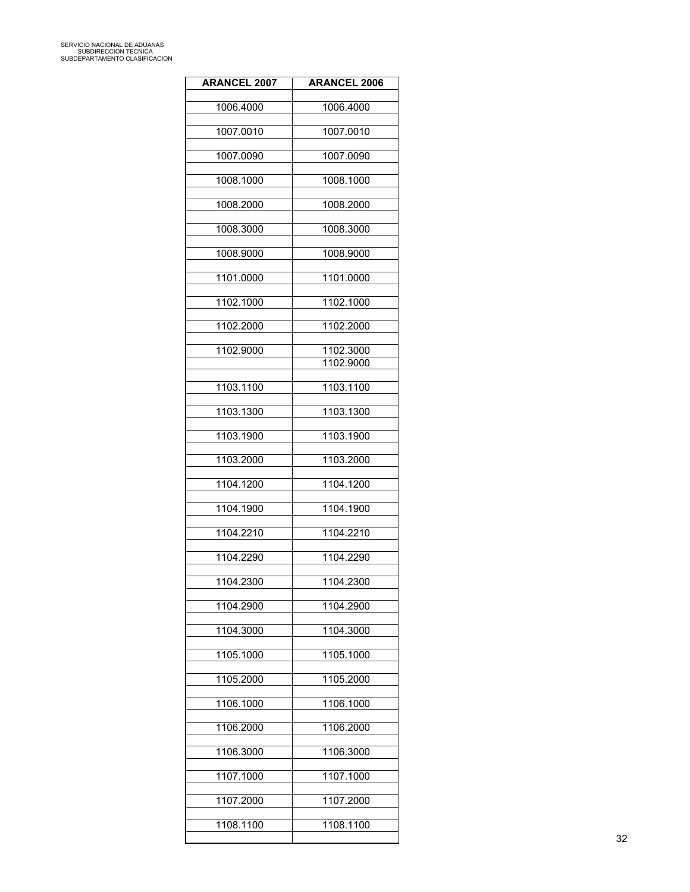| ARANCEL 2007 | ARANCEL 2006 |
|---|---|
| 1006.4000 | 1006.4000 |
| 1007.0010 | 1007.0010 |
| 1007.0090 | 1007.0090 |
| 1008.1000 | 1008.1000 |
| 1008.2000 | 1008.2000 |
| 1008.3000 | 1008.3000 |
| 1008.9000 | 1008.9000 |
| 1101.0000 | 1101.0000 |
| 1102.1000 | 1102.1000 |
| 1102.2000 | 1102.2000 |
| 1102.9000 | 1102.3000 |
| | 1102.9000 |
| 1103.1100 | 1103.1100 |
| 1103.1300 | 1103.1300 |
| 1103.1900 | 1103.1900 |
| 1103.2000 | 1103.2000 |
| 1104.1200 | 1104.1200 |
| 1104.1900 | 1104.1900 |
| 1104.2210 | 1104.2210 |
| 1104.2290 | 1104.2290 |
| 1104.2300 | 1104.2300 |
| 1104.2900 | 1104.2900 |
| 1104.3000 | 1104.3000 |
| 1105.1000 | 1105.1000 |
| 1105.2000 | 1105.2000 |
| 1106.1000 | 1106.1000 |
| 1106.2000 | 1106.2000 |
| 1106.3000 | 1106.3000 |
| 1107.1000 | 1107.1000 |
| 1107.2000 | 1107.2000 |
| 1108.1100 | 1108.1100 |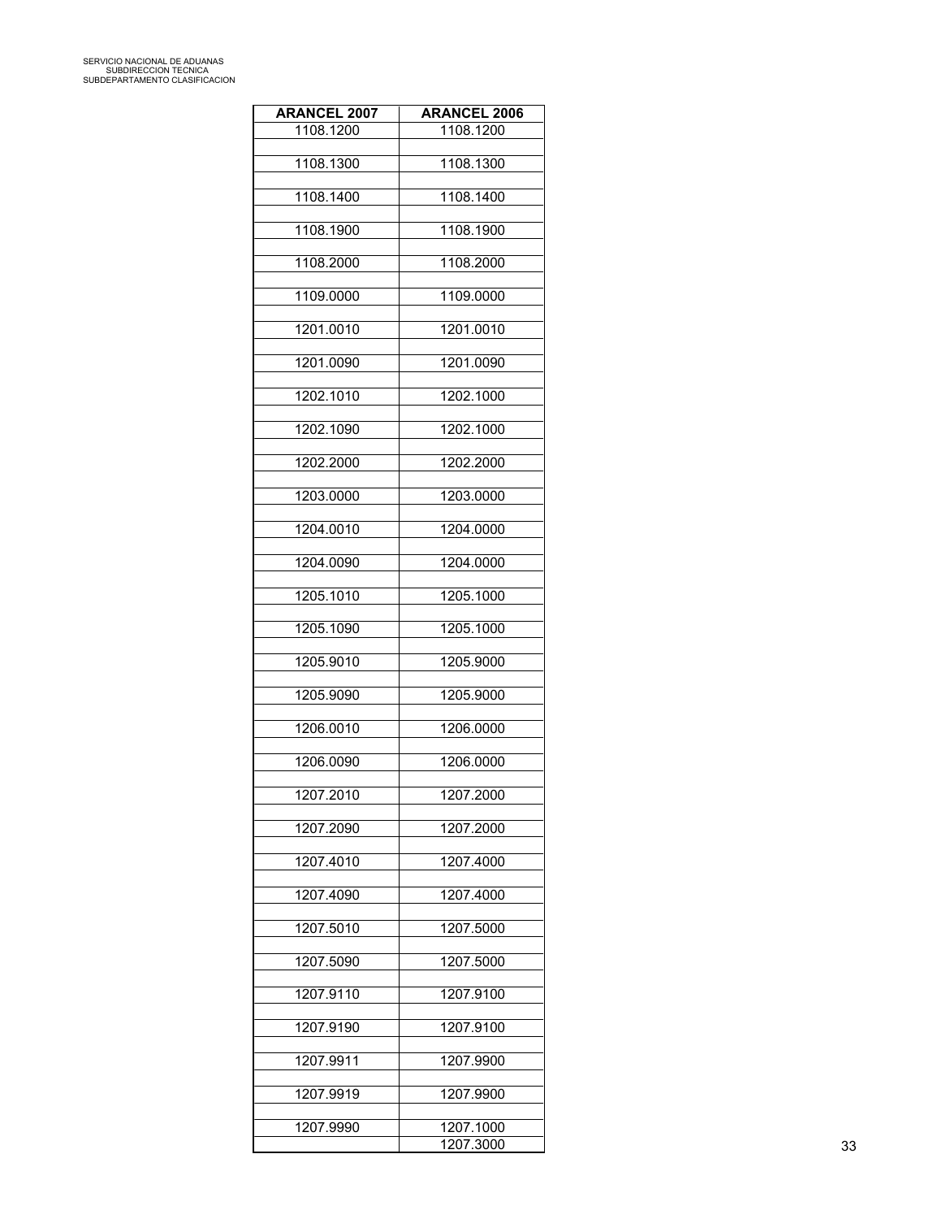| ARANCEL 2007 | ARANCEL 2006 |
|---|---|
| 1108.1200 | 1108.1200 |
| 1108.1300 | 1108.1300 |
| 1108.1400 | 1108.1400 |
| 1108.1900 | 1108.1900 |
| 1108.2000 | 1108.2000 |
| 1109.0000 | 1109.0000 |
| 1201.0010 | 1201.0010 |
| 1201.0090 | 1201.0090 |
| 1202.1010 | 1202.1000 |
| 1202.1090 | 1202.1000 |
| 1202.2000 | 1202.2000 |
| 1203.0000 | 1203.0000 |
| 1204.0010 | 1204.0000 |
| 1204.0090 | 1204.0000 |
| 1205.1010 | 1205.1000 |
| 1205.1090 | 1205.1000 |
| 1205.9010 | 1205.9000 |
| 1205.9090 | 1205.9000 |
| 1206.0010 | 1206.0000 |
| 1206.0090 | 1206.0000 |
| 1207.2010 | 1207.2000 |
| 1207.2090 | 1207.2000 |
| 1207.4010 | 1207.4000 |
| 1207.4090 | 1207.4000 |
| 1207.5010 | 1207.5000 |
| 1207.5090 | 1207.5000 |
| 1207.9110 | 1207.9100 |
| 1207.9190 | 1207.9100 |
| 1207.9911 | 1207.9900 |
| 1207.9919 | 1207.9900 |
| 1207.9990 | 1207.1000 |
| | 1207.3000 |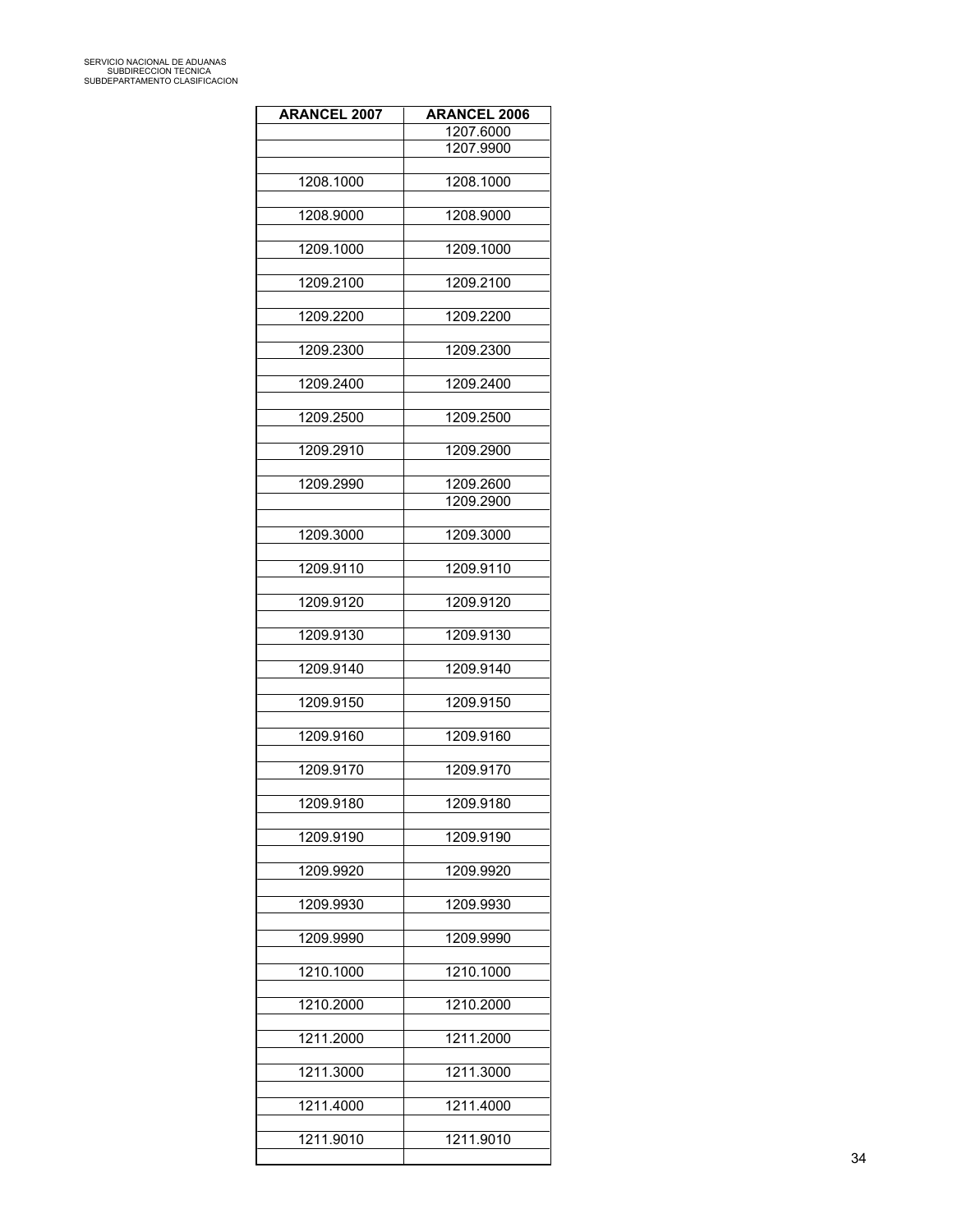| ARANCEL 2007 | ARANCEL 2006 |
| --- | --- |
| | 1207.6000 |
| | 1207.9900 |
| 1208.1000 | 1208.1000 |
| 1208.9000 | 1208.9000 |
| 1209.1000 | 1209.1000 |
| 1209.2100 | 1209.2100 |
| 1209.2200 | 1209.2200 |
| 1209.2300 | 1209.2300 |
| 1209.2400 | 1209.2400 |
| 1209.2500 | 1209.2500 |
| 1209.2910 | 1209.2900 |
| 1209.2990 | 1209.2600 |
| | 1209.2900 |
| 1209.3000 | 1209.3000 |
| 1209.9110 | 1209.9110 |
| 1209.9120 | 1209.9120 |
| 1209.9130 | 1209.9130 |
| 1209.9140 | 1209.9140 |
| 1209.9150 | 1209.9150 |
| 1209.9160 | 1209.9160 |
| 1209.9170 | 1209.9170 |
| 1209.9180 | 1209.9180 |
| 1209.9190 | 1209.9190 |
| 1209.9920 | 1209.9920 |
| 1209.9930 | 1209.9930 |
| 1209.9990 | 1209.9990 |
| 1210.1000 | 1210.1000 |
| 1210.2000 | 1210.2000 |
| 1211.2000 | 1211.2000 |
| 1211.3000 | 1211.3000 |
| 1211.4000 | 1211.4000 |
| 1211.9010 | 1211.9010 |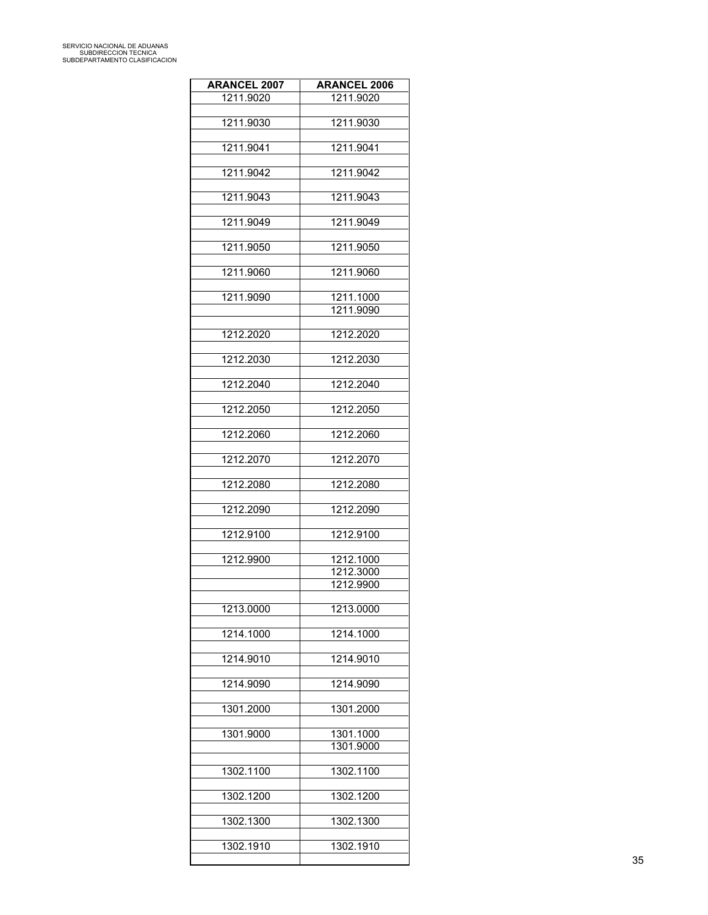| ARANCEL 2007 | ARANCEL 2006 |
|---|---|
| 1211.9020 | 1211.9020 |
| 1211.9030 | 1211.9030 |
| 1211.9041 | 1211.9041 |
| 1211.9042 | 1211.9042 |
| 1211.9043 | 1211.9043 |
| 1211.9049 | 1211.9049 |
| 1211.9050 | 1211.9050 |
| 1211.9060 | 1211.9060 |
| 1211.9090 | 1211.1000 |
| | 1211.9090 |
| 1212.2020 | 1212.2020 |
| 1212.2030 | 1212.2030 |
| 1212.2040 | 1212.2040 |
| 1212.2050 | 1212.2050 |
| 1212.2060 | 1212.2060 |
| 1212.2070 | 1212.2070 |
| 1212.2080 | 1212.2080 |
| 1212.2090 | 1212.2090 |
| 1212.9100 | 1212.9100 |
| 1212.9900 | 1212.1000 |
| | 1212.3000 |
| | 1212.9900 |
| 1213.0000 | 1213.0000 |
| 1214.1000 | 1214.1000 |
| 1214.9010 | 1214.9010 |
| 1214.9090 | 1214.9090 |
| 1301.2000 | 1301.2000 |
| 1301.9000 | 1301.1000 |
| | 1301.9000 |
| 1302.1100 | 1302.1100 |
| 1302.1200 | 1302.1200 |
| 1302.1300 | 1302.1300 |
| 1302.1910 | 1302.1910 |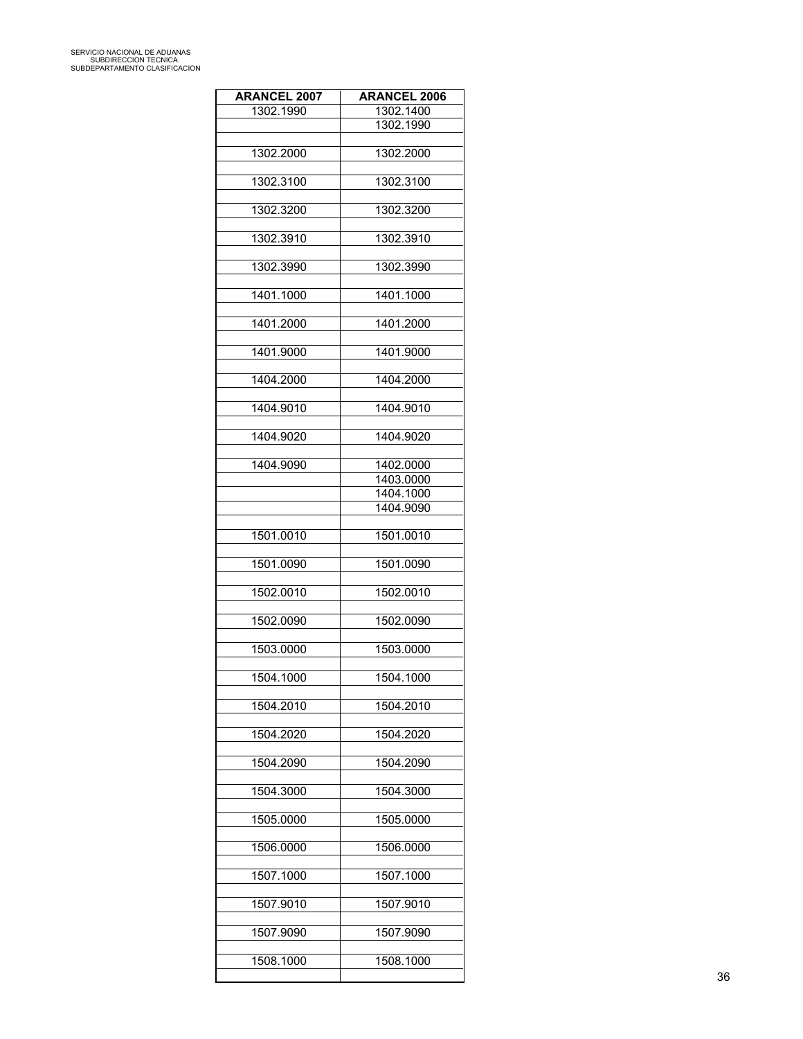SERVICIO NACIONAL DE ADUANAS
SUBDIRECCION TECNICA
SUBDEPARTAMENTO CLASIFICACION

| ARANCEL 2007 | ARANCEL 2006 |
|---|---|
| 1302.1990 | 1302.1400 |
| | 1302.1990 |
| | |
| 1302.2000 | 1302.2000 |
| | |
| 1302.3100 | 1302.3100 |
| | |
| 1302.3200 | 1302.3200 |
| | |
| 1302.3910 | 1302.3910 |
| | |
| 1302.3990 | 1302.3990 |
| | |
| 1401.1000 | 1401.1000 |
| | |
| 1401.2000 | 1401.2000 |
| | |
| 1401.9000 | 1401.9000 |
| | |
| 1404.2000 | 1404.2000 |
| | |
| 1404.9010 | 1404.9010 |
| | |
| 1404.9020 | 1404.9020 |
| | |
| 1404.9090 | 1402.0000 |
| | 1403.0000 |
| | 1404.1000 |
| | 1404.9090 |
| | |
| 1501.0010 | 1501.0010 |
| | |
| 1501.0090 | 1501.0090 |
| | |
| 1502.0010 | 1502.0010 |
| | |
| 1502.0090 | 1502.0090 |
| | |
| 1503.0000 | 1503.0000 |
| | |
| 1504.1000 | 1504.1000 |
| | |
| 1504.2010 | 1504.2010 |
| | |
| 1504.2020 | 1504.2020 |
| | |
| 1504.2090 | 1504.2090 |
| | |
| 1504.3000 | 1504.3000 |
| | |
| 1505.0000 | 1505.0000 |
| | |
| 1506.0000 | 1506.0000 |
| | |
| 1507.1000 | 1507.1000 |
| | |
| 1507.9010 | 1507.9010 |
| | |
| 1507.9090 | 1507.9090 |
| | |
| 1508.1000 | 1508.1000 |
| | |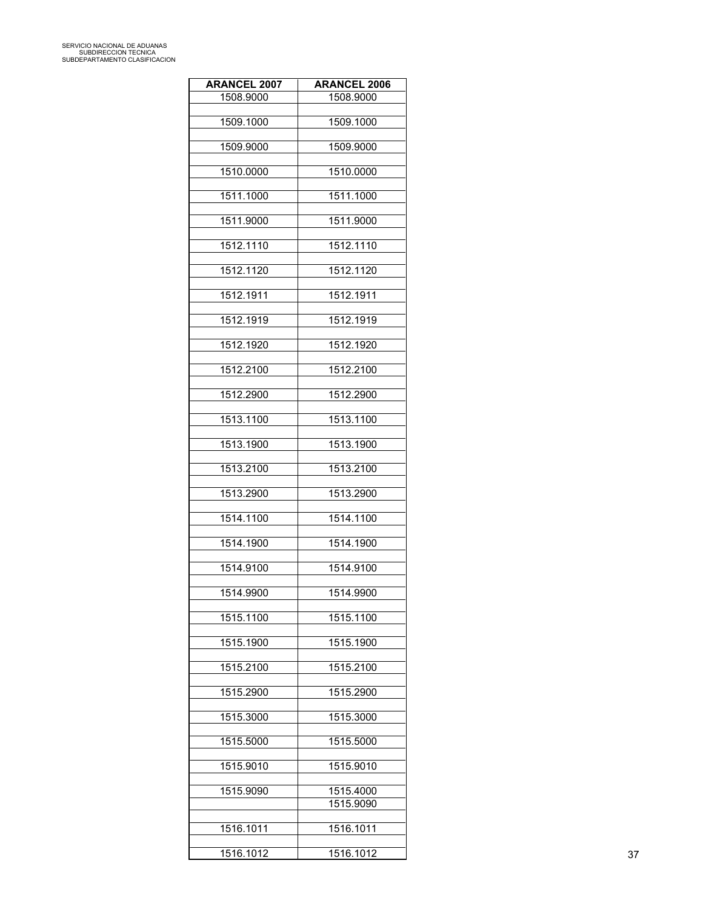| ARANCEL 2007 | ARANCEL 2006 |
|---|---|
| 1508.9000 | 1508.9000 |
| 1509.1000 | 1509.1000 |
| 1509.9000 | 1509.9000 |
| 1510.0000 | 1510.0000 |
| 1511.1000 | 1511.1000 |
| 1511.9000 | 1511.9000 |
| 1512.1110 | 1512.1110 |
| 1512.1120 | 1512.1120 |
| 1512.1911 | 1512.1911 |
| 1512.1919 | 1512.1919 |
| 1512.1920 | 1512.1920 |
| 1512.2100 | 1512.2100 |
| 1512.2900 | 1512.2900 |
| 1513.1100 | 1513.1100 |
| 1513.1900 | 1513.1900 |
| 1513.2100 | 1513.2100 |
| 1513.2900 | 1513.2900 |
| 1514.1100 | 1514.1100 |
| 1514.1900 | 1514.1900 |
| 1514.9100 | 1514.9100 |
| 1514.9900 | 1514.9900 |
| 1515.1100 | 1515.1100 |
| 1515.1900 | 1515.1900 |
| 1515.2100 | 1515.2100 |
| 1515.2900 | 1515.2900 |
| 1515.3000 | 1515.3000 |
| 1515.5000 | 1515.5000 |
| 1515.9010 | 1515.9010 |
| 1515.9090 | 1515.4000 |
| | 1515.9090 |
| 1516.1011 | 1516.1011 |
| 1516.1012 | 1516.1012 |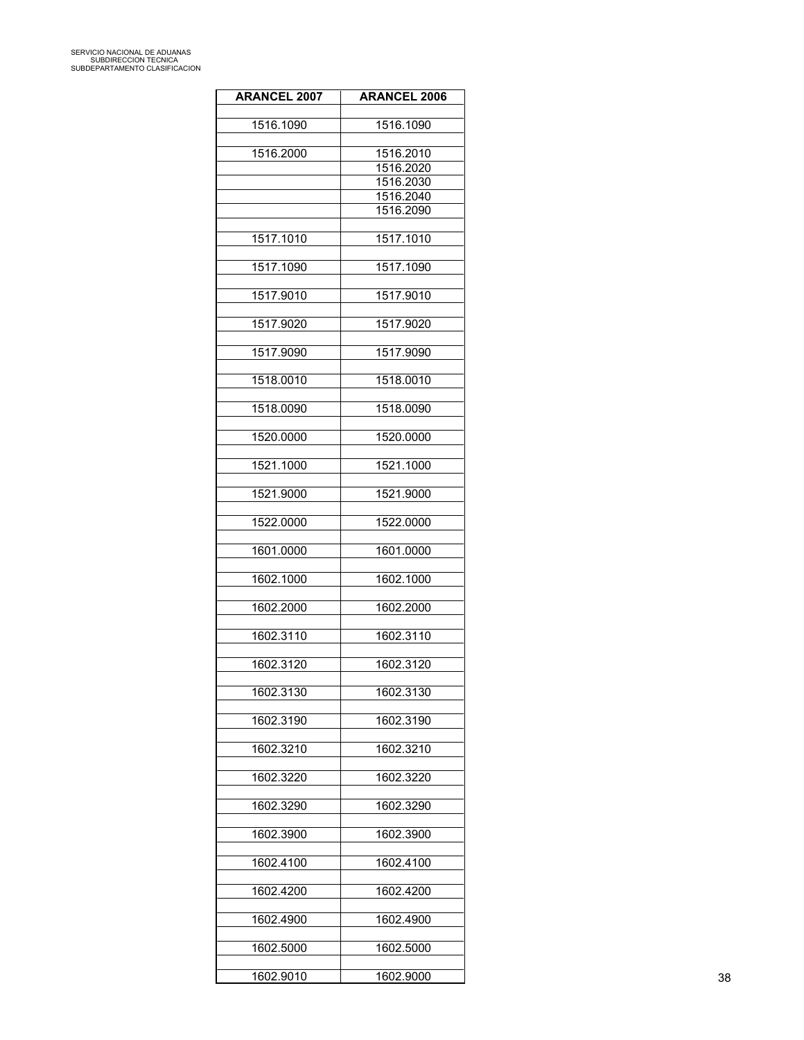| ARANCEL 2007 | ARANCEL 2006 |
|---|---|
| 1516.1090 | 1516.1090 |
| 1516.2000 | 1516.2010 |
| | 1516.2020 |
| | 1516.2030 |
| | 1516.2040 |
| | 1516.2090 |
| 1517.1010 | 1517.1010 |
| 1517.1090 | 1517.1090 |
| 1517.9010 | 1517.9010 |
| 1517.9020 | 1517.9020 |
| 1517.9090 | 1517.9090 |
| 1518.0010 | 1518.0010 |
| 1518.0090 | 1518.0090 |
| 1520.0000 | 1520.0000 |
| 1521.1000 | 1521.1000 |
| 1521.9000 | 1521.9000 |
| 1522.0000 | 1522.0000 |
| 1601.0000 | 1601.0000 |
| 1602.1000 | 1602.1000 |
| 1602.2000 | 1602.2000 |
| 1602.3110 | 1602.3110 |
| 1602.3120 | 1602.3120 |
| 1602.3130 | 1602.3130 |
| 1602.3190 | 1602.3190 |
| 1602.3210 | 1602.3210 |
| 1602.3220 | 1602.3220 |
| 1602.3290 | 1602.3290 |
| 1602.3900 | 1602.3900 |
| 1602.4100 | 1602.4100 |
| 1602.4200 | 1602.4200 |
| 1602.4900 | 1602.4900 |
| 1602.5000 | 1602.5000 |
| 1602.9010 | 1602.9000 |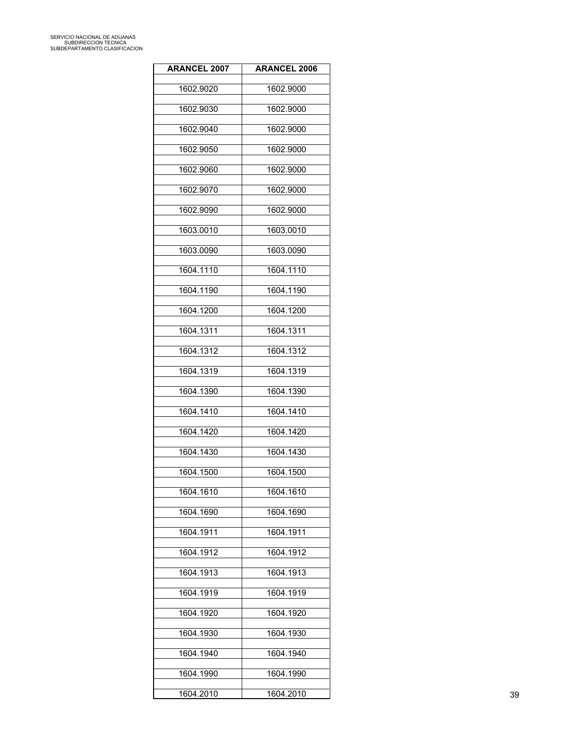| ARANCEL 2007 | ARANCEL 2006 |
| --- | --- |
| 1602.9020 | 1602.9000 |
| 1602.9030 | 1602.9000 |
| 1602.9040 | 1602.9000 |
| 1602.9050 | 1602.9000 |
| 1602.9060 | 1602.9000 |
| 1602.9070 | 1602.9000 |
| 1602.9090 | 1602.9000 |
| 1603.0010 | 1603.0010 |
| 1603.0090 | 1603.0090 |
| 1604.1110 | 1604.1110 |
| 1604.1190 | 1604.1190 |
| 1604.1200 | 1604.1200 |
| 1604.1311 | 1604.1311 |
| 1604.1312 | 1604.1312 |
| 1604.1319 | 1604.1319 |
| 1604.1390 | 1604.1390 |
| 1604.1410 | 1604.1410 |
| 1604.1420 | 1604.1420 |
| 1604.1430 | 1604.1430 |
| 1604.1500 | 1604.1500 |
| 1604.1610 | 1604.1610 |
| 1604.1690 | 1604.1690 |
| 1604.1911 | 1604.1911 |
| 1604.1912 | 1604.1912 |
| 1604.1913 | 1604.1913 |
| 1604.1919 | 1604.1919 |
| 1604.1920 | 1604.1920 |
| 1604.1930 | 1604.1930 |
| 1604.1940 | 1604.1940 |
| 1604.1990 | 1604.1990 |
| 1604.2010 | 1604.2010 |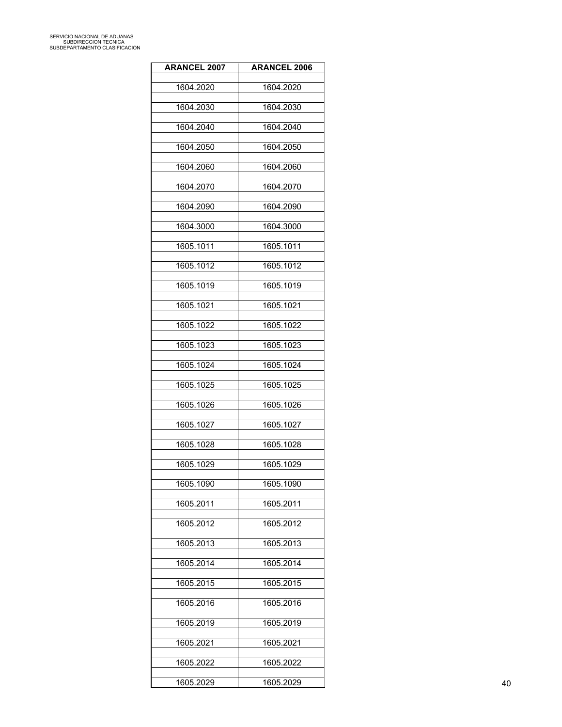| ARANCEL 2007 | ARANCEL 2006 |
| --- | --- |
| 1604.2020 | 1604.2020 |
| 1604.2030 | 1604.2030 |
| 1604.2040 | 1604.2040 |
| 1604.2050 | 1604.2050 |
| 1604.2060 | 1604.2060 |
| 1604.2070 | 1604.2070 |
| 1604.2090 | 1604.2090 |
| 1604.3000 | 1604.3000 |
| 1605.1011 | 1605.1011 |
| 1605.1012 | 1605.1012 |
| 1605.1019 | 1605.1019 |
| 1605.1021 | 1605.1021 |
| 1605.1022 | 1605.1022 |
| 1605.1023 | 1605.1023 |
| 1605.1024 | 1605.1024 |
| 1605.1025 | 1605.1025 |
| 1605.1026 | 1605.1026 |
| 1605.1027 | 1605.1027 |
| 1605.1028 | 1605.1028 |
| 1605.1029 | 1605.1029 |
| 1605.1090 | 1605.1090 |
| 1605.2011 | 1605.2011 |
| 1605.2012 | 1605.2012 |
| 1605.2013 | 1605.2013 |
| 1605.2014 | 1605.2014 |
| 1605.2015 | 1605.2015 |
| 1605.2016 | 1605.2016 |
| 1605.2019 | 1605.2019 |
| 1605.2021 | 1605.2021 |
| 1605.2022 | 1605.2022 |
| 1605.2029 | 1605.2029 |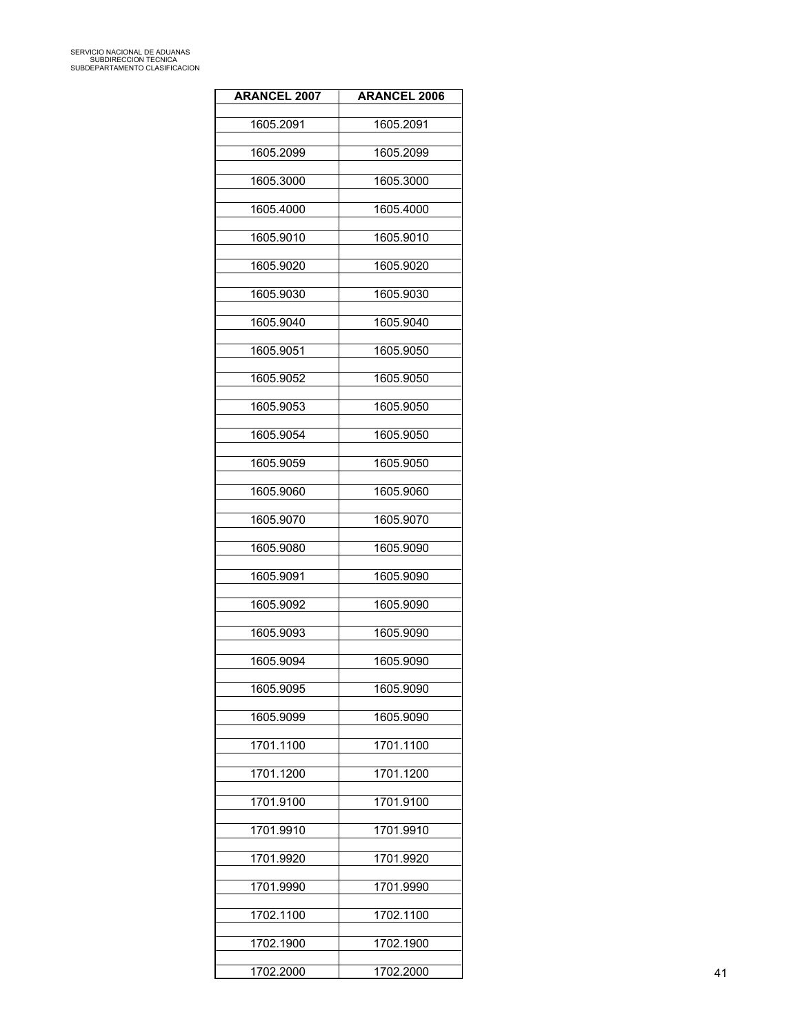| ARANCEL 2007 | ARANCEL 2006 |
|---|---|
| 1605.2091 | 1605.2091 |
| 1605.2099 | 1605.2099 |
| 1605.3000 | 1605.3000 |
| 1605.4000 | 1605.4000 |
| 1605.9010 | 1605.9010 |
| 1605.9020 | 1605.9020 |
| 1605.9030 | 1605.9030 |
| 1605.9040 | 1605.9040 |
| 1605.9051 | 1605.9050 |
| 1605.9052 | 1605.9050 |
| 1605.9053 | 1605.9050 |
| 1605.9054 | 1605.9050 |
| 1605.9059 | 1605.9050 |
| 1605.9060 | 1605.9060 |
| 1605.9070 | 1605.9070 |
| 1605.9080 | 1605.9090 |
| 1605.9091 | 1605.9090 |
| 1605.9092 | 1605.9090 |
| 1605.9093 | 1605.9090 |
| 1605.9094 | 1605.9090 |
| 1605.9095 | 1605.9090 |
| 1605.9099 | 1605.9090 |
| 1701.1100 | 1701.1100 |
| 1701.1200 | 1701.1200 |
| 1701.9100 | 1701.9100 |
| 1701.9910 | 1701.9910 |
| 1701.9920 | 1701.9920 |
| 1701.9990 | 1701.9990 |
| 1702.1100 | 1702.1100 |
| 1702.1900 | 1702.1900 |
| 1702.2000 | 1702.2000 |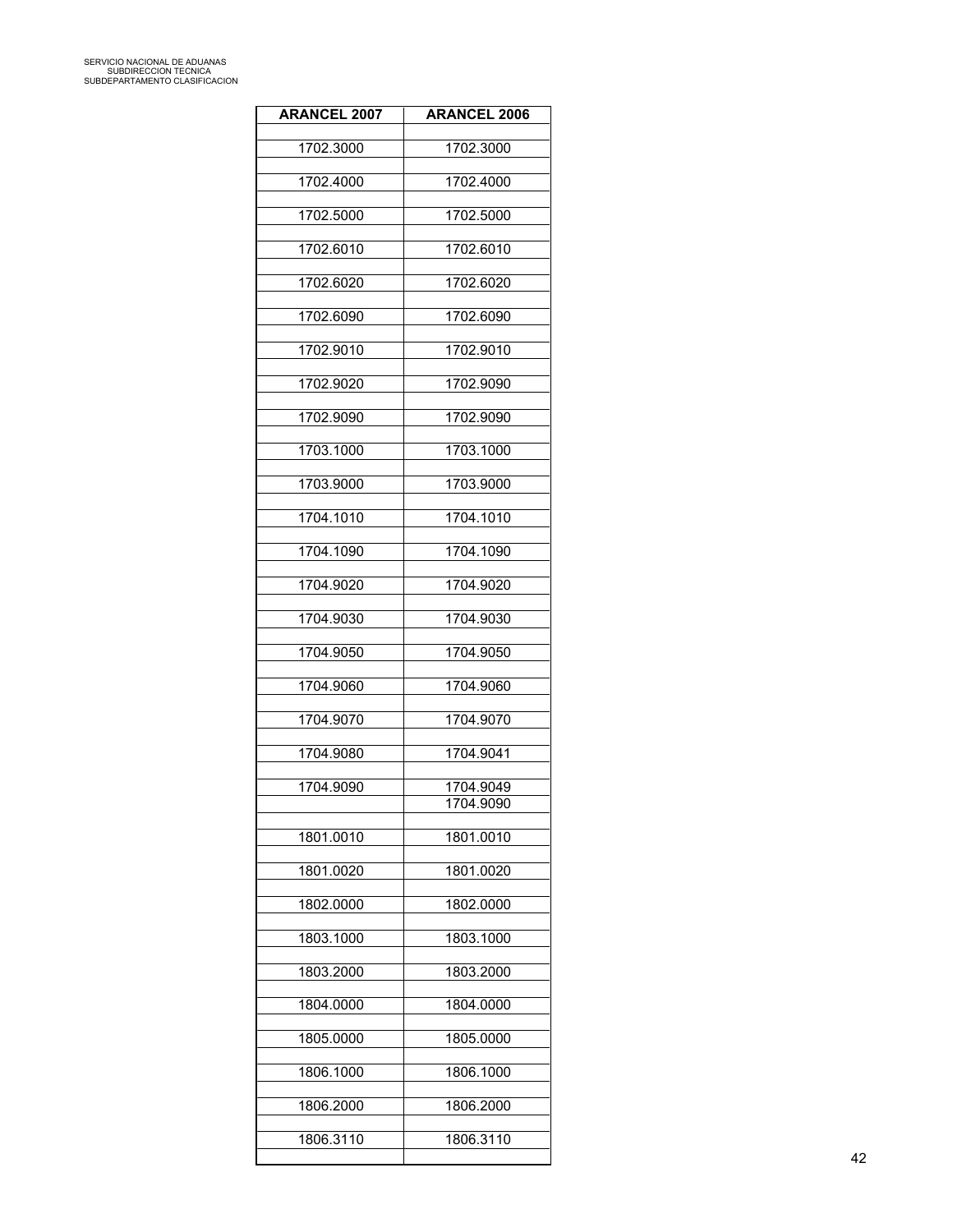| ARANCEL 2007 | ARANCEL 2006 |
|---|---|
| 1702.3000 | 1702.3000 |
| 1702.4000 | 1702.4000 |
| 1702.5000 | 1702.5000 |
| 1702.6010 | 1702.6010 |
| 1702.6020 | 1702.6020 |
| 1702.6090 | 1702.6090 |
| 1702.9010 | 1702.9010 |
| 1702.9020 | 1702.9090 |
| 1702.9090 | 1702.9090 |
| 1703.1000 | 1703.1000 |
| 1703.9000 | 1703.9000 |
| 1704.1010 | 1704.1010 |
| 1704.1090 | 1704.1090 |
| 1704.9020 | 1704.9020 |
| 1704.9030 | 1704.9030 |
| 1704.9050 | 1704.9050 |
| 1704.9060 | 1704.9060 |
| 1704.9070 | 1704.9070 |
| 1704.9080 | 1704.9041 |
| 1704.9090 | 1704.9049 |
| | 1704.9090 |
| 1801.0010 | 1801.0010 |
| 1801.0020 | 1801.0020 |
| 1802.0000 | 1802.0000 |
| 1803.1000 | 1803.1000 |
| 1803.2000 | 1803.2000 |
| 1804.0000 | 1804.0000 |
| 1805.0000 | 1805.0000 |
| 1806.1000 | 1806.1000 |
| 1806.2000 | 1806.2000 |
| 1806.3110 | 1806.3110 |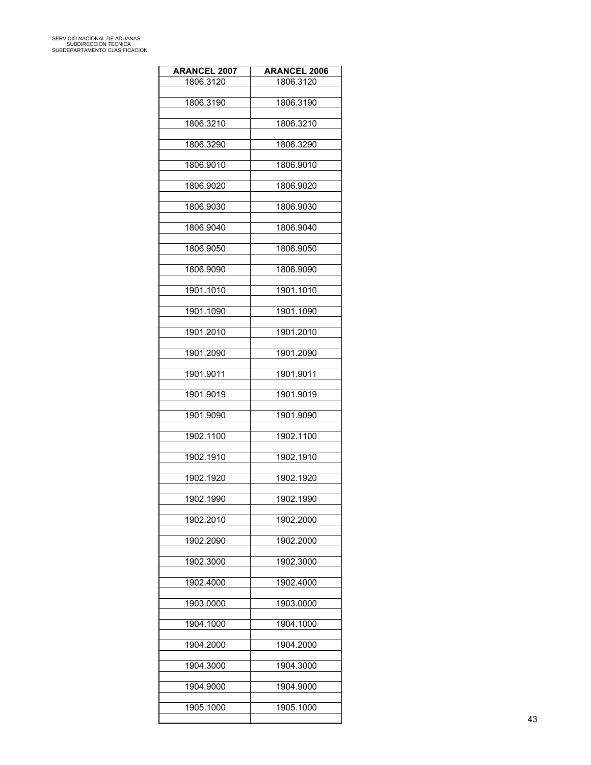| ARANCEL 2007 | ARANCEL 2006 |
|---|---|
| 1806.3120 | 1806.3120 |
| 1806.3190 | 1806.3190 |
| 1806.3210 | 1806.3210 |
| 1806.3290 | 1806.3290 |
| 1806.9010 | 1806.9010 |
| 1806.9020 | 1806.9020 |
| 1806.9030 | 1806.9030 |
| 1806.9040 | 1806.9040 |
| 1806.9050 | 1806.9050 |
| 1806.9090 | 1806.9090 |
| 1901.1010 | 1901.1010 |
| 1901.1090 | 1901.1090 |
| 1901.2010 | 1901.2010 |
| 1901.2090 | 1901.2090 |
| 1901.9011 | 1901.9011 |
| 1901.9019 | 1901.9019 |
| 1901.9090 | 1901.9090 |
| 1902.1100 | 1902.1100 |
| 1902.1910 | 1902.1910 |
| 1902.1920 | 1902.1920 |
| 1902.1990 | 1902.1990 |
| 1902.2010 | 1902.2000 |
| 1902.2090 | 1902.2000 |
| 1902.3000 | 1902.3000 |
| 1902.4000 | 1902.4000 |
| 1903.0000 | 1903.0000 |
| 1904.1000 | 1904.1000 |
| 1904.2000 | 1904.2000 |
| 1904.3000 | 1904.3000 |
| 1904.9000 | 1904.9000 |
| 1905.1000 | 1905.1000 |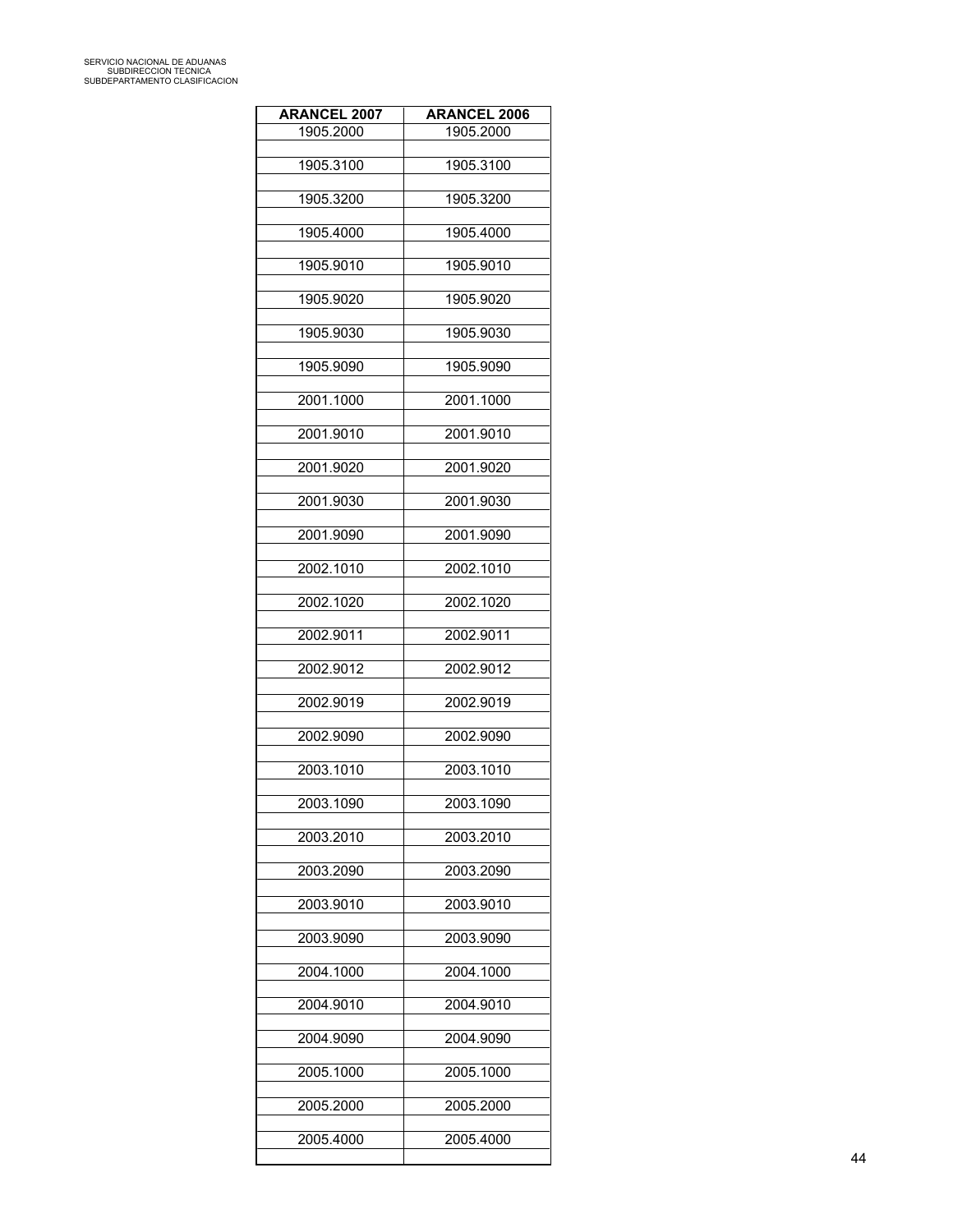| ARANCEL 2007 | ARANCEL 2006 |
|---|---|
| 1905.2000 | 1905.2000 |
| 1905.3100 | 1905.3100 |
| 1905.3200 | 1905.3200 |
| 1905.4000 | 1905.4000 |
| 1905.9010 | 1905.9010 |
| 1905.9020 | 1905.9020 |
| 1905.9030 | 1905.9030 |
| 1905.9090 | 1905.9090 |
| 2001.1000 | 2001.1000 |
| 2001.9010 | 2001.9010 |
| 2001.9020 | 2001.9020 |
| 2001.9030 | 2001.9030 |
| 2001.9090 | 2001.9090 |
| 2002.1010 | 2002.1010 |
| 2002.1020 | 2002.1020 |
| 2002.9011 | 2002.9011 |
| 2002.9012 | 2002.9012 |
| 2002.9019 | 2002.9019 |
| 2002.9090 | 2002.9090 |
| 2003.1010 | 2003.1010 |
| 2003.1090 | 2003.1090 |
| 2003.2010 | 2003.2010 |
| 2003.2090 | 2003.2090 |
| 2003.9010 | 2003.9010 |
| 2003.9090 | 2003.9090 |
| 2004.1000 | 2004.1000 |
| 2004.9010 | 2004.9010 |
| 2004.9090 | 2004.9090 |
| 2005.1000 | 2005.1000 |
| 2005.2000 | 2005.2000 |
| 2005.4000 | 2005.4000 |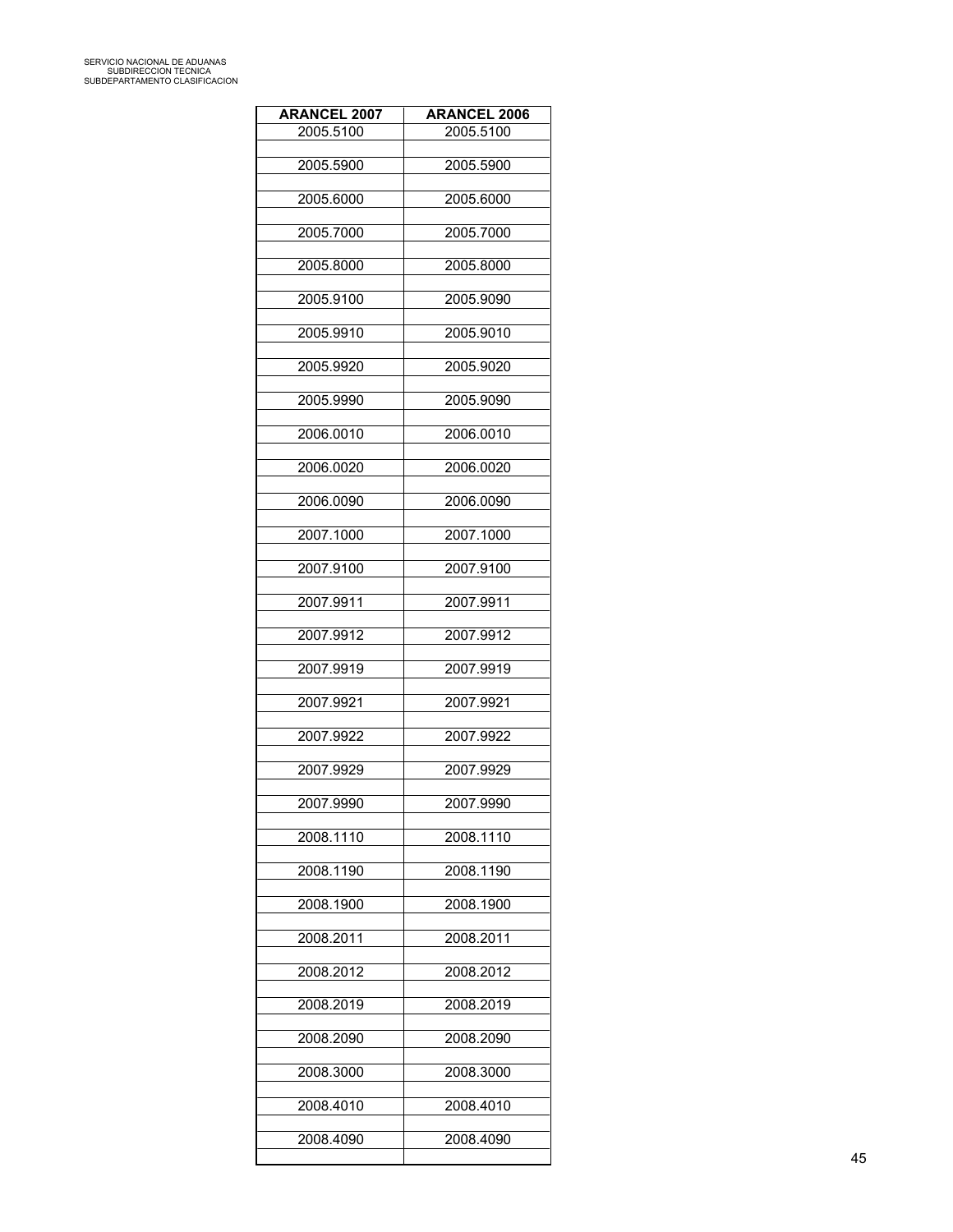| ARANCEL 2007 | ARANCEL 2006 |
|---|---|
| 2005.5100 | 2005.5100 |
| 2005.5900 | 2005.5900 |
| 2005.6000 | 2005.6000 |
| 2005.7000 | 2005.7000 |
| 2005.8000 | 2005.8000 |
| 2005.9100 | 2005.9090 |
| 2005.9910 | 2005.9010 |
| 2005.9920 | 2005.9020 |
| 2005.9990 | 2005.9090 |
| 2006.0010 | 2006.0010 |
| 2006.0020 | 2006.0020 |
| 2006.0090 | 2006.0090 |
| 2007.1000 | 2007.1000 |
| 2007.9100 | 2007.9100 |
| 2007.9911 | 2007.9911 |
| 2007.9912 | 2007.9912 |
| 2007.9919 | 2007.9919 |
| 2007.9921 | 2007.9921 |
| 2007.9922 | 2007.9922 |
| 2007.9929 | 2007.9929 |
| 2007.9990 | 2007.9990 |
| 2008.1110 | 2008.1110 |
| 2008.1190 | 2008.1190 |
| 2008.1900 | 2008.1900 |
| 2008.2011 | 2008.2011 |
| 2008.2012 | 2008.2012 |
| 2008.2019 | 2008.2019 |
| 2008.2090 | 2008.2090 |
| 2008.3000 | 2008.3000 |
| 2008.4010 | 2008.4010 |
| 2008.4090 | 2008.4090 |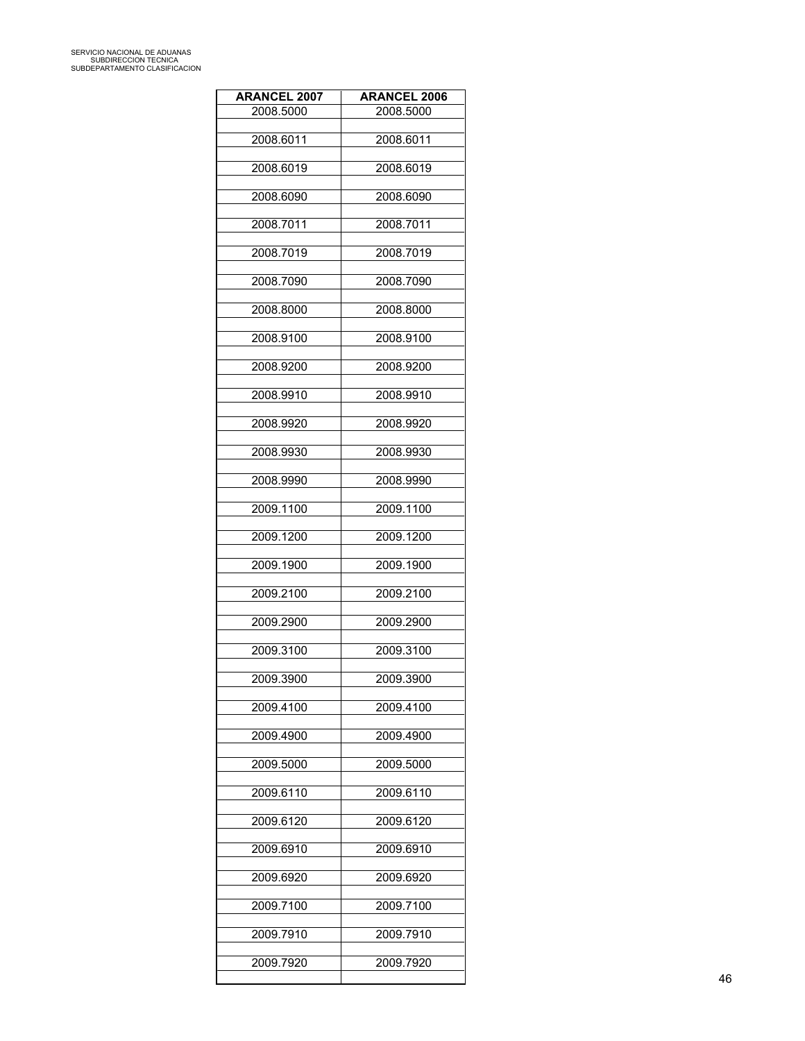| ARANCEL 2007 | ARANCEL 2006 |
|---|---|
| 2008.5000 | 2008.5000 |
| 2008.6011 | 2008.6011 |
| 2008.6019 | 2008.6019 |
| 2008.6090 | 2008.6090 |
| 2008.7011 | 2008.7011 |
| 2008.7019 | 2008.7019 |
| 2008.7090 | 2008.7090 |
| 2008.8000 | 2008.8000 |
| 2008.9100 | 2008.9100 |
| 2008.9200 | 2008.9200 |
| 2008.9910 | 2008.9910 |
| 2008.9920 | 2008.9920 |
| 2008.9930 | 2008.9930 |
| 2008.9990 | 2008.9990 |
| 2009.1100 | 2009.1100 |
| 2009.1200 | 2009.1200 |
| 2009.1900 | 2009.1900 |
| 2009.2100 | 2009.2100 |
| 2009.2900 | 2009.2900 |
| 2009.3100 | 2009.3100 |
| 2009.3900 | 2009.3900 |
| 2009.4100 | 2009.4100 |
| 2009.4900 | 2009.4900 |
| 2009.5000 | 2009.5000 |
| 2009.6110 | 2009.6110 |
| 2009.6120 | 2009.6120 |
| 2009.6910 | 2009.6910 |
| 2009.6920 | 2009.6920 |
| 2009.7100 | 2009.7100 |
| 2009.7910 | 2009.7910 |
| 2009.7920 | 2009.7920 |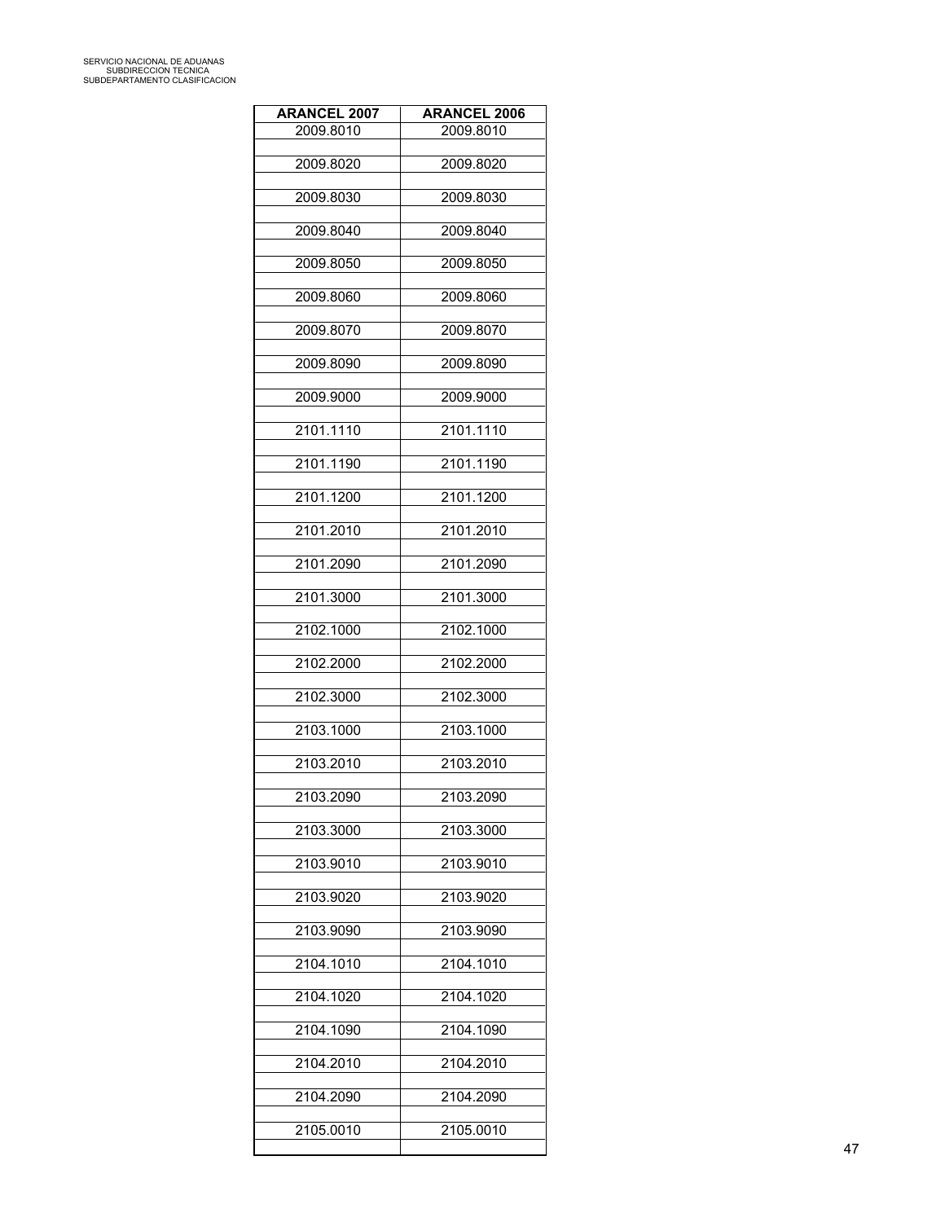| ARANCEL 2007 | ARANCEL 2006 |
|---|---|
| 2009.8010 | 2009.8010 |
| 2009.8020 | 2009.8020 |
| 2009.8030 | 2009.8030 |
| 2009.8040 | 2009.8040 |
| 2009.8050 | 2009.8050 |
| 2009.8060 | 2009.8060 |
| 2009.8070 | 2009.8070 |
| 2009.8090 | 2009.8090 |
| 2009.9000 | 2009.9000 |
| 2101.1110 | 2101.1110 |
| 2101.1190 | 2101.1190 |
| 2101.1200 | 2101.1200 |
| 2101.2010 | 2101.2010 |
| 2101.2090 | 2101.2090 |
| 2101.3000 | 2101.3000 |
| 2102.1000 | 2102.1000 |
| 2102.2000 | 2102.2000 |
| 2102.3000 | 2102.3000 |
| 2103.1000 | 2103.1000 |
| 2103.2010 | 2103.2010 |
| 2103.2090 | 2103.2090 |
| 2103.3000 | 2103.3000 |
| 2103.9010 | 2103.9010 |
| 2103.9020 | 2103.9020 |
| 2103.9090 | 2103.9090 |
| 2104.1010 | 2104.1010 |
| 2104.1020 | 2104.1020 |
| 2104.1090 | 2104.1090 |
| 2104.2010 | 2104.2010 |
| 2104.2090 | 2104.2090 |
| 2105.0010 | 2105.0010 |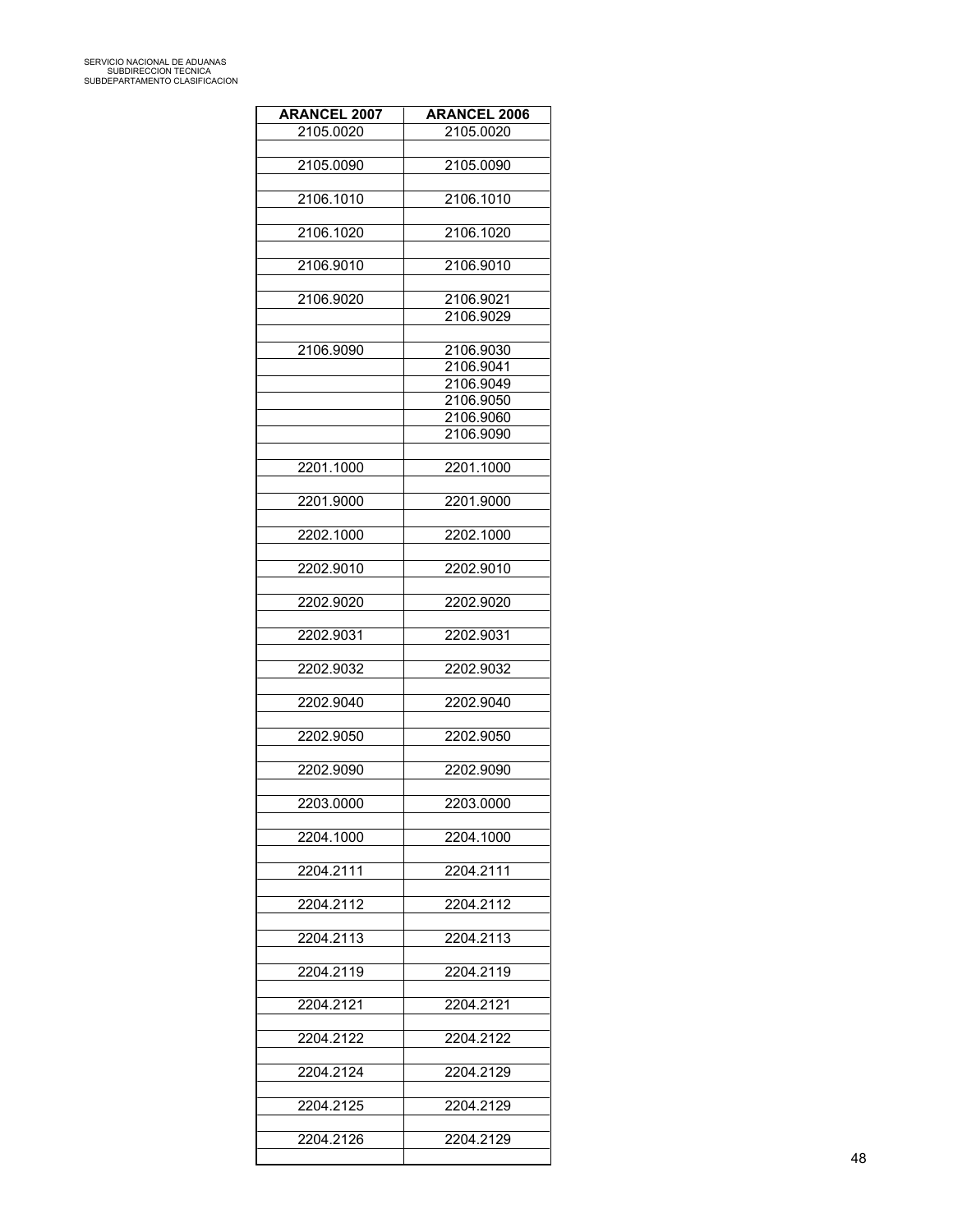| ARANCEL 2007 | ARANCEL 2006 |
|---|---|
| 2105.0020 | 2105.0020 |
| | |
| 2105.0090 | 2105.0090 |
| | |
| 2106.1010 | 2106.1010 |
| | |
| 2106.1020 | 2106.1020 |
| | |
| 2106.9010 | 2106.9010 |
| | |
| 2106.9020 | 2106.9021 |
| | 2106.9029 |
| | |
| 2106.9090 | 2106.9030 |
| | 2106.9041 |
| | 2106.9049 |
| | 2106.9050 |
| | 2106.9060 |
| | 2106.9090 |
| | |
| 2201.1000 | 2201.1000 |
| | |
| 2201.9000 | 2201.9000 |
| | |
| 2202.1000 | 2202.1000 |
| | |
| 2202.9010 | 2202.9010 |
| | |
| 2202.9020 | 2202.9020 |
| | |
| 2202.9031 | 2202.9031 |
| | |
| 2202.9032 | 2202.9032 |
| | |
| 2202.9040 | 2202.9040 |
| | |
| 2202.9050 | 2202.9050 |
| | |
| 2202.9090 | 2202.9090 |
| | |
| 2203.0000 | 2203.0000 |
| | |
| 2204.1000 | 2204.1000 |
| | |
| 2204.2111 | 2204.2111 |
| | |
| 2204.2112 | 2204.2112 |
| | |
| 2204.2113 | 2204.2113 |
| | |
| 2204.2119 | 2204.2119 |
| | |
| 2204.2121 | 2204.2121 |
| | |
| 2204.2122 | 2204.2122 |
| | |
| 2204.2124 | 2204.2129 |
| | |
| 2204.2125 | 2204.2129 |
| | |
| 2204.2126 | 2204.2129 |
| | |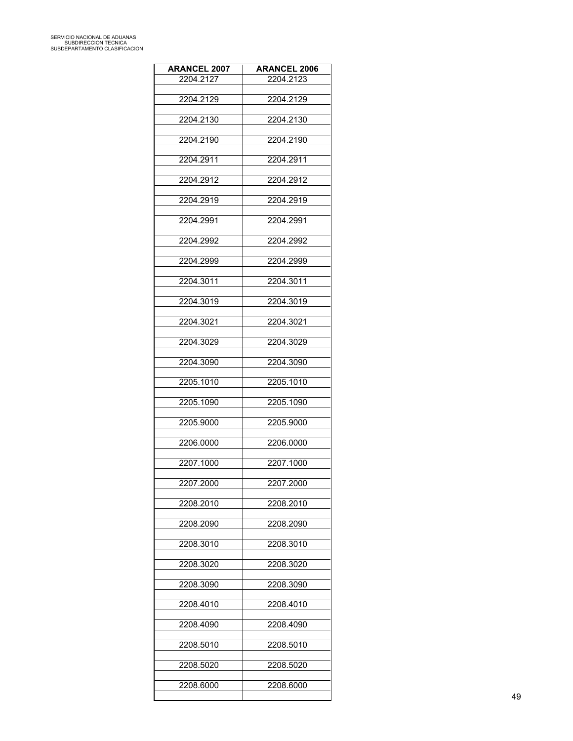| ARANCEL 2007 | ARANCEL 2006 |
|---|---|
| 2204.2127 | 2204.2123 |
| 2204.2129 | 2204.2129 |
| 2204.2130 | 2204.2130 |
| 2204.2190 | 2204.2190 |
| 2204.2911 | 2204.2911 |
| 2204.2912 | 2204.2912 |
| 2204.2919 | 2204.2919 |
| 2204.2991 | 2204.2991 |
| 2204.2992 | 2204.2992 |
| 2204.2999 | 2204.2999 |
| 2204.3011 | 2204.3011 |
| 2204.3019 | 2204.3019 |
| 2204.3021 | 2204.3021 |
| 2204.3029 | 2204.3029 |
| 2204.3090 | 2204.3090 |
| 2205.1010 | 2205.1010 |
| 2205.1090 | 2205.1090 |
| 2205.9000 | 2205.9000 |
| 2206.0000 | 2206.0000 |
| 2207.1000 | 2207.1000 |
| 2207.2000 | 2207.2000 |
| 2208.2010 | 2208.2010 |
| 2208.2090 | 2208.2090 |
| 2208.3010 | 2208.3010 |
| 2208.3020 | 2208.3020 |
| 2208.3090 | 2208.3090 |
| 2208.4010 | 2208.4010 |
| 2208.4090 | 2208.4090 |
| 2208.5010 | 2208.5010 |
| 2208.5020 | 2208.5020 |
| 2208.6000 | 2208.6000 |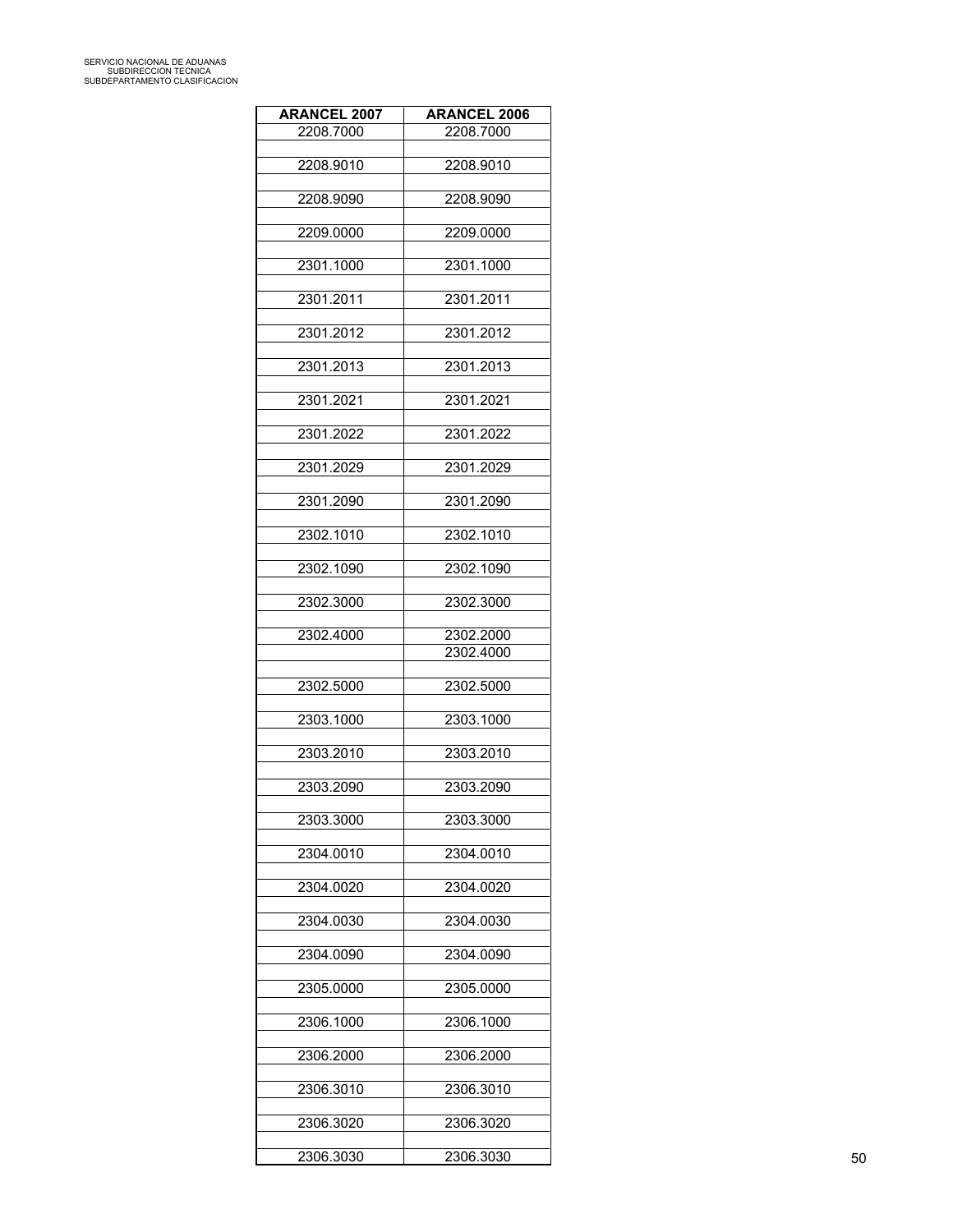| ARANCEL 2007 | ARANCEL 2006 |
|---|---|
| 2208.7000 | 2208.7000 |
| 2208.9010 | 2208.9010 |
| 2208.9090 | 2208.9090 |
| 2209.0000 | 2209.0000 |
| 2301.1000 | 2301.1000 |
| 2301.2011 | 2301.2011 |
| 2301.2012 | 2301.2012 |
| 2301.2013 | 2301.2013 |
| 2301.2021 | 2301.2021 |
| 2301.2022 | 2301.2022 |
| 2301.2029 | 2301.2029 |
| 2301.2090 | 2301.2090 |
| 2302.1010 | 2302.1010 |
| 2302.1090 | 2302.1090 |
| 2302.3000 | 2302.3000 |
| 2302.4000 | 2302.2000 |
| | 2302.4000 |
| 2302.5000 | 2302.5000 |
| 2303.1000 | 2303.1000 |
| 2303.2010 | 2303.2010 |
| 2303.2090 | 2303.2090 |
| 2303.3000 | 2303.3000 |
| 2304.0010 | 2304.0010 |
| 2304.0020 | 2304.0020 |
| 2304.0030 | 2304.0030 |
| 2304.0090 | 2304.0090 |
| 2305.0000 | 2305.0000 |
| 2306.1000 | 2306.1000 |
| 2306.2000 | 2306.2000 |
| 2306.3010 | 2306.3010 |
| 2306.3020 | 2306.3020 |
| 2306.3030 | 2306.3030 |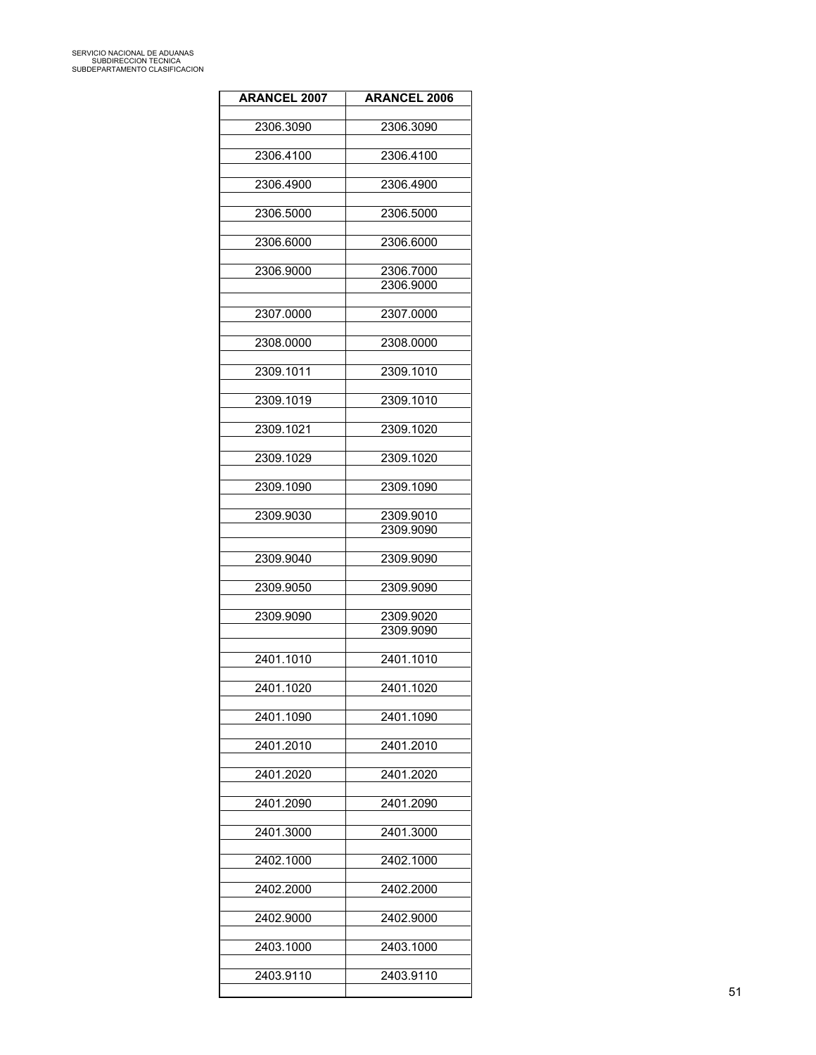| ARANCEL 2007 | ARANCEL 2006 |
|---|---|
| 2306.3090 | 2306.3090 |
| 2306.4100 | 2306.4100 |
| 2306.4900 | 2306.4900 |
| 2306.5000 | 2306.5000 |
| 2306.6000 | 2306.6000 |
| 2306.9000 | 2306.7000 |
| | 2306.9000 |
| 2307.0000 | 2307.0000 |
| 2308.0000 | 2308.0000 |
| 2309.1011 | 2309.1010 |
| 2309.1019 | 2309.1010 |
| 2309.1021 | 2309.1020 |
| 2309.1029 | 2309.1020 |
| 2309.1090 | 2309.1090 |
| 2309.9030 | 2309.9010 |
| | 2309.9090 |
| 2309.9040 | 2309.9090 |
| 2309.9050 | 2309.9090 |
| 2309.9090 | 2309.9020 |
| | 2309.9090 |
| 2401.1010 | 2401.1010 |
| 2401.1020 | 2401.1020 |
| 2401.1090 | 2401.1090 |
| 2401.2010 | 2401.2010 |
| 2401.2020 | 2401.2020 |
| 2401.2090 | 2401.2090 |
| 2401.3000 | 2401.3000 |
| 2402.1000 | 2402.1000 |
| 2402.2000 | 2402.2000 |
| 2402.9000 | 2402.9000 |
| 2403.1000 | 2403.1000 |
| 2403.9110 | 2403.9110 |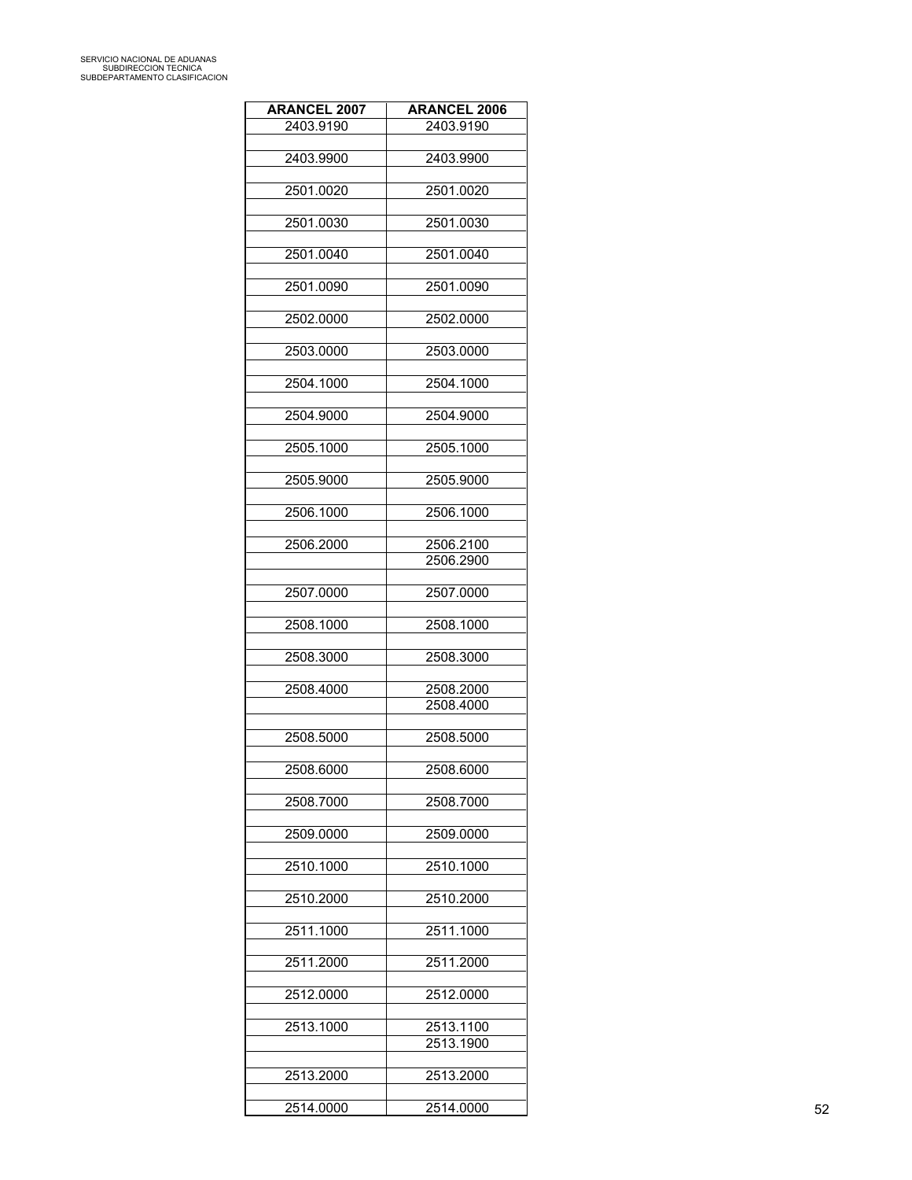SERVICIO NACIONAL DE ADUANAS
SUBDIRECCION TECNICA
SUBDEPARTAMENTO CLASIFICACION

| ARANCEL 2007 | ARANCEL 2006 |
|---|---|
| 2403.9190 | 2403.9190 |
| | |
| 2403.9900 | 2403.9900 |
| | |
| 2501.0020 | 2501.0020 |
| | |
| 2501.0030 | 2501.0030 |
| | |
| 2501.0040 | 2501.0040 |
| | |
| 2501.0090 | 2501.0090 |
| | |
| 2502.0000 | 2502.0000 |
| | |
| 2503.0000 | 2503.0000 |
| | |
| 2504.1000 | 2504.1000 |
| | |
| 2504.9000 | 2504.9000 |
| | |
| 2505.1000 | 2505.1000 |
| | |
| 2505.9000 | 2505.9000 |
| | |
| 2506.1000 | 2506.1000 |
| | |
| 2506.2000 | 2506.2100 |
| | 2506.2900 |
| | |
| 2507.0000 | 2507.0000 |
| | |
| 2508.1000 | 2508.1000 |
| | |
| 2508.3000 | 2508.3000 |
| | |
| 2508.4000 | 2508.2000 |
| | 2508.4000 |
| | |
| 2508.5000 | 2508.5000 |
| | |
| 2508.6000 | 2508.6000 |
| | |
| 2508.7000 | 2508.7000 |
| | |
| 2509.0000 | 2509.0000 |
| | |
| 2510.1000 | 2510.1000 |
| | |
| 2510.2000 | 2510.2000 |
| | |
| 2511.1000 | 2511.1000 |
| | |
| 2511.2000 | 2511.2000 |
| | |
| 2512.0000 | 2512.0000 |
| | |
| 2513.1000 | 2513.1100 |
| | 2513.1900 |
| | |
| 2513.2000 | 2513.2000 |
| | |
| 2514.0000 | 2514.0000 |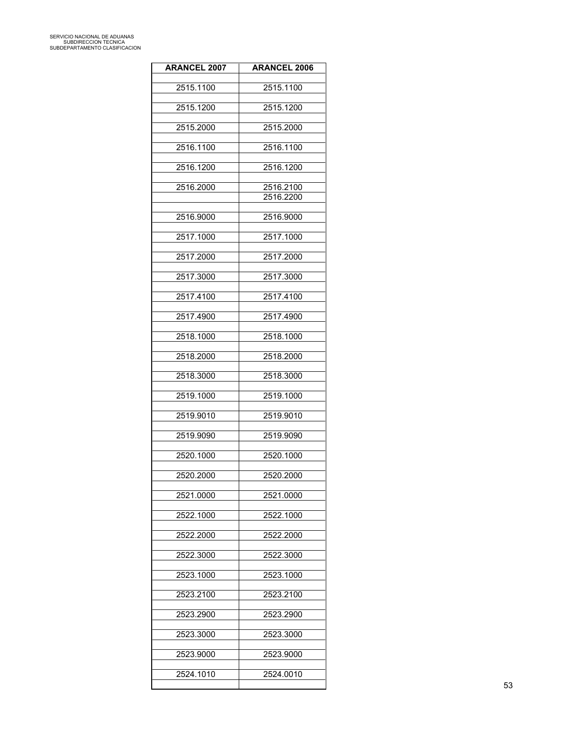| ARANCEL 2007 | ARANCEL 2006 |
|---|---|
| 2515.1100 | 2515.1100 |
| 2515.1200 | 2515.1200 |
| 2515.2000 | 2515.2000 |
| 2516.1100 | 2516.1100 |
| 2516.1200 | 2516.1200 |
| 2516.2000 | 2516.2100 |
| | 2516.2200 |
| 2516.9000 | 2516.9000 |
| 2517.1000 | 2517.1000 |
| 2517.2000 | 2517.2000 |
| 2517.3000 | 2517.3000 |
| 2517.4100 | 2517.4100 |
| 2517.4900 | 2517.4900 |
| 2518.1000 | 2518.1000 |
| 2518.2000 | 2518.2000 |
| 2518.3000 | 2518.3000 |
| 2519.1000 | 2519.1000 |
| 2519.9010 | 2519.9010 |
| 2519.9090 | 2519.9090 |
| 2520.1000 | 2520.1000 |
| 2520.2000 | 2520.2000 |
| 2521.0000 | 2521.0000 |
| 2522.1000 | 2522.1000 |
| 2522.2000 | 2522.2000 |
| 2522.3000 | 2522.3000 |
| 2523.1000 | 2523.1000 |
| 2523.2100 | 2523.2100 |
| 2523.2900 | 2523.2900 |
| 2523.3000 | 2523.3000 |
| 2523.9000 | 2523.9000 |
| 2524.1010 | 2524.0010 |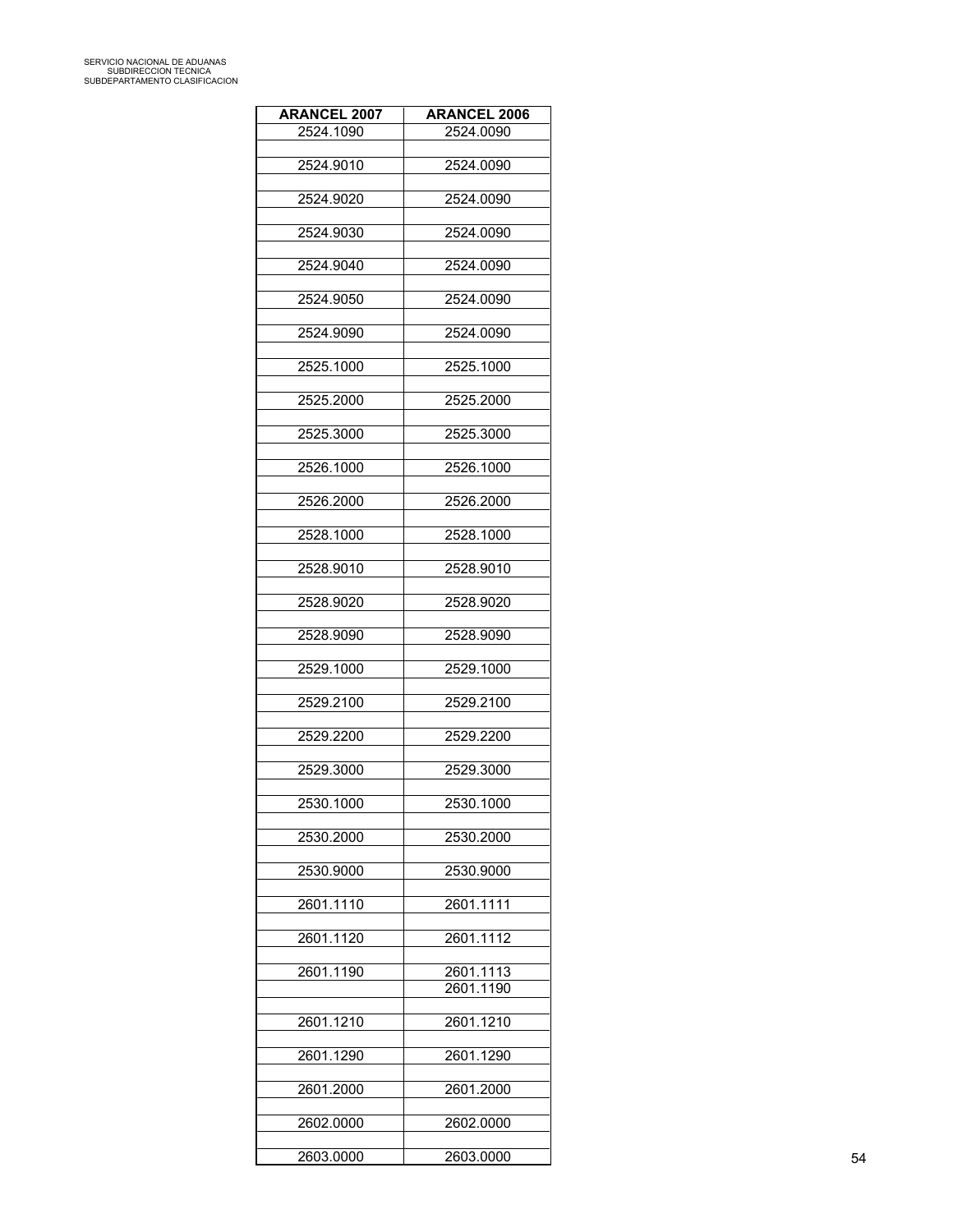SERVICIO NACIONAL DE ADUANAS
SUBDIRECCION TECNICA
SUBDEPARTAMENTO CLASIFICACION

| ARANCEL 2007 | ARANCEL 2006 |
|---|---|
| 2524.1090 | 2524.0090 |
| 2524.9010 | 2524.0090 |
| 2524.9020 | 2524.0090 |
| 2524.9030 | 2524.0090 |
| 2524.9040 | 2524.0090 |
| 2524.9050 | 2524.0090 |
| 2524.9090 | 2524.0090 |
| 2525.1000 | 2525.1000 |
| 2525.2000 | 2525.2000 |
| 2525.3000 | 2525.3000 |
| 2526.1000 | 2526.1000 |
| 2526.2000 | 2526.2000 |
| 2528.1000 | 2528.1000 |
| 2528.9010 | 2528.9010 |
| 2528.9020 | 2528.9020 |
| 2528.9090 | 2528.9090 |
| 2529.1000 | 2529.1000 |
| 2529.2100 | 2529.2100 |
| 2529.2200 | 2529.2200 |
| 2529.3000 | 2529.3000 |
| 2530.1000 | 2530.1000 |
| 2530.2000 | 2530.2000 |
| 2530.9000 | 2530.9000 |
| 2601.1110 | 2601.1111 |
| 2601.1120 | 2601.1112 |
| 2601.1190 | 2601.1113 |
| | 2601.1190 |
| 2601.1210 | 2601.1210 |
| 2601.1290 | 2601.1290 |
| 2601.2000 | 2601.2000 |
| 2602.0000 | 2602.0000 |
| 2603.0000 | 2603.0000 |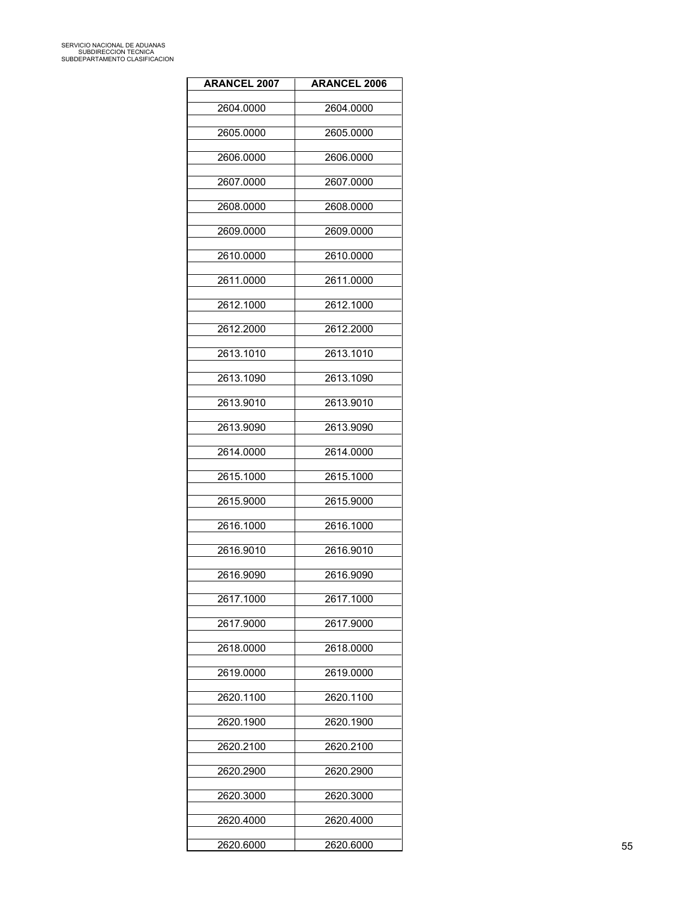| ARANCEL 2007 | ARANCEL 2006 |
|---|---|
| 2604.0000 | 2604.0000 |
| 2605.0000 | 2605.0000 |
| 2606.0000 | 2606.0000 |
| 2607.0000 | 2607.0000 |
| 2608.0000 | 2608.0000 |
| 2609.0000 | 2609.0000 |
| 2610.0000 | 2610.0000 |
| 2611.0000 | 2611.0000 |
| 2612.1000 | 2612.1000 |
| 2612.2000 | 2612.2000 |
| 2613.1010 | 2613.1010 |
| 2613.1090 | 2613.1090 |
| 2613.9010 | 2613.9010 |
| 2613.9090 | 2613.9090 |
| 2614.0000 | 2614.0000 |
| 2615.1000 | 2615.1000 |
| 2615.9000 | 2615.9000 |
| 2616.1000 | 2616.1000 |
| 2616.9010 | 2616.9010 |
| 2616.9090 | 2616.9090 |
| 2617.1000 | 2617.1000 |
| 2617.9000 | 2617.9000 |
| 2618.0000 | 2618.0000 |
| 2619.0000 | 2619.0000 |
| 2620.1100 | 2620.1100 |
| 2620.1900 | 2620.1900 |
| 2620.2100 | 2620.2100 |
| 2620.2900 | 2620.2900 |
| 2620.3000 | 2620.3000 |
| 2620.4000 | 2620.4000 |
| 2620.6000 | 2620.6000 |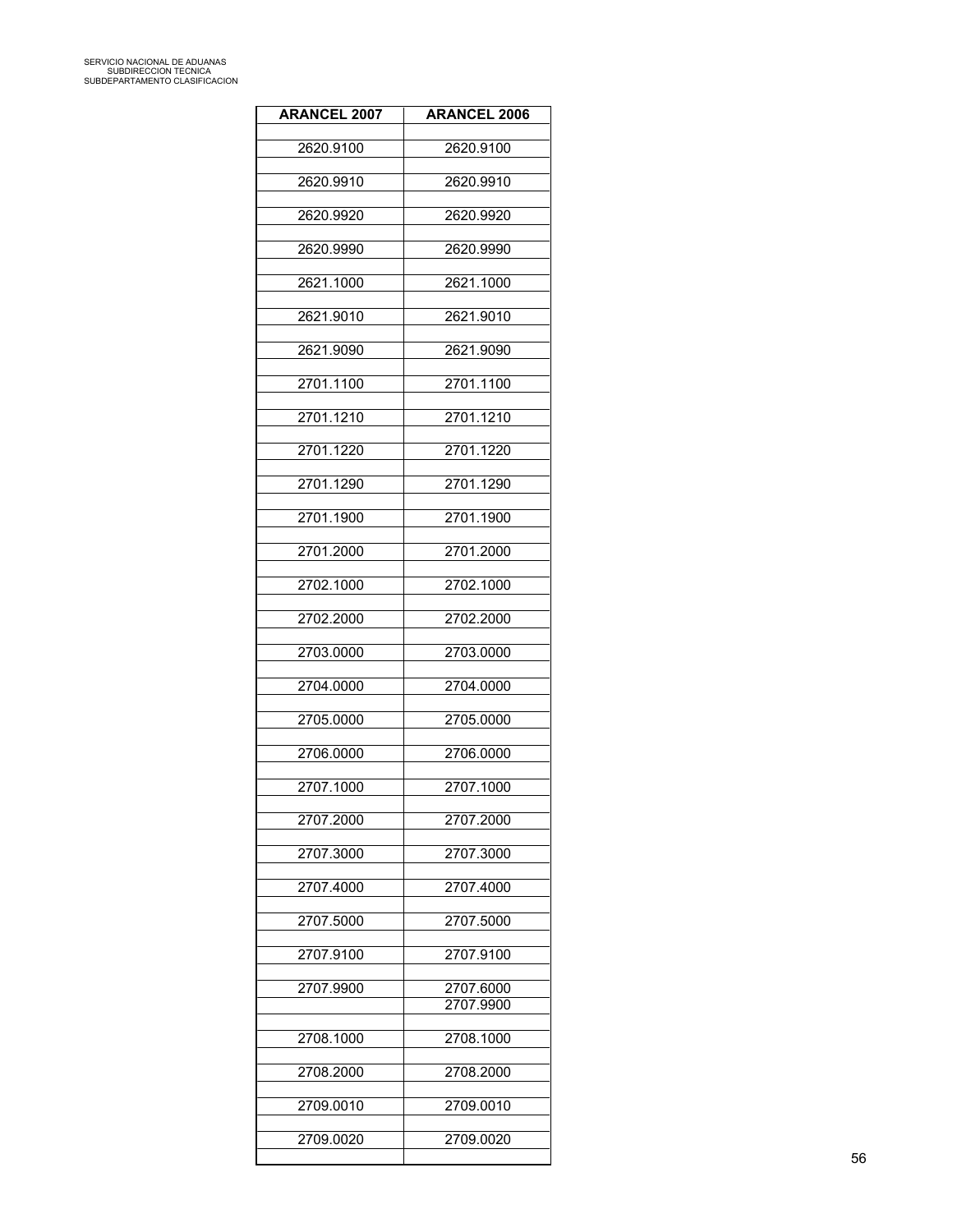| ARANCEL 2007 | ARANCEL 2006 |
|---|---|
| 2620.9100 | 2620.9100 |
| 2620.9910 | 2620.9910 |
| 2620.9920 | 2620.9920 |
| 2620.9990 | 2620.9990 |
| 2621.1000 | 2621.1000 |
| 2621.9010 | 2621.9010 |
| 2621.9090 | 2621.9090 |
| 2701.1100 | 2701.1100 |
| 2701.1210 | 2701.1210 |
| 2701.1220 | 2701.1220 |
| 2701.1290 | 2701.1290 |
| 2701.1900 | 2701.1900 |
| 2701.2000 | 2701.2000 |
| 2702.1000 | 2702.1000 |
| 2702.2000 | 2702.2000 |
| 2703.0000 | 2703.0000 |
| 2704.0000 | 2704.0000 |
| 2705.0000 | 2705.0000 |
| 2706.0000 | 2706.0000 |
| 2707.1000 | 2707.1000 |
| 2707.2000 | 2707.2000 |
| 2707.3000 | 2707.3000 |
| 2707.4000 | 2707.4000 |
| 2707.5000 | 2707.5000 |
| 2707.9100 | 2707.9100 |
| 2707.9900 | 2707.6000<br>2707.9900 |
| 2708.1000 | 2708.1000 |
| 2708.2000 | 2708.2000 |
| 2709.0010 | 2709.0010 |
| 2709.0020 | 2709.0020 |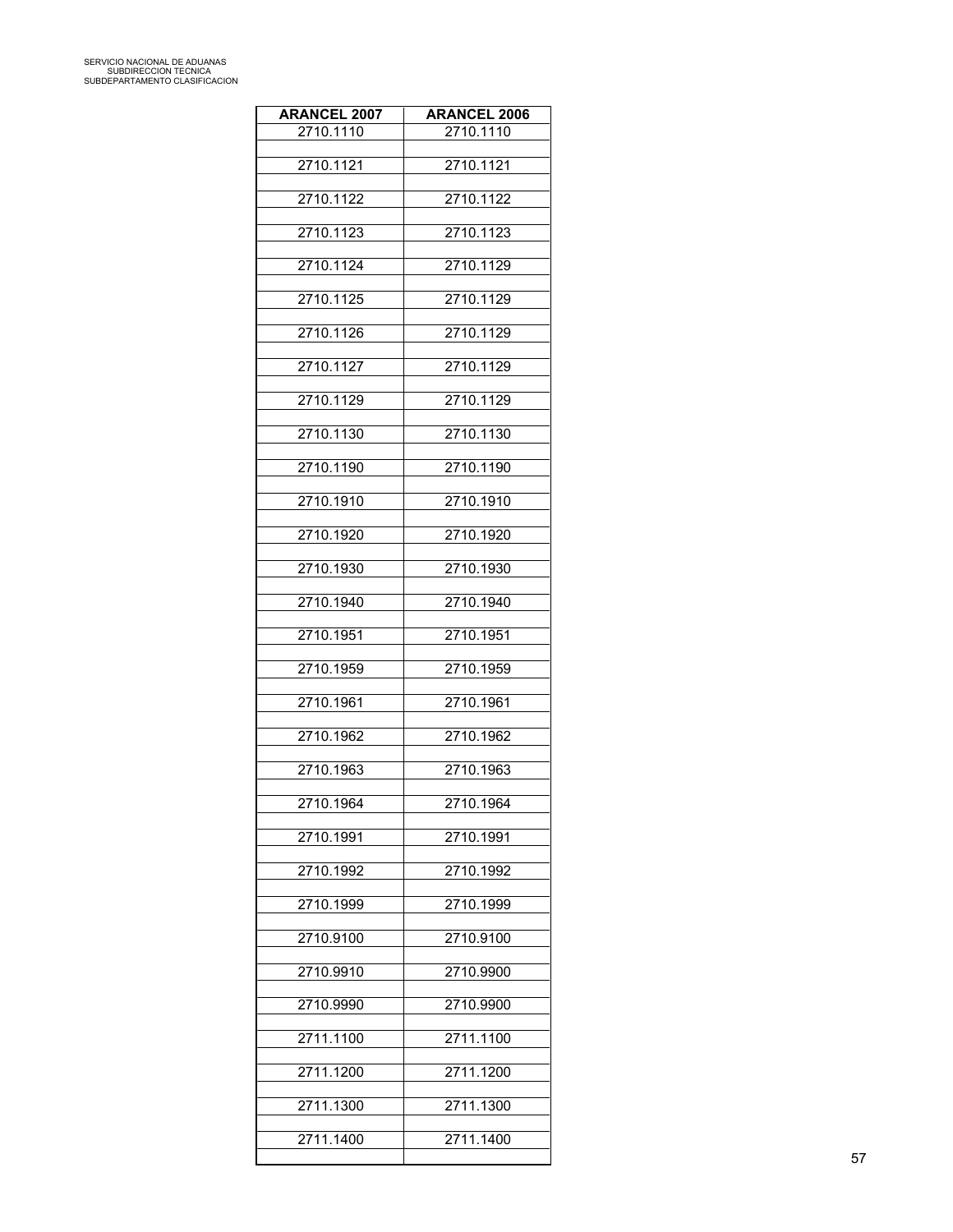| ARANCEL 2007 | ARANCEL 2006 |
| --- | --- |
| 2710.1110 | 2710.1110 |
| 2710.1121 | 2710.1121 |
| 2710.1122 | 2710.1122 |
| 2710.1123 | 2710.1123 |
| 2710.1124 | 2710.1129 |
| 2710.1125 | 2710.1129 |
| 2710.1126 | 2710.1129 |
| 2710.1127 | 2710.1129 |
| 2710.1129 | 2710.1129 |
| 2710.1130 | 2710.1130 |
| 2710.1190 | 2710.1190 |
| 2710.1910 | 2710.1910 |
| 2710.1920 | 2710.1920 |
| 2710.1930 | 2710.1930 |
| 2710.1940 | 2710.1940 |
| 2710.1951 | 2710.1951 |
| 2710.1959 | 2710.1959 |
| 2710.1961 | 2710.1961 |
| 2710.1962 | 2710.1962 |
| 2710.1963 | 2710.1963 |
| 2710.1964 | 2710.1964 |
| 2710.1991 | 2710.1991 |
| 2710.1992 | 2710.1992 |
| 2710.1999 | 2710.1999 |
| 2710.9100 | 2710.9100 |
| 2710.9910 | 2710.9900 |
| 2710.9990 | 2710.9900 |
| 2711.1100 | 2711.1100 |
| 2711.1200 | 2711.1200 |
| 2711.1300 | 2711.1300 |
| 2711.1400 | 2711.1400 |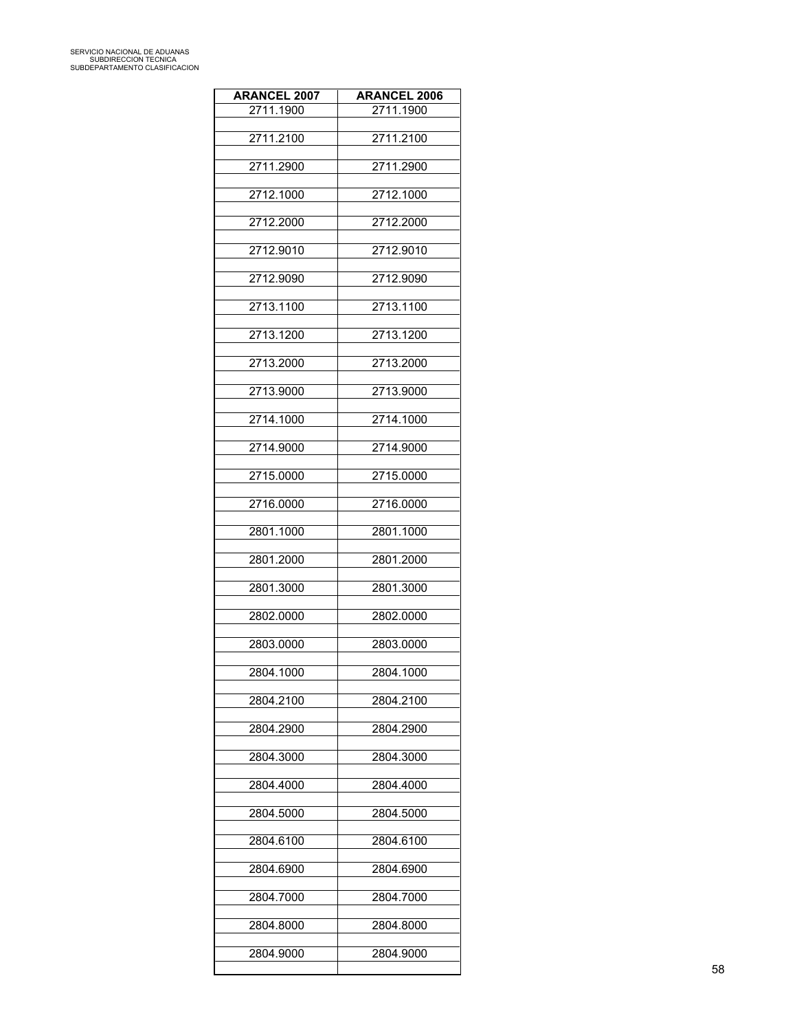| ARANCEL 2007 | ARANCEL 2006 |
| --- | --- |
| 2711.1900 | 2711.1900 |
| 2711.2100 | 2711.2100 |
| 2711.2900 | 2711.2900 |
| 2712.1000 | 2712.1000 |
| 2712.2000 | 2712.2000 |
| 2712.9010 | 2712.9010 |
| 2712.9090 | 2712.9090 |
| 2713.1100 | 2713.1100 |
| 2713.1200 | 2713.1200 |
| 2713.2000 | 2713.2000 |
| 2713.9000 | 2713.9000 |
| 2714.1000 | 2714.1000 |
| 2714.9000 | 2714.9000 |
| 2715.0000 | 2715.0000 |
| 2716.0000 | 2716.0000 |
| 2801.1000 | 2801.1000 |
| 2801.2000 | 2801.2000 |
| 2801.3000 | 2801.3000 |
| 2802.0000 | 2802.0000 |
| 2803.0000 | 2803.0000 |
| 2804.1000 | 2804.1000 |
| 2804.2100 | 2804.2100 |
| 2804.2900 | 2804.2900 |
| 2804.3000 | 2804.3000 |
| 2804.4000 | 2804.4000 |
| 2804.5000 | 2804.5000 |
| 2804.6100 | 2804.6100 |
| 2804.6900 | 2804.6900 |
| 2804.7000 | 2804.7000 |
| 2804.8000 | 2804.8000 |
| 2804.9000 | 2804.9000 |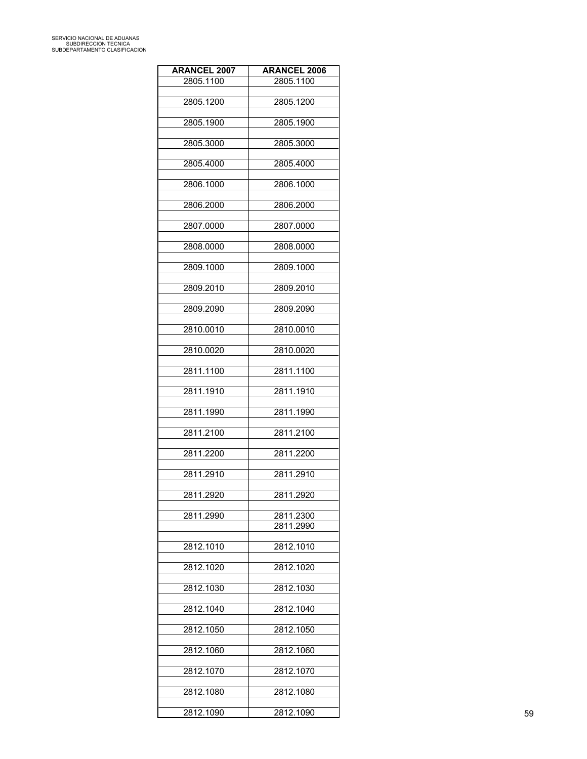| ARANCEL 2007 | ARANCEL 2006 |
|---|---|
| 2805.1100 | 2805.1100 |
| 2805.1200 | 2805.1200 |
| 2805.1900 | 2805.1900 |
| 2805.3000 | 2805.3000 |
| 2805.4000 | 2805.4000 |
| 2806.1000 | 2806.1000 |
| 2806.2000 | 2806.2000 |
| 2807.0000 | 2807.0000 |
| 2808.0000 | 2808.0000 |
| 2809.1000 | 2809.1000 |
| 2809.2010 | 2809.2010 |
| 2809.2090 | 2809.2090 |
| 2810.0010 | 2810.0010 |
| 2810.0020 | 2810.0020 |
| 2811.1100 | 2811.1100 |
| 2811.1910 | 2811.1910 |
| 2811.1990 | 2811.1990 |
| 2811.2100 | 2811.2100 |
| 2811.2200 | 2811.2200 |
| 2811.2910 | 2811.2910 |
| 2811.2920 | 2811.2920 |
| 2811.2990 | 2811.2300 |
| | 2811.2990 |
| 2812.1010 | 2812.1010 |
| 2812.1020 | 2812.1020 |
| 2812.1030 | 2812.1030 |
| 2812.1040 | 2812.1040 |
| 2812.1050 | 2812.1050 |
| 2812.1060 | 2812.1060 |
| 2812.1070 | 2812.1070 |
| 2812.1080 | 2812.1080 |
| 2812.1090 | 2812.1090 |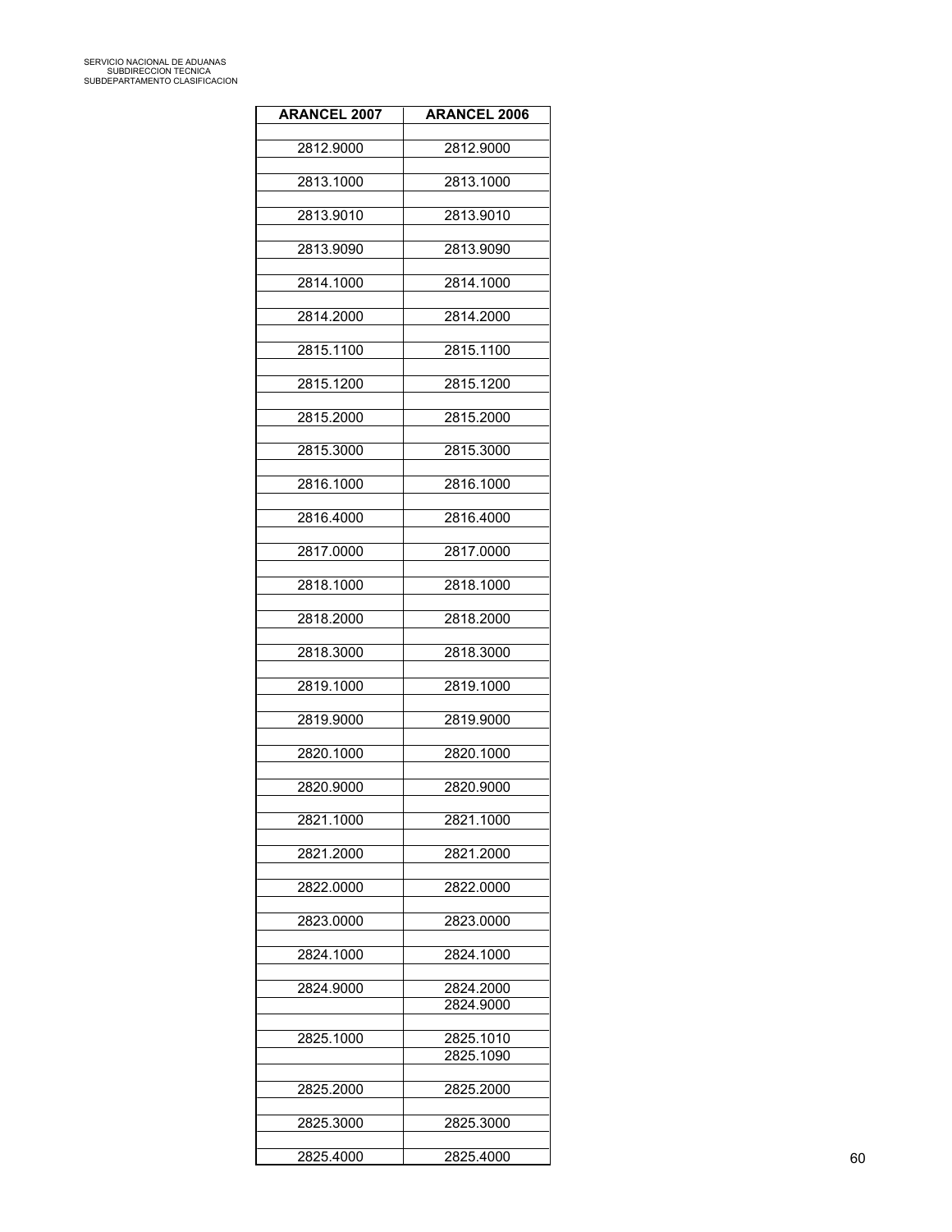| ARANCEL 2007 | ARANCEL 2006 |
|---|---|
| 2812.9000 | 2812.9000 |
| 2813.1000 | 2813.1000 |
| 2813.9010 | 2813.9010 |
| 2813.9090 | 2813.9090 |
| 2814.1000 | 2814.1000 |
| 2814.2000 | 2814.2000 |
| 2815.1100 | 2815.1100 |
| 2815.1200 | 2815.1200 |
| 2815.2000 | 2815.2000 |
| 2815.3000 | 2815.3000 |
| 2816.1000 | 2816.1000 |
| 2816.4000 | 2816.4000 |
| 2817.0000 | 2817.0000 |
| 2818.1000 | 2818.1000 |
| 2818.2000 | 2818.2000 |
| 2818.3000 | 2818.3000 |
| 2819.1000 | 2819.1000 |
| 2819.9000 | 2819.9000 |
| 2820.1000 | 2820.1000 |
| 2820.9000 | 2820.9000 |
| 2821.1000 | 2821.1000 |
| 2821.2000 | 2821.2000 |
| 2822.0000 | 2822.0000 |
| 2823.0000 | 2823.0000 |
| 2824.1000 | 2824.1000 |
| 2824.9000 | 2824.2000<br>2824.9000 |
| 2825.1000 | 2825.1010<br>2825.1090 |
| 2825.2000 | 2825.2000 |
| 2825.3000 | 2825.3000 |
| 2825.4000 | 2825.4000 |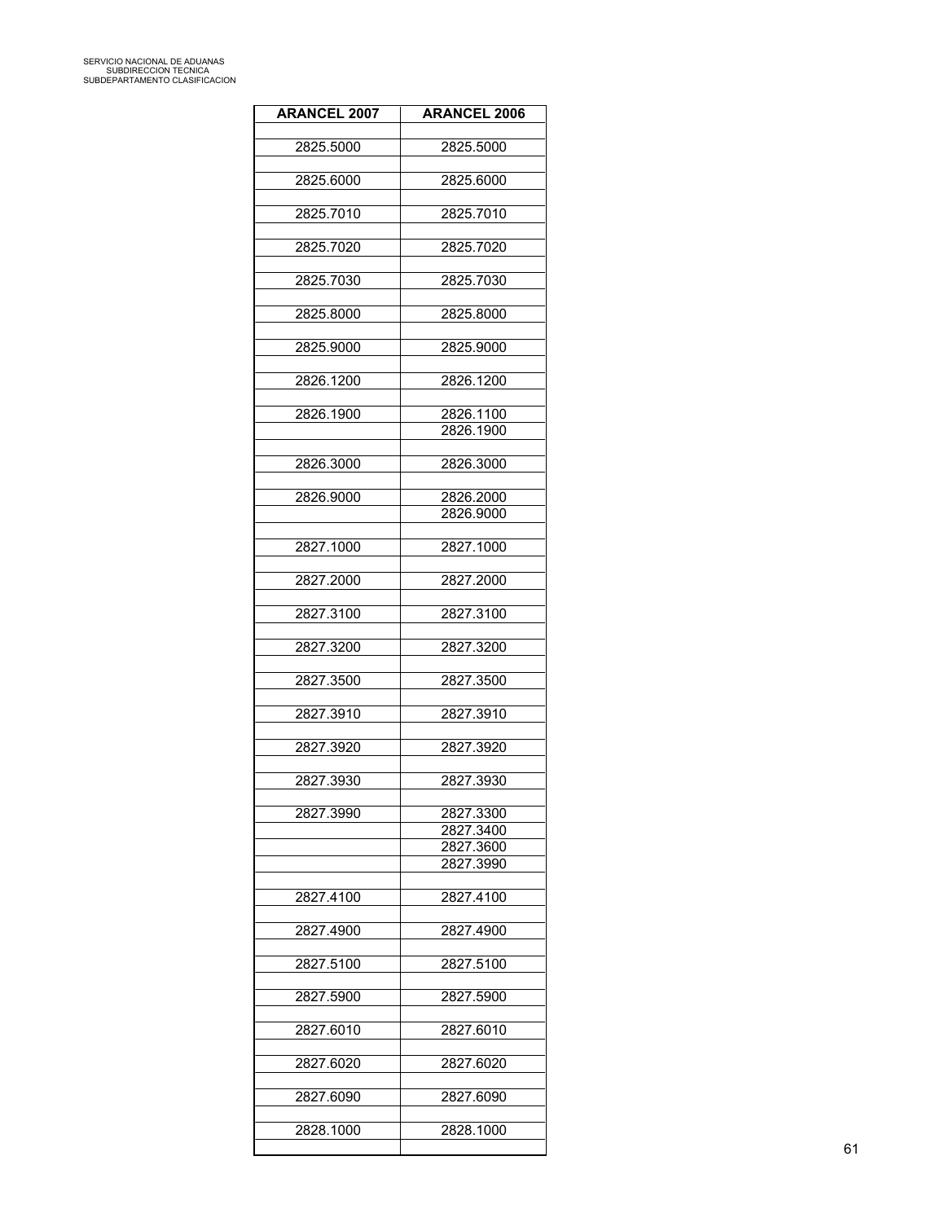| ARANCEL 2007 | ARANCEL 2006 |
|---|---|
| 2825.5000 | 2825.5000 |
| 2825.6000 | 2825.6000 |
| 2825.7010 | 2825.7010 |
| 2825.7020 | 2825.7020 |
| 2825.7030 | 2825.7030 |
| 2825.8000 | 2825.8000 |
| 2825.9000 | 2825.9000 |
| 2826.1200 | 2826.1200 |
| 2826.1900 | 2826.1100 |
| | 2826.1900 |
| 2826.3000 | 2826.3000 |
| 2826.9000 | 2826.2000 |
| | 2826.9000 |
| 2827.1000 | 2827.1000 |
| 2827.2000 | 2827.2000 |
| 2827.3100 | 2827.3100 |
| 2827.3200 | 2827.3200 |
| 2827.3500 | 2827.3500 |
| 2827.3910 | 2827.3910 |
| 2827.3920 | 2827.3920 |
| 2827.3930 | 2827.3930 |
| 2827.3990 | 2827.3300 |
| | 2827.3400 |
| | 2827.3600 |
| | 2827.3990 |
| 2827.4100 | 2827.4100 |
| 2827.4900 | 2827.4900 |
| 2827.5100 | 2827.5100 |
| 2827.5900 | 2827.5900 |
| 2827.6010 | 2827.6010 |
| 2827.6020 | 2827.6020 |
| 2827.6090 | 2827.6090 |
| 2828.1000 | 2828.1000 |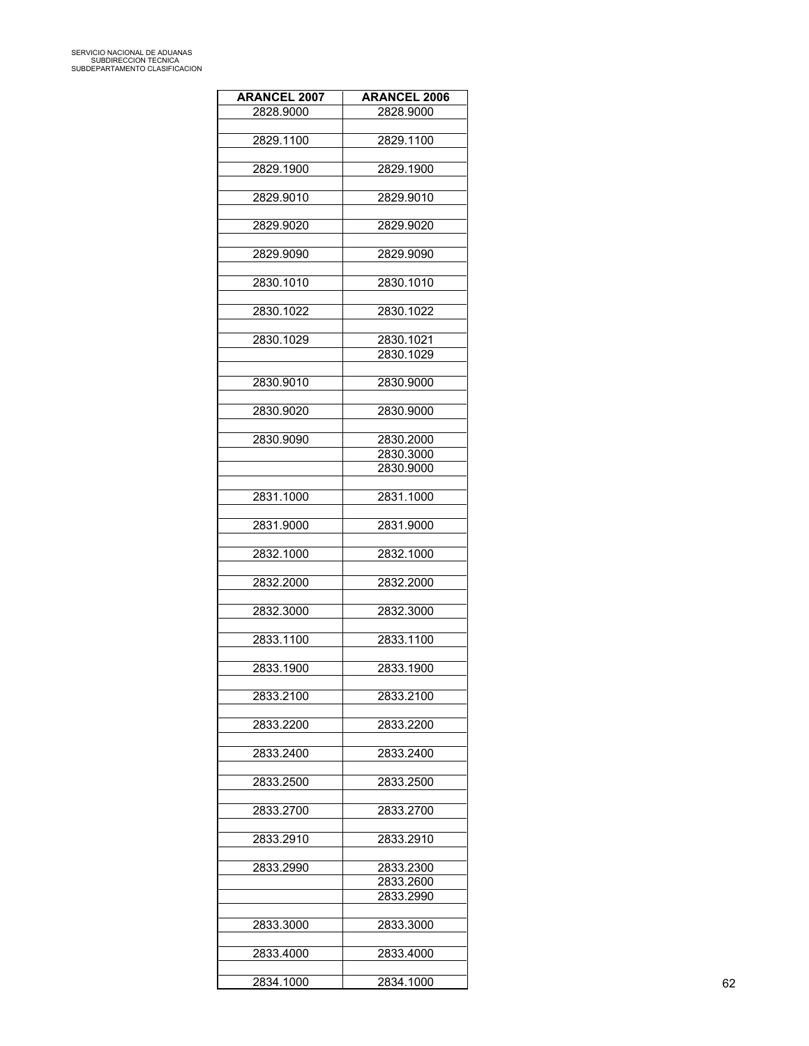| ARANCEL 2007 | ARANCEL 2006 |
|---|---|
| 2828.9000 | 2828.9000 |
| | |
| 2829.1100 | 2829.1100 |
| | |
| 2829.1900 | 2829.1900 |
| | |
| 2829.9010 | 2829.9010 |
| | |
| 2829.9020 | 2829.9020 |
| | |
| 2829.9090 | 2829.9090 |
| | |
| 2830.1010 | 2830.1010 |
| | |
| 2830.1022 | 2830.1022 |
| | |
| 2830.1029 | 2830.1021 |
| | 2830.1029 |
| | |
| 2830.9010 | 2830.9000 |
| | |
| 2830.9020 | 2830.9000 |
| | |
| 2830.9090 | 2830.2000 |
| | 2830.3000 |
| | 2830.9000 |
| | |
| 2831.1000 | 2831.1000 |
| | |
| 2831.9000 | 2831.9000 |
| | |
| 2832.1000 | 2832.1000 |
| | |
| 2832.2000 | 2832.2000 |
| | |
| 2832.3000 | 2832.3000 |
| | |
| 2833.1100 | 2833.1100 |
| | |
| 2833.1900 | 2833.1900 |
| | |
| 2833.2100 | 2833.2100 |
| | |
| 2833.2200 | 2833.2200 |
| | |
| 2833.2400 | 2833.2400 |
| | |
| 2833.2500 | 2833.2500 |
| | |
| 2833.2700 | 2833.2700 |
| | |
| 2833.2910 | 2833.2910 |
| | |
| 2833.2990 | 2833.2300 |
| | 2833.2600 |
| | 2833.2990 |
| | |
| 2833.3000 | 2833.3000 |
| | |
| 2833.4000 | 2833.4000 |
| | |
| 2834.1000 | 2834.1000 |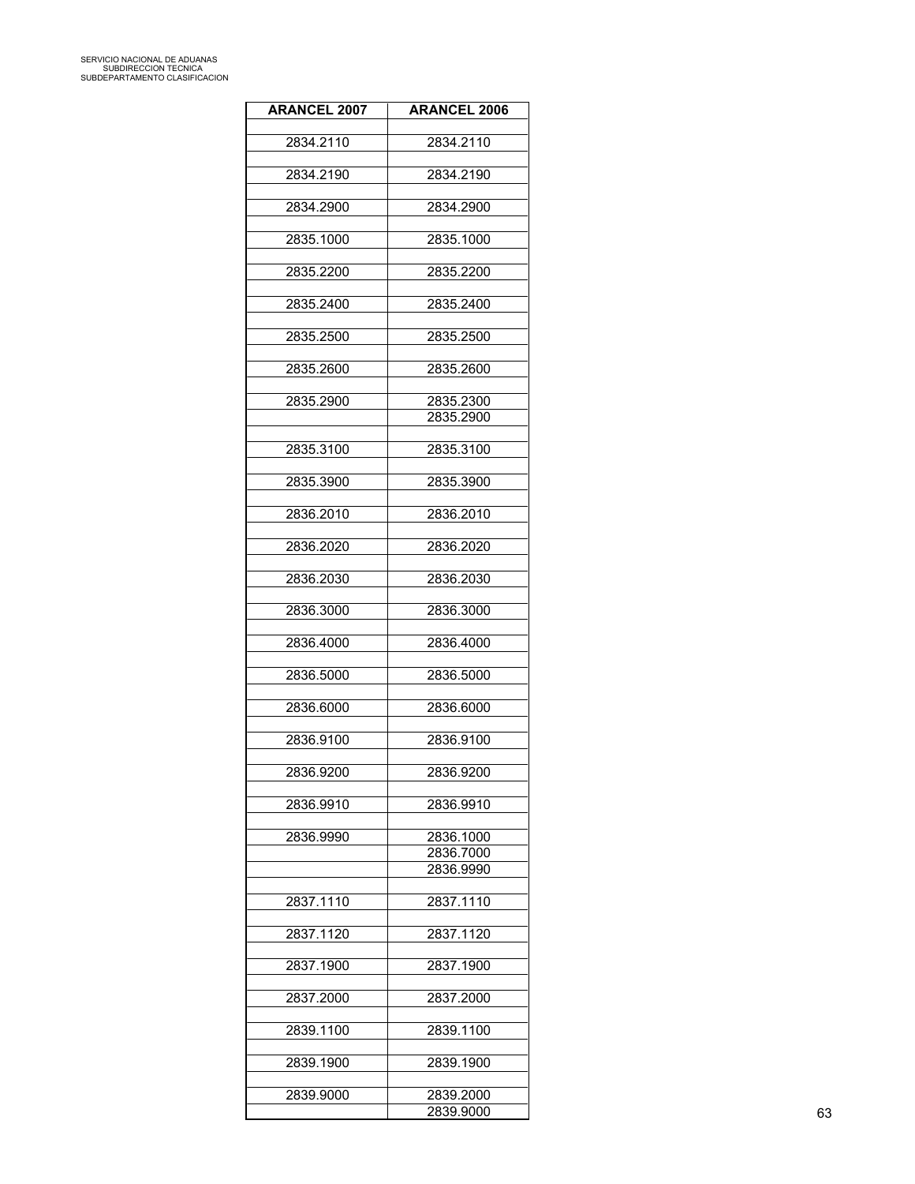| ARANCEL 2007 | ARANCEL 2006 |
|---|---|
| 2834.2110 | 2834.2110 |
| 2834.2190 | 2834.2190 |
| 2834.2900 | 2834.2900 |
| 2835.1000 | 2835.1000 |
| 2835.2200 | 2835.2200 |
| 2835.2400 | 2835.2400 |
| 2835.2500 | 2835.2500 |
| 2835.2600 | 2835.2600 |
| 2835.2900 | 2835.2300 |
| | 2835.2900 |
| 2835.3100 | 2835.3100 |
| 2835.3900 | 2835.3900 |
| 2836.2010 | 2836.2010 |
| 2836.2020 | 2836.2020 |
| 2836.2030 | 2836.2030 |
| 2836.3000 | 2836.3000 |
| 2836.4000 | 2836.4000 |
| 2836.5000 | 2836.5000 |
| 2836.6000 | 2836.6000 |
| 2836.9100 | 2836.9100 |
| 2836.9200 | 2836.9200 |
| 2836.9910 | 2836.9910 |
| 2836.9990 | 2836.1000 |
| | 2836.7000 |
| | 2836.9990 |
| 2837.1110 | 2837.1110 |
| 2837.1120 | 2837.1120 |
| 2837.1900 | 2837.1900 |
| 2837.2000 | 2837.2000 |
| 2839.1100 | 2839.1100 |
| 2839.1900 | 2839.1900 |
| 2839.9000 | 2839.2000 |
| | 2839.9000 |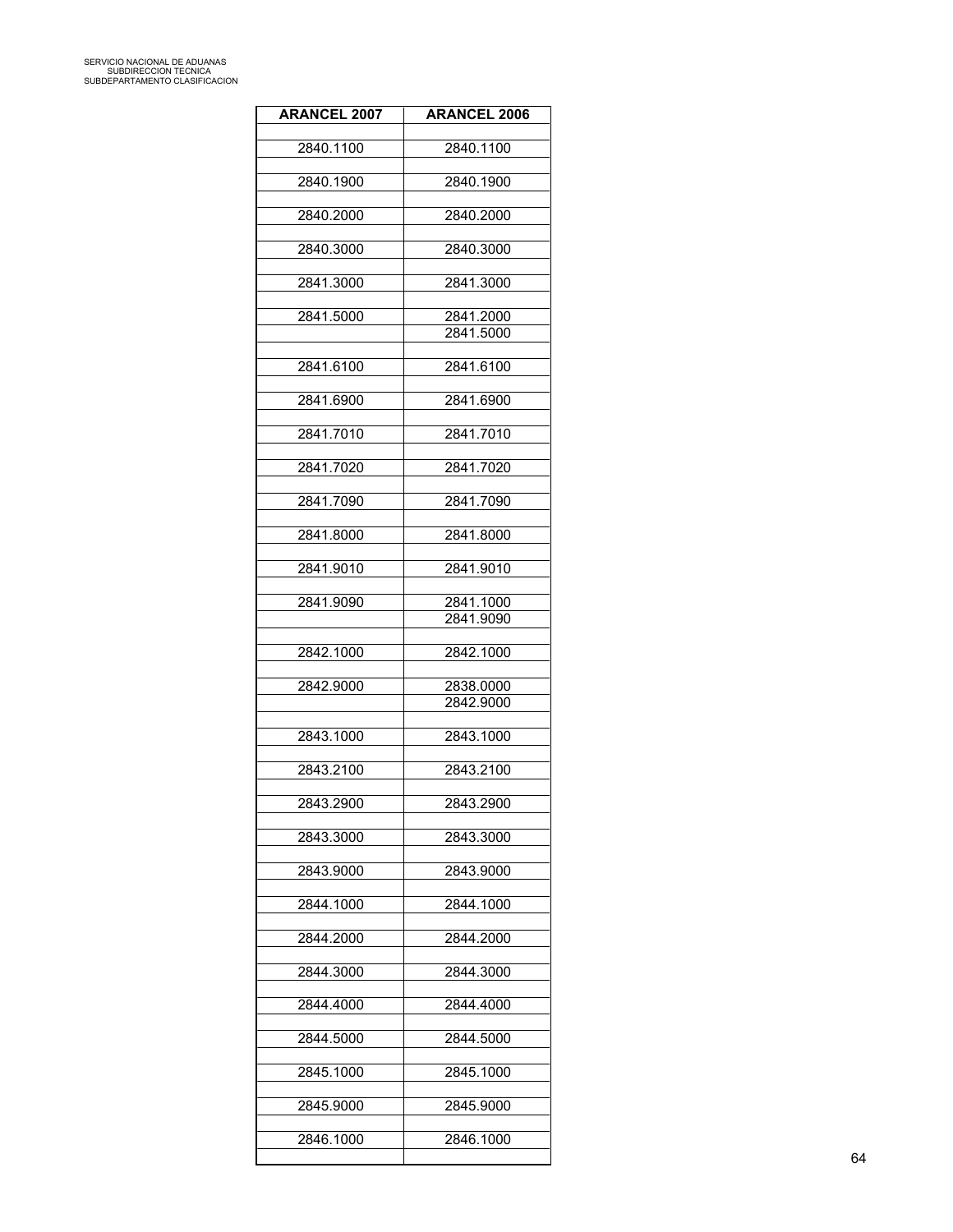| ARANCEL 2007 | ARANCEL 2006 |
| --- | --- |
| 2840.1100 | 2840.1100 |
| 2840.1900 | 2840.1900 |
| 2840.2000 | 2840.2000 |
| 2840.3000 | 2840.3000 |
| 2841.3000 | 2841.3000 |
| 2841.5000 | 2841.2000 |
| | 2841.5000 |
| 2841.6100 | 2841.6100 |
| 2841.6900 | 2841.6900 |
| 2841.7010 | 2841.7010 |
| 2841.7020 | 2841.7020 |
| 2841.7090 | 2841.7090 |
| 2841.8000 | 2841.8000 |
| 2841.9010 | 2841.9010 |
| 2841.9090 | 2841.1000 |
| | 2841.9090 |
| 2842.1000 | 2842.1000 |
| 2842.9000 | 2838.0000 |
| | 2842.9000 |
| 2843.1000 | 2843.1000 |
| 2843.2100 | 2843.2100 |
| 2843.2900 | 2843.2900 |
| 2843.3000 | 2843.3000 |
| 2843.9000 | 2843.9000 |
| 2844.1000 | 2844.1000 |
| 2844.2000 | 2844.2000 |
| 2844.3000 | 2844.3000 |
| 2844.4000 | 2844.4000 |
| 2844.5000 | 2844.5000 |
| 2845.1000 | 2845.1000 |
| 2845.9000 | 2845.9000 |
| 2846.1000 | 2846.1000 |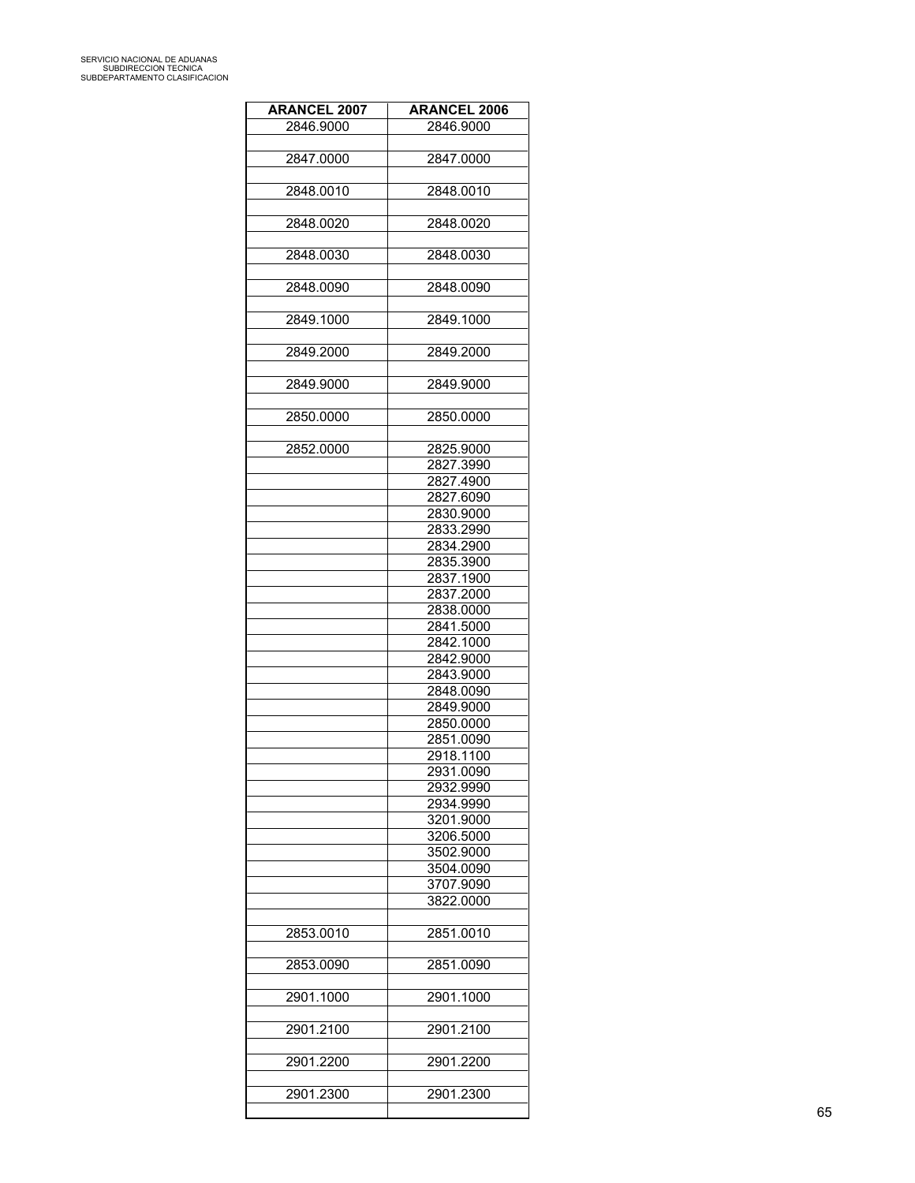| ARANCEL 2007 | ARANCEL 2006 |
|---|---|
| 2846.9000 | 2846.9000 |
| | |
| 2847.0000 | 2847.0000 |
| | |
| 2848.0010 | 2848.0010 |
| | |
| 2848.0020 | 2848.0020 |
| | |
| 2848.0030 | 2848.0030 |
| | |
| 2848.0090 | 2848.0090 |
| | |
| 2849.1000 | 2849.1000 |
| | |
| 2849.2000 | 2849.2000 |
| | |
| 2849.9000 | 2849.9000 |
| | |
| 2850.0000 | 2850.0000 |
| | |
| 2852.0000 | 2825.9000 |
| | 2827.3990 |
| | 2827.4900 |
| | 2827.6090 |
| | 2830.9000 |
| | 2833.2990 |
| | 2834.2900 |
| | 2835.3900 |
| | 2837.1900 |
| | 2837.2000 |
| | 2838.0000 |
| | 2841.5000 |
| | 2842.1000 |
| | 2842.9000 |
| | 2843.9000 |
| | 2848.0090 |
| | 2849.9000 |
| | 2850.0000 |
| | 2851.0090 |
| | 2918.1100 |
| | 2931.0090 |
| | 2932.9990 |
| | 2934.9990 |
| | 3201.9000 |
| | 3206.5000 |
| | 3502.9000 |
| | 3504.0090 |
| | 3707.9090 |
| | 3822.0000 |
| | |
| 2853.0010 | 2851.0010 |
| | |
| 2853.0090 | 2851.0090 |
| | |
| 2901.1000 | 2901.1000 |
| | |
| 2901.2100 | 2901.2100 |
| | |
| 2901.2200 | 2901.2200 |
| | |
| 2901.2300 | 2901.2300 |
| | |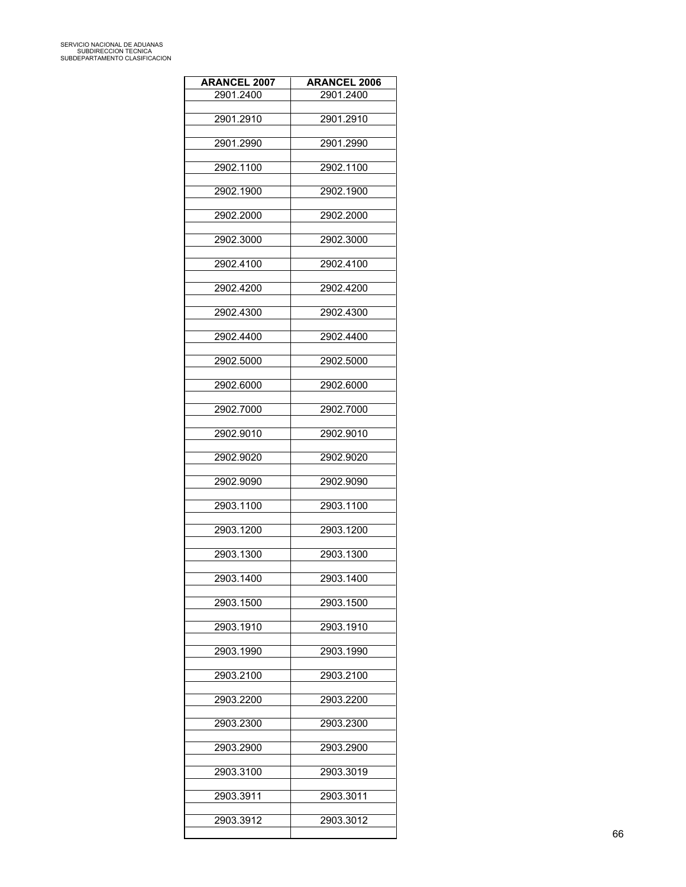| ARANCEL 2007 | ARANCEL 2006 |
|---|---|
| 2901.2400 | 2901.2400 |
| 2901.2910 | 2901.2910 |
| 2901.2990 | 2901.2990 |
| 2902.1100 | 2902.1100 |
| 2902.1900 | 2902.1900 |
| 2902.2000 | 2902.2000 |
| 2902.3000 | 2902.3000 |
| 2902.4100 | 2902.4100 |
| 2902.4200 | 2902.4200 |
| 2902.4300 | 2902.4300 |
| 2902.4400 | 2902.4400 |
| 2902.5000 | 2902.5000 |
| 2902.6000 | 2902.6000 |
| 2902.7000 | 2902.7000 |
| 2902.9010 | 2902.9010 |
| 2902.9020 | 2902.9020 |
| 2902.9090 | 2902.9090 |
| 2903.1100 | 2903.1100 |
| 2903.1200 | 2903.1200 |
| 2903.1300 | 2903.1300 |
| 2903.1400 | 2903.1400 |
| 2903.1500 | 2903.1500 |
| 2903.1910 | 2903.1910 |
| 2903.1990 | 2903.1990 |
| 2903.2100 | 2903.2100 |
| 2903.2200 | 2903.2200 |
| 2903.2300 | 2903.2300 |
| 2903.2900 | 2903.2900 |
| 2903.3100 | 2903.3019 |
| 2903.3911 | 2903.3011 |
| 2903.3912 | 2903.3012 |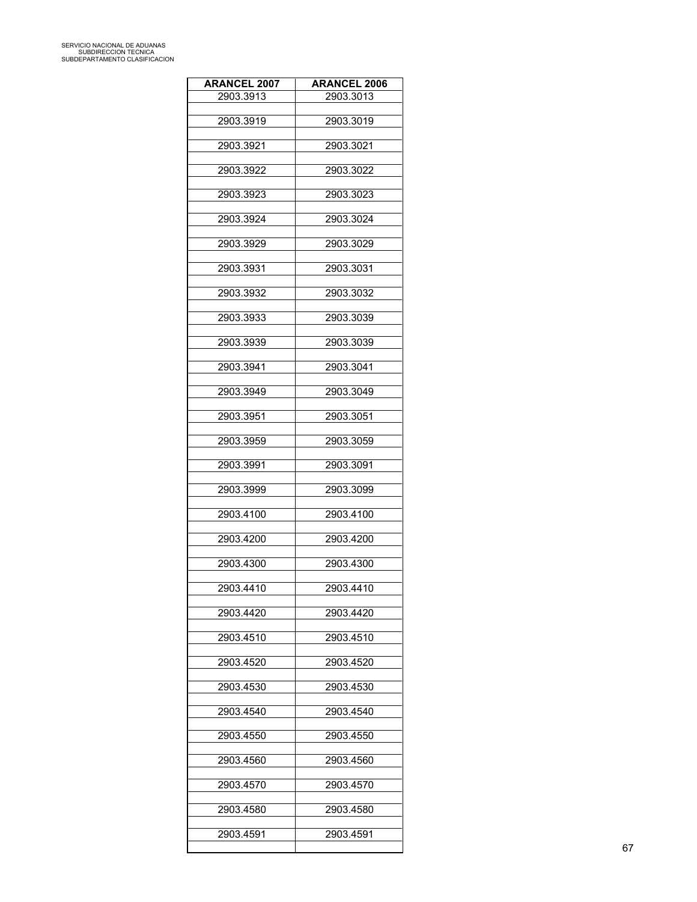| ARANCEL 2007 | ARANCEL 2006 |
|---|---|
| 2903.3913 | 2903.3013 |
| 2903.3919 | 2903.3019 |
| 2903.3921 | 2903.3021 |
| 2903.3922 | 2903.3022 |
| 2903.3923 | 2903.3023 |
| 2903.3924 | 2903.3024 |
| 2903.3929 | 2903.3029 |
| 2903.3931 | 2903.3031 |
| 2903.3932 | 2903.3032 |
| 2903.3933 | 2903.3039 |
| 2903.3939 | 2903.3039 |
| 2903.3941 | 2903.3041 |
| 2903.3949 | 2903.3049 |
| 2903.3951 | 2903.3051 |
| 2903.3959 | 2903.3059 |
| 2903.3991 | 2903.3091 |
| 2903.3999 | 2903.3099 |
| 2903.4100 | 2903.4100 |
| 2903.4200 | 2903.4200 |
| 2903.4300 | 2903.4300 |
| 2903.4410 | 2903.4410 |
| 2903.4420 | 2903.4420 |
| 2903.4510 | 2903.4510 |
| 2903.4520 | 2903.4520 |
| 2903.4530 | 2903.4530 |
| 2903.4540 | 2903.4540 |
| 2903.4550 | 2903.4550 |
| 2903.4560 | 2903.4560 |
| 2903.4570 | 2903.4570 |
| 2903.4580 | 2903.4580 |
| 2903.4591 | 2903.4591 |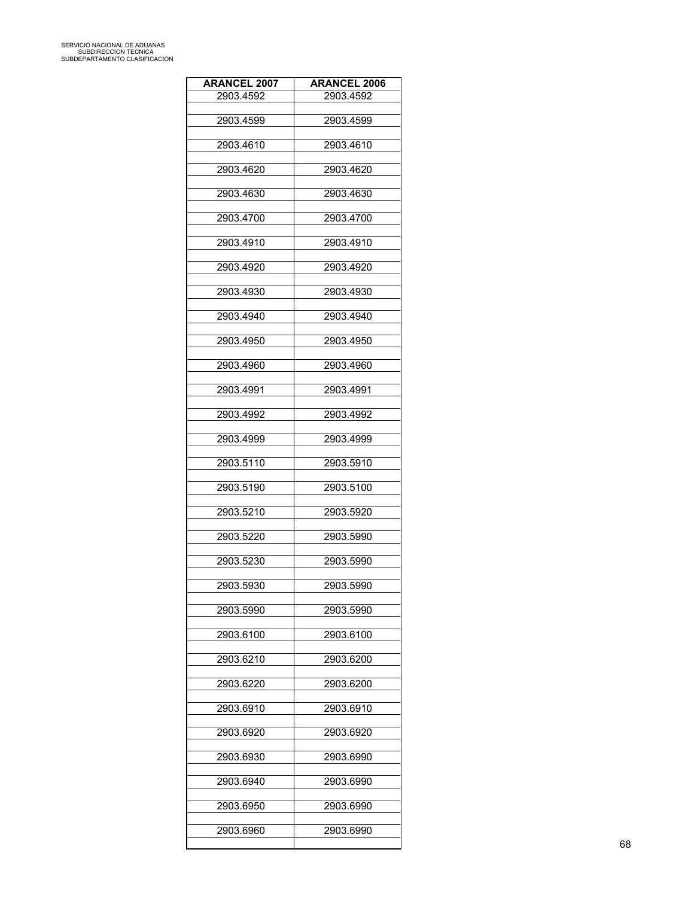| ARANCEL 2007 | ARANCEL 2006 |
|---|---|
| 2903.4592 | 2903.4592 |
| 2903.4599 | 2903.4599 |
| 2903.4610 | 2903.4610 |
| 2903.4620 | 2903.4620 |
| 2903.4630 | 2903.4630 |
| 2903.4700 | 2903.4700 |
| 2903.4910 | 2903.4910 |
| 2903.4920 | 2903.4920 |
| 2903.4930 | 2903.4930 |
| 2903.4940 | 2903.4940 |
| 2903.4950 | 2903.4950 |
| 2903.4960 | 2903.4960 |
| 2903.4991 | 2903.4991 |
| 2903.4992 | 2903.4992 |
| 2903.4999 | 2903.4999 |
| 2903.5110 | 2903.5910 |
| 2903.5190 | 2903.5100 |
| 2903.5210 | 2903.5920 |
| 2903.5220 | 2903.5990 |
| 2903.5230 | 2903.5990 |
| 2903.5930 | 2903.5990 |
| 2903.5990 | 2903.5990 |
| 2903.6100 | 2903.6100 |
| 2903.6210 | 2903.6200 |
| 2903.6220 | 2903.6200 |
| 2903.6910 | 2903.6910 |
| 2903.6920 | 2903.6920 |
| 2903.6930 | 2903.6990 |
| 2903.6940 | 2903.6990 |
| 2903.6950 | 2903.6990 |
| 2903.6960 | 2903.6990 |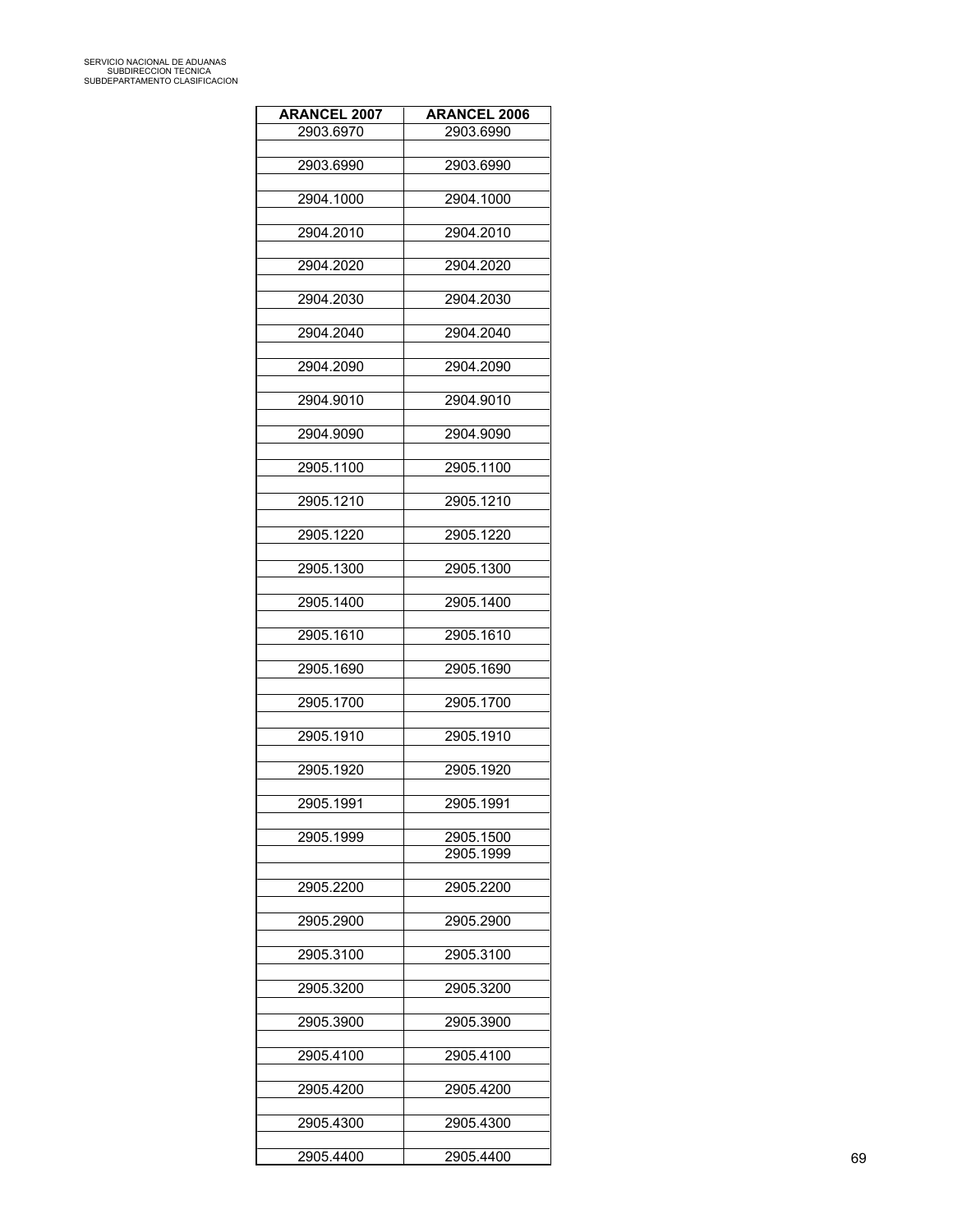| ARANCEL 2007 | ARANCEL 2006 |
|---|---|
| 2903.6970 | 2903.6990 |
| 2903.6990 | 2903.6990 |
| 2904.1000 | 2904.1000 |
| 2904.2010 | 2904.2010 |
| 2904.2020 | 2904.2020 |
| 2904.2030 | 2904.2030 |
| 2904.2040 | 2904.2040 |
| 2904.2090 | 2904.2090 |
| 2904.9010 | 2904.9010 |
| 2904.9090 | 2904.9090 |
| 2905.1100 | 2905.1100 |
| 2905.1210 | 2905.1210 |
| 2905.1220 | 2905.1220 |
| 2905.1300 | 2905.1300 |
| 2905.1400 | 2905.1400 |
| 2905.1610 | 2905.1610 |
| 2905.1690 | 2905.1690 |
| 2905.1700 | 2905.1700 |
| 2905.1910 | 2905.1910 |
| 2905.1920 | 2905.1920 |
| 2905.1991 | 2905.1991 |
| 2905.1999 | 2905.1500 |
| | 2905.1999 |
| 2905.2200 | 2905.2200 |
| 2905.2900 | 2905.2900 |
| 2905.3100 | 2905.3100 |
| 2905.3200 | 2905.3200 |
| 2905.3900 | 2905.3900 |
| 2905.4100 | 2905.4100 |
| 2905.4200 | 2905.4200 |
| 2905.4300 | 2905.4300 |
| 2905.4400 | 2905.4400 |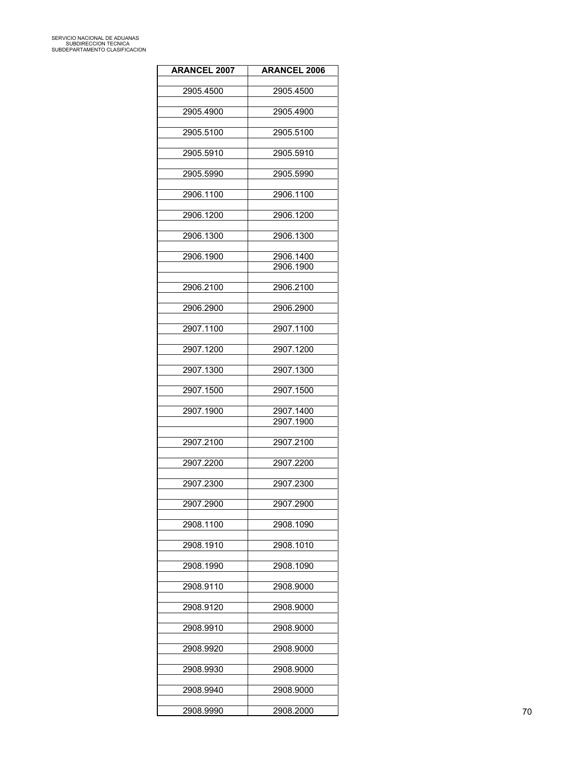| ARANCEL 2007 | ARANCEL 2006 |
|---|---|
| 2905.4500 | 2905.4500 |
| 2905.4900 | 2905.4900 |
| 2905.5100 | 2905.5100 |
| 2905.5910 | 2905.5910 |
| 2905.5990 | 2905.5990 |
| 2906.1100 | 2906.1100 |
| 2906.1200 | 2906.1200 |
| 2906.1300 | 2906.1300 |
| 2906.1900 | 2906.1400 |
| | 2906.1900 |
| 2906.2100 | 2906.2100 |
| 2906.2900 | 2906.2900 |
| 2907.1100 | 2907.1100 |
| 2907.1200 | 2907.1200 |
| 2907.1300 | 2907.1300 |
| 2907.1500 | 2907.1500 |
| 2907.1900 | 2907.1400 |
| | 2907.1900 |
| 2907.2100 | 2907.2100 |
| 2907.2200 | 2907.2200 |
| 2907.2300 | 2907.2300 |
| 2907.2900 | 2907.2900 |
| 2908.1100 | 2908.1090 |
| 2908.1910 | 2908.1010 |
| 2908.1990 | 2908.1090 |
| 2908.9110 | 2908.9000 |
| 2908.9120 | 2908.9000 |
| 2908.9910 | 2908.9000 |
| 2908.9920 | 2908.9000 |
| 2908.9930 | 2908.9000 |
| 2908.9940 | 2908.9000 |
| 2908.9990 | 2908.2000 |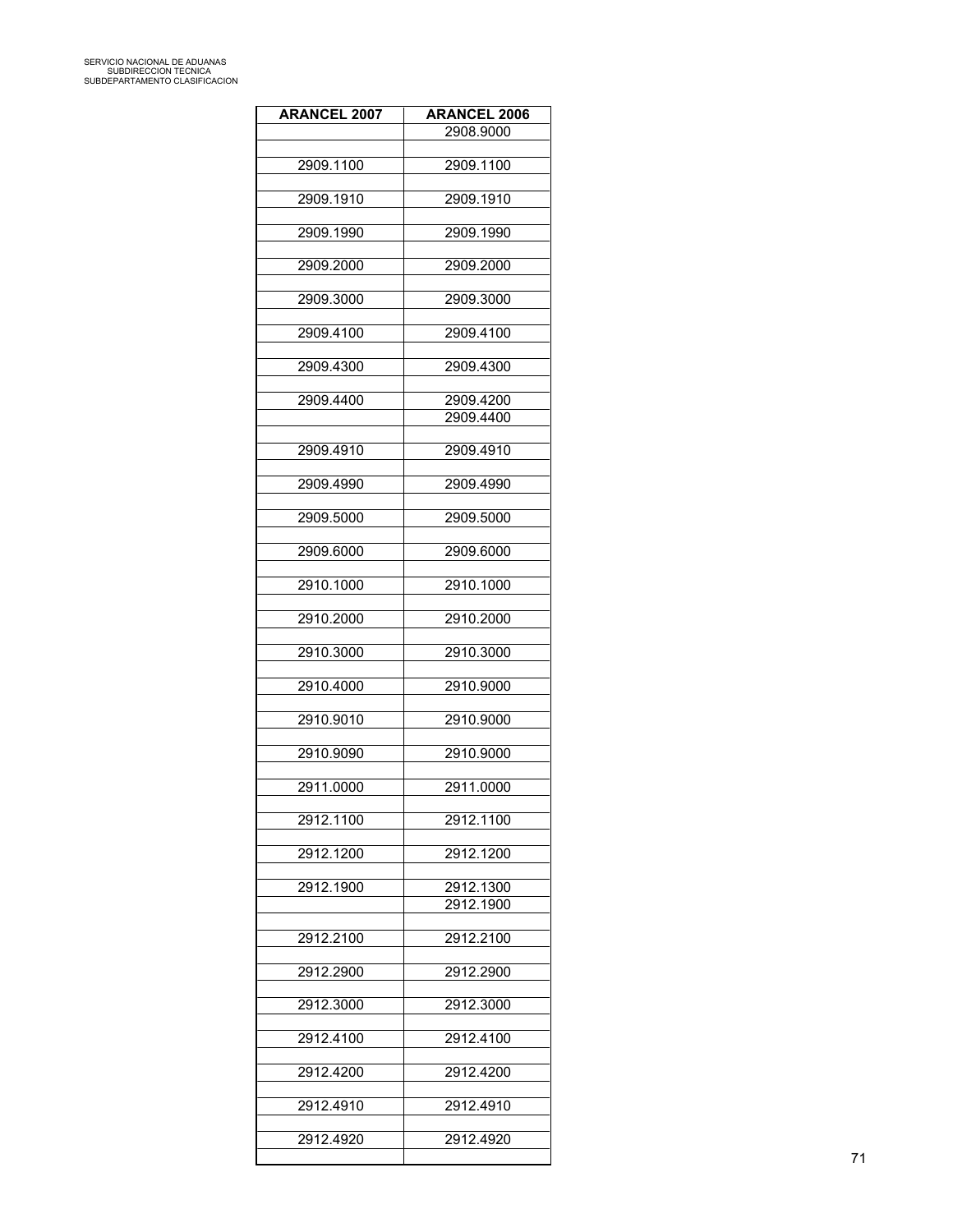| ARANCEL 2007 | ARANCEL 2006 |
|---|---|
| | 2908.9000 |
| | |
| 2909.1100 | 2909.1100 |
| | |
| 2909.1910 | 2909.1910 |
| | |
| 2909.1990 | 2909.1990 |
| | |
| 2909.2000 | 2909.2000 |
| | |
| 2909.3000 | 2909.3000 |
| | |
| 2909.4100 | 2909.4100 |
| | |
| 2909.4300 | 2909.4300 |
| | |
| 2909.4400 | 2909.4200 |
| | 2909.4400 |
| | |
| 2909.4910 | 2909.4910 |
| | |
| 2909.4990 | 2909.4990 |
| | |
| 2909.5000 | 2909.5000 |
| | |
| 2909.6000 | 2909.6000 |
| | |
| 2910.1000 | 2910.1000 |
| | |
| 2910.2000 | 2910.2000 |
| | |
| 2910.3000 | 2910.3000 |
| | |
| 2910.4000 | 2910.9000 |
| | |
| 2910.9010 | 2910.9000 |
| | |
| 2910.9090 | 2910.9000 |
| | |
| 2911.0000 | 2911.0000 |
| | |
| 2912.1100 | 2912.1100 |
| | |
| 2912.1200 | 2912.1200 |
| | |
| 2912.1900 | 2912.1300 |
| | 2912.1900 |
| | |
| 2912.2100 | 2912.2100 |
| | |
| 2912.2900 | 2912.2900 |
| | |
| 2912.3000 | 2912.3000 |
| | |
| 2912.4100 | 2912.4100 |
| | |
| 2912.4200 | 2912.4200 |
| | |
| 2912.4910 | 2912.4910 |
| | |
| 2912.4920 | 2912.4920 |
| | |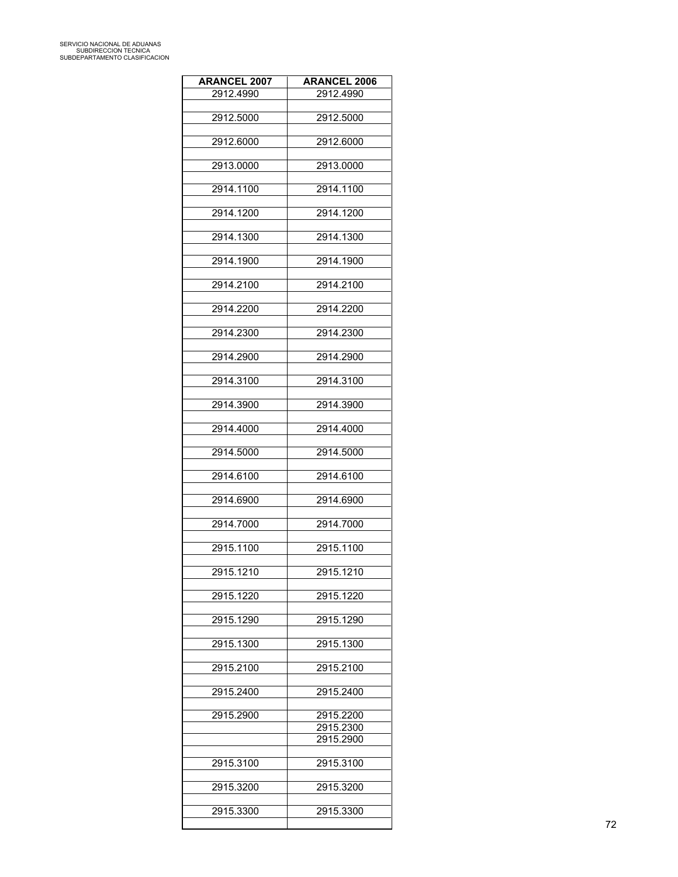| ARANCEL 2007 | ARANCEL 2006 |
|---|---|
| 2912.4990 | 2912.4990 |
| 2912.5000 | 2912.5000 |
| 2912.6000 | 2912.6000 |
| 2913.0000 | 2913.0000 |
| 2914.1100 | 2914.1100 |
| 2914.1200 | 2914.1200 |
| 2914.1300 | 2914.1300 |
| 2914.1900 | 2914.1900 |
| 2914.2100 | 2914.2100 |
| 2914.2200 | 2914.2200 |
| 2914.2300 | 2914.2300 |
| 2914.2900 | 2914.2900 |
| 2914.3100 | 2914.3100 |
| 2914.3900 | 2914.3900 |
| 2914.4000 | 2914.4000 |
| 2914.5000 | 2914.5000 |
| 2914.6100 | 2914.6100 |
| 2914.6900 | 2914.6900 |
| 2914.7000 | 2914.7000 |
| 2915.1100 | 2915.1100 |
| 2915.1210 | 2915.1210 |
| 2915.1220 | 2915.1220 |
| 2915.1290 | 2915.1290 |
| 2915.1300 | 2915.1300 |
| 2915.2100 | 2915.2100 |
| 2915.2400 | 2915.2400 |
| 2915.2900 | 2915.2200 |
| | 2915.2300 |
| | 2915.2900 |
| 2915.3100 | 2915.3100 |
| 2915.3200 | 2915.3200 |
| 2915.3300 | 2915.3300 |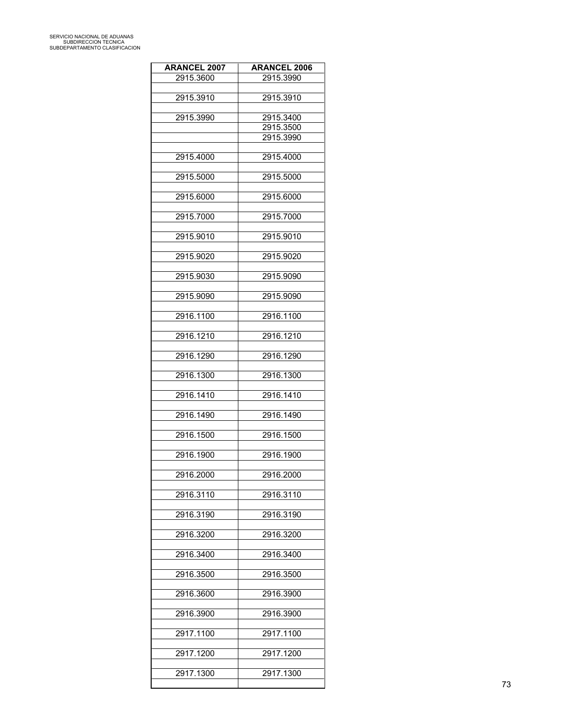| ARANCEL 2007 | ARANCEL 2006 |
| --- | --- |
| 2915.3600 | 2915.3990 |
| | |
| 2915.3910 | 2915.3910 |
| | |
| 2915.3990 | 2915.3400 |
| | 2915.3500 |
| | 2915.3990 |
| | |
| 2915.4000 | 2915.4000 |
| | |
| 2915.5000 | 2915.5000 |
| | |
| 2915.6000 | 2915.6000 |
| | |
| 2915.7000 | 2915.7000 |
| | |
| 2915.9010 | 2915.9010 |
| | |
| 2915.9020 | 2915.9020 |
| | |
| 2915.9030 | 2915.9090 |
| | |
| 2915.9090 | 2915.9090 |
| | |
| 2916.1100 | 2916.1100 |
| | |
| 2916.1210 | 2916.1210 |
| | |
| 2916.1290 | 2916.1290 |
| | |
| 2916.1300 | 2916.1300 |
| | |
| 2916.1410 | 2916.1410 |
| | |
| 2916.1490 | 2916.1490 |
| | |
| 2916.1500 | 2916.1500 |
| | |
| 2916.1900 | 2916.1900 |
| | |
| 2916.2000 | 2916.2000 |
| | |
| 2916.3110 | 2916.3110 |
| | |
| 2916.3190 | 2916.3190 |
| | |
| 2916.3200 | 2916.3200 |
| | |
| 2916.3400 | 2916.3400 |
| | |
| 2916.3500 | 2916.3500 |
| | |
| 2916.3600 | 2916.3900 |
| | |
| 2916.3900 | 2916.3900 |
| | |
| 2917.1100 | 2917.1100 |
| | |
| 2917.1200 | 2917.1200 |
| | |
| 2917.1300 | 2917.1300 |
| | |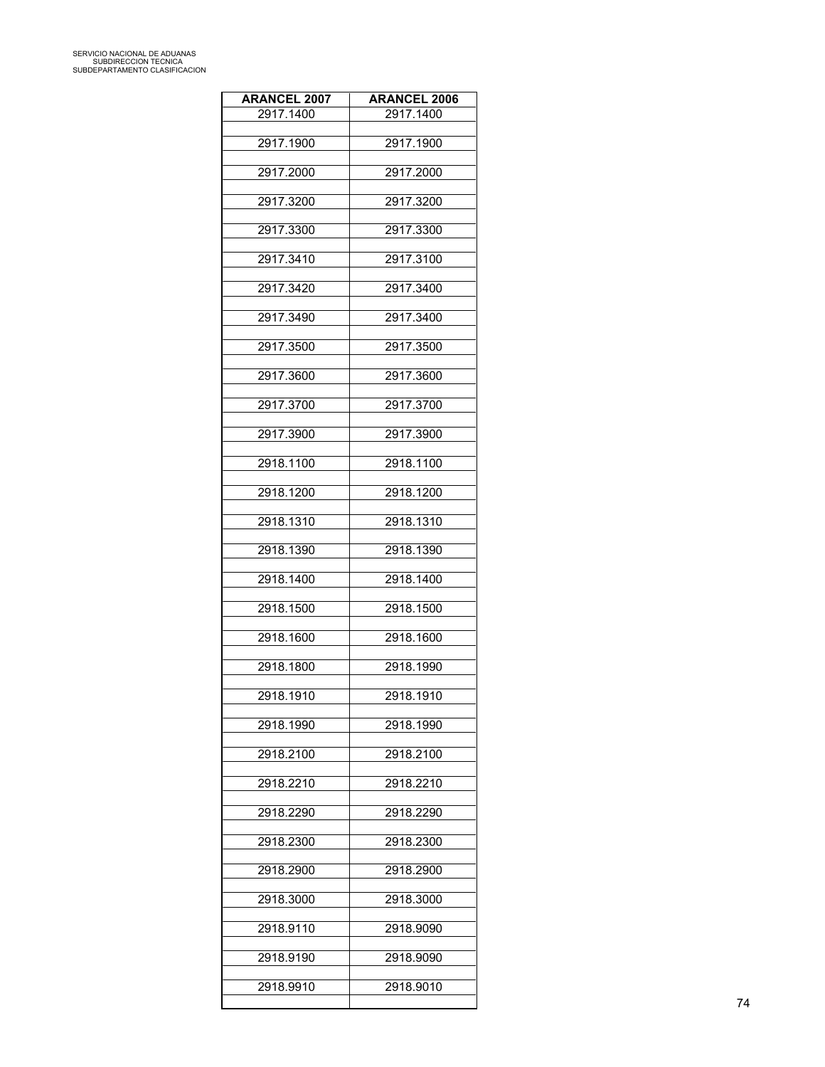| ARANCEL 2007 | ARANCEL 2006 |
|---|---|
| 2917.1400 | 2917.1400 |
| 2917.1900 | 2917.1900 |
| 2917.2000 | 2917.2000 |
| 2917.3200 | 2917.3200 |
| 2917.3300 | 2917.3300 |
| 2917.3410 | 2917.3100 |
| 2917.3420 | 2917.3400 |
| 2917.3490 | 2917.3400 |
| 2917.3500 | 2917.3500 |
| 2917.3600 | 2917.3600 |
| 2917.3700 | 2917.3700 |
| 2917.3900 | 2917.3900 |
| 2918.1100 | 2918.1100 |
| 2918.1200 | 2918.1200 |
| 2918.1310 | 2918.1310 |
| 2918.1390 | 2918.1390 |
| 2918.1400 | 2918.1400 |
| 2918.1500 | 2918.1500 |
| 2918.1600 | 2918.1600 |
| 2918.1800 | 2918.1990 |
| 2918.1910 | 2918.1910 |
| 2918.1990 | 2918.1990 |
| 2918.2100 | 2918.2100 |
| 2918.2210 | 2918.2210 |
| 2918.2290 | 2918.2290 |
| 2918.2300 | 2918.2300 |
| 2918.2900 | 2918.2900 |
| 2918.3000 | 2918.3000 |
| 2918.9110 | 2918.9090 |
| 2918.9190 | 2918.9090 |
| 2918.9910 | 2918.9010 |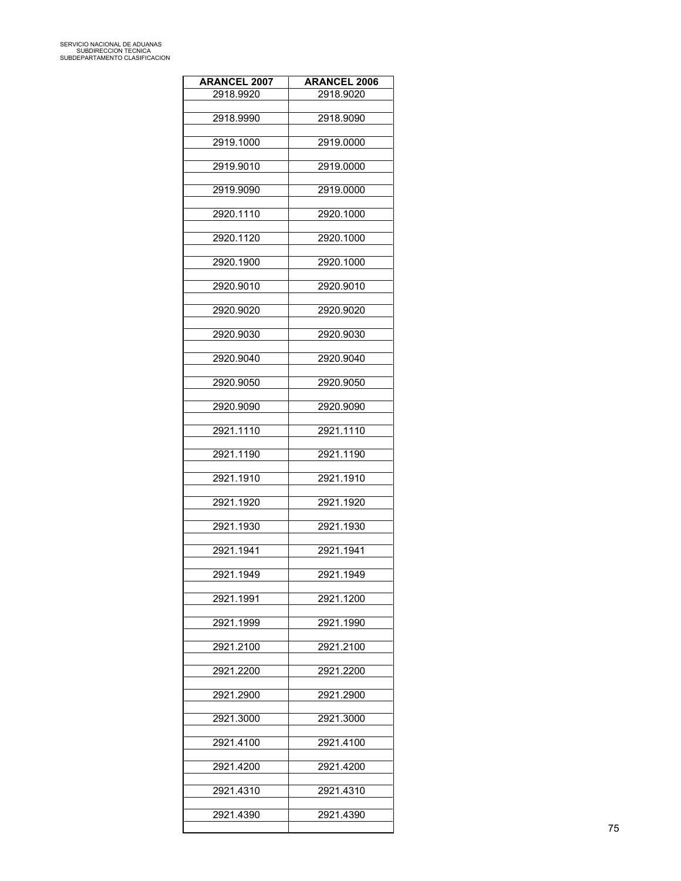SERVICIO NACIONAL DE ADUANAS
SUBDIRECCION TECNICA
SUBDEPARTAMENTO CLASIFICACION

| ARANCEL 2007 | ARANCEL 2006 |
|---|---|
| 2918.9920 | 2918.9020 |
| 2918.9990 | 2918.9090 |
| 2919.1000 | 2919.0000 |
| 2919.9010 | 2919.0000 |
| 2919.9090 | 2919.0000 |
| 2920.1110 | 2920.1000 |
| 2920.1120 | 2920.1000 |
| 2920.1900 | 2920.1000 |
| 2920.9010 | 2920.9010 |
| 2920.9020 | 2920.9020 |
| 2920.9030 | 2920.9030 |
| 2920.9040 | 2920.9040 |
| 2920.9050 | 2920.9050 |
| 2920.9090 | 2920.9090 |
| 2921.1110 | 2921.1110 |
| 2921.1190 | 2921.1190 |
| 2921.1910 | 2921.1910 |
| 2921.1920 | 2921.1920 |
| 2921.1930 | 2921.1930 |
| 2921.1941 | 2921.1941 |
| 2921.1949 | 2921.1949 |
| 2921.1991 | 2921.1200 |
| 2921.1999 | 2921.1990 |
| 2921.2100 | 2921.2100 |
| 2921.2200 | 2921.2200 |
| 2921.2900 | 2921.2900 |
| 2921.3000 | 2921.3000 |
| 2921.4100 | 2921.4100 |
| 2921.4200 | 2921.4200 |
| 2921.4310 | 2921.4310 |
| 2921.4390 | 2921.4390 |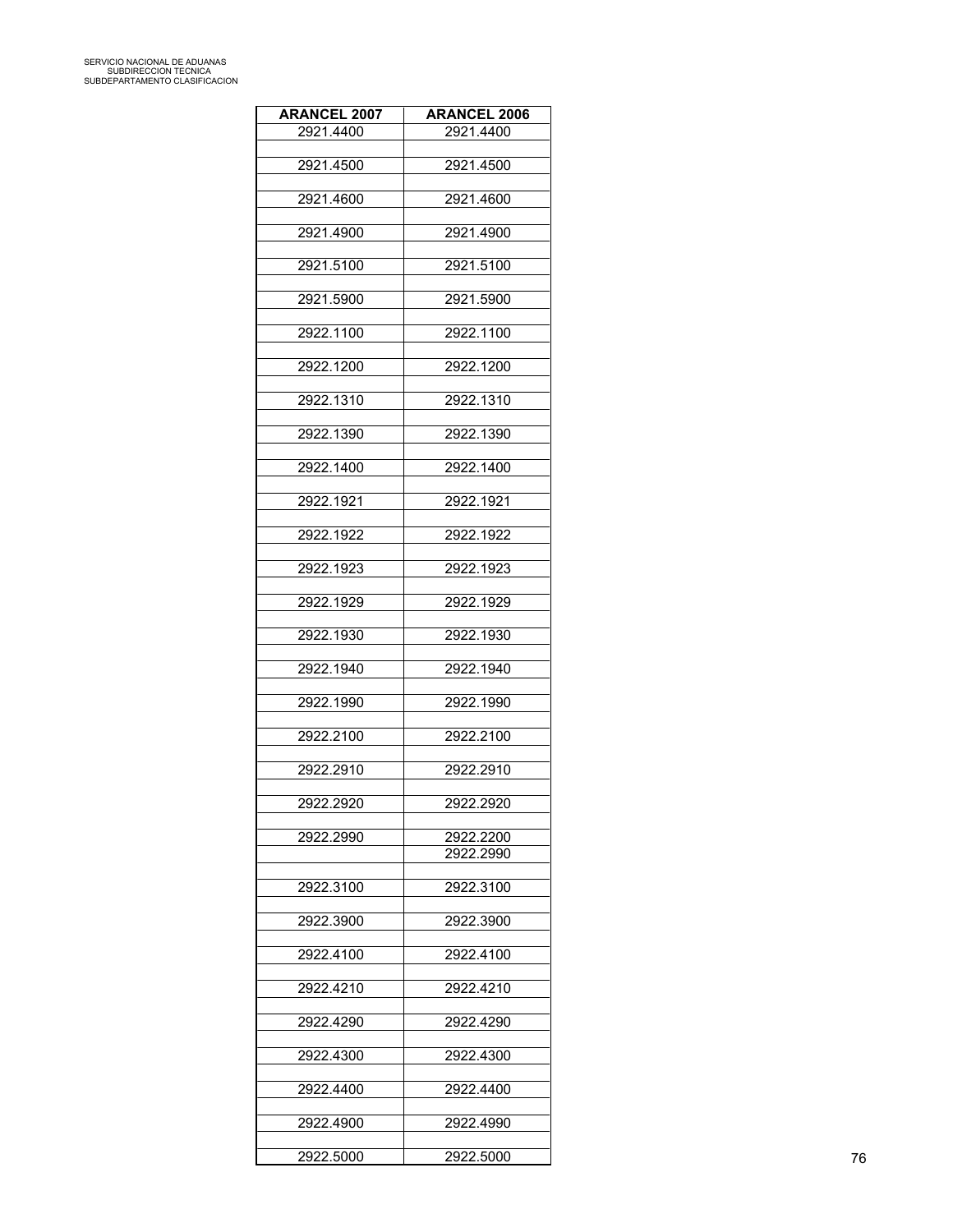| ARANCEL 2007 | ARANCEL 2006 |
|---|---|
| 2921.4400 | 2921.4400 |
| 2921.4500 | 2921.4500 |
| 2921.4600 | 2921.4600 |
| 2921.4900 | 2921.4900 |
| 2921.5100 | 2921.5100 |
| 2921.5900 | 2921.5900 |
| 2922.1100 | 2922.1100 |
| 2922.1200 | 2922.1200 |
| 2922.1310 | 2922.1310 |
| 2922.1390 | 2922.1390 |
| 2922.1400 | 2922.1400 |
| 2922.1921 | 2922.1921 |
| 2922.1922 | 2922.1922 |
| 2922.1923 | 2922.1923 |
| 2922.1929 | 2922.1929 |
| 2922.1930 | 2922.1930 |
| 2922.1940 | 2922.1940 |
| 2922.1990 | 2922.1990 |
| 2922.2100 | 2922.2100 |
| 2922.2910 | 2922.2910 |
| 2922.2920 | 2922.2920 |
| 2922.2990 | 2922.2200<br>2922.2990 |
| 2922.3100 | 2922.3100 |
| 2922.3900 | 2922.3900 |
| 2922.4100 | 2922.4100 |
| 2922.4210 | 2922.4210 |
| 2922.4290 | 2922.4290 |
| 2922.4300 | 2922.4300 |
| 2922.4400 | 2922.4400 |
| 2922.4900 | 2922.4990 |
| 2922.5000 | 2922.5000 |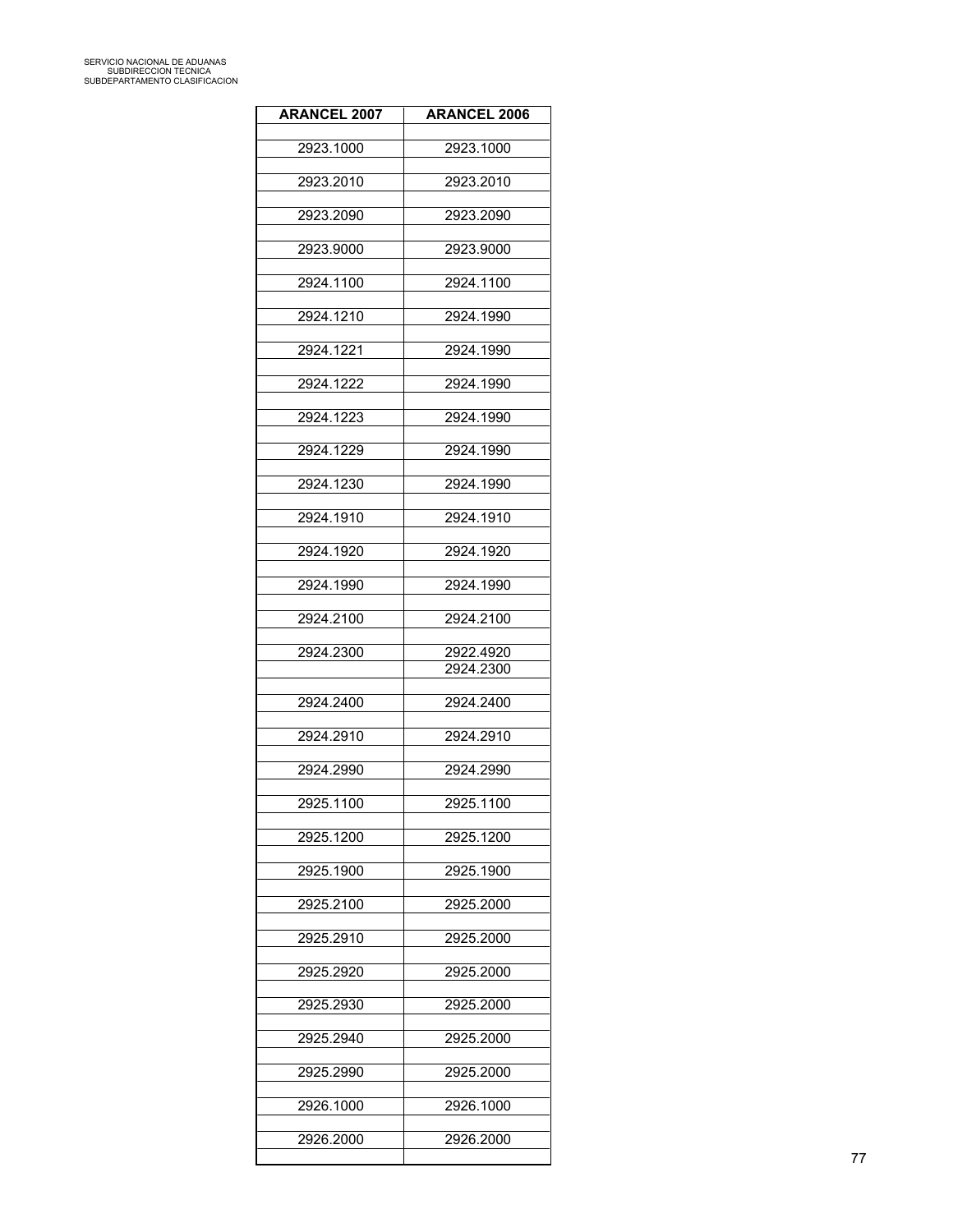| ARANCEL 2007 | ARANCEL 2006 |
|---|---|
| 2923.1000 | 2923.1000 |
| 2923.2010 | 2923.2010 |
| 2923.2090 | 2923.2090 |
| 2923.9000 | 2923.9000 |
| 2924.1100 | 2924.1100 |
| 2924.1210 | 2924.1990 |
| 2924.1221 | 2924.1990 |
| 2924.1222 | 2924.1990 |
| 2924.1223 | 2924.1990 |
| 2924.1229 | 2924.1990 |
| 2924.1230 | 2924.1990 |
| 2924.1910 | 2924.1910 |
| 2924.1920 | 2924.1920 |
| 2924.1990 | 2924.1990 |
| 2924.2100 | 2924.2100 |
| 2924.2300 | 2922.4920<br>2924.2300 |
| 2924.2400 | 2924.2400 |
| 2924.2910 | 2924.2910 |
| 2924.2990 | 2924.2990 |
| 2925.1100 | 2925.1100 |
| 2925.1200 | 2925.1200 |
| 2925.1900 | 2925.1900 |
| 2925.2100 | 2925.2000 |
| 2925.2910 | 2925.2000 |
| 2925.2920 | 2925.2000 |
| 2925.2930 | 2925.2000 |
| 2925.2940 | 2925.2000 |
| 2925.2990 | 2925.2000 |
| 2926.1000 | 2926.1000 |
| 2926.2000 | 2926.2000 |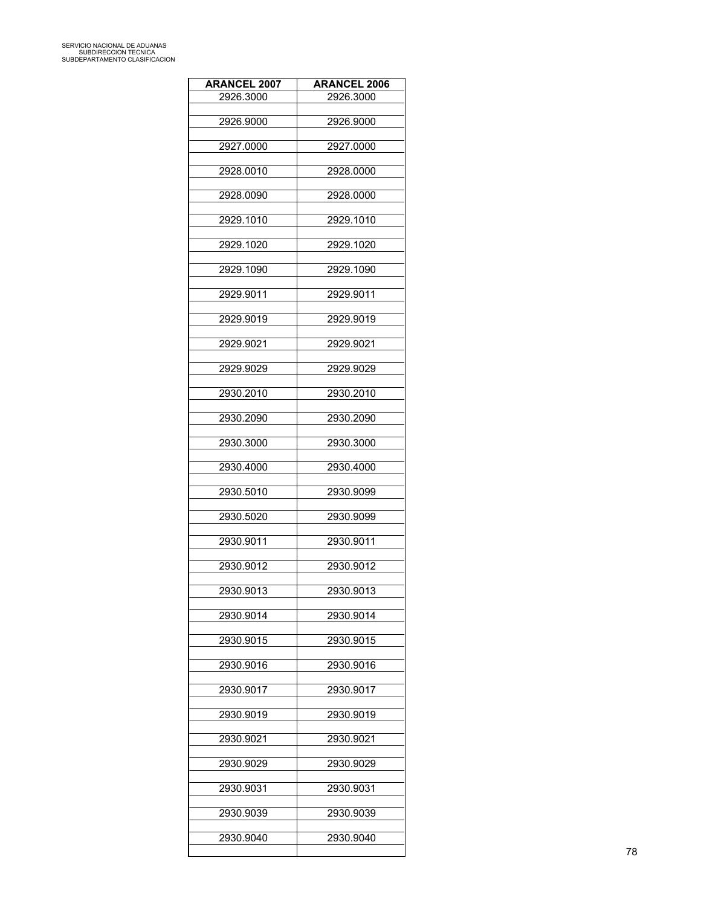| ARANCEL 2007 | ARANCEL 2006 |
|---|---|
| 2926.3000 | 2926.3000 |
| 2926.9000 | 2926.9000 |
| 2927.0000 | 2927.0000 |
| 2928.0010 | 2928.0000 |
| 2928.0090 | 2928.0000 |
| 2929.1010 | 2929.1010 |
| 2929.1020 | 2929.1020 |
| 2929.1090 | 2929.1090 |
| 2929.9011 | 2929.9011 |
| 2929.9019 | 2929.9019 |
| 2929.9021 | 2929.9021 |
| 2929.9029 | 2929.9029 |
| 2930.2010 | 2930.2010 |
| 2930.2090 | 2930.2090 |
| 2930.3000 | 2930.3000 |
| 2930.4000 | 2930.4000 |
| 2930.5010 | 2930.9099 |
| 2930.5020 | 2930.9099 |
| 2930.9011 | 2930.9011 |
| 2930.9012 | 2930.9012 |
| 2930.9013 | 2930.9013 |
| 2930.9014 | 2930.9014 |
| 2930.9015 | 2930.9015 |
| 2930.9016 | 2930.9016 |
| 2930.9017 | 2930.9017 |
| 2930.9019 | 2930.9019 |
| 2930.9021 | 2930.9021 |
| 2930.9029 | 2930.9029 |
| 2930.9031 | 2930.9031 |
| 2930.9039 | 2930.9039 |
| 2930.9040 | 2930.9040 |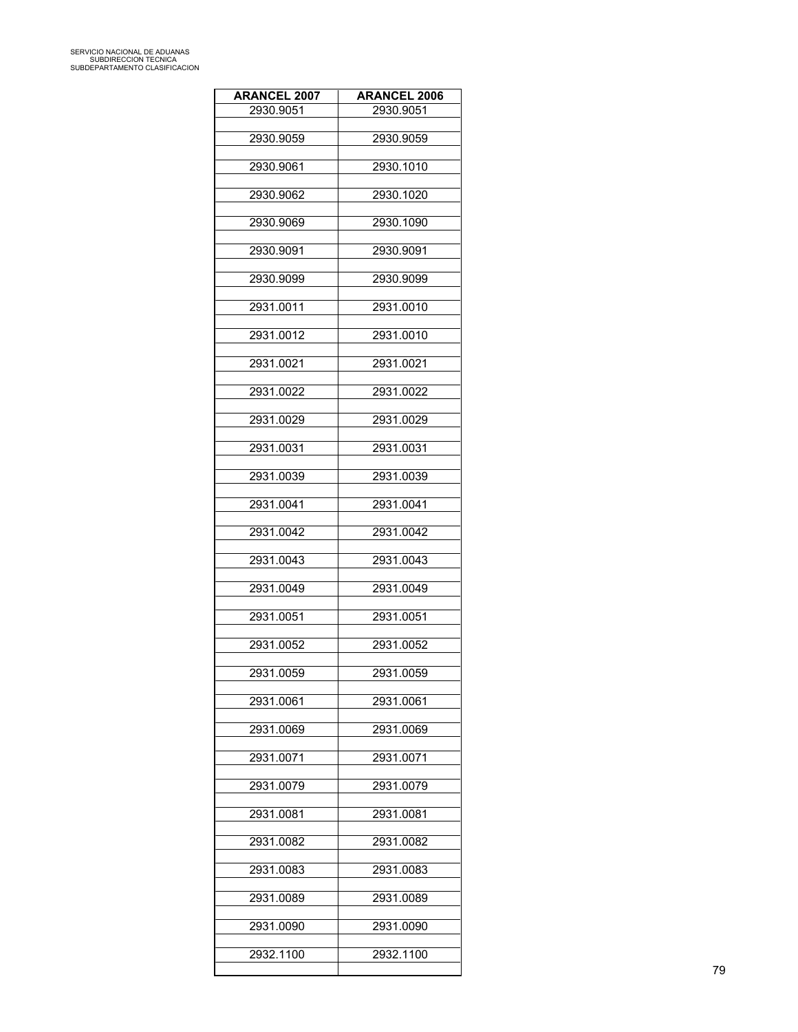| ARANCEL 2007 | ARANCEL 2006 |
|---|---|
| 2930.9051 | 2930.9051 |
| 2930.9059 | 2930.9059 |
| 2930.9061 | 2930.1010 |
| 2930.9062 | 2930.1020 |
| 2930.9069 | 2930.1090 |
| 2930.9091 | 2930.9091 |
| 2930.9099 | 2930.9099 |
| 2931.0011 | 2931.0010 |
| 2931.0012 | 2931.0010 |
| 2931.0021 | 2931.0021 |
| 2931.0022 | 2931.0022 |
| 2931.0029 | 2931.0029 |
| 2931.0031 | 2931.0031 |
| 2931.0039 | 2931.0039 |
| 2931.0041 | 2931.0041 |
| 2931.0042 | 2931.0042 |
| 2931.0043 | 2931.0043 |
| 2931.0049 | 2931.0049 |
| 2931.0051 | 2931.0051 |
| 2931.0052 | 2931.0052 |
| 2931.0059 | 2931.0059 |
| 2931.0061 | 2931.0061 |
| 2931.0069 | 2931.0069 |
| 2931.0071 | 2931.0071 |
| 2931.0079 | 2931.0079 |
| 2931.0081 | 2931.0081 |
| 2931.0082 | 2931.0082 |
| 2931.0083 | 2931.0083 |
| 2931.0089 | 2931.0089 |
| 2931.0090 | 2931.0090 |
| 2932.1100 | 2932.1100 |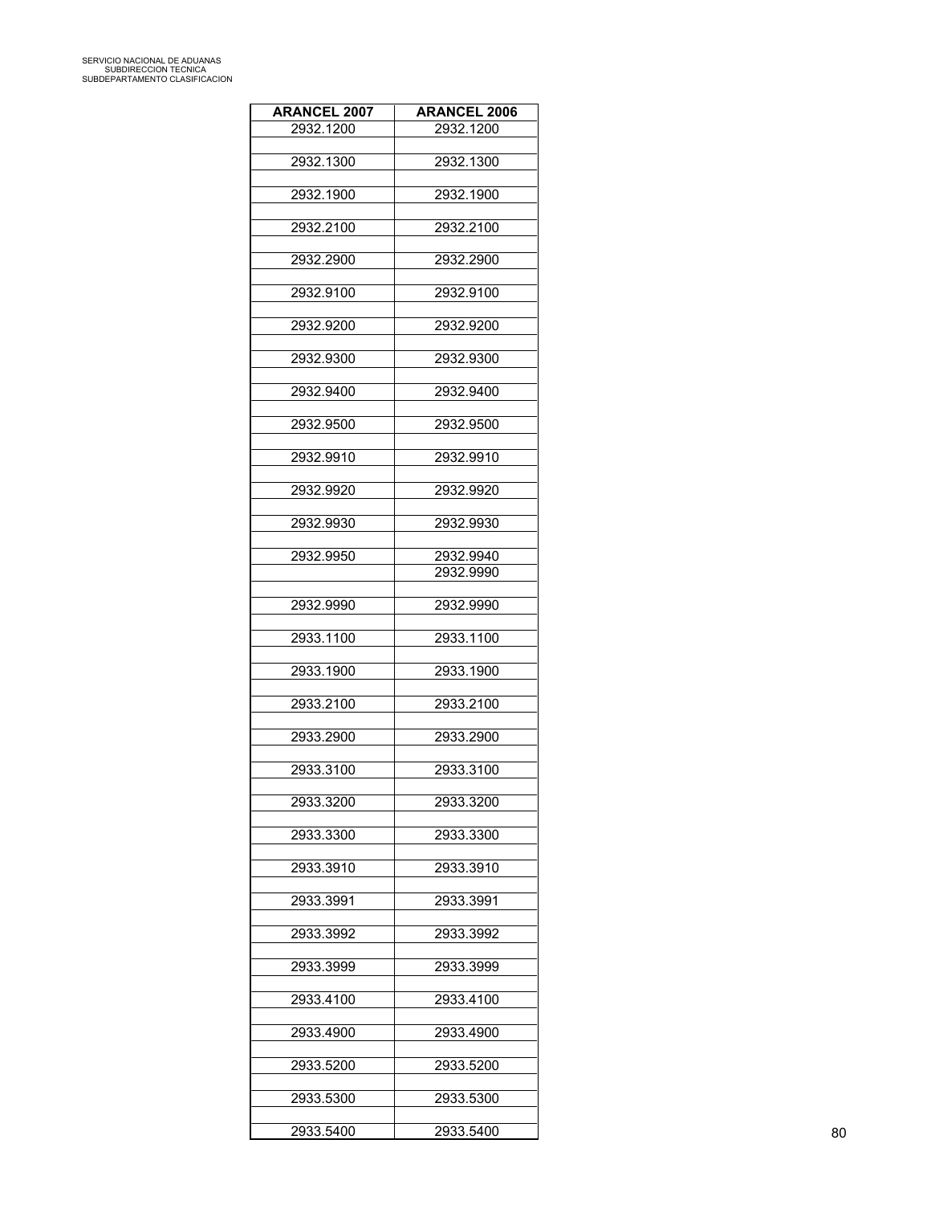| ARANCEL 2007 | ARANCEL 2006 |
|---|---|
| 2932.1200 | 2932.1200 |
| 2932.1300 | 2932.1300 |
| 2932.1900 | 2932.1900 |
| 2932.2100 | 2932.2100 |
| 2932.2900 | 2932.2900 |
| 2932.9100 | 2932.9100 |
| 2932.9200 | 2932.9200 |
| 2932.9300 | 2932.9300 |
| 2932.9400 | 2932.9400 |
| 2932.9500 | 2932.9500 |
| 2932.9910 | 2932.9910 |
| 2932.9920 | 2932.9920 |
| 2932.9930 | 2932.9930 |
| 2932.9950 | 2932.9940 |
| | 2932.9990 |
| 2932.9990 | 2932.9990 |
| 2933.1100 | 2933.1100 |
| 2933.1900 | 2933.1900 |
| 2933.2100 | 2933.2100 |
| 2933.2900 | 2933.2900 |
| 2933.3100 | 2933.3100 |
| 2933.3200 | 2933.3200 |
| 2933.3300 | 2933.3300 |
| 2933.3910 | 2933.3910 |
| 2933.3991 | 2933.3991 |
| 2933.3992 | 2933.3992 |
| 2933.3999 | 2933.3999 |
| 2933.4100 | 2933.4100 |
| 2933.4900 | 2933.4900 |
| 2933.5200 | 2933.5200 |
| 2933.5300 | 2933.5300 |
| 2933.5400 | 2933.5400 |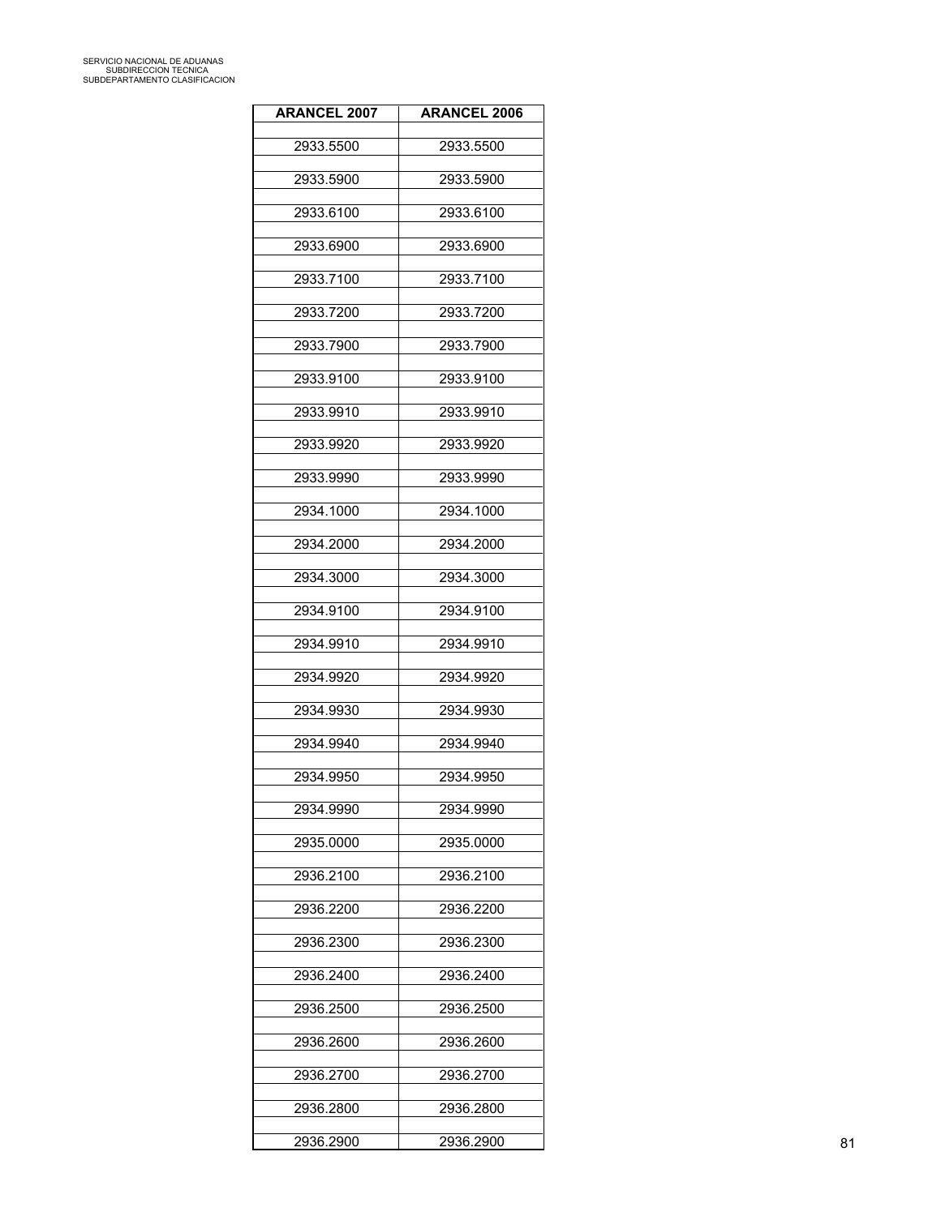| ARANCEL 2007 | ARANCEL 2006 |
|---|---|
| 2933.5500 | 2933.5500 |
| 2933.5900 | 2933.5900 |
| 2933.6100 | 2933.6100 |
| 2933.6900 | 2933.6900 |
| 2933.7100 | 2933.7100 |
| 2933.7200 | 2933.7200 |
| 2933.7900 | 2933.7900 |
| 2933.9100 | 2933.9100 |
| 2933.9910 | 2933.9910 |
| 2933.9920 | 2933.9920 |
| 2933.9990 | 2933.9990 |
| 2934.1000 | 2934.1000 |
| 2934.2000 | 2934.2000 |
| 2934.3000 | 2934.3000 |
| 2934.9100 | 2934.9100 |
| 2934.9910 | 2934.9910 |
| 2934.9920 | 2934.9920 |
| 2934.9930 | 2934.9930 |
| 2934.9940 | 2934.9940 |
| 2934.9950 | 2934.9950 |
| 2934.9990 | 2934.9990 |
| 2935.0000 | 2935.0000 |
| 2936.2100 | 2936.2100 |
| 2936.2200 | 2936.2200 |
| 2936.2300 | 2936.2300 |
| 2936.2400 | 2936.2400 |
| 2936.2500 | 2936.2500 |
| 2936.2600 | 2936.2600 |
| 2936.2700 | 2936.2700 |
| 2936.2800 | 2936.2800 |
| 2936.2900 | 2936.2900 |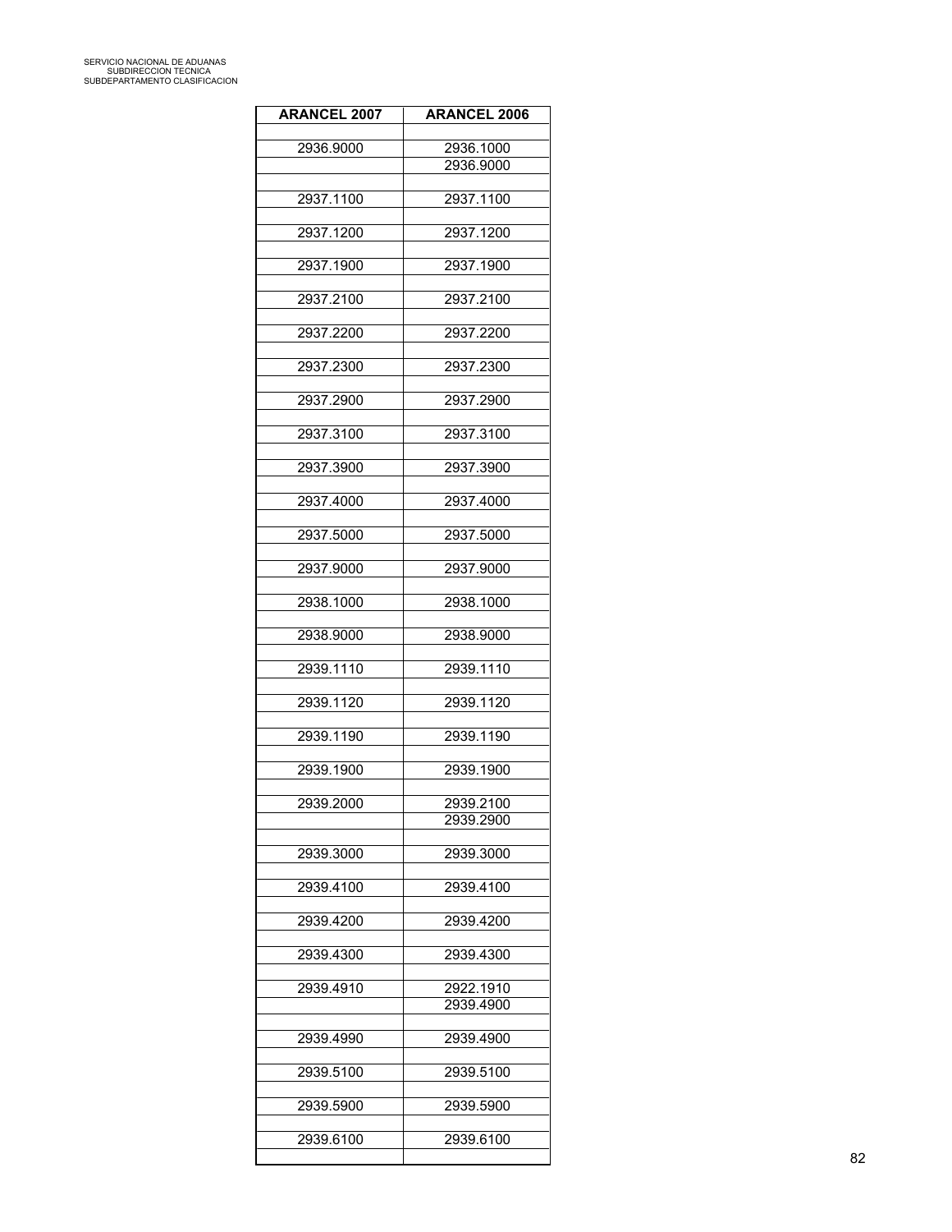| ARANCEL 2007 | ARANCEL 2006 |
|---|---|
| 2936.9000 | 2936.1000 |
| | 2936.9000 |
| 2937.1100 | 2937.1100 |
| 2937.1200 | 2937.1200 |
| 2937.1900 | 2937.1900 |
| 2937.2100 | 2937.2100 |
| 2937.2200 | 2937.2200 |
| 2937.2300 | 2937.2300 |
| 2937.2900 | 2937.2900 |
| 2937.3100 | 2937.3100 |
| 2937.3900 | 2937.3900 |
| 2937.4000 | 2937.4000 |
| 2937.5000 | 2937.5000 |
| 2937.9000 | 2937.9000 |
| 2938.1000 | 2938.1000 |
| 2938.9000 | 2938.9000 |
| 2939.1110 | 2939.1110 |
| 2939.1120 | 2939.1120 |
| 2939.1190 | 2939.1190 |
| 2939.1900 | 2939.1900 |
| 2939.2000 | 2939.2100 |
| | 2939.2900 |
| 2939.3000 | 2939.3000 |
| 2939.4100 | 2939.4100 |
| 2939.4200 | 2939.4200 |
| 2939.4300 | 2939.4300 |
| 2939.4910 | 2922.1910 |
| | 2939.4900 |
| 2939.4990 | 2939.4900 |
| 2939.5100 | 2939.5100 |
| 2939.5900 | 2939.5900 |
| 2939.6100 | 2939.6100 |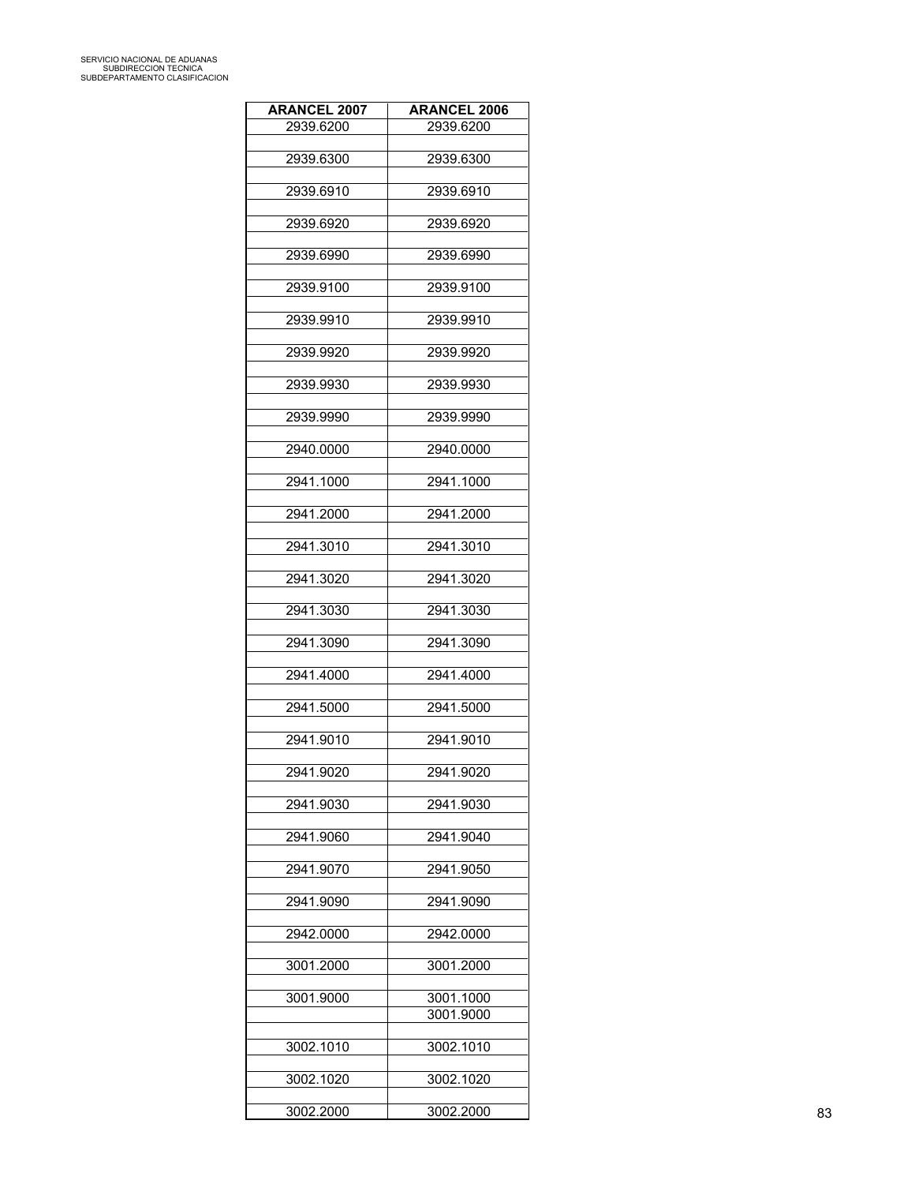| ARANCEL 2007 | ARANCEL 2006 |
|---|---|
| 2939.6200 | 2939.6200 |
| 2939.6300 | 2939.6300 |
| 2939.6910 | 2939.6910 |
| 2939.6920 | 2939.6920 |
| 2939.6990 | 2939.6990 |
| 2939.9100 | 2939.9100 |
| 2939.9910 | 2939.9910 |
| 2939.9920 | 2939.9920 |
| 2939.9930 | 2939.9930 |
| 2939.9990 | 2939.9990 |
| 2940.0000 | 2940.0000 |
| 2941.1000 | 2941.1000 |
| 2941.2000 | 2941.2000 |
| 2941.3010 | 2941.3010 |
| 2941.3020 | 2941.3020 |
| 2941.3030 | 2941.3030 |
| 2941.3090 | 2941.3090 |
| 2941.4000 | 2941.4000 |
| 2941.5000 | 2941.5000 |
| 2941.9010 | 2941.9010 |
| 2941.9020 | 2941.9020 |
| 2941.9030 | 2941.9030 |
| 2941.9060 | 2941.9040 |
| 2941.9070 | 2941.9050 |
| 2941.9090 | 2941.9090 |
| 2942.0000 | 2942.0000 |
| 3001.2000 | 3001.2000 |
| 3001.9000 | 3001.1000 |
| | 3001.9000 |
| 3002.1010 | 3002.1010 |
| 3002.1020 | 3002.1020 |
| 3002.2000 | 3002.2000 |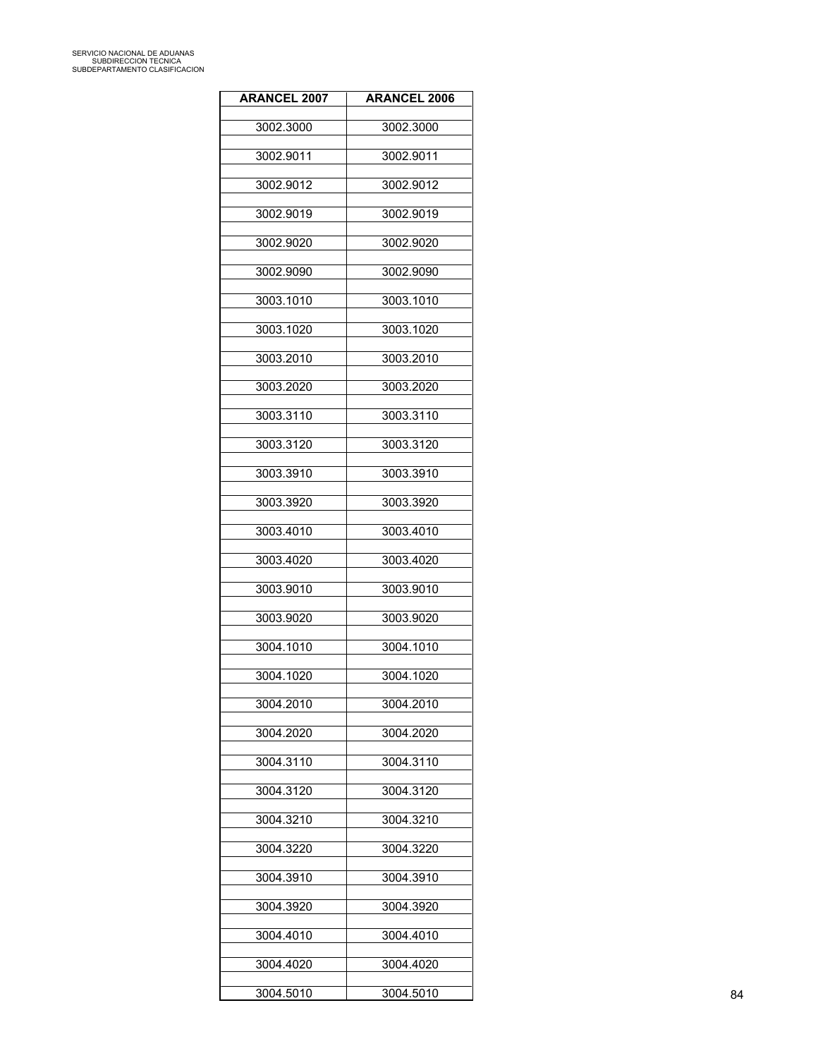| ARANCEL 2007 | ARANCEL 2006 |
|---|---|
| 3002.3000 | 3002.3000 |
| 3002.9011 | 3002.9011 |
| 3002.9012 | 3002.9012 |
| 3002.9019 | 3002.9019 |
| 3002.9020 | 3002.9020 |
| 3002.9090 | 3002.9090 |
| 3003.1010 | 3003.1010 |
| 3003.1020 | 3003.1020 |
| 3003.2010 | 3003.2010 |
| 3003.2020 | 3003.2020 |
| 3003.3110 | 3003.3110 |
| 3003.3120 | 3003.3120 |
| 3003.3910 | 3003.3910 |
| 3003.3920 | 3003.3920 |
| 3003.4010 | 3003.4010 |
| 3003.4020 | 3003.4020 |
| 3003.9010 | 3003.9010 |
| 3003.9020 | 3003.9020 |
| 3004.1010 | 3004.1010 |
| 3004.1020 | 3004.1020 |
| 3004.2010 | 3004.2010 |
| 3004.2020 | 3004.2020 |
| 3004.3110 | 3004.3110 |
| 3004.3120 | 3004.3120 |
| 3004.3210 | 3004.3210 |
| 3004.3220 | 3004.3220 |
| 3004.3910 | 3004.3910 |
| 3004.3920 | 3004.3920 |
| 3004.4010 | 3004.4010 |
| 3004.4020 | 3004.4020 |
| 3004.5010 | 3004.5010 |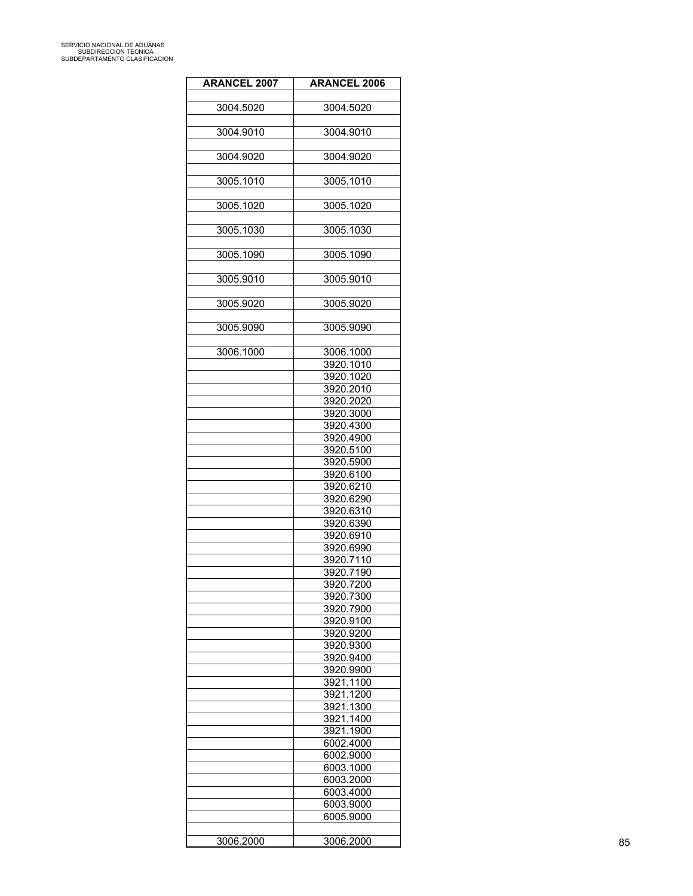SERVICIO NACIONAL DE ADUANAS
SUBDIRECCION TECNICA
SUBDEPARTAMENTO CLASIFICACION

| ARANCEL 2007 | ARANCEL 2006 |
|---|---|
| | |
| 3004.5020 | 3004.5020 |
| | |
| 3004.9010 | 3004.9010 |
| | |
| 3004.9020 | 3004.9020 |
| | |
| 3005.1010 | 3005.1010 |
| | |
| 3005.1020 | 3005.1020 |
| | |
| 3005.1030 | 3005.1030 |
| | |
| 3005.1090 | 3005.1090 |
| | |
| 3005.9010 | 3005.9010 |
| | |
| 3005.9020 | 3005.9020 |
| | |
| 3005.9090 | 3005.9090 |
| | |
| 3006.1000 | 3006.1000 |
| | 3920.1010 |
| | 3920.1020 |
| | 3920.2010 |
| | 3920.2020 |
| | 3920.3000 |
| | 3920.4300 |
| | 3920.4900 |
| | 3920.5100 |
| | 3920.5900 |
| | 3920.6100 |
| | 3920.6210 |
| | 3920.6290 |
| | 3920.6310 |
| | 3920.6390 |
| | 3920.6910 |
| | 3920.6990 |
| | 3920.7110 |
| | 3920.7190 |
| | 3920.7200 |
| | 3920.7300 |
| | 3920.7900 |
| | 3920.9100 |
| | 3920.9200 |
| | 3920.9300 |
| | 3920.9400 |
| | 3920.9900 |
| | 3921.1100 |
| | 3921.1200 |
| | 3921.1300 |
| | 3921.1400 |
| | 3921.1900 |
| | 6002.4000 |
| | 6002.9000 |
| | 6003.1000 |
| | 6003.2000 |
| | 6003.4000 |
| | 6003.9000 |
| | 6005.9000 |
| | |
| 3006.2000 | 3006.2000 |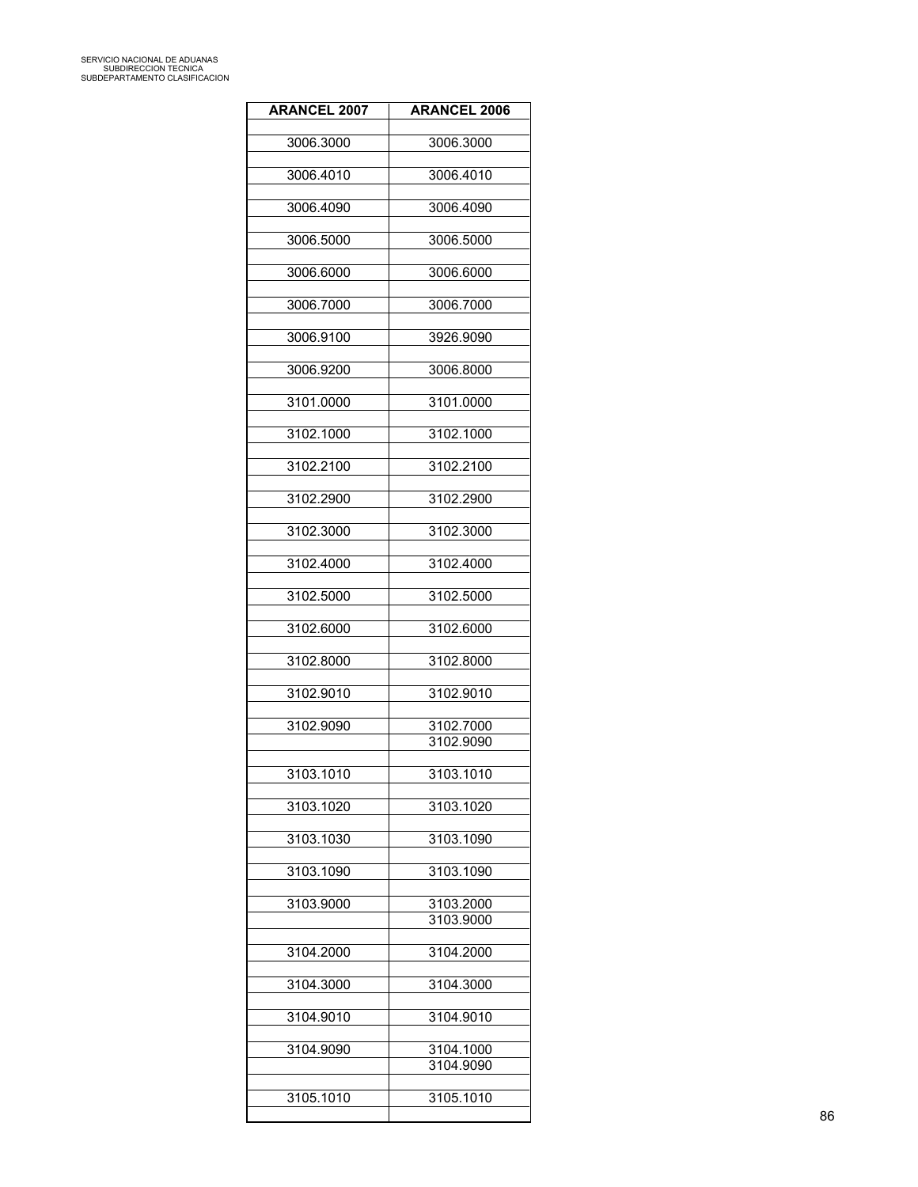| ARANCEL 2007 | ARANCEL 2006 |
|---|---|
| 3006.3000 | 3006.3000 |
| 3006.4010 | 3006.4010 |
| 3006.4090 | 3006.4090 |
| 3006.5000 | 3006.5000 |
| 3006.6000 | 3006.6000 |
| 3006.7000 | 3006.7000 |
| 3006.9100 | 3926.9090 |
| 3006.9200 | 3006.8000 |
| 3101.0000 | 3101.0000 |
| 3102.1000 | 3102.1000 |
| 3102.2100 | 3102.2100 |
| 3102.2900 | 3102.2900 |
| 3102.3000 | 3102.3000 |
| 3102.4000 | 3102.4000 |
| 3102.5000 | 3102.5000 |
| 3102.6000 | 3102.6000 |
| 3102.8000 | 3102.8000 |
| 3102.9010 | 3102.9010 |
| 3102.9090 | 3102.7000 |
| | 3102.9090 |
| 3103.1010 | 3103.1010 |
| 3103.1020 | 3103.1020 |
| 3103.1030 | 3103.1090 |
| 3103.1090 | 3103.1090 |
| 3103.9000 | 3103.2000 |
| | 3103.9000 |
| 3104.2000 | 3104.2000 |
| 3104.3000 | 3104.3000 |
| 3104.9010 | 3104.9010 |
| 3104.9090 | 3104.1000 |
| | 3104.9090 |
| 3105.1010 | 3105.1010 |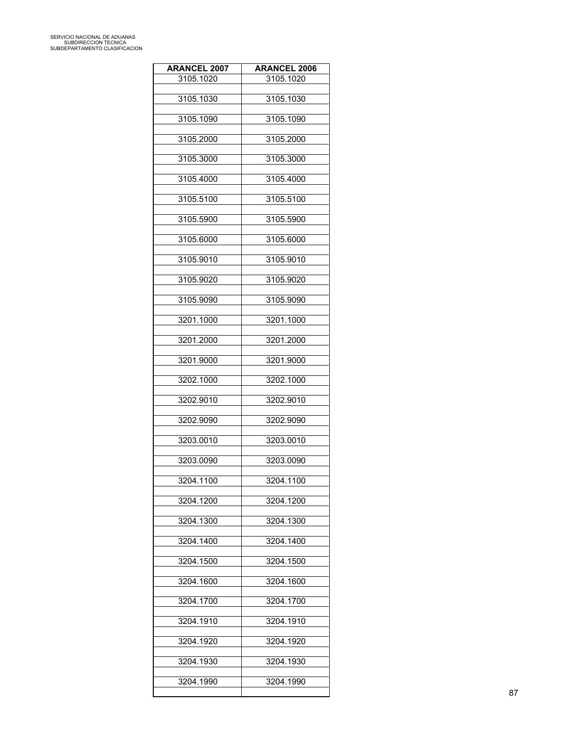| ARANCEL 2007 | ARANCEL 2006 |
| --- | --- |
| 3105.1020 | 3105.1020 |
| 3105.1030 | 3105.1030 |
| 3105.1090 | 3105.1090 |
| 3105.2000 | 3105.2000 |
| 3105.3000 | 3105.3000 |
| 3105.4000 | 3105.4000 |
| 3105.5100 | 3105.5100 |
| 3105.5900 | 3105.5900 |
| 3105.6000 | 3105.6000 |
| 3105.9010 | 3105.9010 |
| 3105.9020 | 3105.9020 |
| 3105.9090 | 3105.9090 |
| 3201.1000 | 3201.1000 |
| 3201.2000 | 3201.2000 |
| 3201.9000 | 3201.9000 |
| 3202.1000 | 3202.1000 |
| 3202.9010 | 3202.9010 |
| 3202.9090 | 3202.9090 |
| 3203.0010 | 3203.0010 |
| 3203.0090 | 3203.0090 |
| 3204.1100 | 3204.1100 |
| 3204.1200 | 3204.1200 |
| 3204.1300 | 3204.1300 |
| 3204.1400 | 3204.1400 |
| 3204.1500 | 3204.1500 |
| 3204.1600 | 3204.1600 |
| 3204.1700 | 3204.1700 |
| 3204.1910 | 3204.1910 |
| 3204.1920 | 3204.1920 |
| 3204.1930 | 3204.1930 |
| 3204.1990 | 3204.1990 |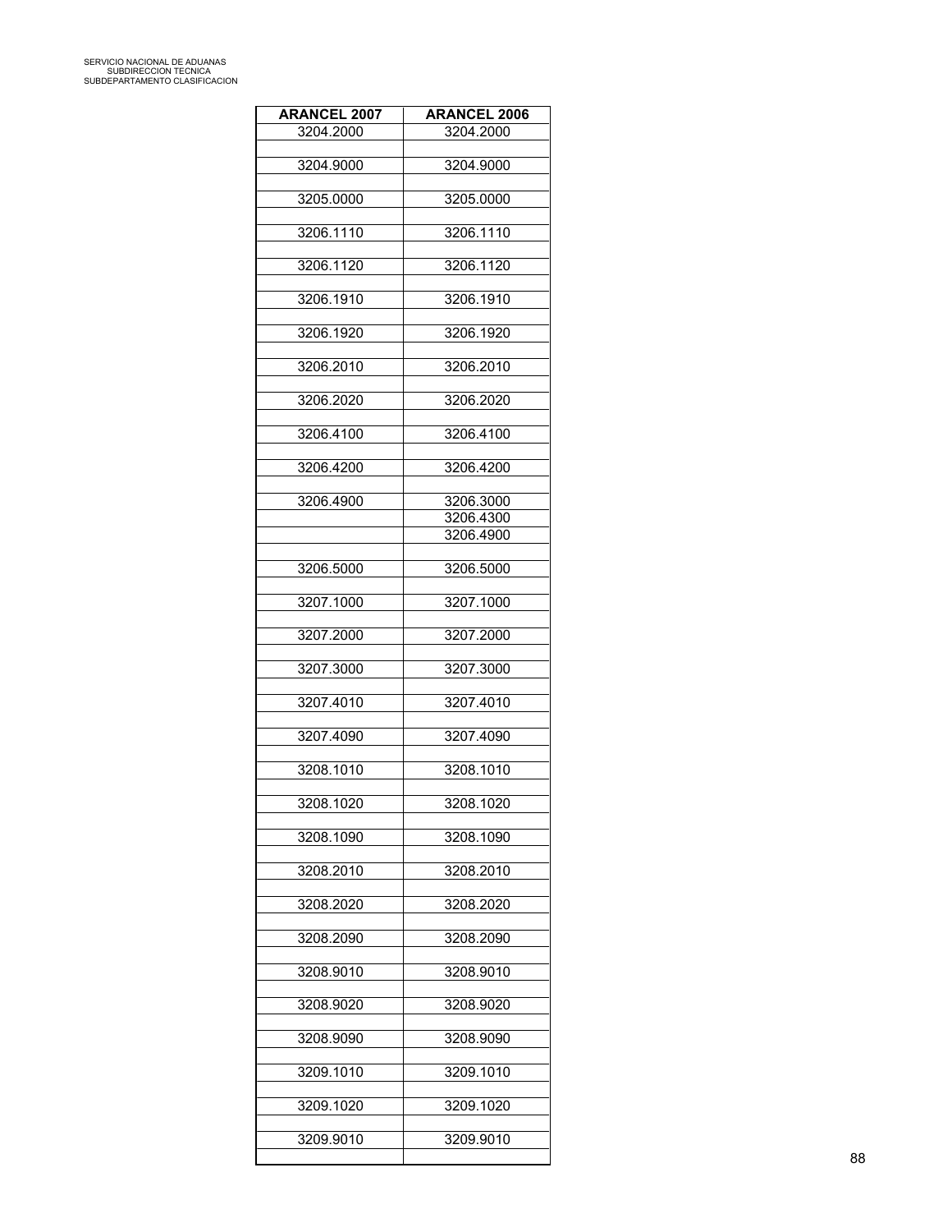| ARANCEL 2007 | ARANCEL 2006 |
|---|---|
| 3204.2000 | 3204.2000 |
| 3204.9000 | 3204.9000 |
| 3205.0000 | 3205.0000 |
| 3206.1110 | 3206.1110 |
| 3206.1120 | 3206.1120 |
| 3206.1910 | 3206.1910 |
| 3206.1920 | 3206.1920 |
| 3206.2010 | 3206.2010 |
| 3206.2020 | 3206.2020 |
| 3206.4100 | 3206.4100 |
| 3206.4200 | 3206.4200 |
| 3206.4900 | 3206.3000 |
| | 3206.4300 |
| | 3206.4900 |
| 3206.5000 | 3206.5000 |
| 3207.1000 | 3207.1000 |
| 3207.2000 | 3207.2000 |
| 3207.3000 | 3207.3000 |
| 3207.4010 | 3207.4010 |
| 3207.4090 | 3207.4090 |
| 3208.1010 | 3208.1010 |
| 3208.1020 | 3208.1020 |
| 3208.1090 | 3208.1090 |
| 3208.2010 | 3208.2010 |
| 3208.2020 | 3208.2020 |
| 3208.2090 | 3208.2090 |
| 3208.9010 | 3208.9010 |
| 3208.9020 | 3208.9020 |
| 3208.9090 | 3208.9090 |
| 3209.1010 | 3209.1010 |
| 3209.1020 | 3209.1020 |
| 3209.9010 | 3209.9010 |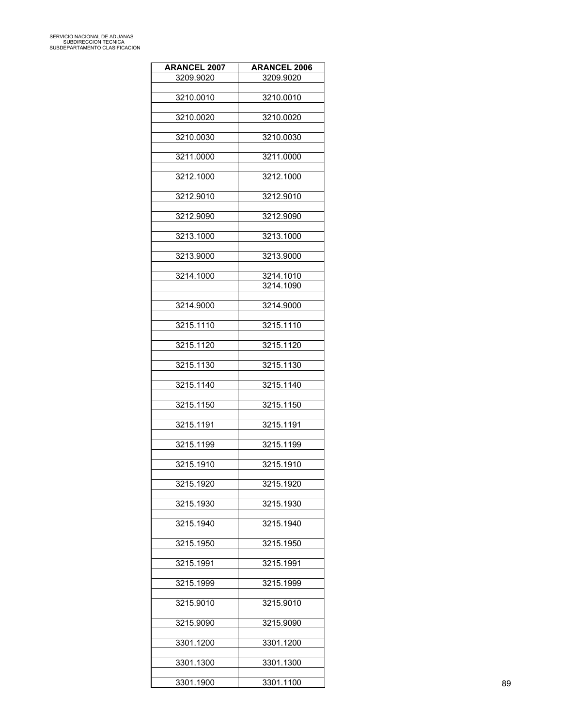| ARANCEL 2007 | ARANCEL 2006 |
|---|---|
| 3209.9020 | 3209.9020 |
| 3210.0010 | 3210.0010 |
| 3210.0020 | 3210.0020 |
| 3210.0030 | 3210.0030 |
| 3211.0000 | 3211.0000 |
| 3212.1000 | 3212.1000 |
| 3212.9010 | 3212.9010 |
| 3212.9090 | 3212.9090 |
| 3213.1000 | 3213.1000 |
| 3213.9000 | 3213.9000 |
| 3214.1000 | 3214.1010 |
| | 3214.1090 |
| 3214.9000 | 3214.9000 |
| 3215.1110 | 3215.1110 |
| 3215.1120 | 3215.1120 |
| 3215.1130 | 3215.1130 |
| 3215.1140 | 3215.1140 |
| 3215.1150 | 3215.1150 |
| 3215.1191 | 3215.1191 |
| 3215.1199 | 3215.1199 |
| 3215.1910 | 3215.1910 |
| 3215.1920 | 3215.1920 |
| 3215.1930 | 3215.1930 |
| 3215.1940 | 3215.1940 |
| 3215.1950 | 3215.1950 |
| 3215.1991 | 3215.1991 |
| 3215.1999 | 3215.1999 |
| 3215.9010 | 3215.9010 |
| 3215.9090 | 3215.9090 |
| 3301.1200 | 3301.1200 |
| 3301.1300 | 3301.1300 |
| 3301.1900 | 3301.1100 |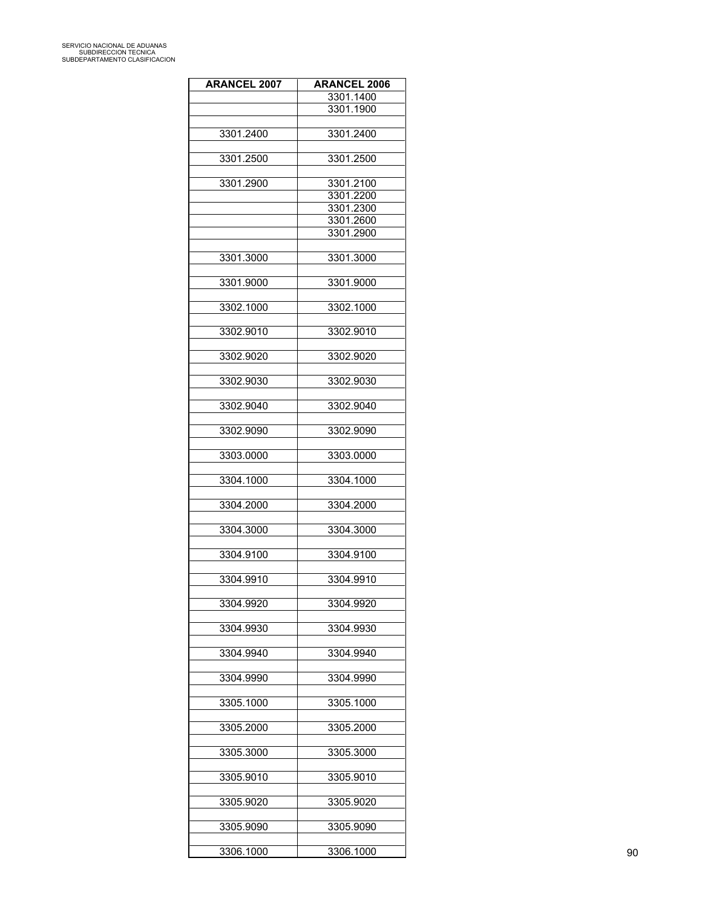| ARANCEL 2007 | ARANCEL 2006 |
|---|---|
| | 3301.1400 |
| | 3301.1900 |
| | |
| 3301.2400 | 3301.2400 |
| | |
| 3301.2500 | 3301.2500 |
| | |
| 3301.2900 | 3301.2100 |
| | 3301.2200 |
| | 3301.2300 |
| | 3301.2600 |
| | 3301.2900 |
| | |
| 3301.3000 | 3301.3000 |
| | |
| 3301.9000 | 3301.9000 |
| | |
| 3302.1000 | 3302.1000 |
| | |
| 3302.9010 | 3302.9010 |
| | |
| 3302.9020 | 3302.9020 |
| | |
| 3302.9030 | 3302.9030 |
| | |
| 3302.9040 | 3302.9040 |
| | |
| 3302.9090 | 3302.9090 |
| | |
| 3303.0000 | 3303.0000 |
| | |
| 3304.1000 | 3304.1000 |
| | |
| 3304.2000 | 3304.2000 |
| | |
| 3304.3000 | 3304.3000 |
| | |
| 3304.9100 | 3304.9100 |
| | |
| 3304.9910 | 3304.9910 |
| | |
| 3304.9920 | 3304.9920 |
| | |
| 3304.9930 | 3304.9930 |
| | |
| 3304.9940 | 3304.9940 |
| | |
| 3304.9990 | 3304.9990 |
| | |
| 3305.1000 | 3305.1000 |
| | |
| 3305.2000 | 3305.2000 |
| | |
| 3305.3000 | 3305.3000 |
| | |
| 3305.9010 | 3305.9010 |
| | |
| 3305.9020 | 3305.9020 |
| | |
| 3305.9090 | 3305.9090 |
| | |
| 3306.1000 | 3306.1000 |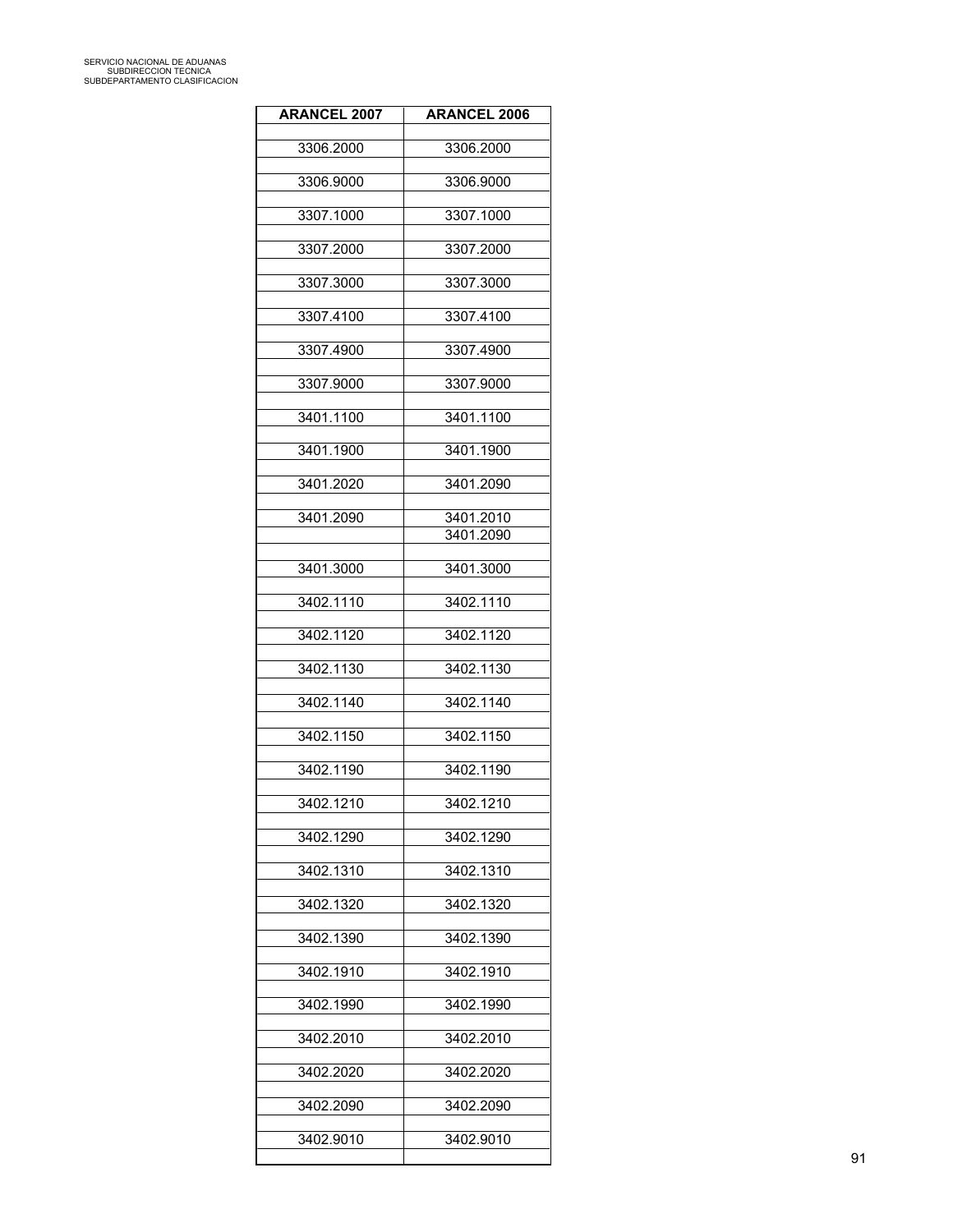SERVICIO NACIONAL DE ADUANAS
SUBDIRECCION TECNICA
SUBDEPARTAMENTO CLASIFICACION

| ARANCEL 2007 | ARANCEL 2006 |
|---|---|
| 3306.2000 | 3306.2000 |
| 3306.9000 | 3306.9000 |
| 3307.1000 | 3307.1000 |
| 3307.2000 | 3307.2000 |
| 3307.3000 | 3307.3000 |
| 3307.4100 | 3307.4100 |
| 3307.4900 | 3307.4900 |
| 3307.9000 | 3307.9000 |
| 3401.1100 | 3401.1100 |
| 3401.1900 | 3401.1900 |
| 3401.2020 | 3401.2090 |
| 3401.2090 | 3401.2010 |
| | 3401.2090 |
| 3401.3000 | 3401.3000 |
| 3402.1110 | 3402.1110 |
| 3402.1120 | 3402.1120 |
| 3402.1130 | 3402.1130 |
| 3402.1140 | 3402.1140 |
| 3402.1150 | 3402.1150 |
| 3402.1190 | 3402.1190 |
| 3402.1210 | 3402.1210 |
| 3402.1290 | 3402.1290 |
| 3402.1310 | 3402.1310 |
| 3402.1320 | 3402.1320 |
| 3402.1390 | 3402.1390 |
| 3402.1910 | 3402.1910 |
| 3402.1990 | 3402.1990 |
| 3402.2010 | 3402.2010 |
| 3402.2020 | 3402.2020 |
| 3402.2090 | 3402.2090 |
| 3402.9010 | 3402.9010 |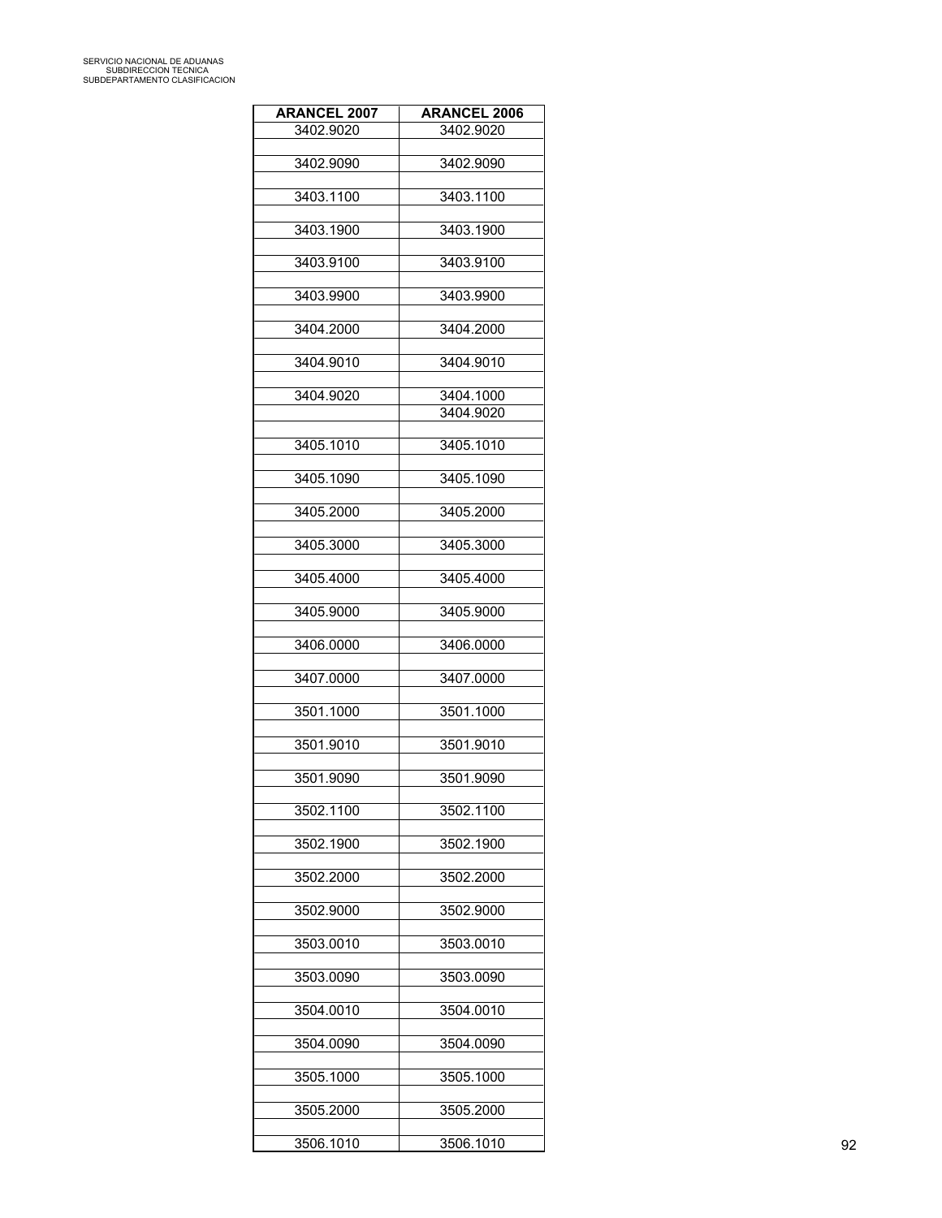| ARANCEL 2007 | ARANCEL 2006 |
|---|---|
| 3402.9020 | 3402.9020 |
| 3402.9090 | 3402.9090 |
| 3403.1100 | 3403.1100 |
| 3403.1900 | 3403.1900 |
| 3403.9100 | 3403.9100 |
| 3403.9900 | 3403.9900 |
| 3404.2000 | 3404.2000 |
| 3404.9010 | 3404.9010 |
| 3404.9020 | 3404.1000 |
| | 3404.9020 |
| 3405.1010 | 3405.1010 |
| 3405.1090 | 3405.1090 |
| 3405.2000 | 3405.2000 |
| 3405.3000 | 3405.3000 |
| 3405.4000 | 3405.4000 |
| 3405.9000 | 3405.9000 |
| 3406.0000 | 3406.0000 |
| 3407.0000 | 3407.0000 |
| 3501.1000 | 3501.1000 |
| 3501.9010 | 3501.9010 |
| 3501.9090 | 3501.9090 |
| 3502.1100 | 3502.1100 |
| 3502.1900 | 3502.1900 |
| 3502.2000 | 3502.2000 |
| 3502.9000 | 3502.9000 |
| 3503.0010 | 3503.0010 |
| 3503.0090 | 3503.0090 |
| 3504.0010 | 3504.0010 |
| 3504.0090 | 3504.0090 |
| 3505.1000 | 3505.1000 |
| 3505.2000 | 3505.2000 |
| 3506.1010 | 3506.1010 |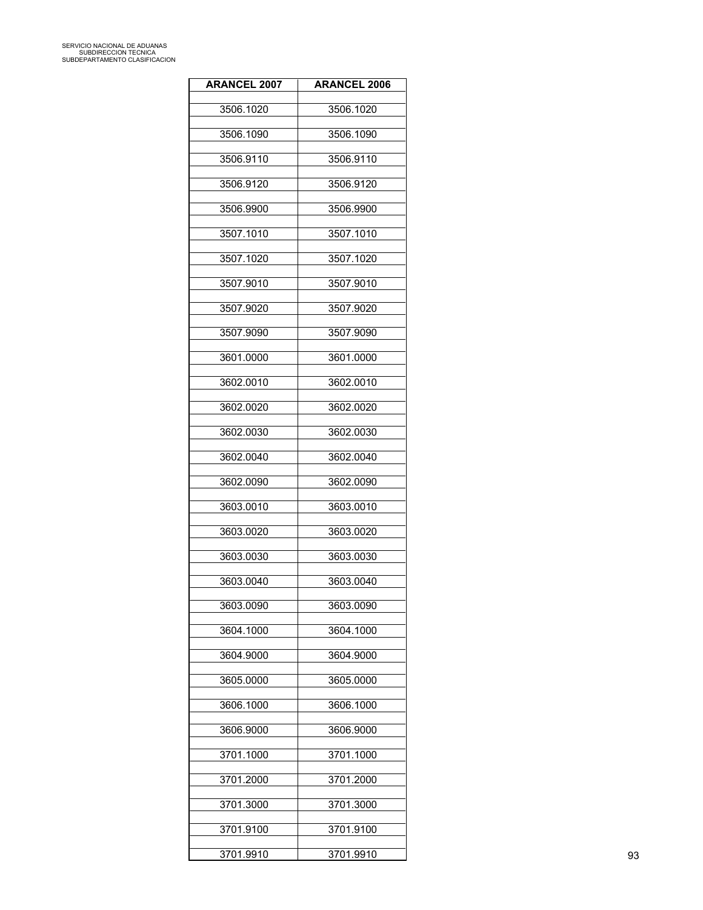| ARANCEL 2007 | ARANCEL 2006 |
| --- | --- |
| 3506.1020 | 3506.1020 |
| 3506.1090 | 3506.1090 |
| 3506.9110 | 3506.9110 |
| 3506.9120 | 3506.9120 |
| 3506.9900 | 3506.9900 |
| 3507.1010 | 3507.1010 |
| 3507.1020 | 3507.1020 |
| 3507.9010 | 3507.9010 |
| 3507.9020 | 3507.9020 |
| 3507.9090 | 3507.9090 |
| 3601.0000 | 3601.0000 |
| 3602.0010 | 3602.0010 |
| 3602.0020 | 3602.0020 |
| 3602.0030 | 3602.0030 |
| 3602.0040 | 3602.0040 |
| 3602.0090 | 3602.0090 |
| 3603.0010 | 3603.0010 |
| 3603.0020 | 3603.0020 |
| 3603.0030 | 3603.0030 |
| 3603.0040 | 3603.0040 |
| 3603.0090 | 3603.0090 |
| 3604.1000 | 3604.1000 |
| 3604.9000 | 3604.9000 |
| 3605.0000 | 3605.0000 |
| 3606.1000 | 3606.1000 |
| 3606.9000 | 3606.9000 |
| 3701.1000 | 3701.1000 |
| 3701.2000 | 3701.2000 |
| 3701.3000 | 3701.3000 |
| 3701.9100 | 3701.9100 |
| 3701.9910 | 3701.9910 |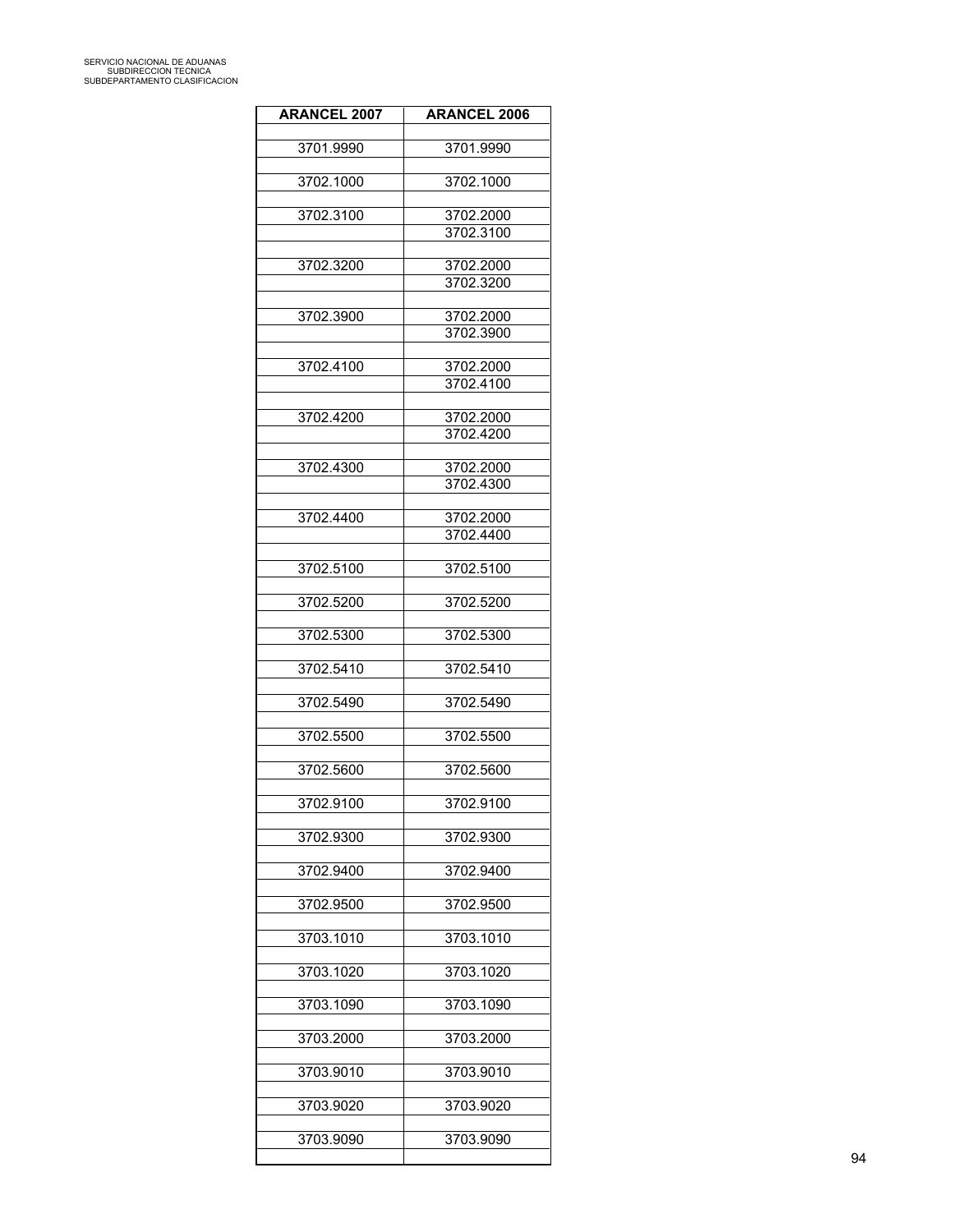| ARANCEL 2007 | ARANCEL 2006 |
|---|---|
| 3701.9990 | 3701.9990 |
| 3702.1000 | 3702.1000 |
| 3702.3100 | 3702.2000 |
| | 3702.3100 |
| 3702.3200 | 3702.2000 |
| | 3702.3200 |
| 3702.3900 | 3702.2000 |
| | 3702.3900 |
| 3702.4100 | 3702.2000 |
| | 3702.4100 |
| 3702.4200 | 3702.2000 |
| | 3702.4200 |
| 3702.4300 | 3702.2000 |
| | 3702.4300 |
| 3702.4400 | 3702.2000 |
| | 3702.4400 |
| 3702.5100 | 3702.5100 |
| 3702.5200 | 3702.5200 |
| 3702.5300 | 3702.5300 |
| 3702.5410 | 3702.5410 |
| 3702.5490 | 3702.5490 |
| 3702.5500 | 3702.5500 |
| 3702.5600 | 3702.5600 |
| 3702.9100 | 3702.9100 |
| 3702.9300 | 3702.9300 |
| 3702.9400 | 3702.9400 |
| 3702.9500 | 3702.9500 |
| 3703.1010 | 3703.1010 |
| 3703.1020 | 3703.1020 |
| 3703.1090 | 3703.1090 |
| 3703.2000 | 3703.2000 |
| 3703.9010 | 3703.9010 |
| 3703.9020 | 3703.9020 |
| 3703.9090 | 3703.9090 |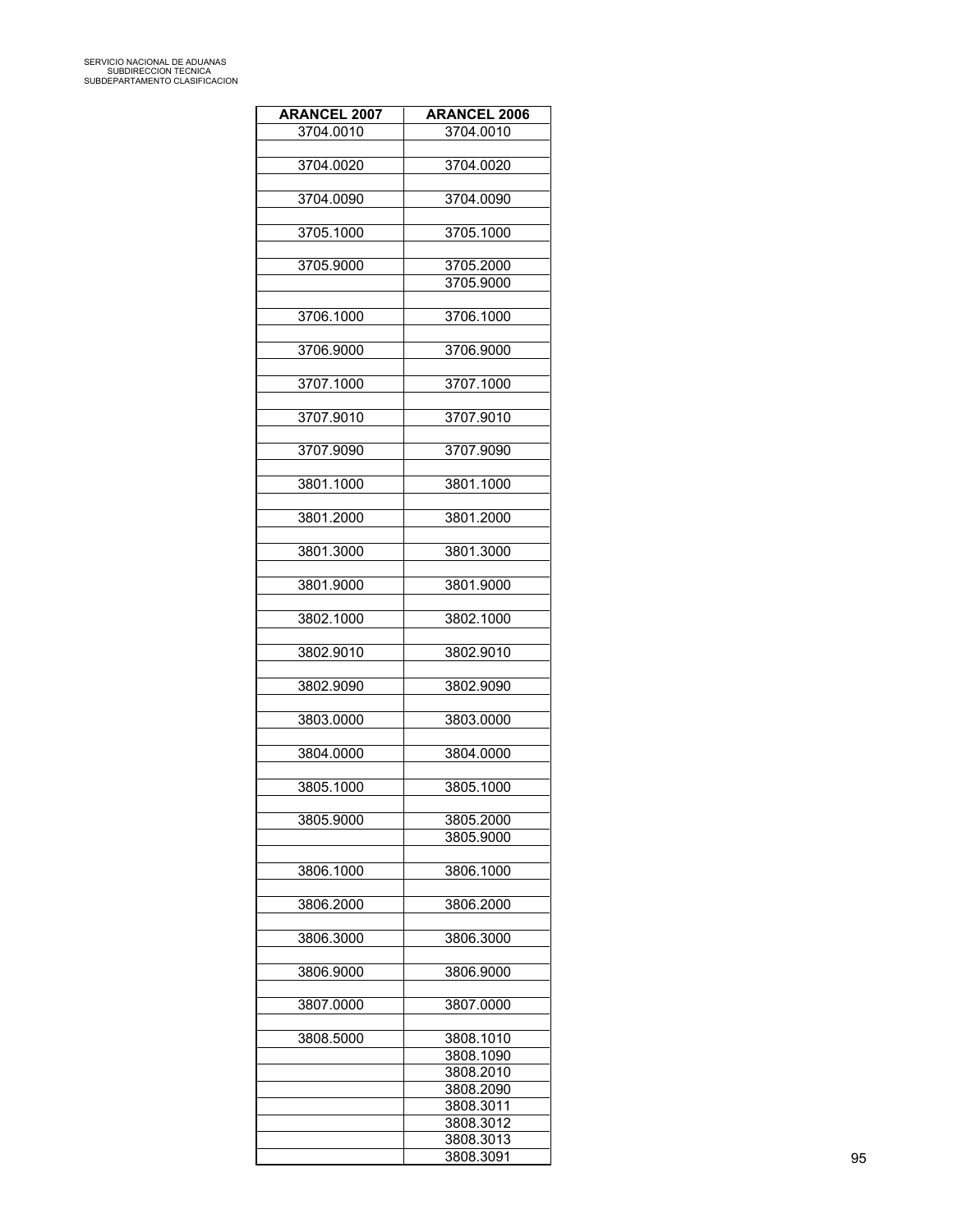| ARANCEL 2007 | ARANCEL 2006 |
|---|---|
| 3704.0010 | 3704.0010 |
| | |
| 3704.0020 | 3704.0020 |
| | |
| 3704.0090 | 3704.0090 |
| | |
| 3705.1000 | 3705.1000 |
| | |
| 3705.9000 | 3705.2000 |
| | 3705.9000 |
| | |
| 3706.1000 | 3706.1000 |
| | |
| 3706.9000 | 3706.9000 |
| | |
| 3707.1000 | 3707.1000 |
| | |
| 3707.9010 | 3707.9010 |
| | |
| 3707.9090 | 3707.9090 |
| | |
| 3801.1000 | 3801.1000 |
| | |
| 3801.2000 | 3801.2000 |
| | |
| 3801.3000 | 3801.3000 |
| | |
| 3801.9000 | 3801.9000 |
| | |
| 3802.1000 | 3802.1000 |
| | |
| 3802.9010 | 3802.9010 |
| | |
| 3802.9090 | 3802.9090 |
| | |
| 3803.0000 | 3803.0000 |
| | |
| 3804.0000 | 3804.0000 |
| | |
| 3805.1000 | 3805.1000 |
| | |
| 3805.9000 | 3805.2000 |
| | 3805.9000 |
| | |
| 3806.1000 | 3806.1000 |
| | |
| 3806.2000 | 3806.2000 |
| | |
| 3806.3000 | 3806.3000 |
| | |
| 3806.9000 | 3806.9000 |
| | |
| 3807.0000 | 3807.0000 |
| | |
| 3808.5000 | 3808.1010 |
| | 3808.1090 |
| | 3808.2010 |
| | 3808.2090 |
| | 3808.3011 |
| | 3808.3012 |
| | 3808.3013 |
| | 3808.3091 |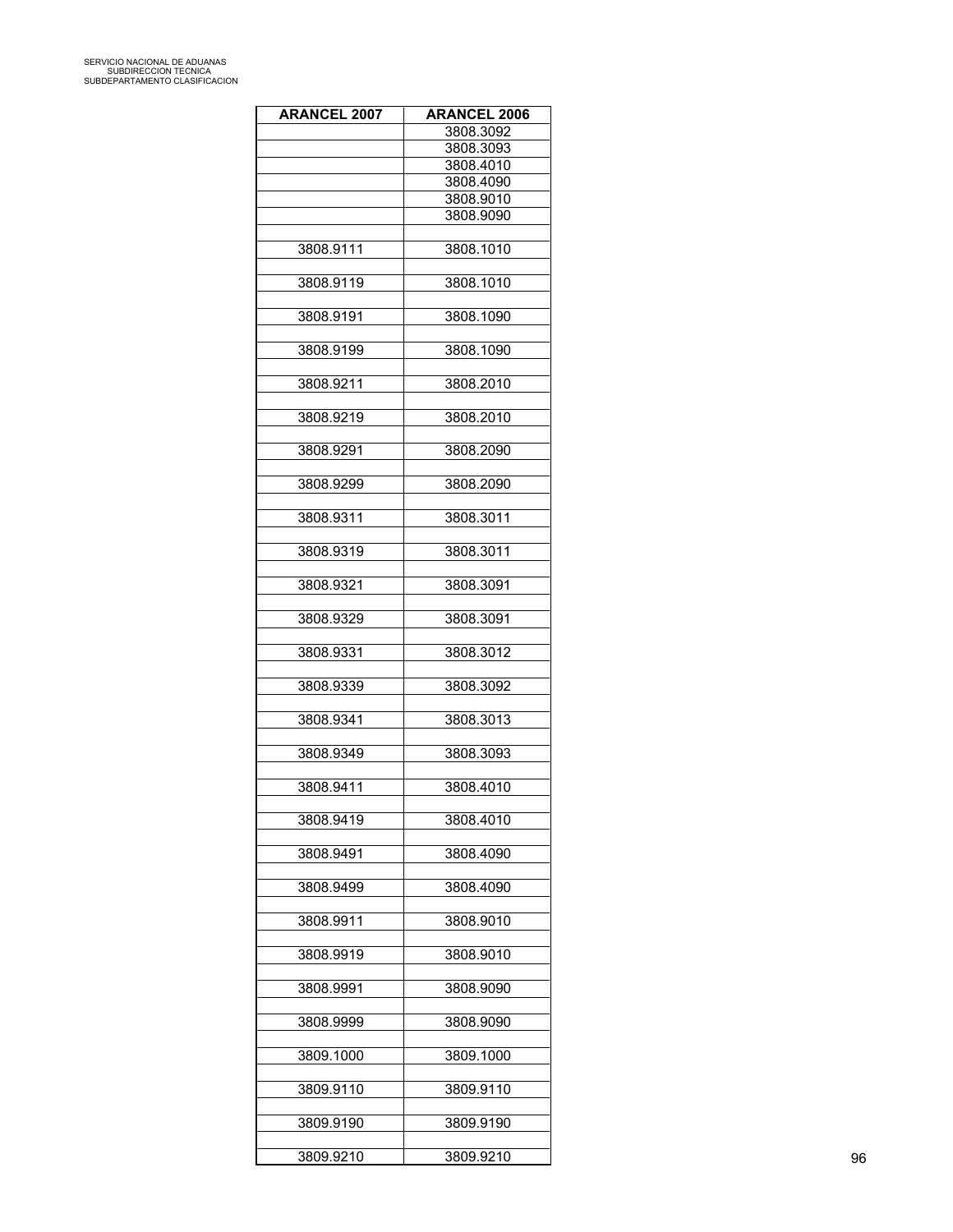| ARANCEL 2007 | ARANCEL 2006 |
|---|---|
| | 3808.3092 |
| | 3808.3093 |
| | 3808.4010 |
| | 3808.4090 |
| | 3808.9010 |
| | 3808.9090 |
| 3808.9111 | 3808.1010 |
| 3808.9119 | 3808.1010 |
| 3808.9191 | 3808.1090 |
| 3808.9199 | 3808.1090 |
| 3808.9211 | 3808.2010 |
| 3808.9219 | 3808.2010 |
| 3808.9291 | 3808.2090 |
| 3808.9299 | 3808.2090 |
| 3808.9311 | 3808.3011 |
| 3808.9319 | 3808.3011 |
| 3808.9321 | 3808.3091 |
| 3808.9329 | 3808.3091 |
| 3808.9331 | 3808.3012 |
| 3808.9339 | 3808.3092 |
| 3808.9341 | 3808.3013 |
| 3808.9349 | 3808.3093 |
| 3808.9411 | 3808.4010 |
| 3808.9419 | 3808.4010 |
| 3808.9491 | 3808.4090 |
| 3808.9499 | 3808.4090 |
| 3808.9911 | 3808.9010 |
| 3808.9919 | 3808.9010 |
| 3808.9991 | 3808.9090 |
| 3808.9999 | 3808.9090 |
| 3809.1000 | 3809.1000 |
| 3809.9110 | 3809.9110 |
| 3809.9190 | 3809.9190 |
| 3809.9210 | 3809.9210 |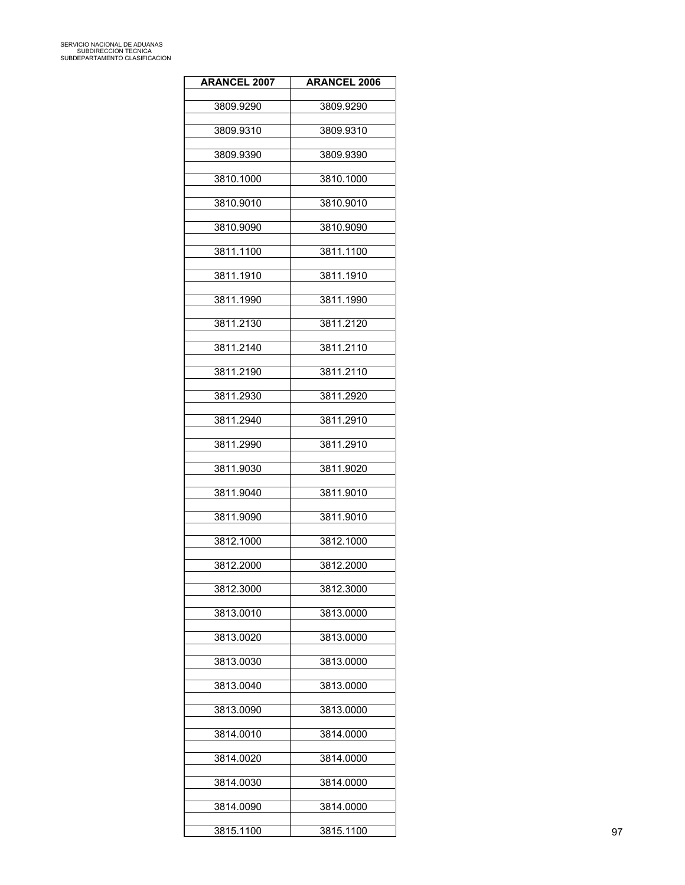| ARANCEL 2007 | ARANCEL 2006 |
|---|---|
| 3809.9290 | 3809.9290 |
| 3809.9310 | 3809.9310 |
| 3809.9390 | 3809.9390 |
| 3810.1000 | 3810.1000 |
| 3810.9010 | 3810.9010 |
| 3810.9090 | 3810.9090 |
| 3811.1100 | 3811.1100 |
| 3811.1910 | 3811.1910 |
| 3811.1990 | 3811.1990 |
| 3811.2130 | 3811.2120 |
| 3811.2140 | 3811.2110 |
| 3811.2190 | 3811.2110 |
| 3811.2930 | 3811.2920 |
| 3811.2940 | 3811.2910 |
| 3811.2990 | 3811.2910 |
| 3811.9030 | 3811.9020 |
| 3811.9040 | 3811.9010 |
| 3811.9090 | 3811.9010 |
| 3812.1000 | 3812.1000 |
| 3812.2000 | 3812.2000 |
| 3812.3000 | 3812.3000 |
| 3813.0010 | 3813.0000 |
| 3813.0020 | 3813.0000 |
| 3813.0030 | 3813.0000 |
| 3813.0040 | 3813.0000 |
| 3813.0090 | 3813.0000 |
| 3814.0010 | 3814.0000 |
| 3814.0020 | 3814.0000 |
| 3814.0030 | 3814.0000 |
| 3814.0090 | 3814.0000 |
| 3815.1100 | 3815.1100 |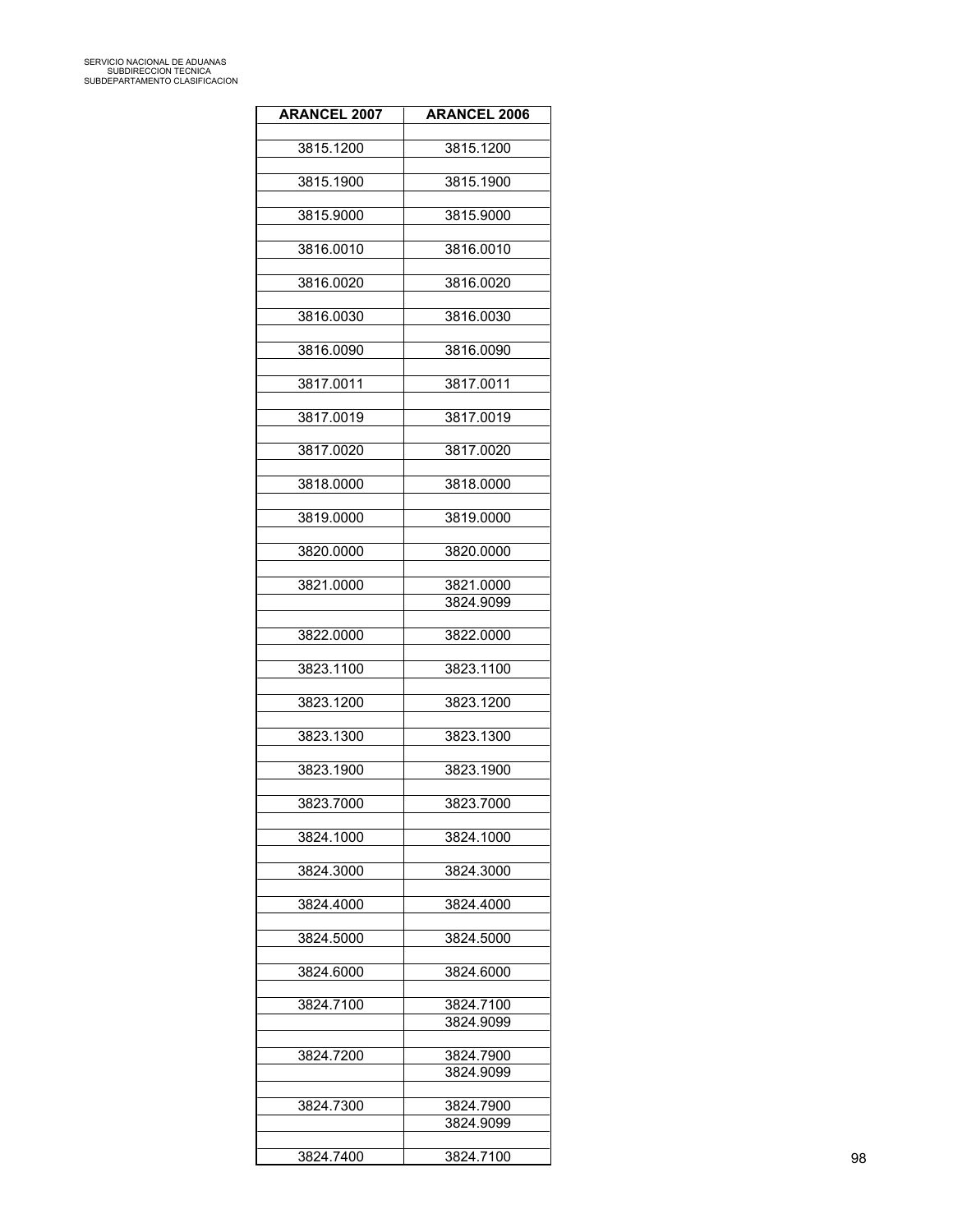| ARANCEL 2007 | ARANCEL 2006 |
|---|---|
| 3815.1200 | 3815.1200 |
| 3815.1900 | 3815.1900 |
| 3815.9000 | 3815.9000 |
| 3816.0010 | 3816.0010 |
| 3816.0020 | 3816.0020 |
| 3816.0030 | 3816.0030 |
| 3816.0090 | 3816.0090 |
| 3817.0011 | 3817.0011 |
| 3817.0019 | 3817.0019 |
| 3817.0020 | 3817.0020 |
| 3818.0000 | 3818.0000 |
| 3819.0000 | 3819.0000 |
| 3820.0000 | 3820.0000 |
| 3821.0000 | 3821.0000 |
| | 3824.9099 |
| 3822.0000 | 3822.0000 |
| 3823.1100 | 3823.1100 |
| 3823.1200 | 3823.1200 |
| 3823.1300 | 3823.1300 |
| 3823.1900 | 3823.1900 |
| 3823.7000 | 3823.7000 |
| 3824.1000 | 3824.1000 |
| 3824.3000 | 3824.3000 |
| 3824.4000 | 3824.4000 |
| 3824.5000 | 3824.5000 |
| 3824.6000 | 3824.6000 |
| 3824.7100 | 3824.7100 |
| | 3824.9099 |
| 3824.7200 | 3824.7900 |
| | 3824.9099 |
| 3824.7300 | 3824.7900 |
| | 3824.9099 |
| 3824.7400 | 3824.7100 |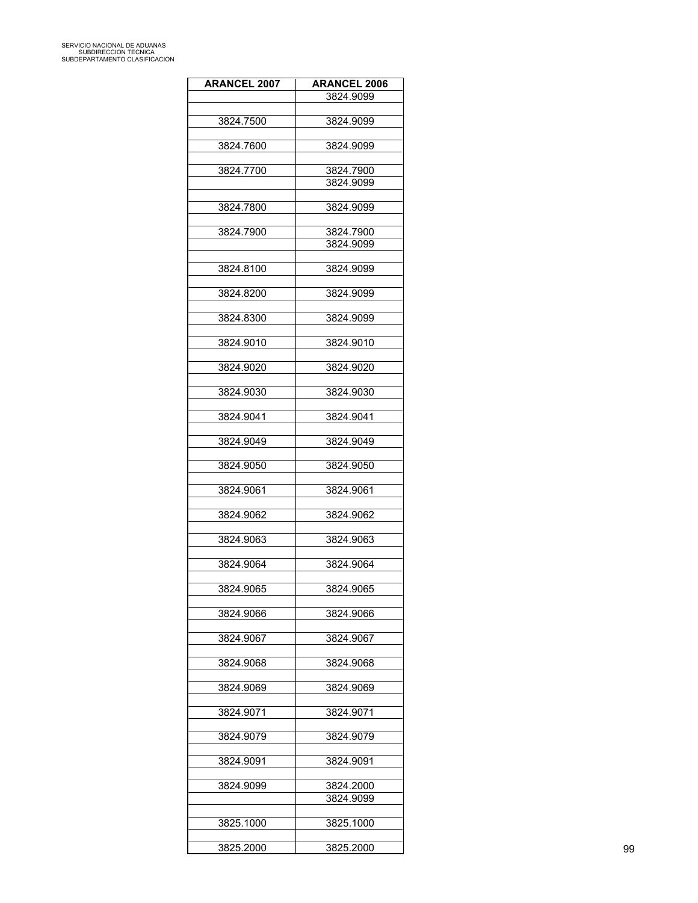| ARANCEL 2007 | ARANCEL 2006 |
|---|---|
| | 3824.9099 |
| 3824.7500 | 3824.9099 |
| 3824.7600 | 3824.9099 |
| 3824.7700 | 3824.7900 |
| | 3824.9099 |
| 3824.7800 | 3824.9099 |
| 3824.7900 | 3824.7900 |
| | 3824.9099 |
| 3824.8100 | 3824.9099 |
| 3824.8200 | 3824.9099 |
| 3824.8300 | 3824.9099 |
| 3824.9010 | 3824.9010 |
| 3824.9020 | 3824.9020 |
| 3824.9030 | 3824.9030 |
| 3824.9041 | 3824.9041 |
| 3824.9049 | 3824.9049 |
| 3824.9050 | 3824.9050 |
| 3824.9061 | 3824.9061 |
| 3824.9062 | 3824.9062 |
| 3824.9063 | 3824.9063 |
| 3824.9064 | 3824.9064 |
| 3824.9065 | 3824.9065 |
| 3824.9066 | 3824.9066 |
| 3824.9067 | 3824.9067 |
| 3824.9068 | 3824.9068 |
| 3824.9069 | 3824.9069 |
| 3824.9071 | 3824.9071 |
| 3824.9079 | 3824.9079 |
| 3824.9091 | 3824.9091 |
| 3824.9099 | 3824.2000 |
| | 3824.9099 |
| 3825.1000 | 3825.1000 |
| 3825.2000 | 3825.2000 |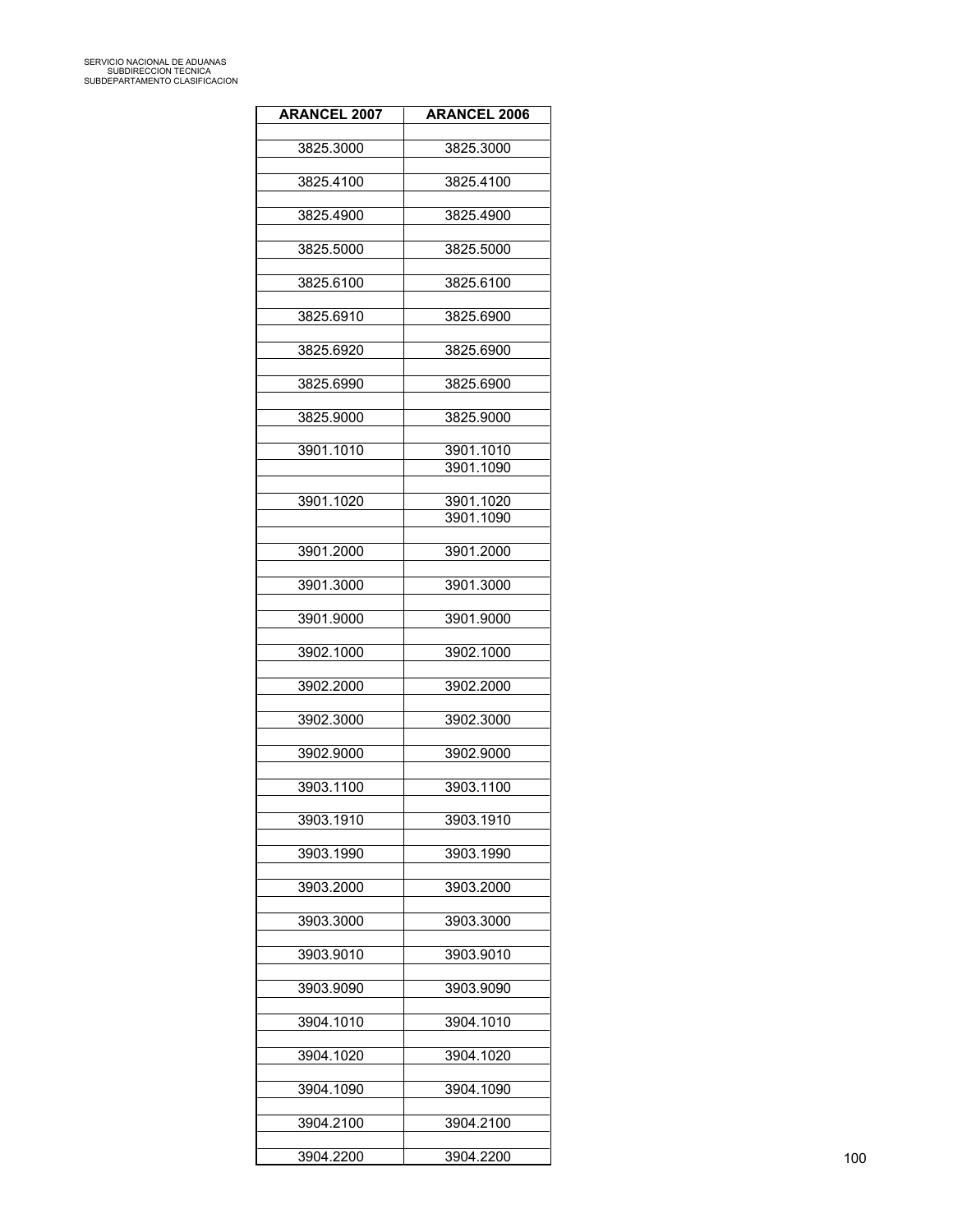| ARANCEL 2007 | ARANCEL 2006 |
|---|---|
| 3825.3000 | 3825.3000 |
| 3825.4100 | 3825.4100 |
| 3825.4900 | 3825.4900 |
| 3825.5000 | 3825.5000 |
| 3825.6100 | 3825.6100 |
| 3825.6910 | 3825.6900 |
| 3825.6920 | 3825.6900 |
| 3825.6990 | 3825.6900 |
| 3825.9000 | 3825.9000 |
| 3901.1010 | 3901.1010 |
| | 3901.1090 |
| 3901.1020 | 3901.1020 |
| | 3901.1090 |
| 3901.2000 | 3901.2000 |
| 3901.3000 | 3901.3000 |
| 3901.9000 | 3901.9000 |
| 3902.1000 | 3902.1000 |
| 3902.2000 | 3902.2000 |
| 3902.3000 | 3902.3000 |
| 3902.9000 | 3902.9000 |
| 3903.1100 | 3903.1100 |
| 3903.1910 | 3903.1910 |
| 3903.1990 | 3903.1990 |
| 3903.2000 | 3903.2000 |
| 3903.3000 | 3903.3000 |
| 3903.9010 | 3903.9010 |
| 3903.9090 | 3903.9090 |
| 3904.1010 | 3904.1010 |
| 3904.1020 | 3904.1020 |
| 3904.1090 | 3904.1090 |
| 3904.2100 | 3904.2100 |
| 3904.2200 | 3904.2200 |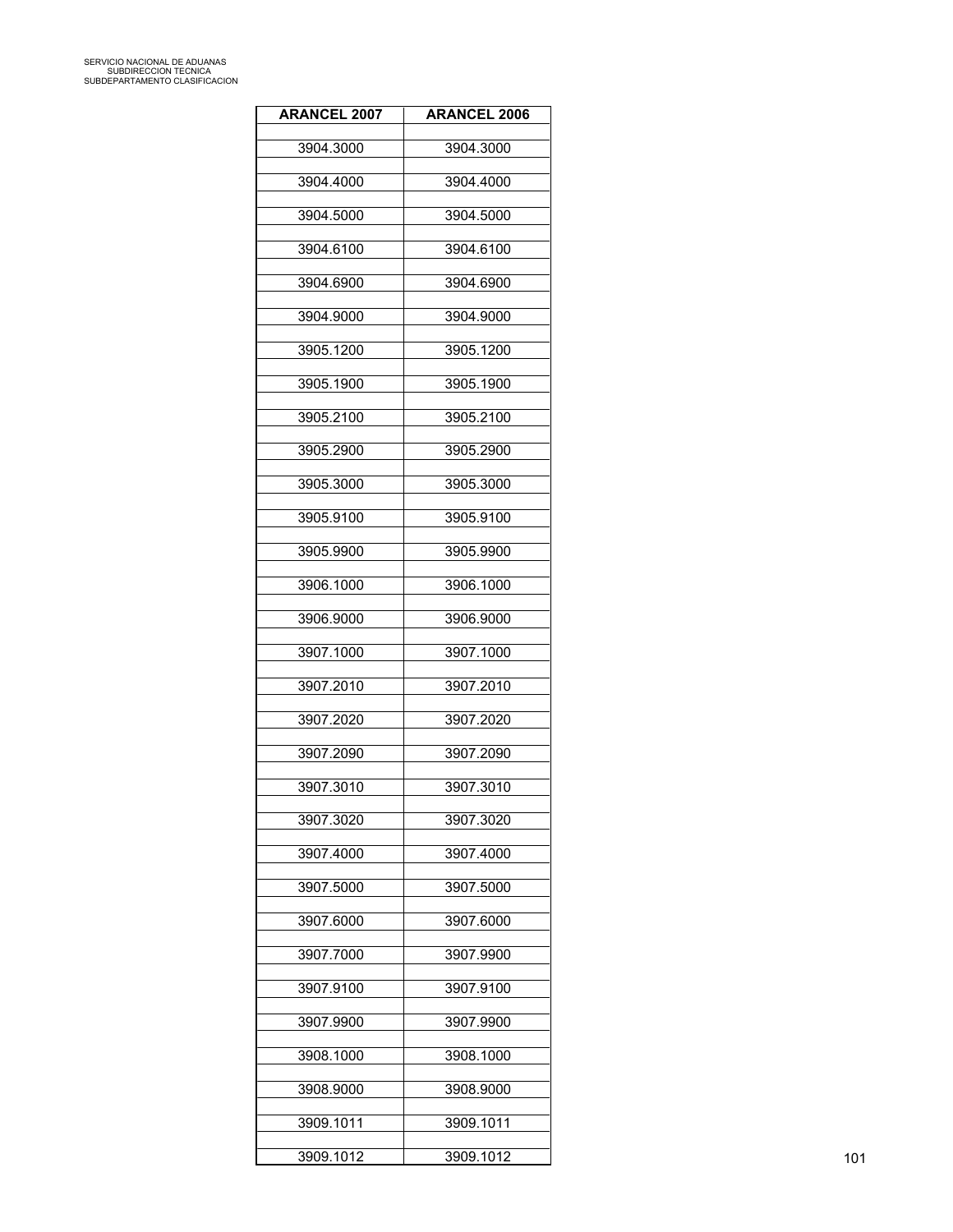| ARANCEL 2007 | ARANCEL 2006 |
| --- | --- |
| 3904.3000 | 3904.3000 |
| 3904.4000 | 3904.4000 |
| 3904.5000 | 3904.5000 |
| 3904.6100 | 3904.6100 |
| 3904.6900 | 3904.6900 |
| 3904.9000 | 3904.9000 |
| 3905.1200 | 3905.1200 |
| 3905.1900 | 3905.1900 |
| 3905.2100 | 3905.2100 |
| 3905.2900 | 3905.2900 |
| 3905.3000 | 3905.3000 |
| 3905.9100 | 3905.9100 |
| 3905.9900 | 3905.9900 |
| 3906.1000 | 3906.1000 |
| 3906.9000 | 3906.9000 |
| 3907.1000 | 3907.1000 |
| 3907.2010 | 3907.2010 |
| 3907.2020 | 3907.2020 |
| 3907.2090 | 3907.2090 |
| 3907.3010 | 3907.3010 |
| 3907.3020 | 3907.3020 |
| 3907.4000 | 3907.4000 |
| 3907.5000 | 3907.5000 |
| 3907.6000 | 3907.6000 |
| 3907.7000 | 3907.9900 |
| 3907.9100 | 3907.9100 |
| 3907.9900 | 3907.9900 |
| 3908.1000 | 3908.1000 |
| 3908.9000 | 3908.9000 |
| 3909.1011 | 3909.1011 |
| 3909.1012 | 3909.1012 |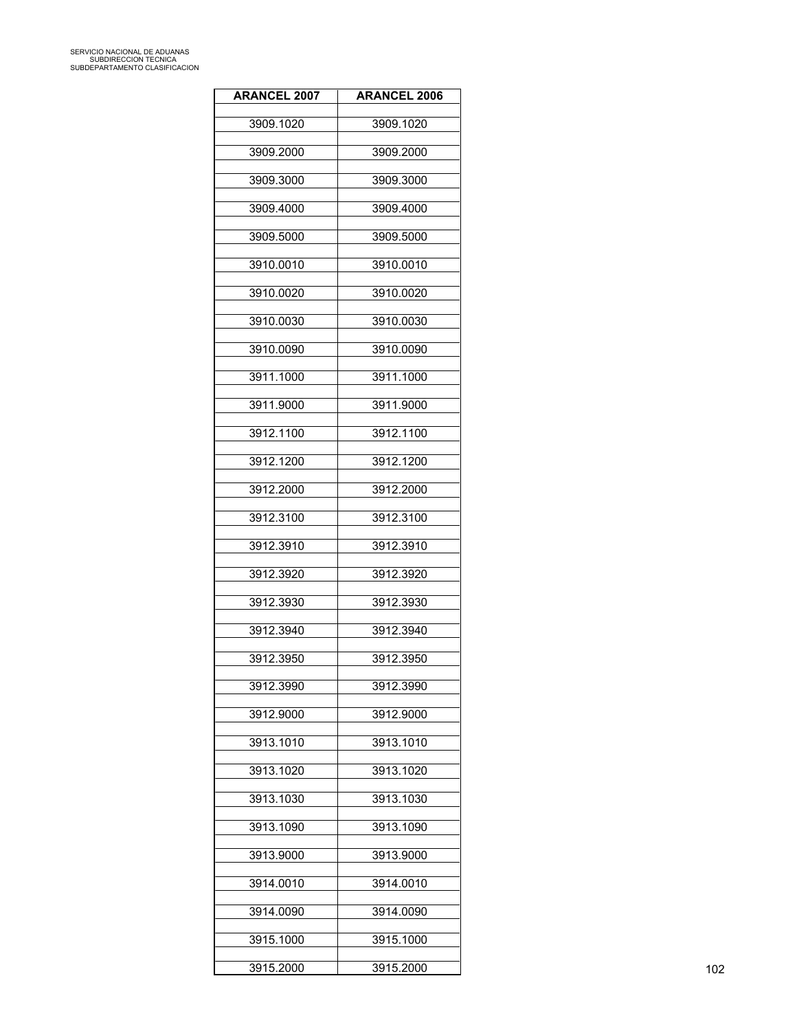| ARANCEL 2007 | ARANCEL 2006 |
|---|---|
| 3909.1020 | 3909.1020 |
| 3909.2000 | 3909.2000 |
| 3909.3000 | 3909.3000 |
| 3909.4000 | 3909.4000 |
| 3909.5000 | 3909.5000 |
| 3910.0010 | 3910.0010 |
| 3910.0020 | 3910.0020 |
| 3910.0030 | 3910.0030 |
| 3910.0090 | 3910.0090 |
| 3911.1000 | 3911.1000 |
| 3911.9000 | 3911.9000 |
| 3912.1100 | 3912.1100 |
| 3912.1200 | 3912.1200 |
| 3912.2000 | 3912.2000 |
| 3912.3100 | 3912.3100 |
| 3912.3910 | 3912.3910 |
| 3912.3920 | 3912.3920 |
| 3912.3930 | 3912.3930 |
| 3912.3940 | 3912.3940 |
| 3912.3950 | 3912.3950 |
| 3912.3990 | 3912.3990 |
| 3912.9000 | 3912.9000 |
| 3913.1010 | 3913.1010 |
| 3913.1020 | 3913.1020 |
| 3913.1030 | 3913.1030 |
| 3913.1090 | 3913.1090 |
| 3913.9000 | 3913.9000 |
| 3914.0010 | 3914.0010 |
| 3914.0090 | 3914.0090 |
| 3915.1000 | 3915.1000 |
| 3915.2000 | 3915.2000 |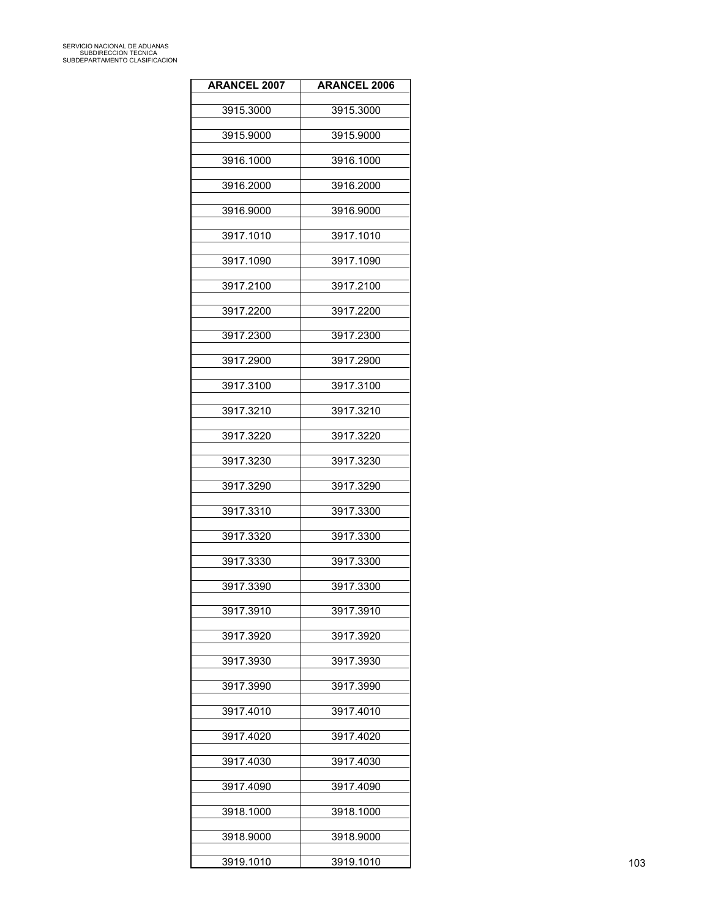| ARANCEL 2007 | ARANCEL 2006 |
| --- | --- |
| 3915.3000 | 3915.3000 |
| 3915.9000 | 3915.9000 |
| 3916.1000 | 3916.1000 |
| 3916.2000 | 3916.2000 |
| 3916.9000 | 3916.9000 |
| 3917.1010 | 3917.1010 |
| 3917.1090 | 3917.1090 |
| 3917.2100 | 3917.2100 |
| 3917.2200 | 3917.2200 |
| 3917.2300 | 3917.2300 |
| 3917.2900 | 3917.2900 |
| 3917.3100 | 3917.3100 |
| 3917.3210 | 3917.3210 |
| 3917.3220 | 3917.3220 |
| 3917.3230 | 3917.3230 |
| 3917.3290 | 3917.3290 |
| 3917.3310 | 3917.3300 |
| 3917.3320 | 3917.3300 |
| 3917.3330 | 3917.3300 |
| 3917.3390 | 3917.3300 |
| 3917.3910 | 3917.3910 |
| 3917.3920 | 3917.3920 |
| 3917.3930 | 3917.3930 |
| 3917.3990 | 3917.3990 |
| 3917.4010 | 3917.4010 |
| 3917.4020 | 3917.4020 |
| 3917.4030 | 3917.4030 |
| 3917.4090 | 3917.4090 |
| 3918.1000 | 3918.1000 |
| 3918.9000 | 3918.9000 |
| 3919.1010 | 3919.1010 |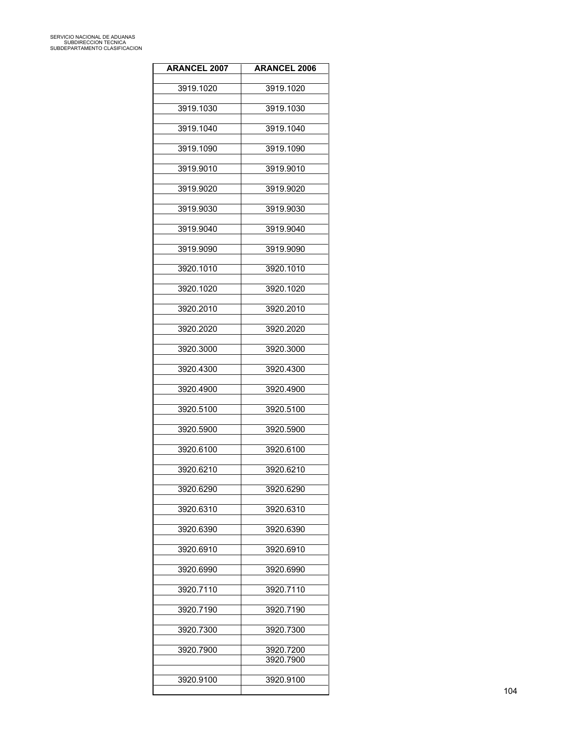| ARANCEL 2007 | ARANCEL 2006 |
|---|---|
| 3919.1020 | 3919.1020 |
| 3919.1030 | 3919.1030 |
| 3919.1040 | 3919.1040 |
| 3919.1090 | 3919.1090 |
| 3919.9010 | 3919.9010 |
| 3919.9020 | 3919.9020 |
| 3919.9030 | 3919.9030 |
| 3919.9040 | 3919.9040 |
| 3919.9090 | 3919.9090 |
| 3920.1010 | 3920.1010 |
| 3920.1020 | 3920.1020 |
| 3920.2010 | 3920.2010 |
| 3920.2020 | 3920.2020 |
| 3920.3000 | 3920.3000 |
| 3920.4300 | 3920.4300 |
| 3920.4900 | 3920.4900 |
| 3920.5100 | 3920.5100 |
| 3920.5900 | 3920.5900 |
| 3920.6100 | 3920.6100 |
| 3920.6210 | 3920.6210 |
| 3920.6290 | 3920.6290 |
| 3920.6310 | 3920.6310 |
| 3920.6390 | 3920.6390 |
| 3920.6910 | 3920.6910 |
| 3920.6990 | 3920.6990 |
| 3920.7110 | 3920.7110 |
| 3920.7190 | 3920.7190 |
| 3920.7300 | 3920.7300 |
| 3920.7900 | 3920.7200<br>3920.7900 |
| 3920.9100 | 3920.9100 |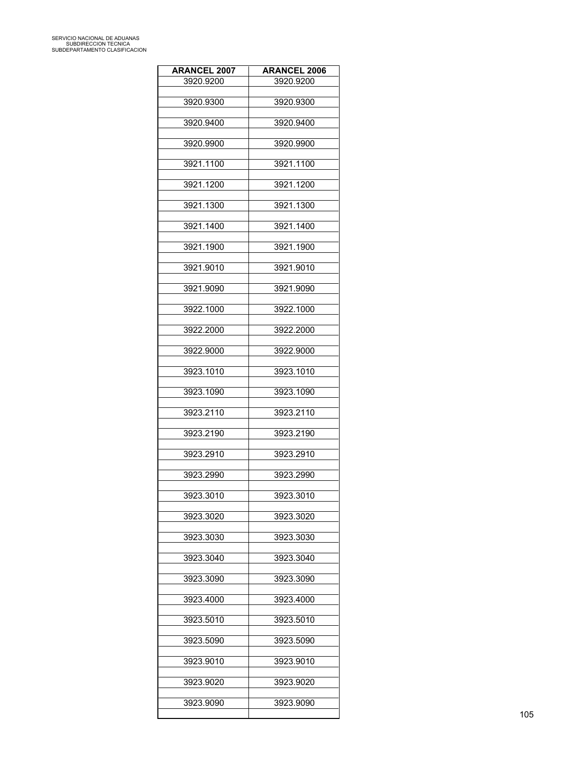| ARANCEL 2007 | ARANCEL 2006 |
|---|---|
| 3920.9200 | 3920.9200 |
| 3920.9300 | 3920.9300 |
| 3920.9400 | 3920.9400 |
| 3920.9900 | 3920.9900 |
| 3921.1100 | 3921.1100 |
| 3921.1200 | 3921.1200 |
| 3921.1300 | 3921.1300 |
| 3921.1400 | 3921.1400 |
| 3921.1900 | 3921.1900 |
| 3921.9010 | 3921.9010 |
| 3921.9090 | 3921.9090 |
| 3922.1000 | 3922.1000 |
| 3922.2000 | 3922.2000 |
| 3922.9000 | 3922.9000 |
| 3923.1010 | 3923.1010 |
| 3923.1090 | 3923.1090 |
| 3923.2110 | 3923.2110 |
| 3923.2190 | 3923.2190 |
| 3923.2910 | 3923.2910 |
| 3923.2990 | 3923.2990 |
| 3923.3010 | 3923.3010 |
| 3923.3020 | 3923.3020 |
| 3923.3030 | 3923.3030 |
| 3923.3040 | 3923.3040 |
| 3923.3090 | 3923.3090 |
| 3923.4000 | 3923.4000 |
| 3923.5010 | 3923.5010 |
| 3923.5090 | 3923.5090 |
| 3923.9010 | 3923.9010 |
| 3923.9020 | 3923.9020 |
| 3923.9090 | 3923.9090 |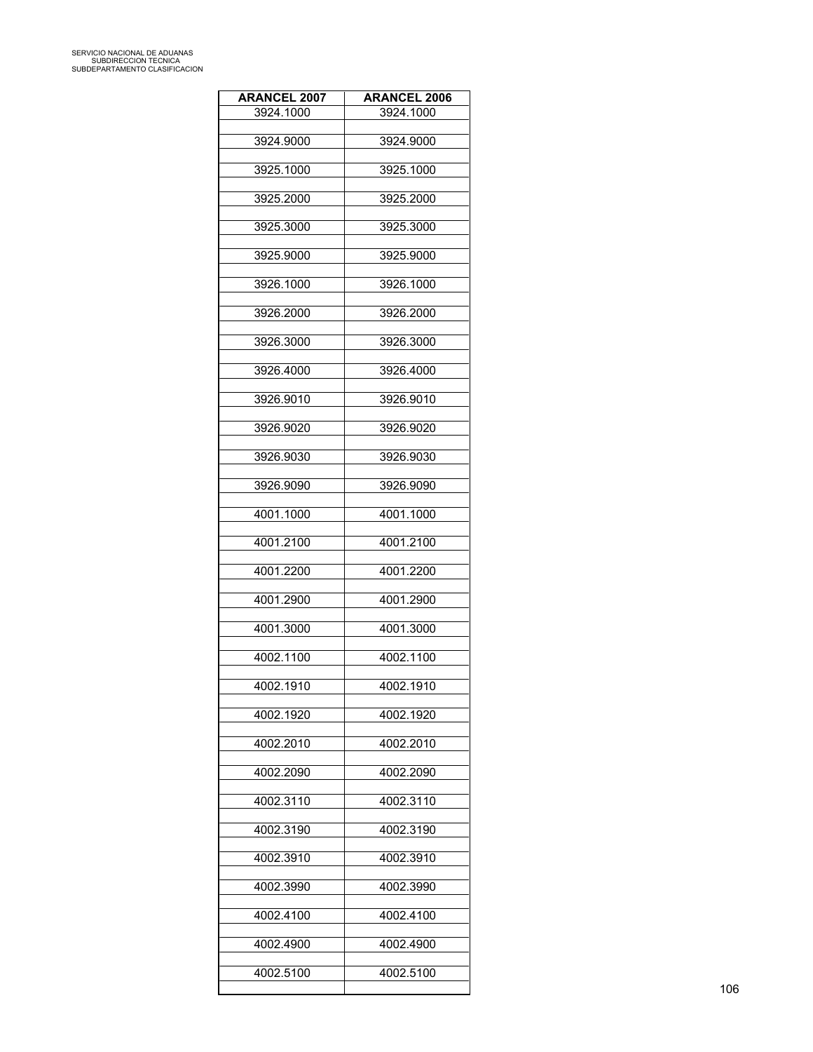| ARANCEL 2007 | ARANCEL 2006 |
|---|---|
| 3924.1000 | 3924.1000 |
| 3924.9000 | 3924.9000 |
| 3925.1000 | 3925.1000 |
| 3925.2000 | 3925.2000 |
| 3925.3000 | 3925.3000 |
| 3925.9000 | 3925.9000 |
| 3926.1000 | 3926.1000 |
| 3926.2000 | 3926.2000 |
| 3926.3000 | 3926.3000 |
| 3926.4000 | 3926.4000 |
| 3926.9010 | 3926.9010 |
| 3926.9020 | 3926.9020 |
| 3926.9030 | 3926.9030 |
| 3926.9090 | 3926.9090 |
| 4001.1000 | 4001.1000 |
| 4001.2100 | 4001.2100 |
| 4001.2200 | 4001.2200 |
| 4001.2900 | 4001.2900 |
| 4001.3000 | 4001.3000 |
| 4002.1100 | 4002.1100 |
| 4002.1910 | 4002.1910 |
| 4002.1920 | 4002.1920 |
| 4002.2010 | 4002.2010 |
| 4002.2090 | 4002.2090 |
| 4002.3110 | 4002.3110 |
| 4002.3190 | 4002.3190 |
| 4002.3910 | 4002.3910 |
| 4002.3990 | 4002.3990 |
| 4002.4100 | 4002.4100 |
| 4002.4900 | 4002.4900 |
| 4002.5100 | 4002.5100 |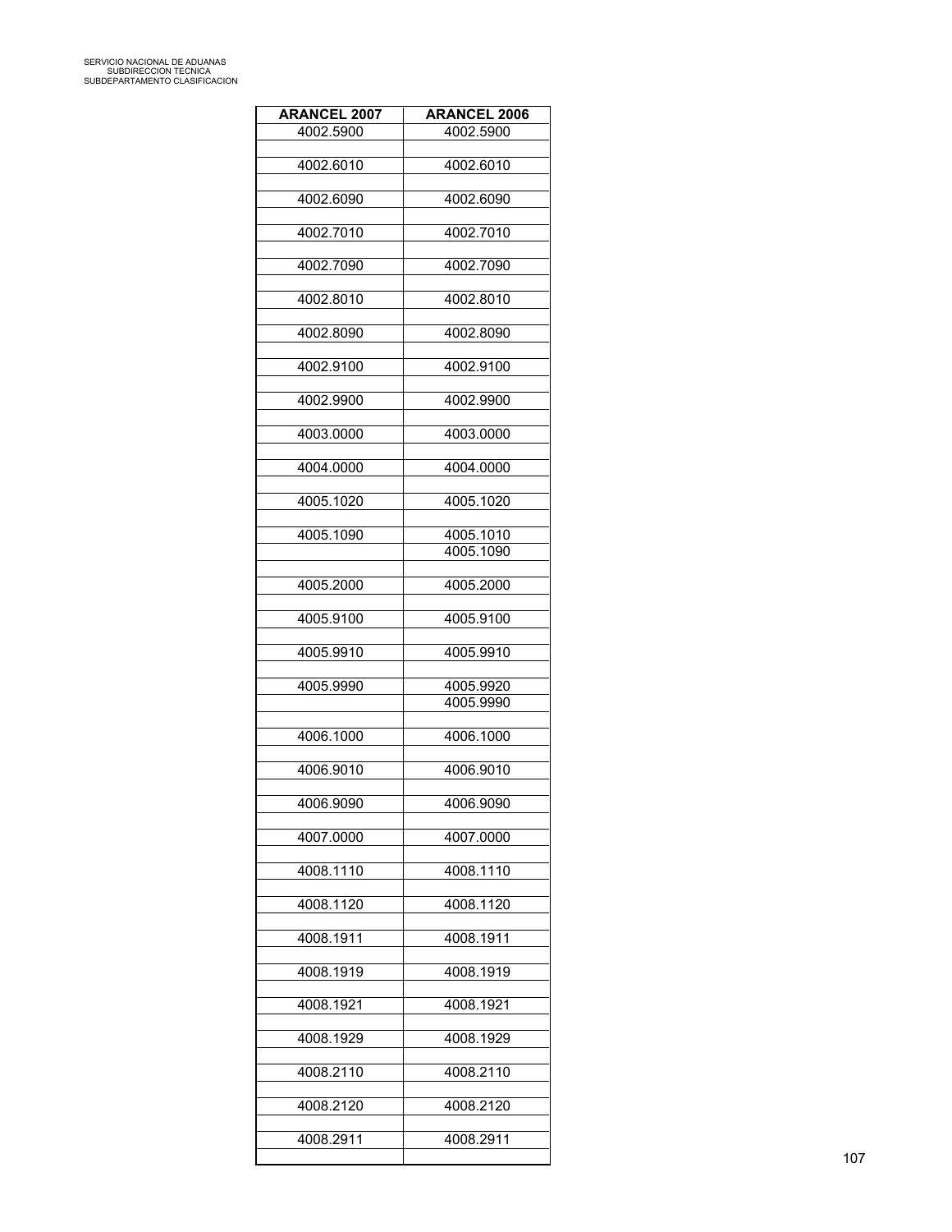SERVICIO NACIONAL DE ADUANAS
SUBDIRECCION TECNICA
SUBDEPARTAMENTO CLASIFICACION

| ARANCEL 2007 | ARANCEL 2006 |
|---|---|
| 4002.5900 | 4002.5900 |
| 4002.6010 | 4002.6010 |
| 4002.6090 | 4002.6090 |
| 4002.7010 | 4002.7010 |
| 4002.7090 | 4002.7090 |
| 4002.8010 | 4002.8010 |
| 4002.8090 | 4002.8090 |
| 4002.9100 | 4002.9100 |
| 4002.9900 | 4002.9900 |
| 4003.0000 | 4003.0000 |
| 4004.0000 | 4004.0000 |
| 4005.1020 | 4005.1020 |
| 4005.1090 | 4005.1010 |
| | 4005.1090 |
| 4005.2000 | 4005.2000 |
| 4005.9100 | 4005.9100 |
| 4005.9910 | 4005.9910 |
| 4005.9990 | 4005.9920 |
| | 4005.9990 |
| 4006.1000 | 4006.1000 |
| 4006.9010 | 4006.9010 |
| 4006.9090 | 4006.9090 |
| 4007.0000 | 4007.0000 |
| 4008.1110 | 4008.1110 |
| 4008.1120 | 4008.1120 |
| 4008.1911 | 4008.1911 |
| 4008.1919 | 4008.1919 |
| 4008.1921 | 4008.1921 |
| 4008.1929 | 4008.1929 |
| 4008.2110 | 4008.2110 |
| 4008.2120 | 4008.2120 |
| 4008.2911 | 4008.2911 |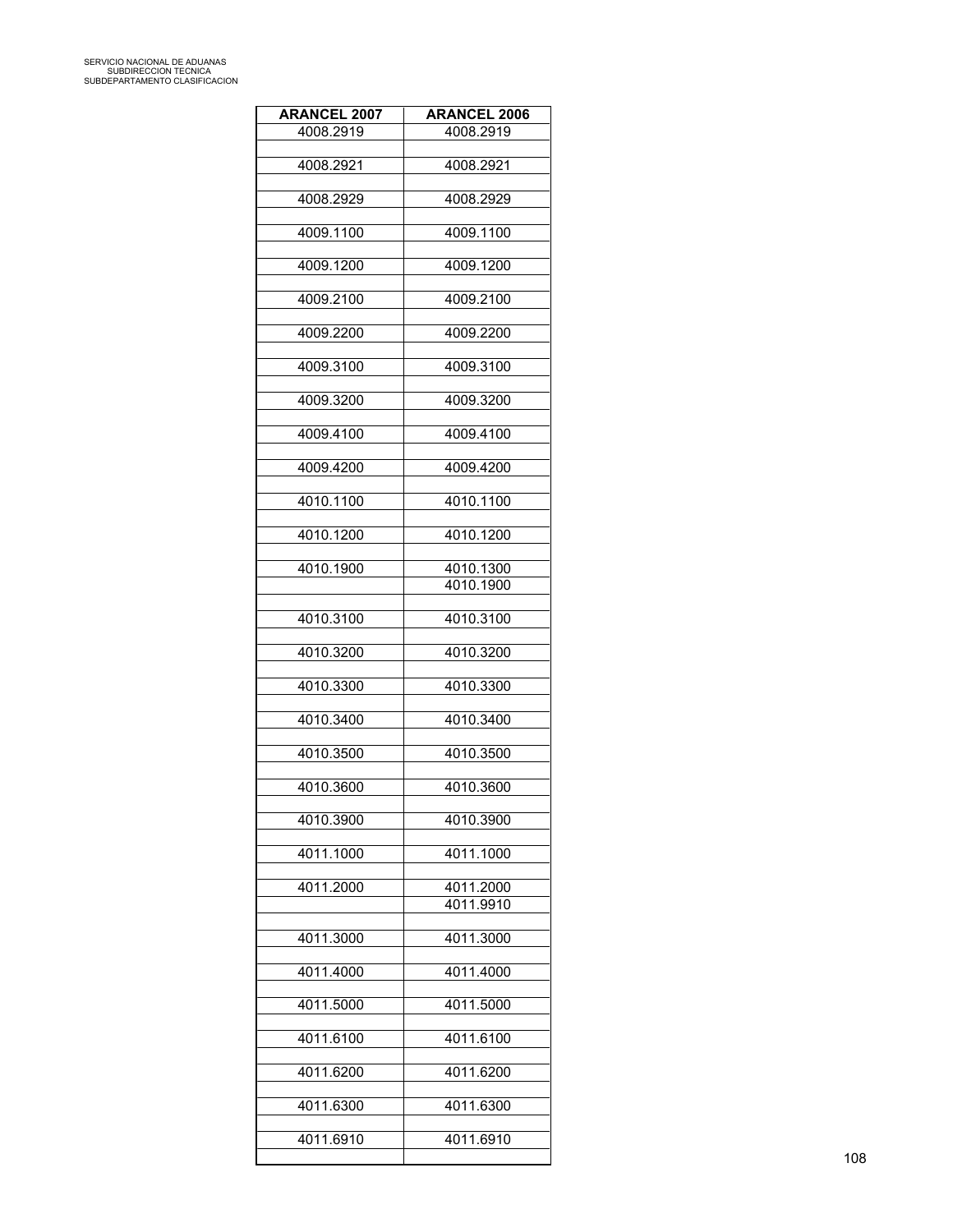| ARANCEL 2007 | ARANCEL 2006 |
|---|---|
| 4008.2919 | 4008.2919 |
| 4008.2921 | 4008.2921 |
| 4008.2929 | 4008.2929 |
| 4009.1100 | 4009.1100 |
| 4009.1200 | 4009.1200 |
| 4009.2100 | 4009.2100 |
| 4009.2200 | 4009.2200 |
| 4009.3100 | 4009.3100 |
| 4009.3200 | 4009.3200 |
| 4009.4100 | 4009.4100 |
| 4009.4200 | 4009.4200 |
| 4010.1100 | 4010.1100 |
| 4010.1200 | 4010.1200 |
| 4010.1900 | 4010.1300 |
| | 4010.1900 |
| 4010.3100 | 4010.3100 |
| 4010.3200 | 4010.3200 |
| 4010.3300 | 4010.3300 |
| 4010.3400 | 4010.3400 |
| 4010.3500 | 4010.3500 |
| 4010.3600 | 4010.3600 |
| 4010.3900 | 4010.3900 |
| 4011.1000 | 4011.1000 |
| 4011.2000 | 4011.2000 |
| | 4011.9910 |
| 4011.3000 | 4011.3000 |
| 4011.4000 | 4011.4000 |
| 4011.5000 | 4011.5000 |
| 4011.6100 | 4011.6100 |
| 4011.6200 | 4011.6200 |
| 4011.6300 | 4011.6300 |
| 4011.6910 | 4011.6910 |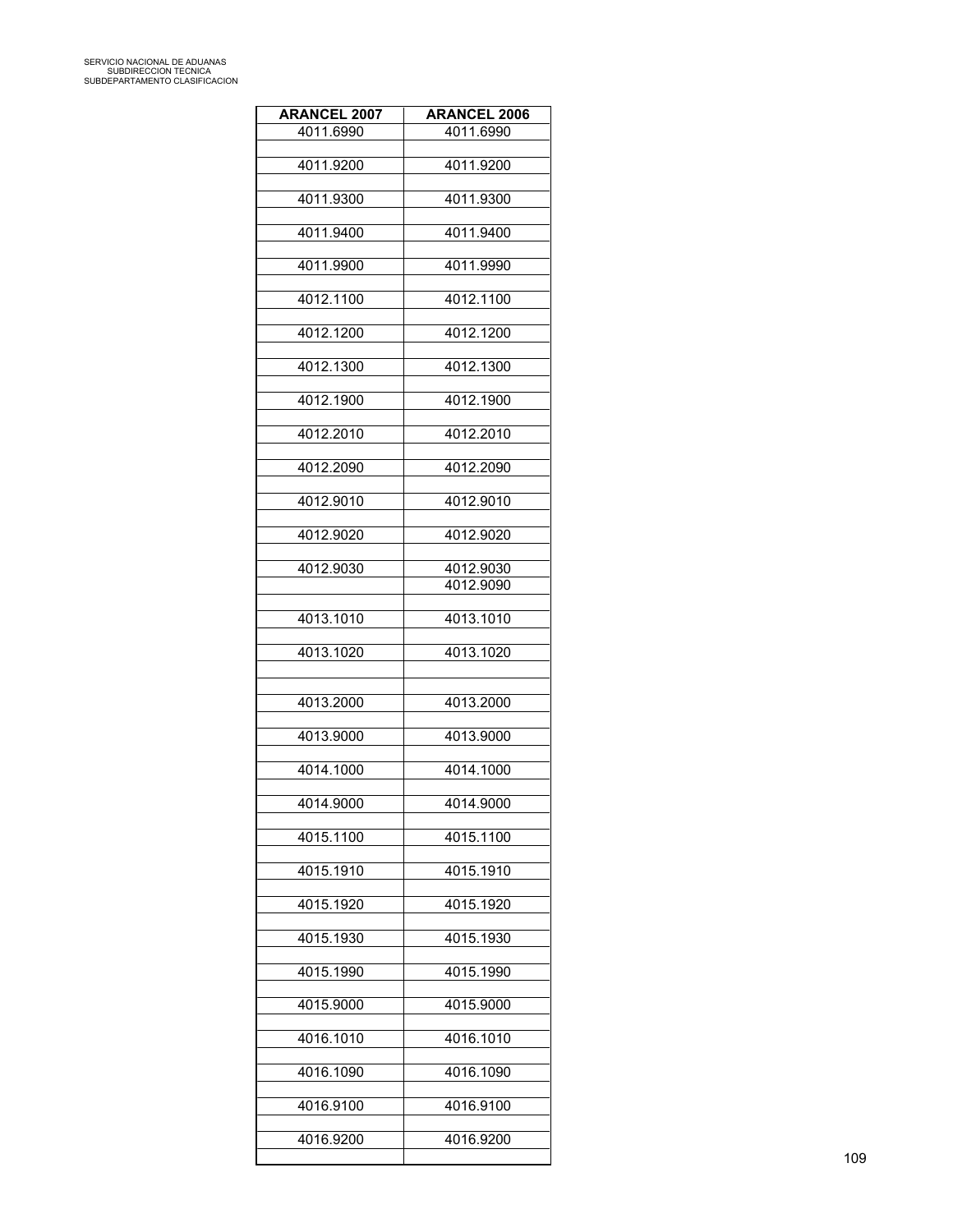| ARANCEL 2007 | ARANCEL 2006 |
|---|---|
| 4011.6990 | 4011.6990 |
| | |
| 4011.9200 | 4011.9200 |
| | |
| 4011.9300 | 4011.9300 |
| | |
| 4011.9400 | 4011.9400 |
| | |
| 4011.9900 | 4011.9990 |
| | |
| 4012.1100 | 4012.1100 |
| | |
| 4012.1200 | 4012.1200 |
| | |
| 4012.1300 | 4012.1300 |
| | |
| 4012.1900 | 4012.1900 |
| | |
| 4012.2010 | 4012.2010 |
| | |
| 4012.2090 | 4012.2090 |
| | |
| 4012.9010 | 4012.9010 |
| | |
| 4012.9020 | 4012.9020 |
| | |
| 4012.9030 | 4012.9030 |
| | 4012.9090 |
| | |
| 4013.1010 | 4013.1010 |
| | |
| 4013.1020 | 4013.1020 |
| | |
| | |
| 4013.2000 | 4013.2000 |
| | |
| 4013.9000 | 4013.9000 |
| | |
| 4014.1000 | 4014.1000 |
| | |
| 4014.9000 | 4014.9000 |
| | |
| 4015.1100 | 4015.1100 |
| | |
| 4015.1910 | 4015.1910 |
| | |
| 4015.1920 | 4015.1920 |
| | |
| 4015.1930 | 4015.1930 |
| | |
| 4015.1990 | 4015.1990 |
| | |
| 4015.9000 | 4015.9000 |
| | |
| 4016.1010 | 4016.1010 |
| | |
| 4016.1090 | 4016.1090 |
| | |
| 4016.9100 | 4016.9100 |
| | |
| 4016.9200 | 4016.9200 |
| | |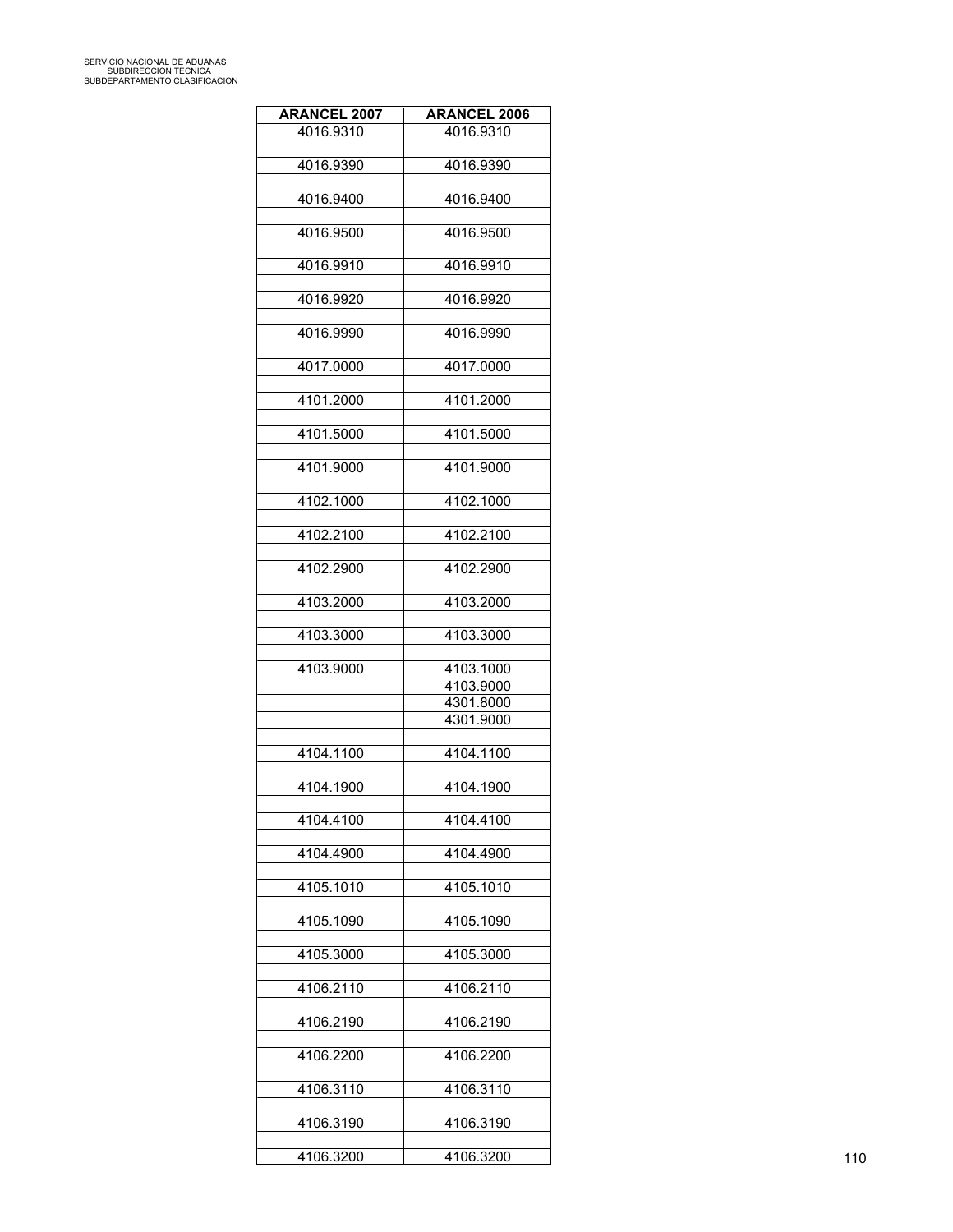| ARANCEL 2007 | ARANCEL 2006 |
|---|---|
| 4016.9310 | 4016.9310 |
| 4016.9390 | 4016.9390 |
| 4016.9400 | 4016.9400 |
| 4016.9500 | 4016.9500 |
| 4016.9910 | 4016.9910 |
| 4016.9920 | 4016.9920 |
| 4016.9990 | 4016.9990 |
| 4017.0000 | 4017.0000 |
| 4101.2000 | 4101.2000 |
| 4101.5000 | 4101.5000 |
| 4101.9000 | 4101.9000 |
| 4102.1000 | 4102.1000 |
| 4102.2100 | 4102.2100 |
| 4102.2900 | 4102.2900 |
| 4103.2000 | 4103.2000 |
| 4103.3000 | 4103.3000 |
| 4103.9000 | 4103.1000 |
| | 4103.9000 |
| | 4301.8000 |
| | 4301.9000 |
| 4104.1100 | 4104.1100 |
| 4104.1900 | 4104.1900 |
| 4104.4100 | 4104.4100 |
| 4104.4900 | 4104.4900 |
| 4105.1010 | 4105.1010 |
| 4105.1090 | 4105.1090 |
| 4105.3000 | 4105.3000 |
| 4106.2110 | 4106.2110 |
| 4106.2190 | 4106.2190 |
| 4106.2200 | 4106.2200 |
| 4106.3110 | 4106.3110 |
| 4106.3190 | 4106.3190 |
| 4106.3200 | 4106.3200 |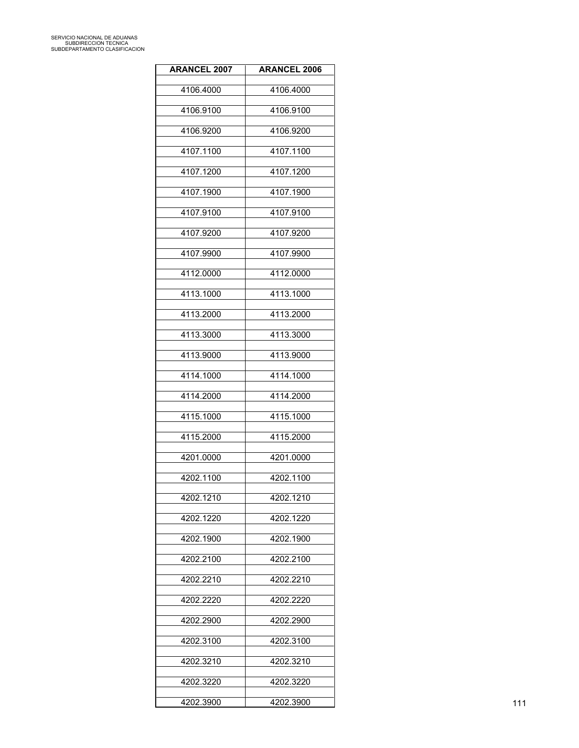| ARANCEL 2007 | ARANCEL 2006 |
|---|---|
| 4106.4000 | 4106.4000 |
| 4106.9100 | 4106.9100 |
| 4106.9200 | 4106.9200 |
| 4107.1100 | 4107.1100 |
| 4107.1200 | 4107.1200 |
| 4107.1900 | 4107.1900 |
| 4107.9100 | 4107.9100 |
| 4107.9200 | 4107.9200 |
| 4107.9900 | 4107.9900 |
| 4112.0000 | 4112.0000 |
| 4113.1000 | 4113.1000 |
| 4113.2000 | 4113.2000 |
| 4113.3000 | 4113.3000 |
| 4113.9000 | 4113.9000 |
| 4114.1000 | 4114.1000 |
| 4114.2000 | 4114.2000 |
| 4115.1000 | 4115.1000 |
| 4115.2000 | 4115.2000 |
| 4201.0000 | 4201.0000 |
| 4202.1100 | 4202.1100 |
| 4202.1210 | 4202.1210 |
| 4202.1220 | 4202.1220 |
| 4202.1900 | 4202.1900 |
| 4202.2100 | 4202.2100 |
| 4202.2210 | 4202.2210 |
| 4202.2220 | 4202.2220 |
| 4202.2900 | 4202.2900 |
| 4202.3100 | 4202.3100 |
| 4202.3210 | 4202.3210 |
| 4202.3220 | 4202.3220 |
| 4202.3900 | 4202.3900 |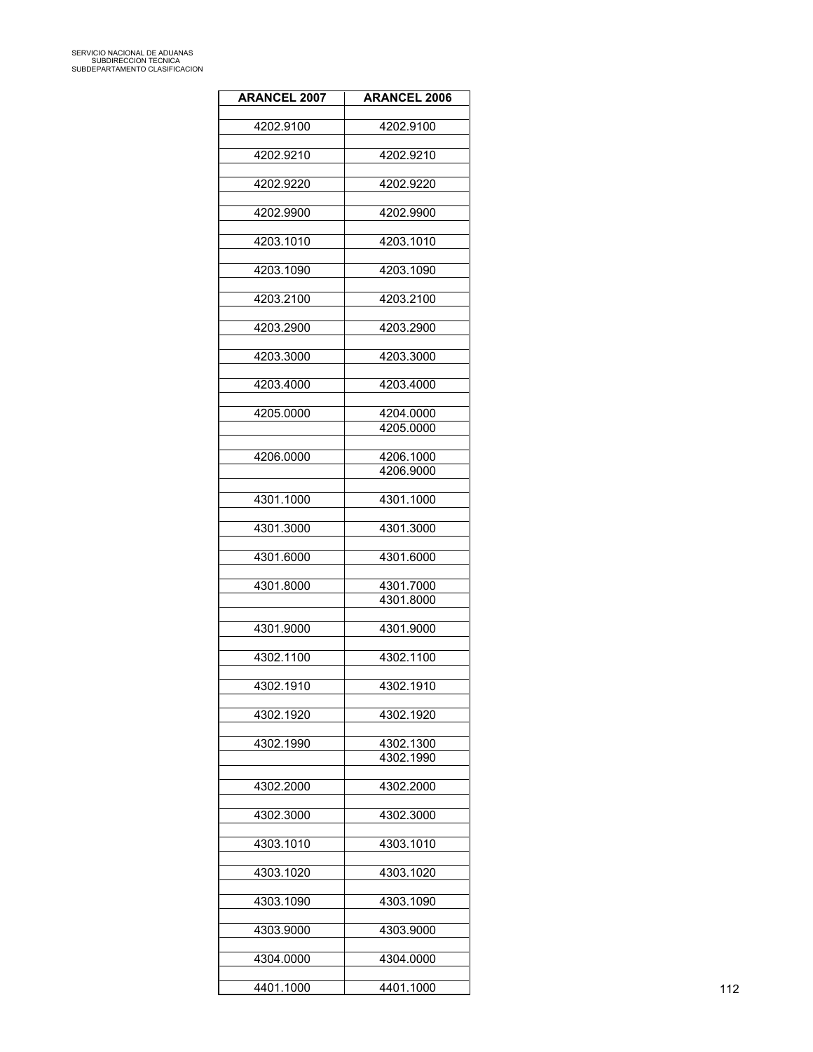| ARANCEL 2007 | ARANCEL 2006 |
|---|---|
| 4202.9100 | 4202.9100 |
| 4202.9210 | 4202.9210 |
| 4202.9220 | 4202.9220 |
| 4202.9900 | 4202.9900 |
| 4203.1010 | 4203.1010 |
| 4203.1090 | 4203.1090 |
| 4203.2100 | 4203.2100 |
| 4203.2900 | 4203.2900 |
| 4203.3000 | 4203.3000 |
| 4203.4000 | 4203.4000 |
| 4205.0000 | 4204.0000 |
| | 4205.0000 |
| 4206.0000 | 4206.1000 |
| | 4206.9000 |
| 4301.1000 | 4301.1000 |
| 4301.3000 | 4301.3000 |
| 4301.6000 | 4301.6000 |
| 4301.8000 | 4301.7000 |
| | 4301.8000 |
| 4301.9000 | 4301.9000 |
| 4302.1100 | 4302.1100 |
| 4302.1910 | 4302.1910 |
| 4302.1920 | 4302.1920 |
| 4302.1990 | 4302.1300 |
| | 4302.1990 |
| 4302.2000 | 4302.2000 |
| 4302.3000 | 4302.3000 |
| 4303.1010 | 4303.1010 |
| 4303.1020 | 4303.1020 |
| 4303.1090 | 4303.1090 |
| 4303.9000 | 4303.9000 |
| 4304.0000 | 4304.0000 |
| 4401.1000 | 4401.1000 |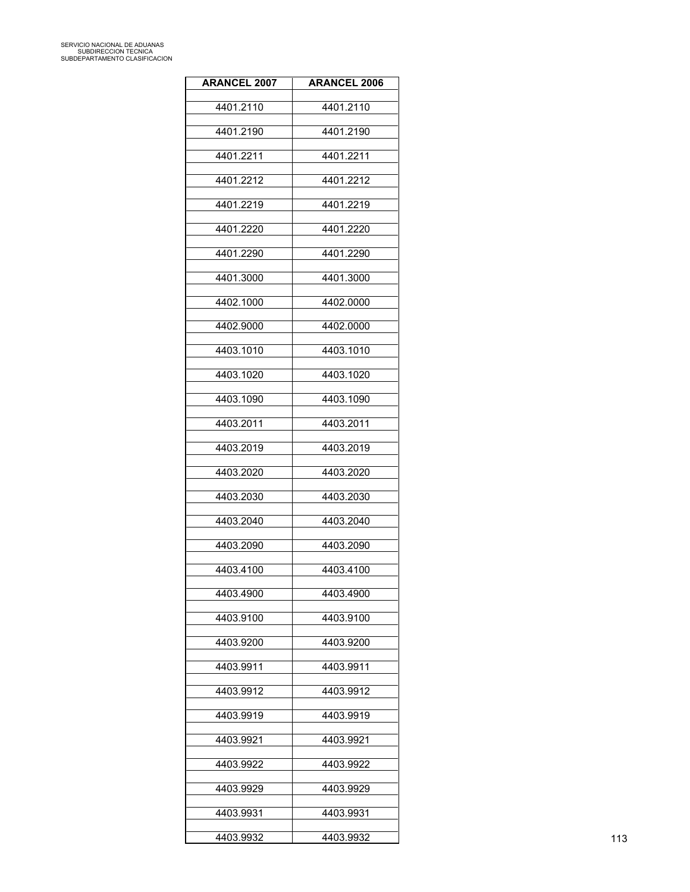| ARANCEL 2007 | ARANCEL 2006 |
|---|---|
| 4401.2110 | 4401.2110 |
| 4401.2190 | 4401.2190 |
| 4401.2211 | 4401.2211 |
| 4401.2212 | 4401.2212 |
| 4401.2219 | 4401.2219 |
| 4401.2220 | 4401.2220 |
| 4401.2290 | 4401.2290 |
| 4401.3000 | 4401.3000 |
| 4402.1000 | 4402.0000 |
| 4402.9000 | 4402.0000 |
| 4403.1010 | 4403.1010 |
| 4403.1020 | 4403.1020 |
| 4403.1090 | 4403.1090 |
| 4403.2011 | 4403.2011 |
| 4403.2019 | 4403.2019 |
| 4403.2020 | 4403.2020 |
| 4403.2030 | 4403.2030 |
| 4403.2040 | 4403.2040 |
| 4403.2090 | 4403.2090 |
| 4403.4100 | 4403.4100 |
| 4403.4900 | 4403.4900 |
| 4403.9100 | 4403.9100 |
| 4403.9200 | 4403.9200 |
| 4403.9911 | 4403.9911 |
| 4403.9912 | 4403.9912 |
| 4403.9919 | 4403.9919 |
| 4403.9921 | 4403.9921 |
| 4403.9922 | 4403.9922 |
| 4403.9929 | 4403.9929 |
| 4403.9931 | 4403.9931 |
| 4403.9932 | 4403.9932 |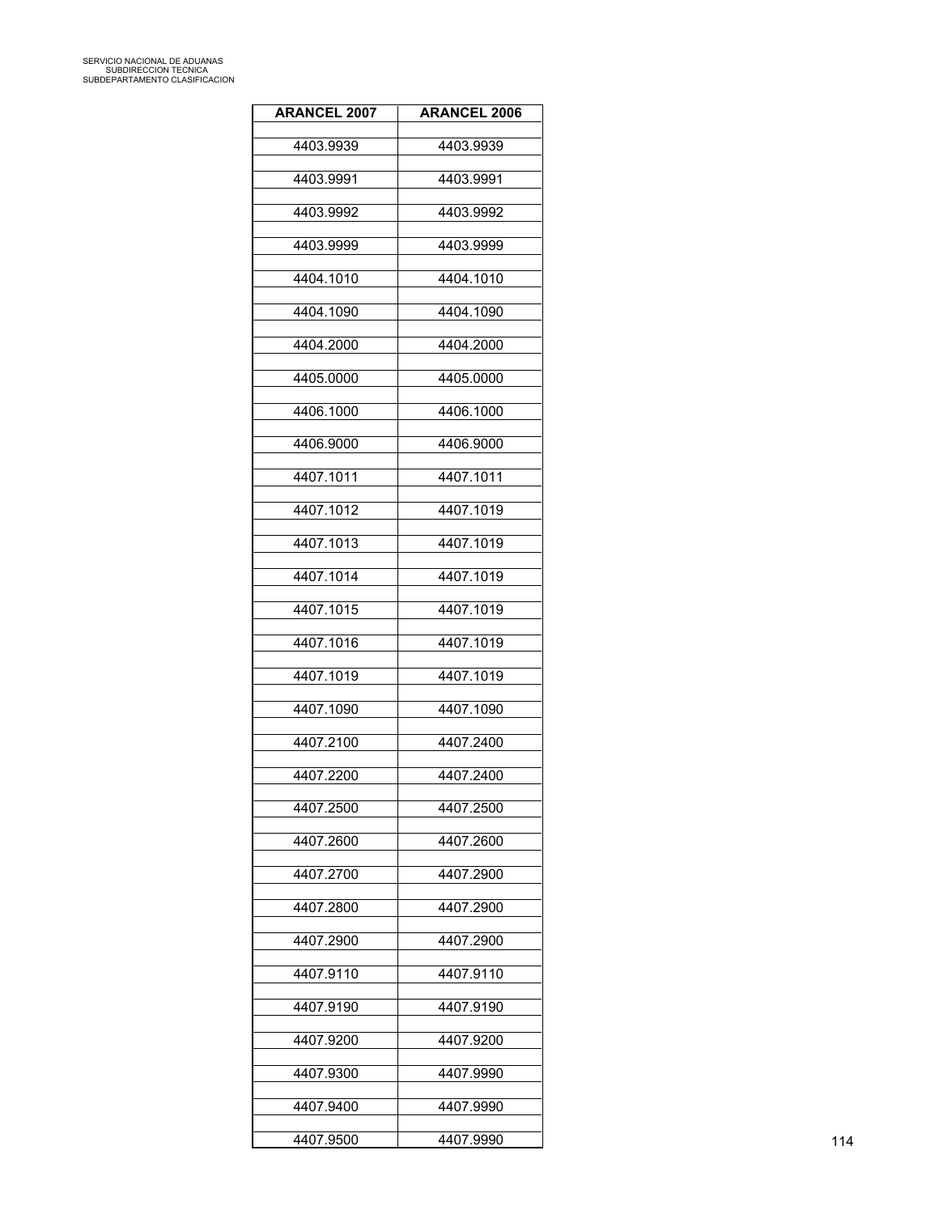| ARANCEL 2007 | ARANCEL 2006 |
|---|---|
| 4403.9939 | 4403.9939 |
| 4403.9991 | 4403.9991 |
| 4403.9992 | 4403.9992 |
| 4403.9999 | 4403.9999 |
| 4404.1010 | 4404.1010 |
| 4404.1090 | 4404.1090 |
| 4404.2000 | 4404.2000 |
| 4405.0000 | 4405.0000 |
| 4406.1000 | 4406.1000 |
| 4406.9000 | 4406.9000 |
| 4407.1011 | 4407.1011 |
| 4407.1012 | 4407.1019 |
| 4407.1013 | 4407.1019 |
| 4407.1014 | 4407.1019 |
| 4407.1015 | 4407.1019 |
| 4407.1016 | 4407.1019 |
| 4407.1019 | 4407.1019 |
| 4407.1090 | 4407.1090 |
| 4407.2100 | 4407.2400 |
| 4407.2200 | 4407.2400 |
| 4407.2500 | 4407.2500 |
| 4407.2600 | 4407.2600 |
| 4407.2700 | 4407.2900 |
| 4407.2800 | 4407.2900 |
| 4407.2900 | 4407.2900 |
| 4407.9110 | 4407.9110 |
| 4407.9190 | 4407.9190 |
| 4407.9200 | 4407.9200 |
| 4407.9300 | 4407.9990 |
| 4407.9400 | 4407.9990 |
| 4407.9500 | 4407.9990 |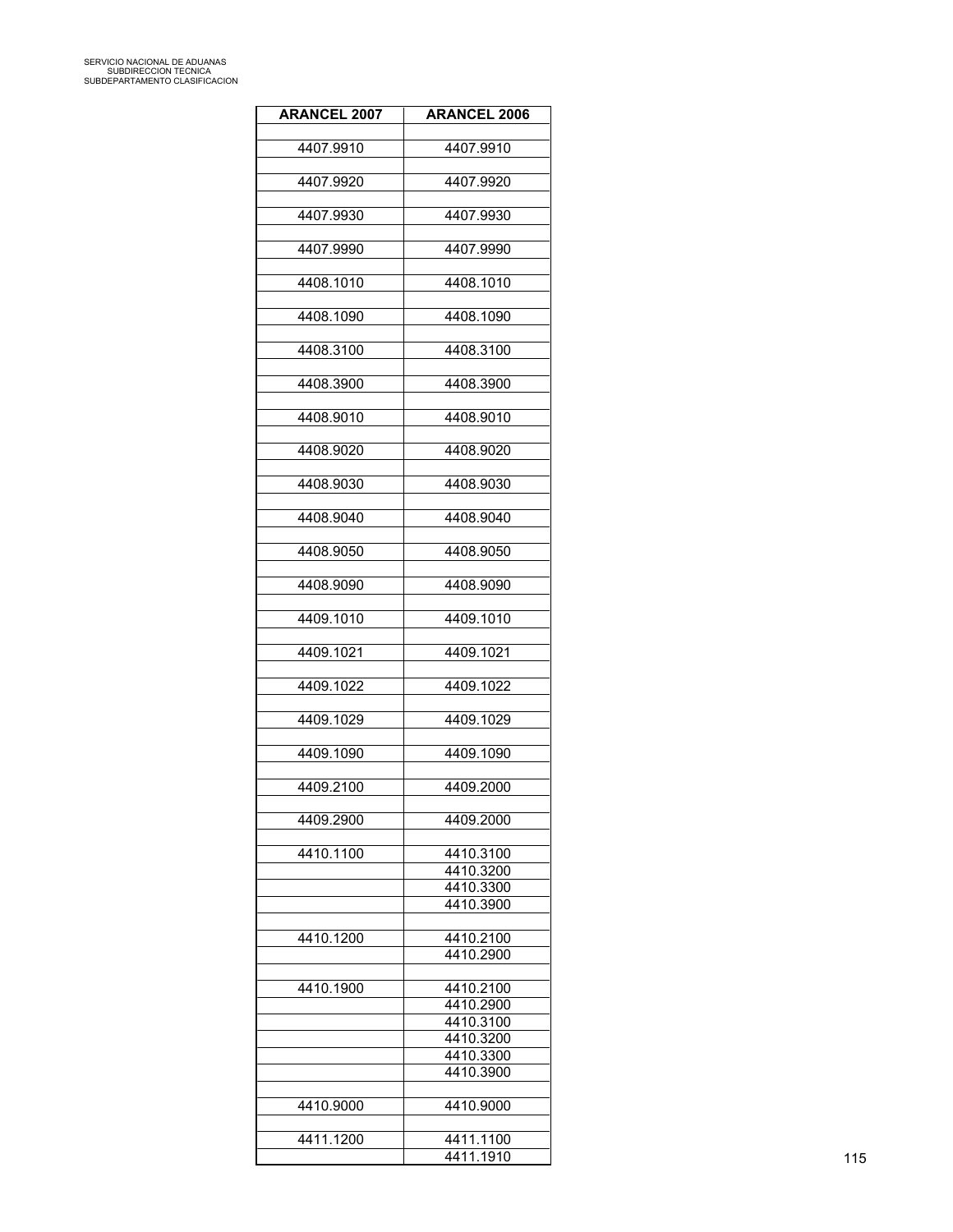| ARANCEL 2007 | ARANCEL 2006 |
|---|---|
| 4407.9910 | 4407.9910 |
| 4407.9920 | 4407.9920 |
| 4407.9930 | 4407.9930 |
| 4407.9990 | 4407.9990 |
| 4408.1010 | 4408.1010 |
| 4408.1090 | 4408.1090 |
| 4408.3100 | 4408.3100 |
| 4408.3900 | 4408.3900 |
| 4408.9010 | 4408.9010 |
| 4408.9020 | 4408.9020 |
| 4408.9030 | 4408.9030 |
| 4408.9040 | 4408.9040 |
| 4408.9050 | 4408.9050 |
| 4408.9090 | 4408.9090 |
| 4409.1010 | 4409.1010 |
| 4409.1021 | 4409.1021 |
| 4409.1022 | 4409.1022 |
| 4409.1029 | 4409.1029 |
| 4409.1090 | 4409.1090 |
| 4409.2100 | 4409.2000 |
| 4409.2900 | 4409.2000 |
| 4410.1100 | 4410.3100 |
| | 4410.3200 |
| | 4410.3300 |
| | 4410.3900 |
| 4410.1200 | 4410.2100 |
| | 4410.2900 |
| 4410.1900 | 4410.2100 |
| | 4410.2900 |
| | 4410.3100 |
| | 4410.3200 |
| | 4410.3300 |
| | 4410.3900 |
| 4410.9000 | 4410.9000 |
| 4411.1200 | 4411.1100 |
| | 4411.1910 |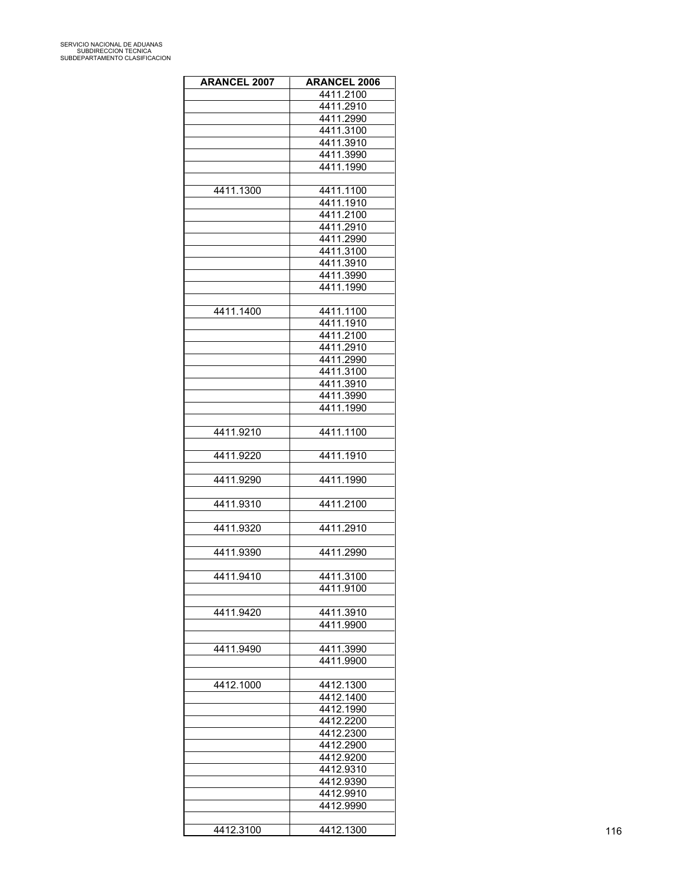| ARANCEL 2007 | ARANCEL 2006 |
|---|---|
| | 4411.2100 |
| | 4411.2910 |
| | 4411.2990 |
| | 4411.3100 |
| | 4411.3910 |
| | 4411.3990 |
| | 4411.1990 |
| | |
| 4411.1300 | 4411.1100 |
| | 4411.1910 |
| | 4411.2100 |
| | 4411.2910 |
| | 4411.2990 |
| | 4411.3100 |
| | 4411.3910 |
| | 4411.3990 |
| | 4411.1990 |
| | |
| 4411.1400 | 4411.1100 |
| | 4411.1910 |
| | 4411.2100 |
| | 4411.2910 |
| | 4411.2990 |
| | 4411.3100 |
| | 4411.3910 |
| | 4411.3990 |
| | 4411.1990 |
| | |
| 4411.9210 | 4411.1100 |
| | |
| 4411.9220 | 4411.1910 |
| | |
| 4411.9290 | 4411.1990 |
| | |
| 4411.9310 | 4411.2100 |
| | |
| 4411.9320 | 4411.2910 |
| | |
| 4411.9390 | 4411.2990 |
| | |
| 4411.9410 | 4411.3100 |
| | 4411.9100 |
| | |
| 4411.9420 | 4411.3910 |
| | 4411.9900 |
| | |
| 4411.9490 | 4411.3990 |
| | 4411.9900 |
| | |
| 4412.1000 | 4412.1300 |
| | 4412.1400 |
| | 4412.1990 |
| | 4412.2200 |
| | 4412.2300 |
| | 4412.2900 |
| | 4412.9200 |
| | 4412.9310 |
| | 4412.9390 |
| | 4412.9910 |
| | 4412.9990 |
| | |
| 4412.3100 | 4412.1300 |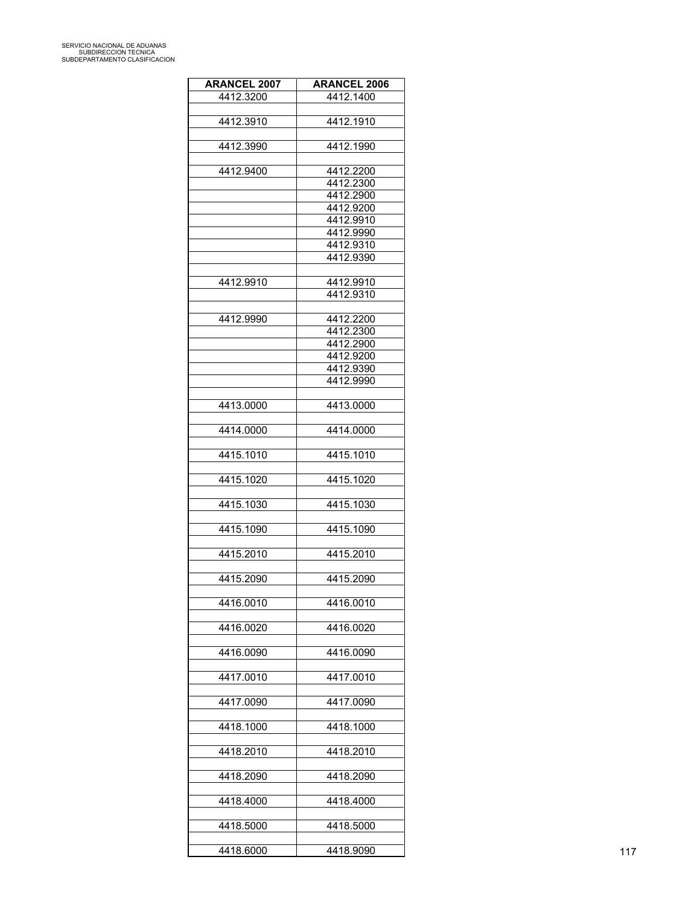| ARANCEL 2007 | ARANCEL 2006 |
|---|---|
| 4412.3200 | 4412.1400 |
| 4412.3910 | 4412.1910 |
| 4412.3990 | 4412.1990 |
| 4412.9400 | 4412.2200 |
| | 4412.2300 |
| | 4412.2900 |
| | 4412.9200 |
| | 4412.9910 |
| | 4412.9990 |
| | 4412.9310 |
| | 4412.9390 |
| 4412.9910 | 4412.9910 |
| | 4412.9310 |
| 4412.9990 | 4412.2200 |
| | 4412.2300 |
| | 4412.2900 |
| | 4412.9200 |
| | 4412.9390 |
| | 4412.9990 |
| 4413.0000 | 4413.0000 |
| 4414.0000 | 4414.0000 |
| 4415.1010 | 4415.1010 |
| 4415.1020 | 4415.1020 |
| 4415.1030 | 4415.1030 |
| 4415.1090 | 4415.1090 |
| 4415.2010 | 4415.2010 |
| 4415.2090 | 4415.2090 |
| 4416.0010 | 4416.0010 |
| 4416.0020 | 4416.0020 |
| 4416.0090 | 4416.0090 |
| 4417.0010 | 4417.0010 |
| 4417.0090 | 4417.0090 |
| 4418.1000 | 4418.1000 |
| 4418.2010 | 4418.2010 |
| 4418.2090 | 4418.2090 |
| 4418.4000 | 4418.4000 |
| 4418.5000 | 4418.5000 |
| 4418.6000 | 4418.9090 |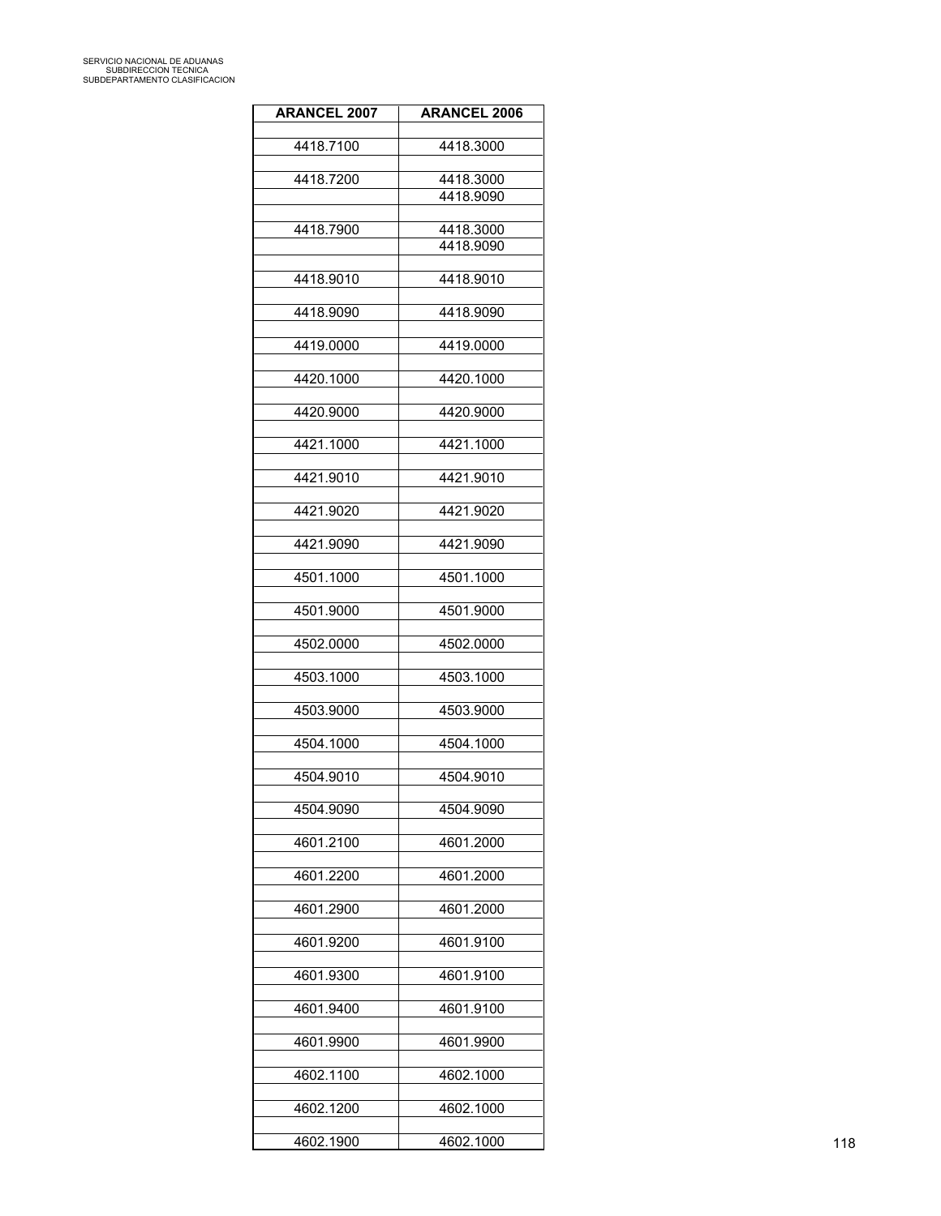| ARANCEL 2007 | ARANCEL 2006 |
|---|---|
| 4418.7100 | 4418.3000 |
| 4418.7200 | 4418.3000 |
| | 4418.9090 |
| 4418.7900 | 4418.3000 |
| | 4418.9090 |
| 4418.9010 | 4418.9010 |
| 4418.9090 | 4418.9090 |
| 4419.0000 | 4419.0000 |
| 4420.1000 | 4420.1000 |
| 4420.9000 | 4420.9000 |
| 4421.1000 | 4421.1000 |
| 4421.9010 | 4421.9010 |
| 4421.9020 | 4421.9020 |
| 4421.9090 | 4421.9090 |
| 4501.1000 | 4501.1000 |
| 4501.9000 | 4501.9000 |
| 4502.0000 | 4502.0000 |
| 4503.1000 | 4503.1000 |
| 4503.9000 | 4503.9000 |
| 4504.1000 | 4504.1000 |
| 4504.9010 | 4504.9010 |
| 4504.9090 | 4504.9090 |
| 4601.2100 | 4601.2000 |
| 4601.2200 | 4601.2000 |
| 4601.2900 | 4601.2000 |
| 4601.9200 | 4601.9100 |
| 4601.9300 | 4601.9100 |
| 4601.9400 | 4601.9100 |
| 4601.9900 | 4601.9900 |
| 4602.1100 | 4602.1000 |
| 4602.1200 | 4602.1000 |
| 4602.1900 | 4602.1000 |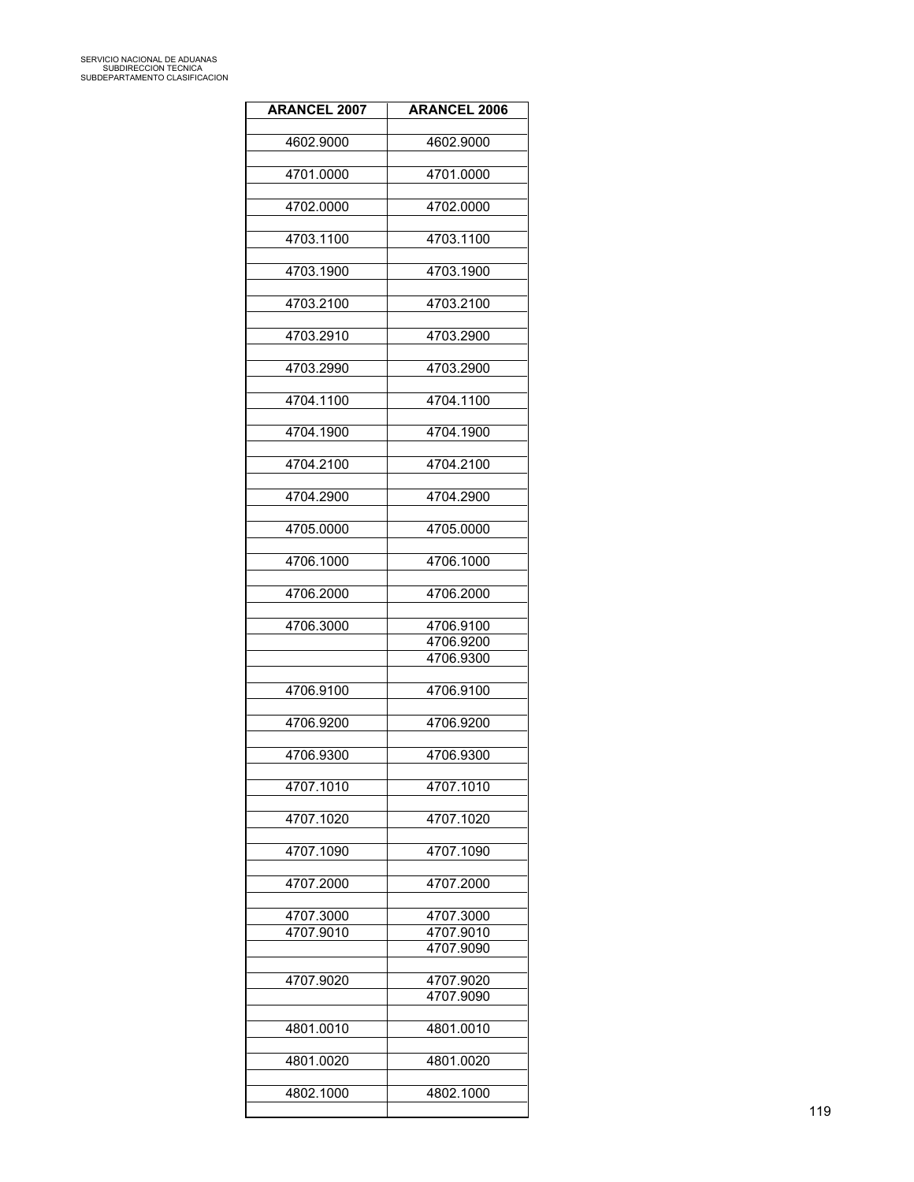| ARANCEL 2007 | ARANCEL 2006 |
|---|---|
| 4602.9000 | 4602.9000 |
| 4701.0000 | 4701.0000 |
| 4702.0000 | 4702.0000 |
| 4703.1100 | 4703.1100 |
| 4703.1900 | 4703.1900 |
| 4703.2100 | 4703.2100 |
| 4703.2910 | 4703.2900 |
| 4703.2990 | 4703.2900 |
| 4704.1100 | 4704.1100 |
| 4704.1900 | 4704.1900 |
| 4704.2100 | 4704.2100 |
| 4704.2900 | 4704.2900 |
| 4705.0000 | 4705.0000 |
| 4706.1000 | 4706.1000 |
| 4706.2000 | 4706.2000 |
| 4706.3000 | 4706.9100 |
| | 4706.9200 |
| | 4706.9300 |
| 4706.9100 | 4706.9100 |
| 4706.9200 | 4706.9200 |
| 4706.9300 | 4706.9300 |
| 4707.1010 | 4707.1010 |
| 4707.1020 | 4707.1020 |
| 4707.1090 | 4707.1090 |
| 4707.2000 | 4707.2000 |
| 4707.3000 | 4707.3000 |
| 4707.9010 | 4707.9010 |
| | 4707.9090 |
| 4707.9020 | 4707.9020 |
| | 4707.9090 |
| 4801.0010 | 4801.0010 |
| 4801.0020 | 4801.0020 |
| 4802.1000 | 4802.1000 |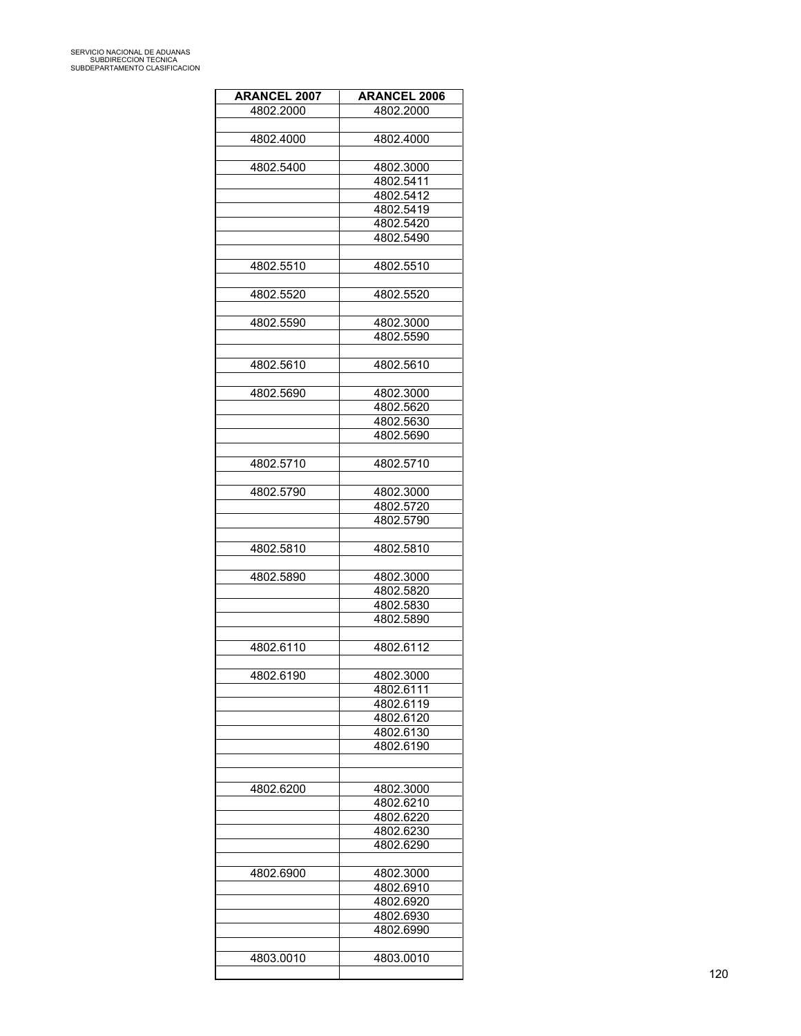| ARANCEL 2007 | ARANCEL 2006 |
|---|---|
| 4802.2000 | 4802.2000 |
| | |
| 4802.4000 | 4802.4000 |
| | |
| 4802.5400 | 4802.3000 |
| | 4802.5411 |
| | 4802.5412 |
| | 4802.5419 |
| | 4802.5420 |
| | 4802.5490 |
| | |
| 4802.5510 | 4802.5510 |
| | |
| 4802.5520 | 4802.5520 |
| | |
| 4802.5590 | 4802.3000 |
| | 4802.5590 |
| | |
| 4802.5610 | 4802.5610 |
| | |
| 4802.5690 | 4802.3000 |
| | 4802.5620 |
| | 4802.5630 |
| | 4802.5690 |
| | |
| 4802.5710 | 4802.5710 |
| | |
| 4802.5790 | 4802.3000 |
| | 4802.5720 |
| | 4802.5790 |
| | |
| 4802.5810 | 4802.5810 |
| | |
| 4802.5890 | 4802.3000 |
| | 4802.5820 |
| | 4802.5830 |
| | 4802.5890 |
| | |
| 4802.6110 | 4802.6112 |
| | |
| 4802.6190 | 4802.3000 |
| | 4802.6111 |
| | 4802.6119 |
| | 4802.6120 |
| | 4802.6130 |
| | 4802.6190 |
| | |
| | |
| 4802.6200 | 4802.3000 |
| | 4802.6210 |
| | 4802.6220 |
| | 4802.6230 |
| | 4802.6290 |
| | |
| 4802.6900 | 4802.3000 |
| | 4802.6910 |
| | 4802.6920 |
| | 4802.6930 |
| | 4802.6990 |
| | |
| 4803.0010 | 4803.0010 |
| | |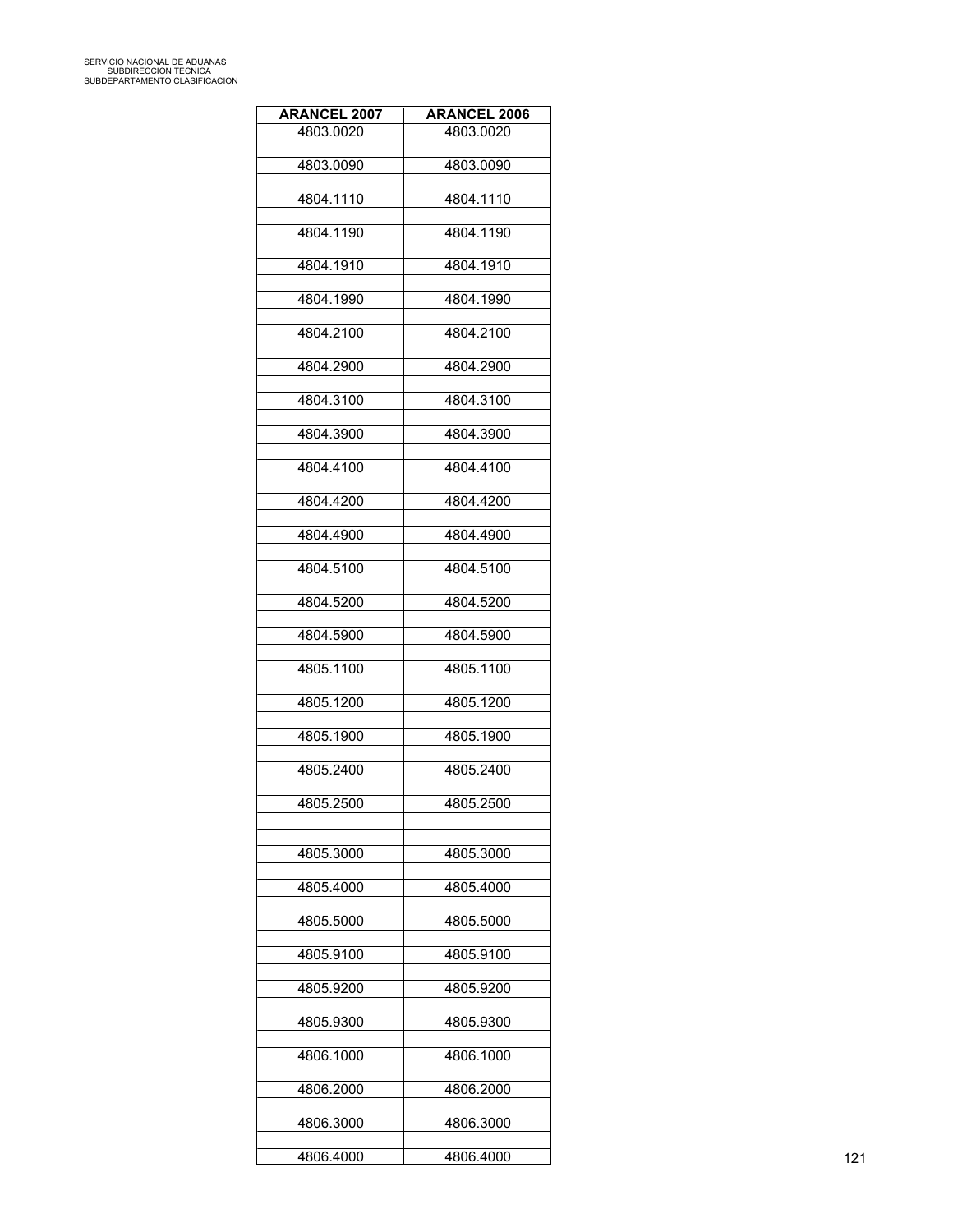| ARANCEL 2007 | ARANCEL 2006 |
|---|---|
| 4803.0020 | 4803.0020 |
| | |
| 4803.0090 | 4803.0090 |
| | |
| 4804.1110 | 4804.1110 |
| | |
| 4804.1190 | 4804.1190 |
| | |
| 4804.1910 | 4804.1910 |
| | |
| 4804.1990 | 4804.1990 |
| | |
| 4804.2100 | 4804.2100 |
| | |
| 4804.2900 | 4804.2900 |
| | |
| 4804.3100 | 4804.3100 |
| | |
| 4804.3900 | 4804.3900 |
| | |
| 4804.4100 | 4804.4100 |
| | |
| 4804.4200 | 4804.4200 |
| | |
| 4804.4900 | 4804.4900 |
| | |
| 4804.5100 | 4804.5100 |
| | |
| 4804.5200 | 4804.5200 |
| | |
| 4804.5900 | 4804.5900 |
| | |
| 4805.1100 | 4805.1100 |
| | |
| 4805.1200 | 4805.1200 |
| | |
| 4805.1900 | 4805.1900 |
| | |
| 4805.2400 | 4805.2400 |
| | |
| 4805.2500 | 4805.2500 |
| | |
| | |
| 4805.3000 | 4805.3000 |
| | |
| 4805.4000 | 4805.4000 |
| | |
| 4805.5000 | 4805.5000 |
| | |
| 4805.9100 | 4805.9100 |
| | |
| 4805.9200 | 4805.9200 |
| | |
| 4805.9300 | 4805.9300 |
| | |
| 4806.1000 | 4806.1000 |
| | |
| 4806.2000 | 4806.2000 |
| | |
| 4806.3000 | 4806.3000 |
| | |
| 4806.4000 | 4806.4000 |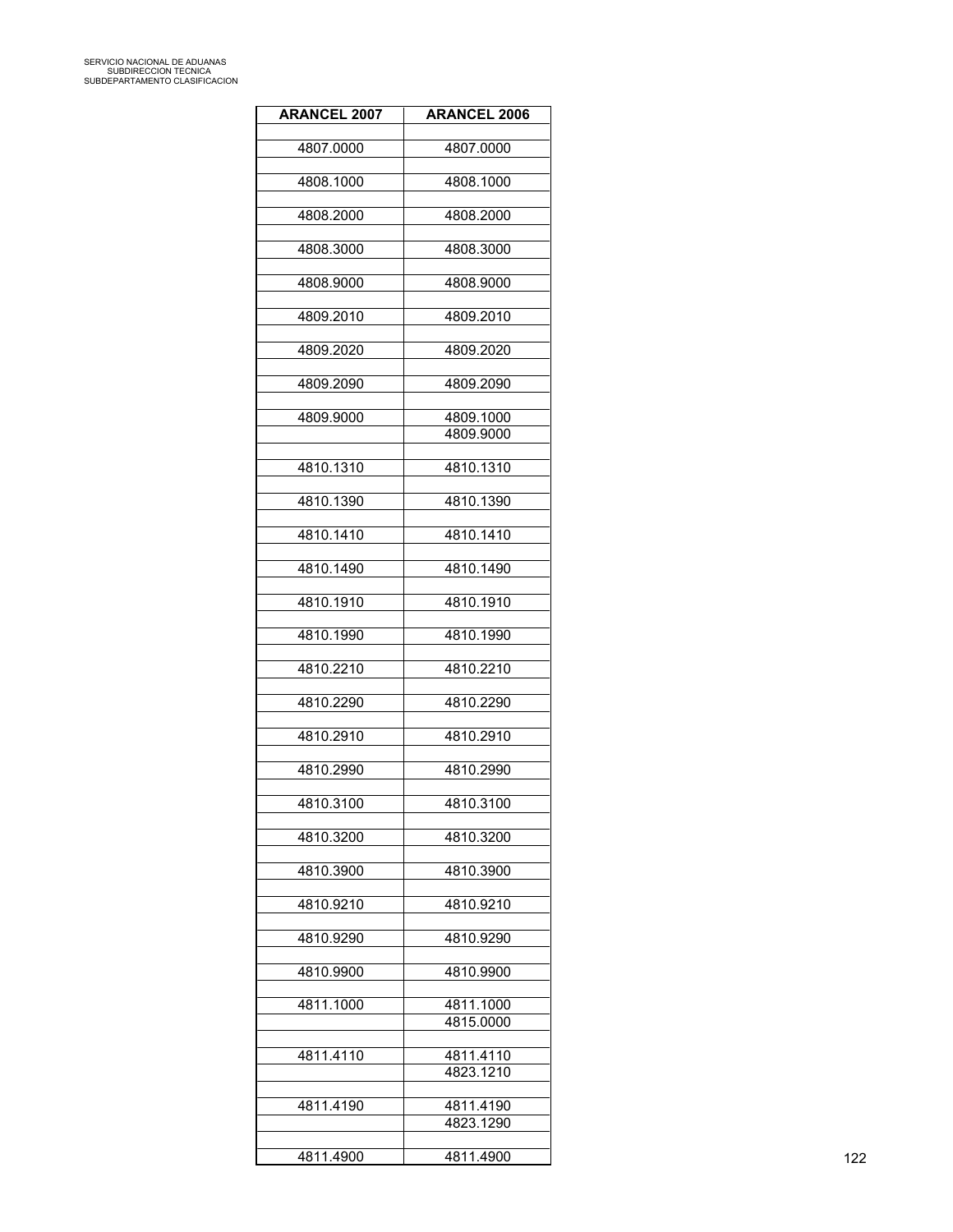| ARANCEL 2007 | ARANCEL 2006 |
|---|---|
| 4807.0000 | 4807.0000 |
| 4808.1000 | 4808.1000 |
| 4808.2000 | 4808.2000 |
| 4808.3000 | 4808.3000 |
| 4808.9000 | 4808.9000 |
| 4809.2010 | 4809.2010 |
| 4809.2020 | 4809.2020 |
| 4809.2090 | 4809.2090 |
| 4809.9000 | 4809.1000 |
| | 4809.9000 |
| 4810.1310 | 4810.1310 |
| 4810.1390 | 4810.1390 |
| 4810.1410 | 4810.1410 |
| 4810.1490 | 4810.1490 |
| 4810.1910 | 4810.1910 |
| 4810.1990 | 4810.1990 |
| 4810.2210 | 4810.2210 |
| 4810.2290 | 4810.2290 |
| 4810.2910 | 4810.2910 |
| 4810.2990 | 4810.2990 |
| 4810.3100 | 4810.3100 |
| 4810.3200 | 4810.3200 |
| 4810.3900 | 4810.3900 |
| 4810.9210 | 4810.9210 |
| 4810.9290 | 4810.9290 |
| 4810.9900 | 4810.9900 |
| 4811.1000 | 4811.1000 |
| | 4815.0000 |
| 4811.4110 | 4811.4110 |
| | 4823.1210 |
| 4811.4190 | 4811.4190 |
| | 4823.1290 |
| 4811.4900 | 4811.4900 |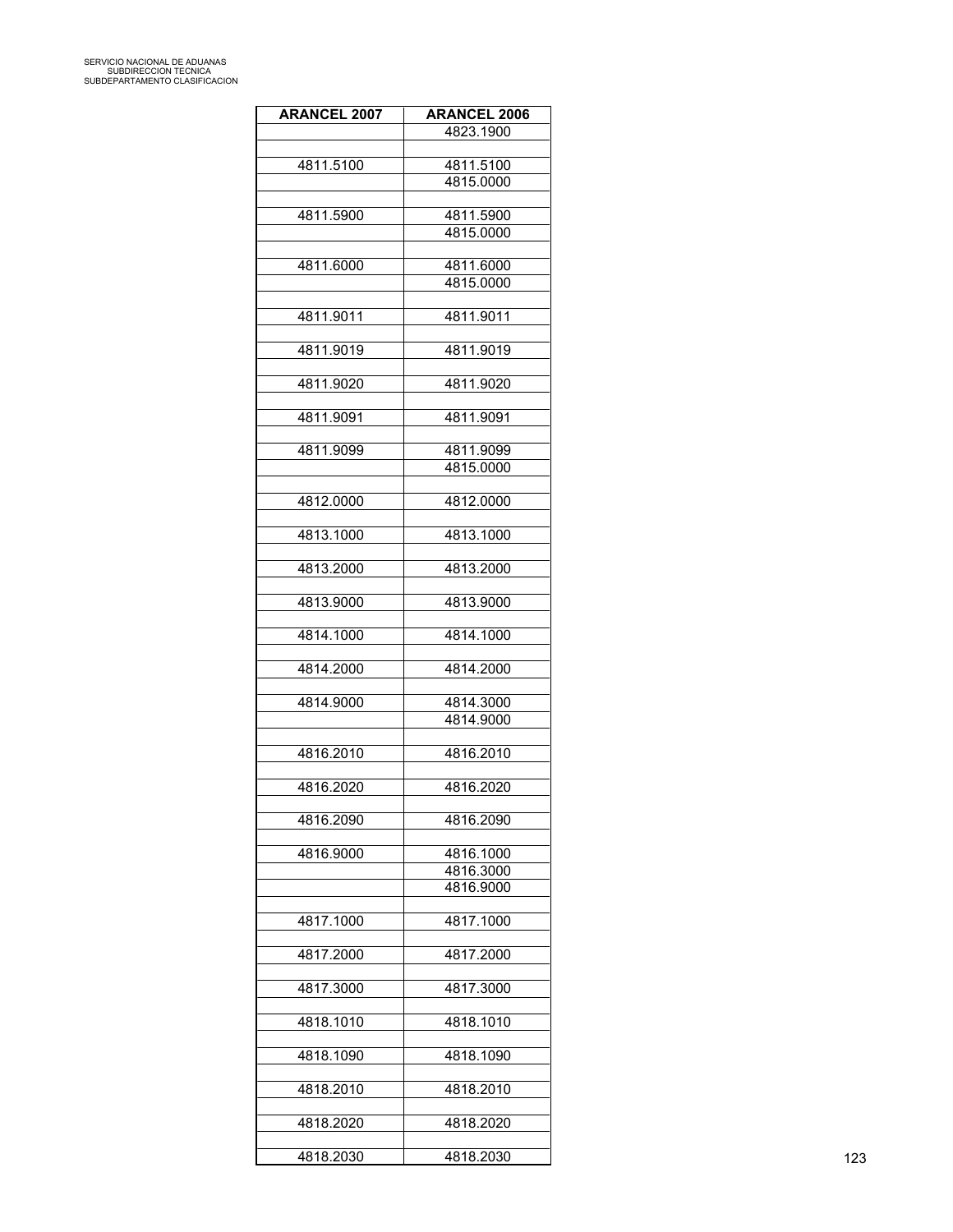| ARANCEL 2007 | ARANCEL 2006 |
|---|---|
| | 4823.1900 |
| | |
| 4811.5100 | 4811.5100 |
| | 4815.0000 |
| | |
| 4811.5900 | 4811.5900 |
| | 4815.0000 |
| | |
| 4811.6000 | 4811.6000 |
| | 4815.0000 |
| | |
| 4811.9011 | 4811.9011 |
| | |
| 4811.9019 | 4811.9019 |
| | |
| 4811.9020 | 4811.9020 |
| | |
| 4811.9091 | 4811.9091 |
| | |
| 4811.9099 | 4811.9099 |
| | 4815.0000 |
| | |
| 4812.0000 | 4812.0000 |
| | |
| 4813.1000 | 4813.1000 |
| | |
| 4813.2000 | 4813.2000 |
| | |
| 4813.9000 | 4813.9000 |
| | |
| 4814.1000 | 4814.1000 |
| | |
| 4814.2000 | 4814.2000 |
| | |
| 4814.9000 | 4814.3000 |
| | 4814.9000 |
| | |
| 4816.2010 | 4816.2010 |
| | |
| 4816.2020 | 4816.2020 |
| | |
| 4816.2090 | 4816.2090 |
| | |
| 4816.9000 | 4816.1000 |
| | 4816.3000 |
| | 4816.9000 |
| | |
| 4817.1000 | 4817.1000 |
| | |
| 4817.2000 | 4817.2000 |
| | |
| 4817.3000 | 4817.3000 |
| | |
| 4818.1010 | 4818.1010 |
| | |
| 4818.1090 | 4818.1090 |
| | |
| 4818.2010 | 4818.2010 |
| | |
| 4818.2020 | 4818.2020 |
| | |
| 4818.2030 | 4818.2030 |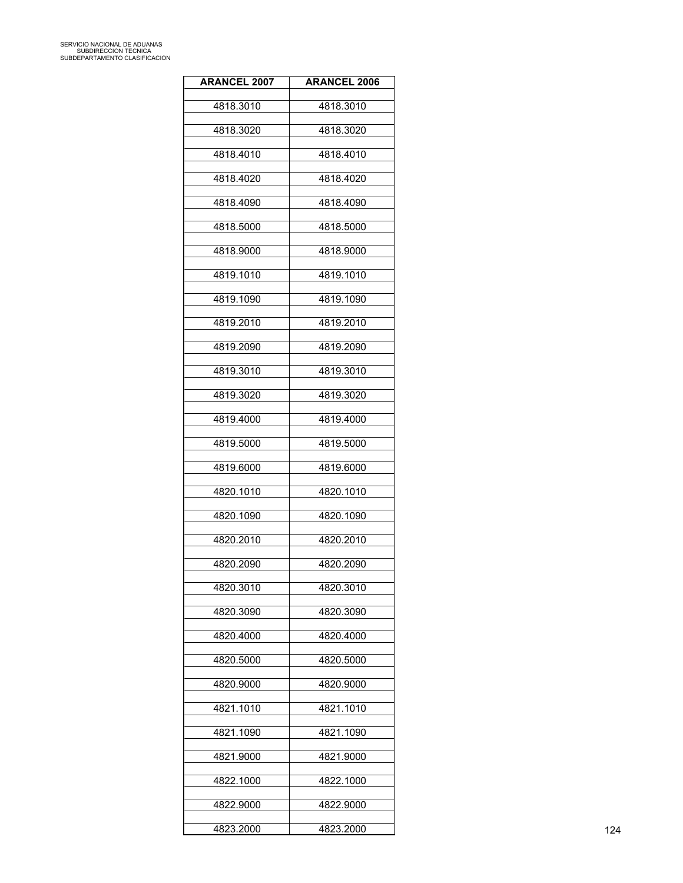| ARANCEL 2007 | ARANCEL 2006 |
|---|---|
| 4818.3010 | 4818.3010 |
| 4818.3020 | 4818.3020 |
| 4818.4010 | 4818.4010 |
| 4818.4020 | 4818.4020 |
| 4818.4090 | 4818.4090 |
| 4818.5000 | 4818.5000 |
| 4818.9000 | 4818.9000 |
| 4819.1010 | 4819.1010 |
| 4819.1090 | 4819.1090 |
| 4819.2010 | 4819.2010 |
| 4819.2090 | 4819.2090 |
| 4819.3010 | 4819.3010 |
| 4819.3020 | 4819.3020 |
| 4819.4000 | 4819.4000 |
| 4819.5000 | 4819.5000 |
| 4819.6000 | 4819.6000 |
| 4820.1010 | 4820.1010 |
| 4820.1090 | 4820.1090 |
| 4820.2010 | 4820.2010 |
| 4820.2090 | 4820.2090 |
| 4820.3010 | 4820.3010 |
| 4820.3090 | 4820.3090 |
| 4820.4000 | 4820.4000 |
| 4820.5000 | 4820.5000 |
| 4820.9000 | 4820.9000 |
| 4821.1010 | 4821.1010 |
| 4821.1090 | 4821.1090 |
| 4821.9000 | 4821.9000 |
| 4822.1000 | 4822.1000 |
| 4822.9000 | 4822.9000 |
| 4823.2000 | 4823.2000 |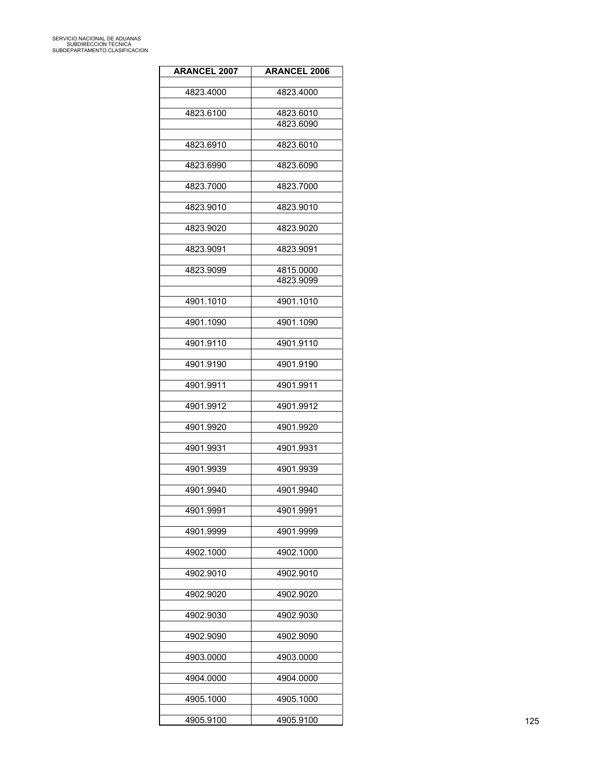| ARANCEL 2007 | ARANCEL 2006 |
|---|---|
| 4823.4000 | 4823.4000 |
| 4823.6100 | 4823.6010 |
| | 4823.6090 |
| 4823.6910 | 4823.6010 |
| 4823.6990 | 4823.6090 |
| 4823.7000 | 4823.7000 |
| 4823.9010 | 4823.9010 |
| 4823.9020 | 4823.9020 |
| 4823.9091 | 4823.9091 |
| 4823.9099 | 4815.0000 |
| | 4823.9099 |
| 4901.1010 | 4901.1010 |
| 4901.1090 | 4901.1090 |
| 4901.9110 | 4901.9110 |
| 4901.9190 | 4901.9190 |
| 4901.9911 | 4901.9911 |
| 4901.9912 | 4901.9912 |
| 4901.9920 | 4901.9920 |
| 4901.9931 | 4901.9931 |
| 4901.9939 | 4901.9939 |
| 4901.9940 | 4901.9940 |
| 4901.9991 | 4901.9991 |
| 4901.9999 | 4901.9999 |
| 4902.1000 | 4902.1000 |
| 4902.9010 | 4902.9010 |
| 4902.9020 | 4902.9020 |
| 4902.9030 | 4902.9030 |
| 4902.9090 | 4902.9090 |
| 4903.0000 | 4903.0000 |
| 4904.0000 | 4904.0000 |
| 4905.1000 | 4905.1000 |
| 4905.9100 | 4905.9100 |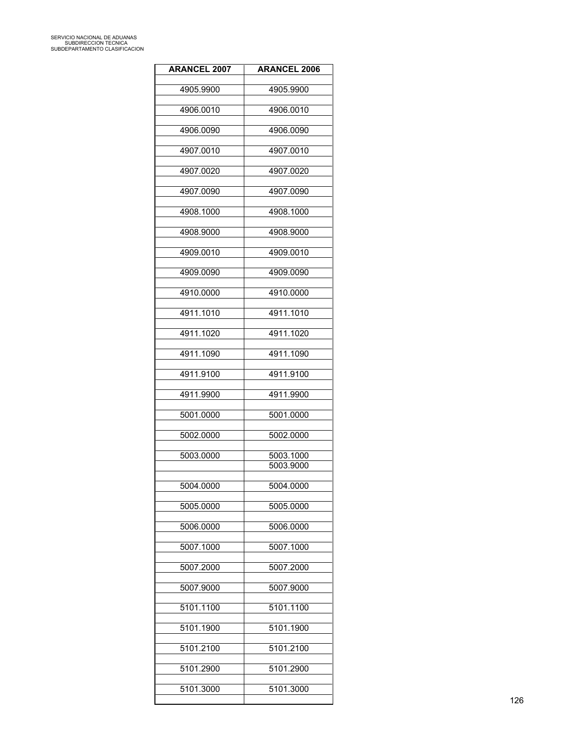| ARANCEL 2007 | ARANCEL 2006 |
|---|---|
| 4905.9900 | 4905.9900 |
| 4906.0010 | 4906.0010 |
| 4906.0090 | 4906.0090 |
| 4907.0010 | 4907.0010 |
| 4907.0020 | 4907.0020 |
| 4907.0090 | 4907.0090 |
| 4908.1000 | 4908.1000 |
| 4908.9000 | 4908.9000 |
| 4909.0010 | 4909.0010 |
| 4909.0090 | 4909.0090 |
| 4910.0000 | 4910.0000 |
| 4911.1010 | 4911.1010 |
| 4911.1020 | 4911.1020 |
| 4911.1090 | 4911.1090 |
| 4911.9100 | 4911.9100 |
| 4911.9900 | 4911.9900 |
| 5001.0000 | 5001.0000 |
| 5002.0000 | 5002.0000 |
| 5003.0000 | 5003.1000 |
| | 5003.9000 |
| 5004.0000 | 5004.0000 |
| 5005.0000 | 5005.0000 |
| 5006.0000 | 5006.0000 |
| 5007.1000 | 5007.1000 |
| 5007.2000 | 5007.2000 |
| 5007.9000 | 5007.9000 |
| 5101.1100 | 5101.1100 |
| 5101.1900 | 5101.1900 |
| 5101.2100 | 5101.2100 |
| 5101.2900 | 5101.2900 |
| 5101.3000 | 5101.3000 |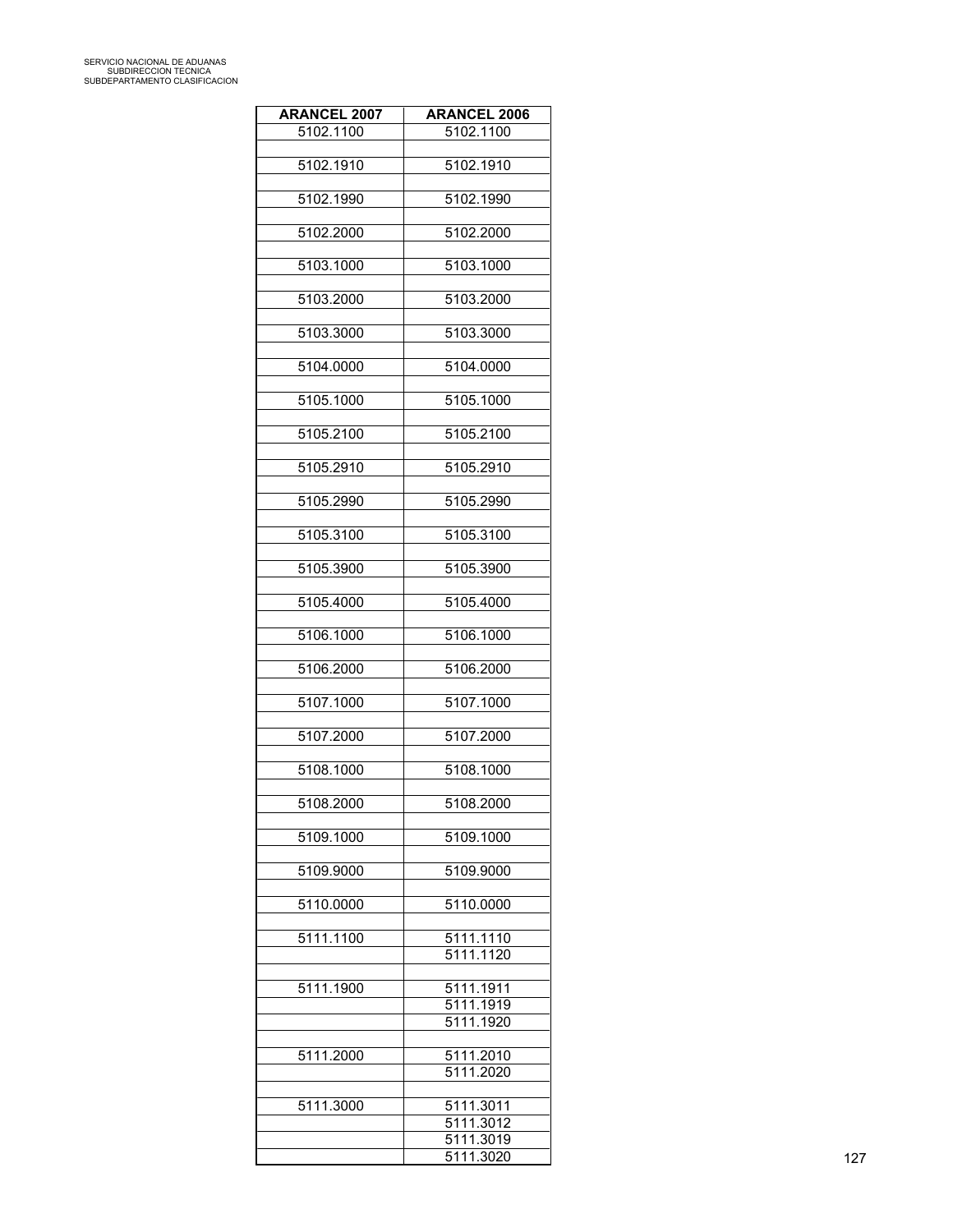| ARANCEL 2007 | ARANCEL 2006 |
|---|---|
| 5102.1100 | 5102.1100 |
| | |
| 5102.1910 | 5102.1910 |
| | |
| 5102.1990 | 5102.1990 |
| | |
| 5102.2000 | 5102.2000 |
| | |
| 5103.1000 | 5103.1000 |
| | |
| 5103.2000 | 5103.2000 |
| | |
| 5103.3000 | 5103.3000 |
| | |
| 5104.0000 | 5104.0000 |
| | |
| 5105.1000 | 5105.1000 |
| | |
| 5105.2100 | 5105.2100 |
| | |
| 5105.2910 | 5105.2910 |
| | |
| 5105.2990 | 5105.2990 |
| | |
| 5105.3100 | 5105.3100 |
| | |
| 5105.3900 | 5105.3900 |
| | |
| 5105.4000 | 5105.4000 |
| | |
| 5106.1000 | 5106.1000 |
| | |
| 5106.2000 | 5106.2000 |
| | |
| 5107.1000 | 5107.1000 |
| | |
| 5107.2000 | 5107.2000 |
| | |
| 5108.1000 | 5108.1000 |
| | |
| 5108.2000 | 5108.2000 |
| | |
| 5109.1000 | 5109.1000 |
| | |
| 5109.9000 | 5109.9000 |
| | |
| 5110.0000 | 5110.0000 |
| | |
| 5111.1100 | 5111.1110 |
| | 5111.1120 |
| | |
| 5111.1900 | 5111.1911 |
| | 5111.1919 |
| | 5111.1920 |
| | |
| 5111.2000 | 5111.2010 |
| | 5111.2020 |
| | |
| 5111.3000 | 5111.3011 |
| | 5111.3012 |
| | 5111.3019 |
| | 5111.3020 |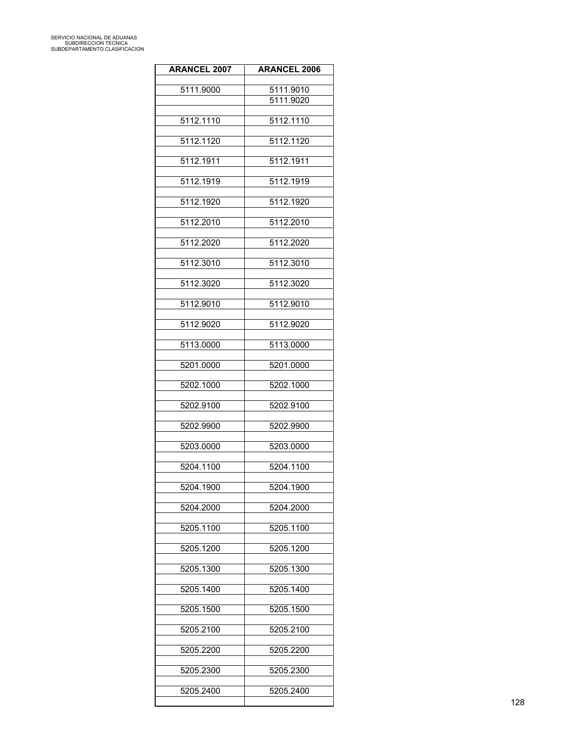| ARANCEL 2007 | ARANCEL 2006 |
| --- | --- |
| 5111.9000 | 5111.9010 |
| | 5111.9020 |
| 5112.1110 | 5112.1110 |
| 5112.1120 | 5112.1120 |
| 5112.1911 | 5112.1911 |
| 5112.1919 | 5112.1919 |
| 5112.1920 | 5112.1920 |
| 5112.2010 | 5112.2010 |
| 5112.2020 | 5112.2020 |
| 5112.3010 | 5112.3010 |
| 5112.3020 | 5112.3020 |
| 5112.9010 | 5112.9010 |
| 5112.9020 | 5112.9020 |
| 5113.0000 | 5113.0000 |
| 5201.0000 | 5201.0000 |
| 5202.1000 | 5202.1000 |
| 5202.9100 | 5202.9100 |
| 5202.9900 | 5202.9900 |
| 5203.0000 | 5203.0000 |
| 5204.1100 | 5204.1100 |
| 5204.1900 | 5204.1900 |
| 5204.2000 | 5204.2000 |
| 5205.1100 | 5205.1100 |
| 5205.1200 | 5205.1200 |
| 5205.1300 | 5205.1300 |
| 5205.1400 | 5205.1400 |
| 5205.1500 | 5205.1500 |
| 5205.2100 | 5205.2100 |
| 5205.2200 | 5205.2200 |
| 5205.2300 | 5205.2300 |
| 5205.2400 | 5205.2400 |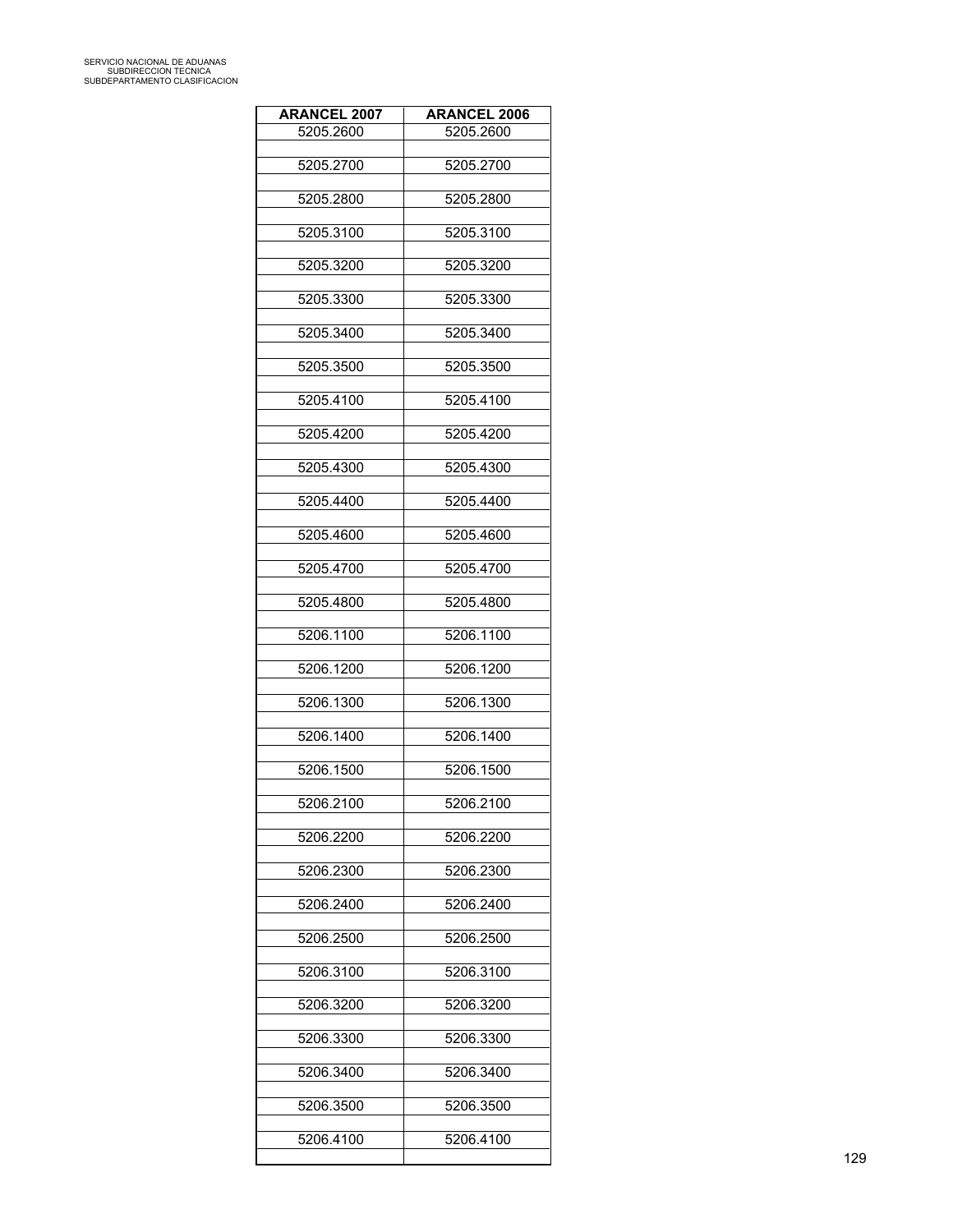| ARANCEL 2007 | ARANCEL 2006 |
|---|---|
| 5205.2600 | 5205.2600 |
| 5205.2700 | 5205.2700 |
| 5205.2800 | 5205.2800 |
| 5205.3100 | 5205.3100 |
| 5205.3200 | 5205.3200 |
| 5205.3300 | 5205.3300 |
| 5205.3400 | 5205.3400 |
| 5205.3500 | 5205.3500 |
| 5205.4100 | 5205.4100 |
| 5205.4200 | 5205.4200 |
| 5205.4300 | 5205.4300 |
| 5205.4400 | 5205.4400 |
| 5205.4600 | 5205.4600 |
| 5205.4700 | 5205.4700 |
| 5205.4800 | 5205.4800 |
| 5206.1100 | 5206.1100 |
| 5206.1200 | 5206.1200 |
| 5206.1300 | 5206.1300 |
| 5206.1400 | 5206.1400 |
| 5206.1500 | 5206.1500 |
| 5206.2100 | 5206.2100 |
| 5206.2200 | 5206.2200 |
| 5206.2300 | 5206.2300 |
| 5206.2400 | 5206.2400 |
| 5206.2500 | 5206.2500 |
| 5206.3100 | 5206.3100 |
| 5206.3200 | 5206.3200 |
| 5206.3300 | 5206.3300 |
| 5206.3400 | 5206.3400 |
| 5206.3500 | 5206.3500 |
| 5206.4100 | 5206.4100 |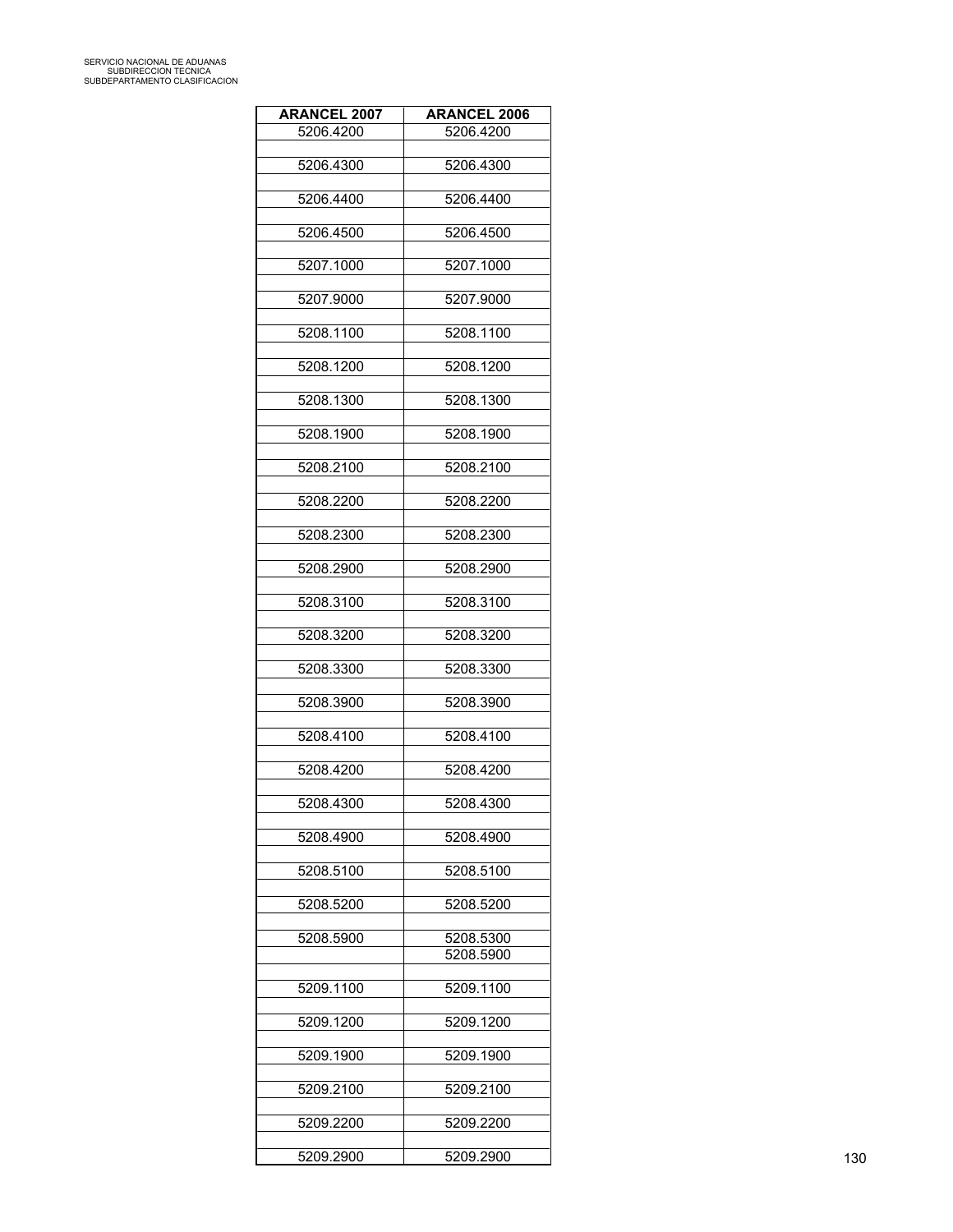| ARANCEL 2007 | ARANCEL 2006 |
|---|---|
| 5206.4200 | 5206.4200 |
| 5206.4300 | 5206.4300 |
| 5206.4400 | 5206.4400 |
| 5206.4500 | 5206.4500 |
| 5207.1000 | 5207.1000 |
| 5207.9000 | 5207.9000 |
| 5208.1100 | 5208.1100 |
| 5208.1200 | 5208.1200 |
| 5208.1300 | 5208.1300 |
| 5208.1900 | 5208.1900 |
| 5208.2100 | 5208.2100 |
| 5208.2200 | 5208.2200 |
| 5208.2300 | 5208.2300 |
| 5208.2900 | 5208.2900 |
| 5208.3100 | 5208.3100 |
| 5208.3200 | 5208.3200 |
| 5208.3300 | 5208.3300 |
| 5208.3900 | 5208.3900 |
| 5208.4100 | 5208.4100 |
| 5208.4200 | 5208.4200 |
| 5208.4300 | 5208.4300 |
| 5208.4900 | 5208.4900 |
| 5208.5100 | 5208.5100 |
| 5208.5200 | 5208.5200 |
| 5208.5900 | 5208.5300 |
| | 5208.5900 |
| 5209.1100 | 5209.1100 |
| 5209.1200 | 5209.1200 |
| 5209.1900 | 5209.1900 |
| 5209.2100 | 5209.2100 |
| 5209.2200 | 5209.2200 |
| 5209.2900 | 5209.2900 |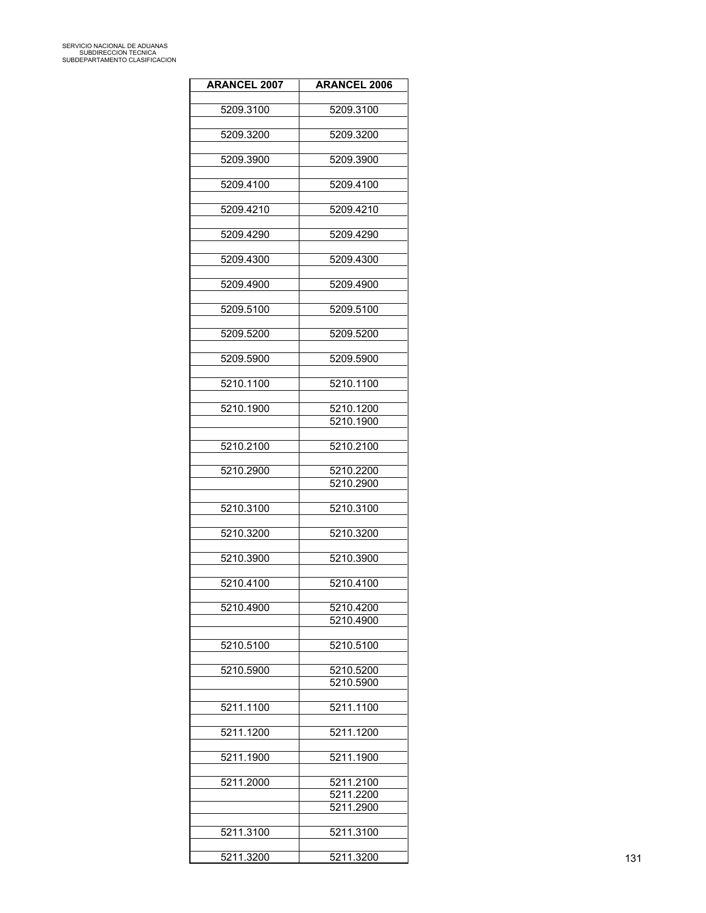| ARANCEL 2007 | ARANCEL 2006 |
|---|---|
| 5209.3100 | 5209.3100 |
| 5209.3200 | 5209.3200 |
| 5209.3900 | 5209.3900 |
| 5209.4100 | 5209.4100 |
| 5209.4210 | 5209.4210 |
| 5209.4290 | 5209.4290 |
| 5209.4300 | 5209.4300 |
| 5209.4900 | 5209.4900 |
| 5209.5100 | 5209.5100 |
| 5209.5200 | 5209.5200 |
| 5209.5900 | 5209.5900 |
| 5210.1100 | 5210.1100 |
| 5210.1900 | 5210.1200 |
| | 5210.1900 |
| 5210.2100 | 5210.2100 |
| 5210.2900 | 5210.2200 |
| | 5210.2900 |
| 5210.3100 | 5210.3100 |
| 5210.3200 | 5210.3200 |
| 5210.3900 | 5210.3900 |
| 5210.4100 | 5210.4100 |
| 5210.4900 | 5210.4200 |
| | 5210.4900 |
| 5210.5100 | 5210.5100 |
| 5210.5900 | 5210.5200 |
| | 5210.5900 |
| 5211.1100 | 5211.1100 |
| 5211.1200 | 5211.1200 |
| 5211.1900 | 5211.1900 |
| 5211.2000 | 5211.2100 |
| | 5211.2200 |
| | 5211.2900 |
| 5211.3100 | 5211.3100 |
| 5211.3200 | 5211.3200 |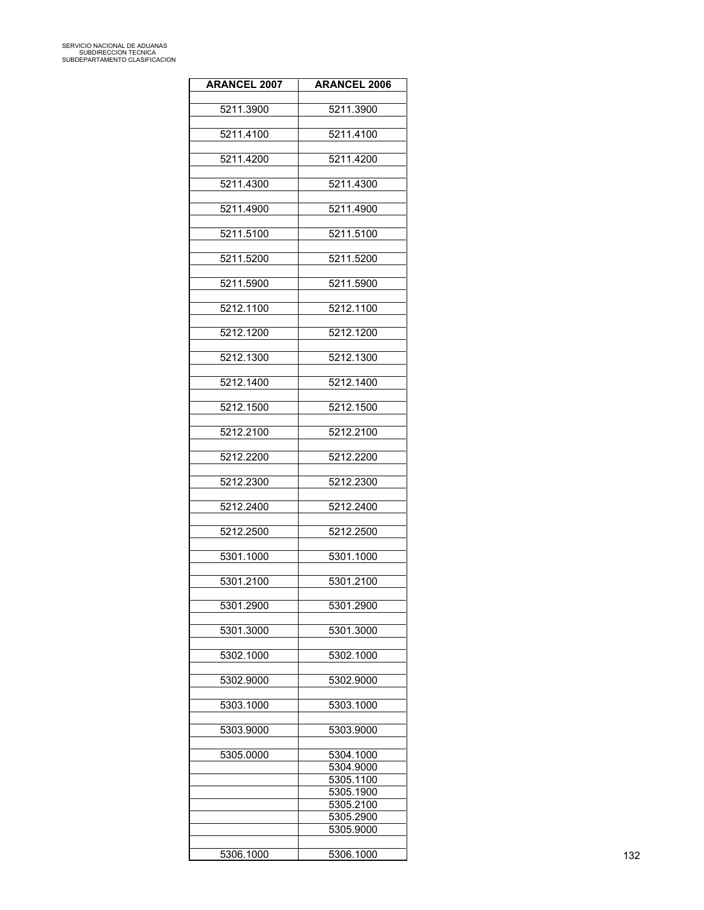| ARANCEL 2007 | ARANCEL 2006 |
|---|---|
| 5211.3900 | 5211.3900 |
| 5211.4100 | 5211.4100 |
| 5211.4200 | 5211.4200 |
| 5211.4300 | 5211.4300 |
| 5211.4900 | 5211.4900 |
| 5211.5100 | 5211.5100 |
| 5211.5200 | 5211.5200 |
| 5211.5900 | 5211.5900 |
| 5212.1100 | 5212.1100 |
| 5212.1200 | 5212.1200 |
| 5212.1300 | 5212.1300 |
| 5212.1400 | 5212.1400 |
| 5212.1500 | 5212.1500 |
| 5212.2100 | 5212.2100 |
| 5212.2200 | 5212.2200 |
| 5212.2300 | 5212.2300 |
| 5212.2400 | 5212.2400 |
| 5212.2500 | 5212.2500 |
| 5301.1000 | 5301.1000 |
| 5301.2100 | 5301.2100 |
| 5301.2900 | 5301.2900 |
| 5301.3000 | 5301.3000 |
| 5302.1000 | 5302.1000 |
| 5302.9000 | 5302.9000 |
| 5303.1000 | 5303.1000 |
| 5303.9000 | 5303.9000 |
| 5305.0000 | 5304.1000 |
| | 5304.9000 |
| | 5305.1100 |
| | 5305.1900 |
| | 5305.2100 |
| | 5305.2900 |
| | 5305.9000 |
| 5306.1000 | 5306.1000 |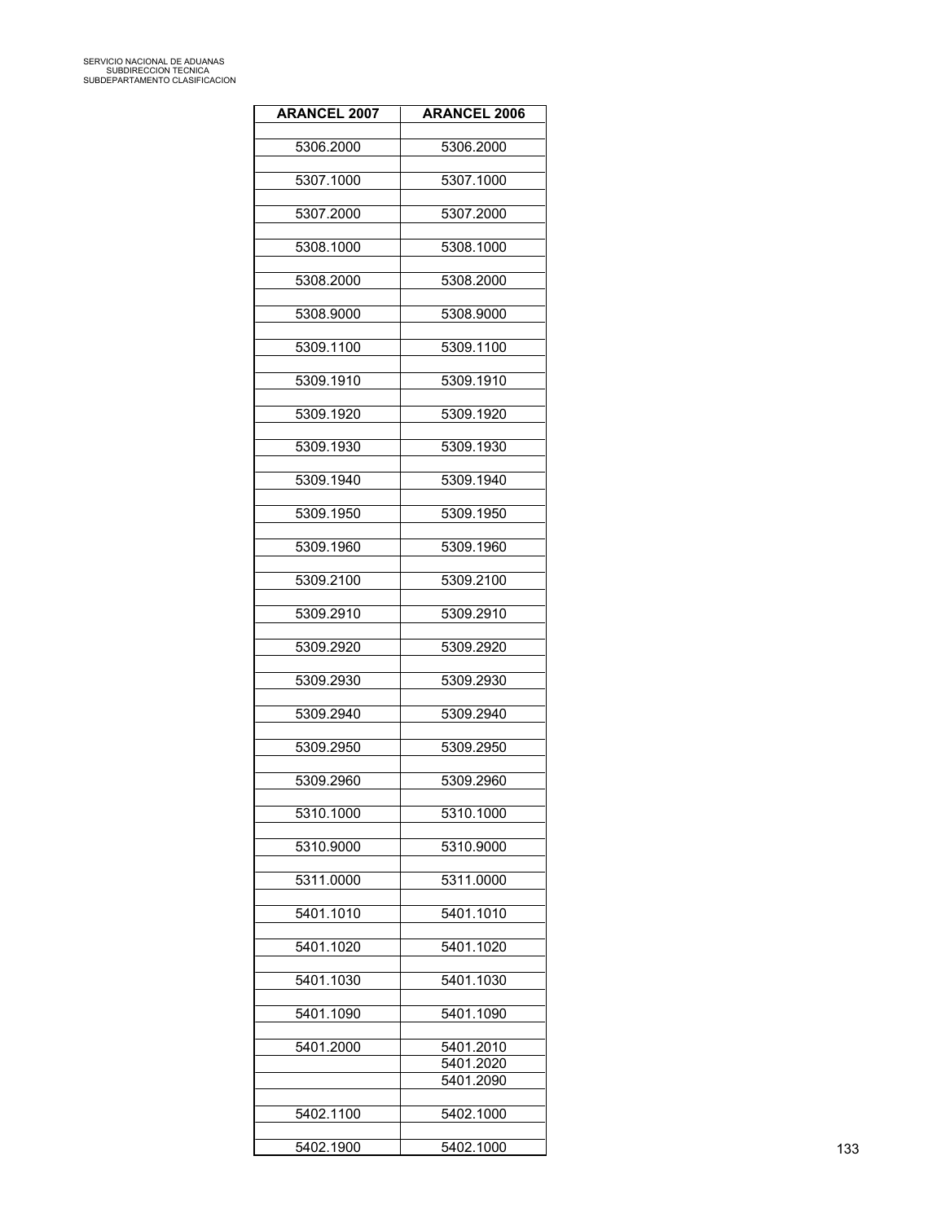| ARANCEL 2007 | ARANCEL 2006 |
|---|---|
| 5306.2000 | 5306.2000 |
| 5307.1000 | 5307.1000 |
| 5307.2000 | 5307.2000 |
| 5308.1000 | 5308.1000 |
| 5308.2000 | 5308.2000 |
| 5308.9000 | 5308.9000 |
| 5309.1100 | 5309.1100 |
| 5309.1910 | 5309.1910 |
| 5309.1920 | 5309.1920 |
| 5309.1930 | 5309.1930 |
| 5309.1940 | 5309.1940 |
| 5309.1950 | 5309.1950 |
| 5309.1960 | 5309.1960 |
| 5309.2100 | 5309.2100 |
| 5309.2910 | 5309.2910 |
| 5309.2920 | 5309.2920 |
| 5309.2930 | 5309.2930 |
| 5309.2940 | 5309.2940 |
| 5309.2950 | 5309.2950 |
| 5309.2960 | 5309.2960 |
| 5310.1000 | 5310.1000 |
| 5310.9000 | 5310.9000 |
| 5311.0000 | 5311.0000 |
| 5401.1010 | 5401.1010 |
| 5401.1020 | 5401.1020 |
| 5401.1030 | 5401.1030 |
| 5401.1090 | 5401.1090 |
| 5401.2000 | 5401.2010 |
| | 5401.2020 |
| | 5401.2090 |
| 5402.1100 | 5402.1000 |
| 5402.1900 | 5402.1000 |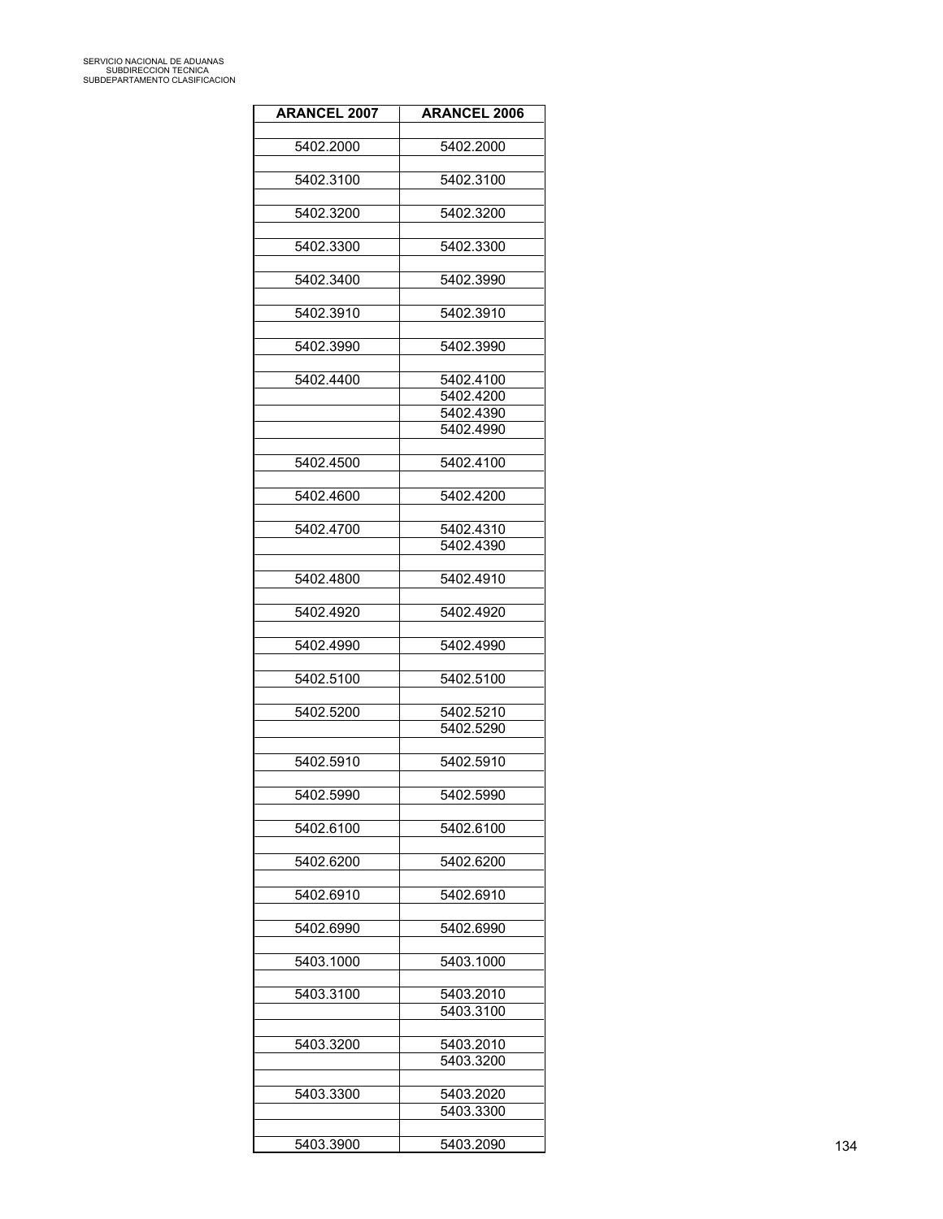| ARANCEL 2007 | ARANCEL 2006 |
| --- | --- |
| 5402.2000 | 5402.2000 |
| 5402.3100 | 5402.3100 |
| 5402.3200 | 5402.3200 |
| 5402.3300 | 5402.3300 |
| 5402.3400 | 5402.3990 |
| 5402.3910 | 5402.3910 |
| 5402.3990 | 5402.3990 |
| 5402.4400 | 5402.4100 |
| | 5402.4200 |
| | 5402.4390 |
| | 5402.4990 |
| 5402.4500 | 5402.4100 |
| 5402.4600 | 5402.4200 |
| 5402.4700 | 5402.4310 |
| | 5402.4390 |
| 5402.4800 | 5402.4910 |
| 5402.4920 | 5402.4920 |
| 5402.4990 | 5402.4990 |
| 5402.5100 | 5402.5100 |
| 5402.5200 | 5402.5210 |
| | 5402.5290 |
| 5402.5910 | 5402.5910 |
| 5402.5990 | 5402.5990 |
| 5402.6100 | 5402.6100 |
| 5402.6200 | 5402.6200 |
| 5402.6910 | 5402.6910 |
| 5402.6990 | 5402.6990 |
| 5403.1000 | 5403.1000 |
| 5403.3100 | 5403.2010 |
| | 5403.3100 |
| 5403.3200 | 5403.2010 |
| | 5403.3200 |
| 5403.3300 | 5403.2020 |
| | 5403.3300 |
| 5403.3900 | 5403.2090 |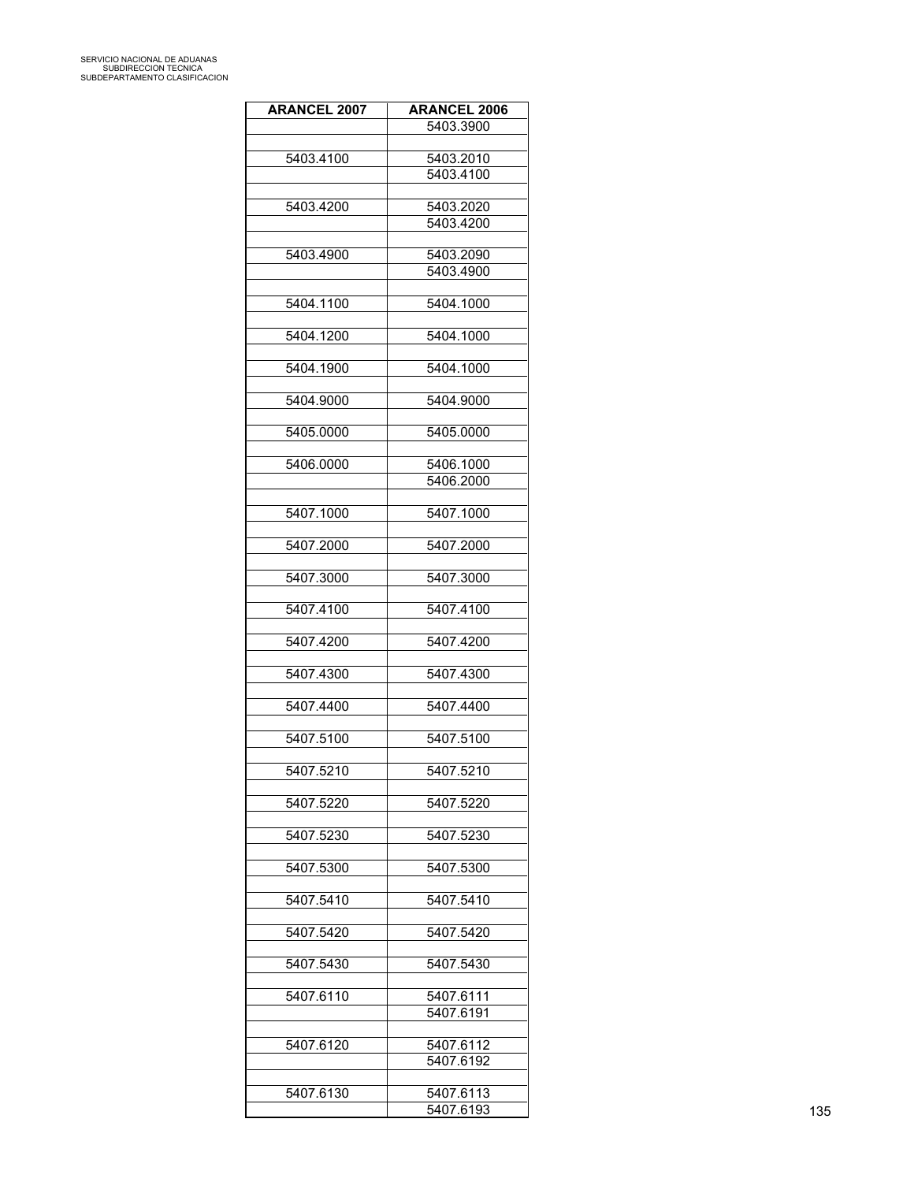| ARANCEL 2007 | ARANCEL 2006 |
|---|---|
| | 5403.3900 |
| | |
| 5403.4100 | 5403.2010 |
| | 5403.4100 |
| | |
| 5403.4200 | 5403.2020 |
| | 5403.4200 |
| | |
| 5403.4900 | 5403.2090 |
| | 5403.4900 |
| | |
| 5404.1100 | 5404.1000 |
| | |
| 5404.1200 | 5404.1000 |
| | |
| 5404.1900 | 5404.1000 |
| | |
| 5404.9000 | 5404.9000 |
| | |
| 5405.0000 | 5405.0000 |
| | |
| 5406.0000 | 5406.1000 |
| | 5406.2000 |
| | |
| 5407.1000 | 5407.1000 |
| | |
| 5407.2000 | 5407.2000 |
| | |
| 5407.3000 | 5407.3000 |
| | |
| 5407.4100 | 5407.4100 |
| | |
| 5407.4200 | 5407.4200 |
| | |
| 5407.4300 | 5407.4300 |
| | |
| 5407.4400 | 5407.4400 |
| | |
| 5407.5100 | 5407.5100 |
| | |
| 5407.5210 | 5407.5210 |
| | |
| 5407.5220 | 5407.5220 |
| | |
| 5407.5230 | 5407.5230 |
| | |
| 5407.5300 | 5407.5300 |
| | |
| 5407.5410 | 5407.5410 |
| | |
| 5407.5420 | 5407.5420 |
| | |
| 5407.5430 | 5407.5430 |
| | |
| 5407.6110 | 5407.6111 |
| | 5407.6191 |
| | |
| 5407.6120 | 5407.6112 |
| | 5407.6192 |
| | |
| 5407.6130 | 5407.6113 |
| | 5407.6193 |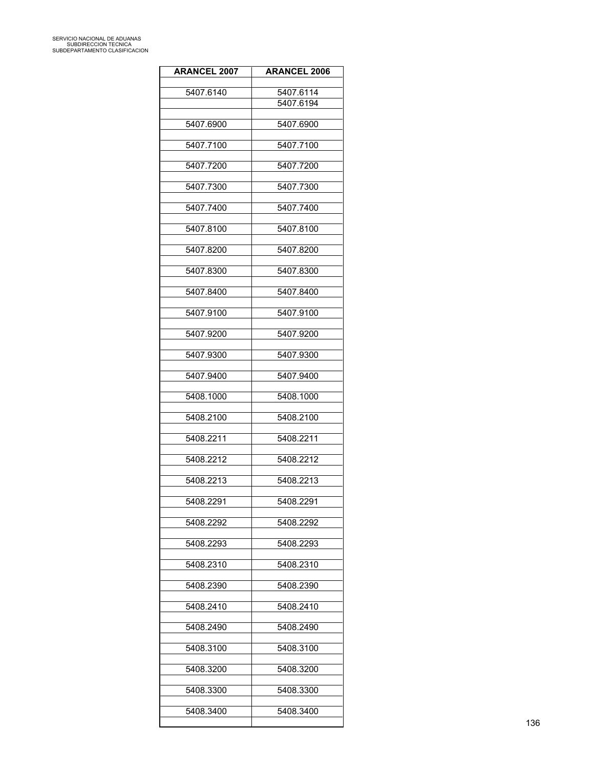| ARANCEL 2007 | ARANCEL 2006 |
|---|---|
| 5407.6140 | 5407.6114 |
| | 5407.6194 |
| 5407.6900 | 5407.6900 |
| 5407.7100 | 5407.7100 |
| 5407.7200 | 5407.7200 |
| 5407.7300 | 5407.7300 |
| 5407.7400 | 5407.7400 |
| 5407.8100 | 5407.8100 |
| 5407.8200 | 5407.8200 |
| 5407.8300 | 5407.8300 |
| 5407.8400 | 5407.8400 |
| 5407.9100 | 5407.9100 |
| 5407.9200 | 5407.9200 |
| 5407.9300 | 5407.9300 |
| 5407.9400 | 5407.9400 |
| 5408.1000 | 5408.1000 |
| 5408.2100 | 5408.2100 |
| 5408.2211 | 5408.2211 |
| 5408.2212 | 5408.2212 |
| 5408.2213 | 5408.2213 |
| 5408.2291 | 5408.2291 |
| 5408.2292 | 5408.2292 |
| 5408.2293 | 5408.2293 |
| 5408.2310 | 5408.2310 |
| 5408.2390 | 5408.2390 |
| 5408.2410 | 5408.2410 |
| 5408.2490 | 5408.2490 |
| 5408.3100 | 5408.3100 |
| 5408.3200 | 5408.3200 |
| 5408.3300 | 5408.3300 |
| 5408.3400 | 5408.3400 |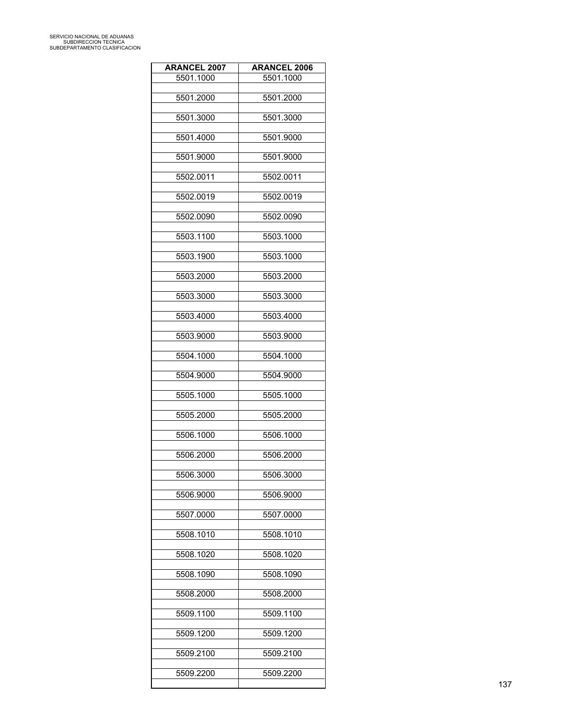| ARANCEL 2007 | ARANCEL 2006 |
|---|---|
| 5501.1000 | 5501.1000 |
| 5501.2000 | 5501.2000 |
| 5501.3000 | 5501.3000 |
| 5501.4000 | 5501.9000 |
| 5501.9000 | 5501.9000 |
| 5502.0011 | 5502.0011 |
| 5502.0019 | 5502.0019 |
| 5502.0090 | 5502.0090 |
| 5503.1100 | 5503.1000 |
| 5503.1900 | 5503.1000 |
| 5503.2000 | 5503.2000 |
| 5503.3000 | 5503.3000 |
| 5503.4000 | 5503.4000 |
| 5503.9000 | 5503.9000 |
| 5504.1000 | 5504.1000 |
| 5504.9000 | 5504.9000 |
| 5505.1000 | 5505.1000 |
| 5505.2000 | 5505.2000 |
| 5506.1000 | 5506.1000 |
| 5506.2000 | 5506.2000 |
| 5506.3000 | 5506.3000 |
| 5506.9000 | 5506.9000 |
| 5507.0000 | 5507.0000 |
| 5508.1010 | 5508.1010 |
| 5508.1020 | 5508.1020 |
| 5508.1090 | 5508.1090 |
| 5508.2000 | 5508.2000 |
| 5509.1100 | 5509.1100 |
| 5509.1200 | 5509.1200 |
| 5509.2100 | 5509.2100 |
| 5509.2200 | 5509.2200 |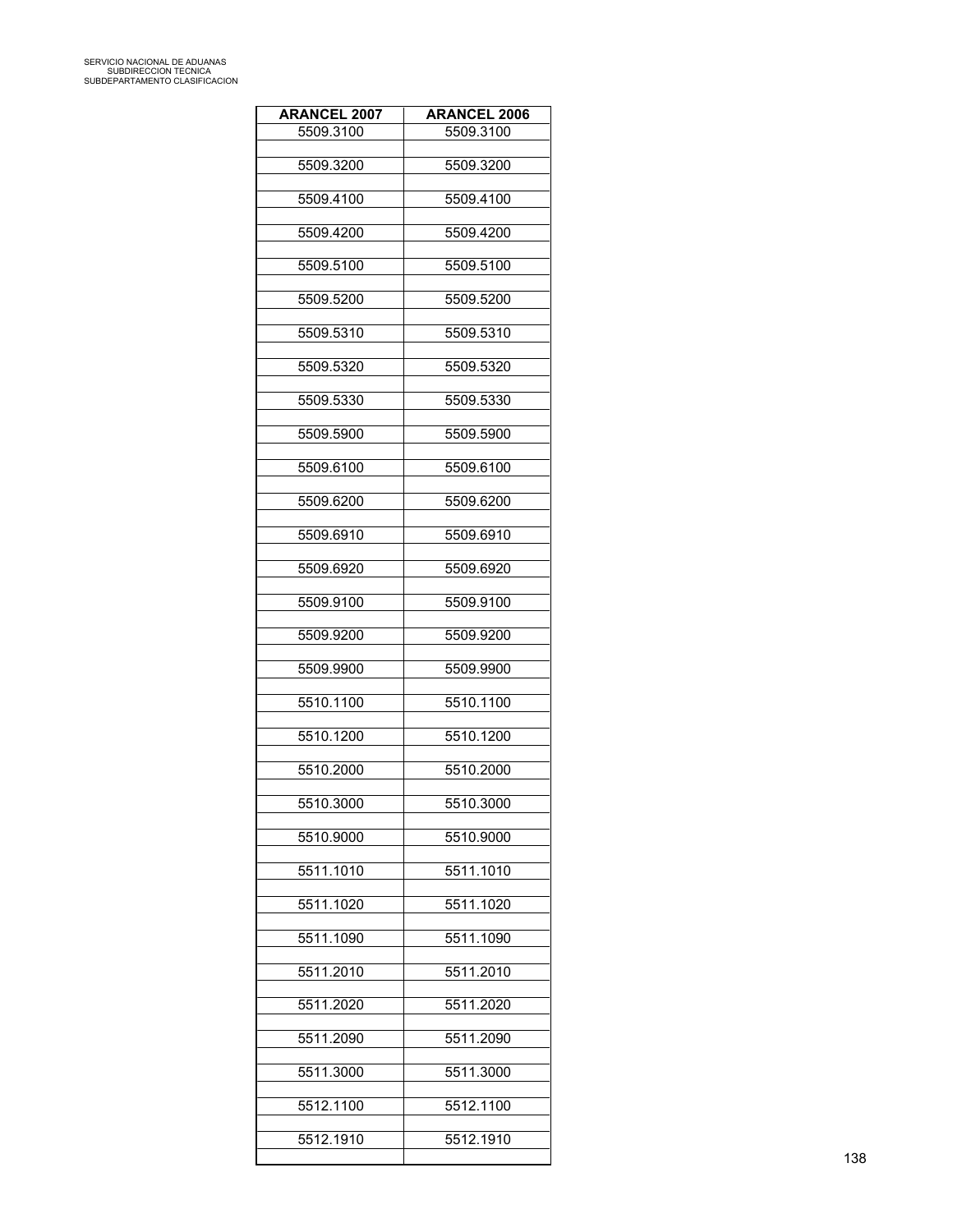| ARANCEL 2007 | ARANCEL 2006 |
|---|---|
| 5509.3100 | 5509.3100 |
| 5509.3200 | 5509.3200 |
| 5509.4100 | 5509.4100 |
| 5509.4200 | 5509.4200 |
| 5509.5100 | 5509.5100 |
| 5509.5200 | 5509.5200 |
| 5509.5310 | 5509.5310 |
| 5509.5320 | 5509.5320 |
| 5509.5330 | 5509.5330 |
| 5509.5900 | 5509.5900 |
| 5509.6100 | 5509.6100 |
| 5509.6200 | 5509.6200 |
| 5509.6910 | 5509.6910 |
| 5509.6920 | 5509.6920 |
| 5509.9100 | 5509.9100 |
| 5509.9200 | 5509.9200 |
| 5509.9900 | 5509.9900 |
| 5510.1100 | 5510.1100 |
| 5510.1200 | 5510.1200 |
| 5510.2000 | 5510.2000 |
| 5510.3000 | 5510.3000 |
| 5510.9000 | 5510.9000 |
| 5511.1010 | 5511.1010 |
| 5511.1020 | 5511.1020 |
| 5511.1090 | 5511.1090 |
| 5511.2010 | 5511.2010 |
| 5511.2020 | 5511.2020 |
| 5511.2090 | 5511.2090 |
| 5511.3000 | 5511.3000 |
| 5512.1100 | 5512.1100 |
| 5512.1910 | 5512.1910 |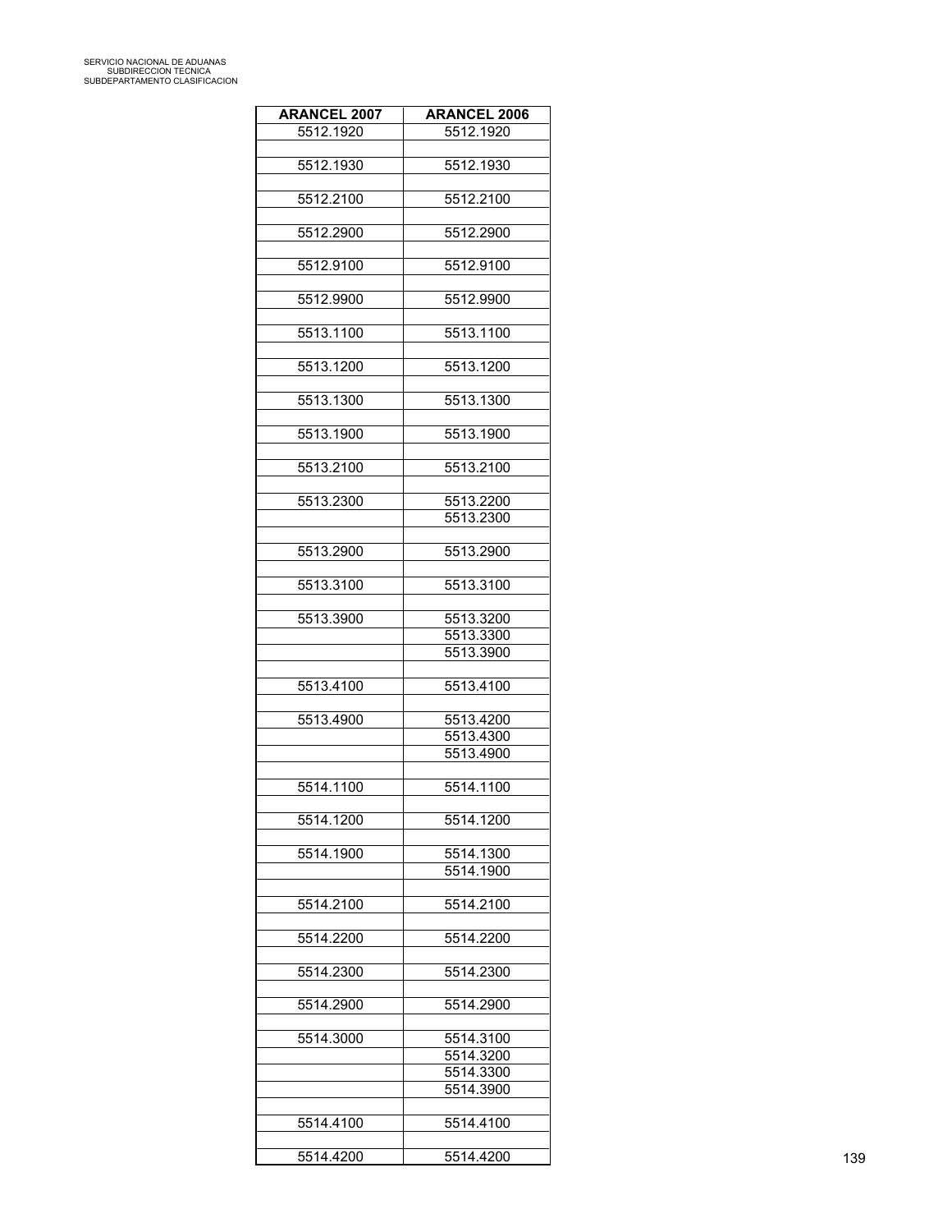SERVICIO NACIONAL DE ADUANAS
SUBDIRECCION TECNICA
SUBDEPARTAMENTO CLASIFICACION

| ARANCEL 2007 | ARANCEL 2006 |
|---|---|
| 5512.1920 | 5512.1920 |
| | |
| 5512.1930 | 5512.1930 |
| | |
| 5512.2100 | 5512.2100 |
| | |
| 5512.2900 | 5512.2900 |
| | |
| 5512.9100 | 5512.9100 |
| | |
| 5512.9900 | 5512.9900 |
| | |
| 5513.1100 | 5513.1100 |
| | |
| 5513.1200 | 5513.1200 |
| | |
| 5513.1300 | 5513.1300 |
| | |
| 5513.1900 | 5513.1900 |
| | |
| 5513.2100 | 5513.2100 |
| | |
| 5513.2300 | 5513.2200 |
| | 5513.2300 |
| | |
| 5513.2900 | 5513.2900 |
| | |
| 5513.3100 | 5513.3100 |
| | |
| 5513.3900 | 5513.3200 |
| | 5513.3300 |
| | 5513.3900 |
| | |
| 5513.4100 | 5513.4100 |
| | |
| 5513.4900 | 5513.4200 |
| | 5513.4300 |
| | 5513.4900 |
| | |
| 5514.1100 | 5514.1100 |
| | |
| 5514.1200 | 5514.1200 |
| | |
| 5514.1900 | 5514.1300 |
| | 5514.1900 |
| | |
| 5514.2100 | 5514.2100 |
| | |
| 5514.2200 | 5514.2200 |
| | |
| 5514.2300 | 5514.2300 |
| | |
| 5514.2900 | 5514.2900 |
| | |
| 5514.3000 | 5514.3100 |
| | 5514.3200 |
| | 5514.3300 |
| | 5514.3900 |
| | |
| 5514.4100 | 5514.4100 |
| | |
| 5514.4200 | 5514.4200 |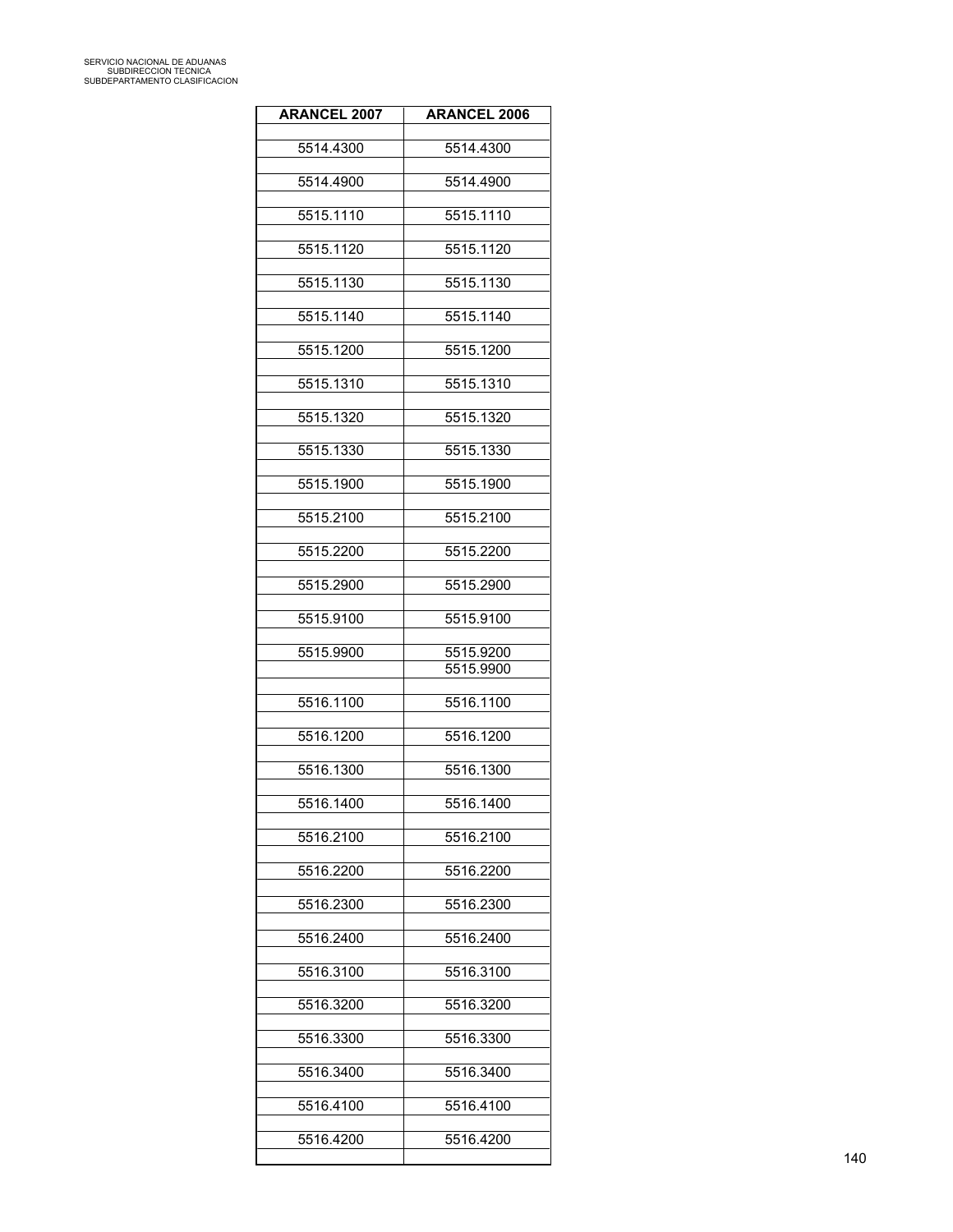| ARANCEL 2007 | ARANCEL 2006 |
|---|---|
| 5514.4300 | 5514.4300 |
| 5514.4900 | 5514.4900 |
| 5515.1110 | 5515.1110 |
| 5515.1120 | 5515.1120 |
| 5515.1130 | 5515.1130 |
| 5515.1140 | 5515.1140 |
| 5515.1200 | 5515.1200 |
| 5515.1310 | 5515.1310 |
| 5515.1320 | 5515.1320 |
| 5515.1330 | 5515.1330 |
| 5515.1900 | 5515.1900 |
| 5515.2100 | 5515.2100 |
| 5515.2200 | 5515.2200 |
| 5515.2900 | 5515.2900 |
| 5515.9100 | 5515.9100 |
| 5515.9900 | 5515.9200<br>5515.9900 |
| 5516.1100 | 5516.1100 |
| 5516.1200 | 5516.1200 |
| 5516.1300 | 5516.1300 |
| 5516.1400 | 5516.1400 |
| 5516.2100 | 5516.2100 |
| 5516.2200 | 5516.2200 |
| 5516.2300 | 5516.2300 |
| 5516.2400 | 5516.2400 |
| 5516.3100 | 5516.3100 |
| 5516.3200 | 5516.3200 |
| 5516.3300 | 5516.3300 |
| 5516.3400 | 5516.3400 |
| 5516.4100 | 5516.4100 |
| 5516.4200 | 5516.4200 |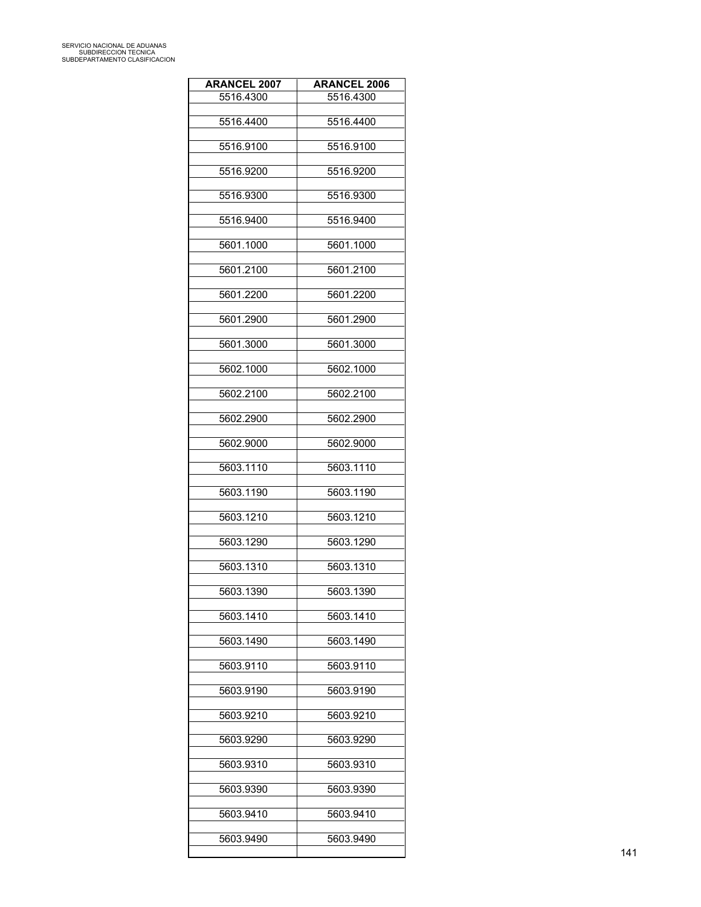| ARANCEL 2007 | ARANCEL 2006 |
|---|---|
| 5516.4300 | 5516.4300 |
| 5516.4400 | 5516.4400 |
| 5516.9100 | 5516.9100 |
| 5516.9200 | 5516.9200 |
| 5516.9300 | 5516.9300 |
| 5516.9400 | 5516.9400 |
| 5601.1000 | 5601.1000 |
| 5601.2100 | 5601.2100 |
| 5601.2200 | 5601.2200 |
| 5601.2900 | 5601.2900 |
| 5601.3000 | 5601.3000 |
| 5602.1000 | 5602.1000 |
| 5602.2100 | 5602.2100 |
| 5602.2900 | 5602.2900 |
| 5602.9000 | 5602.9000 |
| 5603.1110 | 5603.1110 |
| 5603.1190 | 5603.1190 |
| 5603.1210 | 5603.1210 |
| 5603.1290 | 5603.1290 |
| 5603.1310 | 5603.1310 |
| 5603.1390 | 5603.1390 |
| 5603.1410 | 5603.1410 |
| 5603.1490 | 5603.1490 |
| 5603.9110 | 5603.9110 |
| 5603.9190 | 5603.9190 |
| 5603.9210 | 5603.9210 |
| 5603.9290 | 5603.9290 |
| 5603.9310 | 5603.9310 |
| 5603.9390 | 5603.9390 |
| 5603.9410 | 5603.9410 |
| 5603.9490 | 5603.9490 |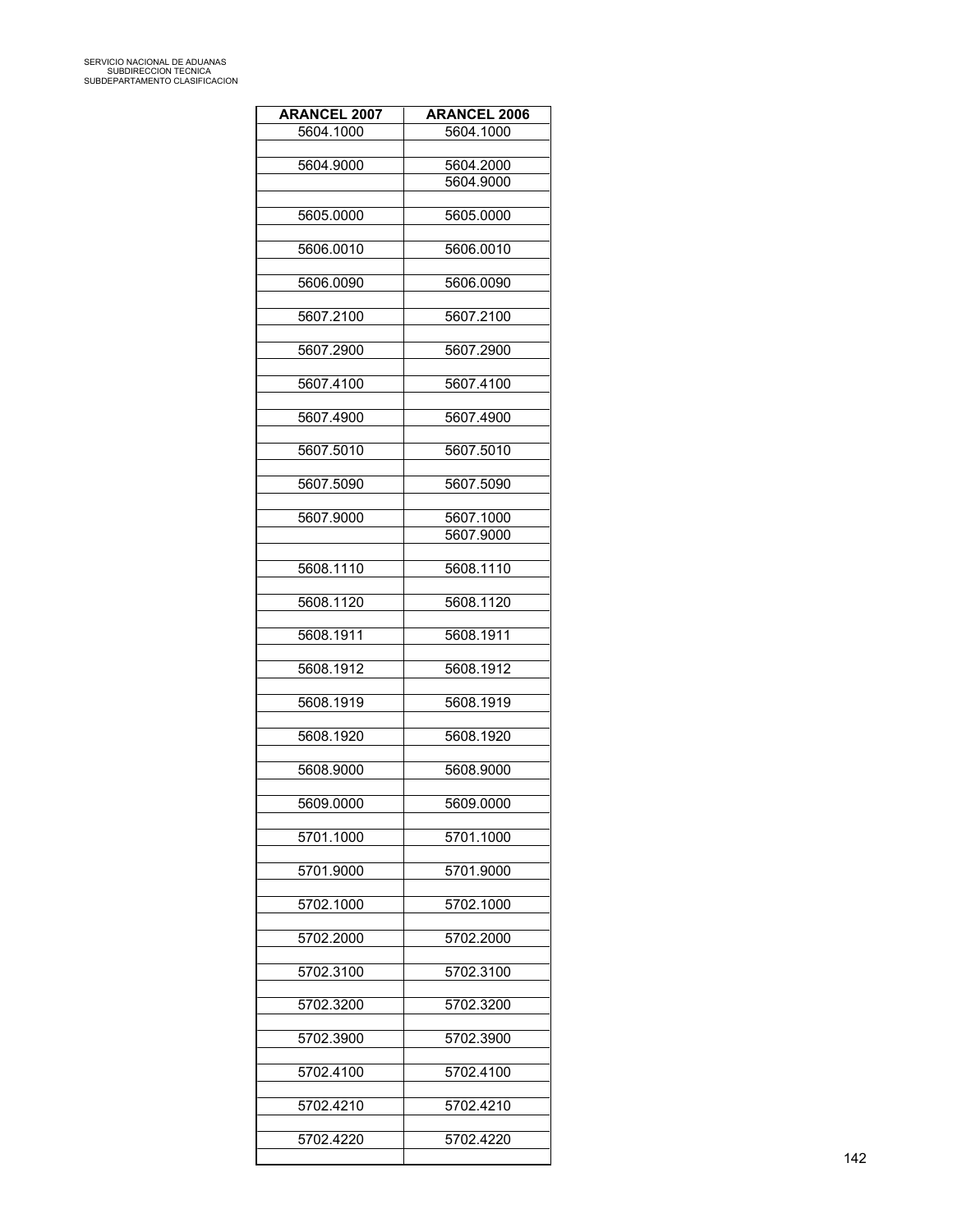| ARANCEL 2007 | ARANCEL 2006 |
|---|---|
| 5604.1000 | 5604.1000 |
| | |
| 5604.9000 | 5604.2000 |
| | 5604.9000 |
| | |
| 5605.0000 | 5605.0000 |
| | |
| 5606.0010 | 5606.0010 |
| | |
| 5606.0090 | 5606.0090 |
| | |
| 5607.2100 | 5607.2100 |
| | |
| 5607.2900 | 5607.2900 |
| | |
| 5607.4100 | 5607.4100 |
| | |
| 5607.4900 | 5607.4900 |
| | |
| 5607.5010 | 5607.5010 |
| | |
| 5607.5090 | 5607.5090 |
| | |
| 5607.9000 | 5607.1000 |
| | 5607.9000 |
| | |
| 5608.1110 | 5608.1110 |
| | |
| 5608.1120 | 5608.1120 |
| | |
| 5608.1911 | 5608.1911 |
| | |
| 5608.1912 | 5608.1912 |
| | |
| 5608.1919 | 5608.1919 |
| | |
| 5608.1920 | 5608.1920 |
| | |
| 5608.9000 | 5608.9000 |
| | |
| 5609.0000 | 5609.0000 |
| | |
| 5701.1000 | 5701.1000 |
| | |
| 5701.9000 | 5701.9000 |
| | |
| 5702.1000 | 5702.1000 |
| | |
| 5702.2000 | 5702.2000 |
| | |
| 5702.3100 | 5702.3100 |
| | |
| 5702.3200 | 5702.3200 |
| | |
| 5702.3900 | 5702.3900 |
| | |
| 5702.4100 | 5702.4100 |
| | |
| 5702.4210 | 5702.4210 |
| | |
| 5702.4220 | 5702.4220 |
| | |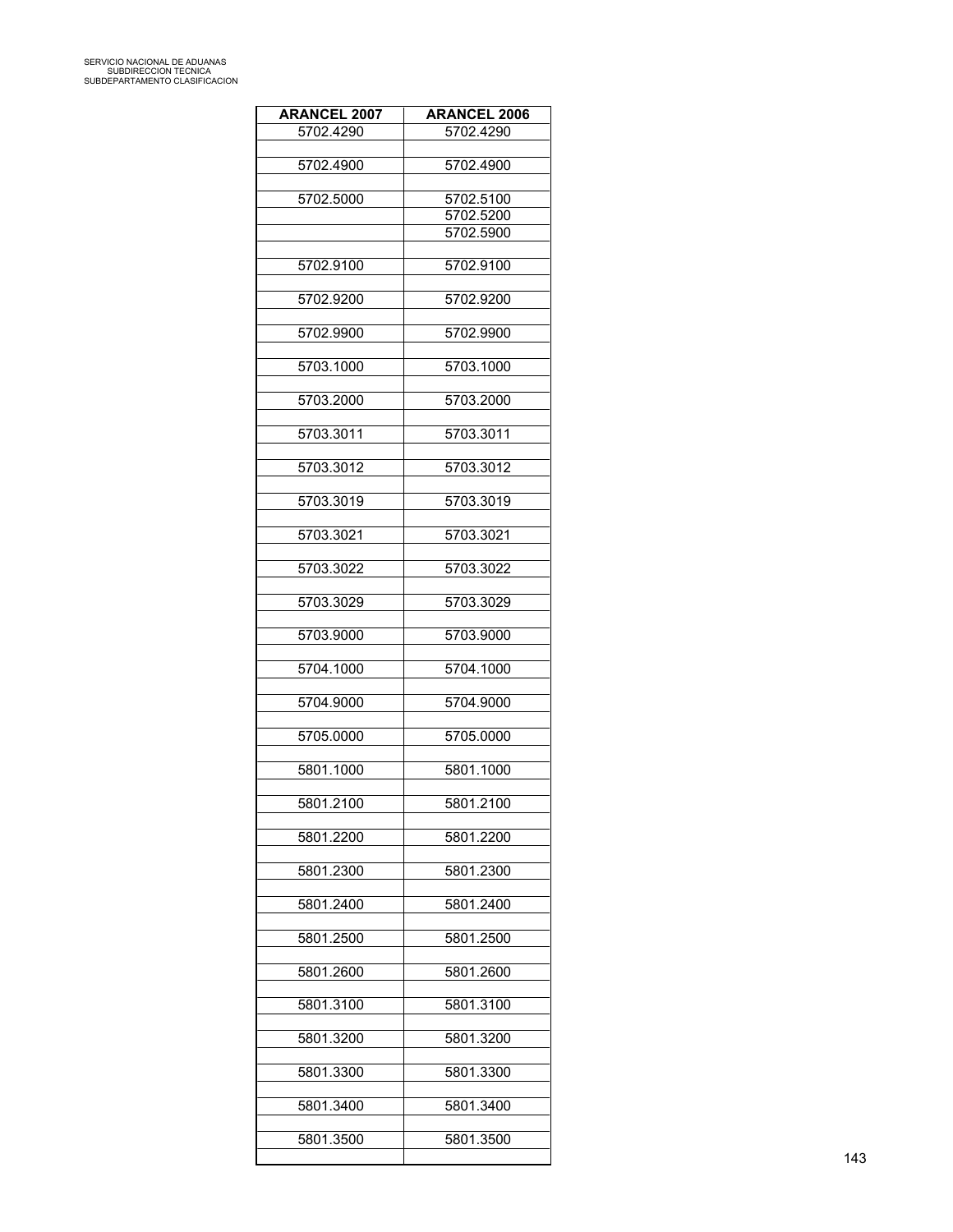| ARANCEL 2007 | ARANCEL 2006 |
|---|---|
| 5702.4290 | 5702.4290 |
| 5702.4900 | 5702.4900 |
| 5702.5000 | 5702.5100 |
| | 5702.5200 |
| | 5702.5900 |
| 5702.9100 | 5702.9100 |
| 5702.9200 | 5702.9200 |
| 5702.9900 | 5702.9900 |
| 5703.1000 | 5703.1000 |
| 5703.2000 | 5703.2000 |
| 5703.3011 | 5703.3011 |
| 5703.3012 | 5703.3012 |
| 5703.3019 | 5703.3019 |
| 5703.3021 | 5703.3021 |
| 5703.3022 | 5703.3022 |
| 5703.3029 | 5703.3029 |
| 5703.9000 | 5703.9000 |
| 5704.1000 | 5704.1000 |
| 5704.9000 | 5704.9000 |
| 5705.0000 | 5705.0000 |
| 5801.1000 | 5801.1000 |
| 5801.2100 | 5801.2100 |
| 5801.2200 | 5801.2200 |
| 5801.2300 | 5801.2300 |
| 5801.2400 | 5801.2400 |
| 5801.2500 | 5801.2500 |
| 5801.2600 | 5801.2600 |
| 5801.3100 | 5801.3100 |
| 5801.3200 | 5801.3200 |
| 5801.3300 | 5801.3300 |
| 5801.3400 | 5801.3400 |
| 5801.3500 | 5801.3500 |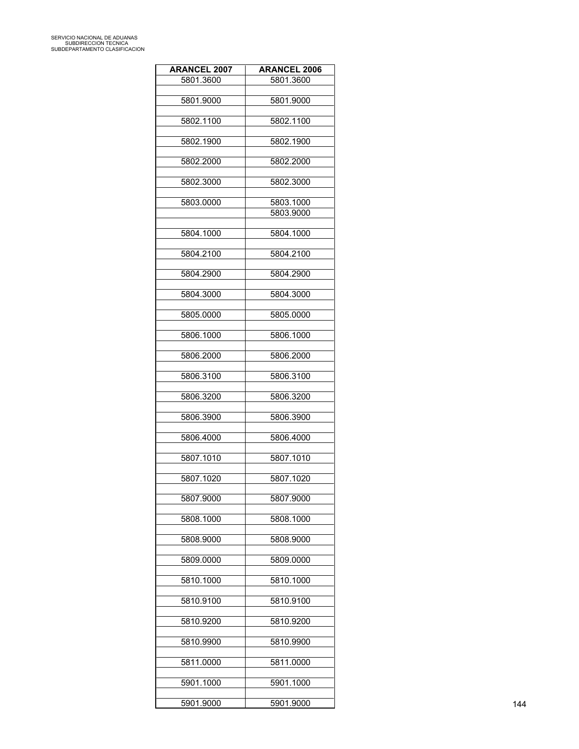| ARANCEL 2007 | ARANCEL 2006 |
|---|---|
| 5801.3600 | 5801.3600 |
| 5801.9000 | 5801.9000 |
| 5802.1100 | 5802.1100 |
| 5802.1900 | 5802.1900 |
| 5802.2000 | 5802.2000 |
| 5802.3000 | 5802.3000 |
| 5803.0000 | 5803.1000 |
| | 5803.9000 |
| 5804.1000 | 5804.1000 |
| 5804.2100 | 5804.2100 |
| 5804.2900 | 5804.2900 |
| 5804.3000 | 5804.3000 |
| 5805.0000 | 5805.0000 |
| 5806.1000 | 5806.1000 |
| 5806.2000 | 5806.2000 |
| 5806.3100 | 5806.3100 |
| 5806.3200 | 5806.3200 |
| 5806.3900 | 5806.3900 |
| 5806.4000 | 5806.4000 |
| 5807.1010 | 5807.1010 |
| 5807.1020 | 5807.1020 |
| 5807.9000 | 5807.9000 |
| 5808.1000 | 5808.1000 |
| 5808.9000 | 5808.9000 |
| 5809.0000 | 5809.0000 |
| 5810.1000 | 5810.1000 |
| 5810.9100 | 5810.9100 |
| 5810.9200 | 5810.9200 |
| 5810.9900 | 5810.9900 |
| 5811.0000 | 5811.0000 |
| 5901.1000 | 5901.1000 |
| 5901.9000 | 5901.9000 |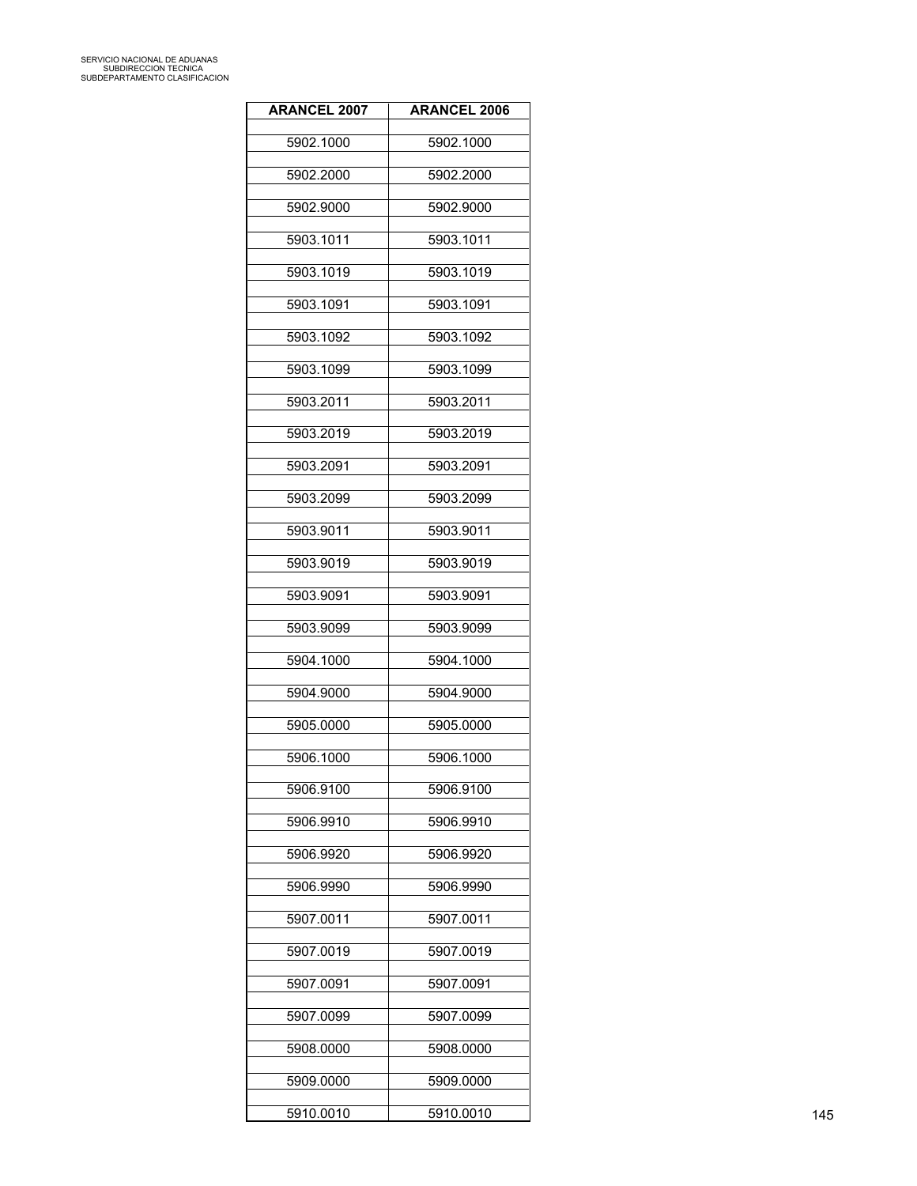| ARANCEL 2007 | ARANCEL 2006 |
|---|---|
| 5902.1000 | 5902.1000 |
| 5902.2000 | 5902.2000 |
| 5902.9000 | 5902.9000 |
| 5903.1011 | 5903.1011 |
| 5903.1019 | 5903.1019 |
| 5903.1091 | 5903.1091 |
| 5903.1092 | 5903.1092 |
| 5903.1099 | 5903.1099 |
| 5903.2011 | 5903.2011 |
| 5903.2019 | 5903.2019 |
| 5903.2091 | 5903.2091 |
| 5903.2099 | 5903.2099 |
| 5903.9011 | 5903.9011 |
| 5903.9019 | 5903.9019 |
| 5903.9091 | 5903.9091 |
| 5903.9099 | 5903.9099 |
| 5904.1000 | 5904.1000 |
| 5904.9000 | 5904.9000 |
| 5905.0000 | 5905.0000 |
| 5906.1000 | 5906.1000 |
| 5906.9100 | 5906.9100 |
| 5906.9910 | 5906.9910 |
| 5906.9920 | 5906.9920 |
| 5906.9990 | 5906.9990 |
| 5907.0011 | 5907.0011 |
| 5907.0019 | 5907.0019 |
| 5907.0091 | 5907.0091 |
| 5907.0099 | 5907.0099 |
| 5908.0000 | 5908.0000 |
| 5909.0000 | 5909.0000 |
| 5910.0010 | 5910.0010 |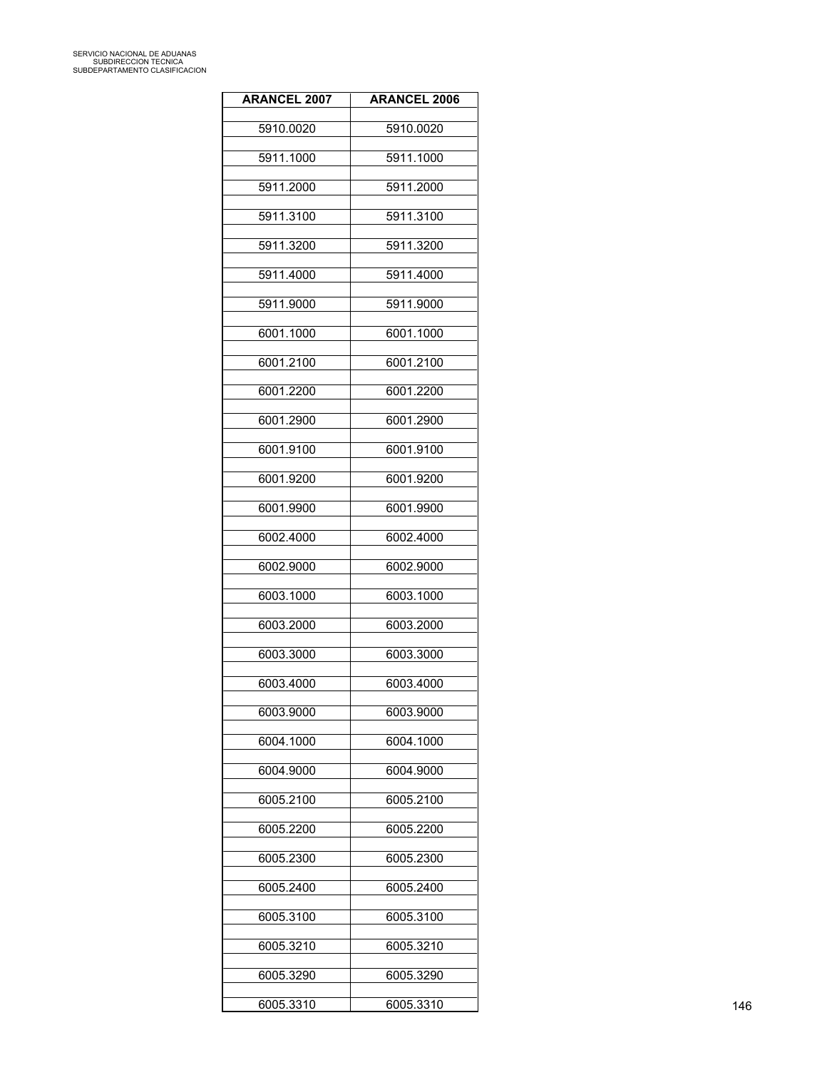| ARANCEL 2007 | ARANCEL 2006 |
|---|---|
| 5910.0020 | 5910.0020 |
| 5911.1000 | 5911.1000 |
| 5911.2000 | 5911.2000 |
| 5911.3100 | 5911.3100 |
| 5911.3200 | 5911.3200 |
| 5911.4000 | 5911.4000 |
| 5911.9000 | 5911.9000 |
| 6001.1000 | 6001.1000 |
| 6001.2100 | 6001.2100 |
| 6001.2200 | 6001.2200 |
| 6001.2900 | 6001.2900 |
| 6001.9100 | 6001.9100 |
| 6001.9200 | 6001.9200 |
| 6001.9900 | 6001.9900 |
| 6002.4000 | 6002.4000 |
| 6002.9000 | 6002.9000 |
| 6003.1000 | 6003.1000 |
| 6003.2000 | 6003.2000 |
| 6003.3000 | 6003.3000 |
| 6003.4000 | 6003.4000 |
| 6003.9000 | 6003.9000 |
| 6004.1000 | 6004.1000 |
| 6004.9000 | 6004.9000 |
| 6005.2100 | 6005.2100 |
| 6005.2200 | 6005.2200 |
| 6005.2300 | 6005.2300 |
| 6005.2400 | 6005.2400 |
| 6005.3100 | 6005.3100 |
| 6005.3210 | 6005.3210 |
| 6005.3290 | 6005.3290 |
| 6005.3310 | 6005.3310 |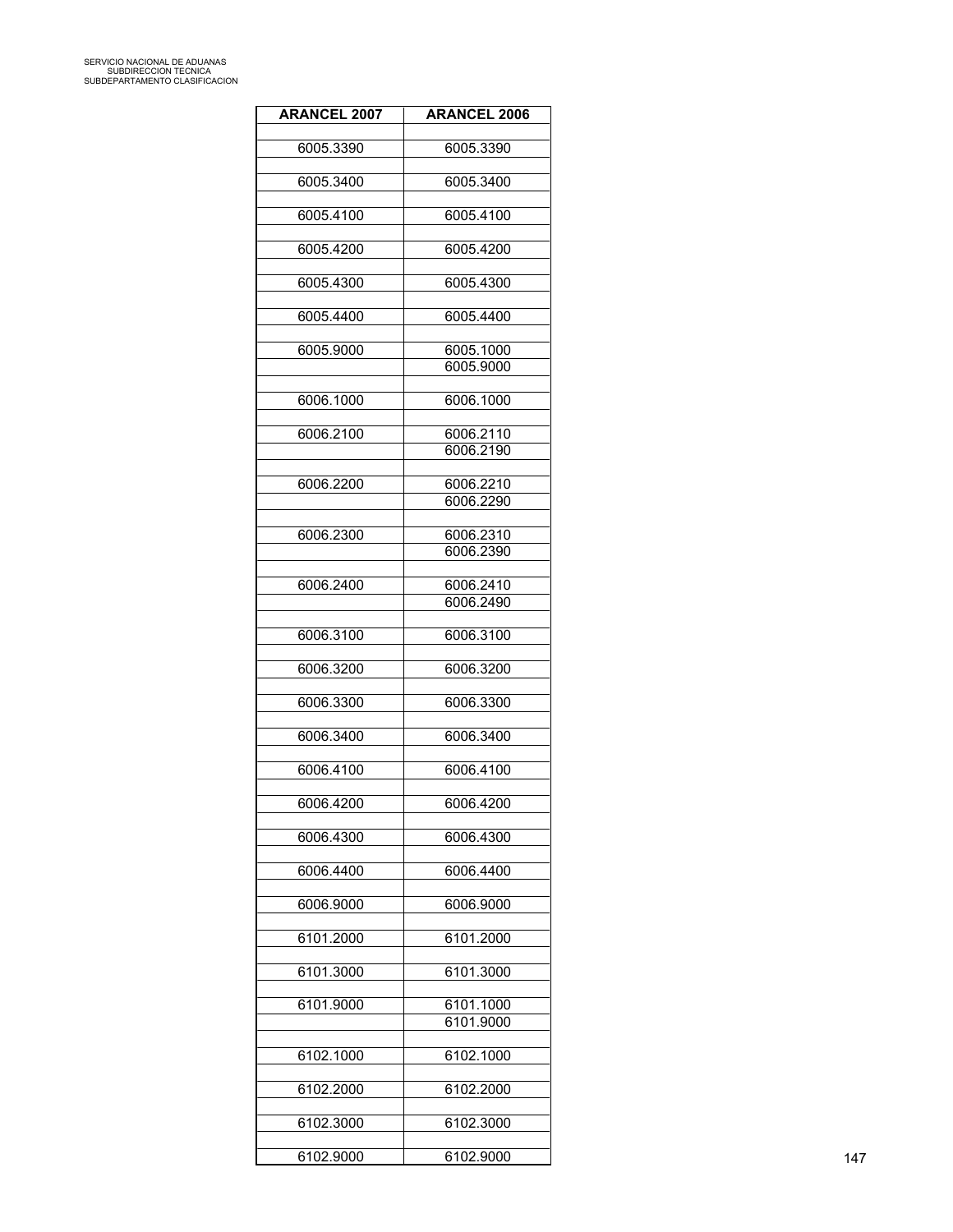| ARANCEL 2007 | ARANCEL 2006 |
|---|---|
| 6005.3390 | 6005.3390 |
| 6005.3400 | 6005.3400 |
| 6005.4100 | 6005.4100 |
| 6005.4200 | 6005.4200 |
| 6005.4300 | 6005.4300 |
| 6005.4400 | 6005.4400 |
| 6005.9000 | 6005.1000 |
| | 6005.9000 |
| 6006.1000 | 6006.1000 |
| 6006.2100 | 6006.2110 |
| | 6006.2190 |
| 6006.2200 | 6006.2210 |
| | 6006.2290 |
| 6006.2300 | 6006.2310 |
| | 6006.2390 |
| 6006.2400 | 6006.2410 |
| | 6006.2490 |
| 6006.3100 | 6006.3100 |
| 6006.3200 | 6006.3200 |
| 6006.3300 | 6006.3300 |
| 6006.3400 | 6006.3400 |
| 6006.4100 | 6006.4100 |
| 6006.4200 | 6006.4200 |
| 6006.4300 | 6006.4300 |
| 6006.4400 | 6006.4400 |
| 6006.9000 | 6006.9000 |
| 6101.2000 | 6101.2000 |
| 6101.3000 | 6101.3000 |
| 6101.9000 | 6101.1000 |
| | 6101.9000 |
| 6102.1000 | 6102.1000 |
| 6102.2000 | 6102.2000 |
| 6102.3000 | 6102.3000 |
| 6102.9000 | 6102.9000 |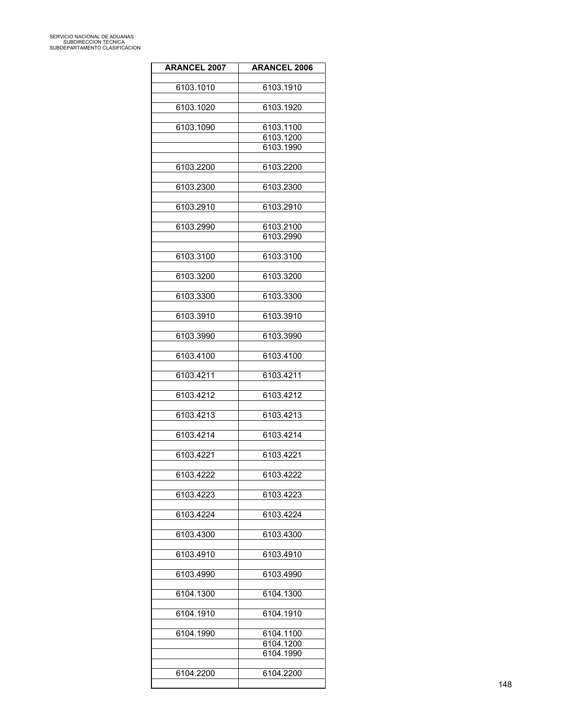| ARANCEL 2007 | ARANCEL 2006 |
|---|---|
| 6103.1010 | 6103.1910 |
| 6103.1020 | 6103.1920 |
| 6103.1090 | 6103.1100 |
| | 6103.1200 |
| | 6103.1990 |
| 6103.2200 | 6103.2200 |
| 6103.2300 | 6103.2300 |
| 6103.2910 | 6103.2910 |
| 6103.2990 | 6103.2100 |
| | 6103.2990 |
| 6103.3100 | 6103.3100 |
| 6103.3200 | 6103.3200 |
| 6103.3300 | 6103.3300 |
| 6103.3910 | 6103.3910 |
| 6103.3990 | 6103.3990 |
| 6103.4100 | 6103.4100 |
| 6103.4211 | 6103.4211 |
| 6103.4212 | 6103.4212 |
| 6103.4213 | 6103.4213 |
| 6103.4214 | 6103.4214 |
| 6103.4221 | 6103.4221 |
| 6103.4222 | 6103.4222 |
| 6103.4223 | 6103.4223 |
| 6103.4224 | 6103.4224 |
| 6103.4300 | 6103.4300 |
| 6103.4910 | 6103.4910 |
| 6103.4990 | 6103.4990 |
| 6104.1300 | 6104.1300 |
| 6104.1910 | 6104.1910 |
| 6104.1990 | 6104.1100 |
| | 6104.1200 |
| | 6104.1990 |
| 6104.2200 | 6104.2200 |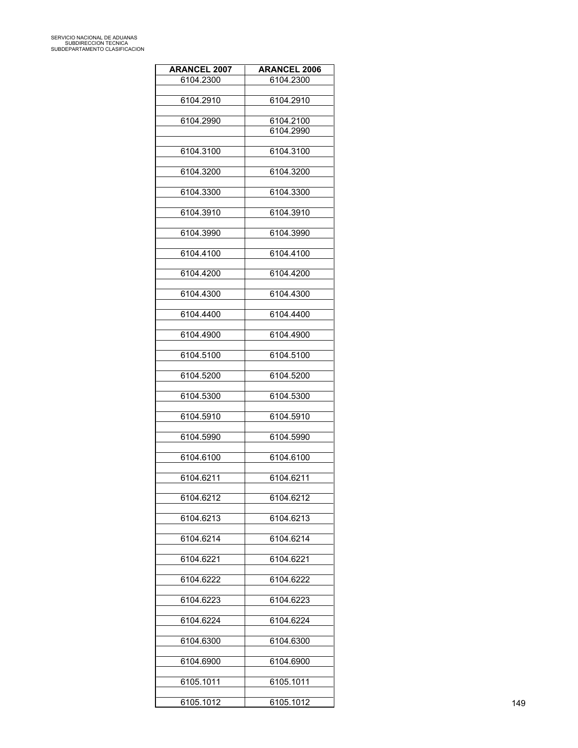SERVICIO NACIONAL DE ADUANAS
SUBDIRECCION TECNICA
SUBDEPARTAMENTO CLASIFICACION

| ARANCEL 2007 | ARANCEL 2006 |
|---|---|
| 6104.2300 | 6104.2300 |
| | |
| 6104.2910 | 6104.2910 |
| | |
| 6104.2990 | 6104.2100 |
| | 6104.2990 |
| | |
| 6104.3100 | 6104.3100 |
| | |
| 6104.3200 | 6104.3200 |
| | |
| 6104.3300 | 6104.3300 |
| | |
| 6104.3910 | 6104.3910 |
| | |
| 6104.3990 | 6104.3990 |
| | |
| 6104.4100 | 6104.4100 |
| | |
| 6104.4200 | 6104.4200 |
| | |
| 6104.4300 | 6104.4300 |
| | |
| 6104.4400 | 6104.4400 |
| | |
| 6104.4900 | 6104.4900 |
| | |
| 6104.5100 | 6104.5100 |
| | |
| 6104.5200 | 6104.5200 |
| | |
| 6104.5300 | 6104.5300 |
| | |
| 6104.5910 | 6104.5910 |
| | |
| 6104.5990 | 6104.5990 |
| | |
| 6104.6100 | 6104.6100 |
| | |
| 6104.6211 | 6104.6211 |
| | |
| 6104.6212 | 6104.6212 |
| | |
| 6104.6213 | 6104.6213 |
| | |
| 6104.6214 | 6104.6214 |
| | |
| 6104.6221 | 6104.6221 |
| | |
| 6104.6222 | 6104.6222 |
| | |
| 6104.6223 | 6104.6223 |
| | |
| 6104.6224 | 6104.6224 |
| | |
| 6104.6300 | 6104.6300 |
| | |
| 6104.6900 | 6104.6900 |
| | |
| 6105.1011 | 6105.1011 |
| | |
| 6105.1012 | 6105.1012 |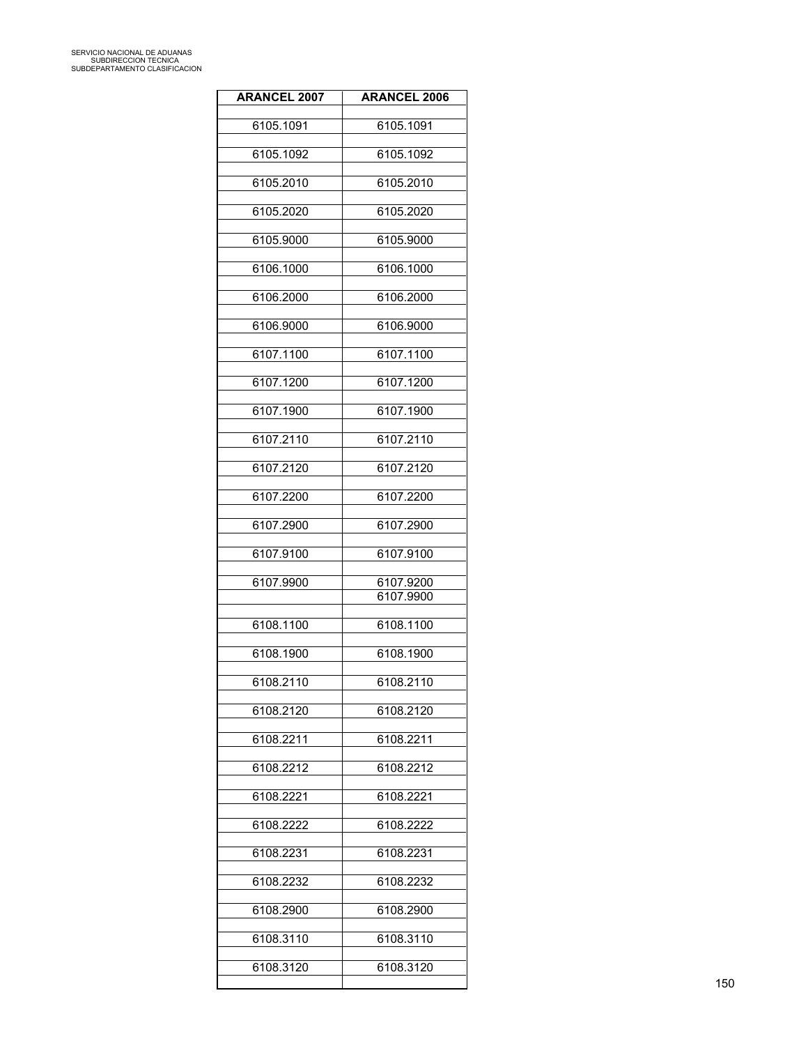| ARANCEL 2007 | ARANCEL 2006 |
|---|---|
| 6105.1091 | 6105.1091 |
| 6105.1092 | 6105.1092 |
| 6105.2010 | 6105.2010 |
| 6105.2020 | 6105.2020 |
| 6105.9000 | 6105.9000 |
| 6106.1000 | 6106.1000 |
| 6106.2000 | 6106.2000 |
| 6106.9000 | 6106.9000 |
| 6107.1100 | 6107.1100 |
| 6107.1200 | 6107.1200 |
| 6107.1900 | 6107.1900 |
| 6107.2110 | 6107.2110 |
| 6107.2120 | 6107.2120 |
| 6107.2200 | 6107.2200 |
| 6107.2900 | 6107.2900 |
| 6107.9100 | 6107.9100 |
| 6107.9900 | 6107.9200 |
| | 6107.9900 |
| 6108.1100 | 6108.1100 |
| 6108.1900 | 6108.1900 |
| 6108.2110 | 6108.2110 |
| 6108.2120 | 6108.2120 |
| 6108.2211 | 6108.2211 |
| 6108.2212 | 6108.2212 |
| 6108.2221 | 6108.2221 |
| 6108.2222 | 6108.2222 |
| 6108.2231 | 6108.2231 |
| 6108.2232 | 6108.2232 |
| 6108.2900 | 6108.2900 |
| 6108.3110 | 6108.3110 |
| 6108.3120 | 6108.3120 |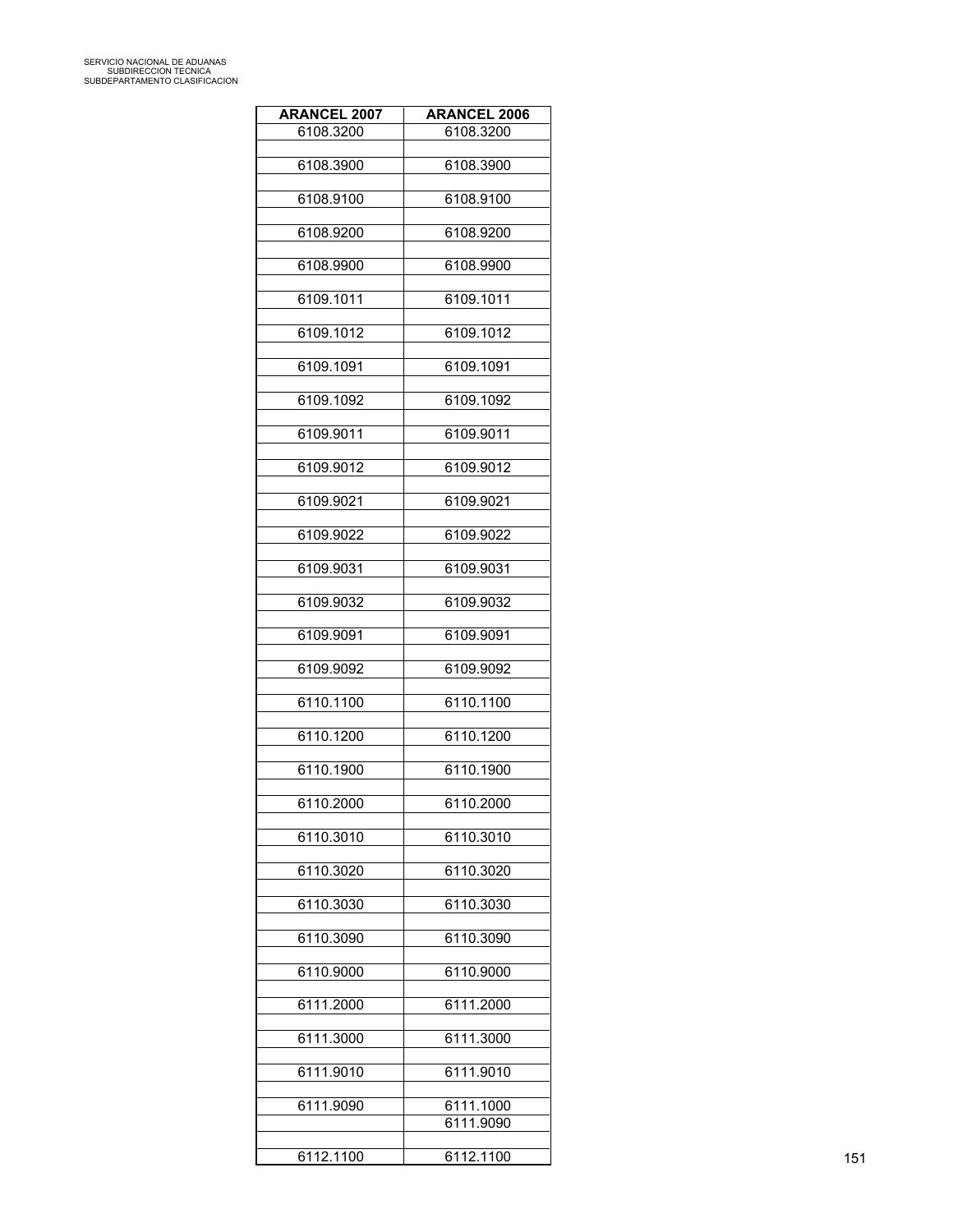| ARANCEL 2007 | ARANCEL 2006 |
| --- | --- |
| 6108.3200 | 6108.3200 |
| 6108.3900 | 6108.3900 |
| 6108.9100 | 6108.9100 |
| 6108.9200 | 6108.9200 |
| 6108.9900 | 6108.9900 |
| 6109.1011 | 6109.1011 |
| 6109.1012 | 6109.1012 |
| 6109.1091 | 6109.1091 |
| 6109.1092 | 6109.1092 |
| 6109.9011 | 6109.9011 |
| 6109.9012 | 6109.9012 |
| 6109.9021 | 6109.9021 |
| 6109.9022 | 6109.9022 |
| 6109.9031 | 6109.9031 |
| 6109.9032 | 6109.9032 |
| 6109.9091 | 6109.9091 |
| 6109.9092 | 6109.9092 |
| 6110.1100 | 6110.1100 |
| 6110.1200 | 6110.1200 |
| 6110.1900 | 6110.1900 |
| 6110.2000 | 6110.2000 |
| 6110.3010 | 6110.3010 |
| 6110.3020 | 6110.3020 |
| 6110.3030 | 6110.3030 |
| 6110.3090 | 6110.3090 |
| 6110.9000 | 6110.9000 |
| 6111.2000 | 6111.2000 |
| 6111.3000 | 6111.3000 |
| 6111.9010 | 6111.9010 |
| 6111.9090 | 6111.1000 |
| | 6111.9090 |
| 6112.1100 | 6112.1100 |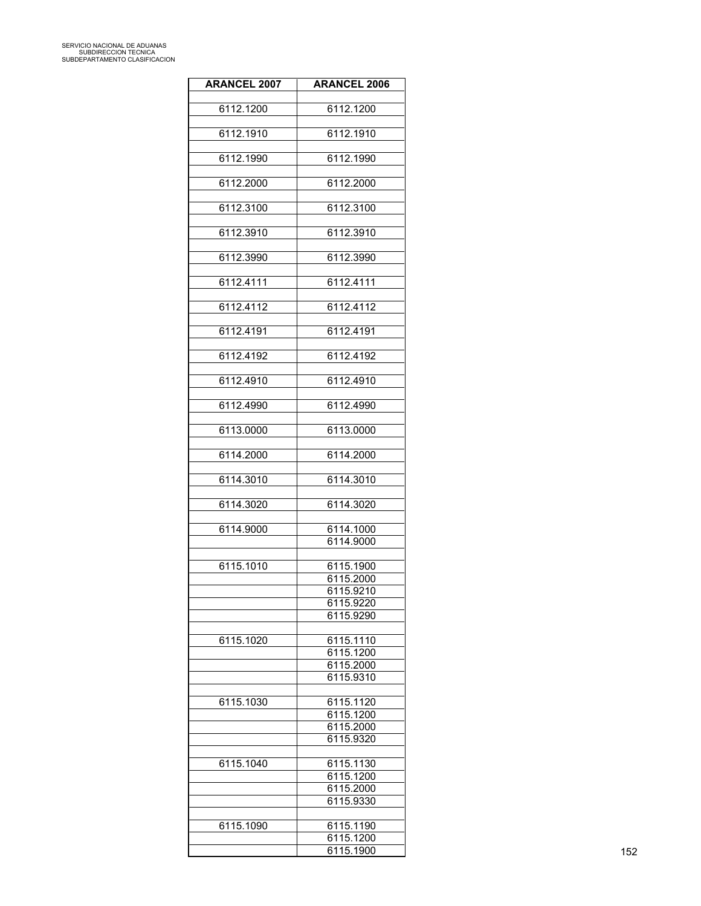| ARANCEL 2007 | ARANCEL 2006 |
|---|---|
| 6112.1200 | 6112.1200 |
| 6112.1910 | 6112.1910 |
| 6112.1990 | 6112.1990 |
| 6112.2000 | 6112.2000 |
| 6112.3100 | 6112.3100 |
| 6112.3910 | 6112.3910 |
| 6112.3990 | 6112.3990 |
| 6112.4111 | 6112.4111 |
| 6112.4112 | 6112.4112 |
| 6112.4191 | 6112.4191 |
| 6112.4192 | 6112.4192 |
| 6112.4910 | 6112.4910 |
| 6112.4990 | 6112.4990 |
| 6113.0000 | 6113.0000 |
| 6114.2000 | 6114.2000 |
| 6114.3010 | 6114.3010 |
| 6114.3020 | 6114.3020 |
| 6114.9000 | 6114.1000 |
| | 6114.9000 |
| 6115.1010 | 6115.1900 |
| | 6115.2000 |
| | 6115.9210 |
| | 6115.9220 |
| | 6115.9290 |
| 6115.1020 | 6115.1110 |
| | 6115.1200 |
| | 6115.2000 |
| | 6115.9310 |
| 6115.1030 | 6115.1120 |
| | 6115.1200 |
| | 6115.2000 |
| | 6115.9320 |
| 6115.1040 | 6115.1130 |
| | 6115.1200 |
| | 6115.2000 |
| | 6115.9330 |
| 6115.1090 | 6115.1190 |
| | 6115.1200 |
| | 6115.1900 |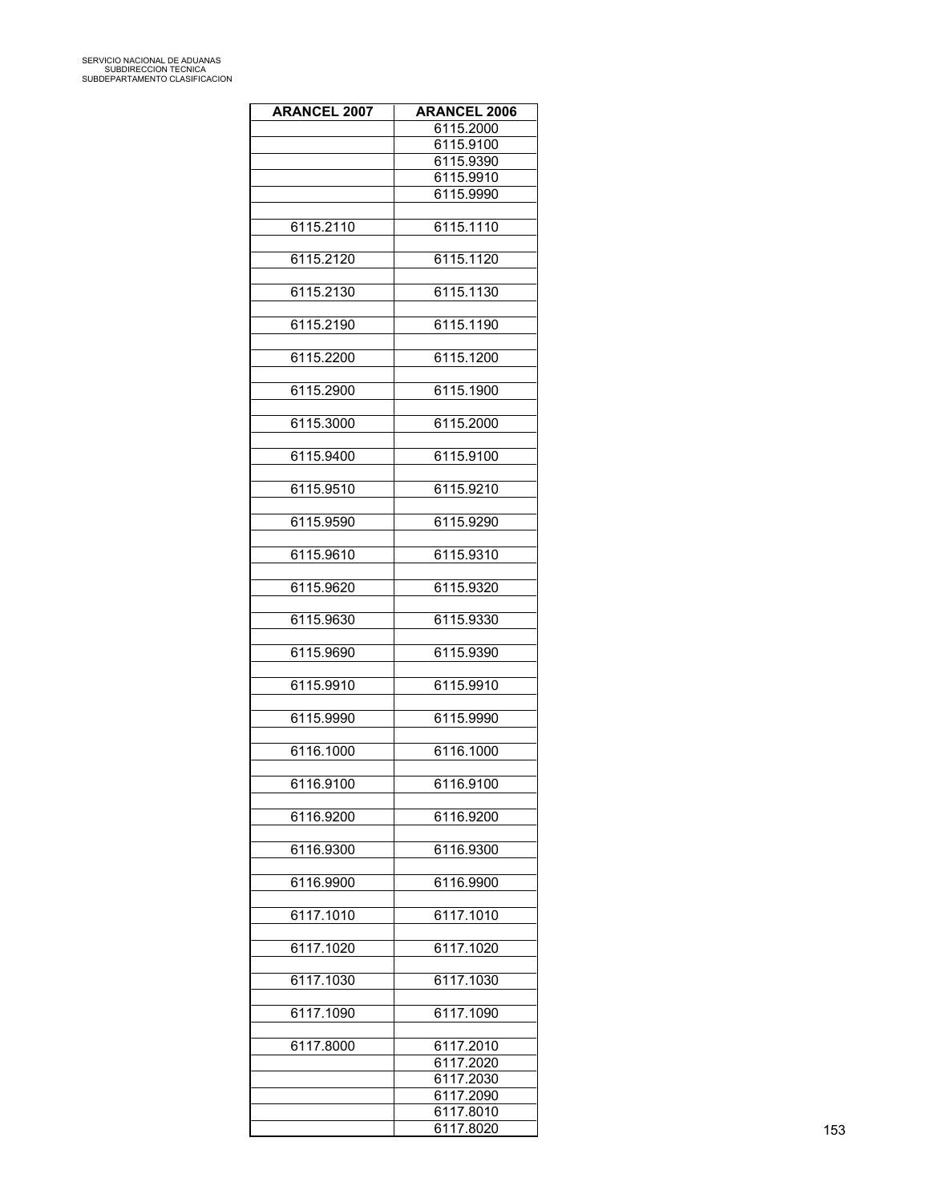SERVICIO NACIONAL DE ADUANAS
SUBDIRECCION TECNICA
SUBDEPARTAMENTO CLASIFICACION

| ARANCEL 2007 | ARANCEL 2006 |
|---|---|
| | 6115.2000 |
| | 6115.9100 |
| | 6115.9390 |
| | 6115.9910 |
| | 6115.9990 |
| | |
| 6115.2110 | 6115.1110 |
| | |
| 6115.2120 | 6115.1120 |
| | |
| 6115.2130 | 6115.1130 |
| | |
| 6115.2190 | 6115.1190 |
| | |
| 6115.2200 | 6115.1200 |
| | |
| 6115.2900 | 6115.1900 |
| | |
| 6115.3000 | 6115.2000 |
| | |
| 6115.9400 | 6115.9100 |
| | |
| 6115.9510 | 6115.9210 |
| | |
| 6115.9590 | 6115.9290 |
| | |
| 6115.9610 | 6115.9310 |
| | |
| 6115.9620 | 6115.9320 |
| | |
| 6115.9630 | 6115.9330 |
| | |
| 6115.9690 | 6115.9390 |
| | |
| 6115.9910 | 6115.9910 |
| | |
| 6115.9990 | 6115.9990 |
| | |
| 6116.1000 | 6116.1000 |
| | |
| 6116.9100 | 6116.9100 |
| | |
| 6116.9200 | 6116.9200 |
| | |
| 6116.9300 | 6116.9300 |
| | |
| 6116.9900 | 6116.9900 |
| | |
| 6117.1010 | 6117.1010 |
| | |
| 6117.1020 | 6117.1020 |
| | |
| 6117.1030 | 6117.1030 |
| | |
| 6117.1090 | 6117.1090 |
| | |
| 6117.8000 | 6117.2010 |
| | 6117.2020 |
| | 6117.2030 |
| | 6117.2090 |
| | 6117.8010 |
| | 6117.8020 |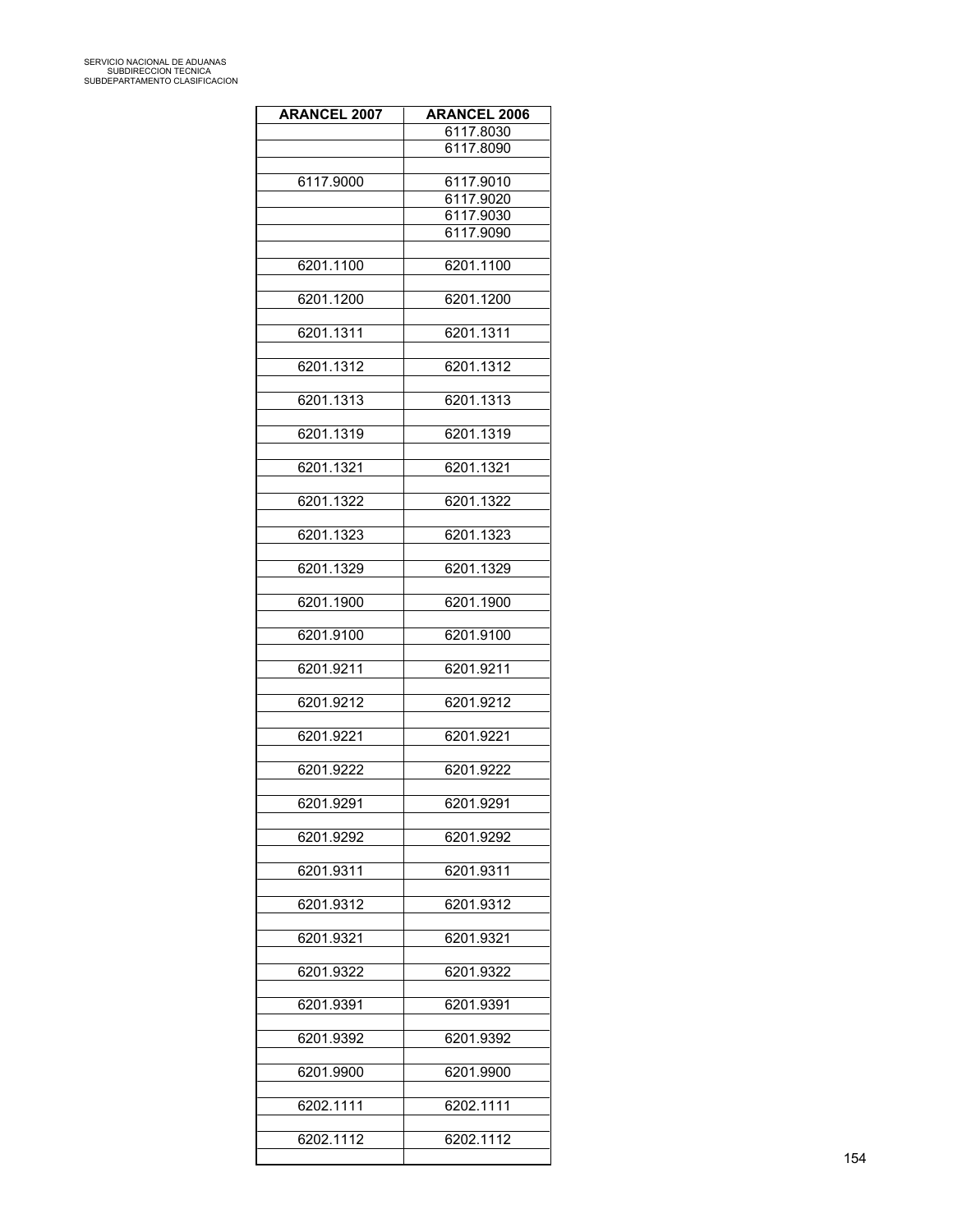| ARANCEL 2007 | ARANCEL 2006 |
|---|---|
| | 6117.8030 |
| | 6117.8090 |
| | |
| 6117.9000 | 6117.9010 |
| | 6117.9020 |
| | 6117.9030 |
| | 6117.9090 |
| | |
| 6201.1100 | 6201.1100 |
| | |
| 6201.1200 | 6201.1200 |
| | |
| 6201.1311 | 6201.1311 |
| | |
| 6201.1312 | 6201.1312 |
| | |
| 6201.1313 | 6201.1313 |
| | |
| 6201.1319 | 6201.1319 |
| | |
| 6201.1321 | 6201.1321 |
| | |
| 6201.1322 | 6201.1322 |
| | |
| 6201.1323 | 6201.1323 |
| | |
| 6201.1329 | 6201.1329 |
| | |
| 6201.1900 | 6201.1900 |
| | |
| 6201.9100 | 6201.9100 |
| | |
| 6201.9211 | 6201.9211 |
| | |
| 6201.9212 | 6201.9212 |
| | |
| 6201.9221 | 6201.9221 |
| | |
| 6201.9222 | 6201.9222 |
| | |
| 6201.9291 | 6201.9291 |
| | |
| 6201.9292 | 6201.9292 |
| | |
| 6201.9311 | 6201.9311 |
| | |
| 6201.9312 | 6201.9312 |
| | |
| 6201.9321 | 6201.9321 |
| | |
| 6201.9322 | 6201.9322 |
| | |
| 6201.9391 | 6201.9391 |
| | |
| 6201.9392 | 6201.9392 |
| | |
| 6201.9900 | 6201.9900 |
| | |
| 6202.1111 | 6202.1111 |
| | |
| 6202.1112 | 6202.1112 |
| | |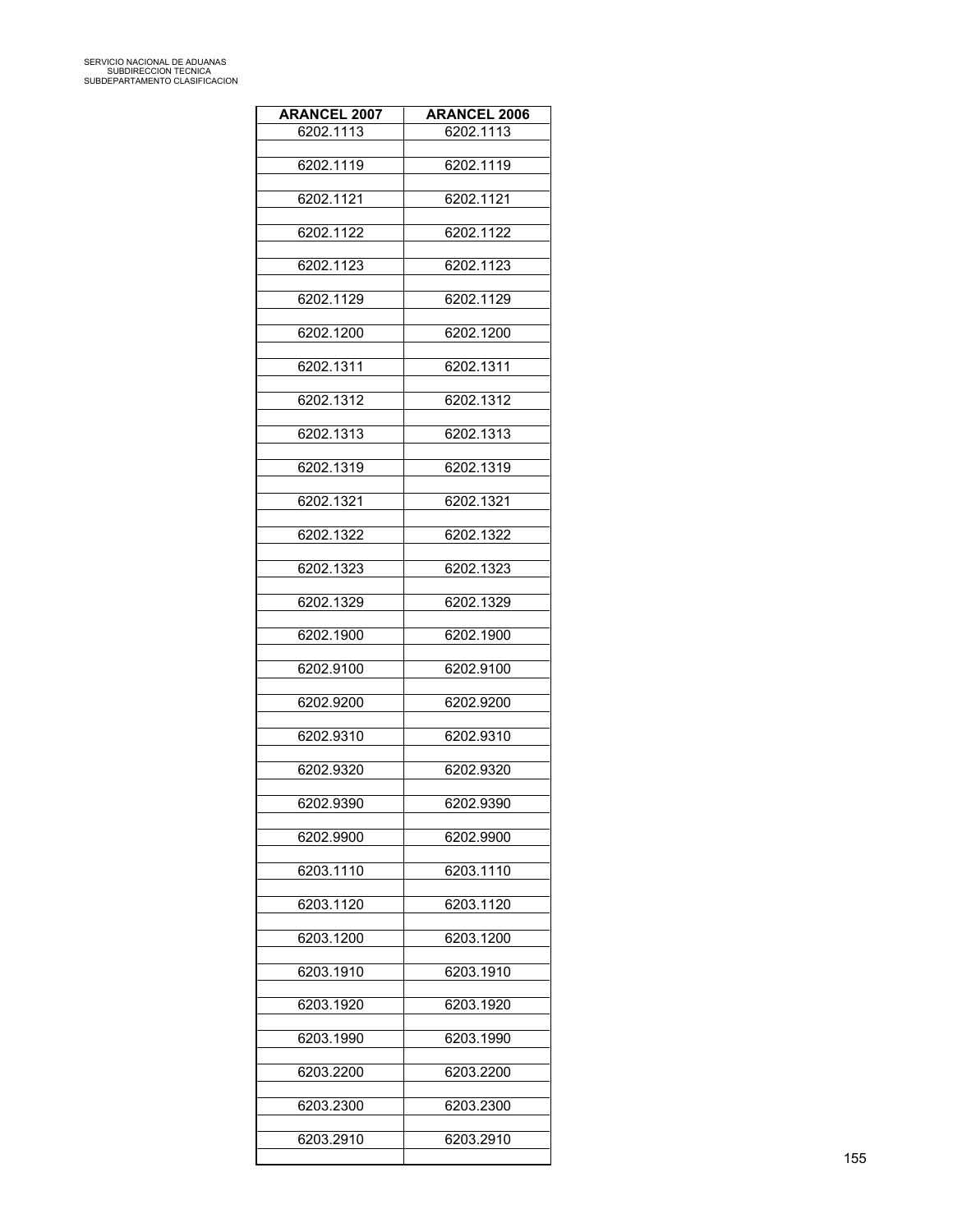| ARANCEL 2007 | ARANCEL 2006 |
|---|---|
| 6202.1113 | 6202.1113 |
| 6202.1119 | 6202.1119 |
| 6202.1121 | 6202.1121 |
| 6202.1122 | 6202.1122 |
| 6202.1123 | 6202.1123 |
| 6202.1129 | 6202.1129 |
| 6202.1200 | 6202.1200 |
| 6202.1311 | 6202.1311 |
| 6202.1312 | 6202.1312 |
| 6202.1313 | 6202.1313 |
| 6202.1319 | 6202.1319 |
| 6202.1321 | 6202.1321 |
| 6202.1322 | 6202.1322 |
| 6202.1323 | 6202.1323 |
| 6202.1329 | 6202.1329 |
| 6202.1900 | 6202.1900 |
| 6202.9100 | 6202.9100 |
| 6202.9200 | 6202.9200 |
| 6202.9310 | 6202.9310 |
| 6202.9320 | 6202.9320 |
| 6202.9390 | 6202.9390 |
| 6202.9900 | 6202.9900 |
| 6203.1110 | 6203.1110 |
| 6203.1120 | 6203.1120 |
| 6203.1200 | 6203.1200 |
| 6203.1910 | 6203.1910 |
| 6203.1920 | 6203.1920 |
| 6203.1990 | 6203.1990 |
| 6203.2200 | 6203.2200 |
| 6203.2300 | 6203.2300 |
| 6203.2910 | 6203.2910 |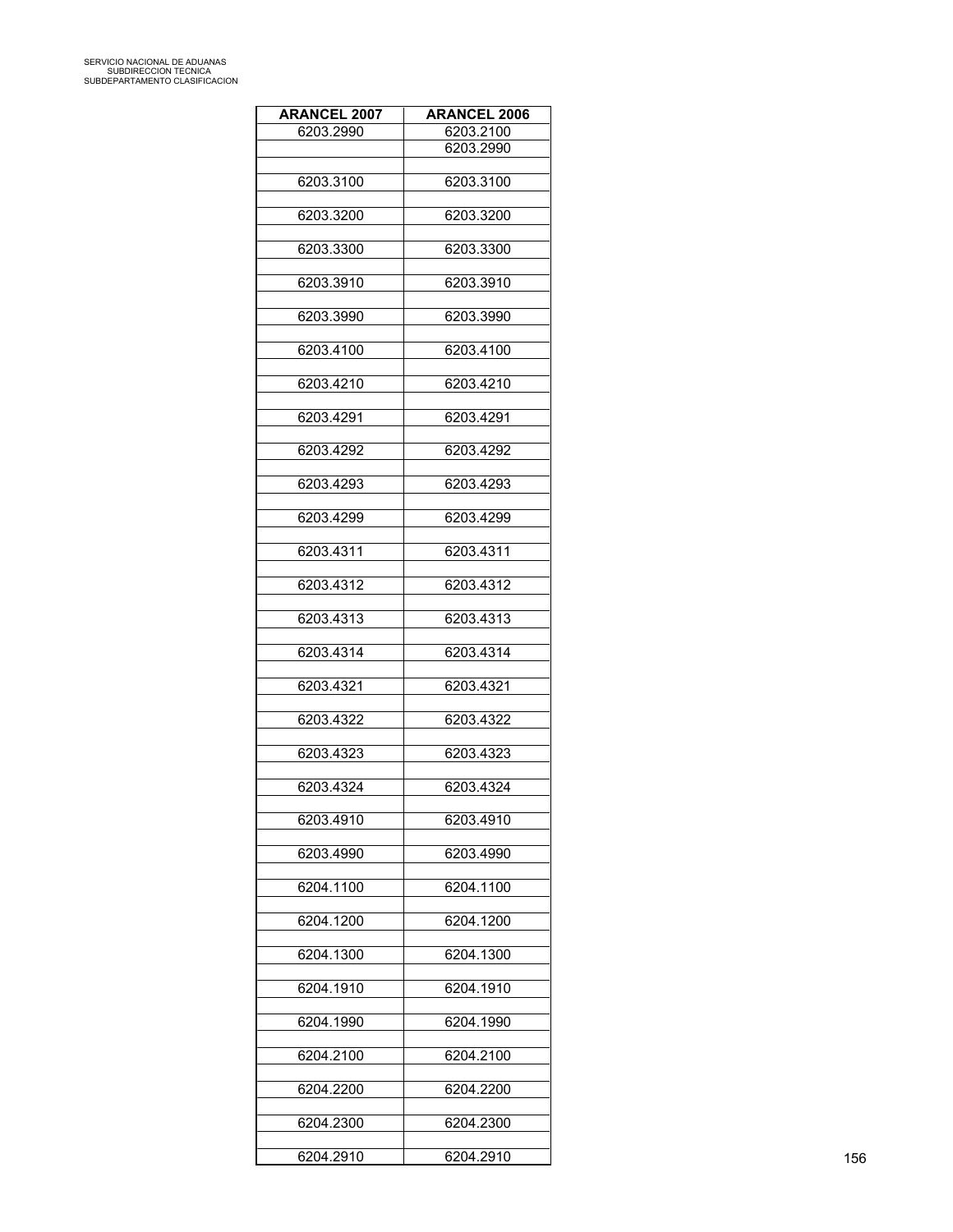| ARANCEL 2007 | ARANCEL 2006 |
|---|---|
| 6203.2990 | 6203.2100 |
| | 6203.2990 |
| | |
| 6203.3100 | 6203.3100 |
| | |
| 6203.3200 | 6203.3200 |
| | |
| 6203.3300 | 6203.3300 |
| | |
| 6203.3910 | 6203.3910 |
| | |
| 6203.3990 | 6203.3990 |
| | |
| 6203.4100 | 6203.4100 |
| | |
| 6203.4210 | 6203.4210 |
| | |
| 6203.4291 | 6203.4291 |
| | |
| 6203.4292 | 6203.4292 |
| | |
| 6203.4293 | 6203.4293 |
| | |
| 6203.4299 | 6203.4299 |
| | |
| 6203.4311 | 6203.4311 |
| | |
| 6203.4312 | 6203.4312 |
| | |
| 6203.4313 | 6203.4313 |
| | |
| 6203.4314 | 6203.4314 |
| | |
| 6203.4321 | 6203.4321 |
| | |
| 6203.4322 | 6203.4322 |
| | |
| 6203.4323 | 6203.4323 |
| | |
| 6203.4324 | 6203.4324 |
| | |
| 6203.4910 | 6203.4910 |
| | |
| 6203.4990 | 6203.4990 |
| | |
| 6204.1100 | 6204.1100 |
| | |
| 6204.1200 | 6204.1200 |
| | |
| 6204.1300 | 6204.1300 |
| | |
| 6204.1910 | 6204.1910 |
| | |
| 6204.1990 | 6204.1990 |
| | |
| 6204.2100 | 6204.2100 |
| | |
| 6204.2200 | 6204.2200 |
| | |
| 6204.2300 | 6204.2300 |
| | |
| 6204.2910 | 6204.2910 |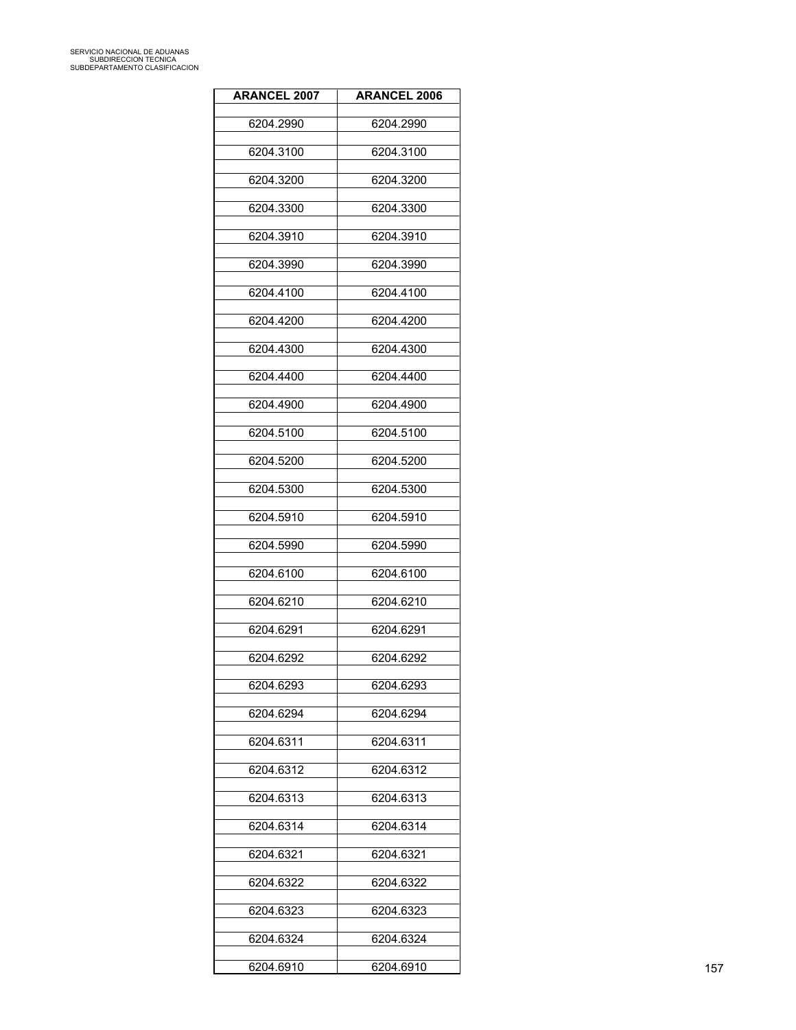| ARANCEL 2007 | ARANCEL 2006 |
|---|---|
| 6204.2990 | 6204.2990 |
| 6204.3100 | 6204.3100 |
| 6204.3200 | 6204.3200 |
| 6204.3300 | 6204.3300 |
| 6204.3910 | 6204.3910 |
| 6204.3990 | 6204.3990 |
| 6204.4100 | 6204.4100 |
| 6204.4200 | 6204.4200 |
| 6204.4300 | 6204.4300 |
| 6204.4400 | 6204.4400 |
| 6204.4900 | 6204.4900 |
| 6204.5100 | 6204.5100 |
| 6204.5200 | 6204.5200 |
| 6204.5300 | 6204.5300 |
| 6204.5910 | 6204.5910 |
| 6204.5990 | 6204.5990 |
| 6204.6100 | 6204.6100 |
| 6204.6210 | 6204.6210 |
| 6204.6291 | 6204.6291 |
| 6204.6292 | 6204.6292 |
| 6204.6293 | 6204.6293 |
| 6204.6294 | 6204.6294 |
| 6204.6311 | 6204.6311 |
| 6204.6312 | 6204.6312 |
| 6204.6313 | 6204.6313 |
| 6204.6314 | 6204.6314 |
| 6204.6321 | 6204.6321 |
| 6204.6322 | 6204.6322 |
| 6204.6323 | 6204.6323 |
| 6204.6324 | 6204.6324 |
| 6204.6910 | 6204.6910 |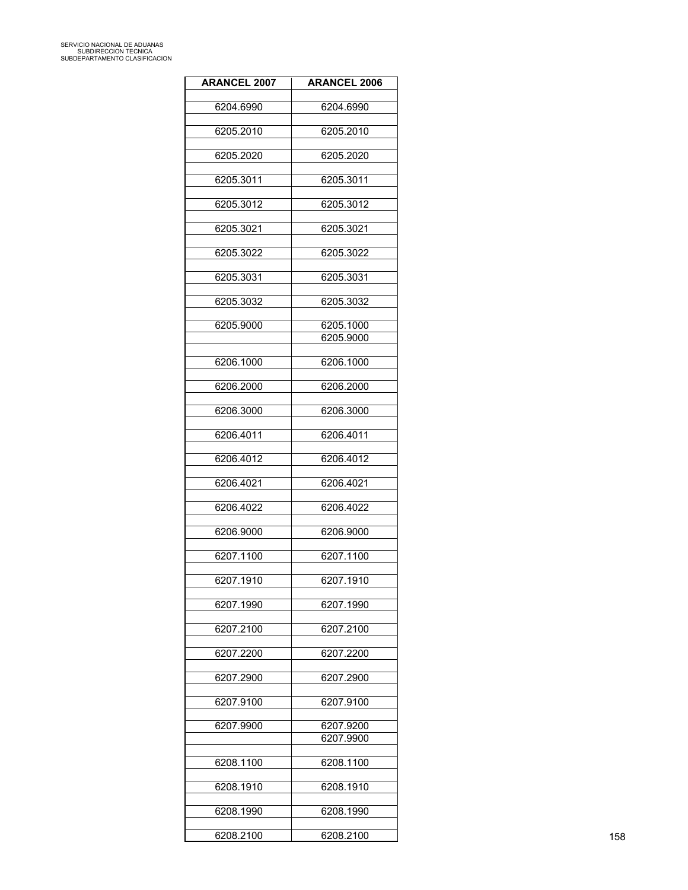| ARANCEL 2007 | ARANCEL 2006 |
|---|---|
| 6204.6990 | 6204.6990 |
| 6205.2010 | 6205.2010 |
| 6205.2020 | 6205.2020 |
| 6205.3011 | 6205.3011 |
| 6205.3012 | 6205.3012 |
| 6205.3021 | 6205.3021 |
| 6205.3022 | 6205.3022 |
| 6205.3031 | 6205.3031 |
| 6205.3032 | 6205.3032 |
| 6205.9000 | 6205.1000 |
| | 6205.9000 |
| 6206.1000 | 6206.1000 |
| 6206.2000 | 6206.2000 |
| 6206.3000 | 6206.3000 |
| 6206.4011 | 6206.4011 |
| 6206.4012 | 6206.4012 |
| 6206.4021 | 6206.4021 |
| 6206.4022 | 6206.4022 |
| 6206.9000 | 6206.9000 |
| 6207.1100 | 6207.1100 |
| 6207.1910 | 6207.1910 |
| 6207.1990 | 6207.1990 |
| 6207.2100 | 6207.2100 |
| 6207.2200 | 6207.2200 |
| 6207.2900 | 6207.2900 |
| 6207.9100 | 6207.9100 |
| 6207.9900 | 6207.9200 |
| | 6207.9900 |
| 6208.1100 | 6208.1100 |
| 6208.1910 | 6208.1910 |
| 6208.1990 | 6208.1990 |
| 6208.2100 | 6208.2100 |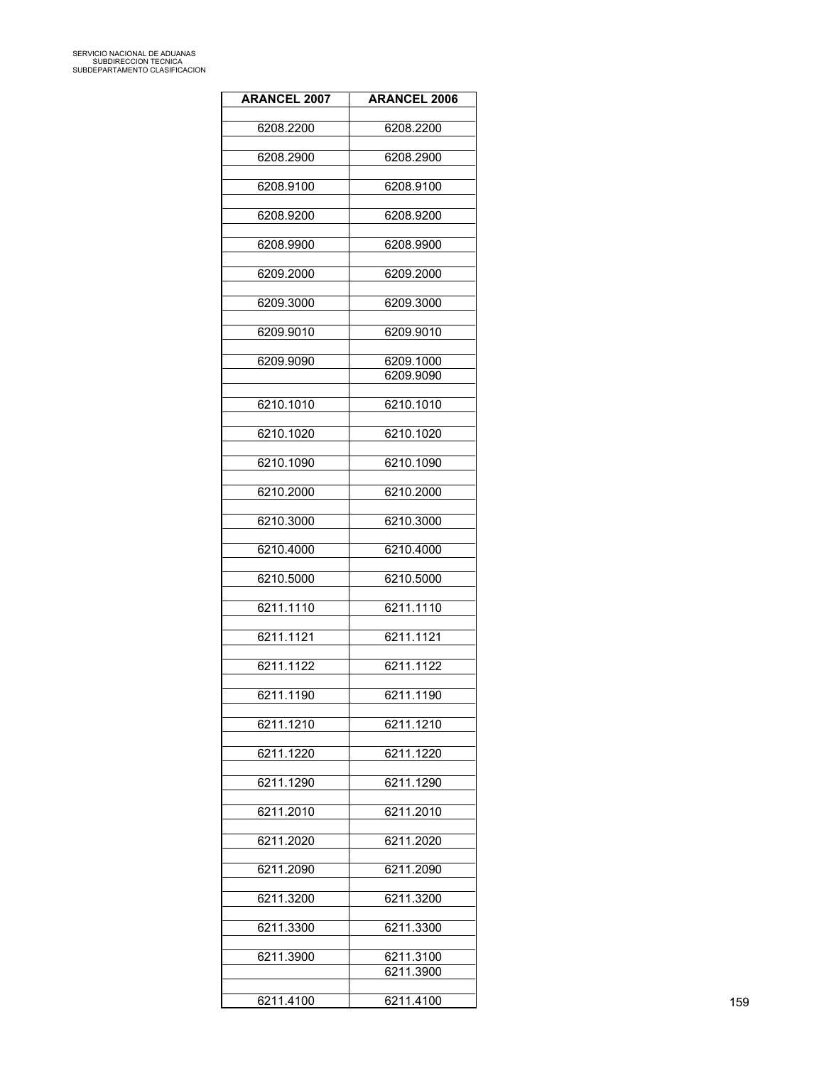| ARANCEL 2007 | ARANCEL 2006 |
|---|---|
| 6208.2200 | 6208.2200 |
| 6208.2900 | 6208.2900 |
| 6208.9100 | 6208.9100 |
| 6208.9200 | 6208.9200 |
| 6208.9900 | 6208.9900 |
| 6209.2000 | 6209.2000 |
| 6209.3000 | 6209.3000 |
| 6209.9010 | 6209.9010 |
| 6209.9090 | 6209.1000 |
| | 6209.9090 |
| 6210.1010 | 6210.1010 |
| 6210.1020 | 6210.1020 |
| 6210.1090 | 6210.1090 |
| 6210.2000 | 6210.2000 |
| 6210.3000 | 6210.3000 |
| 6210.4000 | 6210.4000 |
| 6210.5000 | 6210.5000 |
| 6211.1110 | 6211.1110 |
| 6211.1121 | 6211.1121 |
| 6211.1122 | 6211.1122 |
| 6211.1190 | 6211.1190 |
| 6211.1210 | 6211.1210 |
| 6211.1220 | 6211.1220 |
| 6211.1290 | 6211.1290 |
| 6211.2010 | 6211.2010 |
| 6211.2020 | 6211.2020 |
| 6211.2090 | 6211.2090 |
| 6211.3200 | 6211.3200 |
| 6211.3300 | 6211.3300 |
| 6211.3900 | 6211.3100 |
| | 6211.3900 |
| 6211.4100 | 6211.4100 |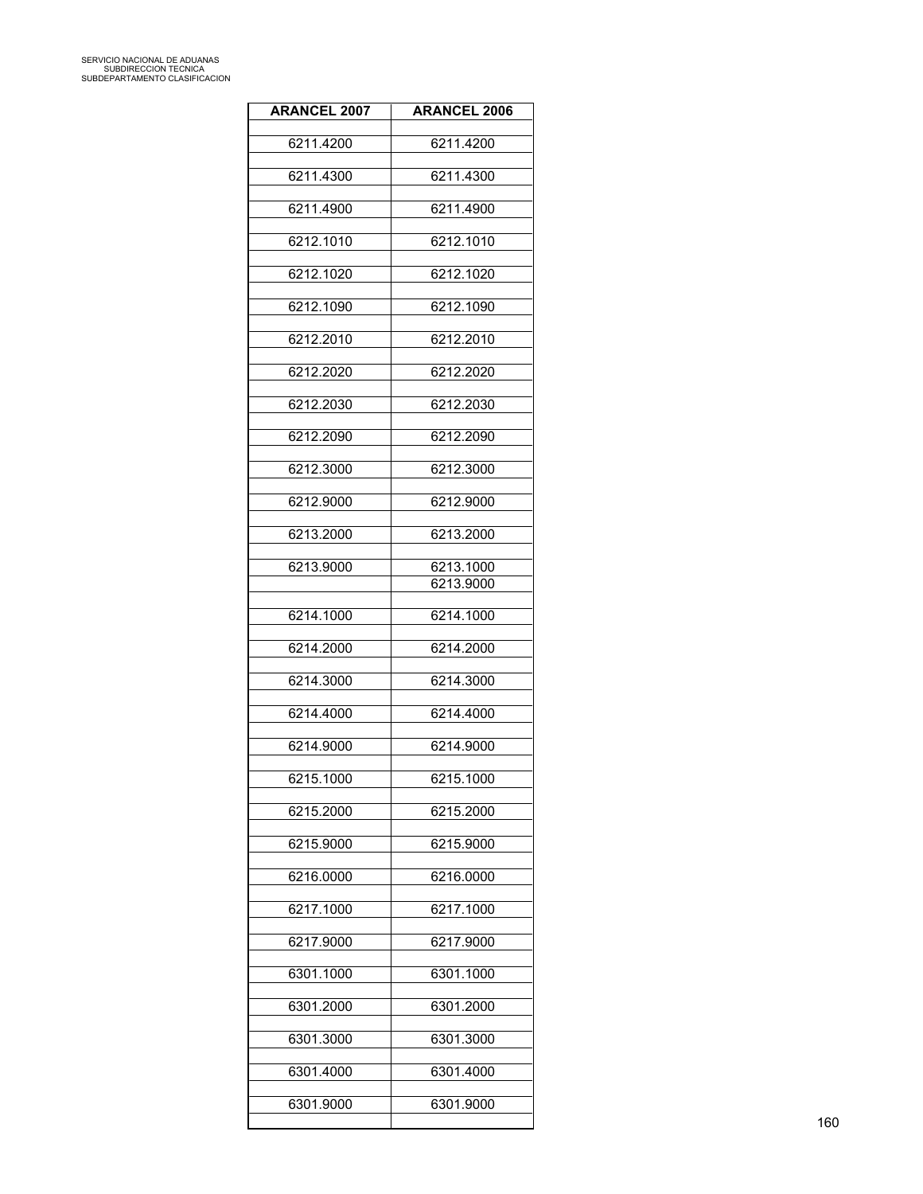| ARANCEL 2007 | ARANCEL 2006 |
|---|---|
| 6211.4200 | 6211.4200 |
| 6211.4300 | 6211.4300 |
| 6211.4900 | 6211.4900 |
| 6212.1010 | 6212.1010 |
| 6212.1020 | 6212.1020 |
| 6212.1090 | 6212.1090 |
| 6212.2010 | 6212.2010 |
| 6212.2020 | 6212.2020 |
| 6212.2030 | 6212.2030 |
| 6212.2090 | 6212.2090 |
| 6212.3000 | 6212.3000 |
| 6212.9000 | 6212.9000 |
| 6213.2000 | 6213.2000 |
| 6213.9000 | 6213.1000<br>6213.9000 |
| 6214.1000 | 6214.1000 |
| 6214.2000 | 6214.2000 |
| 6214.3000 | 6214.3000 |
| 6214.4000 | 6214.4000 |
| 6214.9000 | 6214.9000 |
| 6215.1000 | 6215.1000 |
| 6215.2000 | 6215.2000 |
| 6215.9000 | 6215.9000 |
| 6216.0000 | 6216.0000 |
| 6217.1000 | 6217.1000 |
| 6217.9000 | 6217.9000 |
| 6301.1000 | 6301.1000 |
| 6301.2000 | 6301.2000 |
| 6301.3000 | 6301.3000 |
| 6301.4000 | 6301.4000 |
| 6301.9000 | 6301.9000 |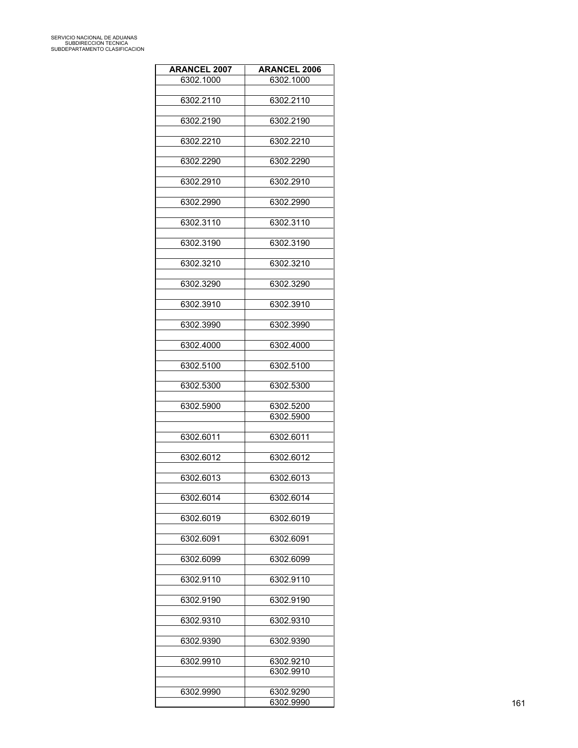| ARANCEL 2007 | ARANCEL 2006 |
|---|---|
| 6302.1000 | 6302.1000 |
| 6302.2110 | 6302.2110 |
| 6302.2190 | 6302.2190 |
| 6302.2210 | 6302.2210 |
| 6302.2290 | 6302.2290 |
| 6302.2910 | 6302.2910 |
| 6302.2990 | 6302.2990 |
| 6302.3110 | 6302.3110 |
| 6302.3190 | 6302.3190 |
| 6302.3210 | 6302.3210 |
| 6302.3290 | 6302.3290 |
| 6302.3910 | 6302.3910 |
| 6302.3990 | 6302.3990 |
| 6302.4000 | 6302.4000 |
| 6302.5100 | 6302.5100 |
| 6302.5300 | 6302.5300 |
| 6302.5900 | 6302.5200 |
| | 6302.5900 |
| 6302.6011 | 6302.6011 |
| 6302.6012 | 6302.6012 |
| 6302.6013 | 6302.6013 |
| 6302.6014 | 6302.6014 |
| 6302.6019 | 6302.6019 |
| 6302.6091 | 6302.6091 |
| 6302.6099 | 6302.6099 |
| 6302.9110 | 6302.9110 |
| 6302.9190 | 6302.9190 |
| 6302.9310 | 6302.9310 |
| 6302.9390 | 6302.9390 |
| 6302.9910 | 6302.9210 |
| | 6302.9910 |
| 6302.9990 | 6302.9290 |
| | 6302.9990 |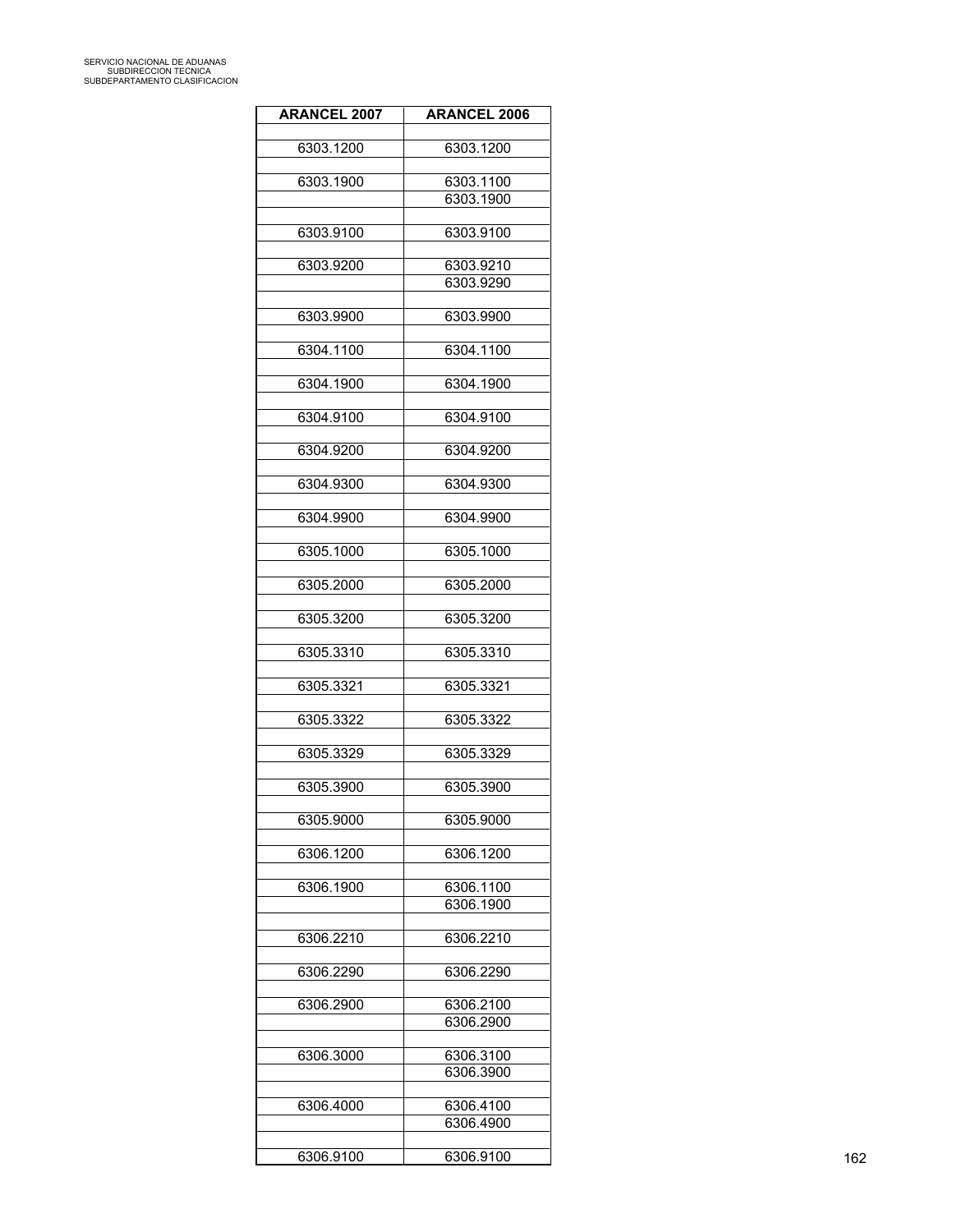SERVICIO NACIONAL DE ADUANAS
SUBDIRECCION TECNICA
SUBDEPARTAMENTO CLASIFICACION

| ARANCEL 2007 | ARANCEL 2006 |
|---|---|
| 6303.1200 | 6303.1200 |
| 6303.1900 | 6303.1100 |
| | 6303.1900 |
| 6303.9100 | 6303.9100 |
| 6303.9200 | 6303.9210 |
| | 6303.9290 |
| 6303.9900 | 6303.9900 |
| 6304.1100 | 6304.1100 |
| 6304.1900 | 6304.1900 |
| 6304.9100 | 6304.9100 |
| 6304.9200 | 6304.9200 |
| 6304.9300 | 6304.9300 |
| 6304.9900 | 6304.9900 |
| 6305.1000 | 6305.1000 |
| 6305.2000 | 6305.2000 |
| 6305.3200 | 6305.3200 |
| 6305.3310 | 6305.3310 |
| 6305.3321 | 6305.3321 |
| 6305.3322 | 6305.3322 |
| 6305.3329 | 6305.3329 |
| 6305.3900 | 6305.3900 |
| 6305.9000 | 6305.9000 |
| 6306.1200 | 6306.1200 |
| 6306.1900 | 6306.1100 |
| | 6306.1900 |
| 6306.2210 | 6306.2210 |
| 6306.2290 | 6306.2290 |
| 6306.2900 | 6306.2100 |
| | 6306.2900 |
| 6306.3000 | 6306.3100 |
| | 6306.3900 |
| 6306.4000 | 6306.4100 |
| | 6306.4900 |
| 6306.9100 | 6306.9100 |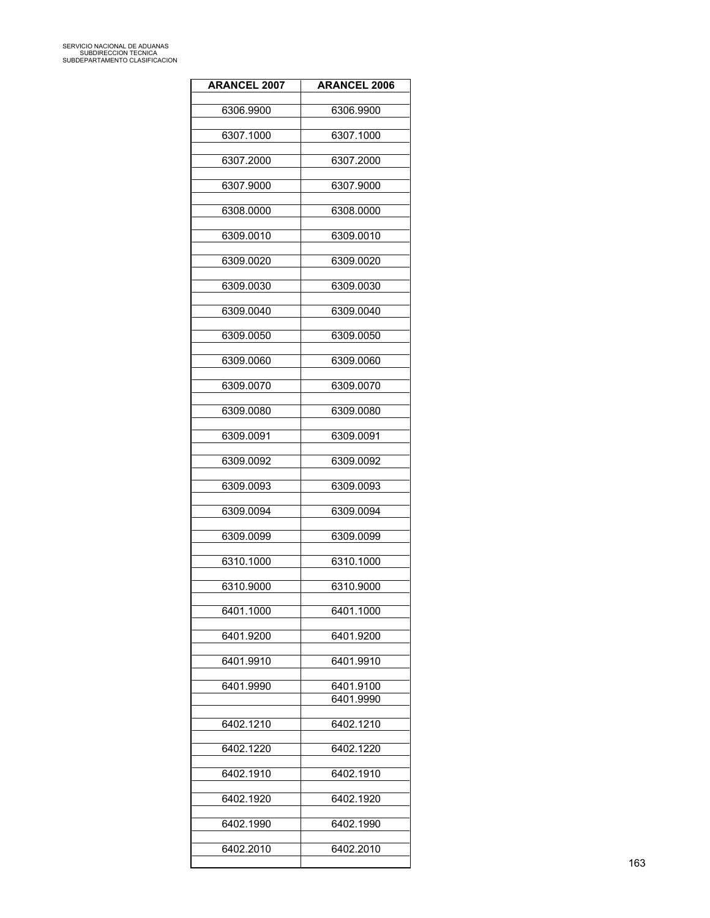| ARANCEL 2007 | ARANCEL 2006 |
|---|---|
| 6306.9900 | 6306.9900 |
| 6307.1000 | 6307.1000 |
| 6307.2000 | 6307.2000 |
| 6307.9000 | 6307.9000 |
| 6308.0000 | 6308.0000 |
| 6309.0010 | 6309.0010 |
| 6309.0020 | 6309.0020 |
| 6309.0030 | 6309.0030 |
| 6309.0040 | 6309.0040 |
| 6309.0050 | 6309.0050 |
| 6309.0060 | 6309.0060 |
| 6309.0070 | 6309.0070 |
| 6309.0080 | 6309.0080 |
| 6309.0091 | 6309.0091 |
| 6309.0092 | 6309.0092 |
| 6309.0093 | 6309.0093 |
| 6309.0094 | 6309.0094 |
| 6309.0099 | 6309.0099 |
| 6310.1000 | 6310.1000 |
| 6310.9000 | 6310.9000 |
| 6401.1000 | 6401.1000 |
| 6401.9200 | 6401.9200 |
| 6401.9910 | 6401.9910 |
| 6401.9990 | 6401.9100<br>6401.9990 |
| 6402.1210 | 6402.1210 |
| 6402.1220 | 6402.1220 |
| 6402.1910 | 6402.1910 |
| 6402.1920 | 6402.1920 |
| 6402.1990 | 6402.1990 |
| 6402.2010 | 6402.2010 |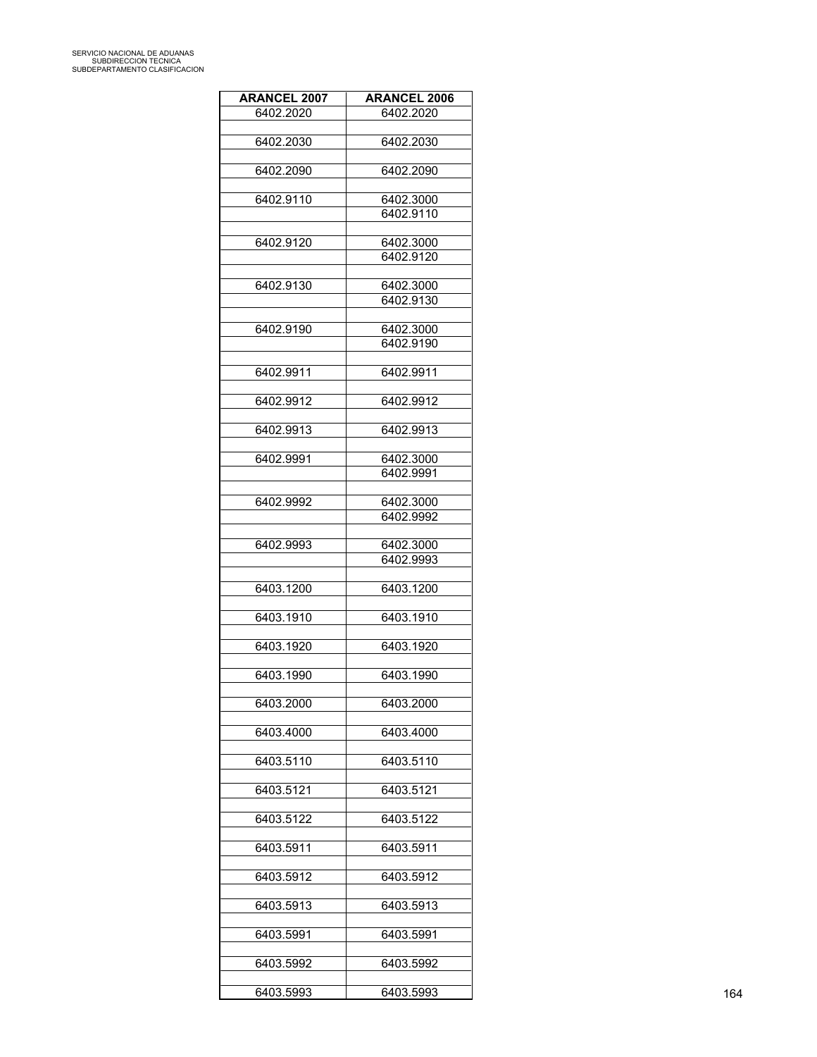| ARANCEL 2007 | ARANCEL 2006 |
|---|---|
| 6402.2020 | 6402.2020 |
| | |
| 6402.2030 | 6402.2030 |
| | |
| 6402.2090 | 6402.2090 |
| | |
| 6402.9110 | 6402.3000 |
| | 6402.9110 |
| | |
| 6402.9120 | 6402.3000 |
| | 6402.9120 |
| | |
| 6402.9130 | 6402.3000 |
| | 6402.9130 |
| | |
| 6402.9190 | 6402.3000 |
| | 6402.9190 |
| | |
| 6402.9911 | 6402.9911 |
| | |
| 6402.9912 | 6402.9912 |
| | |
| 6402.9913 | 6402.9913 |
| | |
| 6402.9991 | 6402.3000 |
| | 6402.9991 |
| | |
| 6402.9992 | 6402.3000 |
| | 6402.9992 |
| | |
| 6402.9993 | 6402.3000 |
| | 6402.9993 |
| | |
| 6403.1200 | 6403.1200 |
| | |
| 6403.1910 | 6403.1910 |
| | |
| 6403.1920 | 6403.1920 |
| | |
| 6403.1990 | 6403.1990 |
| | |
| 6403.2000 | 6403.2000 |
| | |
| 6403.4000 | 6403.4000 |
| | |
| 6403.5110 | 6403.5110 |
| | |
| 6403.5121 | 6403.5121 |
| | |
| 6403.5122 | 6403.5122 |
| | |
| 6403.5911 | 6403.5911 |
| | |
| 6403.5912 | 6403.5912 |
| | |
| 6403.5913 | 6403.5913 |
| | |
| 6403.5991 | 6403.5991 |
| | |
| 6403.5992 | 6403.5992 |
| | |
| 6403.5993 | 6403.5993 |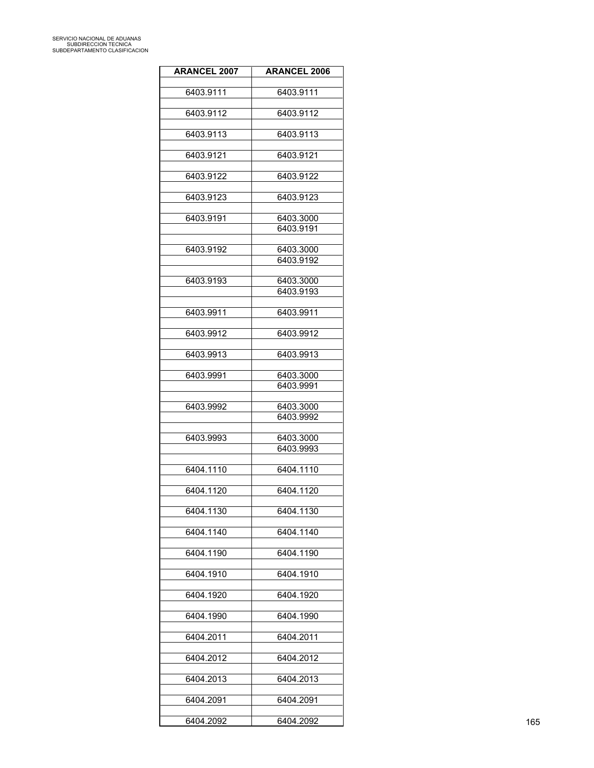| ARANCEL 2007 | ARANCEL 2006 |
|---|---|
| 6403.9111 | 6403.9111 |
| 6403.9112 | 6403.9112 |
| 6403.9113 | 6403.9113 |
| 6403.9121 | 6403.9121 |
| 6403.9122 | 6403.9122 |
| 6403.9123 | 6403.9123 |
| 6403.9191 | 6403.3000 |
| | 6403.9191 |
| 6403.9192 | 6403.3000 |
| | 6403.9192 |
| 6403.9193 | 6403.3000 |
| | 6403.9193 |
| 6403.9911 | 6403.9911 |
| 6403.9912 | 6403.9912 |
| 6403.9913 | 6403.9913 |
| 6403.9991 | 6403.3000 |
| | 6403.9991 |
| 6403.9992 | 6403.3000 |
| | 6403.9992 |
| 6403.9993 | 6403.3000 |
| | 6403.9993 |
| 6404.1110 | 6404.1110 |
| 6404.1120 | 6404.1120 |
| 6404.1130 | 6404.1130 |
| 6404.1140 | 6404.1140 |
| 6404.1190 | 6404.1190 |
| 6404.1910 | 6404.1910 |
| 6404.1920 | 6404.1920 |
| 6404.1990 | 6404.1990 |
| 6404.2011 | 6404.2011 |
| 6404.2012 | 6404.2012 |
| 6404.2013 | 6404.2013 |
| 6404.2091 | 6404.2091 |
| 6404.2092 | 6404.2092 |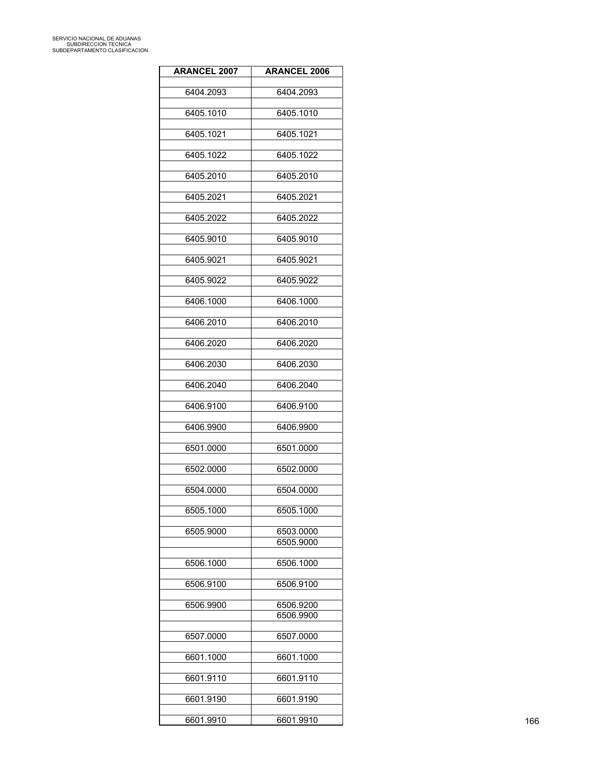| ARANCEL 2007 | ARANCEL 2006 |
|---|---|
| 6404.2093 | 6404.2093 |
| 6405.1010 | 6405.1010 |
| 6405.1021 | 6405.1021 |
| 6405.1022 | 6405.1022 |
| 6405.2010 | 6405.2010 |
| 6405.2021 | 6405.2021 |
| 6405.2022 | 6405.2022 |
| 6405.9010 | 6405.9010 |
| 6405.9021 | 6405.9021 |
| 6405.9022 | 6405.9022 |
| 6406.1000 | 6406.1000 |
| 6406.2010 | 6406.2010 |
| 6406.2020 | 6406.2020 |
| 6406.2030 | 6406.2030 |
| 6406.2040 | 6406.2040 |
| 6406.9100 | 6406.9100 |
| 6406.9900 | 6406.9900 |
| 6501.0000 | 6501.0000 |
| 6502.0000 | 6502.0000 |
| 6504.0000 | 6504.0000 |
| 6505.1000 | 6505.1000 |
| 6505.9000 | 6503.0000 |
| | 6505.9000 |
| 6506.1000 | 6506.1000 |
| 6506.9100 | 6506.9100 |
| 6506.9900 | 6506.9200 |
| | 6506.9900 |
| 6507.0000 | 6507.0000 |
| 6601.1000 | 6601.1000 |
| 6601.9110 | 6601.9110 |
| 6601.9190 | 6601.9190 |
| 6601.9910 | 6601.9910 |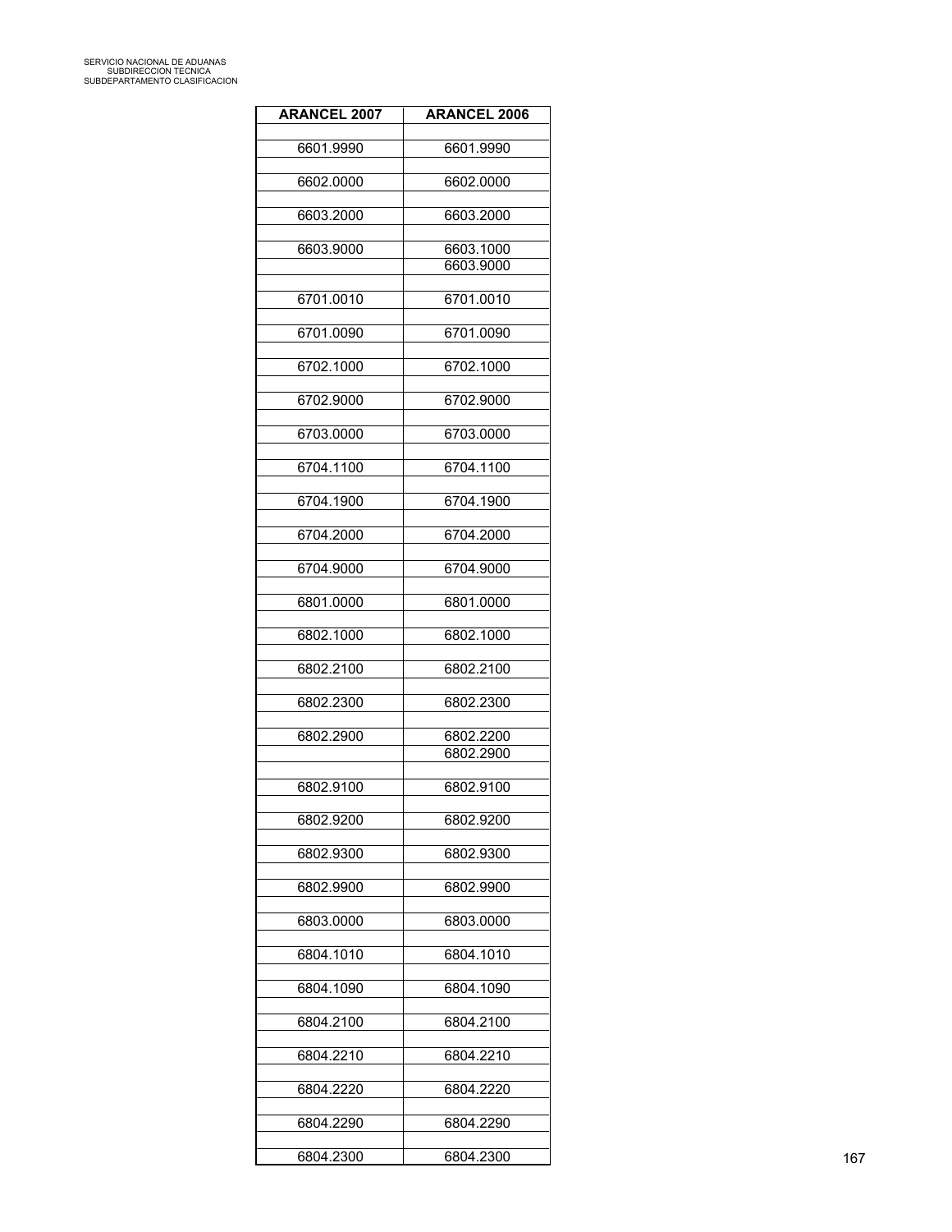| ARANCEL 2007 | ARANCEL 2006 |
|---|---|
| 6601.9990 | 6601.9990 |
| 6602.0000 | 6602.0000 |
| 6603.2000 | 6603.2000 |
| 6603.9000 | 6603.1000 |
| | 6603.9000 |
| 6701.0010 | 6701.0010 |
| 6701.0090 | 6701.0090 |
| 6702.1000 | 6702.1000 |
| 6702.9000 | 6702.9000 |
| 6703.0000 | 6703.0000 |
| 6704.1100 | 6704.1100 |
| 6704.1900 | 6704.1900 |
| 6704.2000 | 6704.2000 |
| 6704.9000 | 6704.9000 |
| 6801.0000 | 6801.0000 |
| 6802.1000 | 6802.1000 |
| 6802.2100 | 6802.2100 |
| 6802.2300 | 6802.2300 |
| 6802.2900 | 6802.2200 |
| | 6802.2900 |
| 6802.9100 | 6802.9100 |
| 6802.9200 | 6802.9200 |
| 6802.9300 | 6802.9300 |
| 6802.9900 | 6802.9900 |
| 6803.0000 | 6803.0000 |
| 6804.1010 | 6804.1010 |
| 6804.1090 | 6804.1090 |
| 6804.2100 | 6804.2100 |
| 6804.2210 | 6804.2210 |
| 6804.2220 | 6804.2220 |
| 6804.2290 | 6804.2290 |
| 6804.2300 | 6804.2300 |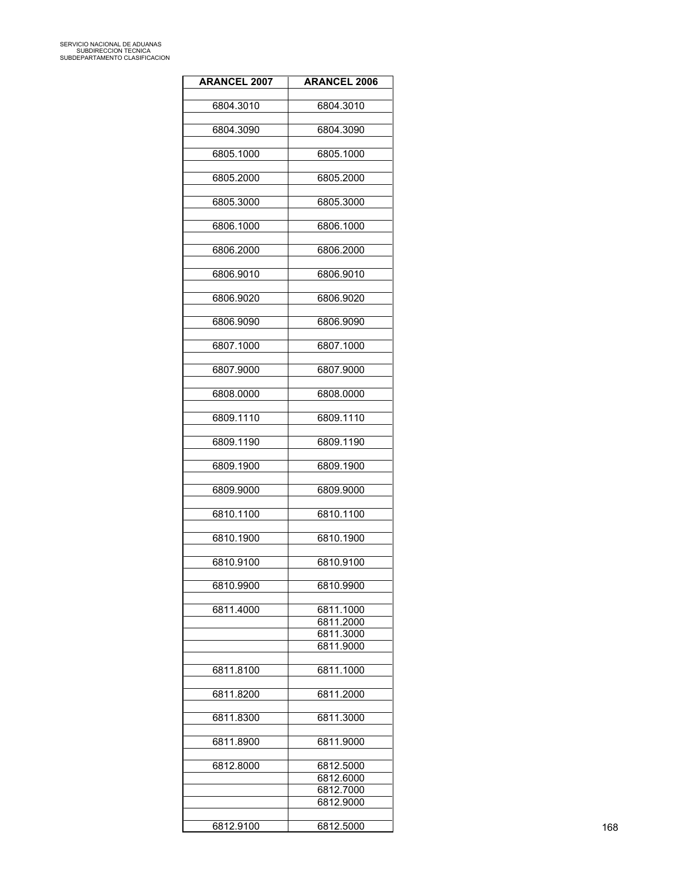| ARANCEL 2007 | ARANCEL 2006 |
|---|---|
| 6804.3010 | 6804.3010 |
| 6804.3090 | 6804.3090 |
| 6805.1000 | 6805.1000 |
| 6805.2000 | 6805.2000 |
| 6805.3000 | 6805.3000 |
| 6806.1000 | 6806.1000 |
| 6806.2000 | 6806.2000 |
| 6806.9010 | 6806.9010 |
| 6806.9020 | 6806.9020 |
| 6806.9090 | 6806.9090 |
| 6807.1000 | 6807.1000 |
| 6807.9000 | 6807.9000 |
| 6808.0000 | 6808.0000 |
| 6809.1110 | 6809.1110 |
| 6809.1190 | 6809.1190 |
| 6809.1900 | 6809.1900 |
| 6809.9000 | 6809.9000 |
| 6810.1100 | 6810.1100 |
| 6810.1900 | 6810.1900 |
| 6810.9100 | 6810.9100 |
| 6810.9900 | 6810.9900 |
| 6811.4000 | 6811.1000 |
| | 6811.2000 |
| | 6811.3000 |
| | 6811.9000 |
| 6811.8100 | 6811.1000 |
| 6811.8200 | 6811.2000 |
| 6811.8300 | 6811.3000 |
| 6811.8900 | 6811.9000 |
| 6812.8000 | 6812.5000 |
| | 6812.6000 |
| | 6812.7000 |
| | 6812.9000 |
| 6812.9100 | 6812.5000 |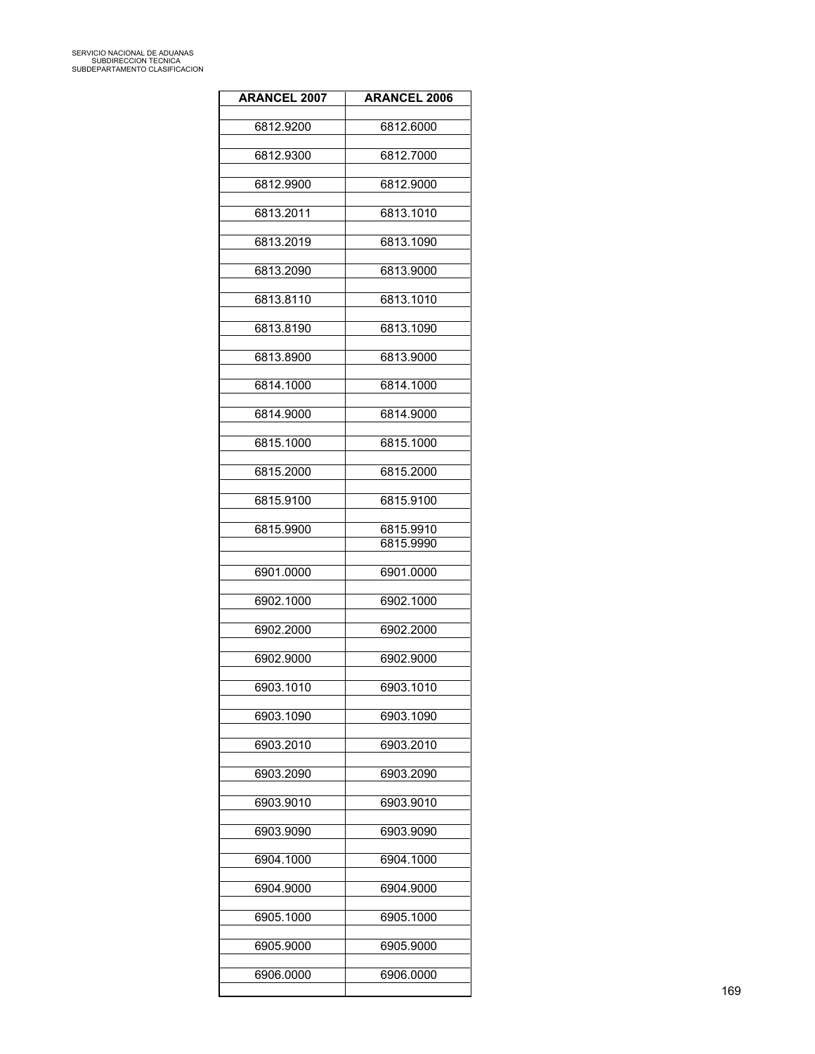| ARANCEL 2007 | ARANCEL 2006 |
|---|---|
| 6812.9200 | 6812.6000 |
| 6812.9300 | 6812.7000 |
| 6812.9900 | 6812.9000 |
| 6813.2011 | 6813.1010 |
| 6813.2019 | 6813.1090 |
| 6813.2090 | 6813.9000 |
| 6813.8110 | 6813.1010 |
| 6813.8190 | 6813.1090 |
| 6813.8900 | 6813.9000 |
| 6814.1000 | 6814.1000 |
| 6814.9000 | 6814.9000 |
| 6815.1000 | 6815.1000 |
| 6815.2000 | 6815.2000 |
| 6815.9100 | 6815.9100 |
| 6815.9900 | 6815.9910 |
| | 6815.9990 |
| 6901.0000 | 6901.0000 |
| 6902.1000 | 6902.1000 |
| 6902.2000 | 6902.2000 |
| 6902.9000 | 6902.9000 |
| 6903.1010 | 6903.1010 |
| 6903.1090 | 6903.1090 |
| 6903.2010 | 6903.2010 |
| 6903.2090 | 6903.2090 |
| 6903.9010 | 6903.9010 |
| 6903.9090 | 6903.9090 |
| 6904.1000 | 6904.1000 |
| 6904.9000 | 6904.9000 |
| 6905.1000 | 6905.1000 |
| 6905.9000 | 6905.9000 |
| 6906.0000 | 6906.0000 |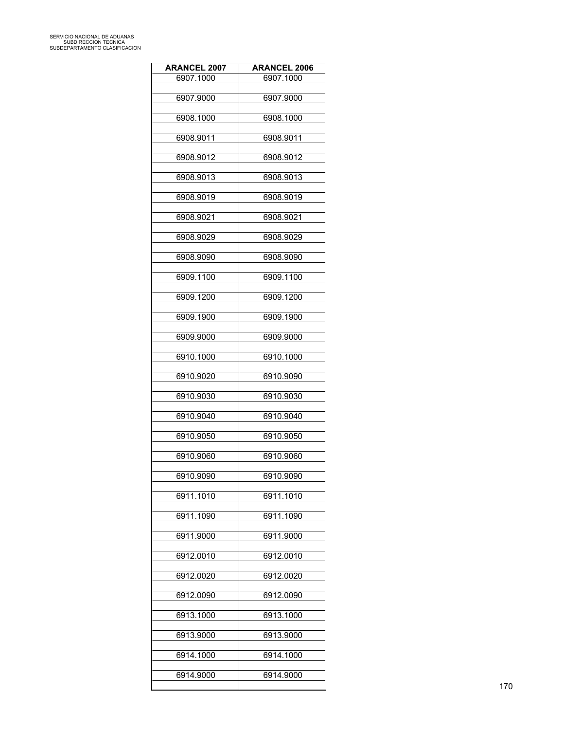| ARANCEL 2007 | ARANCEL 2006 |
|---|---|
| 6907.1000 | 6907.1000 |
| 6907.9000 | 6907.9000 |
| 6908.1000 | 6908.1000 |
| 6908.9011 | 6908.9011 |
| 6908.9012 | 6908.9012 |
| 6908.9013 | 6908.9013 |
| 6908.9019 | 6908.9019 |
| 6908.9021 | 6908.9021 |
| 6908.9029 | 6908.9029 |
| 6908.9090 | 6908.9090 |
| 6909.1100 | 6909.1100 |
| 6909.1200 | 6909.1200 |
| 6909.1900 | 6909.1900 |
| 6909.9000 | 6909.9000 |
| 6910.1000 | 6910.1000 |
| 6910.9020 | 6910.9090 |
| 6910.9030 | 6910.9030 |
| 6910.9040 | 6910.9040 |
| 6910.9050 | 6910.9050 |
| 6910.9060 | 6910.9060 |
| 6910.9090 | 6910.9090 |
| 6911.1010 | 6911.1010 |
| 6911.1090 | 6911.1090 |
| 6911.9000 | 6911.9000 |
| 6912.0010 | 6912.0010 |
| 6912.0020 | 6912.0020 |
| 6912.0090 | 6912.0090 |
| 6913.1000 | 6913.1000 |
| 6913.9000 | 6913.9000 |
| 6914.1000 | 6914.1000 |
| 6914.9000 | 6914.9000 |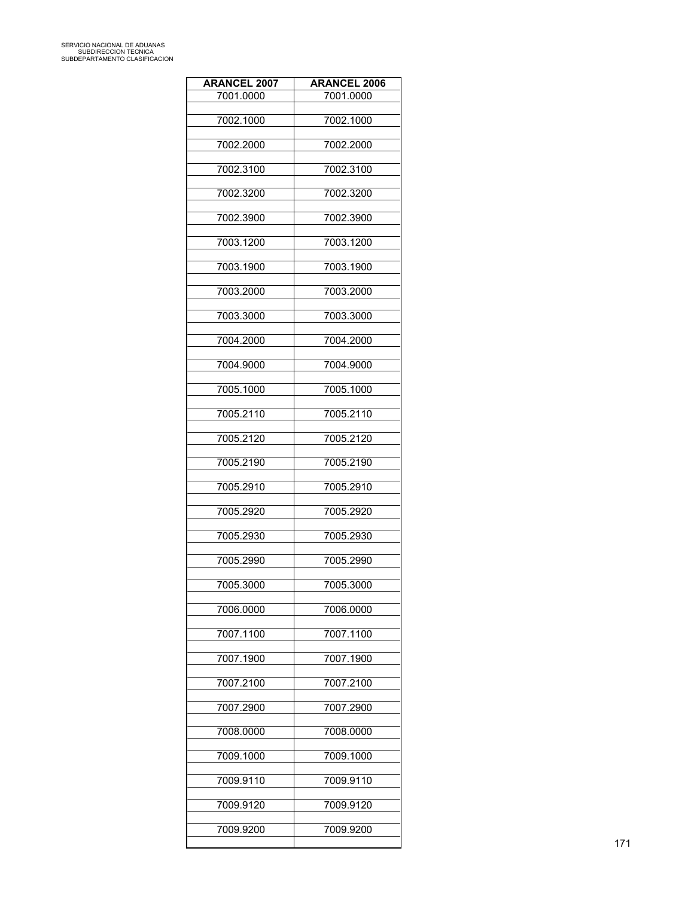| ARANCEL 2007 | ARANCEL 2006 |
|---|---|
| 7001.0000 | 7001.0000 |
| 7002.1000 | 7002.1000 |
| 7002.2000 | 7002.2000 |
| 7002.3100 | 7002.3100 |
| 7002.3200 | 7002.3200 |
| 7002.3900 | 7002.3900 |
| 7003.1200 | 7003.1200 |
| 7003.1900 | 7003.1900 |
| 7003.2000 | 7003.2000 |
| 7003.3000 | 7003.3000 |
| 7004.2000 | 7004.2000 |
| 7004.9000 | 7004.9000 |
| 7005.1000 | 7005.1000 |
| 7005.2110 | 7005.2110 |
| 7005.2120 | 7005.2120 |
| 7005.2190 | 7005.2190 |
| 7005.2910 | 7005.2910 |
| 7005.2920 | 7005.2920 |
| 7005.2930 | 7005.2930 |
| 7005.2990 | 7005.2990 |
| 7005.3000 | 7005.3000 |
| 7006.0000 | 7006.0000 |
| 7007.1100 | 7007.1100 |
| 7007.1900 | 7007.1900 |
| 7007.2100 | 7007.2100 |
| 7007.2900 | 7007.2900 |
| 7008.0000 | 7008.0000 |
| 7009.1000 | 7009.1000 |
| 7009.9110 | 7009.9110 |
| 7009.9120 | 7009.9120 |
| 7009.9200 | 7009.9200 |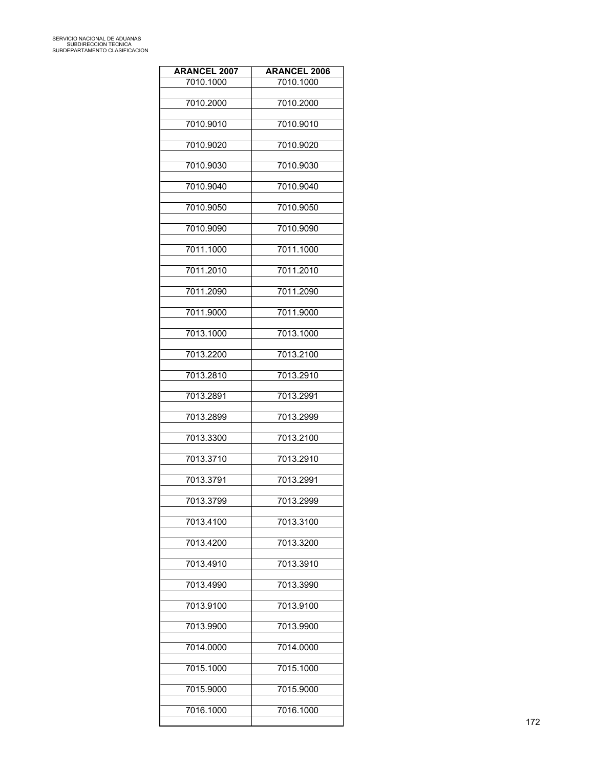SERVICIO NACIONAL DE ADUANAS
SUBDIRECCION TECNICA
SUBDEPARTAMENTO CLASIFICACION

| ARANCEL 2007 | ARANCEL 2006 |
|---|---|
| 7010.1000 | 7010.1000 |
| 7010.2000 | 7010.2000 |
| 7010.9010 | 7010.9010 |
| 7010.9020 | 7010.9020 |
| 7010.9030 | 7010.9030 |
| 7010.9040 | 7010.9040 |
| 7010.9050 | 7010.9050 |
| 7010.9090 | 7010.9090 |
| 7011.1000 | 7011.1000 |
| 7011.2010 | 7011.2010 |
| 7011.2090 | 7011.2090 |
| 7011.9000 | 7011.9000 |
| 7013.1000 | 7013.1000 |
| 7013.2200 | 7013.2100 |
| 7013.2810 | 7013.2910 |
| 7013.2891 | 7013.2991 |
| 7013.2899 | 7013.2999 |
| 7013.3300 | 7013.2100 |
| 7013.3710 | 7013.2910 |
| 7013.3791 | 7013.2991 |
| 7013.3799 | 7013.2999 |
| 7013.4100 | 7013.3100 |
| 7013.4200 | 7013.3200 |
| 7013.4910 | 7013.3910 |
| 7013.4990 | 7013.3990 |
| 7013.9100 | 7013.9100 |
| 7013.9900 | 7013.9900 |
| 7014.0000 | 7014.0000 |
| 7015.1000 | 7015.1000 |
| 7015.9000 | 7015.9000 |
| 7016.1000 | 7016.1000 |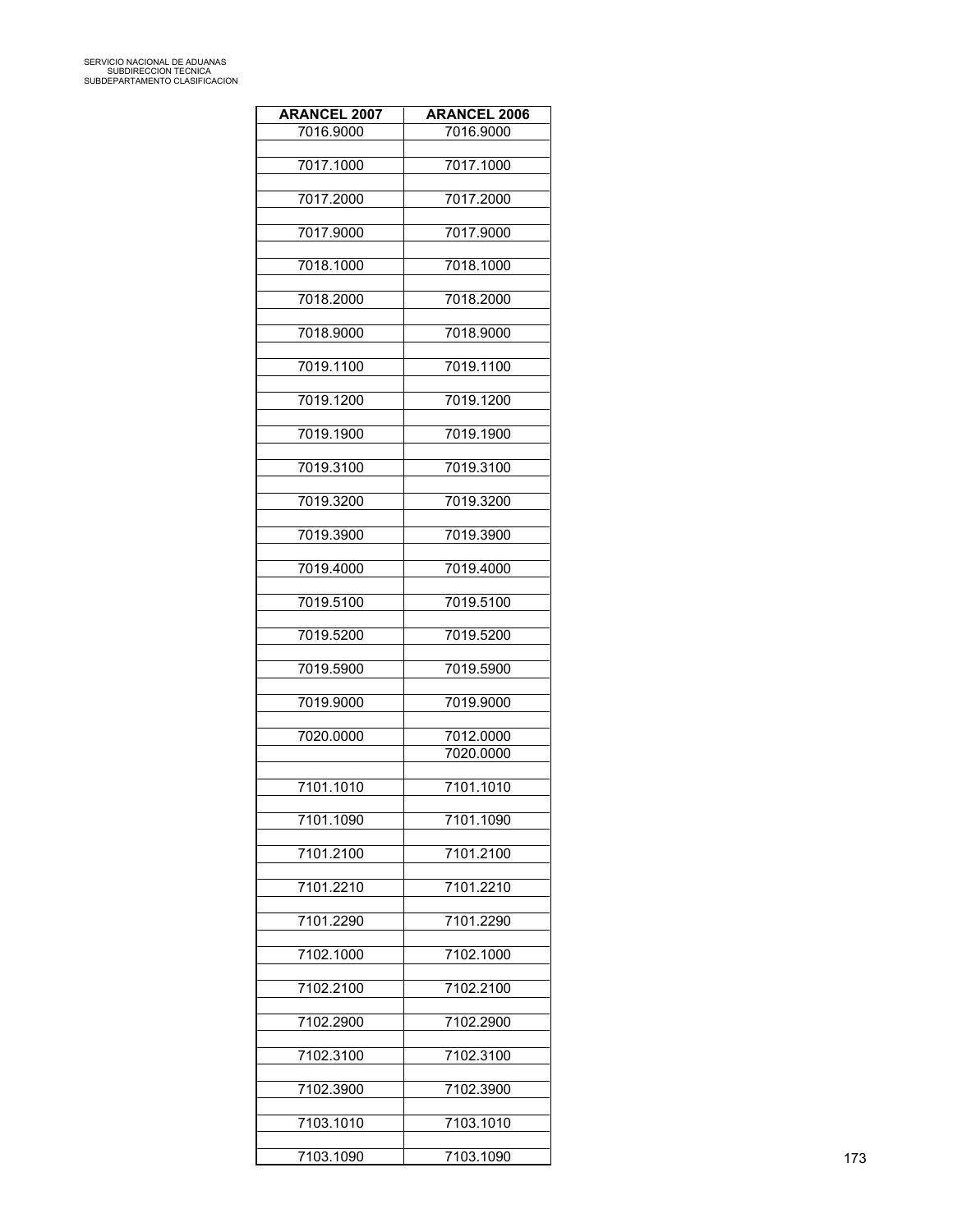| ARANCEL 2007 | ARANCEL 2006 |
| --- | --- |
| 7016.9000 | 7016.9000 |
| | |
| 7017.1000 | 7017.1000 |
| | |
| 7017.2000 | 7017.2000 |
| | |
| 7017.9000 | 7017.9000 |
| | |
| 7018.1000 | 7018.1000 |
| | |
| 7018.2000 | 7018.2000 |
| | |
| 7018.9000 | 7018.9000 |
| | |
| 7019.1100 | 7019.1100 |
| | |
| 7019.1200 | 7019.1200 |
| | |
| 7019.1900 | 7019.1900 |
| | |
| 7019.3100 | 7019.3100 |
| | |
| 7019.3200 | 7019.3200 |
| | |
| 7019.3900 | 7019.3900 |
| | |
| 7019.4000 | 7019.4000 |
| | |
| 7019.5100 | 7019.5100 |
| | |
| 7019.5200 | 7019.5200 |
| | |
| 7019.5900 | 7019.5900 |
| | |
| 7019.9000 | 7019.9000 |
| | |
| 7020.0000 | 7012.0000 |
| | 7020.0000 |
| | |
| 7101.1010 | 7101.1010 |
| | |
| 7101.1090 | 7101.1090 |
| | |
| 7101.2100 | 7101.2100 |
| | |
| 7101.2210 | 7101.2210 |
| | |
| 7101.2290 | 7101.2290 |
| | |
| 7102.1000 | 7102.1000 |
| | |
| 7102.2100 | 7102.2100 |
| | |
| 7102.2900 | 7102.2900 |
| | |
| 7102.3100 | 7102.3100 |
| | |
| 7102.3900 | 7102.3900 |
| | |
| 7103.1010 | 7103.1010 |
| | |
| 7103.1090 | 7103.1090 |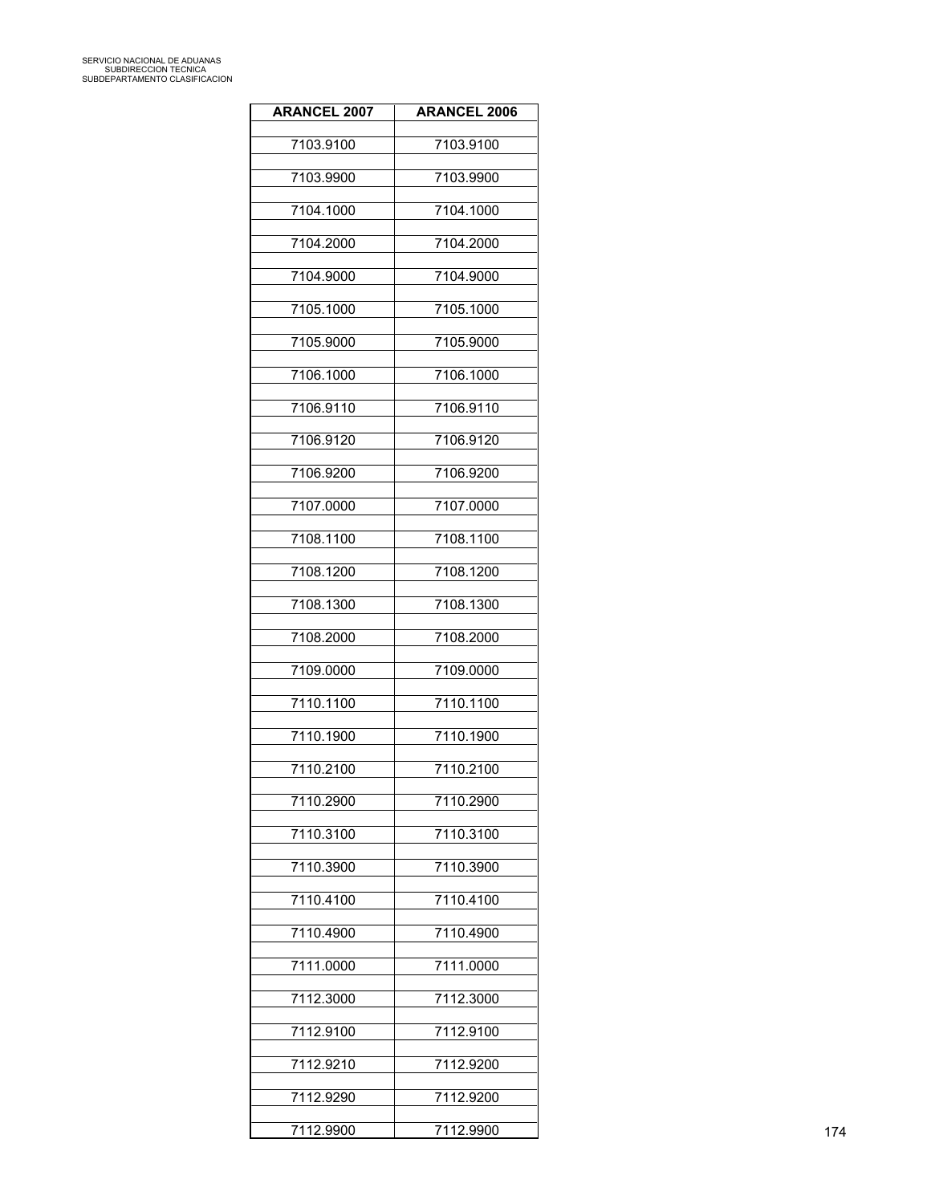| ARANCEL 2007 | ARANCEL 2006 |
|---|---|
| 7103.9100 | 7103.9100 |
| 7103.9900 | 7103.9900 |
| 7104.1000 | 7104.1000 |
| 7104.2000 | 7104.2000 |
| 7104.9000 | 7104.9000 |
| 7105.1000 | 7105.1000 |
| 7105.9000 | 7105.9000 |
| 7106.1000 | 7106.1000 |
| 7106.9110 | 7106.9110 |
| 7106.9120 | 7106.9120 |
| 7106.9200 | 7106.9200 |
| 7107.0000 | 7107.0000 |
| 7108.1100 | 7108.1100 |
| 7108.1200 | 7108.1200 |
| 7108.1300 | 7108.1300 |
| 7108.2000 | 7108.2000 |
| 7109.0000 | 7109.0000 |
| 7110.1100 | 7110.1100 |
| 7110.1900 | 7110.1900 |
| 7110.2100 | 7110.2100 |
| 7110.2900 | 7110.2900 |
| 7110.3100 | 7110.3100 |
| 7110.3900 | 7110.3900 |
| 7110.4100 | 7110.4100 |
| 7110.4900 | 7110.4900 |
| 7111.0000 | 7111.0000 |
| 7112.3000 | 7112.3000 |
| 7112.9100 | 7112.9100 |
| 7112.9210 | 7112.9200 |
| 7112.9290 | 7112.9200 |
| 7112.9900 | 7112.9900 |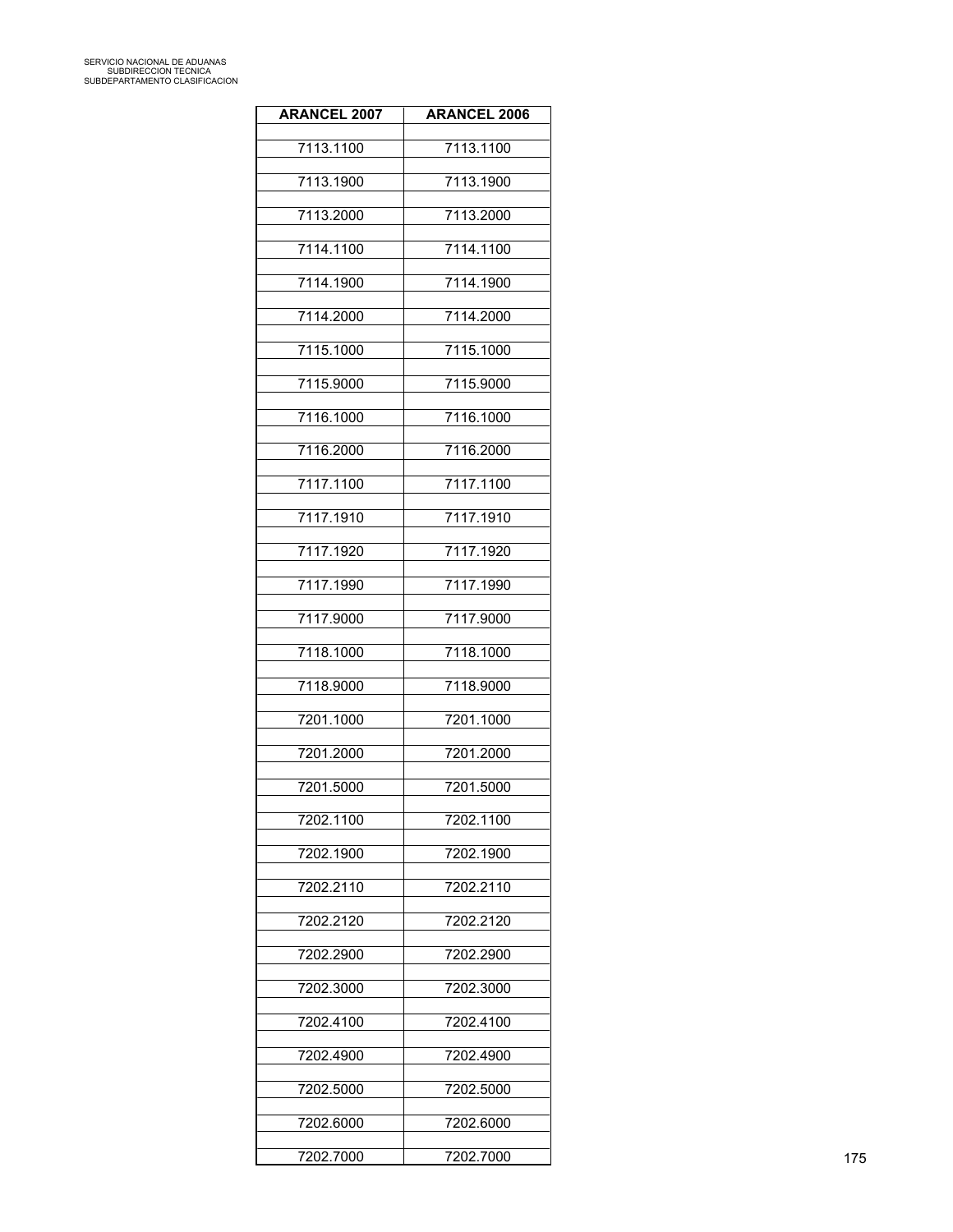| ARANCEL 2007 | ARANCEL 2006 |
|---|---|
| 7113.1100 | 7113.1100 |
| 7113.1900 | 7113.1900 |
| 7113.2000 | 7113.2000 |
| 7114.1100 | 7114.1100 |
| 7114.1900 | 7114.1900 |
| 7114.2000 | 7114.2000 |
| 7115.1000 | 7115.1000 |
| 7115.9000 | 7115.9000 |
| 7116.1000 | 7116.1000 |
| 7116.2000 | 7116.2000 |
| 7117.1100 | 7117.1100 |
| 7117.1910 | 7117.1910 |
| 7117.1920 | 7117.1920 |
| 7117.1990 | 7117.1990 |
| 7117.9000 | 7117.9000 |
| 7118.1000 | 7118.1000 |
| 7118.9000 | 7118.9000 |
| 7201.1000 | 7201.1000 |
| 7201.2000 | 7201.2000 |
| 7201.5000 | 7201.5000 |
| 7202.1100 | 7202.1100 |
| 7202.1900 | 7202.1900 |
| 7202.2110 | 7202.2110 |
| 7202.2120 | 7202.2120 |
| 7202.2900 | 7202.2900 |
| 7202.3000 | 7202.3000 |
| 7202.4100 | 7202.4100 |
| 7202.4900 | 7202.4900 |
| 7202.5000 | 7202.5000 |
| 7202.6000 | 7202.6000 |
| 7202.7000 | 7202.7000 |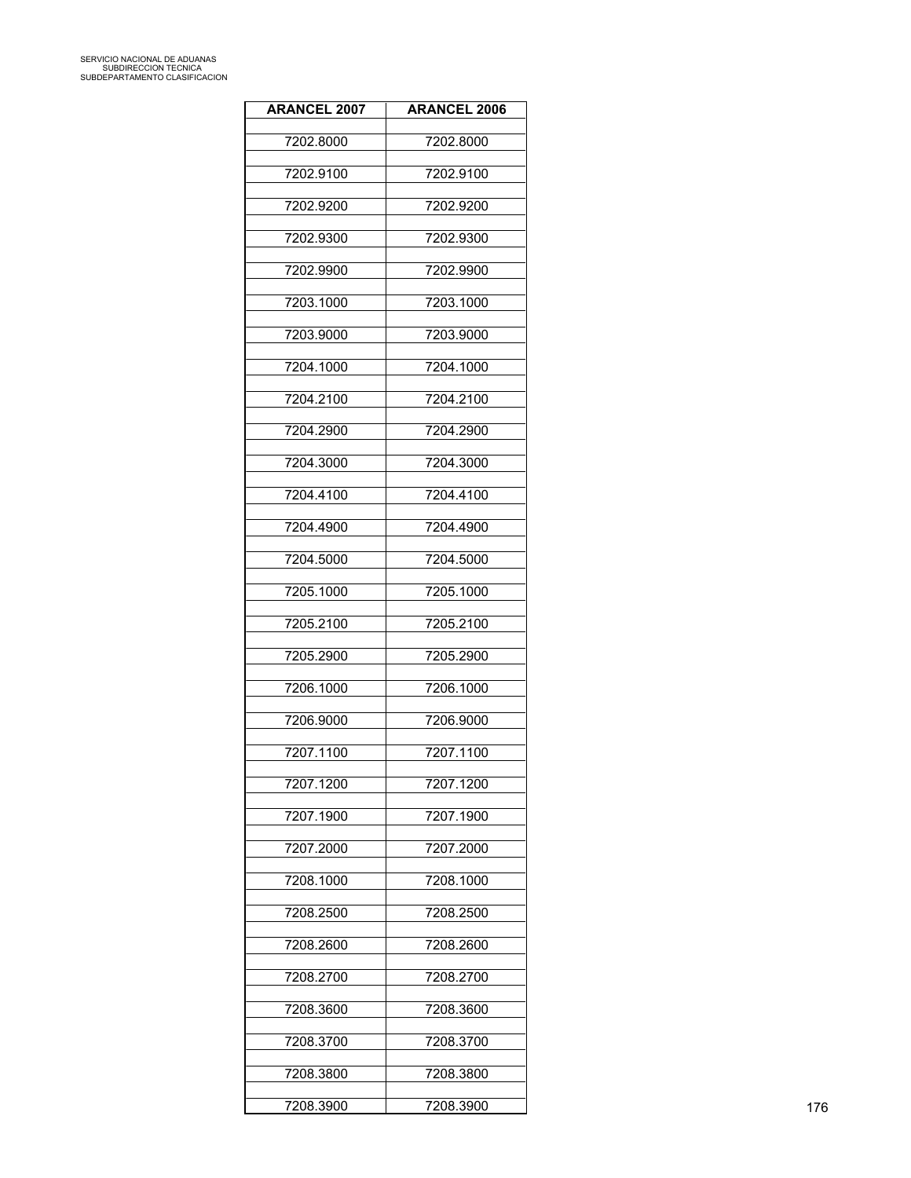| ARANCEL 2007 | ARANCEL 2006 |
|---|---|
| 7202.8000 | 7202.8000 |
| 7202.9100 | 7202.9100 |
| 7202.9200 | 7202.9200 |
| 7202.9300 | 7202.9300 |
| 7202.9900 | 7202.9900 |
| 7203.1000 | 7203.1000 |
| 7203.9000 | 7203.9000 |
| 7204.1000 | 7204.1000 |
| 7204.2100 | 7204.2100 |
| 7204.2900 | 7204.2900 |
| 7204.3000 | 7204.3000 |
| 7204.4100 | 7204.4100 |
| 7204.4900 | 7204.4900 |
| 7204.5000 | 7204.5000 |
| 7205.1000 | 7205.1000 |
| 7205.2100 | 7205.2100 |
| 7205.2900 | 7205.2900 |
| 7206.1000 | 7206.1000 |
| 7206.9000 | 7206.9000 |
| 7207.1100 | 7207.1100 |
| 7207.1200 | 7207.1200 |
| 7207.1900 | 7207.1900 |
| 7207.2000 | 7207.2000 |
| 7208.1000 | 7208.1000 |
| 7208.2500 | 7208.2500 |
| 7208.2600 | 7208.2600 |
| 7208.2700 | 7208.2700 |
| 7208.3600 | 7208.3600 |
| 7208.3700 | 7208.3700 |
| 7208.3800 | 7208.3800 |
| 7208.3900 | 7208.3900 |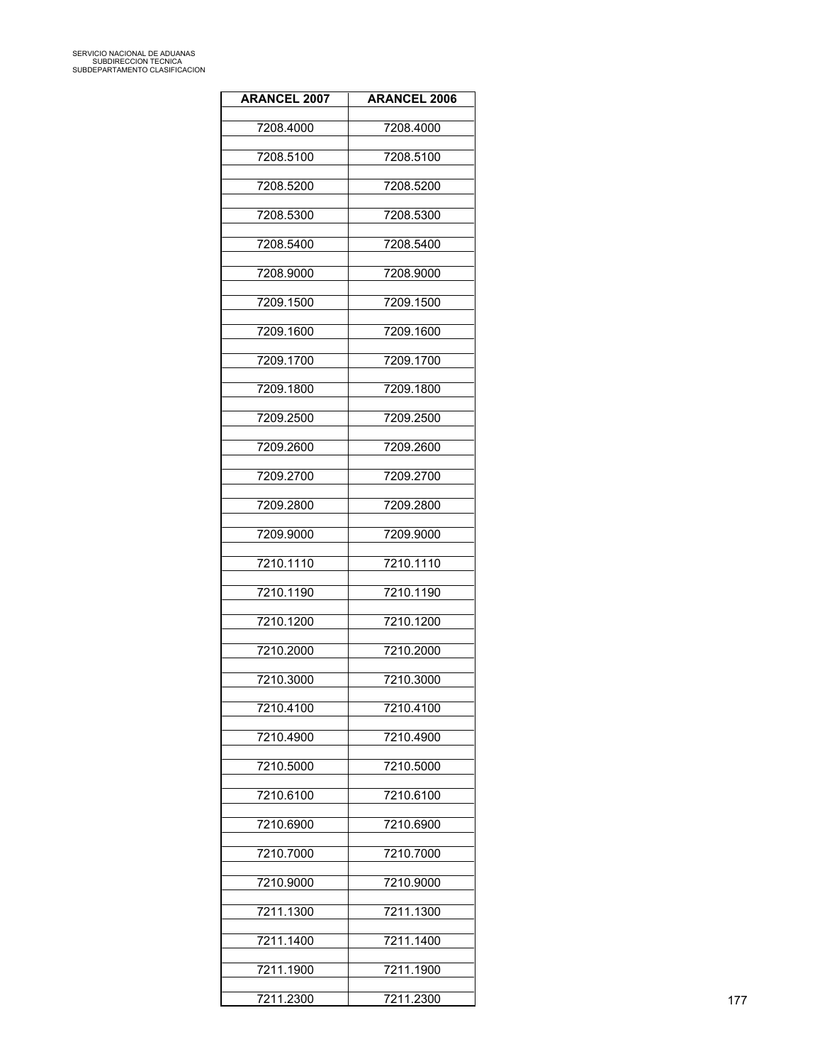| ARANCEL 2007 | ARANCEL 2006 |
|---|---|
| 7208.4000 | 7208.4000 |
| 7208.5100 | 7208.5100 |
| 7208.5200 | 7208.5200 |
| 7208.5300 | 7208.5300 |
| 7208.5400 | 7208.5400 |
| 7208.9000 | 7208.9000 |
| 7209.1500 | 7209.1500 |
| 7209.1600 | 7209.1600 |
| 7209.1700 | 7209.1700 |
| 7209.1800 | 7209.1800 |
| 7209.2500 | 7209.2500 |
| 7209.2600 | 7209.2600 |
| 7209.2700 | 7209.2700 |
| 7209.2800 | 7209.2800 |
| 7209.9000 | 7209.9000 |
| 7210.1110 | 7210.1110 |
| 7210.1190 | 7210.1190 |
| 7210.1200 | 7210.1200 |
| 7210.2000 | 7210.2000 |
| 7210.3000 | 7210.3000 |
| 7210.4100 | 7210.4100 |
| 7210.4900 | 7210.4900 |
| 7210.5000 | 7210.5000 |
| 7210.6100 | 7210.6100 |
| 7210.6900 | 7210.6900 |
| 7210.7000 | 7210.7000 |
| 7210.9000 | 7210.9000 |
| 7211.1300 | 7211.1300 |
| 7211.1400 | 7211.1400 |
| 7211.1900 | 7211.1900 |
| 7211.2300 | 7211.2300 |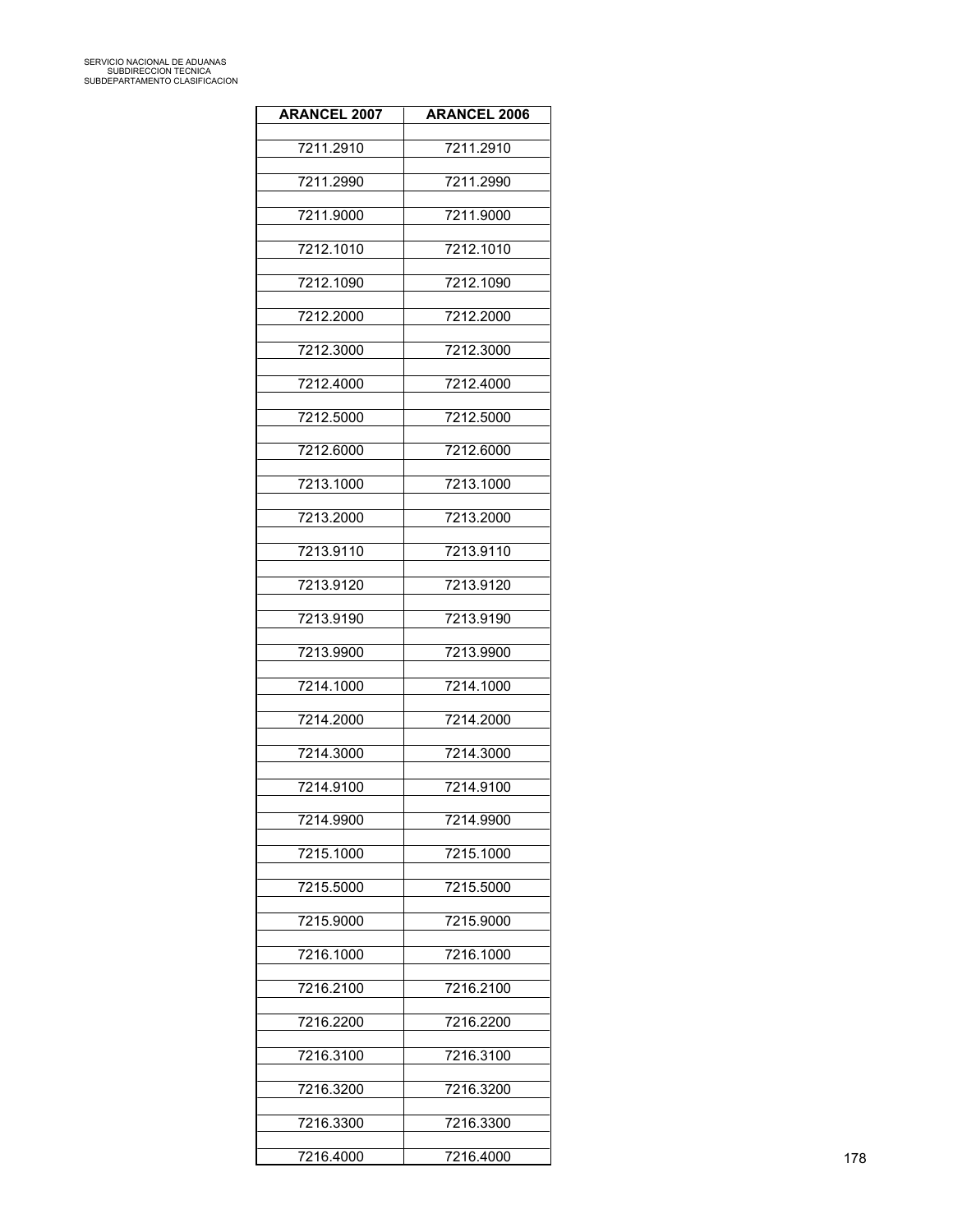| ARANCEL 2007 | ARANCEL 2006 |
|---|---|
| 7211.2910 | 7211.2910 |
| 7211.2990 | 7211.2990 |
| 7211.9000 | 7211.9000 |
| 7212.1010 | 7212.1010 |
| 7212.1090 | 7212.1090 |
| 7212.2000 | 7212.2000 |
| 7212.3000 | 7212.3000 |
| 7212.4000 | 7212.4000 |
| 7212.5000 | 7212.5000 |
| 7212.6000 | 7212.6000 |
| 7213.1000 | 7213.1000 |
| 7213.2000 | 7213.2000 |
| 7213.9110 | 7213.9110 |
| 7213.9120 | 7213.9120 |
| 7213.9190 | 7213.9190 |
| 7213.9900 | 7213.9900 |
| 7214.1000 | 7214.1000 |
| 7214.2000 | 7214.2000 |
| 7214.3000 | 7214.3000 |
| 7214.9100 | 7214.9100 |
| 7214.9900 | 7214.9900 |
| 7215.1000 | 7215.1000 |
| 7215.5000 | 7215.5000 |
| 7215.9000 | 7215.9000 |
| 7216.1000 | 7216.1000 |
| 7216.2100 | 7216.2100 |
| 7216.2200 | 7216.2200 |
| 7216.3100 | 7216.3100 |
| 7216.3200 | 7216.3200 |
| 7216.3300 | 7216.3300 |
| 7216.4000 | 7216.4000 |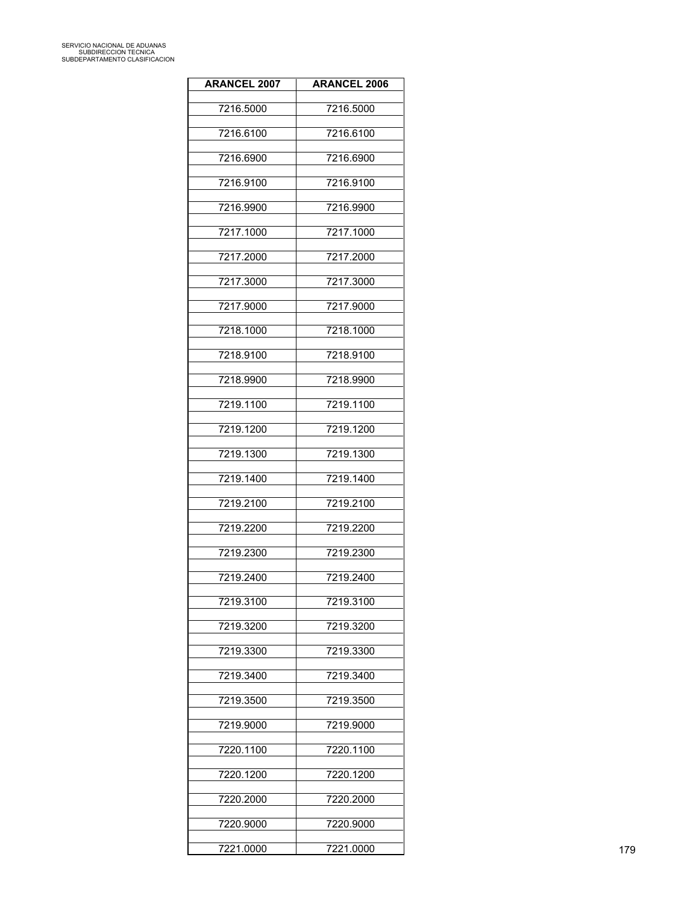| ARANCEL 2007 | ARANCEL 2006 |
|---|---|
| 7216.5000 | 7216.5000 |
| 7216.6100 | 7216.6100 |
| 7216.6900 | 7216.6900 |
| 7216.9100 | 7216.9100 |
| 7216.9900 | 7216.9900 |
| 7217.1000 | 7217.1000 |
| 7217.2000 | 7217.2000 |
| 7217.3000 | 7217.3000 |
| 7217.9000 | 7217.9000 |
| 7218.1000 | 7218.1000 |
| 7218.9100 | 7218.9100 |
| 7218.9900 | 7218.9900 |
| 7219.1100 | 7219.1100 |
| 7219.1200 | 7219.1200 |
| 7219.1300 | 7219.1300 |
| 7219.1400 | 7219.1400 |
| 7219.2100 | 7219.2100 |
| 7219.2200 | 7219.2200 |
| 7219.2300 | 7219.2300 |
| 7219.2400 | 7219.2400 |
| 7219.3100 | 7219.3100 |
| 7219.3200 | 7219.3200 |
| 7219.3300 | 7219.3300 |
| 7219.3400 | 7219.3400 |
| 7219.3500 | 7219.3500 |
| 7219.9000 | 7219.9000 |
| 7220.1100 | 7220.1100 |
| 7220.1200 | 7220.1200 |
| 7220.2000 | 7220.2000 |
| 7220.9000 | 7220.9000 |
| 7221.0000 | 7221.0000 |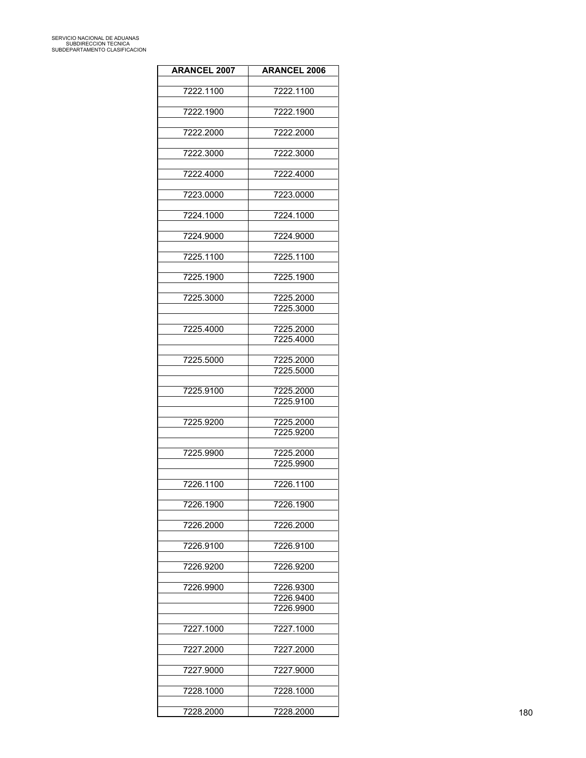| ARANCEL 2007 | ARANCEL 2006 |
|---|---|
| 7222.1100 | 7222.1100 |
| 7222.1900 | 7222.1900 |
| 7222.2000 | 7222.2000 |
| 7222.3000 | 7222.3000 |
| 7222.4000 | 7222.4000 |
| 7223.0000 | 7223.0000 |
| 7224.1000 | 7224.1000 |
| 7224.9000 | 7224.9000 |
| 7225.1100 | 7225.1100 |
| 7225.1900 | 7225.1900 |
| 7225.3000 | 7225.2000 |
| | 7225.3000 |
| 7225.4000 | 7225.2000 |
| | 7225.4000 |
| 7225.5000 | 7225.2000 |
| | 7225.5000 |
| 7225.9100 | 7225.2000 |
| | 7225.9100 |
| 7225.9200 | 7225.2000 |
| | 7225.9200 |
| 7225.9900 | 7225.2000 |
| | 7225.9900 |
| 7226.1100 | 7226.1100 |
| 7226.1900 | 7226.1900 |
| 7226.2000 | 7226.2000 |
| 7226.9100 | 7226.9100 |
| 7226.9200 | 7226.9200 |
| 7226.9900 | 7226.9300 |
| | 7226.9400 |
| | 7226.9900 |
| 7227.1000 | 7227.1000 |
| 7227.2000 | 7227.2000 |
| 7227.9000 | 7227.9000 |
| 7228.1000 | 7228.1000 |
| 7228.2000 | 7228.2000 |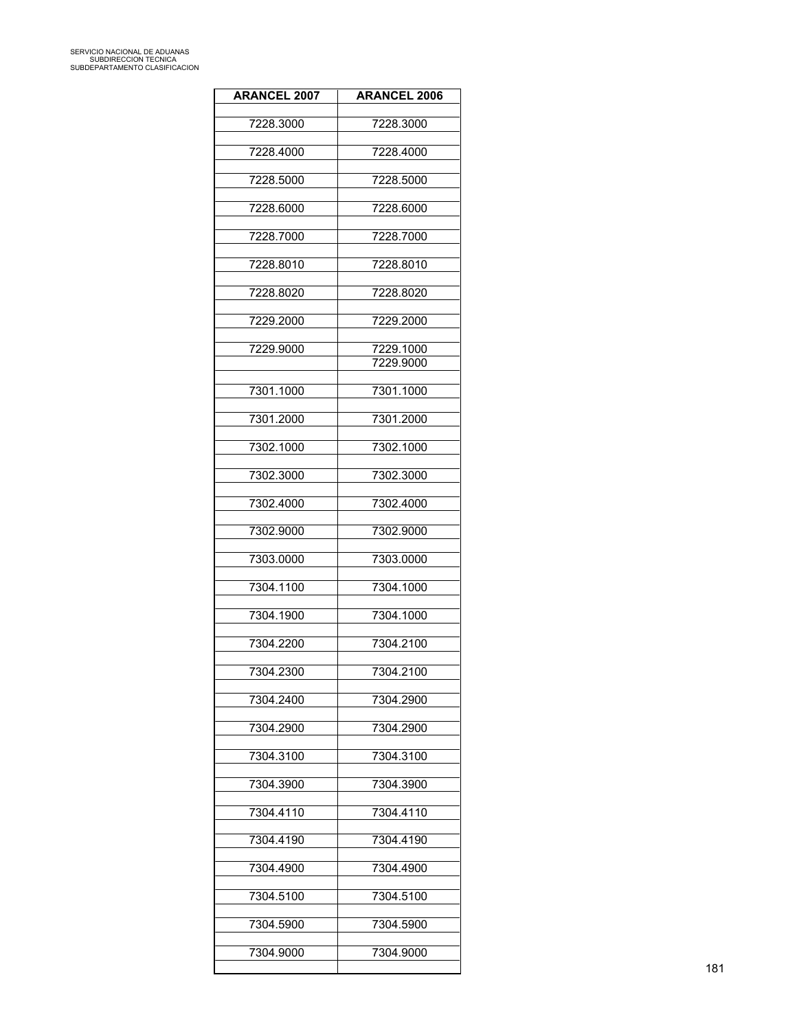| ARANCEL 2007 | ARANCEL 2006 |
|---|---|
| 7228.3000 | 7228.3000 |
| 7228.4000 | 7228.4000 |
| 7228.5000 | 7228.5000 |
| 7228.6000 | 7228.6000 |
| 7228.7000 | 7228.7000 |
| 7228.8010 | 7228.8010 |
| 7228.8020 | 7228.8020 |
| 7229.2000 | 7229.2000 |
| 7229.9000 | 7229.1000 |
| | 7229.9000 |
| 7301.1000 | 7301.1000 |
| 7301.2000 | 7301.2000 |
| 7302.1000 | 7302.1000 |
| 7302.3000 | 7302.3000 |
| 7302.4000 | 7302.4000 |
| 7302.9000 | 7302.9000 |
| 7303.0000 | 7303.0000 |
| 7304.1100 | 7304.1000 |
| 7304.1900 | 7304.1000 |
| 7304.2200 | 7304.2100 |
| 7304.2300 | 7304.2100 |
| 7304.2400 | 7304.2900 |
| 7304.2900 | 7304.2900 |
| 7304.3100 | 7304.3100 |
| 7304.3900 | 7304.3900 |
| 7304.4110 | 7304.4110 |
| 7304.4190 | 7304.4190 |
| 7304.4900 | 7304.4900 |
| 7304.5100 | 7304.5100 |
| 7304.5900 | 7304.5900 |
| 7304.9000 | 7304.9000 |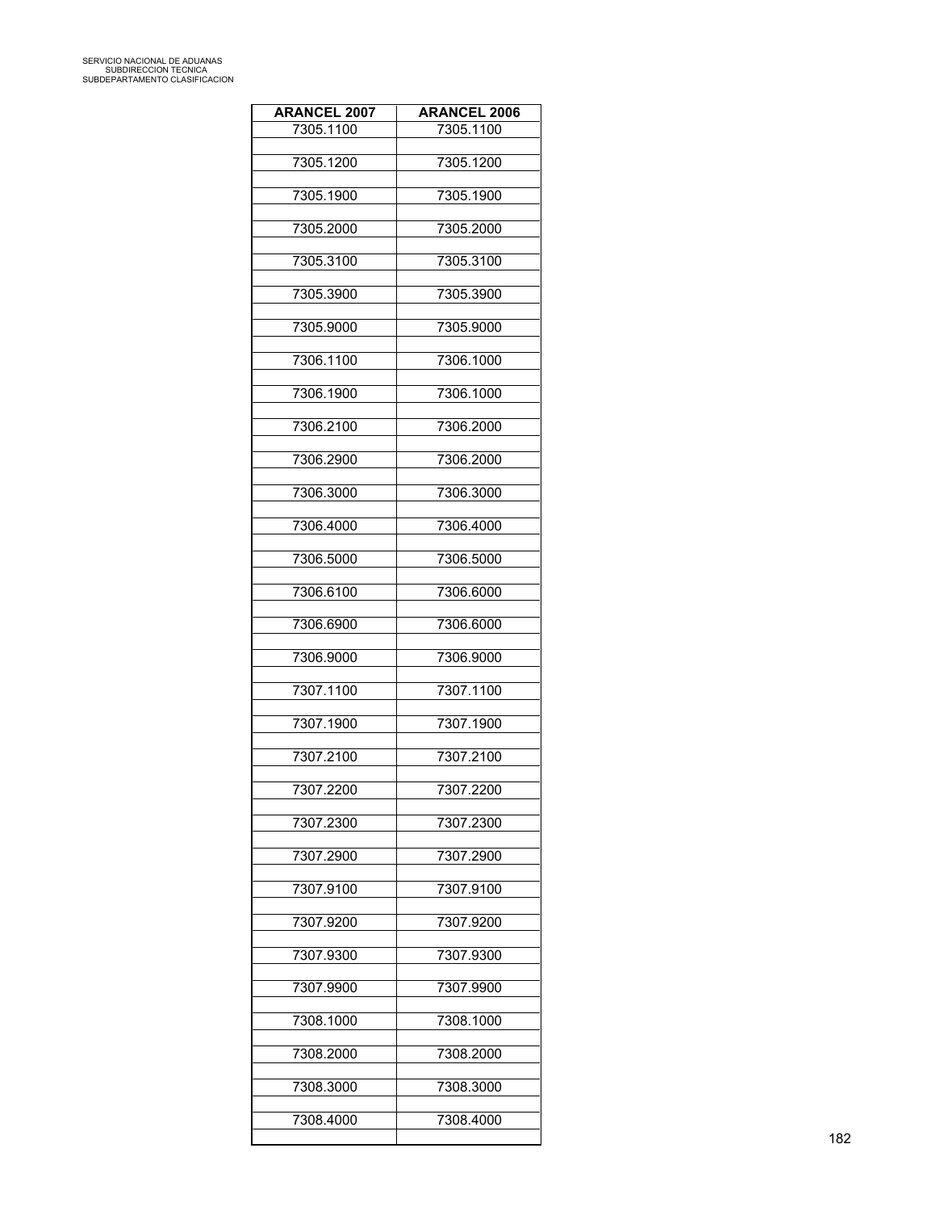| ARANCEL 2007 | ARANCEL 2006 |
| --- | --- |
| 7305.1100 | 7305.1100 |
| 7305.1200 | 7305.1200 |
| 7305.1900 | 7305.1900 |
| 7305.2000 | 7305.2000 |
| 7305.3100 | 7305.3100 |
| 7305.3900 | 7305.3900 |
| 7305.9000 | 7305.9000 |
| 7306.1100 | 7306.1000 |
| 7306.1900 | 7306.1000 |
| 7306.2100 | 7306.2000 |
| 7306.2900 | 7306.2000 |
| 7306.3000 | 7306.3000 |
| 7306.4000 | 7306.4000 |
| 7306.5000 | 7306.5000 |
| 7306.6100 | 7306.6000 |
| 7306.6900 | 7306.6000 |
| 7306.9000 | 7306.9000 |
| 7307.1100 | 7307.1100 |
| 7307.1900 | 7307.1900 |
| 7307.2100 | 7307.2100 |
| 7307.2200 | 7307.2200 |
| 7307.2300 | 7307.2300 |
| 7307.2900 | 7307.2900 |
| 7307.9100 | 7307.9100 |
| 7307.9200 | 7307.9200 |
| 7307.9300 | 7307.9300 |
| 7307.9900 | 7307.9900 |
| 7308.1000 | 7308.1000 |
| 7308.2000 | 7308.2000 |
| 7308.3000 | 7308.3000 |
| 7308.4000 | 7308.4000 |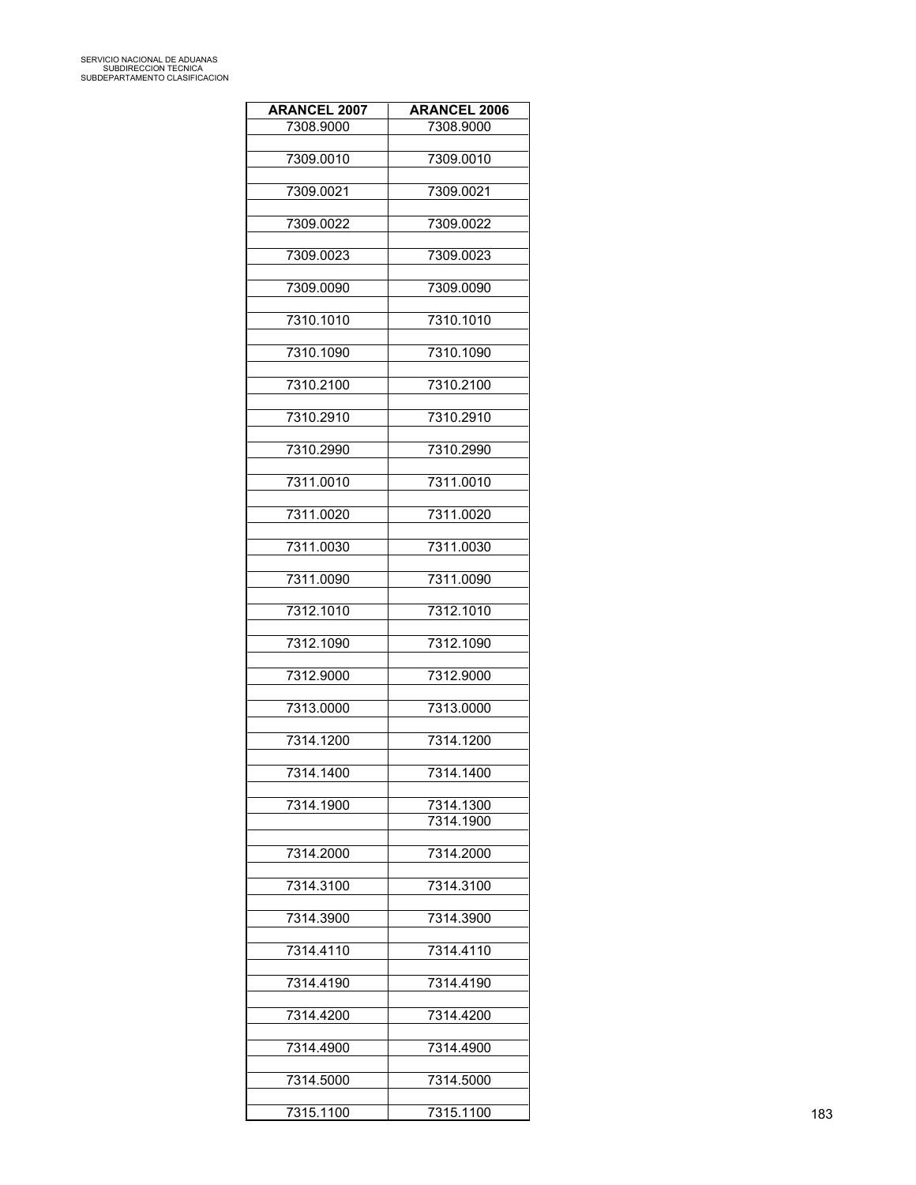| ARANCEL 2007 | ARANCEL 2006 |
|---|---|
| 7308.9000 | 7308.9000 |
| 7309.0010 | 7309.0010 |
| 7309.0021 | 7309.0021 |
| 7309.0022 | 7309.0022 |
| 7309.0023 | 7309.0023 |
| 7309.0090 | 7309.0090 |
| 7310.1010 | 7310.1010 |
| 7310.1090 | 7310.1090 |
| 7310.2100 | 7310.2100 |
| 7310.2910 | 7310.2910 |
| 7310.2990 | 7310.2990 |
| 7311.0010 | 7311.0010 |
| 7311.0020 | 7311.0020 |
| 7311.0030 | 7311.0030 |
| 7311.0090 | 7311.0090 |
| 7312.1010 | 7312.1010 |
| 7312.1090 | 7312.1090 |
| 7312.9000 | 7312.9000 |
| 7313.0000 | 7313.0000 |
| 7314.1200 | 7314.1200 |
| 7314.1400 | 7314.1400 |
| 7314.1900 | 7314.1300 |
| | 7314.1900 |
| 7314.2000 | 7314.2000 |
| 7314.3100 | 7314.3100 |
| 7314.3900 | 7314.3900 |
| 7314.4110 | 7314.4110 |
| 7314.4190 | 7314.4190 |
| 7314.4200 | 7314.4200 |
| 7314.4900 | 7314.4900 |
| 7314.5000 | 7314.5000 |
| 7315.1100 | 7315.1100 |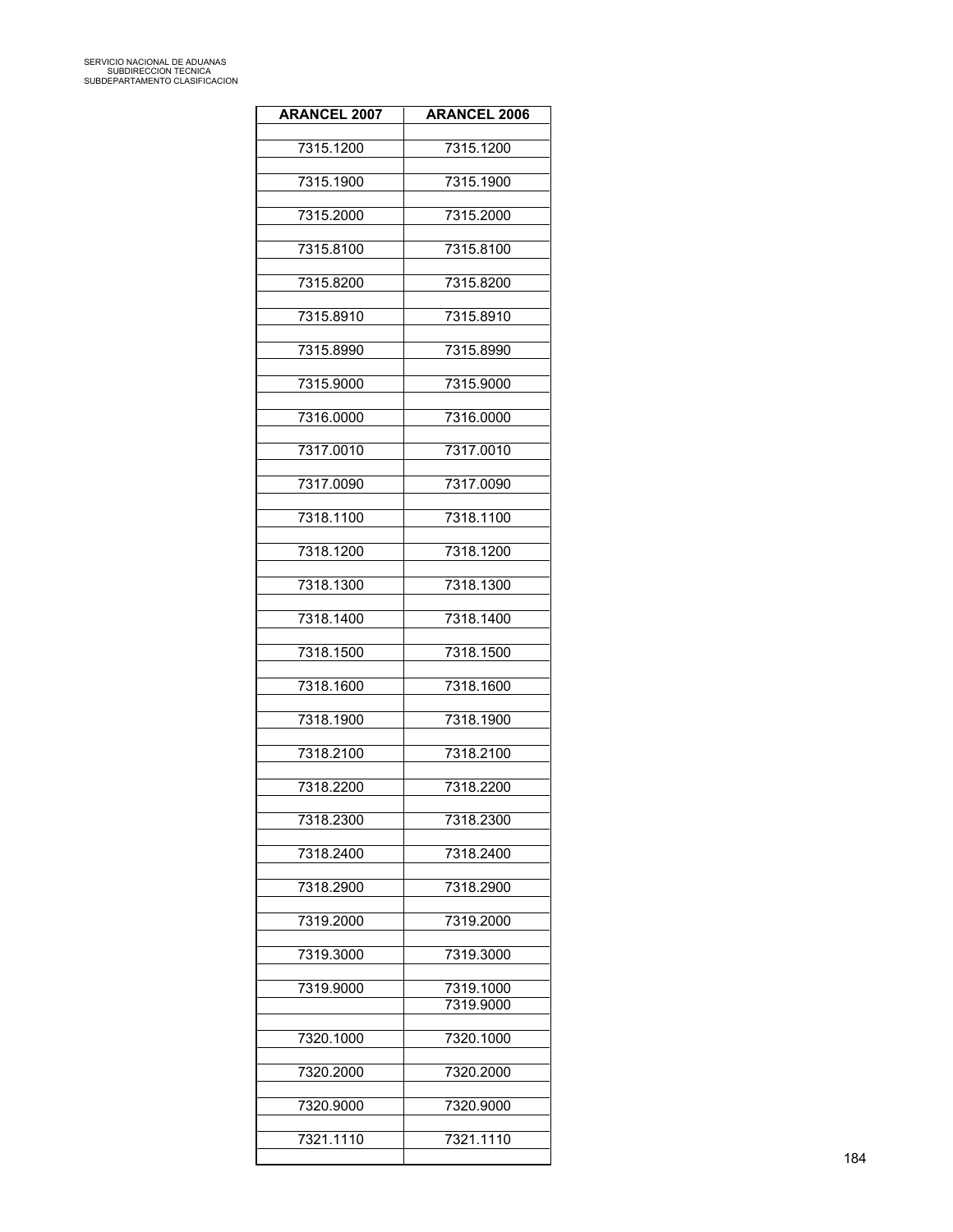| ARANCEL 2007 | ARANCEL 2006 |
|---|---|
| 7315.1200 | 7315.1200 |
| 7315.1900 | 7315.1900 |
| 7315.2000 | 7315.2000 |
| 7315.8100 | 7315.8100 |
| 7315.8200 | 7315.8200 |
| 7315.8910 | 7315.8910 |
| 7315.8990 | 7315.8990 |
| 7315.9000 | 7315.9000 |
| 7316.0000 | 7316.0000 |
| 7317.0010 | 7317.0010 |
| 7317.0090 | 7317.0090 |
| 7318.1100 | 7318.1100 |
| 7318.1200 | 7318.1200 |
| 7318.1300 | 7318.1300 |
| 7318.1400 | 7318.1400 |
| 7318.1500 | 7318.1500 |
| 7318.1600 | 7318.1600 |
| 7318.1900 | 7318.1900 |
| 7318.2100 | 7318.2100 |
| 7318.2200 | 7318.2200 |
| 7318.2300 | 7318.2300 |
| 7318.2400 | 7318.2400 |
| 7318.2900 | 7318.2900 |
| 7319.2000 | 7319.2000 |
| 7319.3000 | 7319.3000 |
| 7319.9000 | 7319.1000<br>7319.9000 |
| 7320.1000 | 7320.1000 |
| 7320.2000 | 7320.2000 |
| 7320.9000 | 7320.9000 |
| 7321.1110 | 7321.1110 |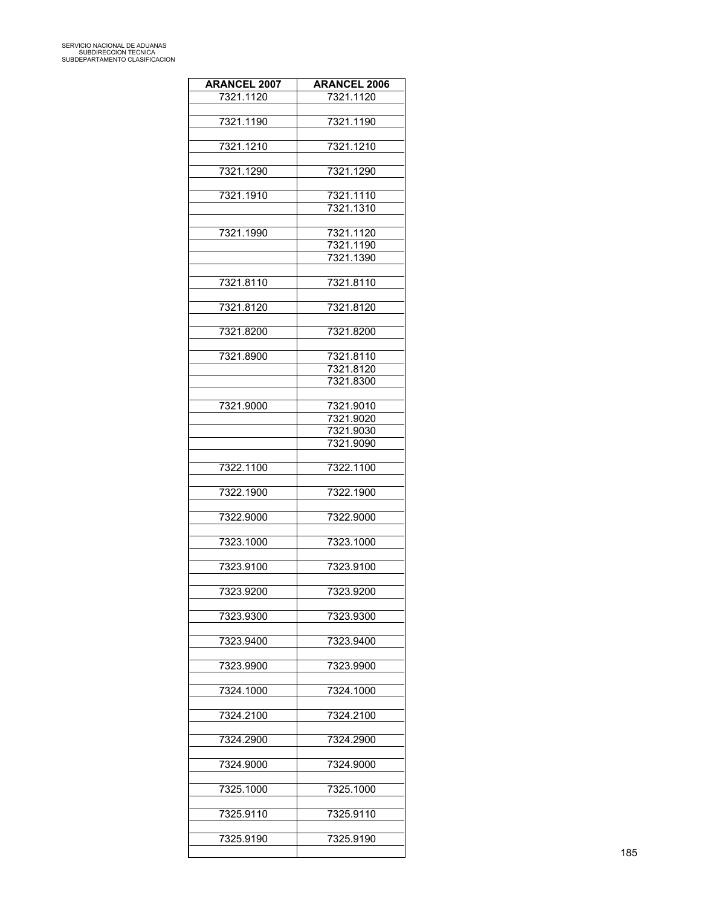| ARANCEL 2007 | ARANCEL 2006 |
|---|---|
| 7321.1120 | 7321.1120 |
| | |
| 7321.1190 | 7321.1190 |
| | |
| 7321.1210 | 7321.1210 |
| | |
| 7321.1290 | 7321.1290 |
| | |
| 7321.1910 | 7321.1110 |
| | 7321.1310 |
| | |
| 7321.1990 | 7321.1120 |
| | 7321.1190 |
| | 7321.1390 |
| | |
| 7321.8110 | 7321.8110 |
| | |
| 7321.8120 | 7321.8120 |
| | |
| 7321.8200 | 7321.8200 |
| | |
| 7321.8900 | 7321.8110 |
| | 7321.8120 |
| | 7321.8300 |
| | |
| 7321.9000 | 7321.9010 |
| | 7321.9020 |
| | 7321.9030 |
| | 7321.9090 |
| | |
| 7322.1100 | 7322.1100 |
| | |
| 7322.1900 | 7322.1900 |
| | |
| 7322.9000 | 7322.9000 |
| | |
| 7323.1000 | 7323.1000 |
| | |
| 7323.9100 | 7323.9100 |
| | |
| 7323.9200 | 7323.9200 |
| | |
| 7323.9300 | 7323.9300 |
| | |
| 7323.9400 | 7323.9400 |
| | |
| 7323.9900 | 7323.9900 |
| | |
| 7324.1000 | 7324.1000 |
| | |
| 7324.2100 | 7324.2100 |
| | |
| 7324.2900 | 7324.2900 |
| | |
| 7324.9000 | 7324.9000 |
| | |
| 7325.1000 | 7325.1000 |
| | |
| 7325.9110 | 7325.9110 |
| | |
| 7325.9190 | 7325.9190 |
| | |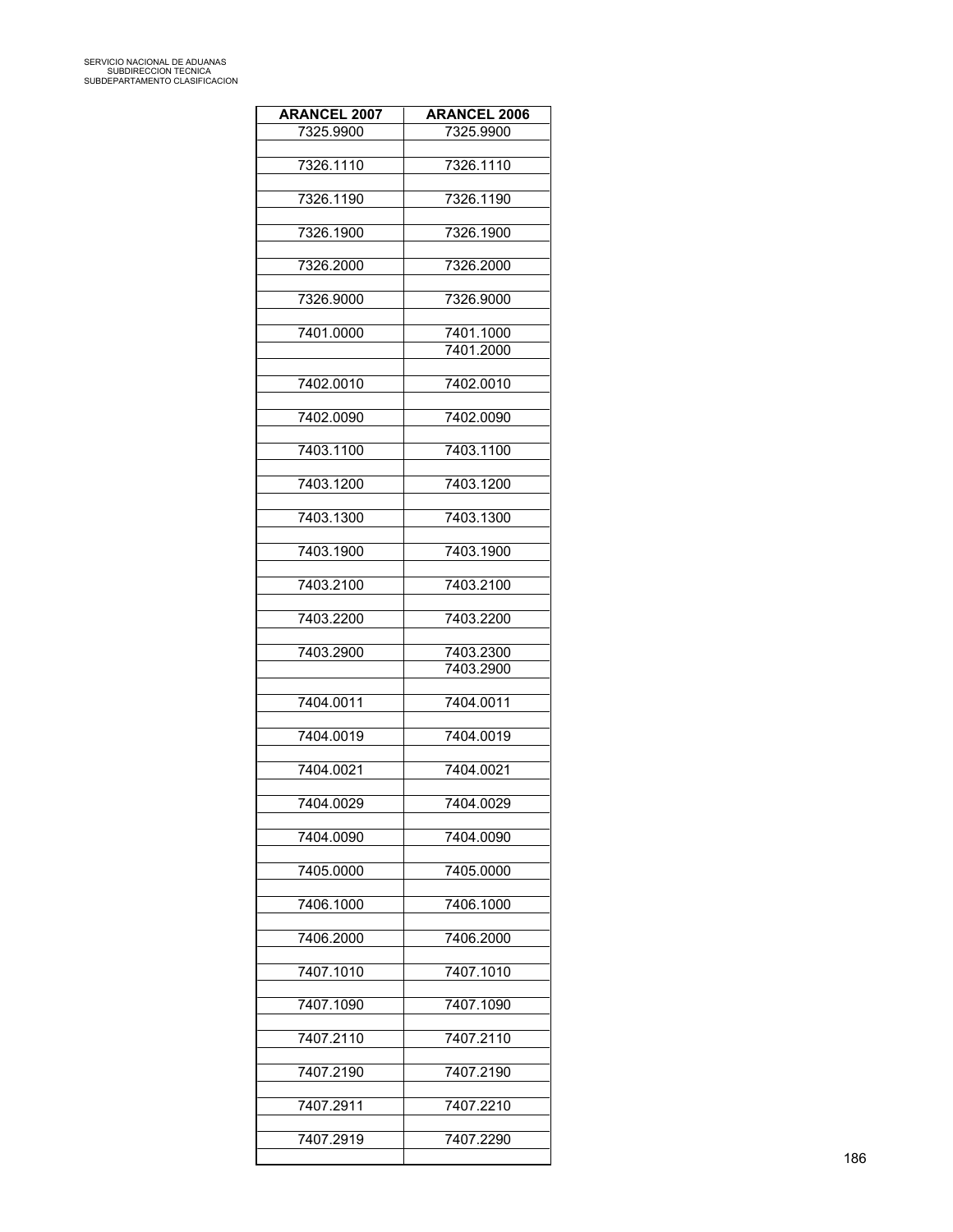| ARANCEL 2007 | ARANCEL 2006 |
|---|---|
| 7325.9900 | 7325.9900 |
| 7326.1110 | 7326.1110 |
| 7326.1190 | 7326.1190 |
| 7326.1900 | 7326.1900 |
| 7326.2000 | 7326.2000 |
| 7326.9000 | 7326.9000 |
| 7401.0000 | 7401.1000 |
| | 7401.2000 |
| 7402.0010 | 7402.0010 |
| 7402.0090 | 7402.0090 |
| 7403.1100 | 7403.1100 |
| 7403.1200 | 7403.1200 |
| 7403.1300 | 7403.1300 |
| 7403.1900 | 7403.1900 |
| 7403.2100 | 7403.2100 |
| 7403.2200 | 7403.2200 |
| 7403.2900 | 7403.2300 |
| | 7403.2900 |
| 7404.0011 | 7404.0011 |
| 7404.0019 | 7404.0019 |
| 7404.0021 | 7404.0021 |
| 7404.0029 | 7404.0029 |
| 7404.0090 | 7404.0090 |
| 7405.0000 | 7405.0000 |
| 7406.1000 | 7406.1000 |
| 7406.2000 | 7406.2000 |
| 7407.1010 | 7407.1010 |
| 7407.1090 | 7407.1090 |
| 7407.2110 | 7407.2110 |
| 7407.2190 | 7407.2190 |
| 7407.2911 | 7407.2210 |
| 7407.2919 | 7407.2290 |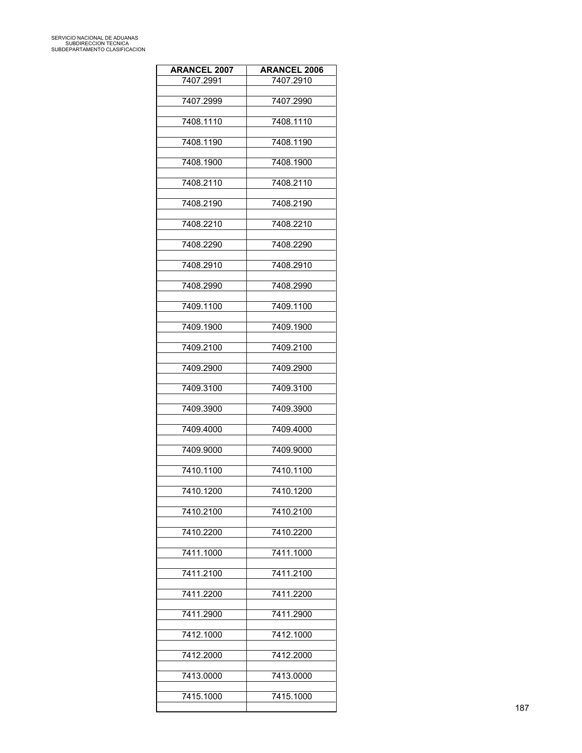| ARANCEL 2007 | ARANCEL 2006 |
|---|---|
| 7407.2991 | 7407.2910 |
| 7407.2999 | 7407.2990 |
| 7408.1110 | 7408.1110 |
| 7408.1190 | 7408.1190 |
| 7408.1900 | 7408.1900 |
| 7408.2110 | 7408.2110 |
| 7408.2190 | 7408.2190 |
| 7408.2210 | 7408.2210 |
| 7408.2290 | 7408.2290 |
| 7408.2910 | 7408.2910 |
| 7408.2990 | 7408.2990 |
| 7409.1100 | 7409.1100 |
| 7409.1900 | 7409.1900 |
| 7409.2100 | 7409.2100 |
| 7409.2900 | 7409.2900 |
| 7409.3100 | 7409.3100 |
| 7409.3900 | 7409.3900 |
| 7409.4000 | 7409.4000 |
| 7409.9000 | 7409.9000 |
| 7410.1100 | 7410.1100 |
| 7410.1200 | 7410.1200 |
| 7410.2100 | 7410.2100 |
| 7410.2200 | 7410.2200 |
| 7411.1000 | 7411.1000 |
| 7411.2100 | 7411.2100 |
| 7411.2200 | 7411.2200 |
| 7411.2900 | 7411.2900 |
| 7412.1000 | 7412.1000 |
| 7412.2000 | 7412.2000 |
| 7413.0000 | 7413.0000 |
| 7415.1000 | 7415.1000 |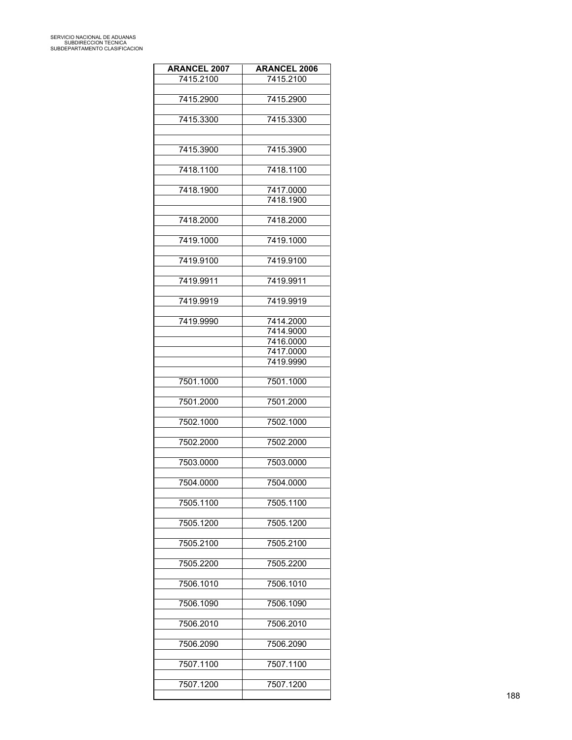| ARANCEL 2007 | ARANCEL 2006 |
|---|---|
| 7415.2100 | 7415.2100 |
| | |
| 7415.2900 | 7415.2900 |
| | |
| 7415.3300 | 7415.3300 |
| | |
| | |
| 7415.3900 | 7415.3900 |
| | |
| 7418.1100 | 7418.1100 |
| | |
| 7418.1900 | 7417.0000 |
| | 7418.1900 |
| | |
| 7418.2000 | 7418.2000 |
| | |
| 7419.1000 | 7419.1000 |
| | |
| 7419.9100 | 7419.9100 |
| | |
| 7419.9911 | 7419.9911 |
| | |
| 7419.9919 | 7419.9919 |
| | |
| 7419.9990 | 7414.2000 |
| | 7414.9000 |
| | 7416.0000 |
| | 7417.0000 |
| | 7419.9990 |
| | |
| 7501.1000 | 7501.1000 |
| | |
| 7501.2000 | 7501.2000 |
| | |
| 7502.1000 | 7502.1000 |
| | |
| 7502.2000 | 7502.2000 |
| | |
| 7503.0000 | 7503.0000 |
| | |
| 7504.0000 | 7504.0000 |
| | |
| 7505.1100 | 7505.1100 |
| | |
| 7505.1200 | 7505.1200 |
| | |
| 7505.2100 | 7505.2100 |
| | |
| 7505.2200 | 7505.2200 |
| | |
| 7506.1010 | 7506.1010 |
| | |
| 7506.1090 | 7506.1090 |
| | |
| 7506.2010 | 7506.2010 |
| | |
| 7506.2090 | 7506.2090 |
| | |
| 7507.1100 | 7507.1100 |
| | |
| 7507.1200 | 7507.1200 |
| | |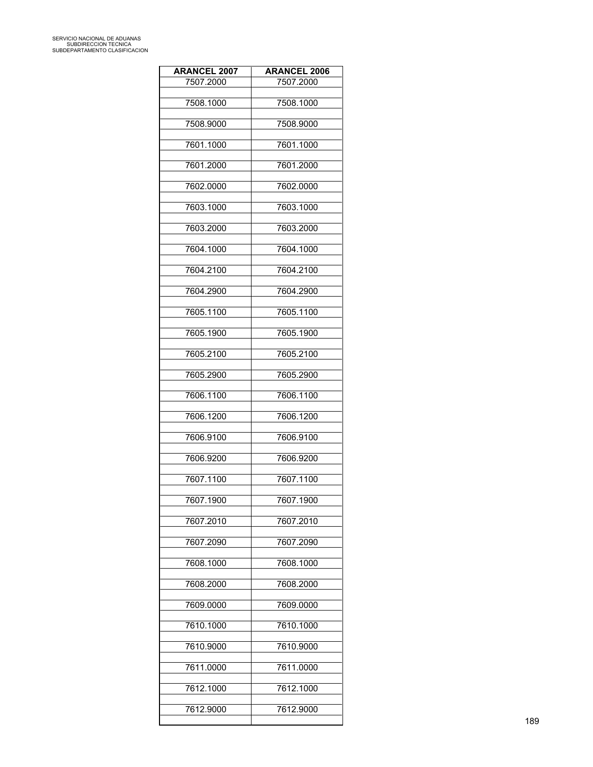| ARANCEL 2007 | ARANCEL 2006 |
|---|---|
| 7507.2000 | 7507.2000 |
| 7508.1000 | 7508.1000 |
| 7508.9000 | 7508.9000 |
| 7601.1000 | 7601.1000 |
| 7601.2000 | 7601.2000 |
| 7602.0000 | 7602.0000 |
| 7603.1000 | 7603.1000 |
| 7603.2000 | 7603.2000 |
| 7604.1000 | 7604.1000 |
| 7604.2100 | 7604.2100 |
| 7604.2900 | 7604.2900 |
| 7605.1100 | 7605.1100 |
| 7605.1900 | 7605.1900 |
| 7605.2100 | 7605.2100 |
| 7605.2900 | 7605.2900 |
| 7606.1100 | 7606.1100 |
| 7606.1200 | 7606.1200 |
| 7606.9100 | 7606.9100 |
| 7606.9200 | 7606.9200 |
| 7607.1100 | 7607.1100 |
| 7607.1900 | 7607.1900 |
| 7607.2010 | 7607.2010 |
| 7607.2090 | 7607.2090 |
| 7608.1000 | 7608.1000 |
| 7608.2000 | 7608.2000 |
| 7609.0000 | 7609.0000 |
| 7610.1000 | 7610.1000 |
| 7610.9000 | 7610.9000 |
| 7611.0000 | 7611.0000 |
| 7612.1000 | 7612.1000 |
| 7612.9000 | 7612.9000 |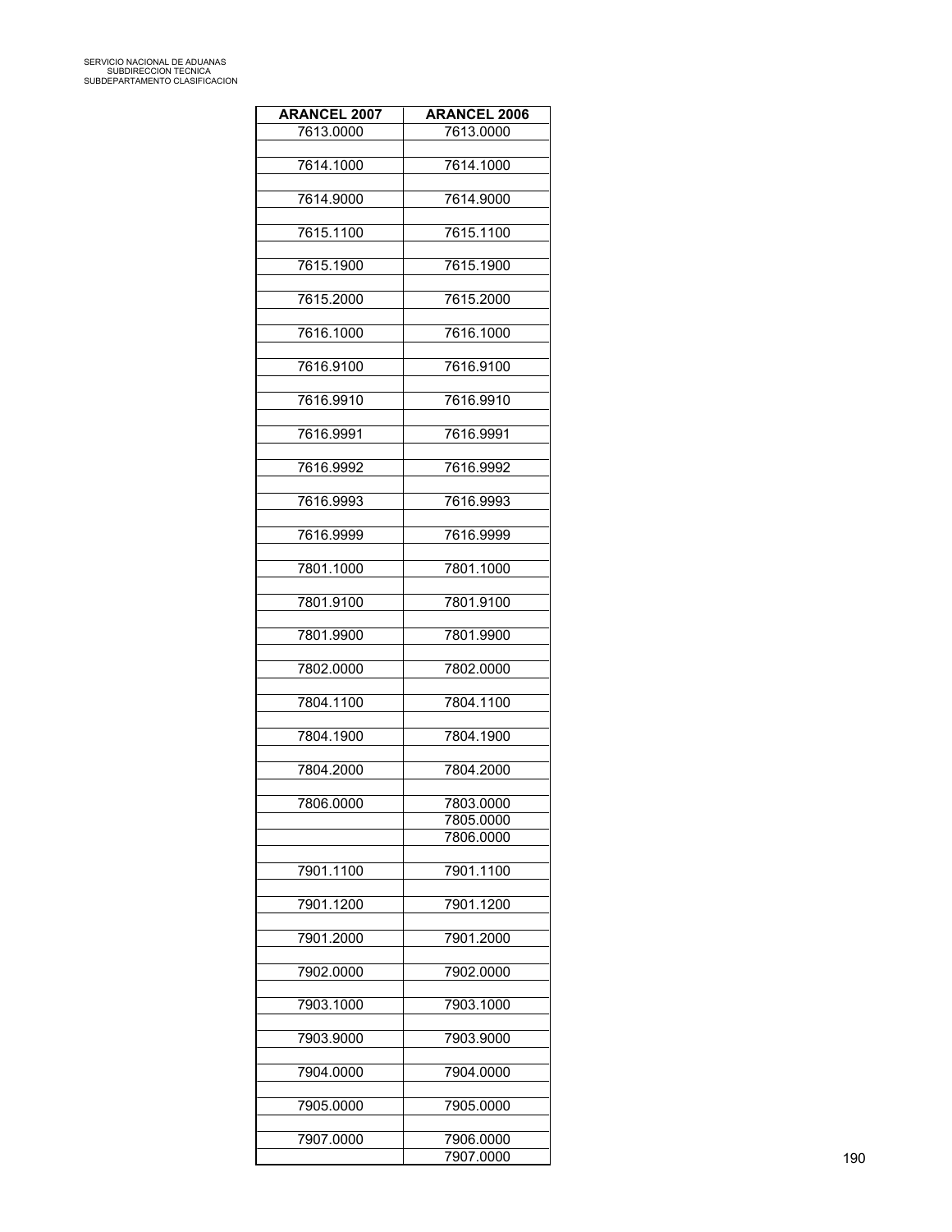SERVICIO NACIONAL DE ADUANAS
SUBDIRECCION TECNICA
SUBDEPARTAMENTO CLASIFICACION

| ARANCEL 2007 | ARANCEL 2006 |
|---|---|
| 7613.0000 | 7613.0000 |
| 7614.1000 | 7614.1000 |
| 7614.9000 | 7614.9000 |
| 7615.1100 | 7615.1100 |
| 7615.1900 | 7615.1900 |
| 7615.2000 | 7615.2000 |
| 7616.1000 | 7616.1000 |
| 7616.9100 | 7616.9100 |
| 7616.9910 | 7616.9910 |
| 7616.9991 | 7616.9991 |
| 7616.9992 | 7616.9992 |
| 7616.9993 | 7616.9993 |
| 7616.9999 | 7616.9999 |
| 7801.1000 | 7801.1000 |
| 7801.9100 | 7801.9100 |
| 7801.9900 | 7801.9900 |
| 7802.0000 | 7802.0000 |
| 7804.1100 | 7804.1100 |
| 7804.1900 | 7804.1900 |
| 7804.2000 | 7804.2000 |
| 7806.0000 | 7803.0000 |
| | 7805.0000 |
| | 7806.0000 |
| 7901.1100 | 7901.1100 |
| 7901.1200 | 7901.1200 |
| 7901.2000 | 7901.2000 |
| 7902.0000 | 7902.0000 |
| 7903.1000 | 7903.1000 |
| 7903.9000 | 7903.9000 |
| 7904.0000 | 7904.0000 |
| 7905.0000 | 7905.0000 |
| 7907.0000 | 7906.0000 |
| | 7907.0000 |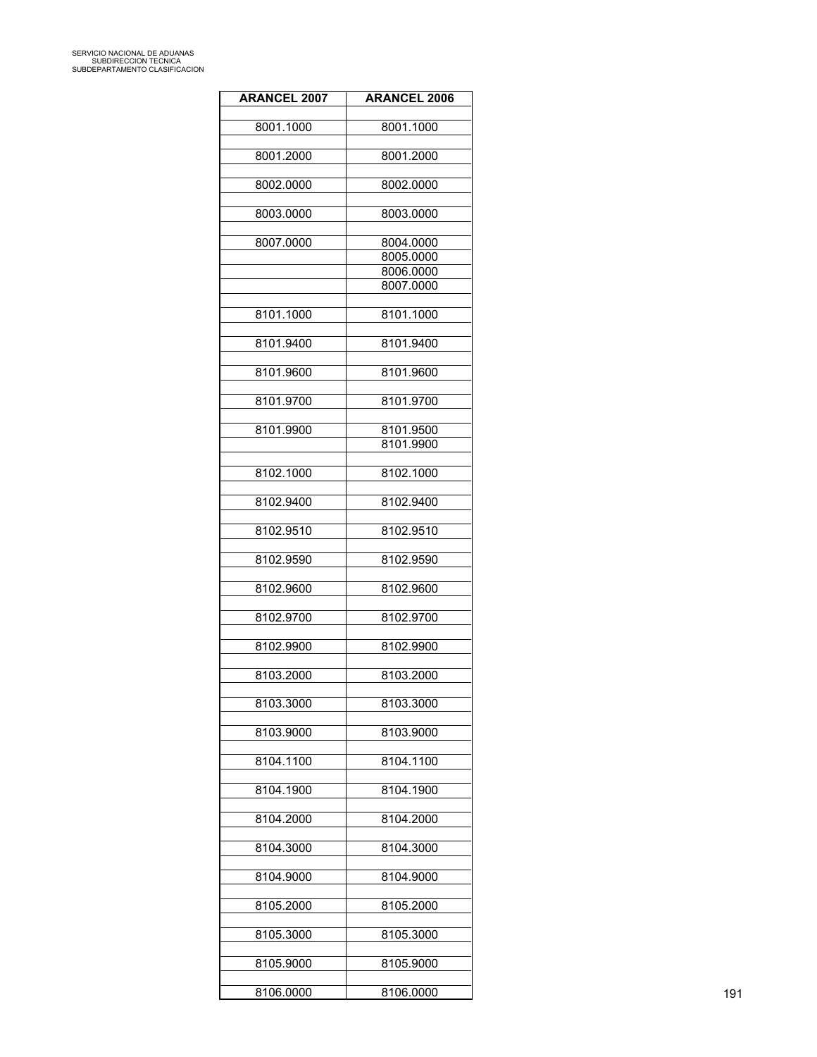| ARANCEL 2007 | ARANCEL 2006 |
| --- | --- |
| 8001.1000 | 8001.1000 |
| 8001.2000 | 8001.2000 |
| 8002.0000 | 8002.0000 |
| 8003.0000 | 8003.0000 |
| 8007.0000 | 8004.0000 |
| | 8005.0000 |
| | 8006.0000 |
| | 8007.0000 |
| 8101.1000 | 8101.1000 |
| 8101.9400 | 8101.9400 |
| 8101.9600 | 8101.9600 |
| 8101.9700 | 8101.9700 |
| 8101.9900 | 8101.9500 |
| | 8101.9900 |
| 8102.1000 | 8102.1000 |
| 8102.9400 | 8102.9400 |
| 8102.9510 | 8102.9510 |
| 8102.9590 | 8102.9590 |
| 8102.9600 | 8102.9600 |
| 8102.9700 | 8102.9700 |
| 8102.9900 | 8102.9900 |
| 8103.2000 | 8103.2000 |
| 8103.3000 | 8103.3000 |
| 8103.9000 | 8103.9000 |
| 8104.1100 | 8104.1100 |
| 8104.1900 | 8104.1900 |
| 8104.2000 | 8104.2000 |
| 8104.3000 | 8104.3000 |
| 8104.9000 | 8104.9000 |
| 8105.2000 | 8105.2000 |
| 8105.3000 | 8105.3000 |
| 8105.9000 | 8105.9000 |
| 8106.0000 | 8106.0000 |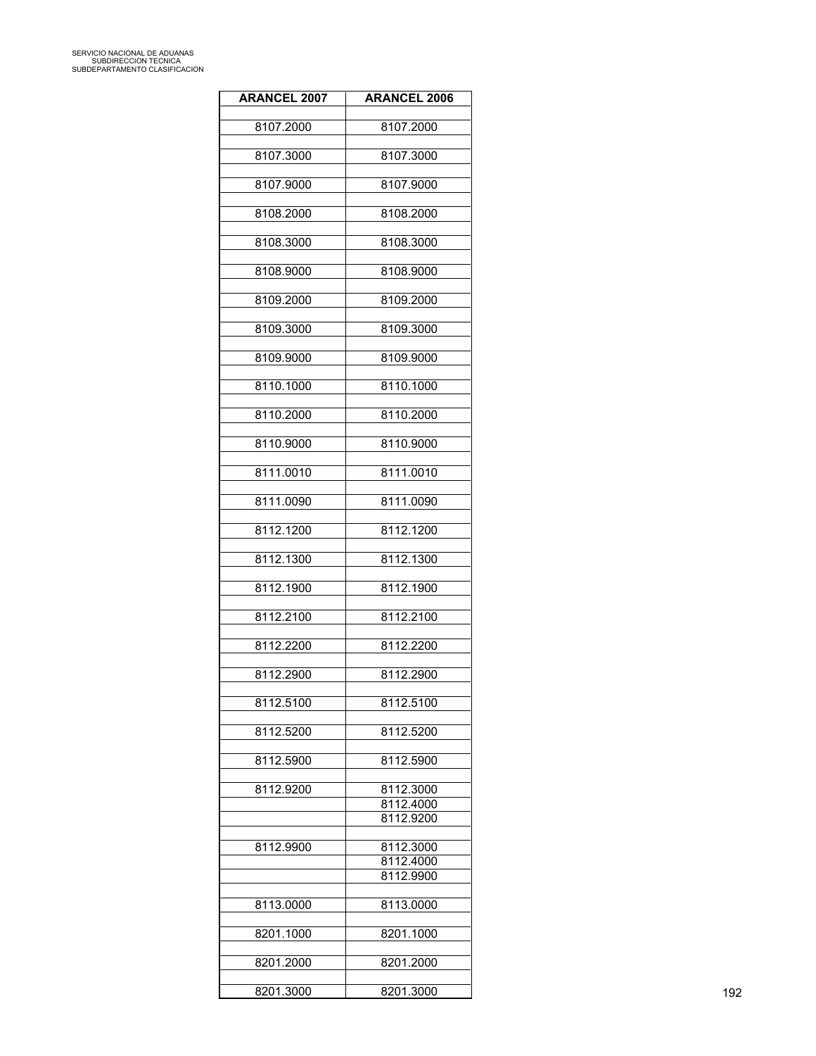| ARANCEL 2007 | ARANCEL 2006 |
|---|---|
| 8107.2000 | 8107.2000 |
| 8107.3000 | 8107.3000 |
| 8107.9000 | 8107.9000 |
| 8108.2000 | 8108.2000 |
| 8108.3000 | 8108.3000 |
| 8108.9000 | 8108.9000 |
| 8109.2000 | 8109.2000 |
| 8109.3000 | 8109.3000 |
| 8109.9000 | 8109.9000 |
| 8110.1000 | 8110.1000 |
| 8110.2000 | 8110.2000 |
| 8110.9000 | 8110.9000 |
| 8111.0010 | 8111.0010 |
| 8111.0090 | 8111.0090 |
| 8112.1200 | 8112.1200 |
| 8112.1300 | 8112.1300 |
| 8112.1900 | 8112.1900 |
| 8112.2100 | 8112.2100 |
| 8112.2200 | 8112.2200 |
| 8112.2900 | 8112.2900 |
| 8112.5100 | 8112.5100 |
| 8112.5200 | 8112.5200 |
| 8112.5900 | 8112.5900 |
| 8112.9200 | 8112.3000 |
| | 8112.4000 |
| | 8112.9200 |
| 8112.9900 | 8112.3000 |
| | 8112.4000 |
| | 8112.9900 |
| 8113.0000 | 8113.0000 |
| 8201.1000 | 8201.1000 |
| 8201.2000 | 8201.2000 |
| 8201.3000 | 8201.3000 |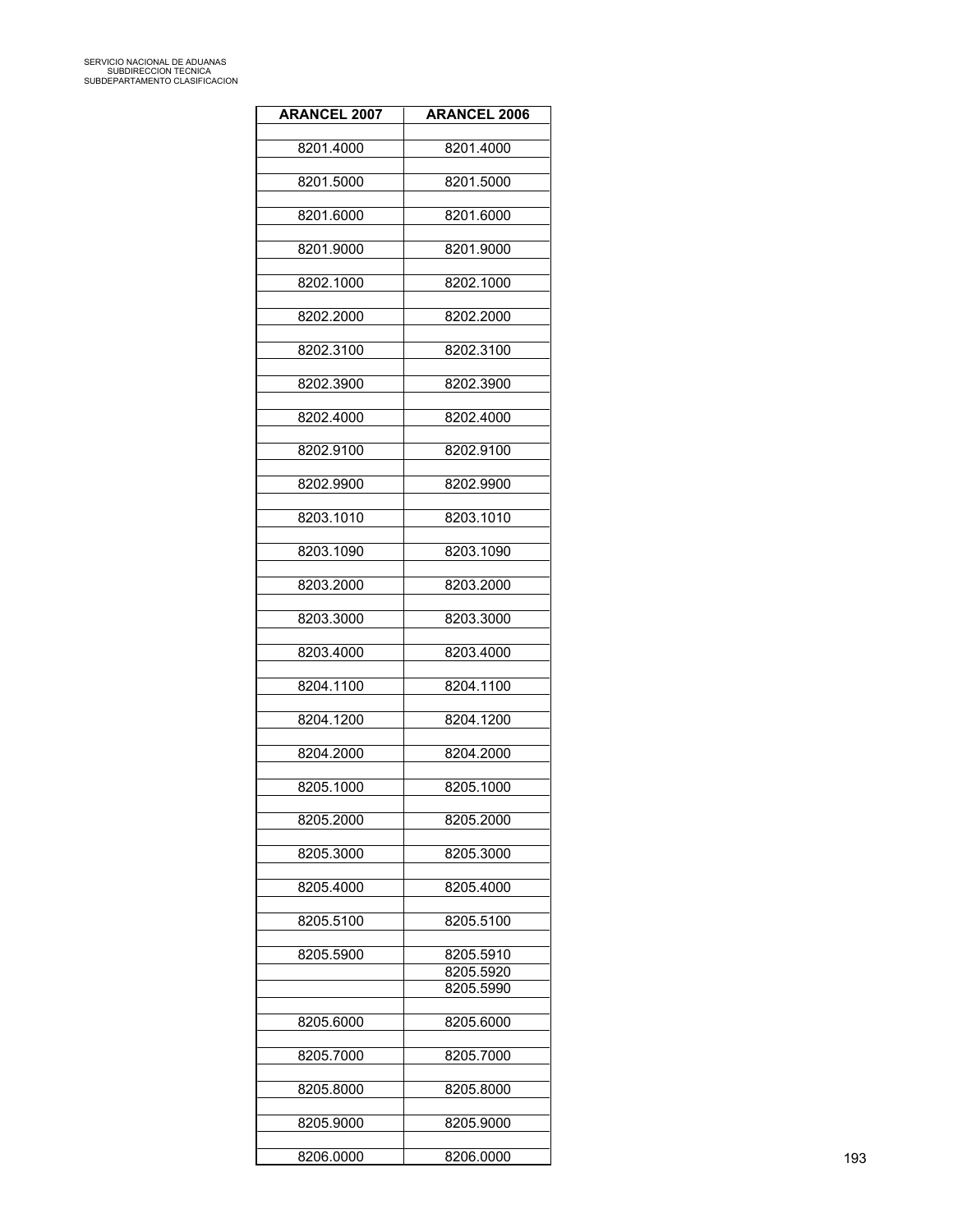| ARANCEL 2007 | ARANCEL 2006 |
|---|---|
| 8201.4000 | 8201.4000 |
| 8201.5000 | 8201.5000 |
| 8201.6000 | 8201.6000 |
| 8201.9000 | 8201.9000 |
| 8202.1000 | 8202.1000 |
| 8202.2000 | 8202.2000 |
| 8202.3100 | 8202.3100 |
| 8202.3900 | 8202.3900 |
| 8202.4000 | 8202.4000 |
| 8202.9100 | 8202.9100 |
| 8202.9900 | 8202.9900 |
| 8203.1010 | 8203.1010 |
| 8203.1090 | 8203.1090 |
| 8203.2000 | 8203.2000 |
| 8203.3000 | 8203.3000 |
| 8203.4000 | 8203.4000 |
| 8204.1100 | 8204.1100 |
| 8204.1200 | 8204.1200 |
| 8204.2000 | 8204.2000 |
| 8205.1000 | 8205.1000 |
| 8205.2000 | 8205.2000 |
| 8205.3000 | 8205.3000 |
| 8205.4000 | 8205.4000 |
| 8205.5100 | 8205.5100 |
| 8205.5900 | 8205.5910 |
| | 8205.5920 |
| | 8205.5990 |
| 8205.6000 | 8205.6000 |
| 8205.7000 | 8205.7000 |
| 8205.8000 | 8205.8000 |
| 8205.9000 | 8205.9000 |
| 8206.0000 | 8206.0000 |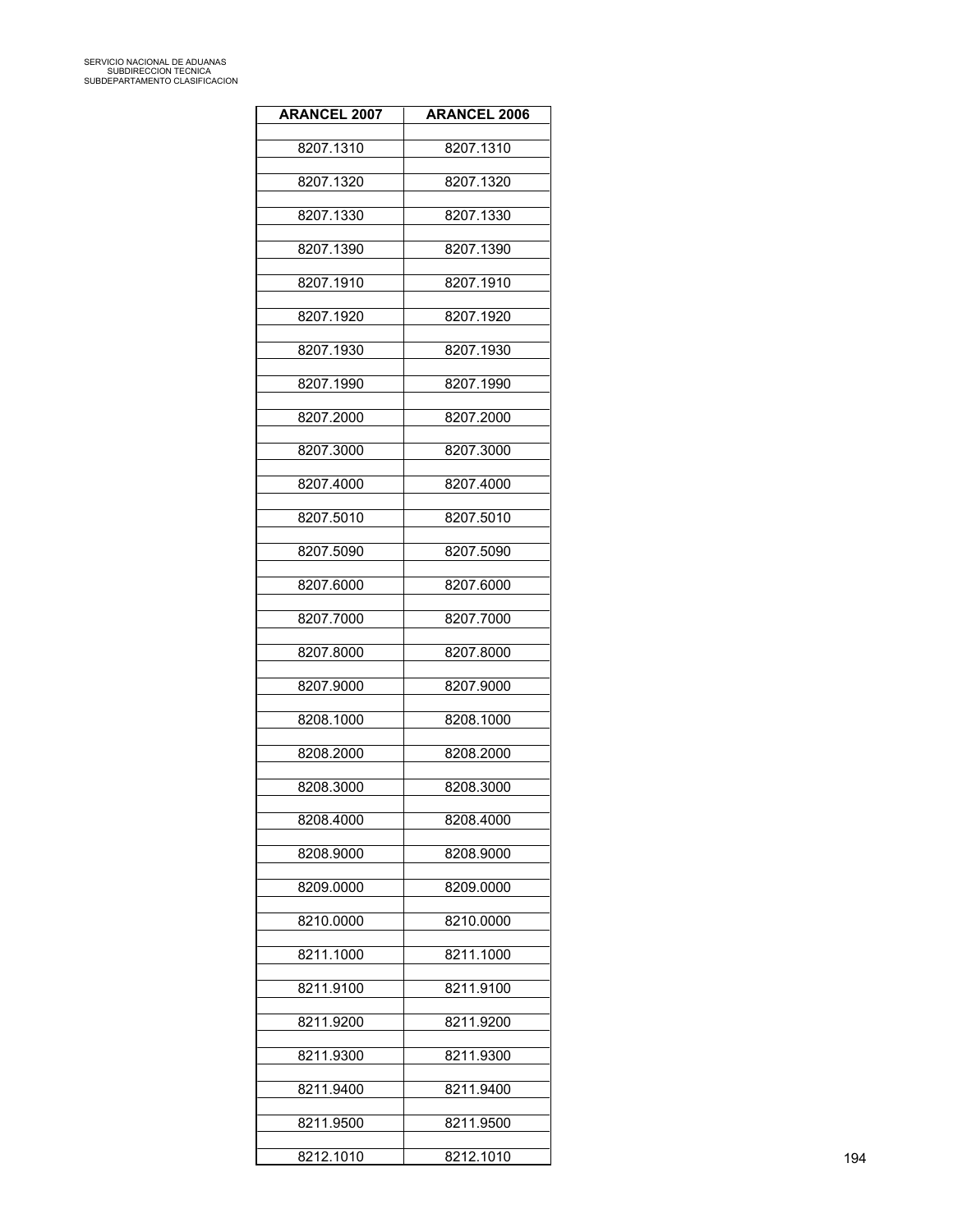| ARANCEL 2007 | ARANCEL 2006 |
|---|---|
| 8207.1310 | 8207.1310 |
| 8207.1320 | 8207.1320 |
| 8207.1330 | 8207.1330 |
| 8207.1390 | 8207.1390 |
| 8207.1910 | 8207.1910 |
| 8207.1920 | 8207.1920 |
| 8207.1930 | 8207.1930 |
| 8207.1990 | 8207.1990 |
| 8207.2000 | 8207.2000 |
| 8207.3000 | 8207.3000 |
| 8207.4000 | 8207.4000 |
| 8207.5010 | 8207.5010 |
| 8207.5090 | 8207.5090 |
| 8207.6000 | 8207.6000 |
| 8207.7000 | 8207.7000 |
| 8207.8000 | 8207.8000 |
| 8207.9000 | 8207.9000 |
| 8208.1000 | 8208.1000 |
| 8208.2000 | 8208.2000 |
| 8208.3000 | 8208.3000 |
| 8208.4000 | 8208.4000 |
| 8208.9000 | 8208.9000 |
| 8209.0000 | 8209.0000 |
| 8210.0000 | 8210.0000 |
| 8211.1000 | 8211.1000 |
| 8211.9100 | 8211.9100 |
| 8211.9200 | 8211.9200 |
| 8211.9300 | 8211.9300 |
| 8211.9400 | 8211.9400 |
| 8211.9500 | 8211.9500 |
| 8212.1010 | 8212.1010 |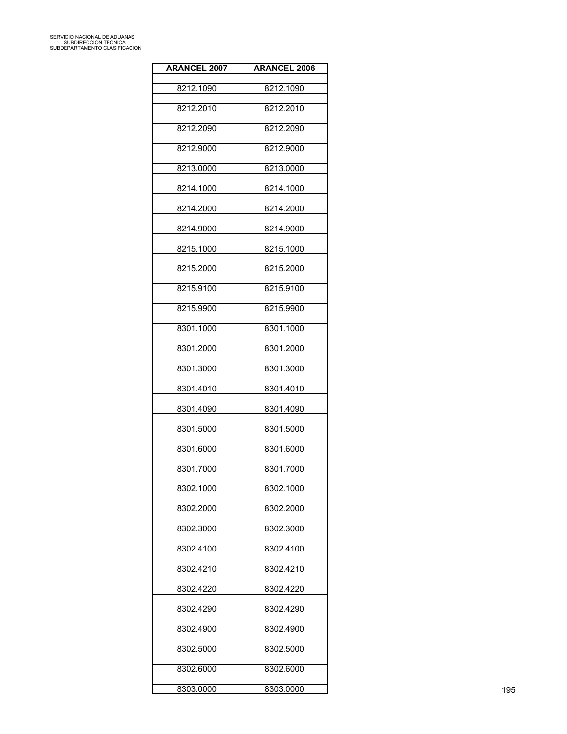| ARANCEL 2007 | ARANCEL 2006 |
|---|---|
| 8212.1090 | 8212.1090 |
| 8212.2010 | 8212.2010 |
| 8212.2090 | 8212.2090 |
| 8212.9000 | 8212.9000 |
| 8213.0000 | 8213.0000 |
| 8214.1000 | 8214.1000 |
| 8214.2000 | 8214.2000 |
| 8214.9000 | 8214.9000 |
| 8215.1000 | 8215.1000 |
| 8215.2000 | 8215.2000 |
| 8215.9100 | 8215.9100 |
| 8215.9900 | 8215.9900 |
| 8301.1000 | 8301.1000 |
| 8301.2000 | 8301.2000 |
| 8301.3000 | 8301.3000 |
| 8301.4010 | 8301.4010 |
| 8301.4090 | 8301.4090 |
| 8301.5000 | 8301.5000 |
| 8301.6000 | 8301.6000 |
| 8301.7000 | 8301.7000 |
| 8302.1000 | 8302.1000 |
| 8302.2000 | 8302.2000 |
| 8302.3000 | 8302.3000 |
| 8302.4100 | 8302.4100 |
| 8302.4210 | 8302.4210 |
| 8302.4220 | 8302.4220 |
| 8302.4290 | 8302.4290 |
| 8302.4900 | 8302.4900 |
| 8302.5000 | 8302.5000 |
| 8302.6000 | 8302.6000 |
| 8303.0000 | 8303.0000 |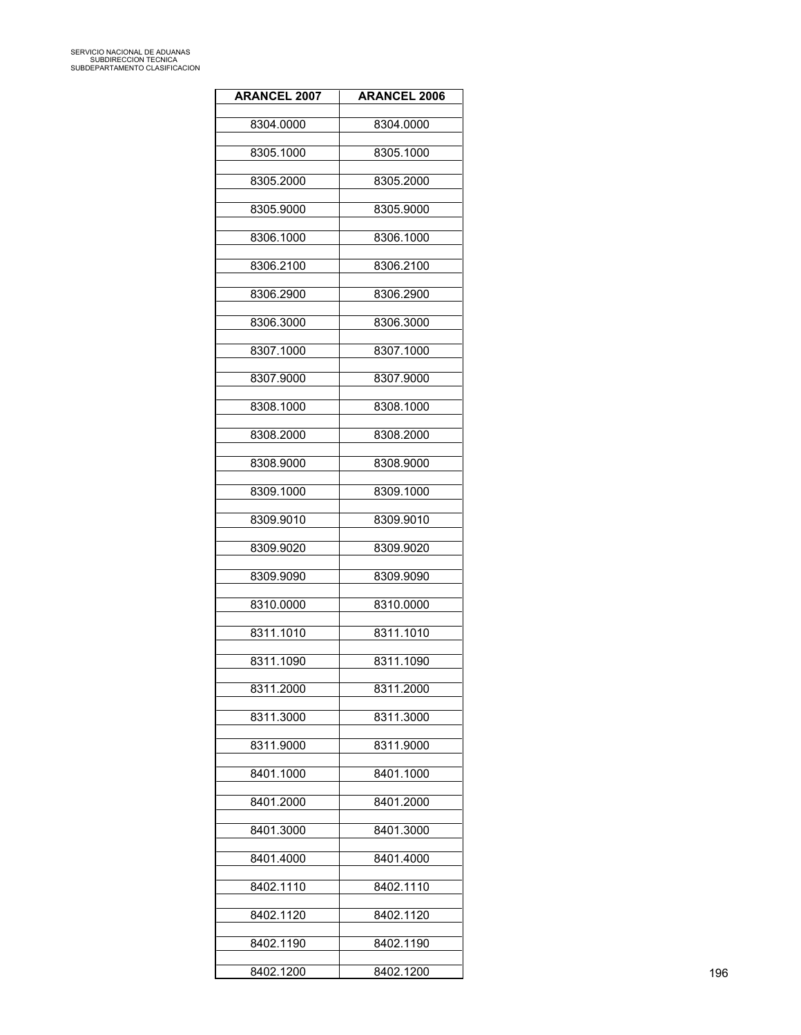| ARANCEL 2007 | ARANCEL 2006 |
|---|---|
| 8304.0000 | 8304.0000 |
| 8305.1000 | 8305.1000 |
| 8305.2000 | 8305.2000 |
| 8305.9000 | 8305.9000 |
| 8306.1000 | 8306.1000 |
| 8306.2100 | 8306.2100 |
| 8306.2900 | 8306.2900 |
| 8306.3000 | 8306.3000 |
| 8307.1000 | 8307.1000 |
| 8307.9000 | 8307.9000 |
| 8308.1000 | 8308.1000 |
| 8308.2000 | 8308.2000 |
| 8308.9000 | 8308.9000 |
| 8309.1000 | 8309.1000 |
| 8309.9010 | 8309.9010 |
| 8309.9020 | 8309.9020 |
| 8309.9090 | 8309.9090 |
| 8310.0000 | 8310.0000 |
| 8311.1010 | 8311.1010 |
| 8311.1090 | 8311.1090 |
| 8311.2000 | 8311.2000 |
| 8311.3000 | 8311.3000 |
| 8311.9000 | 8311.9000 |
| 8401.1000 | 8401.1000 |
| 8401.2000 | 8401.2000 |
| 8401.3000 | 8401.3000 |
| 8401.4000 | 8401.4000 |
| 8402.1110 | 8402.1110 |
| 8402.1120 | 8402.1120 |
| 8402.1190 | 8402.1190 |
| 8402.1200 | 8402.1200 |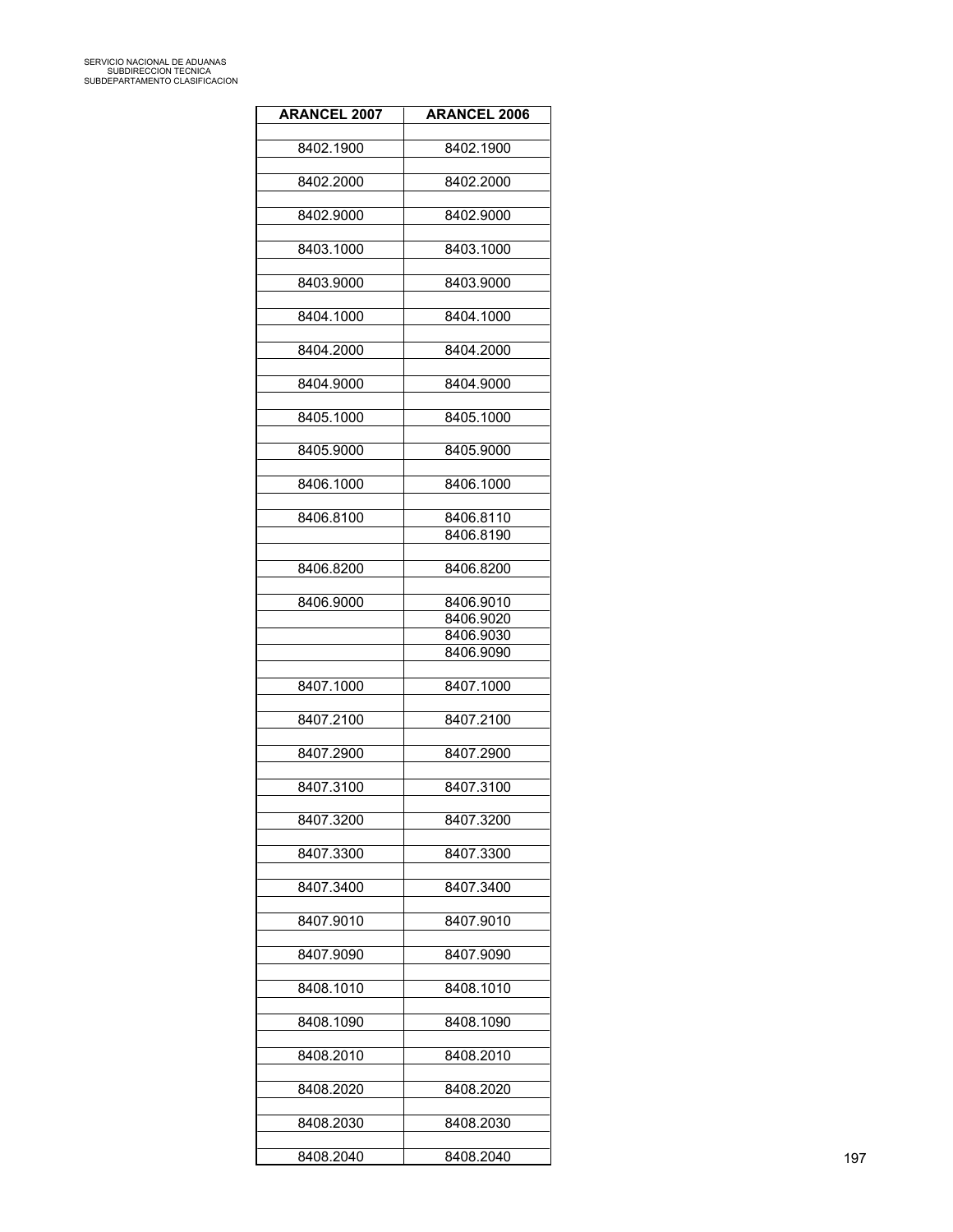| ARANCEL 2007 | ARANCEL 2006 |
|---|---|
| 8402.1900 | 8402.1900 |
| 8402.2000 | 8402.2000 |
| 8402.9000 | 8402.9000 |
| 8403.1000 | 8403.1000 |
| 8403.9000 | 8403.9000 |
| 8404.1000 | 8404.1000 |
| 8404.2000 | 8404.2000 |
| 8404.9000 | 8404.9000 |
| 8405.1000 | 8405.1000 |
| 8405.9000 | 8405.9000 |
| 8406.1000 | 8406.1000 |
| 8406.8100 | 8406.8110 |
| | 8406.8190 |
| 8406.8200 | 8406.8200 |
| 8406.9000 | 8406.9010 |
| | 8406.9020 |
| | 8406.9030 |
| | 8406.9090 |
| 8407.1000 | 8407.1000 |
| 8407.2100 | 8407.2100 |
| 8407.2900 | 8407.2900 |
| 8407.3100 | 8407.3100 |
| 8407.3200 | 8407.3200 |
| 8407.3300 | 8407.3300 |
| 8407.3400 | 8407.3400 |
| 8407.9010 | 8407.9010 |
| 8407.9090 | 8407.9090 |
| 8408.1010 | 8408.1010 |
| 8408.1090 | 8408.1090 |
| 8408.2010 | 8408.2010 |
| 8408.2020 | 8408.2020 |
| 8408.2030 | 8408.2030 |
| 8408.2040 | 8408.2040 |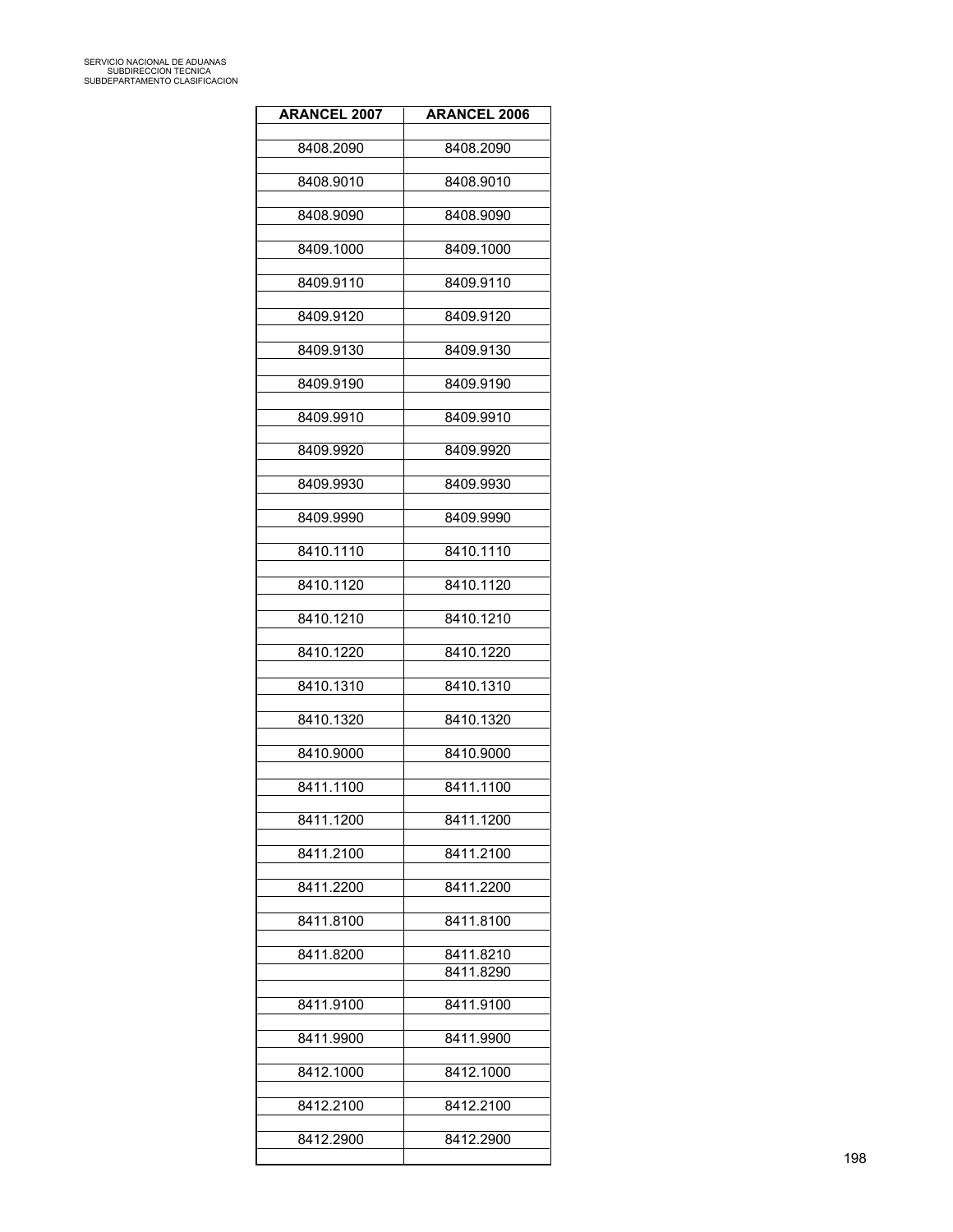| ARANCEL 2007 | ARANCEL 2006 |
| --- | --- |
| 8408.2090 | 8408.2090 |
| 8408.9010 | 8408.9010 |
| 8408.9090 | 8408.9090 |
| 8409.1000 | 8409.1000 |
| 8409.9110 | 8409.9110 |
| 8409.9120 | 8409.9120 |
| 8409.9130 | 8409.9130 |
| 8409.9190 | 8409.9190 |
| 8409.9910 | 8409.9910 |
| 8409.9920 | 8409.9920 |
| 8409.9930 | 8409.9930 |
| 8409.9990 | 8409.9990 |
| 8410.1110 | 8410.1110 |
| 8410.1120 | 8410.1120 |
| 8410.1210 | 8410.1210 |
| 8410.1220 | 8410.1220 |
| 8410.1310 | 8410.1310 |
| 8410.1320 | 8410.1320 |
| 8410.9000 | 8410.9000 |
| 8411.1100 | 8411.1100 |
| 8411.1200 | 8411.1200 |
| 8411.2100 | 8411.2100 |
| 8411.2200 | 8411.2200 |
| 8411.8100 | 8411.8100 |
| 8411.8200 | 8411.8210 |
| | 8411.8290 |
| 8411.9100 | 8411.9100 |
| 8411.9900 | 8411.9900 |
| 8412.1000 | 8412.1000 |
| 8412.2100 | 8412.2100 |
| 8412.2900 | 8412.2900 |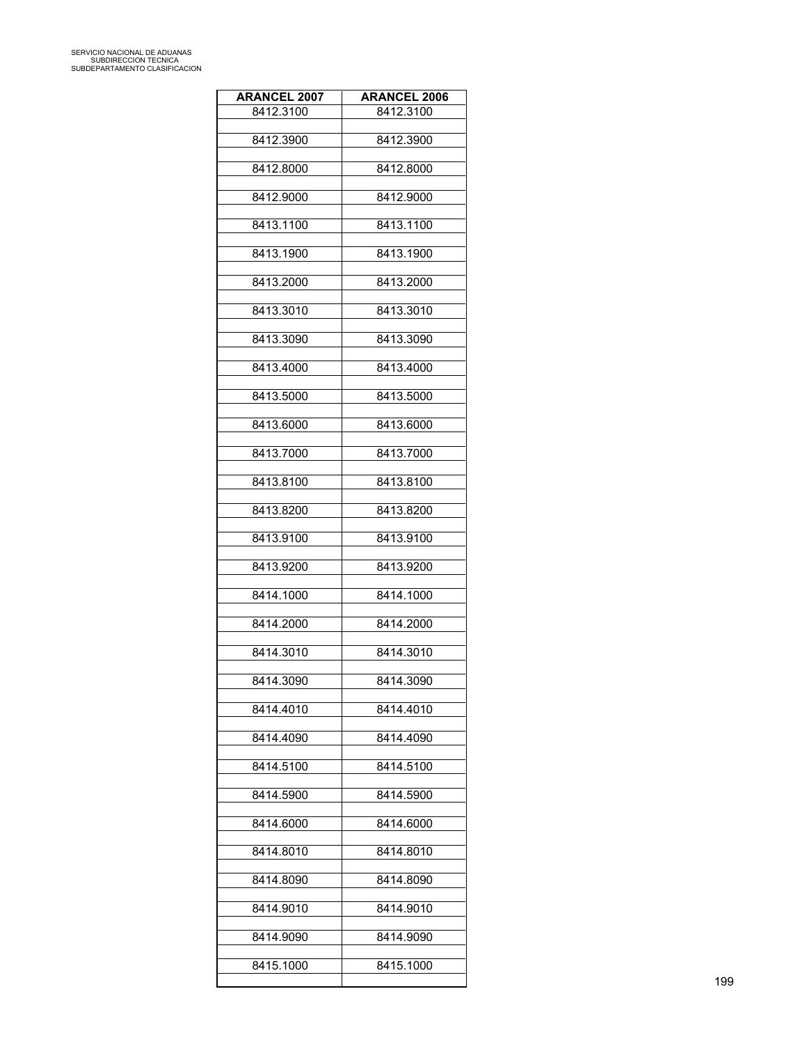| ARANCEL 2007 | ARANCEL 2006 |
|---|---|
| 8412.3100 | 8412.3100 |
| 8412.3900 | 8412.3900 |
| 8412.8000 | 8412.8000 |
| 8412.9000 | 8412.9000 |
| 8413.1100 | 8413.1100 |
| 8413.1900 | 8413.1900 |
| 8413.2000 | 8413.2000 |
| 8413.3010 | 8413.3010 |
| 8413.3090 | 8413.3090 |
| 8413.4000 | 8413.4000 |
| 8413.5000 | 8413.5000 |
| 8413.6000 | 8413.6000 |
| 8413.7000 | 8413.7000 |
| 8413.8100 | 8413.8100 |
| 8413.8200 | 8413.8200 |
| 8413.9100 | 8413.9100 |
| 8413.9200 | 8413.9200 |
| 8414.1000 | 8414.1000 |
| 8414.2000 | 8414.2000 |
| 8414.3010 | 8414.3010 |
| 8414.3090 | 8414.3090 |
| 8414.4010 | 8414.4010 |
| 8414.4090 | 8414.4090 |
| 8414.5100 | 8414.5100 |
| 8414.5900 | 8414.5900 |
| 8414.6000 | 8414.6000 |
| 8414.8010 | 8414.8010 |
| 8414.8090 | 8414.8090 |
| 8414.9010 | 8414.9010 |
| 8414.9090 | 8414.9090 |
| 8415.1000 | 8415.1000 |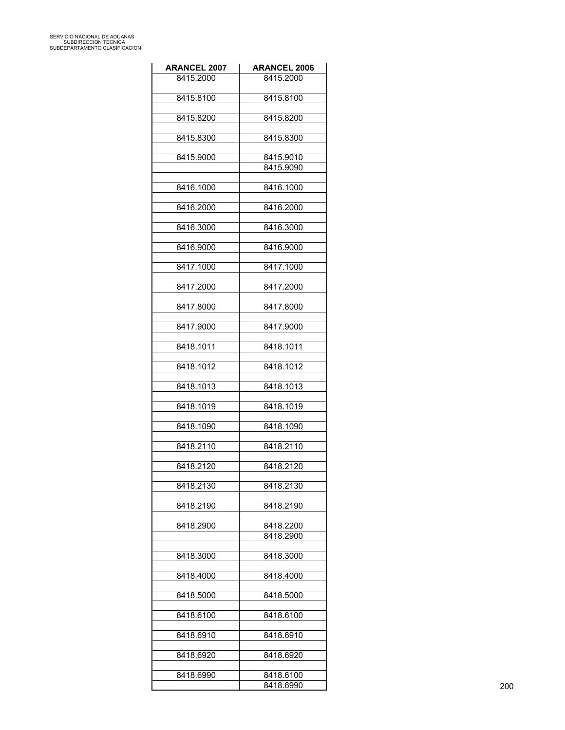| ARANCEL 2007 | ARANCEL 2006 |
|---|---|
| 8415.2000 | 8415.2000 |
| | |
| 8415.8100 | 8415.8100 |
| | |
| 8415.8200 | 8415.8200 |
| | |
| 8415.8300 | 8415.8300 |
| | |
| 8415.9000 | 8415.9010 |
| | 8415.9090 |
| | |
| 8416.1000 | 8416.1000 |
| | |
| 8416.2000 | 8416.2000 |
| | |
| 8416.3000 | 8416.3000 |
| | |
| 8416.9000 | 8416.9000 |
| | |
| 8417.1000 | 8417.1000 |
| | |
| 8417.2000 | 8417.2000 |
| | |
| 8417.8000 | 8417.8000 |
| | |
| 8417.9000 | 8417.9000 |
| | |
| 8418.1011 | 8418.1011 |
| | |
| 8418.1012 | 8418.1012 |
| | |
| 8418.1013 | 8418.1013 |
| | |
| 8418.1019 | 8418.1019 |
| | |
| 8418.1090 | 8418.1090 |
| | |
| 8418.2110 | 8418.2110 |
| | |
| 8418.2120 | 8418.2120 |
| | |
| 8418.2130 | 8418.2130 |
| | |
| 8418.2190 | 8418.2190 |
| | |
| 8418.2900 | 8418.2200 |
| | 8418.2900 |
| | |
| 8418.3000 | 8418.3000 |
| | |
| 8418.4000 | 8418.4000 |
| | |
| 8418.5000 | 8418.5000 |
| | |
| 8418.6100 | 8418.6100 |
| | |
| 8418.6910 | 8418.6910 |
| | |
| 8418.6920 | 8418.6920 |
| | |
| 8418.6990 | 8418.6100 |
| | 8418.6990 |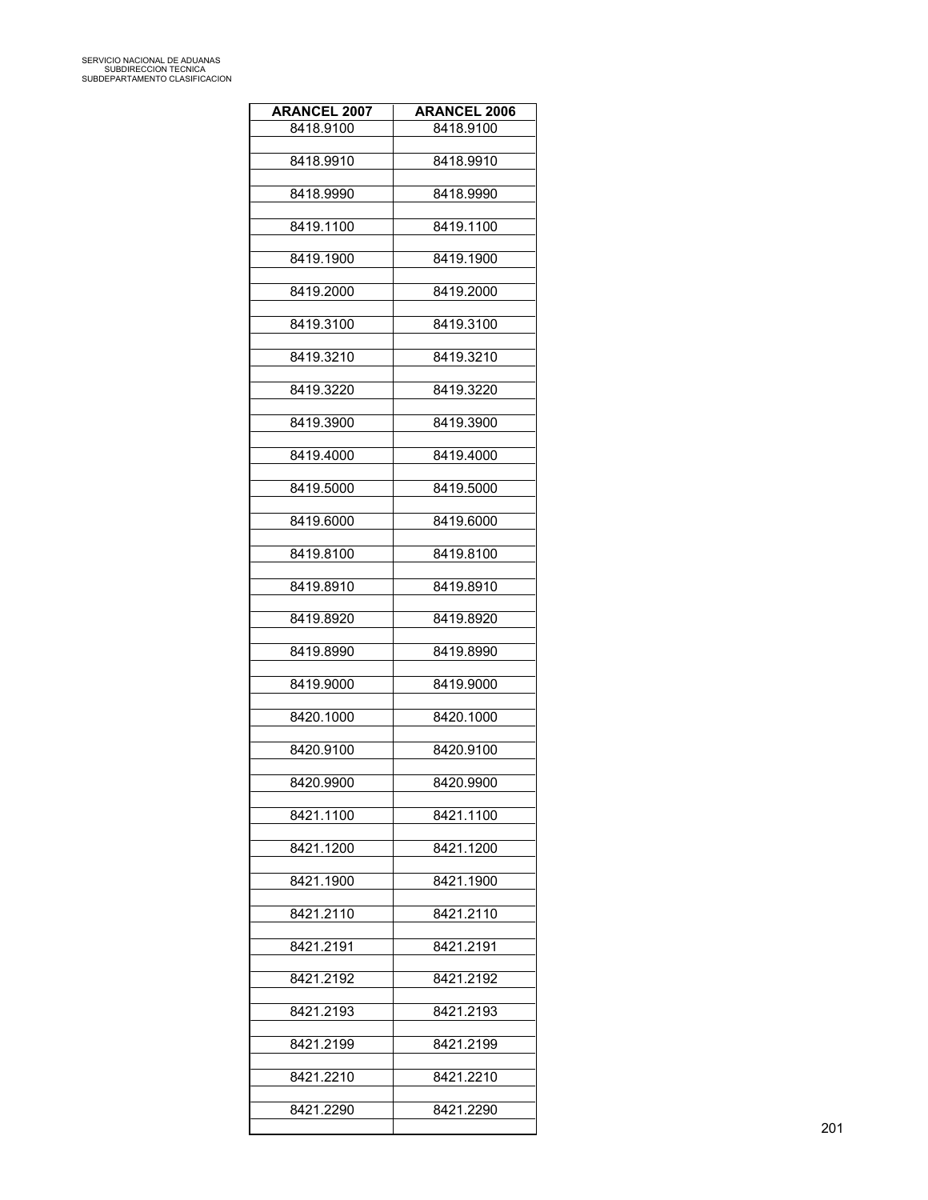| ARANCEL 2007 | ARANCEL 2006 |
|---|---|
| 8418.9100 | 8418.9100 |
| 8418.9910 | 8418.9910 |
| 8418.9990 | 8418.9990 |
| 8419.1100 | 8419.1100 |
| 8419.1900 | 8419.1900 |
| 8419.2000 | 8419.2000 |
| 8419.3100 | 8419.3100 |
| 8419.3210 | 8419.3210 |
| 8419.3220 | 8419.3220 |
| 8419.3900 | 8419.3900 |
| 8419.4000 | 8419.4000 |
| 8419.5000 | 8419.5000 |
| 8419.6000 | 8419.6000 |
| 8419.8100 | 8419.8100 |
| 8419.8910 | 8419.8910 |
| 8419.8920 | 8419.8920 |
| 8419.8990 | 8419.8990 |
| 8419.9000 | 8419.9000 |
| 8420.1000 | 8420.1000 |
| 8420.9100 | 8420.9100 |
| 8420.9900 | 8420.9900 |
| 8421.1100 | 8421.1100 |
| 8421.1200 | 8421.1200 |
| 8421.1900 | 8421.1900 |
| 8421.2110 | 8421.2110 |
| 8421.2191 | 8421.2191 |
| 8421.2192 | 8421.2192 |
| 8421.2193 | 8421.2193 |
| 8421.2199 | 8421.2199 |
| 8421.2210 | 8421.2210 |
| 8421.2290 | 8421.2290 |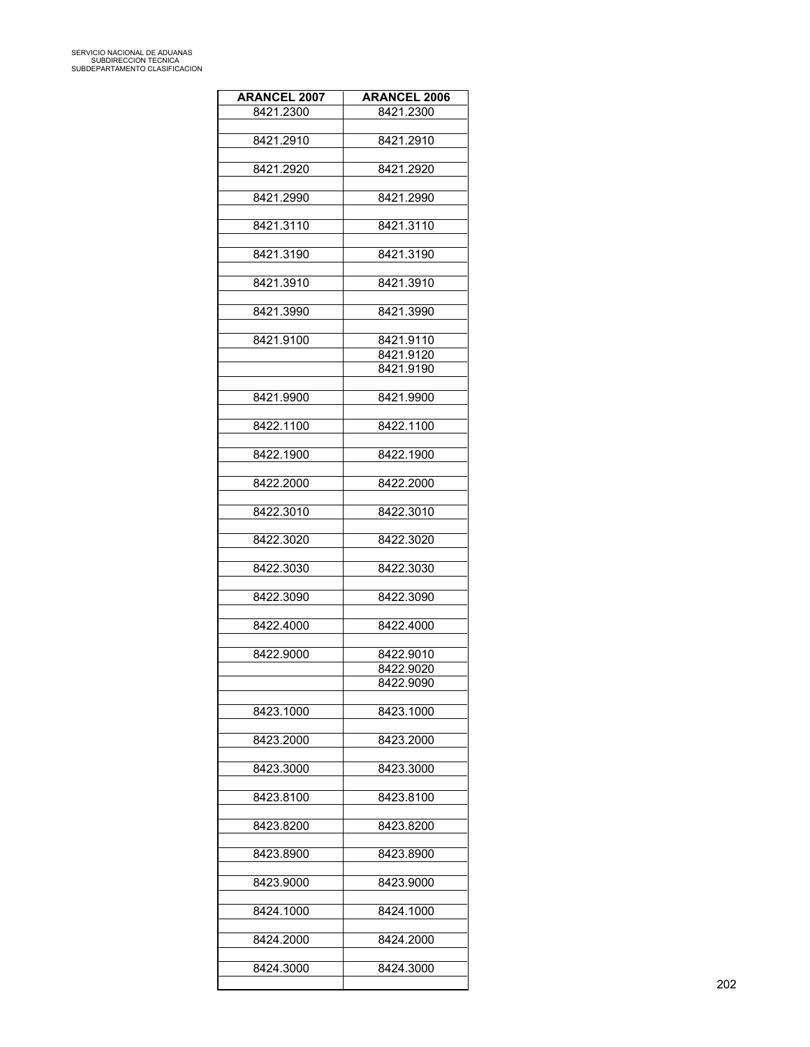| ARANCEL 2007 | ARANCEL 2006 |
|---|---|
| 8421.2300 | 8421.2300 |
| | |
| 8421.2910 | 8421.2910 |
| | |
| 8421.2920 | 8421.2920 |
| | |
| 8421.2990 | 8421.2990 |
| | |
| 8421.3110 | 8421.3110 |
| | |
| 8421.3190 | 8421.3190 |
| | |
| 8421.3910 | 8421.3910 |
| | |
| 8421.3990 | 8421.3990 |
| | |
| 8421.9100 | 8421.9110 |
| | 8421.9120 |
| | 8421.9190 |
| | |
| 8421.9900 | 8421.9900 |
| | |
| 8422.1100 | 8422.1100 |
| | |
| 8422.1900 | 8422.1900 |
| | |
| 8422.2000 | 8422.2000 |
| | |
| 8422.3010 | 8422.3010 |
| | |
| 8422.3020 | 8422.3020 |
| | |
| 8422.3030 | 8422.3030 |
| | |
| 8422.3090 | 8422.3090 |
| | |
| 8422.4000 | 8422.4000 |
| | |
| 8422.9000 | 8422.9010 |
| | 8422.9020 |
| | 8422.9090 |
| | |
| 8423.1000 | 8423.1000 |
| | |
| 8423.2000 | 8423.2000 |
| | |
| 8423.3000 | 8423.3000 |
| | |
| 8423.8100 | 8423.8100 |
| | |
| 8423.8200 | 8423.8200 |
| | |
| 8423.8900 | 8423.8900 |
| | |
| 8423.9000 | 8423.9000 |
| | |
| 8424.1000 | 8424.1000 |
| | |
| 8424.2000 | 8424.2000 |
| | |
| 8424.3000 | 8424.3000 |
| | |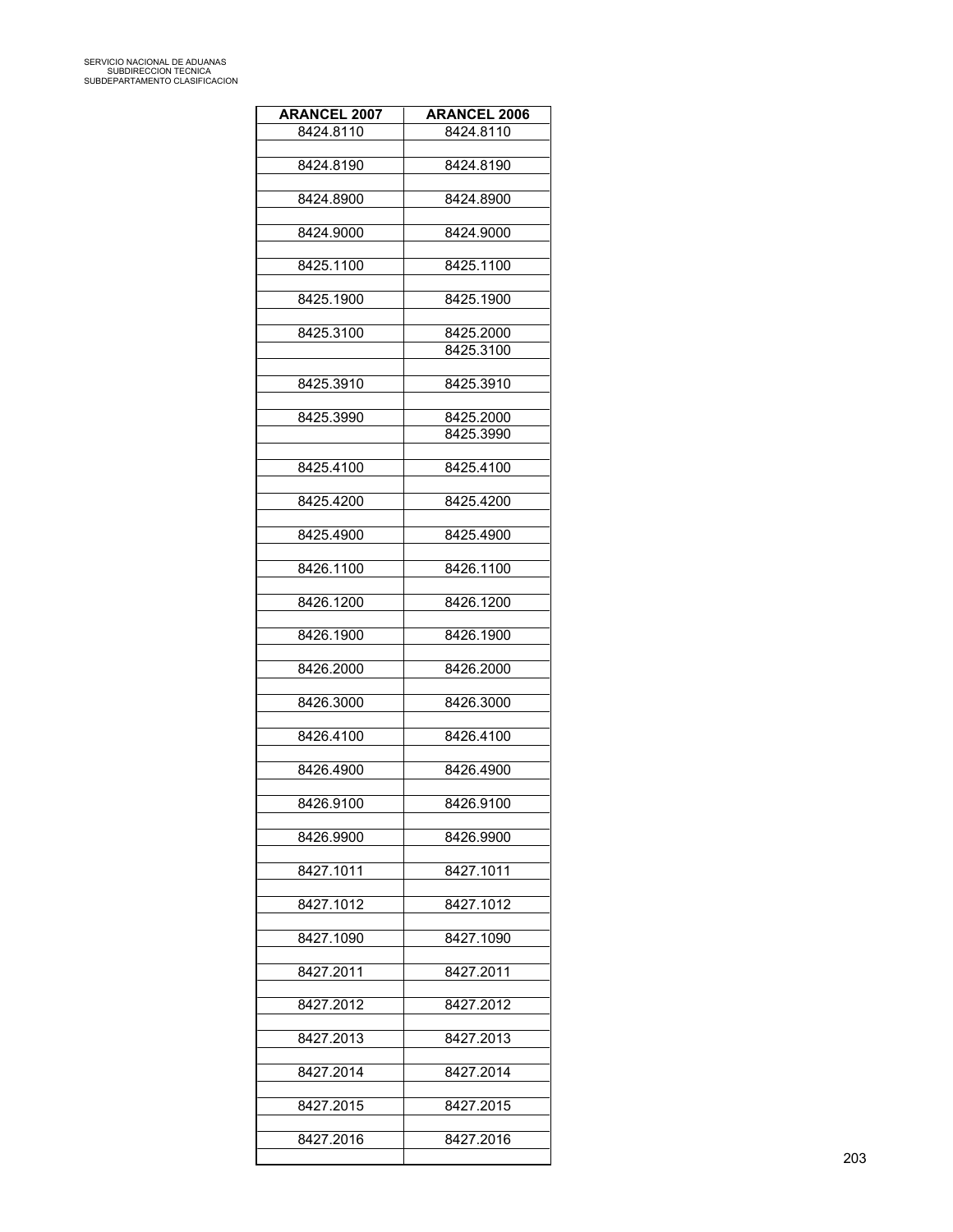| ARANCEL 2007 | ARANCEL 2006 |
|---|---|
| 8424.8110 | 8424.8110 |
| 8424.8190 | 8424.8190 |
| 8424.8900 | 8424.8900 |
| 8424.9000 | 8424.9000 |
| 8425.1100 | 8425.1100 |
| 8425.1900 | 8425.1900 |
| 8425.3100 | 8425.2000 |
| | 8425.3100 |
| 8425.3910 | 8425.3910 |
| 8425.3990 | 8425.2000 |
| | 8425.3990 |
| 8425.4100 | 8425.4100 |
| 8425.4200 | 8425.4200 |
| 8425.4900 | 8425.4900 |
| 8426.1100 | 8426.1100 |
| 8426.1200 | 8426.1200 |
| 8426.1900 | 8426.1900 |
| 8426.2000 | 8426.2000 |
| 8426.3000 | 8426.3000 |
| 8426.4100 | 8426.4100 |
| 8426.4900 | 8426.4900 |
| 8426.9100 | 8426.9100 |
| 8426.9900 | 8426.9900 |
| 8427.1011 | 8427.1011 |
| 8427.1012 | 8427.1012 |
| 8427.1090 | 8427.1090 |
| 8427.2011 | 8427.2011 |
| 8427.2012 | 8427.2012 |
| 8427.2013 | 8427.2013 |
| 8427.2014 | 8427.2014 |
| 8427.2015 | 8427.2015 |
| 8427.2016 | 8427.2016 |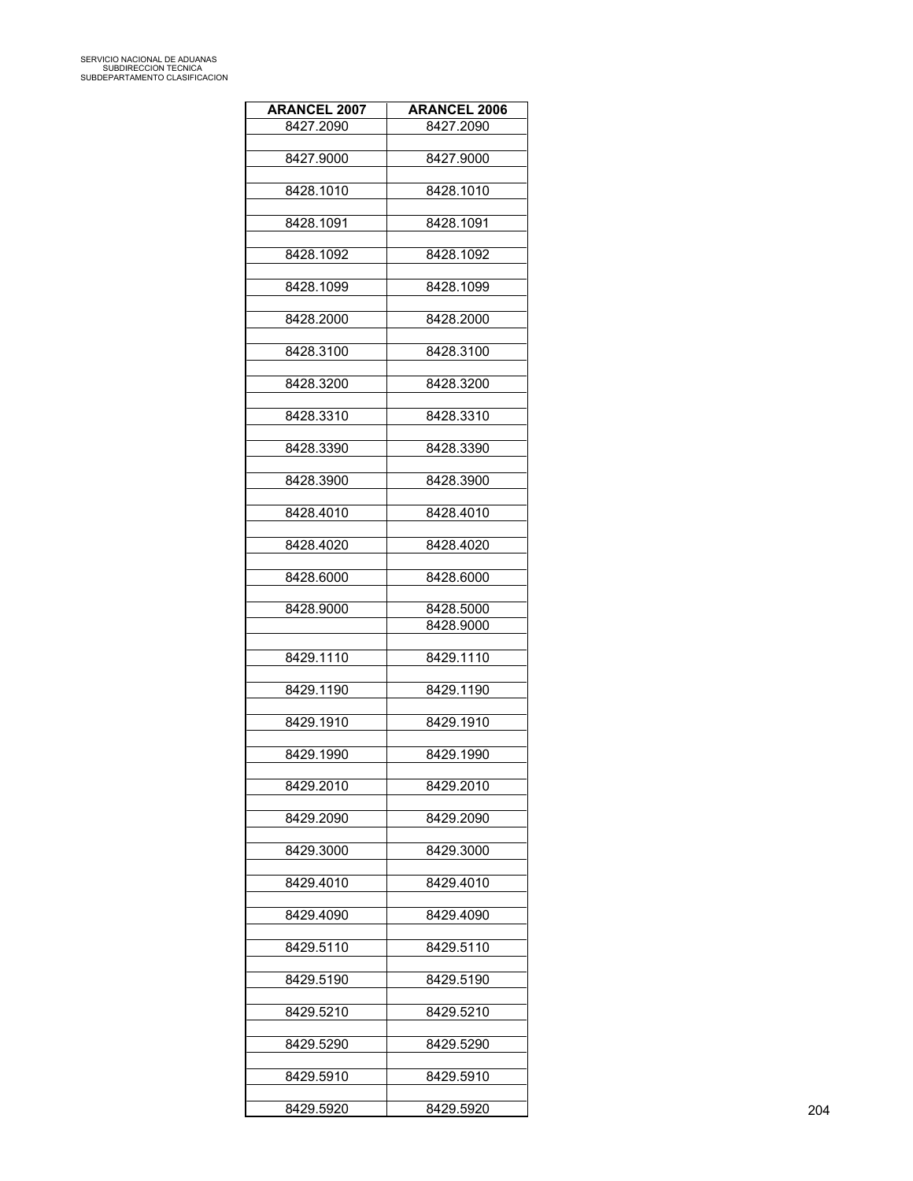| ARANCEL 2007 | ARANCEL 2006 |
|---|---|
| 8427.2090 | 8427.2090 |
| 8427.9000 | 8427.9000 |
| 8428.1010 | 8428.1010 |
| 8428.1091 | 8428.1091 |
| 8428.1092 | 8428.1092 |
| 8428.1099 | 8428.1099 |
| 8428.2000 | 8428.2000 |
| 8428.3100 | 8428.3100 |
| 8428.3200 | 8428.3200 |
| 8428.3310 | 8428.3310 |
| 8428.3390 | 8428.3390 |
| 8428.3900 | 8428.3900 |
| 8428.4010 | 8428.4010 |
| 8428.4020 | 8428.4020 |
| 8428.6000 | 8428.6000 |
| 8428.9000 | 8428.5000 |
| | 8428.9000 |
| 8429.1110 | 8429.1110 |
| 8429.1190 | 8429.1190 |
| 8429.1910 | 8429.1910 |
| 8429.1990 | 8429.1990 |
| 8429.2010 | 8429.2010 |
| 8429.2090 | 8429.2090 |
| 8429.3000 | 8429.3000 |
| 8429.4010 | 8429.4010 |
| 8429.4090 | 8429.4090 |
| 8429.5110 | 8429.5110 |
| 8429.5190 | 8429.5190 |
| 8429.5210 | 8429.5210 |
| 8429.5290 | 8429.5290 |
| 8429.5910 | 8429.5910 |
| 8429.5920 | 8429.5920 |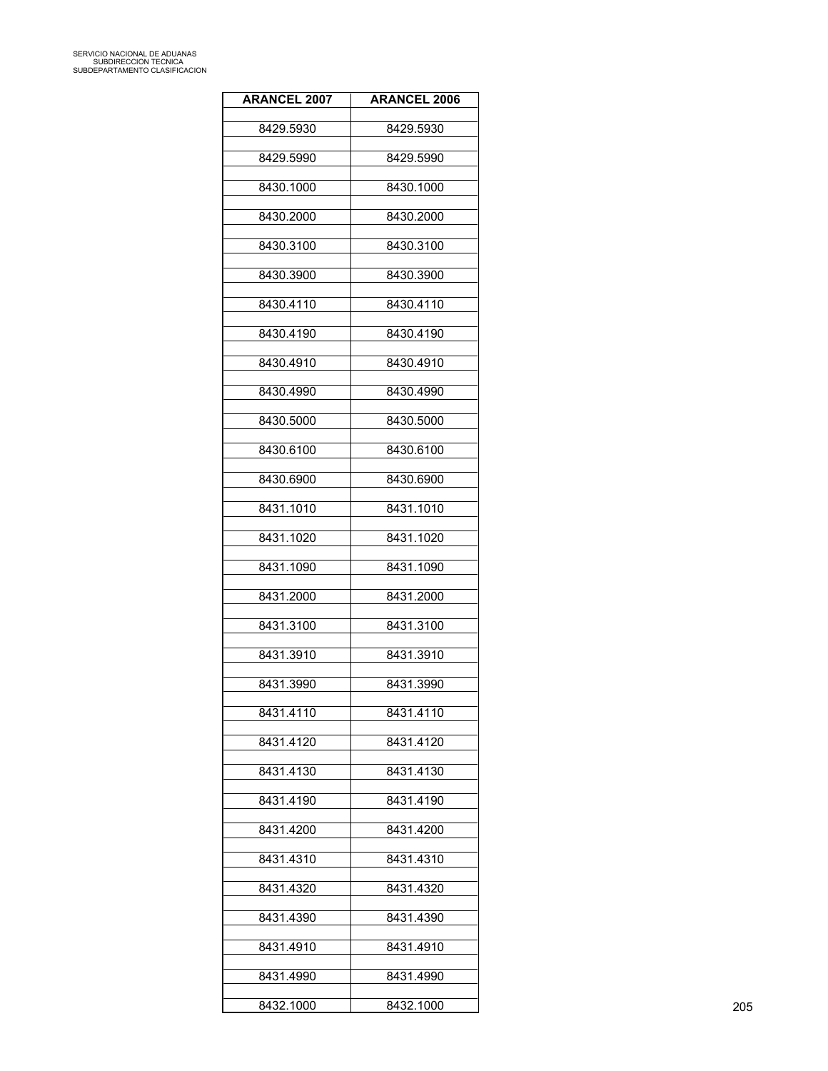| ARANCEL 2007 | ARANCEL 2006 |
|---|---|
| 8429.5930 | 8429.5930 |
| 8429.5990 | 8429.5990 |
| 8430.1000 | 8430.1000 |
| 8430.2000 | 8430.2000 |
| 8430.3100 | 8430.3100 |
| 8430.3900 | 8430.3900 |
| 8430.4110 | 8430.4110 |
| 8430.4190 | 8430.4190 |
| 8430.4910 | 8430.4910 |
| 8430.4990 | 8430.4990 |
| 8430.5000 | 8430.5000 |
| 8430.6100 | 8430.6100 |
| 8430.6900 | 8430.6900 |
| 8431.1010 | 8431.1010 |
| 8431.1020 | 8431.1020 |
| 8431.1090 | 8431.1090 |
| 8431.2000 | 8431.2000 |
| 8431.3100 | 8431.3100 |
| 8431.3910 | 8431.3910 |
| 8431.3990 | 8431.3990 |
| 8431.4110 | 8431.4110 |
| 8431.4120 | 8431.4120 |
| 8431.4130 | 8431.4130 |
| 8431.4190 | 8431.4190 |
| 8431.4200 | 8431.4200 |
| 8431.4310 | 8431.4310 |
| 8431.4320 | 8431.4320 |
| 8431.4390 | 8431.4390 |
| 8431.4910 | 8431.4910 |
| 8431.4990 | 8431.4990 |
| 8432.1000 | 8432.1000 |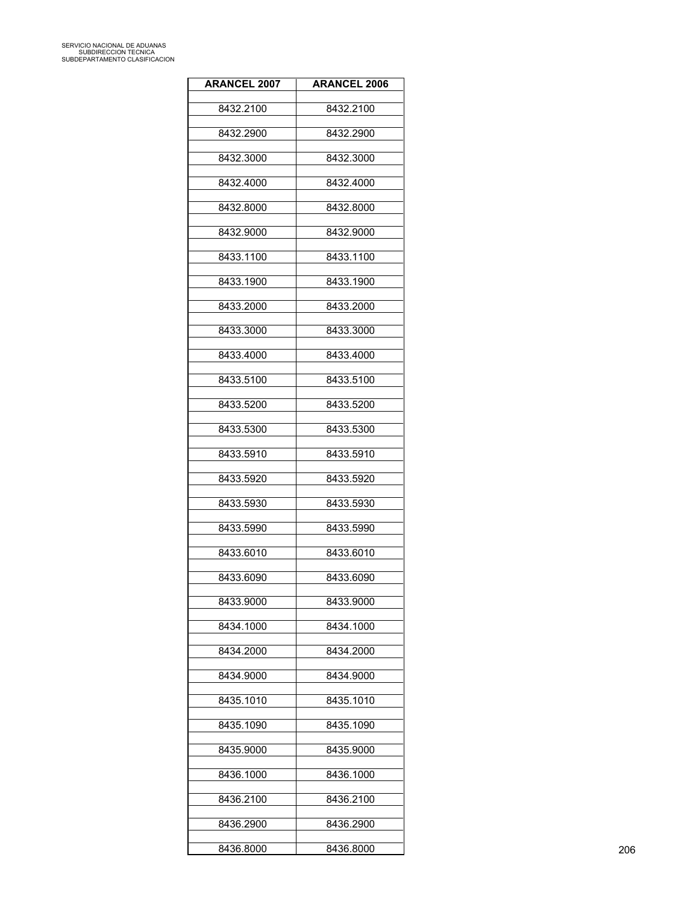| ARANCEL 2007 | ARANCEL 2006 |
|---|---|
| 8432.2100 | 8432.2100 |
| 8432.2900 | 8432.2900 |
| 8432.3000 | 8432.3000 |
| 8432.4000 | 8432.4000 |
| 8432.8000 | 8432.8000 |
| 8432.9000 | 8432.9000 |
| 8433.1100 | 8433.1100 |
| 8433.1900 | 8433.1900 |
| 8433.2000 | 8433.2000 |
| 8433.3000 | 8433.3000 |
| 8433.4000 | 8433.4000 |
| 8433.5100 | 8433.5100 |
| 8433.5200 | 8433.5200 |
| 8433.5300 | 8433.5300 |
| 8433.5910 | 8433.5910 |
| 8433.5920 | 8433.5920 |
| 8433.5930 | 8433.5930 |
| 8433.5990 | 8433.5990 |
| 8433.6010 | 8433.6010 |
| 8433.6090 | 8433.6090 |
| 8433.9000 | 8433.9000 |
| 8434.1000 | 8434.1000 |
| 8434.2000 | 8434.2000 |
| 8434.9000 | 8434.9000 |
| 8435.1010 | 8435.1010 |
| 8435.1090 | 8435.1090 |
| 8435.9000 | 8435.9000 |
| 8436.1000 | 8436.1000 |
| 8436.2100 | 8436.2100 |
| 8436.2900 | 8436.2900 |
| 8436.8000 | 8436.8000 |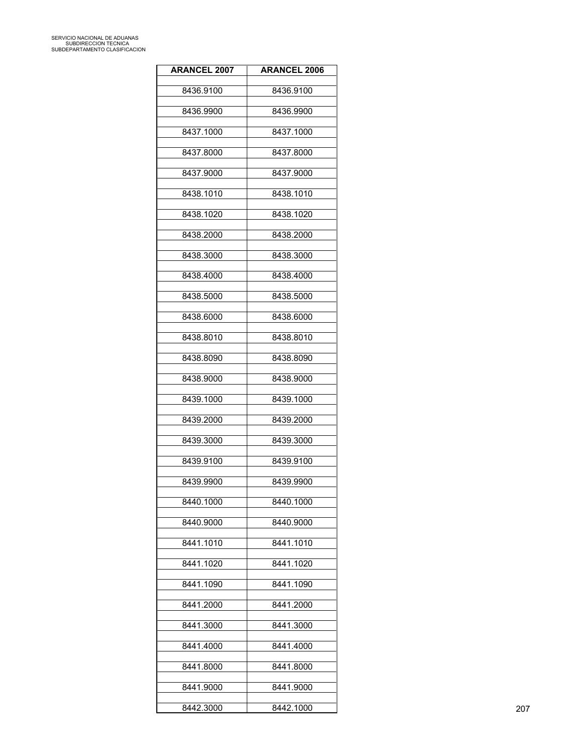| ARANCEL 2007 | ARANCEL 2006 |
|---|---|
| 8436.9100 | 8436.9100 |
| 8436.9900 | 8436.9900 |
| 8437.1000 | 8437.1000 |
| 8437.8000 | 8437.8000 |
| 8437.9000 | 8437.9000 |
| 8438.1010 | 8438.1010 |
| 8438.1020 | 8438.1020 |
| 8438.2000 | 8438.2000 |
| 8438.3000 | 8438.3000 |
| 8438.4000 | 8438.4000 |
| 8438.5000 | 8438.5000 |
| 8438.6000 | 8438.6000 |
| 8438.8010 | 8438.8010 |
| 8438.8090 | 8438.8090 |
| 8438.9000 | 8438.9000 |
| 8439.1000 | 8439.1000 |
| 8439.2000 | 8439.2000 |
| 8439.3000 | 8439.3000 |
| 8439.9100 | 8439.9100 |
| 8439.9900 | 8439.9900 |
| 8440.1000 | 8440.1000 |
| 8440.9000 | 8440.9000 |
| 8441.1010 | 8441.1010 |
| 8441.1020 | 8441.1020 |
| 8441.1090 | 8441.1090 |
| 8441.2000 | 8441.2000 |
| 8441.3000 | 8441.3000 |
| 8441.4000 | 8441.4000 |
| 8441.8000 | 8441.8000 |
| 8441.9000 | 8441.9000 |
| 8442.3000 | 8442.1000 |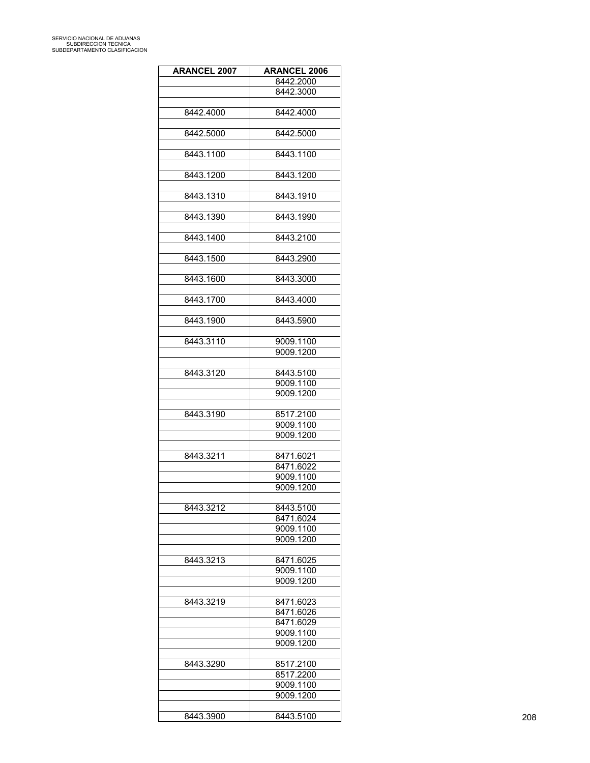| ARANCEL 2007 | ARANCEL 2006 |
|---|---|
| | 8442.2000 |
| | 8442.3000 |
| | |
| 8442.4000 | 8442.4000 |
| | |
| 8442.5000 | 8442.5000 |
| | |
| 8443.1100 | 8443.1100 |
| | |
| 8443.1200 | 8443.1200 |
| | |
| 8443.1310 | 8443.1910 |
| | |
| 8443.1390 | 8443.1990 |
| | |
| 8443.1400 | 8443.2100 |
| | |
| 8443.1500 | 8443.2900 |
| | |
| 8443.1600 | 8443.3000 |
| | |
| 8443.1700 | 8443.4000 |
| | |
| 8443.1900 | 8443.5900 |
| | |
| 8443.3110 | 9009.1100 |
| | 9009.1200 |
| | |
| 8443.3120 | 8443.5100 |
| | 9009.1100 |
| | 9009.1200 |
| | |
| 8443.3190 | 8517.2100 |
| | 9009.1100 |
| | 9009.1200 |
| | |
| 8443.3211 | 8471.6021 |
| | 8471.6022 |
| | 9009.1100 |
| | 9009.1200 |
| | |
| 8443.3212 | 8443.5100 |
| | 8471.6024 |
| | 9009.1100 |
| | 9009.1200 |
| | |
| 8443.3213 | 8471.6025 |
| | 9009.1100 |
| | 9009.1200 |
| | |
| 8443.3219 | 8471.6023 |
| | 8471.6026 |
| | 8471.6029 |
| | 9009.1100 |
| | 9009.1200 |
| | |
| 8443.3290 | 8517.2100 |
| | 8517.2200 |
| | 9009.1100 |
| | 9009.1200 |
| | |
| 8443.3900 | 8443.5100 |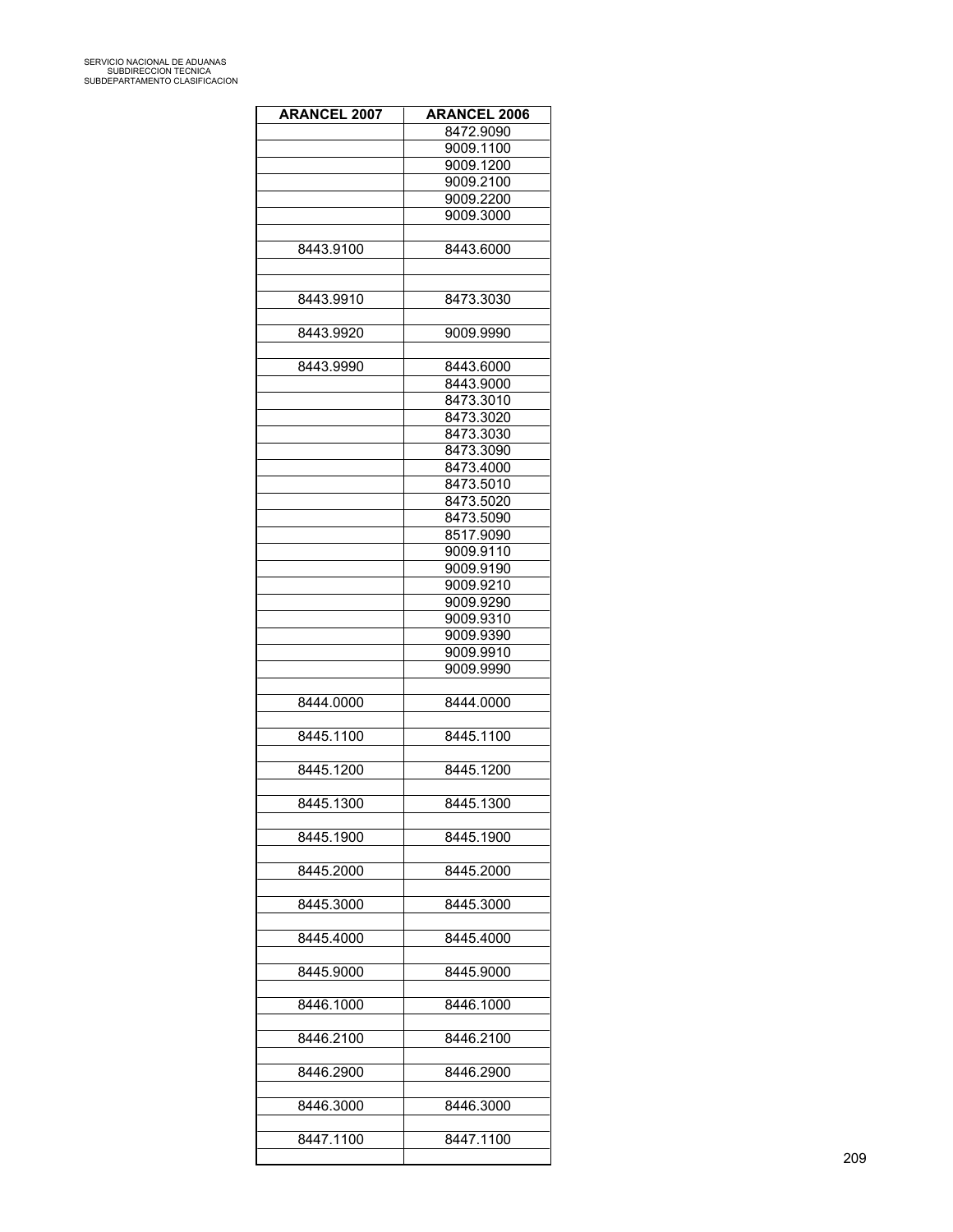| ARANCEL 2007 | ARANCEL 2006 |
|---|---|
| | 8472.9090 |
| | 9009.1100 |
| | 9009.1200 |
| | 9009.2100 |
| | 9009.2200 |
| | 9009.3000 |
| | |
| 8443.9100 | 8443.6000 |
| | |
| | |
| 8443.9910 | 8473.3030 |
| | |
| 8443.9920 | 9009.9990 |
| | |
| 8443.9990 | 8443.6000 |
| | 8443.9000 |
| | 8473.3010 |
| | 8473.3020 |
| | 8473.3030 |
| | 8473.3090 |
| | 8473.4000 |
| | 8473.5010 |
| | 8473.5020 |
| | 8473.5090 |
| | 8517.9090 |
| | 9009.9110 |
| | 9009.9190 |
| | 9009.9210 |
| | 9009.9290 |
| | 9009.9310 |
| | 9009.9390 |
| | 9009.9910 |
| | 9009.9990 |
| | |
| 8444.0000 | 8444.0000 |
| | |
| 8445.1100 | 8445.1100 |
| | |
| 8445.1200 | 8445.1200 |
| | |
| 8445.1300 | 8445.1300 |
| | |
| 8445.1900 | 8445.1900 |
| | |
| 8445.2000 | 8445.2000 |
| | |
| 8445.3000 | 8445.3000 |
| | |
| 8445.4000 | 8445.4000 |
| | |
| 8445.9000 | 8445.9000 |
| | |
| 8446.1000 | 8446.1000 |
| | |
| 8446.2100 | 8446.2100 |
| | |
| 8446.2900 | 8446.2900 |
| | |
| 8446.3000 | 8446.3000 |
| | |
| 8447.1100 | 8447.1100 |
| | |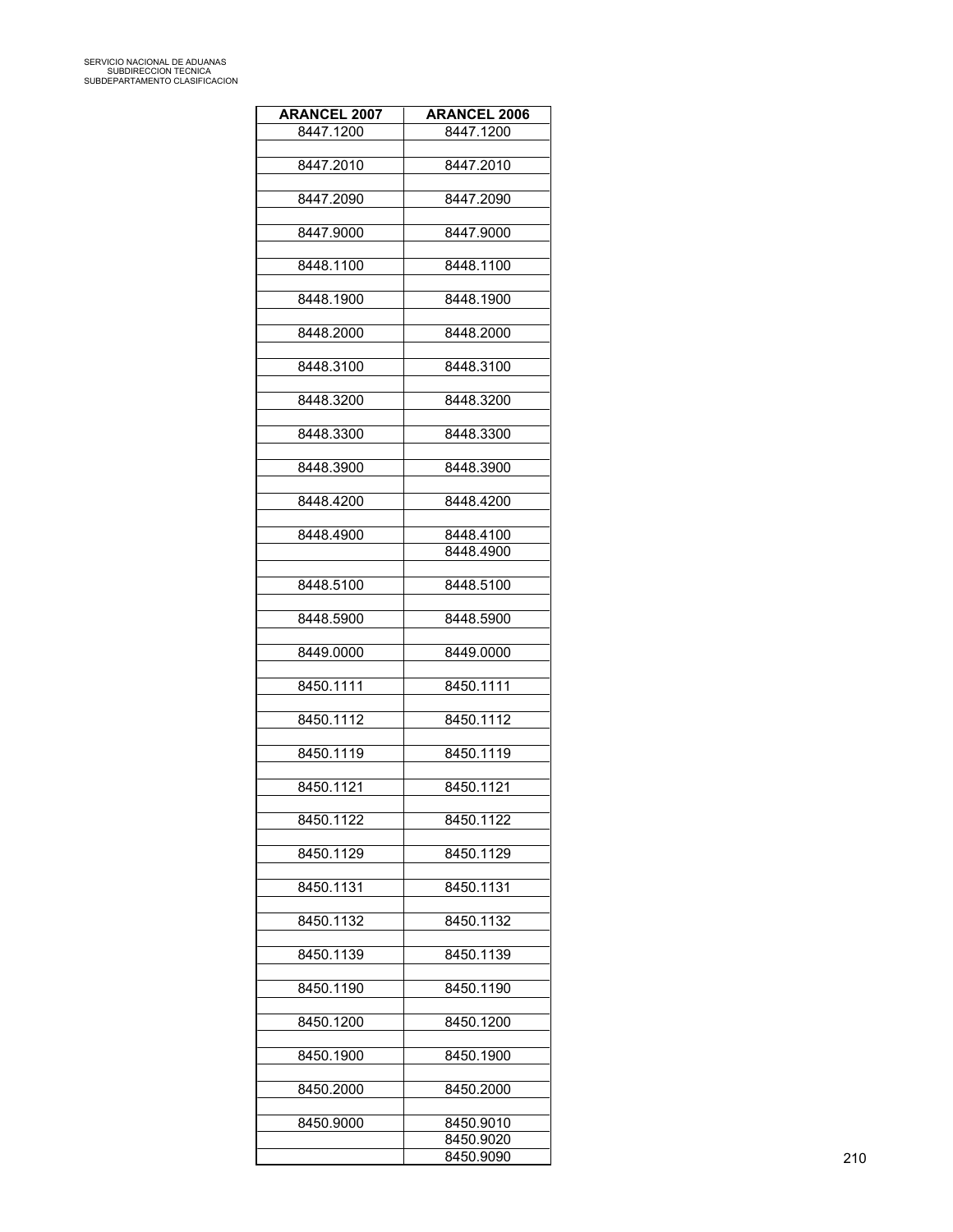SERVICIO NACIONAL DE ADUANAS
SUBDIRECCION TECNICA
SUBDEPARTAMENTO CLASIFICACION

| ARANCEL 2007 | ARANCEL 2006 |
|---|---|
| 8447.1200 | 8447.1200 |
| 8447.2010 | 8447.2010 |
| 8447.2090 | 8447.2090 |
| 8447.9000 | 8447.9000 |
| 8448.1100 | 8448.1100 |
| 8448.1900 | 8448.1900 |
| 8448.2000 | 8448.2000 |
| 8448.3100 | 8448.3100 |
| 8448.3200 | 8448.3200 |
| 8448.3300 | 8448.3300 |
| 8448.3900 | 8448.3900 |
| 8448.4200 | 8448.4200 |
| 8448.4900 | 8448.4100 |
| | 8448.4900 |
| 8448.5100 | 8448.5100 |
| 8448.5900 | 8448.5900 |
| 8449.0000 | 8449.0000 |
| 8450.1111 | 8450.1111 |
| 8450.1112 | 8450.1112 |
| 8450.1119 | 8450.1119 |
| 8450.1121 | 8450.1121 |
| 8450.1122 | 8450.1122 |
| 8450.1129 | 8450.1129 |
| 8450.1131 | 8450.1131 |
| 8450.1132 | 8450.1132 |
| 8450.1139 | 8450.1139 |
| 8450.1190 | 8450.1190 |
| 8450.1200 | 8450.1200 |
| 8450.1900 | 8450.1900 |
| 8450.2000 | 8450.2000 |
| 8450.9000 | 8450.9010 |
| | 8450.9020 |
| | 8450.9090 |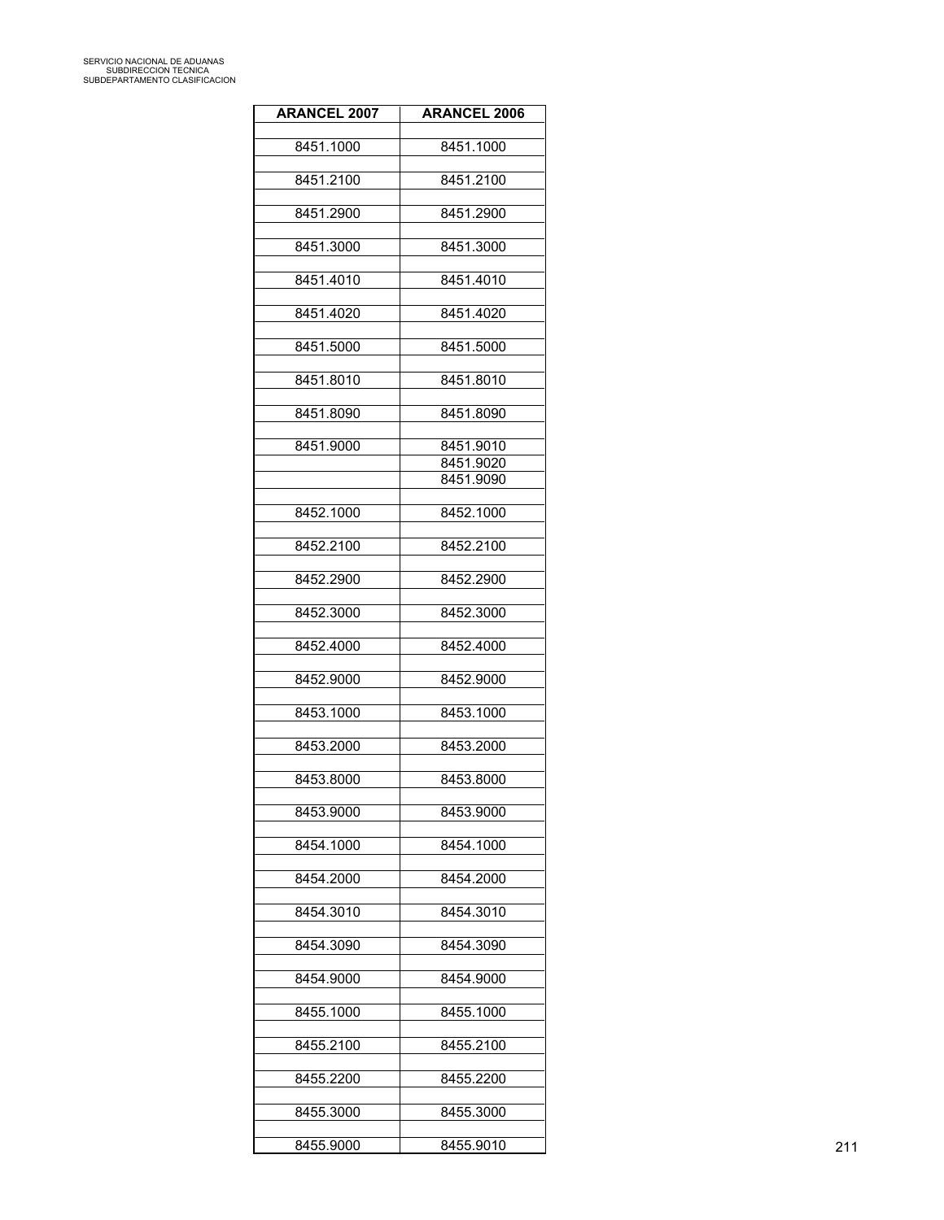| ARANCEL 2007 | ARANCEL 2006 |
|---|---|
| 8451.1000 | 8451.1000 |
| 8451.2100 | 8451.2100 |
| 8451.2900 | 8451.2900 |
| 8451.3000 | 8451.3000 |
| 8451.4010 | 8451.4010 |
| 8451.4020 | 8451.4020 |
| 8451.5000 | 8451.5000 |
| 8451.8010 | 8451.8010 |
| 8451.8090 | 8451.8090 |
| 8451.9000 | 8451.9010 |
| | 8451.9020 |
| | 8451.9090 |
| 8452.1000 | 8452.1000 |
| 8452.2100 | 8452.2100 |
| 8452.2900 | 8452.2900 |
| 8452.3000 | 8452.3000 |
| 8452.4000 | 8452.4000 |
| 8452.9000 | 8452.9000 |
| 8453.1000 | 8453.1000 |
| 8453.2000 | 8453.2000 |
| 8453.8000 | 8453.8000 |
| 8453.9000 | 8453.9000 |
| 8454.1000 | 8454.1000 |
| 8454.2000 | 8454.2000 |
| 8454.3010 | 8454.3010 |
| 8454.3090 | 8454.3090 |
| 8454.9000 | 8454.9000 |
| 8455.1000 | 8455.1000 |
| 8455.2100 | 8455.2100 |
| 8455.2200 | 8455.2200 |
| 8455.3000 | 8455.3000 |
| 8455.9000 | 8455.9010 |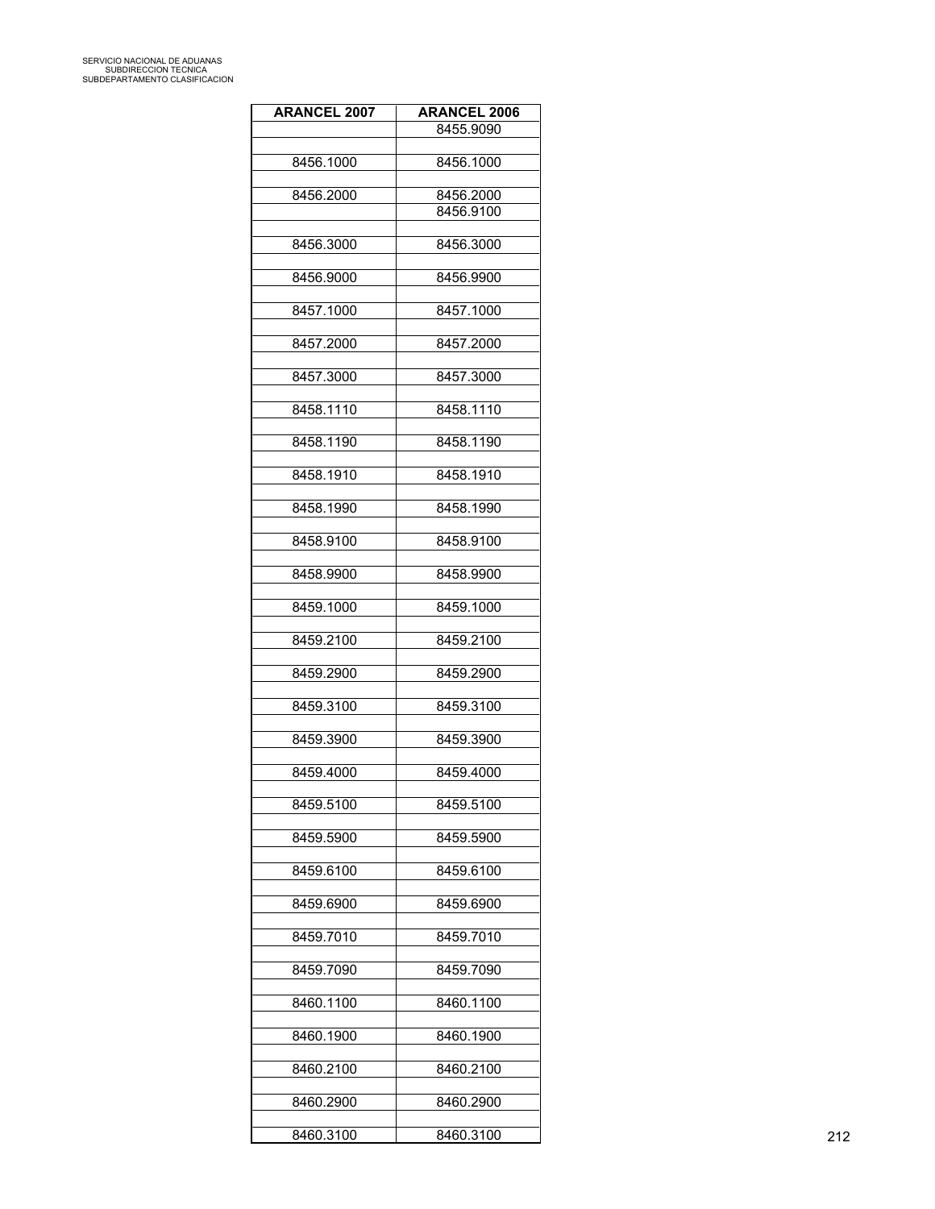| ARANCEL 2007 | ARANCEL 2006 |
|---|---|
| | 8455.9090 |
| | |
| 8456.1000 | 8456.1000 |
| | |
| 8456.2000 | 8456.2000 |
| | 8456.9100 |
| | |
| 8456.3000 | 8456.3000 |
| | |
| 8456.9000 | 8456.9900 |
| | |
| 8457.1000 | 8457.1000 |
| | |
| 8457.2000 | 8457.2000 |
| | |
| 8457.3000 | 8457.3000 |
| | |
| 8458.1110 | 8458.1110 |
| | |
| 8458.1190 | 8458.1190 |
| | |
| 8458.1910 | 8458.1910 |
| | |
| 8458.1990 | 8458.1990 |
| | |
| 8458.9100 | 8458.9100 |
| | |
| 8458.9900 | 8458.9900 |
| | |
| 8459.1000 | 8459.1000 |
| | |
| 8459.2100 | 8459.2100 |
| | |
| 8459.2900 | 8459.2900 |
| | |
| 8459.3100 | 8459.3100 |
| | |
| 8459.3900 | 8459.3900 |
| | |
| 8459.4000 | 8459.4000 |
| | |
| 8459.5100 | 8459.5100 |
| | |
| 8459.5900 | 8459.5900 |
| | |
| 8459.6100 | 8459.6100 |
| | |
| 8459.6900 | 8459.6900 |
| | |
| 8459.7010 | 8459.7010 |
| | |
| 8459.7090 | 8459.7090 |
| | |
| 8460.1100 | 8460.1100 |
| | |
| 8460.1900 | 8460.1900 |
| | |
| 8460.2100 | 8460.2100 |
| | |
| 8460.2900 | 8460.2900 |
| | |
| 8460.3100 | 8460.3100 |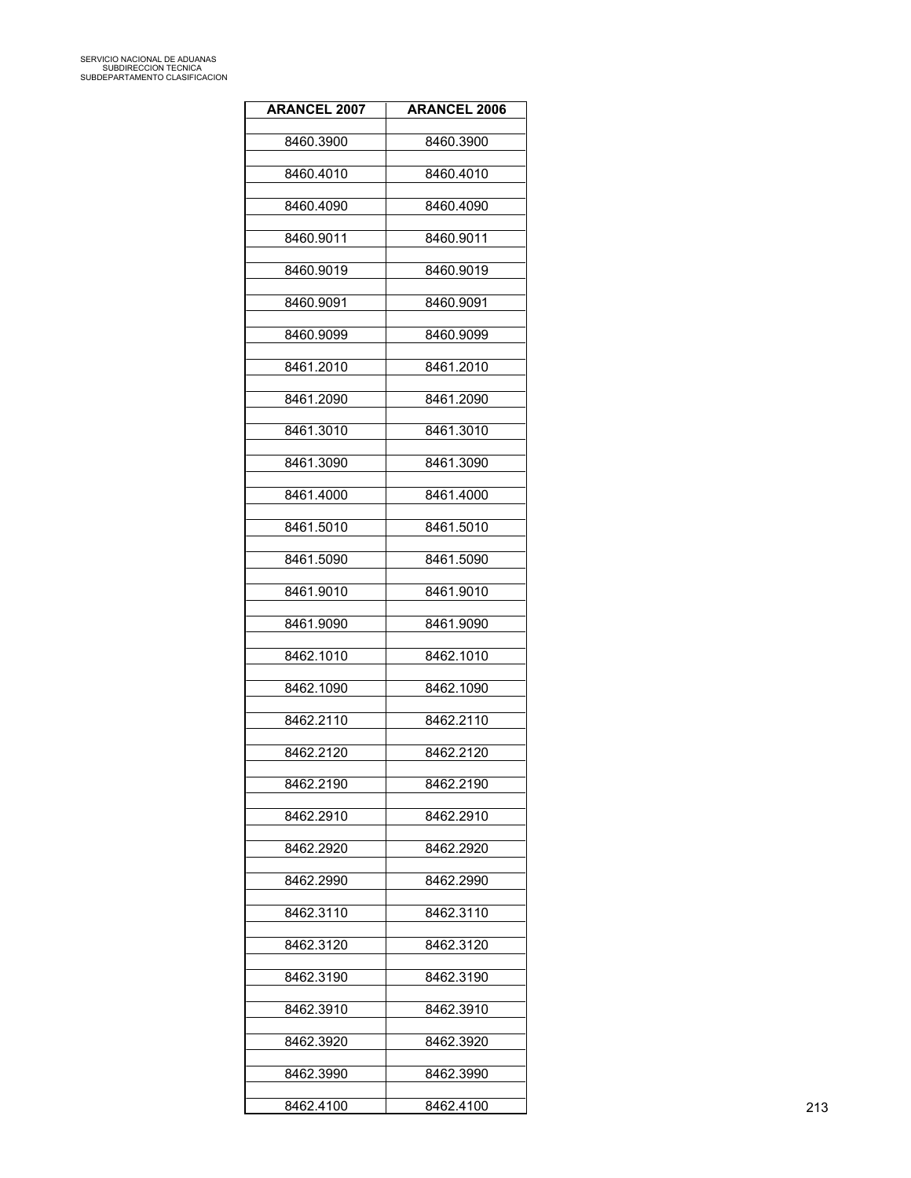| ARANCEL 2007 | ARANCEL 2006 |
| --- | --- |
| 8460.3900 | 8460.3900 |
| 8460.4010 | 8460.4010 |
| 8460.4090 | 8460.4090 |
| 8460.9011 | 8460.9011 |
| 8460.9019 | 8460.9019 |
| 8460.9091 | 8460.9091 |
| 8460.9099 | 8460.9099 |
| 8461.2010 | 8461.2010 |
| 8461.2090 | 8461.2090 |
| 8461.3010 | 8461.3010 |
| 8461.3090 | 8461.3090 |
| 8461.4000 | 8461.4000 |
| 8461.5010 | 8461.5010 |
| 8461.5090 | 8461.5090 |
| 8461.9010 | 8461.9010 |
| 8461.9090 | 8461.9090 |
| 8462.1010 | 8462.1010 |
| 8462.1090 | 8462.1090 |
| 8462.2110 | 8462.2110 |
| 8462.2120 | 8462.2120 |
| 8462.2190 | 8462.2190 |
| 8462.2910 | 8462.2910 |
| 8462.2920 | 8462.2920 |
| 8462.2990 | 8462.2990 |
| 8462.3110 | 8462.3110 |
| 8462.3120 | 8462.3120 |
| 8462.3190 | 8462.3190 |
| 8462.3910 | 8462.3910 |
| 8462.3920 | 8462.3920 |
| 8462.3990 | 8462.3990 |
| 8462.4100 | 8462.4100 |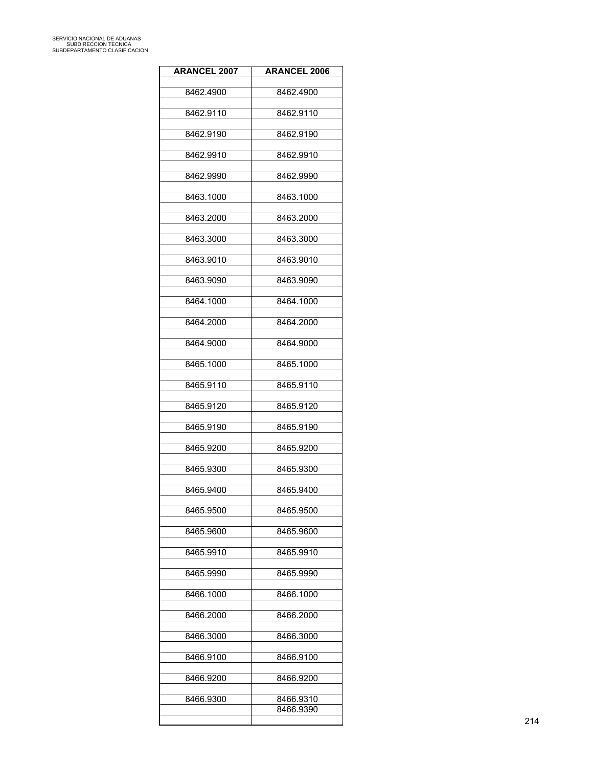| ARANCEL 2007 | ARANCEL 2006 |
|---|---|
| 8462.4900 | 8462.4900 |
| 8462.9110 | 8462.9110 |
| 8462.9190 | 8462.9190 |
| 8462.9910 | 8462.9910 |
| 8462.9990 | 8462.9990 |
| 8463.1000 | 8463.1000 |
| 8463.2000 | 8463.2000 |
| 8463.3000 | 8463.3000 |
| 8463.9010 | 8463.9010 |
| 8463.9090 | 8463.9090 |
| 8464.1000 | 8464.1000 |
| 8464.2000 | 8464.2000 |
| 8464.9000 | 8464.9000 |
| 8465.1000 | 8465.1000 |
| 8465.9110 | 8465.9110 |
| 8465.9120 | 8465.9120 |
| 8465.9190 | 8465.9190 |
| 8465.9200 | 8465.9200 |
| 8465.9300 | 8465.9300 |
| 8465.9400 | 8465.9400 |
| 8465.9500 | 8465.9500 |
| 8465.9600 | 8465.9600 |
| 8465.9910 | 8465.9910 |
| 8465.9990 | 8465.9990 |
| 8466.1000 | 8466.1000 |
| 8466.2000 | 8466.2000 |
| 8466.3000 | 8466.3000 |
| 8466.9100 | 8466.9100 |
| 8466.9200 | 8466.9200 |
| 8466.9300 | 8466.9310 |
| | 8466.9390 |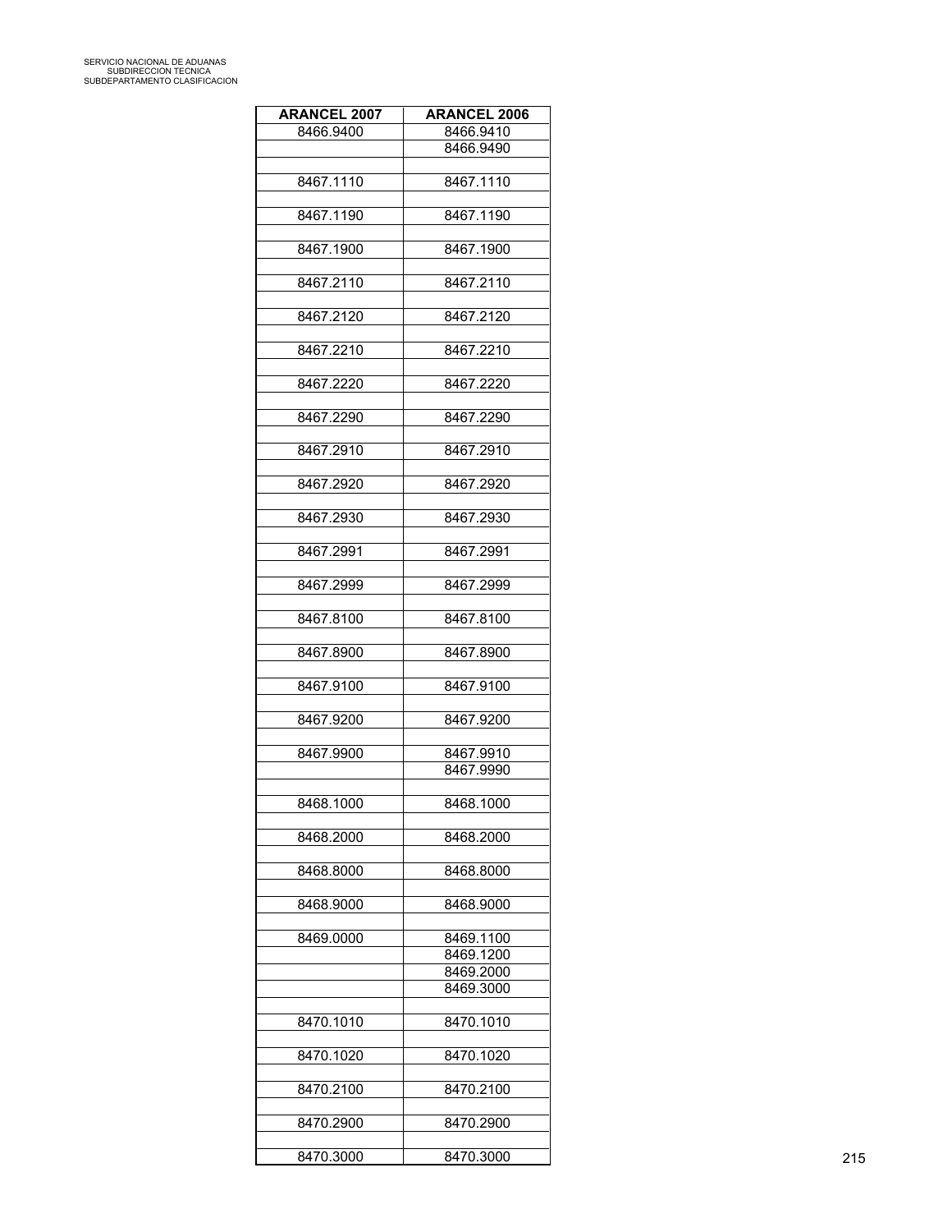| ARANCEL 2007 | ARANCEL 2006 |
|---|---|
| 8466.9400 | 8466.9410 |
| | 8466.9490 |
| | |
| 8467.1110 | 8467.1110 |
| | |
| 8467.1190 | 8467.1190 |
| | |
| 8467.1900 | 8467.1900 |
| | |
| 8467.2110 | 8467.2110 |
| | |
| 8467.2120 | 8467.2120 |
| | |
| 8467.2210 | 8467.2210 |
| | |
| 8467.2220 | 8467.2220 |
| | |
| 8467.2290 | 8467.2290 |
| | |
| 8467.2910 | 8467.2910 |
| | |
| 8467.2920 | 8467.2920 |
| | |
| 8467.2930 | 8467.2930 |
| | |
| 8467.2991 | 8467.2991 |
| | |
| 8467.2999 | 8467.2999 |
| | |
| 8467.8100 | 8467.8100 |
| | |
| 8467.8900 | 8467.8900 |
| | |
| 8467.9100 | 8467.9100 |
| | |
| 8467.9200 | 8467.9200 |
| | |
| 8467.9900 | 8467.9910 |
| | 8467.9990 |
| | |
| 8468.1000 | 8468.1000 |
| | |
| 8468.2000 | 8468.2000 |
| | |
| 8468.8000 | 8468.8000 |
| | |
| 8468.9000 | 8468.9000 |
| | |
| 8469.0000 | 8469.1100 |
| | 8469.1200 |
| | 8469.2000 |
| | 8469.3000 |
| | |
| 8470.1010 | 8470.1010 |
| | |
| 8470.1020 | 8470.1020 |
| | |
| 8470.2100 | 8470.2100 |
| | |
| 8470.2900 | 8470.2900 |
| | |
| 8470.3000 | 8470.3000 |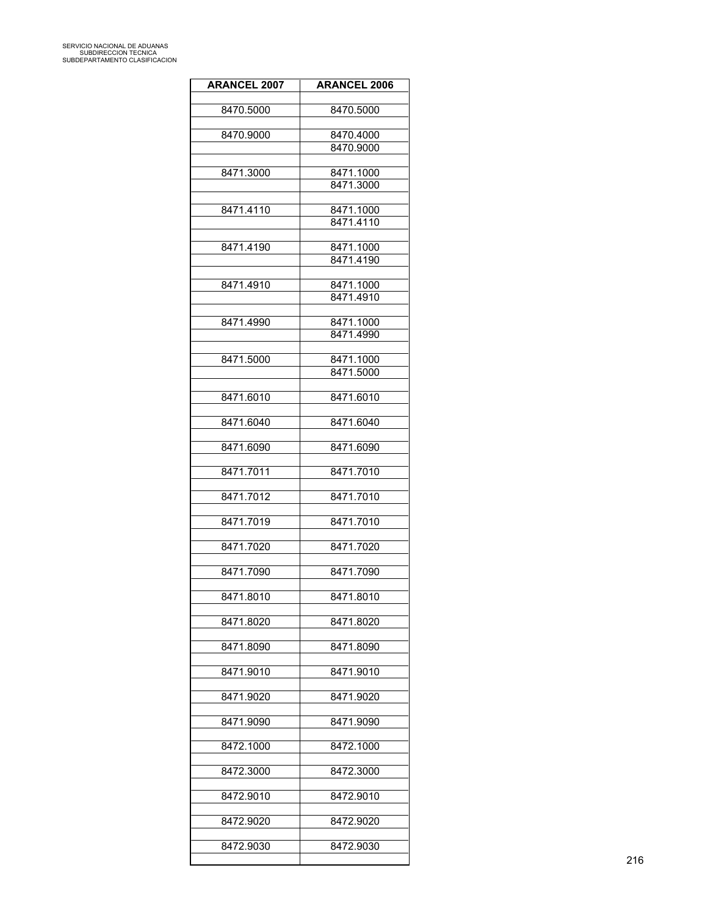| ARANCEL 2007 | ARANCEL 2006 |
|---|---|
| 8470.5000 | 8470.5000 |
| 8470.9000 | 8470.4000 |
| | 8470.9000 |
| 8471.3000 | 8471.1000 |
| | 8471.3000 |
| 8471.4110 | 8471.1000 |
| | 8471.4110 |
| 8471.4190 | 8471.1000 |
| | 8471.4190 |
| 8471.4910 | 8471.1000 |
| | 8471.4910 |
| 8471.4990 | 8471.1000 |
| | 8471.4990 |
| 8471.5000 | 8471.1000 |
| | 8471.5000 |
| 8471.6010 | 8471.6010 |
| 8471.6040 | 8471.6040 |
| 8471.6090 | 8471.6090 |
| 8471.7011 | 8471.7010 |
| 8471.7012 | 8471.7010 |
| 8471.7019 | 8471.7010 |
| 8471.7020 | 8471.7020 |
| 8471.7090 | 8471.7090 |
| 8471.8010 | 8471.8010 |
| 8471.8020 | 8471.8020 |
| 8471.8090 | 8471.8090 |
| 8471.9010 | 8471.9010 |
| 8471.9020 | 8471.9020 |
| 8471.9090 | 8471.9090 |
| 8472.1000 | 8472.1000 |
| 8472.3000 | 8472.3000 |
| 8472.9010 | 8472.9010 |
| 8472.9020 | 8472.9020 |
| 8472.9030 | 8472.9030 |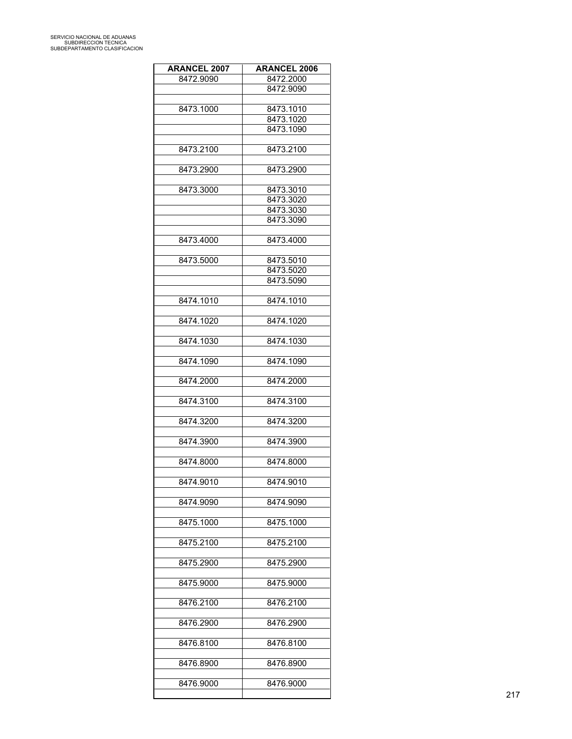| ARANCEL 2007 | ARANCEL 2006 |
|---|---|
| 8472.9090 | 8472.2000 |
| | 8472.9090 |
| | |
| 8473.1000 | 8473.1010 |
| | 8473.1020 |
| | 8473.1090 |
| | |
| 8473.2100 | 8473.2100 |
| | |
| 8473.2900 | 8473.2900 |
| | |
| 8473.3000 | 8473.3010 |
| | 8473.3020 |
| | 8473.3030 |
| | 8473.3090 |
| | |
| 8473.4000 | 8473.4000 |
| | |
| 8473.5000 | 8473.5010 |
| | 8473.5020 |
| | 8473.5090 |
| | |
| 8474.1010 | 8474.1010 |
| | |
| 8474.1020 | 8474.1020 |
| | |
| 8474.1030 | 8474.1030 |
| | |
| 8474.1090 | 8474.1090 |
| | |
| 8474.2000 | 8474.2000 |
| | |
| 8474.3100 | 8474.3100 |
| | |
| 8474.3200 | 8474.3200 |
| | |
| 8474.3900 | 8474.3900 |
| | |
| 8474.8000 | 8474.8000 |
| | |
| 8474.9010 | 8474.9010 |
| | |
| 8474.9090 | 8474.9090 |
| | |
| 8475.1000 | 8475.1000 |
| | |
| 8475.2100 | 8475.2100 |
| | |
| 8475.2900 | 8475.2900 |
| | |
| 8475.9000 | 8475.9000 |
| | |
| 8476.2100 | 8476.2100 |
| | |
| 8476.2900 | 8476.2900 |
| | |
| 8476.8100 | 8476.8100 |
| | |
| 8476.8900 | 8476.8900 |
| | |
| 8476.9000 | 8476.9000 |
| | |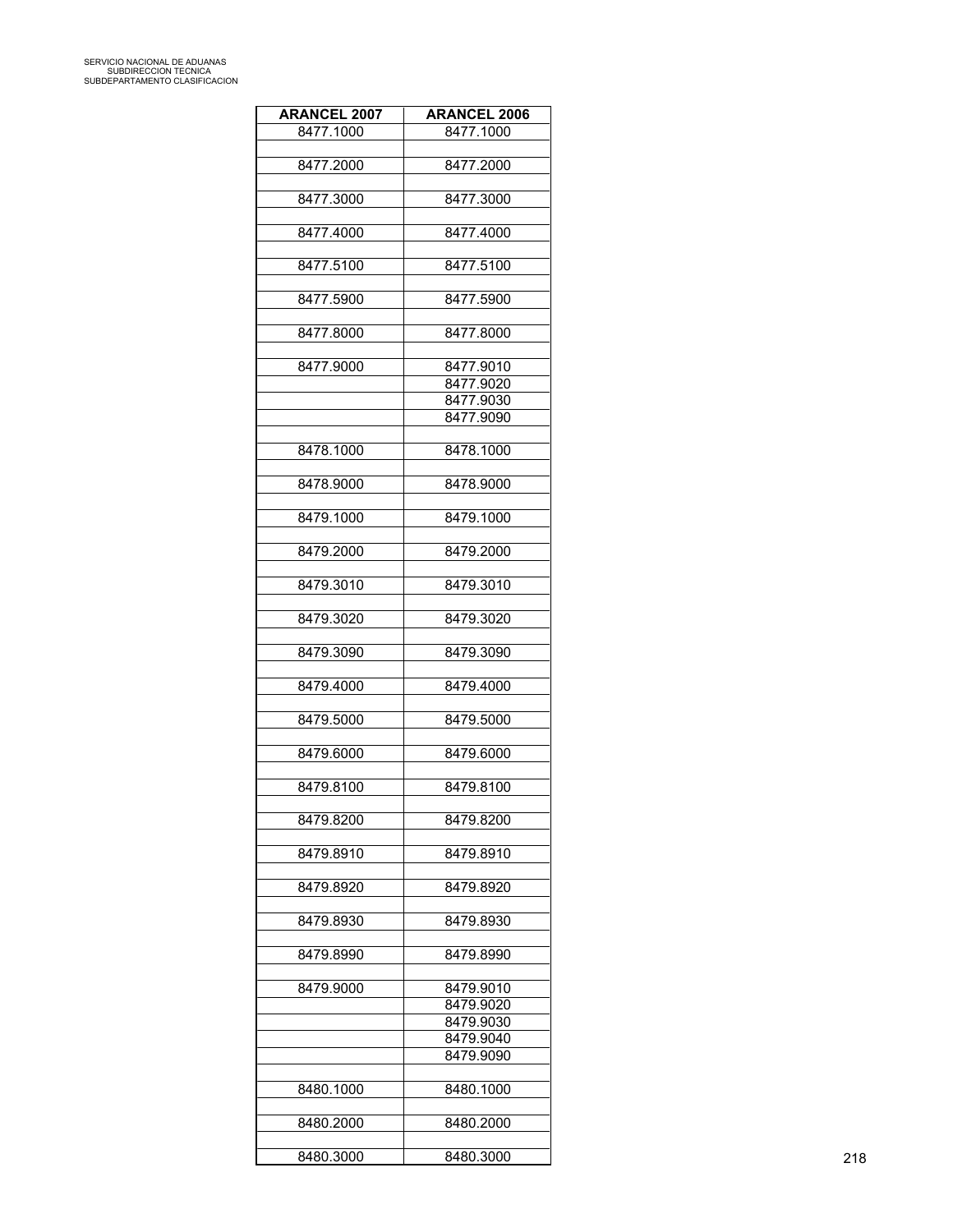| ARANCEL 2007 | ARANCEL 2006 |
|---|---|
| 8477.1000 | 8477.1000 |
| | |
| 8477.2000 | 8477.2000 |
| | |
| 8477.3000 | 8477.3000 |
| | |
| 8477.4000 | 8477.4000 |
| | |
| 8477.5100 | 8477.5100 |
| | |
| 8477.5900 | 8477.5900 |
| | |
| 8477.8000 | 8477.8000 |
| | |
| 8477.9000 | 8477.9010 |
| | 8477.9020 |
| | 8477.9030 |
| | 8477.9090 |
| | |
| 8478.1000 | 8478.1000 |
| | |
| 8478.9000 | 8478.9000 |
| | |
| 8479.1000 | 8479.1000 |
| | |
| 8479.2000 | 8479.2000 |
| | |
| 8479.3010 | 8479.3010 |
| | |
| 8479.3020 | 8479.3020 |
| | |
| 8479.3090 | 8479.3090 |
| | |
| 8479.4000 | 8479.4000 |
| | |
| 8479.5000 | 8479.5000 |
| | |
| 8479.6000 | 8479.6000 |
| | |
| 8479.8100 | 8479.8100 |
| | |
| 8479.8200 | 8479.8200 |
| | |
| 8479.8910 | 8479.8910 |
| | |
| 8479.8920 | 8479.8920 |
| | |
| 8479.8930 | 8479.8930 |
| | |
| 8479.8990 | 8479.8990 |
| | |
| 8479.9000 | 8479.9010 |
| | 8479.9020 |
| | 8479.9030 |
| | 8479.9040 |
| | 8479.9090 |
| | |
| 8480.1000 | 8480.1000 |
| | |
| 8480.2000 | 8480.2000 |
| | |
| 8480.3000 | 8480.3000 |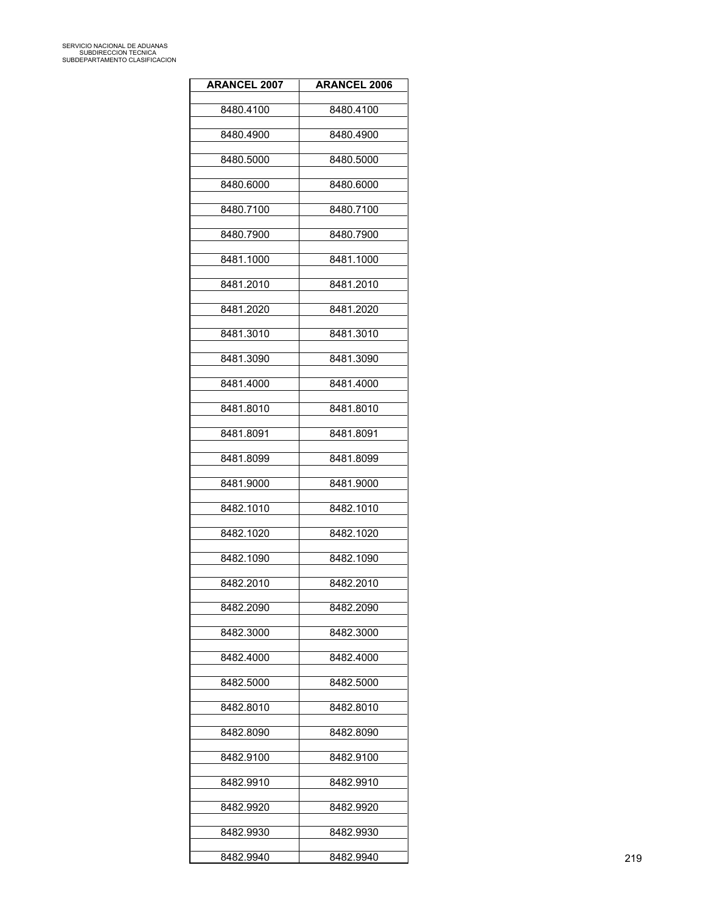| ARANCEL 2007 | ARANCEL 2006 |
|---|---|
| 8480.4100 | 8480.4100 |
| 8480.4900 | 8480.4900 |
| 8480.5000 | 8480.5000 |
| 8480.6000 | 8480.6000 |
| 8480.7100 | 8480.7100 |
| 8480.7900 | 8480.7900 |
| 8481.1000 | 8481.1000 |
| 8481.2010 | 8481.2010 |
| 8481.2020 | 8481.2020 |
| 8481.3010 | 8481.3010 |
| 8481.3090 | 8481.3090 |
| 8481.4000 | 8481.4000 |
| 8481.8010 | 8481.8010 |
| 8481.8091 | 8481.8091 |
| 8481.8099 | 8481.8099 |
| 8481.9000 | 8481.9000 |
| 8482.1010 | 8482.1010 |
| 8482.1020 | 8482.1020 |
| 8482.1090 | 8482.1090 |
| 8482.2010 | 8482.2010 |
| 8482.2090 | 8482.2090 |
| 8482.3000 | 8482.3000 |
| 8482.4000 | 8482.4000 |
| 8482.5000 | 8482.5000 |
| 8482.8010 | 8482.8010 |
| 8482.8090 | 8482.8090 |
| 8482.9100 | 8482.9100 |
| 8482.9910 | 8482.9910 |
| 8482.9920 | 8482.9920 |
| 8482.9930 | 8482.9930 |
| 8482.9940 | 8482.9940 |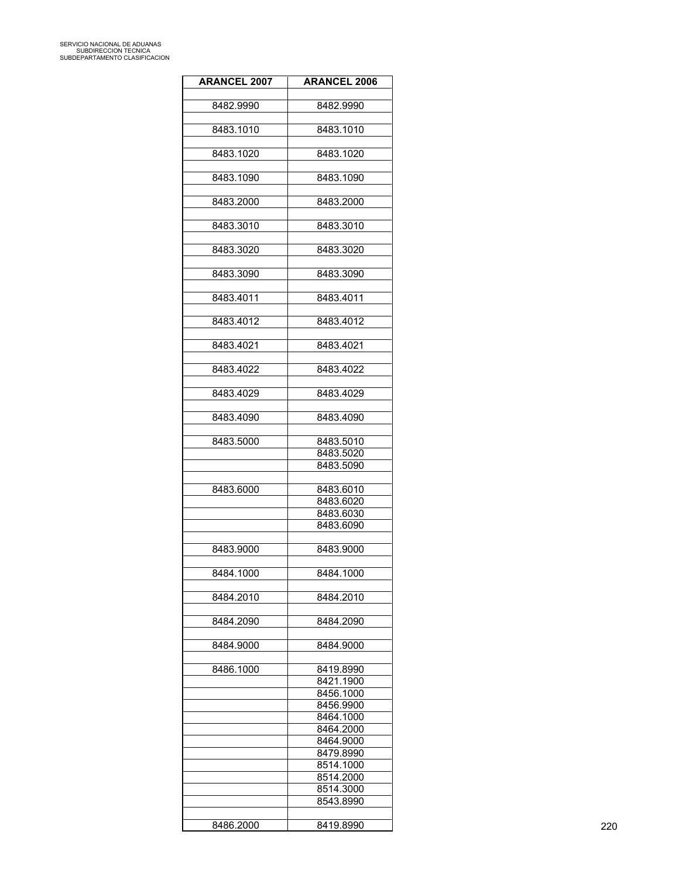SERVICIO NACIONAL DE ADUANAS
SUBDIRECCION TECNICA
SUBDEPARTAMENTO CLASIFICACION

| ARANCEL 2007 | ARANCEL 2006 |
|---|---|
| 8482.9990 | 8482.9990 |
| 8483.1010 | 8483.1010 |
| 8483.1020 | 8483.1020 |
| 8483.1090 | 8483.1090 |
| 8483.2000 | 8483.2000 |
| 8483.3010 | 8483.3010 |
| 8483.3020 | 8483.3020 |
| 8483.3090 | 8483.3090 |
| 8483.4011 | 8483.4011 |
| 8483.4012 | 8483.4012 |
| 8483.4021 | 8483.4021 |
| 8483.4022 | 8483.4022 |
| 8483.4029 | 8483.4029 |
| 8483.4090 | 8483.4090 |
| 8483.5000 | 8483.5010 |
| | 8483.5020 |
| | 8483.5090 |
| 8483.6000 | 8483.6010 |
| | 8483.6020 |
| | 8483.6030 |
| | 8483.6090 |
| 8483.9000 | 8483.9000 |
| 8484.1000 | 8484.1000 |
| 8484.2010 | 8484.2010 |
| 8484.2090 | 8484.2090 |
| 8484.9000 | 8484.9000 |
| 8486.1000 | 8419.8990 |
| | 8421.1900 |
| | 8456.1000 |
| | 8456.9900 |
| | 8464.1000 |
| | 8464.2000 |
| | 8464.9000 |
| | 8479.8990 |
| | 8514.1000 |
| | 8514.2000 |
| | 8514.3000 |
| | 8543.8990 |
| 8486.2000 | 8419.8990 |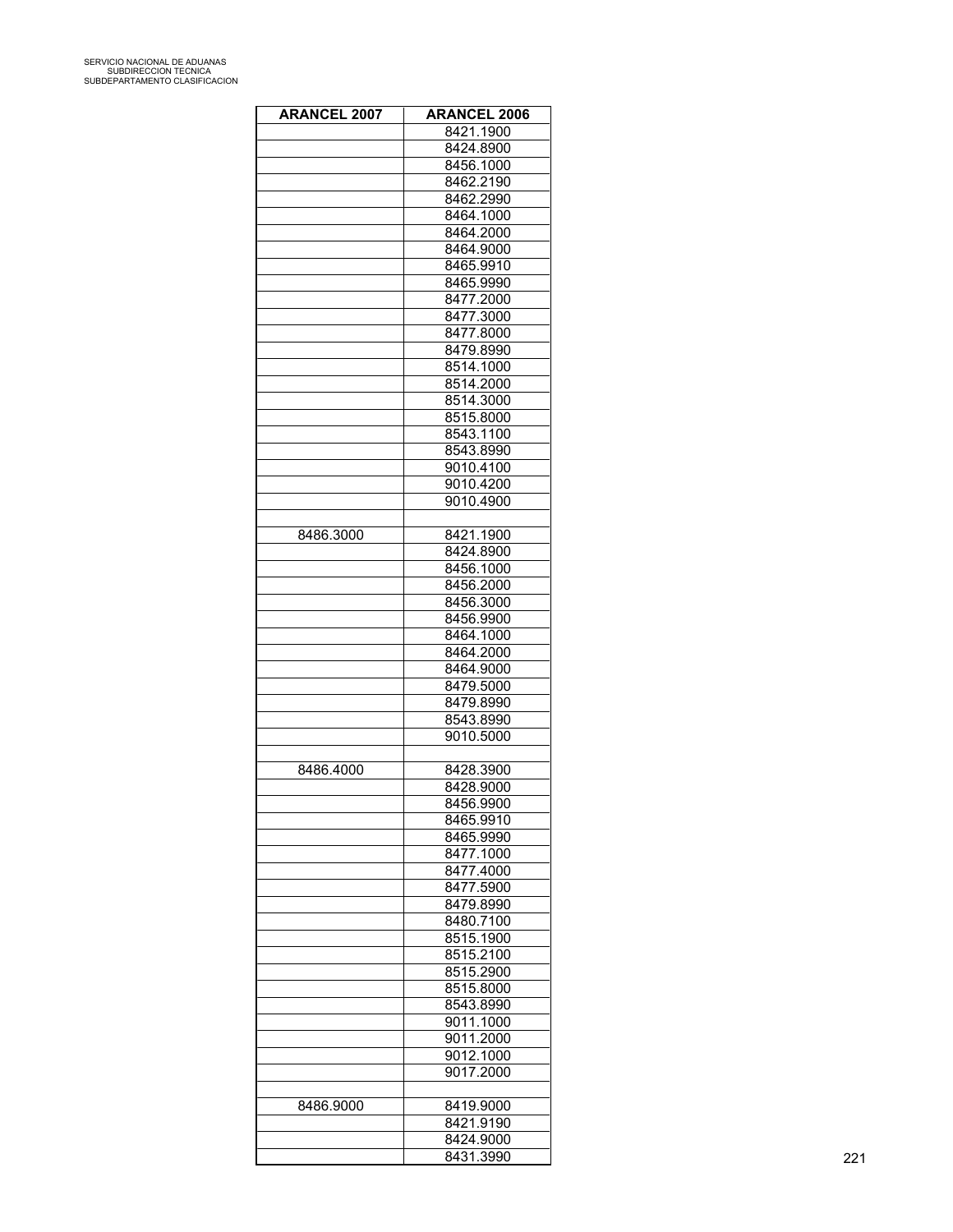| ARANCEL 2007 | ARANCEL 2006 |
|---|---|
| | 8421.1900 |
| | 8424.8900 |
| | 8456.1000 |
| | 8462.2190 |
| | 8462.2990 |
| | 8464.1000 |
| | 8464.2000 |
| | 8464.9000 |
| | 8465.9910 |
| | 8465.9990 |
| | 8477.2000 |
| | 8477.3000 |
| | 8477.8000 |
| | 8479.8990 |
| | 8514.1000 |
| | 8514.2000 |
| | 8514.3000 |
| | 8515.8000 |
| | 8543.1100 |
| | 8543.8990 |
| | 9010.4100 |
| | 9010.4200 |
| | 9010.4900 |
| | |
| 8486.3000 | 8421.1900 |
| | 8424.8900 |
| | 8456.1000 |
| | 8456.2000 |
| | 8456.3000 |
| | 8456.9900 |
| | 8464.1000 |
| | 8464.2000 |
| | 8464.9000 |
| | 8479.5000 |
| | 8479.8990 |
| | 8543.8990 |
| | 9010.5000 |
| | |
| 8486.4000 | 8428.3900 |
| | 8428.9000 |
| | 8456.9900 |
| | 8465.9910 |
| | 8465.9990 |
| | 8477.1000 |
| | 8477.4000 |
| | 8477.5900 |
| | 8479.8990 |
| | 8480.7100 |
| | 8515.1900 |
| | 8515.2100 |
| | 8515.2900 |
| | 8515.8000 |
| | 8543.8990 |
| | 9011.1000 |
| | 9011.2000 |
| | 9012.1000 |
| | 9017.2000 |
| | |
| 8486.9000 | 8419.9000 |
| | 8421.9190 |
| | 8424.9000 |
| | 8431.3990 |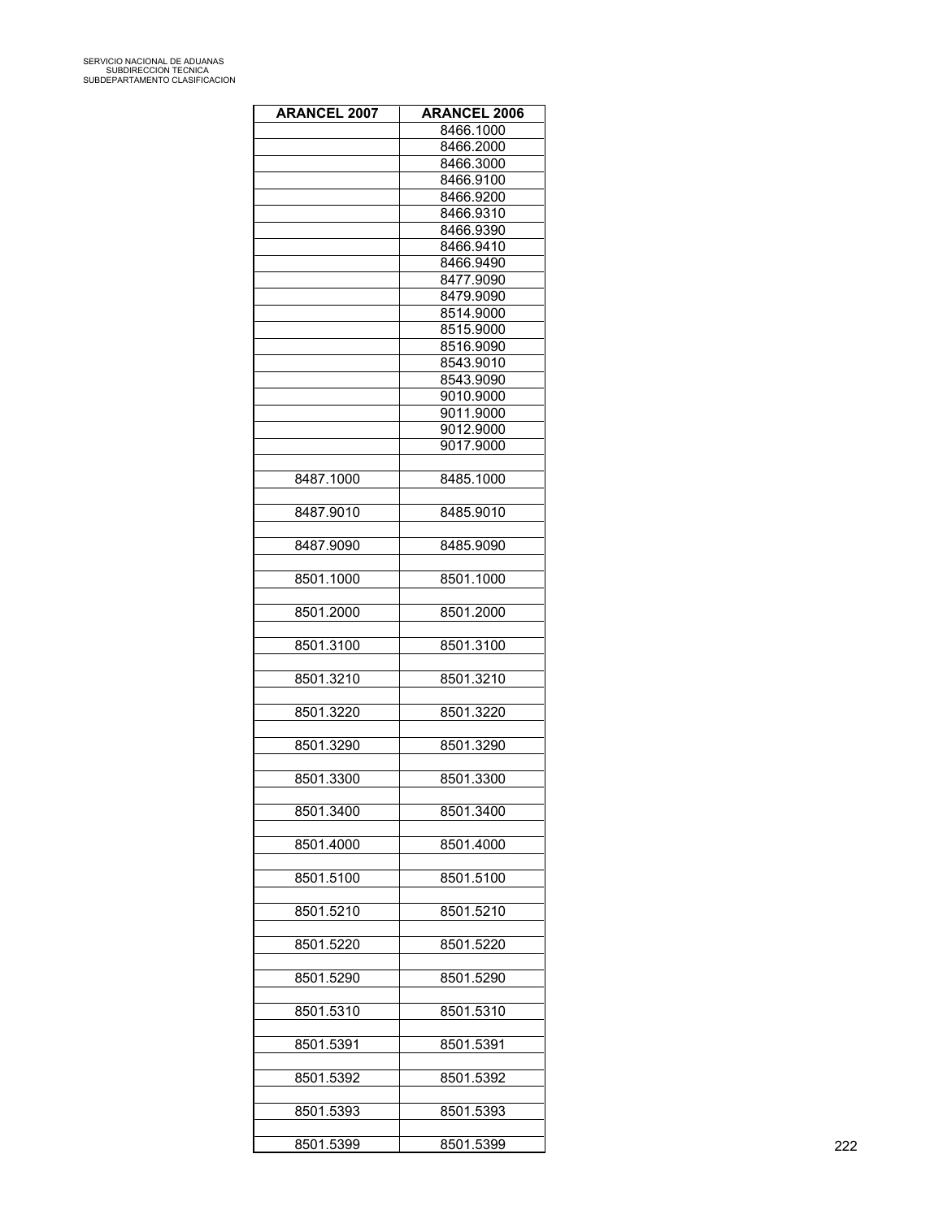| ARANCEL 2007 | ARANCEL 2006 |
|---|---|
| | 8466.1000 |
| | 8466.2000 |
| | 8466.3000 |
| | 8466.9100 |
| | 8466.9200 |
| | 8466.9310 |
| | 8466.9390 |
| | 8466.9410 |
| | 8466.9490 |
| | 8477.9090 |
| | 8479.9090 |
| | 8514.9000 |
| | 8515.9000 |
| | 8516.9090 |
| | 8543.9010 |
| | 8543.9090 |
| | 9010.9000 |
| | 9011.9000 |
| | 9012.9000 |
| | 9017.9000 |
| | |
| 8487.1000 | 8485.1000 |
| | |
| 8487.9010 | 8485.9010 |
| | |
| 8487.9090 | 8485.9090 |
| | |
| 8501.1000 | 8501.1000 |
| | |
| 8501.2000 | 8501.2000 |
| | |
| 8501.3100 | 8501.3100 |
| | |
| 8501.3210 | 8501.3210 |
| | |
| 8501.3220 | 8501.3220 |
| | |
| 8501.3290 | 8501.3290 |
| | |
| 8501.3300 | 8501.3300 |
| | |
| 8501.3400 | 8501.3400 |
| | |
| 8501.4000 | 8501.4000 |
| | |
| 8501.5100 | 8501.5100 |
| | |
| 8501.5210 | 8501.5210 |
| | |
| 8501.5220 | 8501.5220 |
| | |
| 8501.5290 | 8501.5290 |
| | |
| 8501.5310 | 8501.5310 |
| | |
| 8501.5391 | 8501.5391 |
| | |
| 8501.5392 | 8501.5392 |
| | |
| 8501.5393 | 8501.5393 |
| | |
| 8501.5399 | 8501.5399 |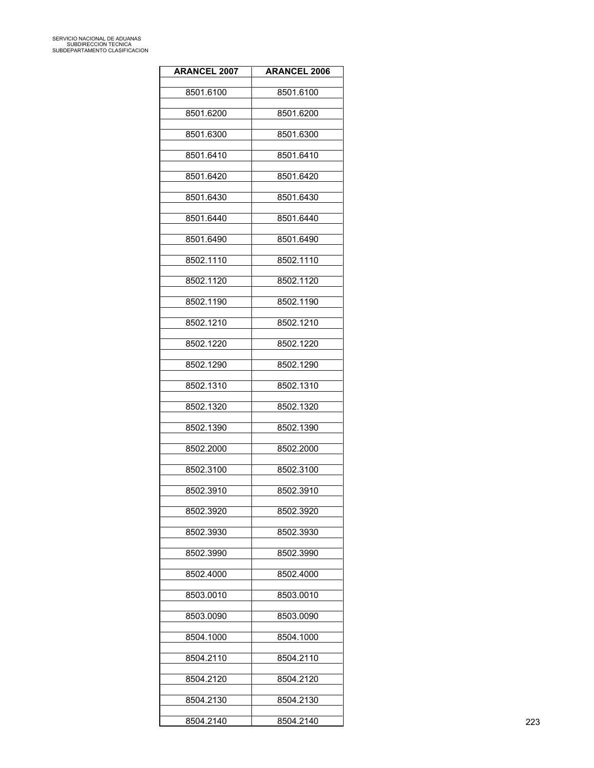| ARANCEL 2007 | ARANCEL 2006 |
|---|---|
| 8501.6100 | 8501.6100 |
| 8501.6200 | 8501.6200 |
| 8501.6300 | 8501.6300 |
| 8501.6410 | 8501.6410 |
| 8501.6420 | 8501.6420 |
| 8501.6430 | 8501.6430 |
| 8501.6440 | 8501.6440 |
| 8501.6490 | 8501.6490 |
| 8502.1110 | 8502.1110 |
| 8502.1120 | 8502.1120 |
| 8502.1190 | 8502.1190 |
| 8502.1210 | 8502.1210 |
| 8502.1220 | 8502.1220 |
| 8502.1290 | 8502.1290 |
| 8502.1310 | 8502.1310 |
| 8502.1320 | 8502.1320 |
| 8502.1390 | 8502.1390 |
| 8502.2000 | 8502.2000 |
| 8502.3100 | 8502.3100 |
| 8502.3910 | 8502.3910 |
| 8502.3920 | 8502.3920 |
| 8502.3930 | 8502.3930 |
| 8502.3990 | 8502.3990 |
| 8502.4000 | 8502.4000 |
| 8503.0010 | 8503.0010 |
| 8503.0090 | 8503.0090 |
| 8504.1000 | 8504.1000 |
| 8504.2110 | 8504.2110 |
| 8504.2120 | 8504.2120 |
| 8504.2130 | 8504.2130 |
| 8504.2140 | 8504.2140 |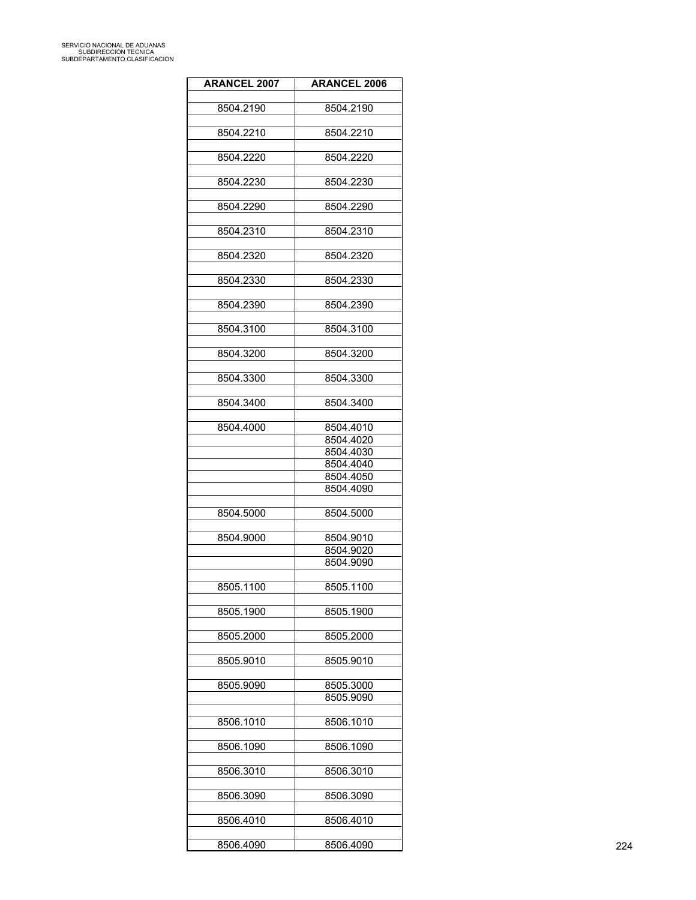| ARANCEL 2007 | ARANCEL 2006 |
|---|---|
| 8504.2190 | 8504.2190 |
| 8504.2210 | 8504.2210 |
| 8504.2220 | 8504.2220 |
| 8504.2230 | 8504.2230 |
| 8504.2290 | 8504.2290 |
| 8504.2310 | 8504.2310 |
| 8504.2320 | 8504.2320 |
| 8504.2330 | 8504.2330 |
| 8504.2390 | 8504.2390 |
| 8504.3100 | 8504.3100 |
| 8504.3200 | 8504.3200 |
| 8504.3300 | 8504.3300 |
| 8504.3400 | 8504.3400 |
| 8504.4000 | 8504.4010 |
| | 8504.4020 |
| | 8504.4030 |
| | 8504.4040 |
| | 8504.4050 |
| | 8504.4090 |
| 8504.5000 | 8504.5000 |
| 8504.9000 | 8504.9010 |
| | 8504.9020 |
| | 8504.9090 |
| 8505.1100 | 8505.1100 |
| 8505.1900 | 8505.1900 |
| 8505.2000 | 8505.2000 |
| 8505.9010 | 8505.9010 |
| 8505.9090 | 8505.3000 |
| | 8505.9090 |
| 8506.1010 | 8506.1010 |
| 8506.1090 | 8506.1090 |
| 8506.3010 | 8506.3010 |
| 8506.3090 | 8506.3090 |
| 8506.4010 | 8506.4010 |
| 8506.4090 | 8506.4090 |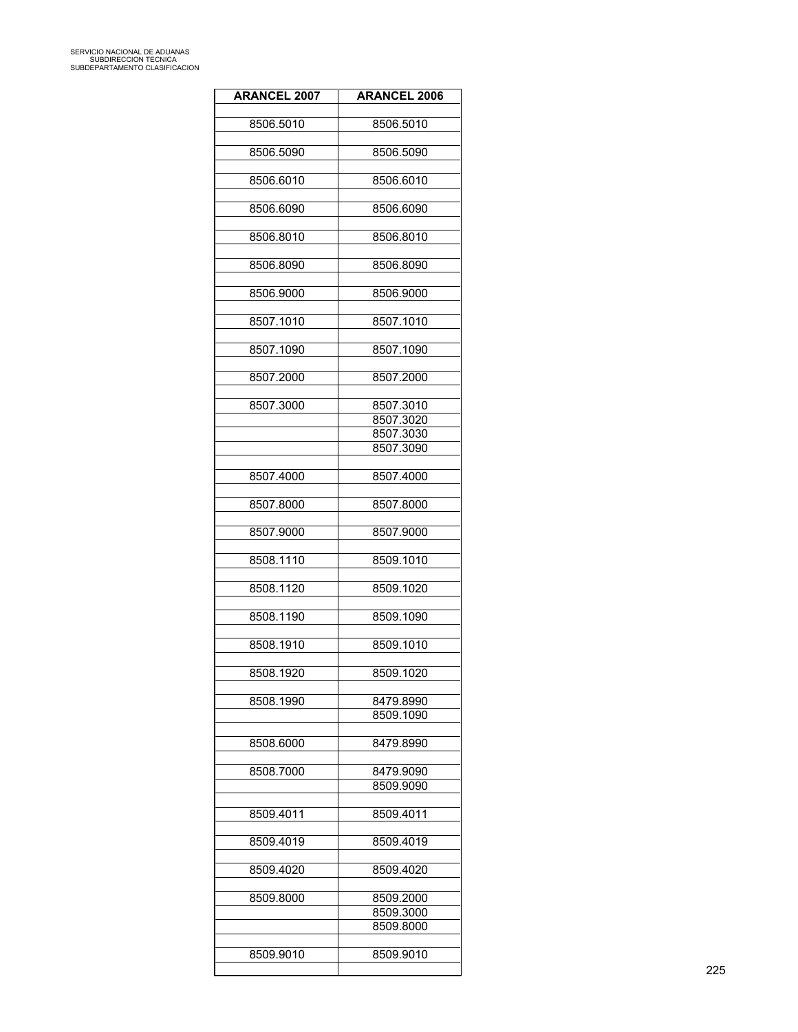| ARANCEL 2007 | ARANCEL 2006 |
|---|---|
| 8506.5010 | 8506.5010 |
| 8506.5090 | 8506.5090 |
| 8506.6010 | 8506.6010 |
| 8506.6090 | 8506.6090 |
| 8506.8010 | 8506.8010 |
| 8506.8090 | 8506.8090 |
| 8506.9000 | 8506.9000 |
| 8507.1010 | 8507.1010 |
| 8507.1090 | 8507.1090 |
| 8507.2000 | 8507.2000 |
| 8507.3000 | 8507.3010 |
| | 8507.3020 |
| | 8507.3030 |
| | 8507.3090 |
| 8507.4000 | 8507.4000 |
| 8507.8000 | 8507.8000 |
| 8507.9000 | 8507.9000 |
| 8508.1110 | 8509.1010 |
| 8508.1120 | 8509.1020 |
| 8508.1190 | 8509.1090 |
| 8508.1910 | 8509.1010 |
| 8508.1920 | 8509.1020 |
| 8508.1990 | 8479.8990 |
| | 8509.1090 |
| 8508.6000 | 8479.8990 |
| 8508.7000 | 8479.9090 |
| | 8509.9090 |
| 8509.4011 | 8509.4011 |
| 8509.4019 | 8509.4019 |
| 8509.4020 | 8509.4020 |
| 8509.8000 | 8509.2000 |
| | 8509.3000 |
| | 8509.8000 |
| 8509.9010 | 8509.9010 |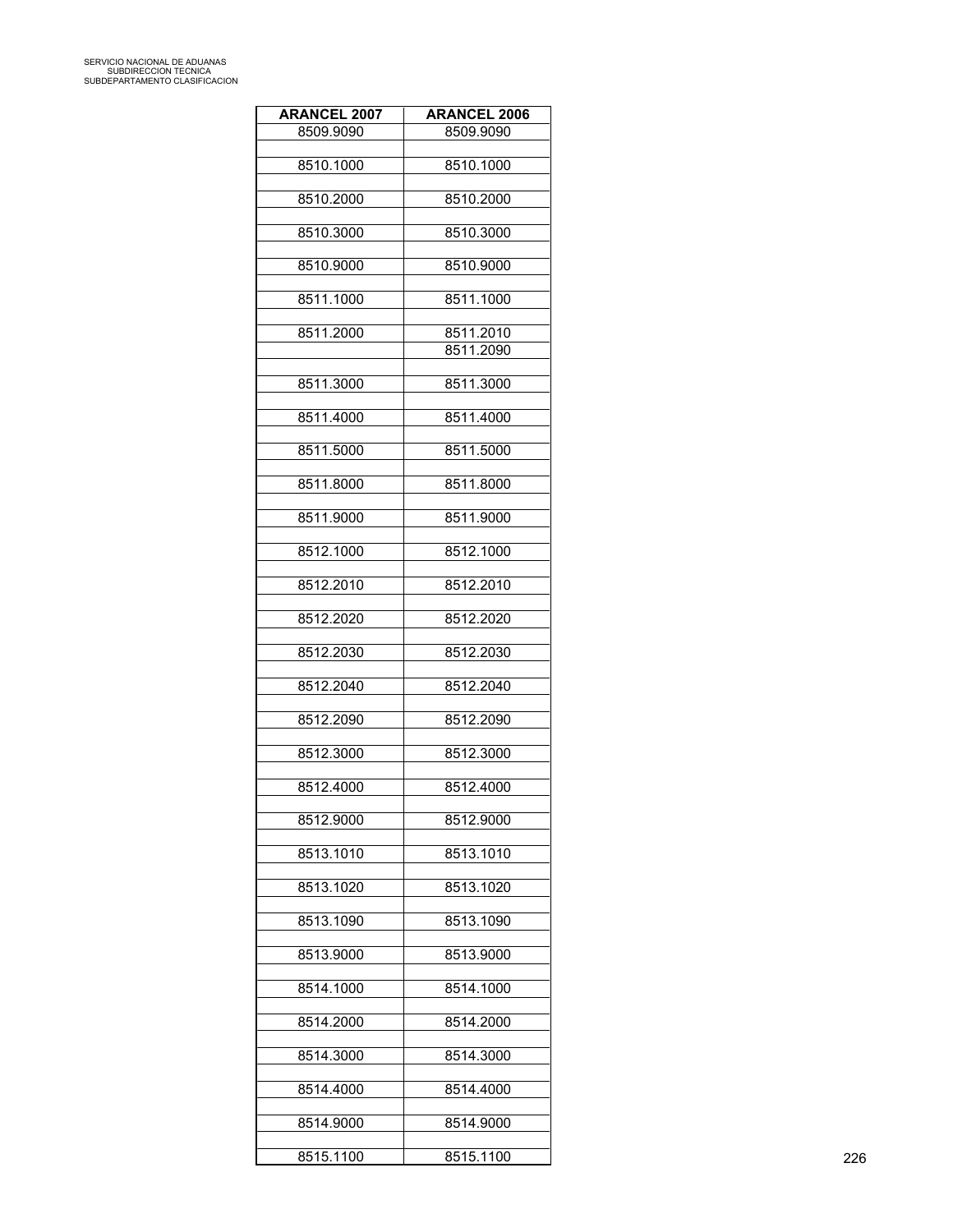| ARANCEL 2007 | ARANCEL 2006 |
|---|---|
| 8509.9090 | 8509.9090 |
| | |
| 8510.1000 | 8510.1000 |
| | |
| 8510.2000 | 8510.2000 |
| | |
| 8510.3000 | 8510.3000 |
| | |
| 8510.9000 | 8510.9000 |
| | |
| 8511.1000 | 8511.1000 |
| | |
| 8511.2000 | 8511.2010 |
| | 8511.2090 |
| | |
| 8511.3000 | 8511.3000 |
| | |
| 8511.4000 | 8511.4000 |
| | |
| 8511.5000 | 8511.5000 |
| | |
| 8511.8000 | 8511.8000 |
| | |
| 8511.9000 | 8511.9000 |
| | |
| 8512.1000 | 8512.1000 |
| | |
| 8512.2010 | 8512.2010 |
| | |
| 8512.2020 | 8512.2020 |
| | |
| 8512.2030 | 8512.2030 |
| | |
| 8512.2040 | 8512.2040 |
| | |
| 8512.2090 | 8512.2090 |
| | |
| 8512.3000 | 8512.3000 |
| | |
| 8512.4000 | 8512.4000 |
| | |
| 8512.9000 | 8512.9000 |
| | |
| 8513.1010 | 8513.1010 |
| | |
| 8513.1020 | 8513.1020 |
| | |
| 8513.1090 | 8513.1090 |
| | |
| 8513.9000 | 8513.9000 |
| | |
| 8514.1000 | 8514.1000 |
| | |
| 8514.2000 | 8514.2000 |
| | |
| 8514.3000 | 8514.3000 |
| | |
| 8514.4000 | 8514.4000 |
| | |
| 8514.9000 | 8514.9000 |
| | |
| 8515.1100 | 8515.1100 |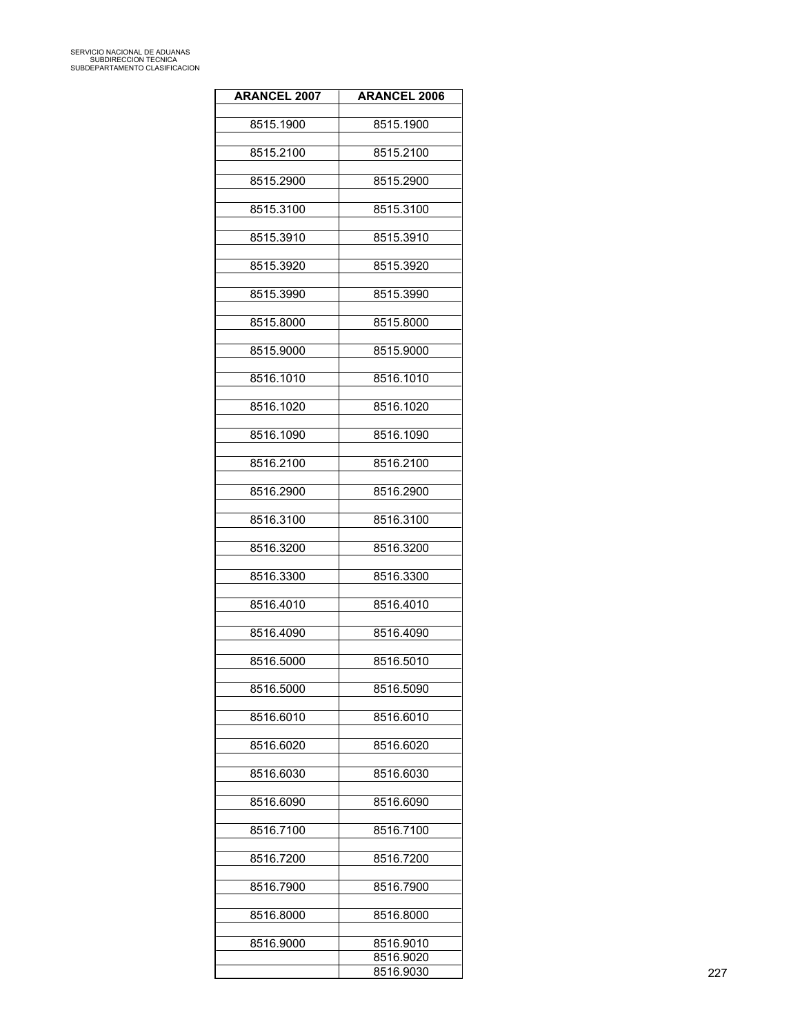| ARANCEL 2007 | ARANCEL 2006 |
|---|---|
| 8515.1900 | 8515.1900 |
| 8515.2100 | 8515.2100 |
| 8515.2900 | 8515.2900 |
| 8515.3100 | 8515.3100 |
| 8515.3910 | 8515.3910 |
| 8515.3920 | 8515.3920 |
| 8515.3990 | 8515.3990 |
| 8515.8000 | 8515.8000 |
| 8515.9000 | 8515.9000 |
| 8516.1010 | 8516.1010 |
| 8516.1020 | 8516.1020 |
| 8516.1090 | 8516.1090 |
| 8516.2100 | 8516.2100 |
| 8516.2900 | 8516.2900 |
| 8516.3100 | 8516.3100 |
| 8516.3200 | 8516.3200 |
| 8516.3300 | 8516.3300 |
| 8516.4010 | 8516.4010 |
| 8516.4090 | 8516.4090 |
| 8516.5000 | 8516.5010 |
| 8516.5000 | 8516.5090 |
| 8516.6010 | 8516.6010 |
| 8516.6020 | 8516.6020 |
| 8516.6030 | 8516.6030 |
| 8516.6090 | 8516.6090 |
| 8516.7100 | 8516.7100 |
| 8516.7200 | 8516.7200 |
| 8516.7900 | 8516.7900 |
| 8516.8000 | 8516.8000 |
| 8516.9000 | 8516.9010 |
| | 8516.9020 |
| | 8516.9030 |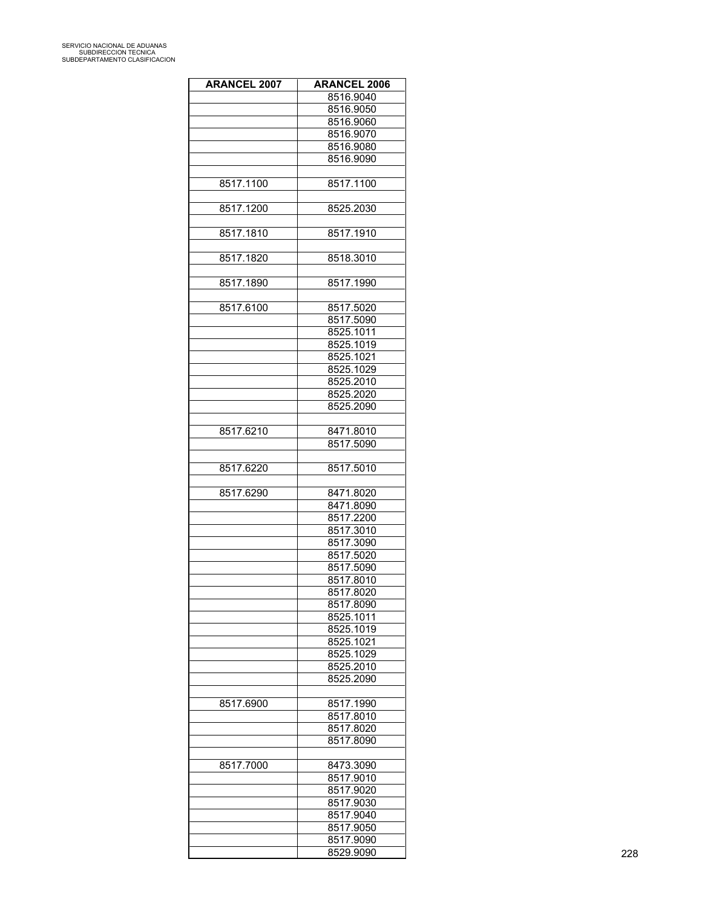| ARANCEL 2007 | ARANCEL 2006 |
|---|---|
| | 8516.9040 |
| | 8516.9050 |
| | 8516.9060 |
| | 8516.9070 |
| | 8516.9080 |
| | 8516.9090 |
| | |
| 8517.1100 | 8517.1100 |
| | |
| 8517.1200 | 8525.2030 |
| | |
| 8517.1810 | 8517.1910 |
| | |
| 8517.1820 | 8518.3010 |
| | |
| 8517.1890 | 8517.1990 |
| | |
| 8517.6100 | 8517.5020 |
| | 8517.5090 |
| | 8525.1011 |
| | 8525.1019 |
| | 8525.1021 |
| | 8525.1029 |
| | 8525.2010 |
| | 8525.2020 |
| | 8525.2090 |
| | |
| 8517.6210 | 8471.8010 |
| | 8517.5090 |
| | |
| 8517.6220 | 8517.5010 |
| | |
| 8517.6290 | 8471.8020 |
| | 8471.8090 |
| | 8517.2200 |
| | 8517.3010 |
| | 8517.3090 |
| | 8517.5020 |
| | 8517.5090 |
| | 8517.8010 |
| | 8517.8020 |
| | 8517.8090 |
| | 8525.1011 |
| | 8525.1019 |
| | 8525.1021 |
| | 8525.1029 |
| | 8525.2010 |
| | 8525.2090 |
| | |
| 8517.6900 | 8517.1990 |
| | 8517.8010 |
| | 8517.8020 |
| | 8517.8090 |
| | |
| 8517.7000 | 8473.3090 |
| | 8517.9010 |
| | 8517.9020 |
| | 8517.9030 |
| | 8517.9040 |
| | 8517.9050 |
| | 8517.9090 |
| | 8529.9090 |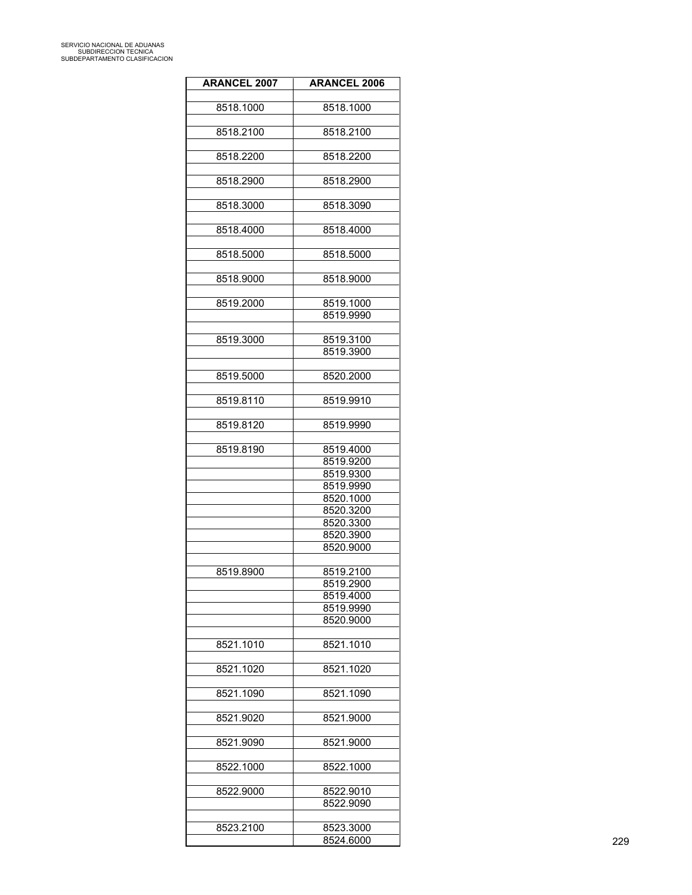| ARANCEL 2007 | ARANCEL 2006 |
|---|---|
| 8518.1000 | 8518.1000 |
| 8518.2100 | 8518.2100 |
| 8518.2200 | 8518.2200 |
| 8518.2900 | 8518.2900 |
| 8518.3000 | 8518.3090 |
| 8518.4000 | 8518.4000 |
| 8518.5000 | 8518.5000 |
| 8518.9000 | 8518.9000 |
| 8519.2000 | 8519.1000 |
| | 8519.9990 |
| 8519.3000 | 8519.3100 |
| | 8519.3900 |
| 8519.5000 | 8520.2000 |
| 8519.8110 | 8519.9910 |
| 8519.8120 | 8519.9990 |
| 8519.8190 | 8519.4000 |
| | 8519.9200 |
| | 8519.9300 |
| | 8519.9990 |
| | 8520.1000 |
| | 8520.3200 |
| | 8520.3300 |
| | 8520.3900 |
| | 8520.9000 |
| 8519.8900 | 8519.2100 |
| | 8519.2900 |
| | 8519.4000 |
| | 8519.9990 |
| | 8520.9000 |
| 8521.1010 | 8521.1010 |
| 8521.1020 | 8521.1020 |
| 8521.1090 | 8521.1090 |
| 8521.9020 | 8521.9000 |
| 8521.9090 | 8521.9000 |
| 8522.1000 | 8522.1000 |
| 8522.9000 | 8522.9010 |
| | 8522.9090 |
| 8523.2100 | 8523.3000 |
| | 8524.6000 |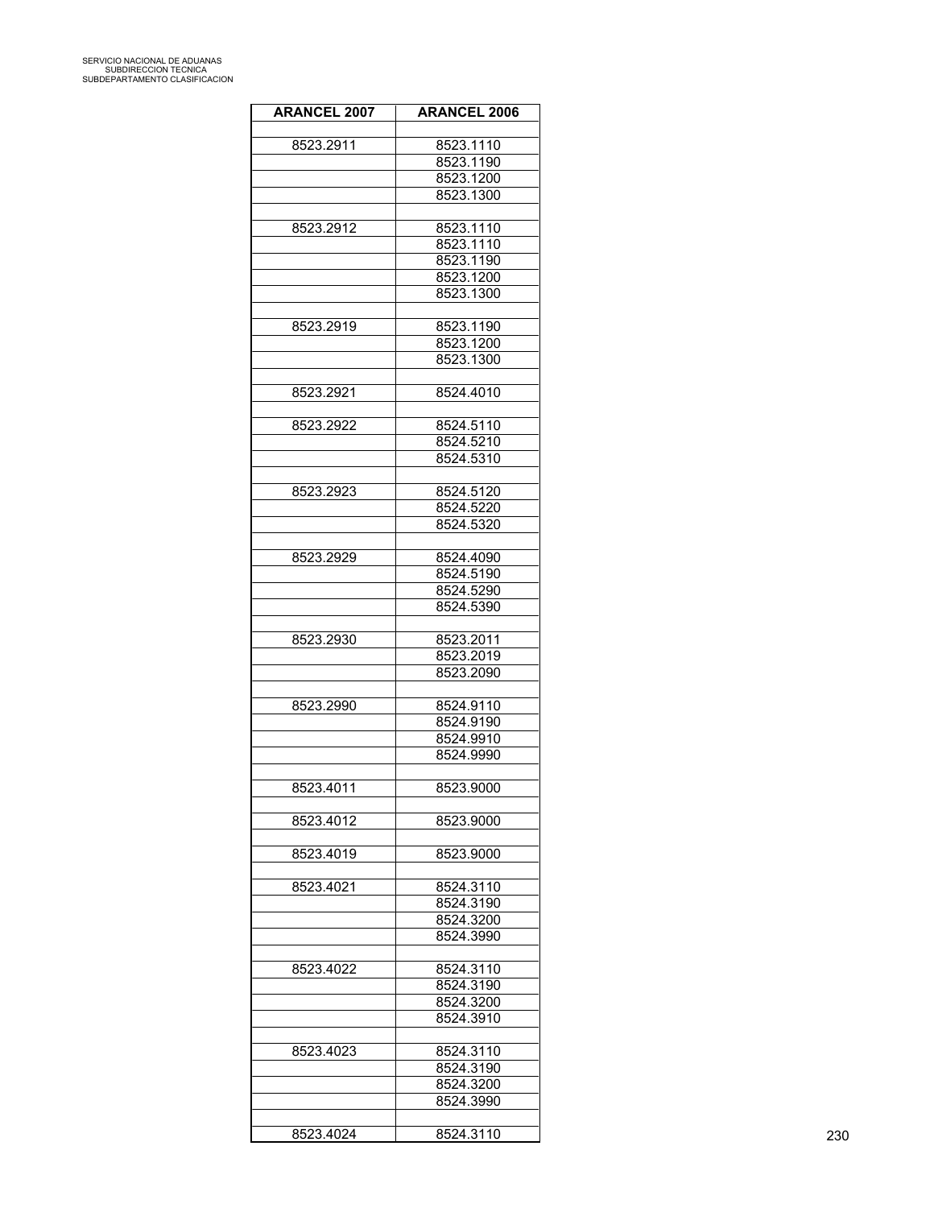| ARANCEL 2007 | ARANCEL 2006 |
|---|---|
| | |
| 8523.2911 | 8523.1110 |
| | 8523.1190 |
| | 8523.1200 |
| | 8523.1300 |
| | |
| 8523.2912 | 8523.1110 |
| | 8523.1110 |
| | 8523.1190 |
| | 8523.1200 |
| | 8523.1300 |
| | |
| 8523.2919 | 8523.1190 |
| | 8523.1200 |
| | 8523.1300 |
| | |
| 8523.2921 | 8524.4010 |
| | |
| 8523.2922 | 8524.5110 |
| | 8524.5210 |
| | 8524.5310 |
| | |
| 8523.2923 | 8524.5120 |
| | 8524.5220 |
| | 8524.5320 |
| | |
| 8523.2929 | 8524.4090 |
| | 8524.5190 |
| | 8524.5290 |
| | 8524.5390 |
| | |
| 8523.2930 | 8523.2011 |
| | 8523.2019 |
| | 8523.2090 |
| | |
| 8523.2990 | 8524.9110 |
| | 8524.9190 |
| | 8524.9910 |
| | 8524.9990 |
| | |
| 8523.4011 | 8523.9000 |
| | |
| 8523.4012 | 8523.9000 |
| | |
| 8523.4019 | 8523.9000 |
| | |
| 8523.4021 | 8524.3110 |
| | 8524.3190 |
| | 8524.3200 |
| | 8524.3990 |
| | |
| 8523.4022 | 8524.3110 |
| | 8524.3190 |
| | 8524.3200 |
| | 8524.3910 |
| | |
| 8523.4023 | 8524.3110 |
| | 8524.3190 |
| | 8524.3200 |
| | 8524.3990 |
| | |
| 8523.4024 | 8524.3110 |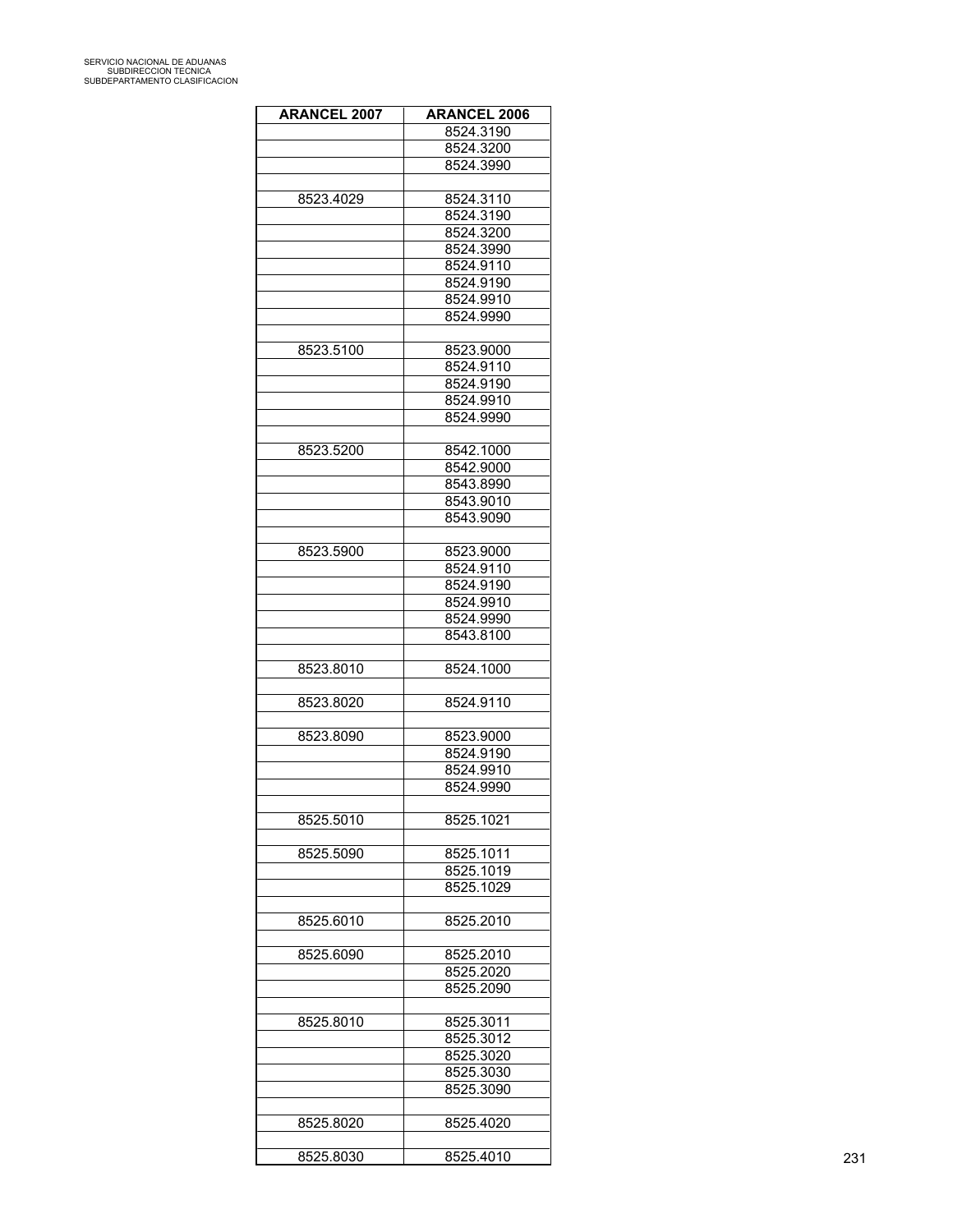| ARANCEL 2007 | ARANCEL 2006 |
|---|---|
| | 8524.3190 |
| | 8524.3200 |
| | 8524.3990 |
| | |
| 8523.4029 | 8524.3110 |
| | 8524.3190 |
| | 8524.3200 |
| | 8524.3990 |
| | 8524.9110 |
| | 8524.9190 |
| | 8524.9910 |
| | 8524.9990 |
| | |
| 8523.5100 | 8523.9000 |
| | 8524.9110 |
| | 8524.9190 |
| | 8524.9910 |
| | 8524.9990 |
| | |
| 8523.5200 | 8542.1000 |
| | 8542.9000 |
| | 8543.8990 |
| | 8543.9010 |
| | 8543.9090 |
| | |
| 8523.5900 | 8523.9000 |
| | 8524.9110 |
| | 8524.9190 |
| | 8524.9910 |
| | 8524.9990 |
| | 8543.8100 |
| | |
| 8523.8010 | 8524.1000 |
| | |
| 8523.8020 | 8524.9110 |
| | |
| 8523.8090 | 8523.9000 |
| | 8524.9190 |
| | 8524.9910 |
| | 8524.9990 |
| | |
| 8525.5010 | 8525.1021 |
| | |
| 8525.5090 | 8525.1011 |
| | 8525.1019 |
| | 8525.1029 |
| | |
| 8525.6010 | 8525.2010 |
| | |
| 8525.6090 | 8525.2010 |
| | 8525.2020 |
| | 8525.2090 |
| | |
| 8525.8010 | 8525.3011 |
| | 8525.3012 |
| | 8525.3020 |
| | 8525.3030 |
| | 8525.3090 |
| | |
| 8525.8020 | 8525.4020 |
| | |
| 8525.8030 | 8525.4010 |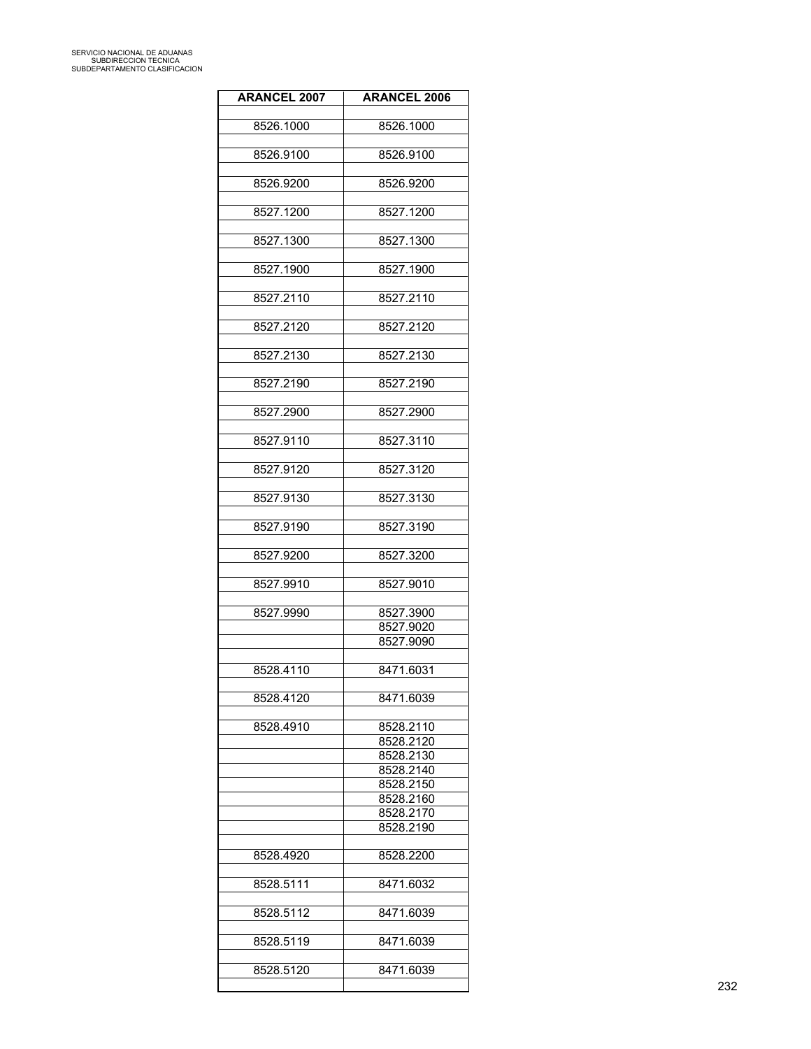| ARANCEL 2007 | ARANCEL 2006 |
|---|---|
| 8526.1000 | 8526.1000 |
| 8526.9100 | 8526.9100 |
| 8526.9200 | 8526.9200 |
| 8527.1200 | 8527.1200 |
| 8527.1300 | 8527.1300 |
| 8527.1900 | 8527.1900 |
| 8527.2110 | 8527.2110 |
| 8527.2120 | 8527.2120 |
| 8527.2130 | 8527.2130 |
| 8527.2190 | 8527.2190 |
| 8527.2900 | 8527.2900 |
| 8527.9110 | 8527.3110 |
| 8527.9120 | 8527.3120 |
| 8527.9130 | 8527.3130 |
| 8527.9190 | 8527.3190 |
| 8527.9200 | 8527.3200 |
| 8527.9910 | 8527.9010 |
| 8527.9990 | 8527.3900 |
| | 8527.9020 |
| | 8527.9090 |
| 8528.4110 | 8471.6031 |
| 8528.4120 | 8471.6039 |
| 8528.4910 | 8528.2110 |
| | 8528.2120 |
| | 8528.2130 |
| | 8528.2140 |
| | 8528.2150 |
| | 8528.2160 |
| | 8528.2170 |
| | 8528.2190 |
| 8528.4920 | 8528.2200 |
| 8528.5111 | 8471.6032 |
| 8528.5112 | 8471.6039 |
| 8528.5119 | 8471.6039 |
| 8528.5120 | 8471.6039 |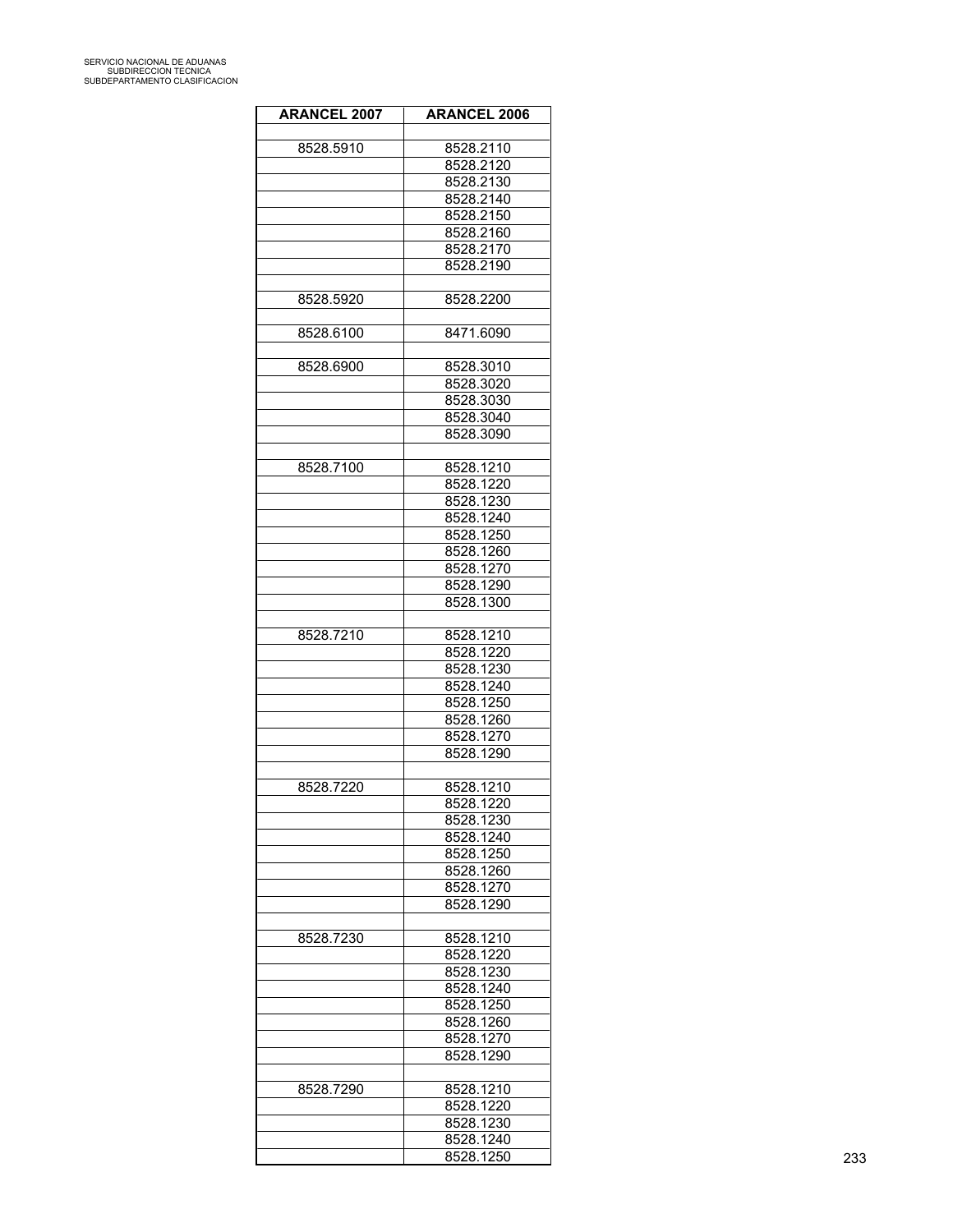| ARANCEL 2007 | ARANCEL 2006 |
|---|---|
| | |
| 8528.5910 | 8528.2110 |
| | 8528.2120 |
| | 8528.2130 |
| | 8528.2140 |
| | 8528.2150 |
| | 8528.2160 |
| | 8528.2170 |
| | 8528.2190 |
| | |
| 8528.5920 | 8528.2200 |
| | |
| 8528.6100 | 8471.6090 |
| | |
| 8528.6900 | 8528.3010 |
| | 8528.3020 |
| | 8528.3030 |
| | 8528.3040 |
| | 8528.3090 |
| | |
| 8528.7100 | 8528.1210 |
| | 8528.1220 |
| | 8528.1230 |
| | 8528.1240 |
| | 8528.1250 |
| | 8528.1260 |
| | 8528.1270 |
| | 8528.1290 |
| | 8528.1300 |
| | |
| 8528.7210 | 8528.1210 |
| | 8528.1220 |
| | 8528.1230 |
| | 8528.1240 |
| | 8528.1250 |
| | 8528.1260 |
| | 8528.1270 |
| | 8528.1290 |
| | |
| 8528.7220 | 8528.1210 |
| | 8528.1220 |
| | 8528.1230 |
| | 8528.1240 |
| | 8528.1250 |
| | 8528.1260 |
| | 8528.1270 |
| | 8528.1290 |
| | |
| 8528.7230 | 8528.1210 |
| | 8528.1220 |
| | 8528.1230 |
| | 8528.1240 |
| | 8528.1250 |
| | 8528.1260 |
| | 8528.1270 |
| | 8528.1290 |
| | |
| 8528.7290 | 8528.1210 |
| | 8528.1220 |
| | 8528.1230 |
| | 8528.1240 |
| | 8528.1250 |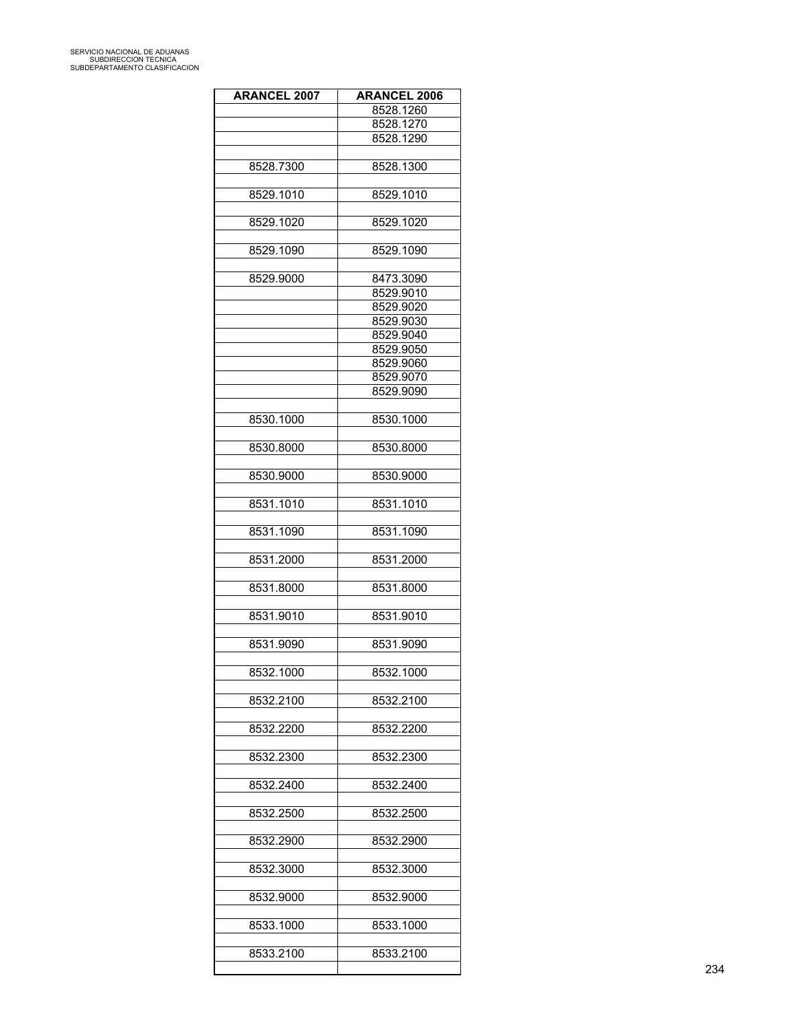| ARANCEL 2007 | ARANCEL 2006 |
|---|---|
| | 8528.1260 |
| | 8528.1270 |
| | 8528.1290 |
| | |
| 8528.7300 | 8528.1300 |
| | |
| 8529.1010 | 8529.1010 |
| | |
| 8529.1020 | 8529.1020 |
| | |
| 8529.1090 | 8529.1090 |
| | |
| 8529.9000 | 8473.3090 |
| | 8529.9010 |
| | 8529.9020 |
| | 8529.9030 |
| | 8529.9040 |
| | 8529.9050 |
| | 8529.9060 |
| | 8529.9070 |
| | 8529.9090 |
| | |
| 8530.1000 | 8530.1000 |
| | |
| 8530.8000 | 8530.8000 |
| | |
| 8530.9000 | 8530.9000 |
| | |
| 8531.1010 | 8531.1010 |
| | |
| 8531.1090 | 8531.1090 |
| | |
| 8531.2000 | 8531.2000 |
| | |
| 8531.8000 | 8531.8000 |
| | |
| 8531.9010 | 8531.9010 |
| | |
| 8531.9090 | 8531.9090 |
| | |
| 8532.1000 | 8532.1000 |
| | |
| 8532.2100 | 8532.2100 |
| | |
| 8532.2200 | 8532.2200 |
| | |
| 8532.2300 | 8532.2300 |
| | |
| 8532.2400 | 8532.2400 |
| | |
| 8532.2500 | 8532.2500 |
| | |
| 8532.2900 | 8532.2900 |
| | |
| 8532.3000 | 8532.3000 |
| | |
| 8532.9000 | 8532.9000 |
| | |
| 8533.1000 | 8533.1000 |
| | |
| 8533.2100 | 8533.2100 |
| | |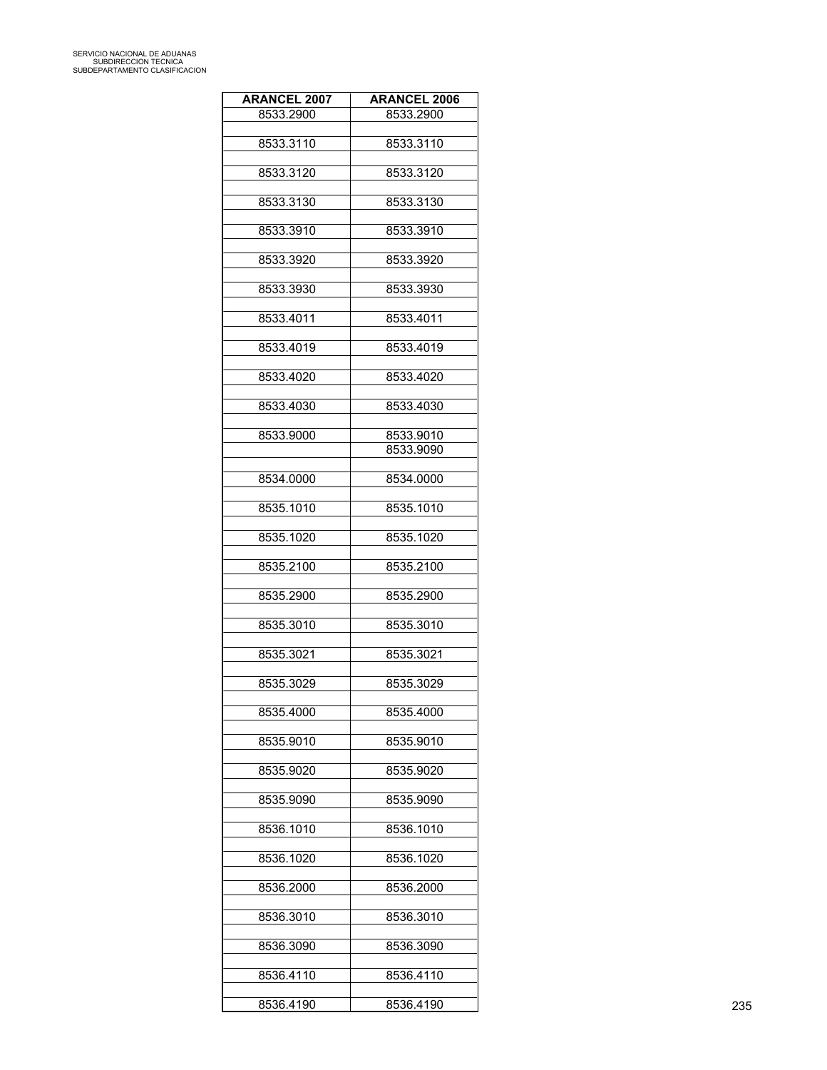| ARANCEL 2007 | ARANCEL 2006 |
|---|---|
| 8533.2900 | 8533.2900 |
| 8533.3110 | 8533.3110 |
| 8533.3120 | 8533.3120 |
| 8533.3130 | 8533.3130 |
| 8533.3910 | 8533.3910 |
| 8533.3920 | 8533.3920 |
| 8533.3930 | 8533.3930 |
| 8533.4011 | 8533.4011 |
| 8533.4019 | 8533.4019 |
| 8533.4020 | 8533.4020 |
| 8533.4030 | 8533.4030 |
| 8533.9000 | 8533.9010 |
| | 8533.9090 |
| 8534.0000 | 8534.0000 |
| 8535.1010 | 8535.1010 |
| 8535.1020 | 8535.1020 |
| 8535.2100 | 8535.2100 |
| 8535.2900 | 8535.2900 |
| 8535.3010 | 8535.3010 |
| 8535.3021 | 8535.3021 |
| 8535.3029 | 8535.3029 |
| 8535.4000 | 8535.4000 |
| 8535.9010 | 8535.9010 |
| 8535.9020 | 8535.9020 |
| 8535.9090 | 8535.9090 |
| 8536.1010 | 8536.1010 |
| 8536.1020 | 8536.1020 |
| 8536.2000 | 8536.2000 |
| 8536.3010 | 8536.3010 |
| 8536.3090 | 8536.3090 |
| 8536.4110 | 8536.4110 |
| 8536.4190 | 8536.4190 |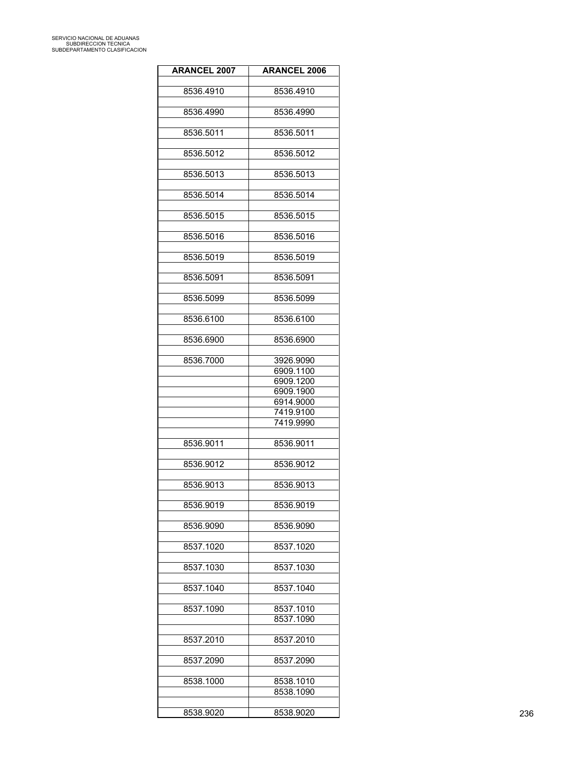| ARANCEL 2007 | ARANCEL 2006 |
|---|---|
| 8536.4910 | 8536.4910 |
| 8536.4990 | 8536.4990 |
| 8536.5011 | 8536.5011 |
| 8536.5012 | 8536.5012 |
| 8536.5013 | 8536.5013 |
| 8536.5014 | 8536.5014 |
| 8536.5015 | 8536.5015 |
| 8536.5016 | 8536.5016 |
| 8536.5019 | 8536.5019 |
| 8536.5091 | 8536.5091 |
| 8536.5099 | 8536.5099 |
| 8536.6100 | 8536.6100 |
| 8536.6900 | 8536.6900 |
| 8536.7000 | 3926.9090 |
| | 6909.1100 |
| | 6909.1200 |
| | 6909.1900 |
| | 6914.9000 |
| | 7419.9100 |
| | 7419.9990 |
| 8536.9011 | 8536.9011 |
| 8536.9012 | 8536.9012 |
| 8536.9013 | 8536.9013 |
| 8536.9019 | 8536.9019 |
| 8536.9090 | 8536.9090 |
| 8537.1020 | 8537.1020 |
| 8537.1030 | 8537.1030 |
| 8537.1040 | 8537.1040 |
| 8537.1090 | 8537.1010 |
| | 8537.1090 |
| 8537.2010 | 8537.2010 |
| 8537.2090 | 8537.2090 |
| 8538.1000 | 8538.1010 |
| | 8538.1090 |
| 8538.9020 | 8538.9020 |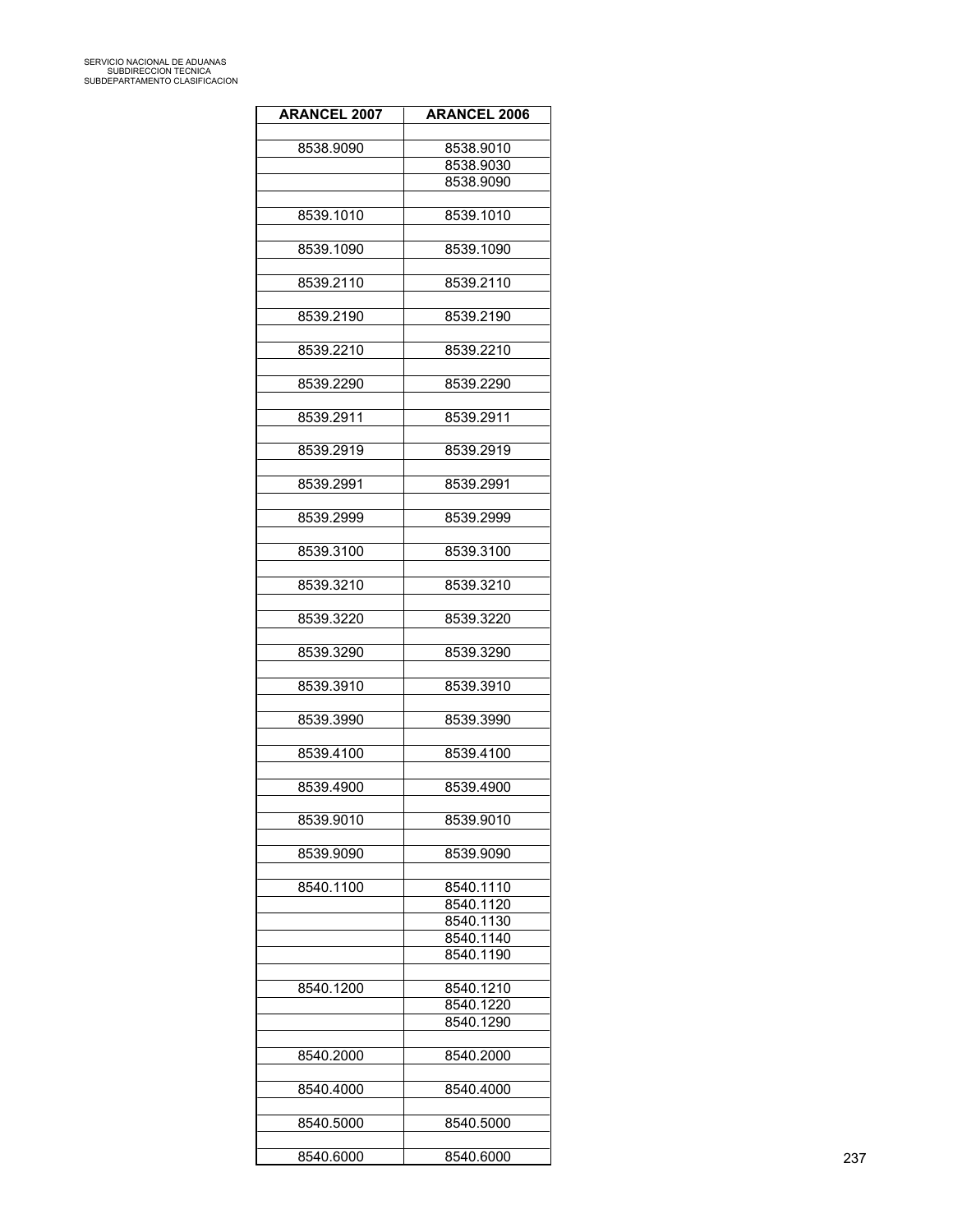| ARANCEL 2007 | ARANCEL 2006 |
|---|---|
| | |
| 8538.9090 | 8538.9010 |
| | 8538.9030 |
| | 8538.9090 |
| | |
| 8539.1010 | 8539.1010 |
| | |
| 8539.1090 | 8539.1090 |
| | |
| 8539.2110 | 8539.2110 |
| | |
| 8539.2190 | 8539.2190 |
| | |
| 8539.2210 | 8539.2210 |
| | |
| 8539.2290 | 8539.2290 |
| | |
| 8539.2911 | 8539.2911 |
| | |
| 8539.2919 | 8539.2919 |
| | |
| 8539.2991 | 8539.2991 |
| | |
| 8539.2999 | 8539.2999 |
| | |
| 8539.3100 | 8539.3100 |
| | |
| 8539.3210 | 8539.3210 |
| | |
| 8539.3220 | 8539.3220 |
| | |
| 8539.3290 | 8539.3290 |
| | |
| 8539.3910 | 8539.3910 |
| | |
| 8539.3990 | 8539.3990 |
| | |
| 8539.4100 | 8539.4100 |
| | |
| 8539.4900 | 8539.4900 |
| | |
| 8539.9010 | 8539.9010 |
| | |
| 8539.9090 | 8539.9090 |
| | |
| 8540.1100 | 8540.1110 |
| | 8540.1120 |
| | 8540.1130 |
| | 8540.1140 |
| | 8540.1190 |
| | |
| 8540.1200 | 8540.1210 |
| | 8540.1220 |
| | 8540.1290 |
| | |
| 8540.2000 | 8540.2000 |
| | |
| 8540.4000 | 8540.4000 |
| | |
| 8540.5000 | 8540.5000 |
| | |
| 8540.6000 | 8540.6000 |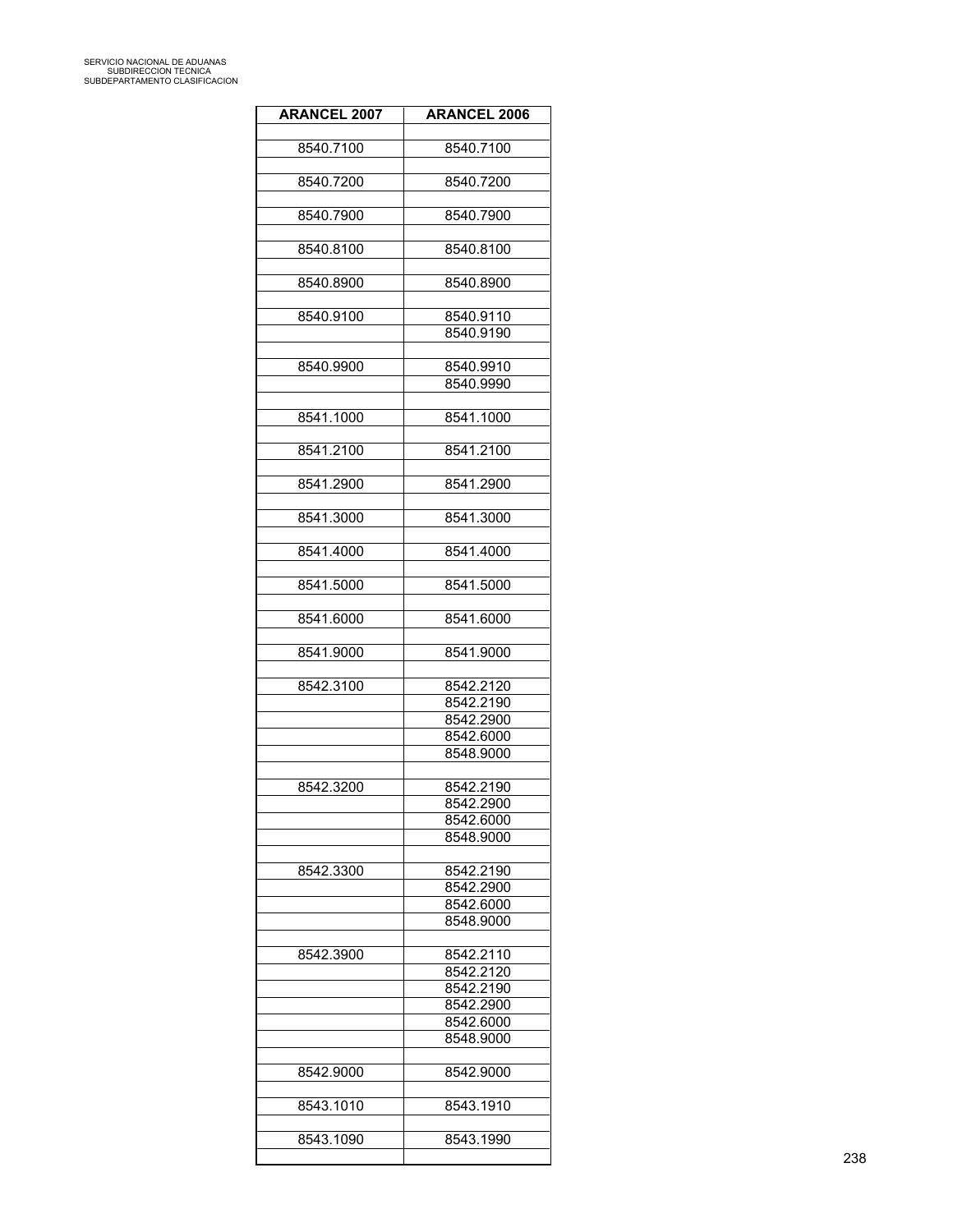SERVICIO NACIONAL DE ADUANAS
SUBDIRECCION TECNICA
SUBDEPARTAMENTO CLASIFICACION

| ARANCEL 2007 | ARANCEL 2006 |
|---|---|
| 8540.7100 | 8540.7100 |
| 8540.7200 | 8540.7200 |
| 8540.7900 | 8540.7900 |
| 8540.8100 | 8540.8100 |
| 8540.8900 | 8540.8900 |
| 8540.9100 | 8540.9110 |
| | 8540.9190 |
| 8540.9900 | 8540.9910 |
| | 8540.9990 |
| 8541.1000 | 8541.1000 |
| 8541.2100 | 8541.2100 |
| 8541.2900 | 8541.2900 |
| 8541.3000 | 8541.3000 |
| 8541.4000 | 8541.4000 |
| 8541.5000 | 8541.5000 |
| 8541.6000 | 8541.6000 |
| 8541.9000 | 8541.9000 |
| 8542.3100 | 8542.2120 |
| | 8542.2190 |
| | 8542.2900 |
| | 8542.6000 |
| | 8548.9000 |
| 8542.3200 | 8542.2190 |
| | 8542.2900 |
| | 8542.6000 |
| | 8548.9000 |
| 8542.3300 | 8542.2190 |
| | 8542.2900 |
| | 8542.6000 |
| | 8548.9000 |
| 8542.3900 | 8542.2110 |
| | 8542.2120 |
| | 8542.2190 |
| | 8542.2900 |
| | 8542.6000 |
| | 8548.9000 |
| 8542.9000 | 8542.9000 |
| 8543.1010 | 8543.1910 |
| 8543.1090 | 8543.1990 |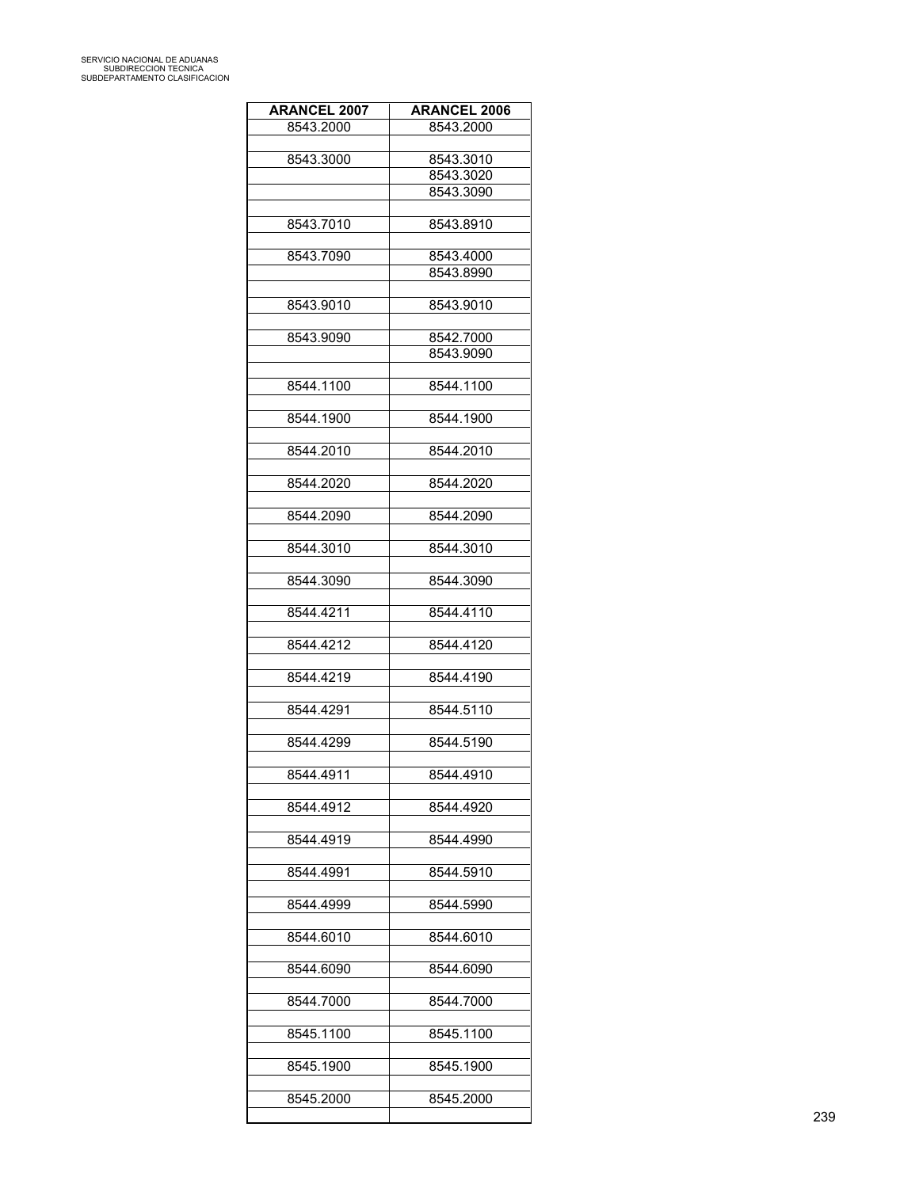| ARANCEL 2007 | ARANCEL 2006 |
|---|---|
| 8543.2000 | 8543.2000 |
| | |
| 8543.3000 | 8543.3010 |
| | 8543.3020 |
| | 8543.3090 |
| | |
| 8543.7010 | 8543.8910 |
| | |
| 8543.7090 | 8543.4000 |
| | 8543.8990 |
| | |
| 8543.9010 | 8543.9010 |
| | |
| 8543.9090 | 8542.7000 |
| | 8543.9090 |
| | |
| 8544.1100 | 8544.1100 |
| | |
| 8544.1900 | 8544.1900 |
| | |
| 8544.2010 | 8544.2010 |
| | |
| 8544.2020 | 8544.2020 |
| | |
| 8544.2090 | 8544.2090 |
| | |
| 8544.3010 | 8544.3010 |
| | |
| 8544.3090 | 8544.3090 |
| | |
| 8544.4211 | 8544.4110 |
| | |
| 8544.4212 | 8544.4120 |
| | |
| 8544.4219 | 8544.4190 |
| | |
| 8544.4291 | 8544.5110 |
| | |
| 8544.4299 | 8544.5190 |
| | |
| 8544.4911 | 8544.4910 |
| | |
| 8544.4912 | 8544.4920 |
| | |
| 8544.4919 | 8544.4990 |
| | |
| 8544.4991 | 8544.5910 |
| | |
| 8544.4999 | 8544.5990 |
| | |
| 8544.6010 | 8544.6010 |
| | |
| 8544.6090 | 8544.6090 |
| | |
| 8544.7000 | 8544.7000 |
| | |
| 8545.1100 | 8545.1100 |
| | |
| 8545.1900 | 8545.1900 |
| | |
| 8545.2000 | 8545.2000 |
| | |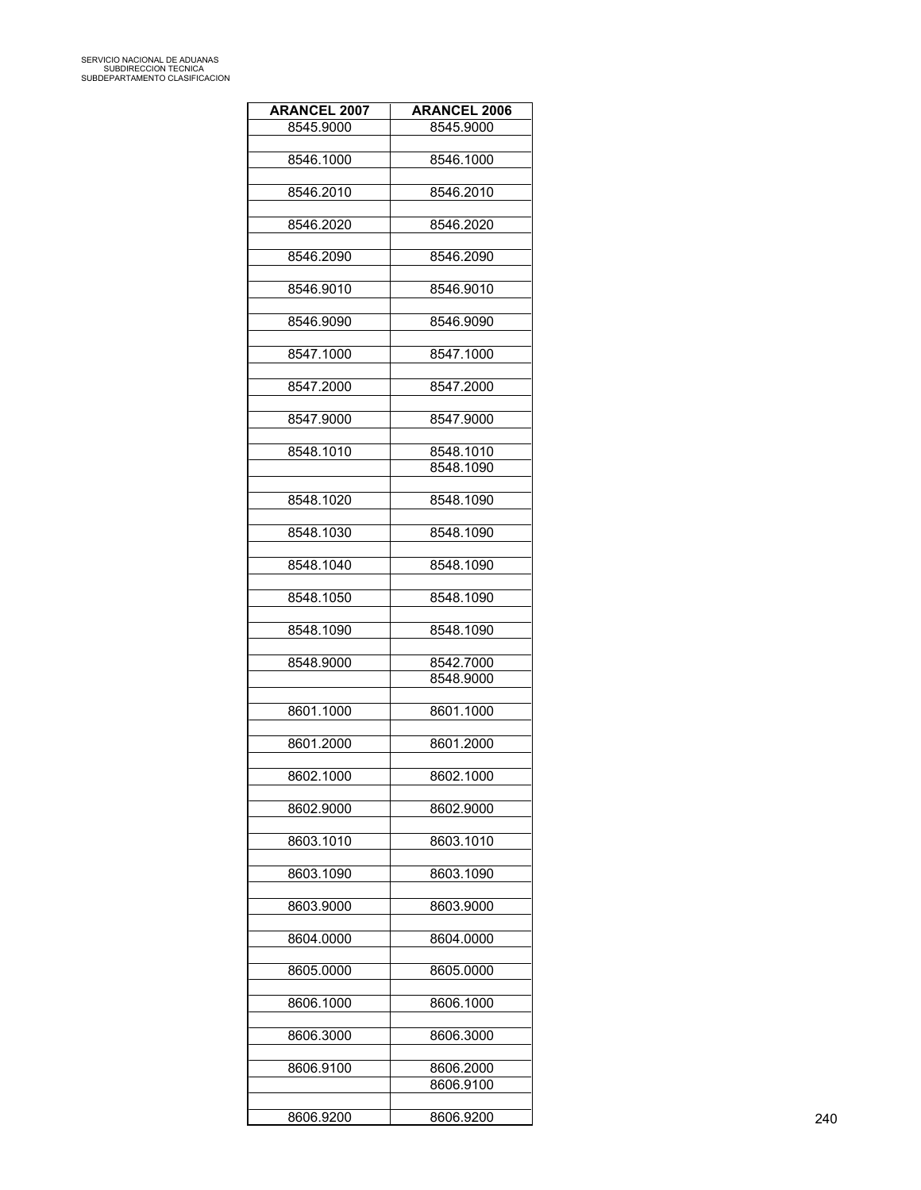| ARANCEL 2007 | ARANCEL 2006 |
|---|---|
| 8545.9000 | 8545.9000 |
| 8546.1000 | 8546.1000 |
| 8546.2010 | 8546.2010 |
| 8546.2020 | 8546.2020 |
| 8546.2090 | 8546.2090 |
| 8546.9010 | 8546.9010 |
| 8546.9090 | 8546.9090 |
| 8547.1000 | 8547.1000 |
| 8547.2000 | 8547.2000 |
| 8547.9000 | 8547.9000 |
| 8548.1010 | 8548.1010 |
| | 8548.1090 |
| 8548.1020 | 8548.1090 |
| 8548.1030 | 8548.1090 |
| 8548.1040 | 8548.1090 |
| 8548.1050 | 8548.1090 |
| 8548.1090 | 8548.1090 |
| 8548.9000 | 8542.7000 |
| | 8548.9000 |
| 8601.1000 | 8601.1000 |
| 8601.2000 | 8601.2000 |
| 8602.1000 | 8602.1000 |
| 8602.9000 | 8602.9000 |
| 8603.1010 | 8603.1010 |
| 8603.1090 | 8603.1090 |
| 8603.9000 | 8603.9000 |
| 8604.0000 | 8604.0000 |
| 8605.0000 | 8605.0000 |
| 8606.1000 | 8606.1000 |
| 8606.3000 | 8606.3000 |
| 8606.9100 | 8606.2000 |
| | 8606.9100 |
| 8606.9200 | 8606.9200 |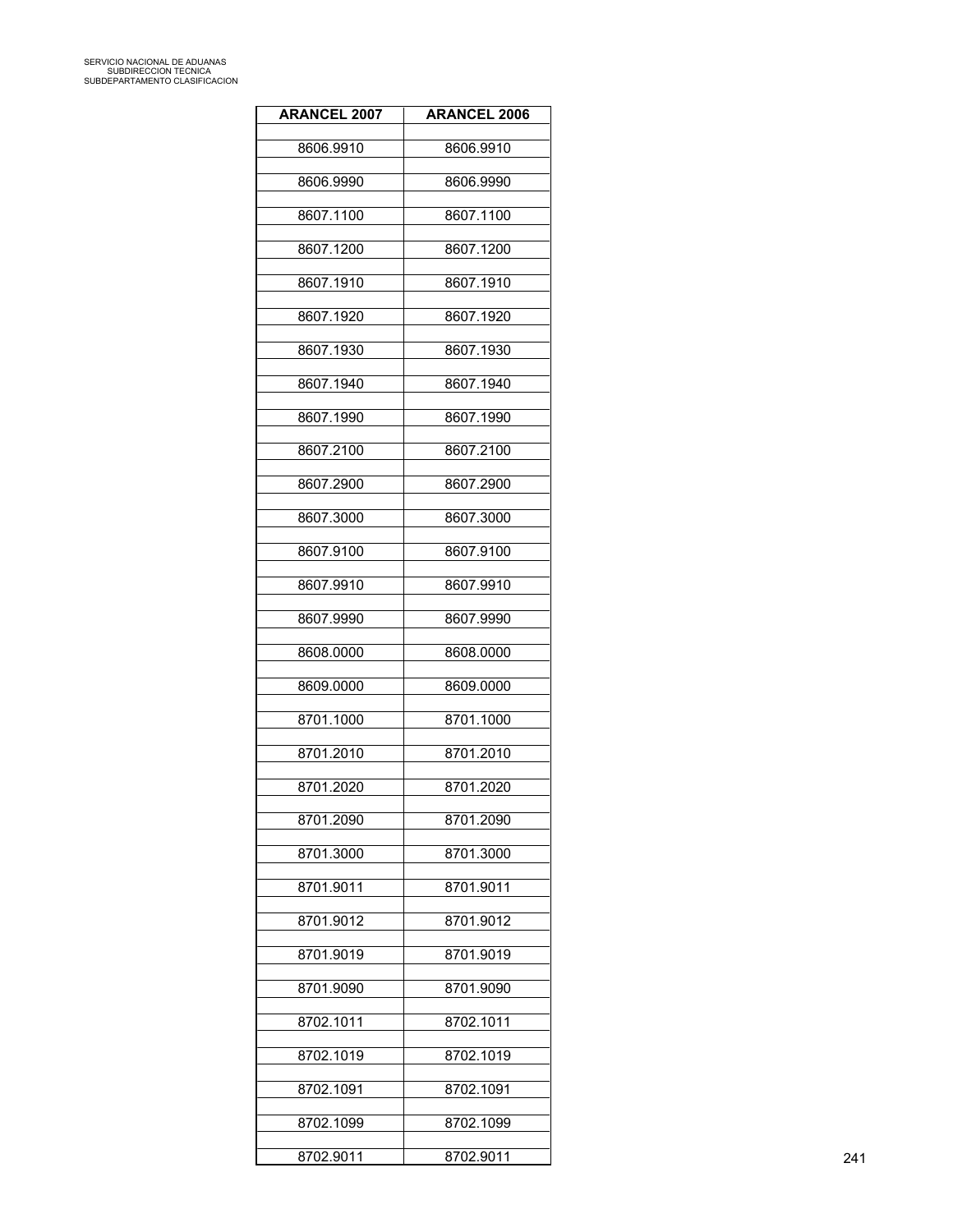| ARANCEL 2007 | ARANCEL 2006 |
|---|---|
| 8606.9910 | 8606.9910 |
| 8606.9990 | 8606.9990 |
| 8607.1100 | 8607.1100 |
| 8607.1200 | 8607.1200 |
| 8607.1910 | 8607.1910 |
| 8607.1920 | 8607.1920 |
| 8607.1930 | 8607.1930 |
| 8607.1940 | 8607.1940 |
| 8607.1990 | 8607.1990 |
| 8607.2100 | 8607.2100 |
| 8607.2900 | 8607.2900 |
| 8607.3000 | 8607.3000 |
| 8607.9100 | 8607.9100 |
| 8607.9910 | 8607.9910 |
| 8607.9990 | 8607.9990 |
| 8608.0000 | 8608.0000 |
| 8609.0000 | 8609.0000 |
| 8701.1000 | 8701.1000 |
| 8701.2010 | 8701.2010 |
| 8701.2020 | 8701.2020 |
| 8701.2090 | 8701.2090 |
| 8701.3000 | 8701.3000 |
| 8701.9011 | 8701.9011 |
| 8701.9012 | 8701.9012 |
| 8701.9019 | 8701.9019 |
| 8701.9090 | 8701.9090 |
| 8702.1011 | 8702.1011 |
| 8702.1019 | 8702.1019 |
| 8702.1091 | 8702.1091 |
| 8702.1099 | 8702.1099 |
| 8702.9011 | 8702.9011 |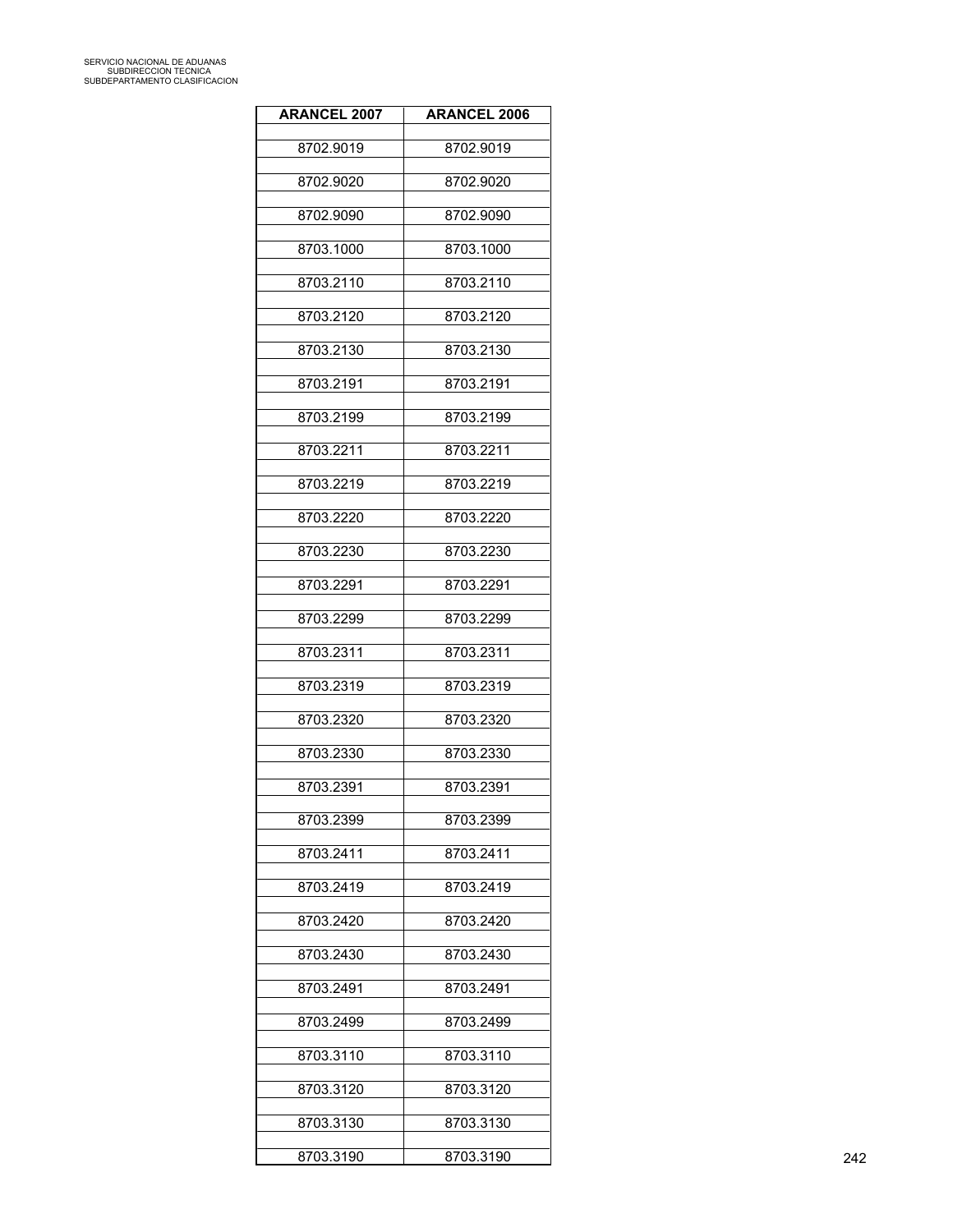| ARANCEL 2007 | ARANCEL 2006 |
|---|---|
| 8702.9019 | 8702.9019 |
| 8702.9020 | 8702.9020 |
| 8702.9090 | 8702.9090 |
| 8703.1000 | 8703.1000 |
| 8703.2110 | 8703.2110 |
| 8703.2120 | 8703.2120 |
| 8703.2130 | 8703.2130 |
| 8703.2191 | 8703.2191 |
| 8703.2199 | 8703.2199 |
| 8703.2211 | 8703.2211 |
| 8703.2219 | 8703.2219 |
| 8703.2220 | 8703.2220 |
| 8703.2230 | 8703.2230 |
| 8703.2291 | 8703.2291 |
| 8703.2299 | 8703.2299 |
| 8703.2311 | 8703.2311 |
| 8703.2319 | 8703.2319 |
| 8703.2320 | 8703.2320 |
| 8703.2330 | 8703.2330 |
| 8703.2391 | 8703.2391 |
| 8703.2399 | 8703.2399 |
| 8703.2411 | 8703.2411 |
| 8703.2419 | 8703.2419 |
| 8703.2420 | 8703.2420 |
| 8703.2430 | 8703.2430 |
| 8703.2491 | 8703.2491 |
| 8703.2499 | 8703.2499 |
| 8703.3110 | 8703.3110 |
| 8703.3120 | 8703.3120 |
| 8703.3130 | 8703.3130 |
| 8703.3190 | 8703.3190 |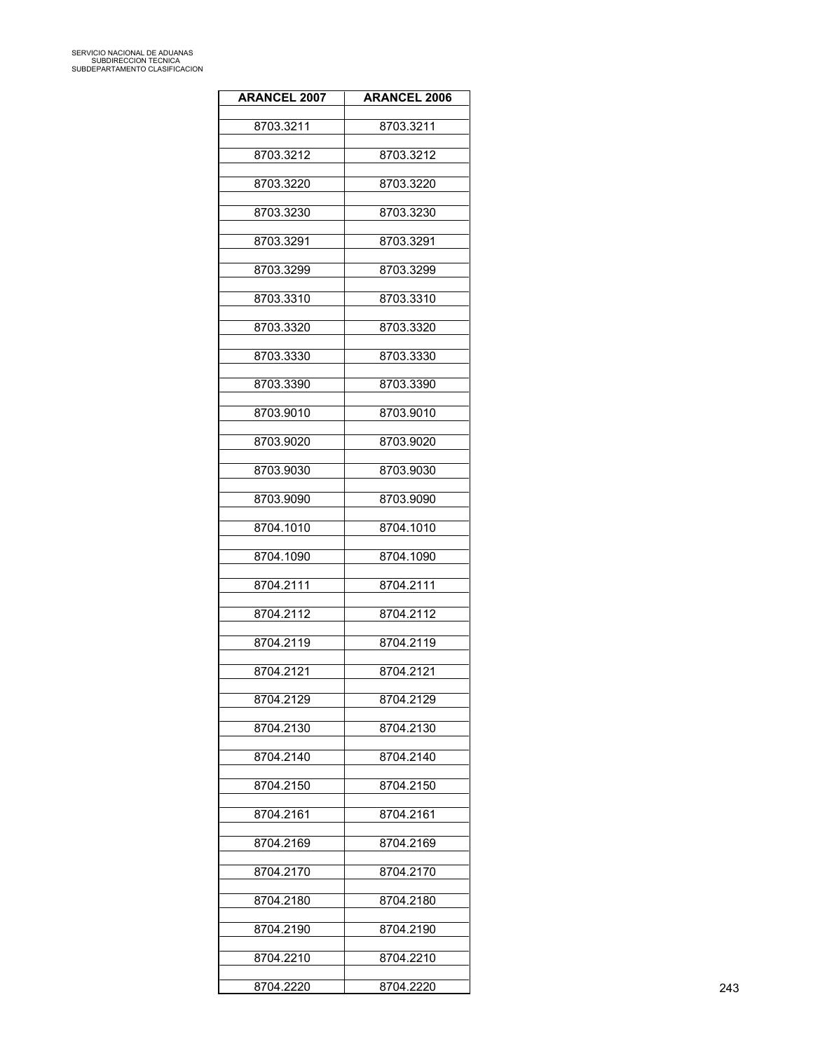| ARANCEL 2007 | ARANCEL 2006 |
| --- | --- |
| 8703.3211 | 8703.3211 |
| 8703.3212 | 8703.3212 |
| 8703.3220 | 8703.3220 |
| 8703.3230 | 8703.3230 |
| 8703.3291 | 8703.3291 |
| 8703.3299 | 8703.3299 |
| 8703.3310 | 8703.3310 |
| 8703.3320 | 8703.3320 |
| 8703.3330 | 8703.3330 |
| 8703.3390 | 8703.3390 |
| 8703.9010 | 8703.9010 |
| 8703.9020 | 8703.9020 |
| 8703.9030 | 8703.9030 |
| 8703.9090 | 8703.9090 |
| 8704.1010 | 8704.1010 |
| 8704.1090 | 8704.1090 |
| 8704.2111 | 8704.2111 |
| 8704.2112 | 8704.2112 |
| 8704.2119 | 8704.2119 |
| 8704.2121 | 8704.2121 |
| 8704.2129 | 8704.2129 |
| 8704.2130 | 8704.2130 |
| 8704.2140 | 8704.2140 |
| 8704.2150 | 8704.2150 |
| 8704.2161 | 8704.2161 |
| 8704.2169 | 8704.2169 |
| 8704.2170 | 8704.2170 |
| 8704.2180 | 8704.2180 |
| 8704.2190 | 8704.2190 |
| 8704.2210 | 8704.2210 |
| 8704.2220 | 8704.2220 |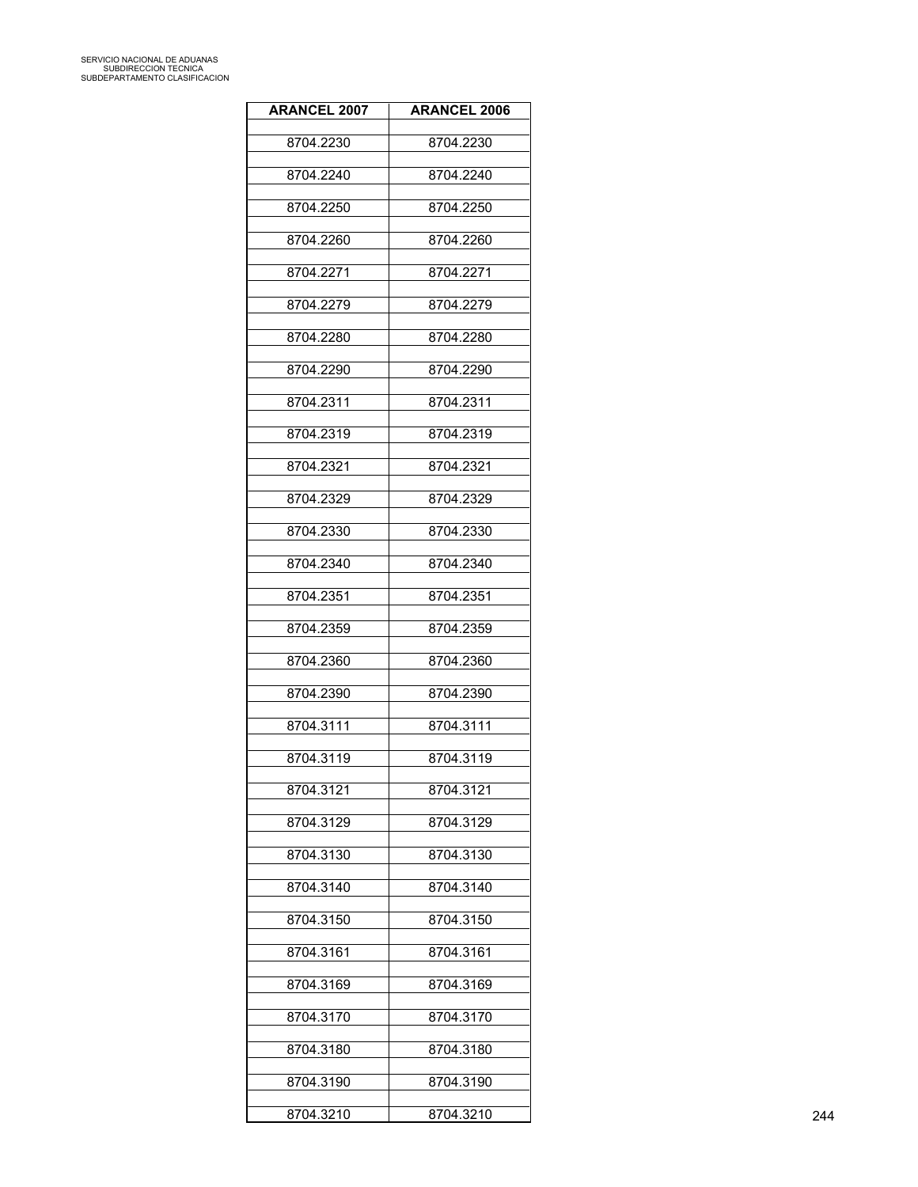| ARANCEL 2007 | ARANCEL 2006 |
|---|---|
| 8704.2230 | 8704.2230 |
| 8704.2240 | 8704.2240 |
| 8704.2250 | 8704.2250 |
| 8704.2260 | 8704.2260 |
| 8704.2271 | 8704.2271 |
| 8704.2279 | 8704.2279 |
| 8704.2280 | 8704.2280 |
| 8704.2290 | 8704.2290 |
| 8704.2311 | 8704.2311 |
| 8704.2319 | 8704.2319 |
| 8704.2321 | 8704.2321 |
| 8704.2329 | 8704.2329 |
| 8704.2330 | 8704.2330 |
| 8704.2340 | 8704.2340 |
| 8704.2351 | 8704.2351 |
| 8704.2359 | 8704.2359 |
| 8704.2360 | 8704.2360 |
| 8704.2390 | 8704.2390 |
| 8704.3111 | 8704.3111 |
| 8704.3119 | 8704.3119 |
| 8704.3121 | 8704.3121 |
| 8704.3129 | 8704.3129 |
| 8704.3130 | 8704.3130 |
| 8704.3140 | 8704.3140 |
| 8704.3150 | 8704.3150 |
| 8704.3161 | 8704.3161 |
| 8704.3169 | 8704.3169 |
| 8704.3170 | 8704.3170 |
| 8704.3180 | 8704.3180 |
| 8704.3190 | 8704.3190 |
| 8704.3210 | 8704.3210 |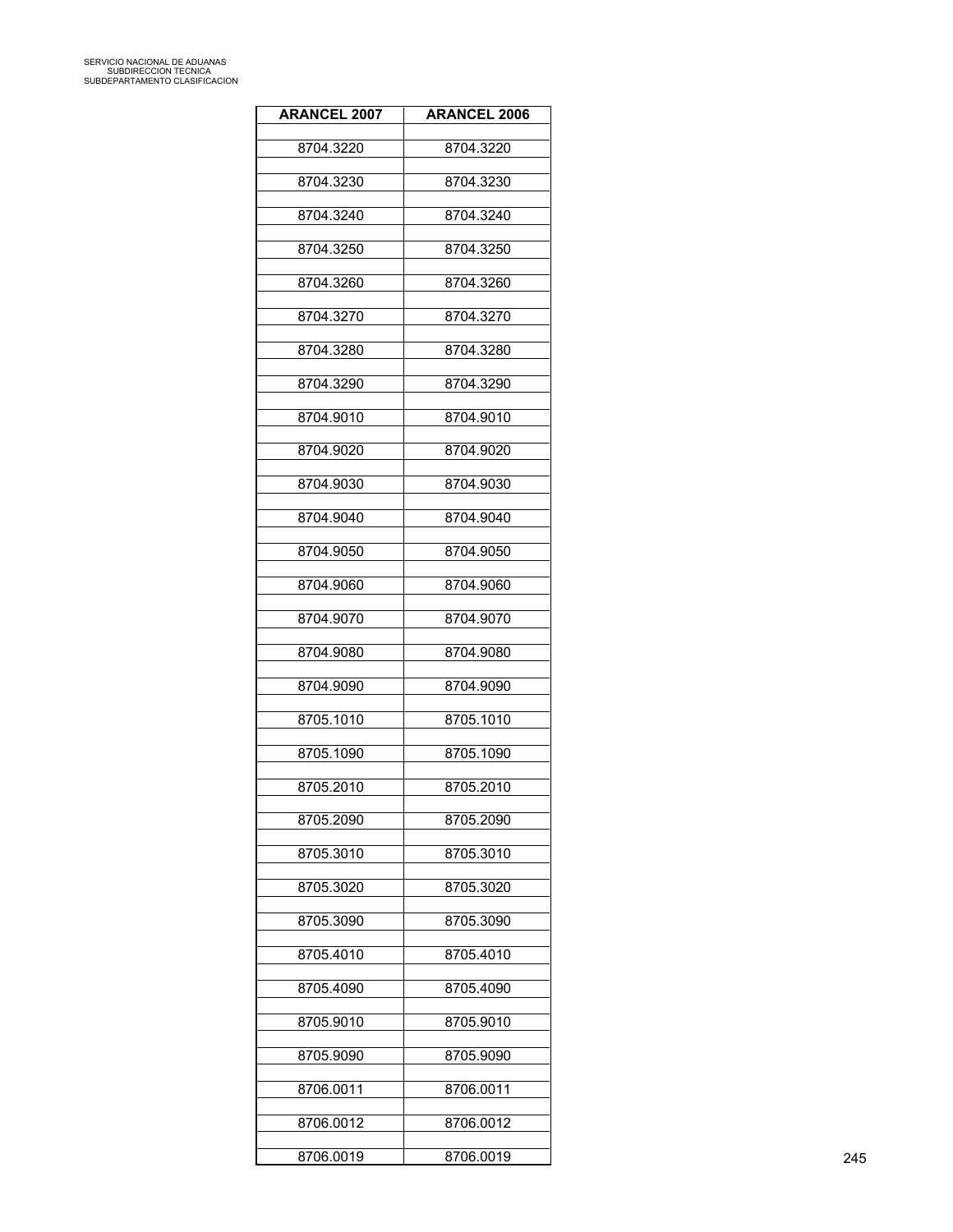| ARANCEL 2007 | ARANCEL 2006 |
|---|---|
| 8704.3220 | 8704.3220 |
| 8704.3230 | 8704.3230 |
| 8704.3240 | 8704.3240 |
| 8704.3250 | 8704.3250 |
| 8704.3260 | 8704.3260 |
| 8704.3270 | 8704.3270 |
| 8704.3280 | 8704.3280 |
| 8704.3290 | 8704.3290 |
| 8704.9010 | 8704.9010 |
| 8704.9020 | 8704.9020 |
| 8704.9030 | 8704.9030 |
| 8704.9040 | 8704.9040 |
| 8704.9050 | 8704.9050 |
| 8704.9060 | 8704.9060 |
| 8704.9070 | 8704.9070 |
| 8704.9080 | 8704.9080 |
| 8704.9090 | 8704.9090 |
| 8705.1010 | 8705.1010 |
| 8705.1090 | 8705.1090 |
| 8705.2010 | 8705.2010 |
| 8705.2090 | 8705.2090 |
| 8705.3010 | 8705.3010 |
| 8705.3020 | 8705.3020 |
| 8705.3090 | 8705.3090 |
| 8705.4010 | 8705.4010 |
| 8705.4090 | 8705.4090 |
| 8705.9010 | 8705.9010 |
| 8705.9090 | 8705.9090 |
| 8706.0011 | 8706.0011 |
| 8706.0012 | 8706.0012 |
| 8706.0019 | 8706.0019 |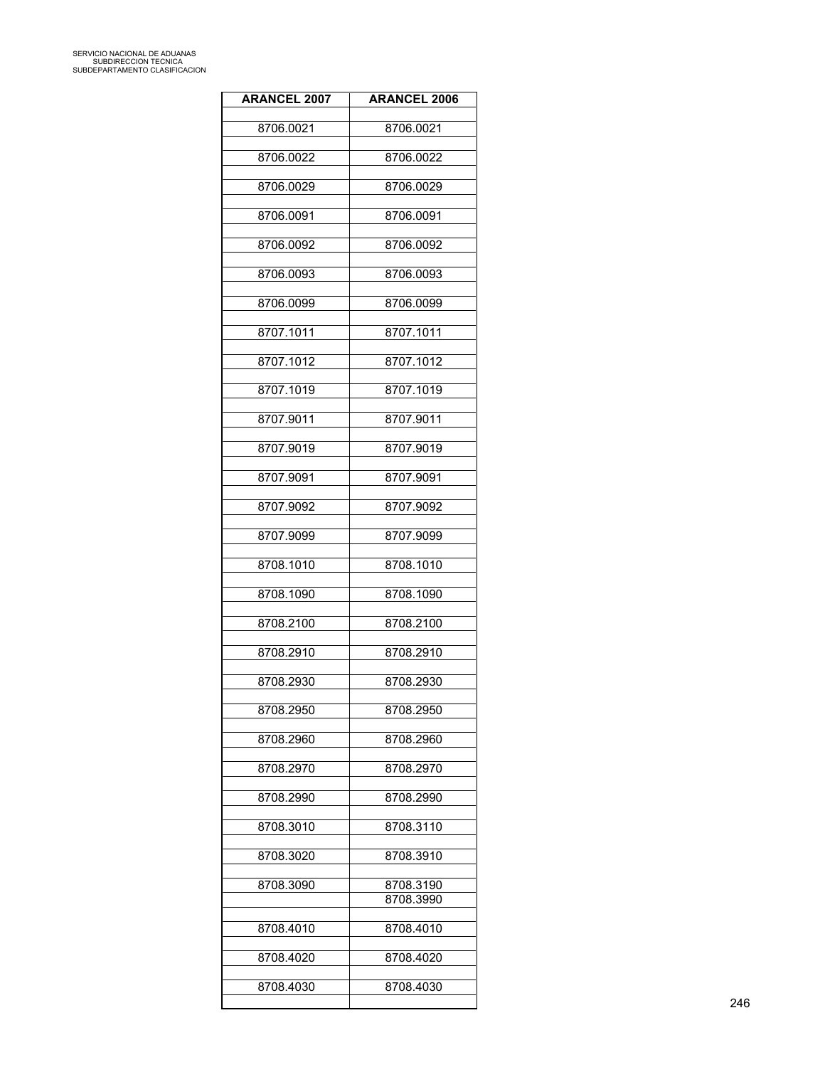| ARANCEL 2007 | ARANCEL 2006 |
|---|---|
| 8706.0021 | 8706.0021 |
| 8706.0022 | 8706.0022 |
| 8706.0029 | 8706.0029 |
| 8706.0091 | 8706.0091 |
| 8706.0092 | 8706.0092 |
| 8706.0093 | 8706.0093 |
| 8706.0099 | 8706.0099 |
| 8707.1011 | 8707.1011 |
| 8707.1012 | 8707.1012 |
| 8707.1019 | 8707.1019 |
| 8707.9011 | 8707.9011 |
| 8707.9019 | 8707.9019 |
| 8707.9091 | 8707.9091 |
| 8707.9092 | 8707.9092 |
| 8707.9099 | 8707.9099 |
| 8708.1010 | 8708.1010 |
| 8708.1090 | 8708.1090 |
| 8708.2100 | 8708.2100 |
| 8708.2910 | 8708.2910 |
| 8708.2930 | 8708.2930 |
| 8708.2950 | 8708.2950 |
| 8708.2960 | 8708.2960 |
| 8708.2970 | 8708.2970 |
| 8708.2990 | 8708.2990 |
| 8708.3010 | 8708.3110 |
| 8708.3020 | 8708.3910 |
| 8708.3090 | 8708.3190 |
| | 8708.3990 |
| 8708.4010 | 8708.4010 |
| 8708.4020 | 8708.4020 |
| 8708.4030 | 8708.4030 |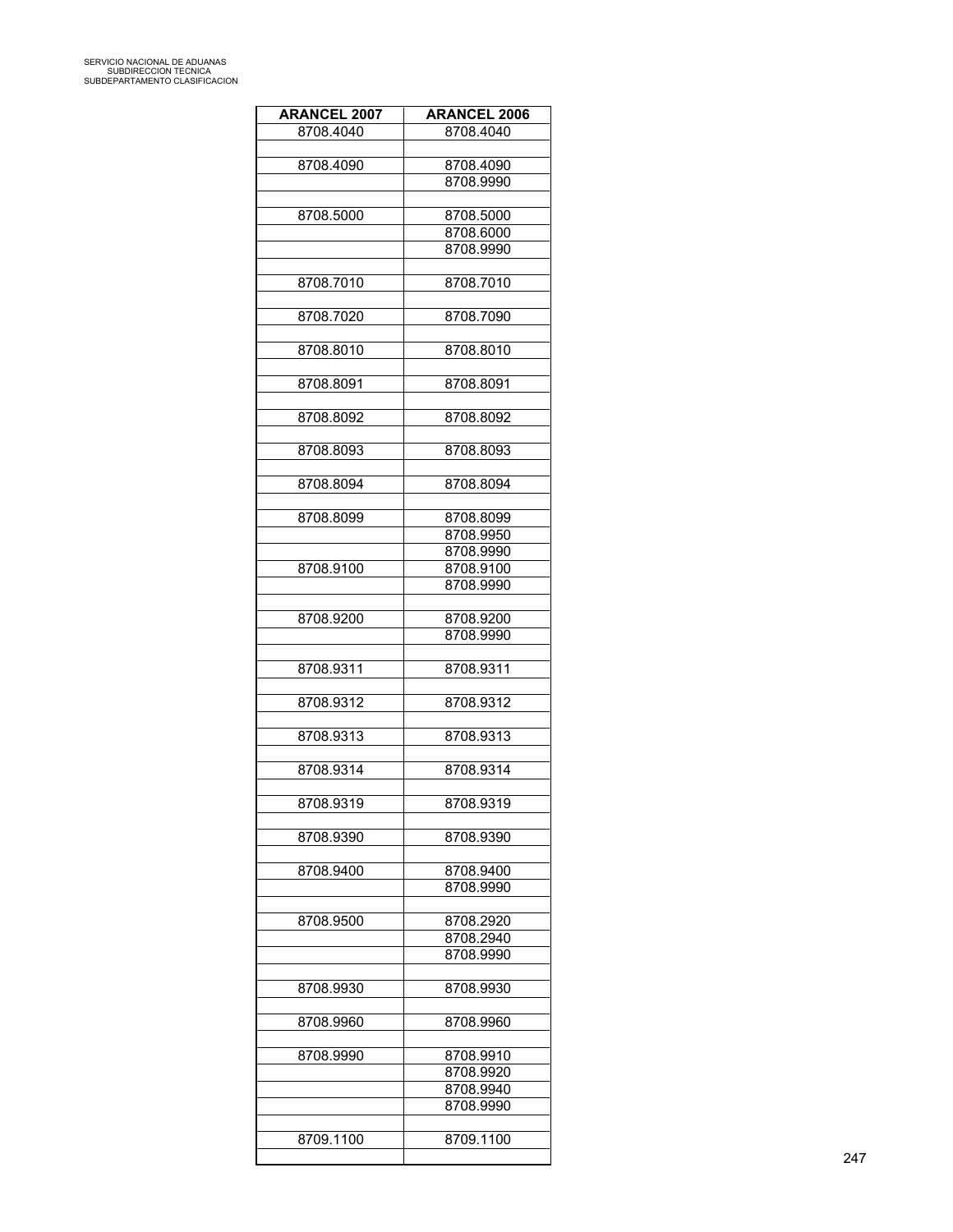| ARANCEL 2007 | ARANCEL 2006 |
|---|---|
| 8708.4040 | 8708.4040 |
| | |
| 8708.4090 | 8708.4090 |
| | 8708.9990 |
| | |
| 8708.5000 | 8708.5000 |
| | 8708.6000 |
| | 8708.9990 |
| | |
| 8708.7010 | 8708.7010 |
| | |
| 8708.7020 | 8708.7090 |
| | |
| 8708.8010 | 8708.8010 |
| | |
| 8708.8091 | 8708.8091 |
| | |
| 8708.8092 | 8708.8092 |
| | |
| 8708.8093 | 8708.8093 |
| | |
| 8708.8094 | 8708.8094 |
| | |
| 8708.8099 | 8708.8099 |
| | 8708.9950 |
| | 8708.9990 |
| 8708.9100 | 8708.9100 |
| | 8708.9990 |
| | |
| 8708.9200 | 8708.9200 |
| | 8708.9990 |
| | |
| 8708.9311 | 8708.9311 |
| | |
| 8708.9312 | 8708.9312 |
| | |
| 8708.9313 | 8708.9313 |
| | |
| 8708.9314 | 8708.9314 |
| | |
| 8708.9319 | 8708.9319 |
| | |
| 8708.9390 | 8708.9390 |
| | |
| 8708.9400 | 8708.9400 |
| | 8708.9990 |
| | |
| 8708.9500 | 8708.2920 |
| | 8708.2940 |
| | 8708.9990 |
| | |
| 8708.9930 | 8708.9930 |
| | |
| 8708.9960 | 8708.9960 |
| | |
| 8708.9990 | 8708.9910 |
| | 8708.9920 |
| | 8708.9940 |
| | 8708.9990 |
| | |
| 8709.1100 | 8709.1100 |
| | |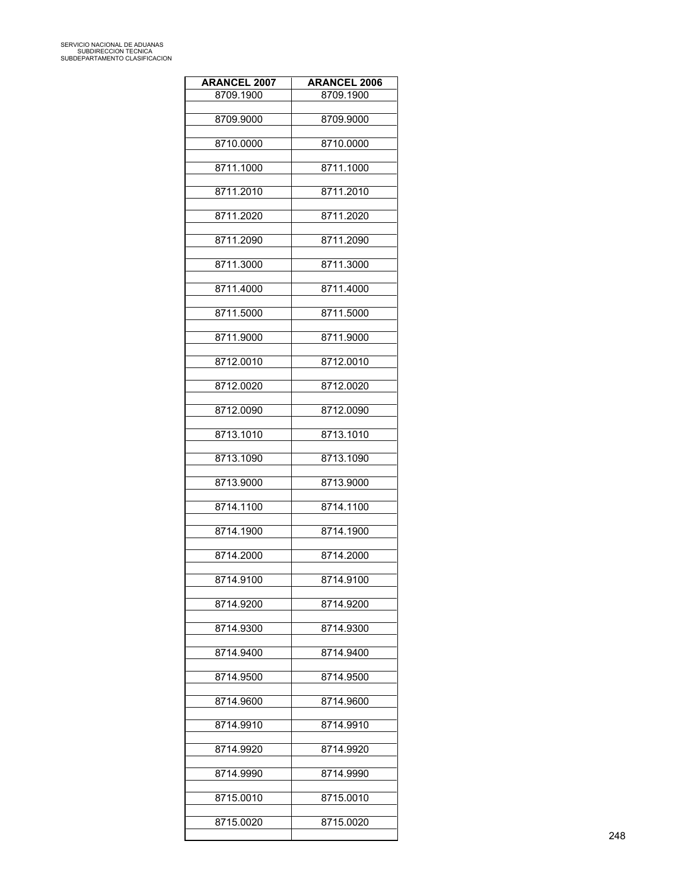| ARANCEL 2007 | ARANCEL 2006 |
|---|---|
| 8709.1900 | 8709.1900 |
| 8709.9000 | 8709.9000 |
| 8710.0000 | 8710.0000 |
| 8711.1000 | 8711.1000 |
| 8711.2010 | 8711.2010 |
| 8711.2020 | 8711.2020 |
| 8711.2090 | 8711.2090 |
| 8711.3000 | 8711.3000 |
| 8711.4000 | 8711.4000 |
| 8711.5000 | 8711.5000 |
| 8711.9000 | 8711.9000 |
| 8712.0010 | 8712.0010 |
| 8712.0020 | 8712.0020 |
| 8712.0090 | 8712.0090 |
| 8713.1010 | 8713.1010 |
| 8713.1090 | 8713.1090 |
| 8713.9000 | 8713.9000 |
| 8714.1100 | 8714.1100 |
| 8714.1900 | 8714.1900 |
| 8714.2000 | 8714.2000 |
| 8714.9100 | 8714.9100 |
| 8714.9200 | 8714.9200 |
| 8714.9300 | 8714.9300 |
| 8714.9400 | 8714.9400 |
| 8714.9500 | 8714.9500 |
| 8714.9600 | 8714.9600 |
| 8714.9910 | 8714.9910 |
| 8714.9920 | 8714.9920 |
| 8714.9990 | 8714.9990 |
| 8715.0010 | 8715.0010 |
| 8715.0020 | 8715.0020 |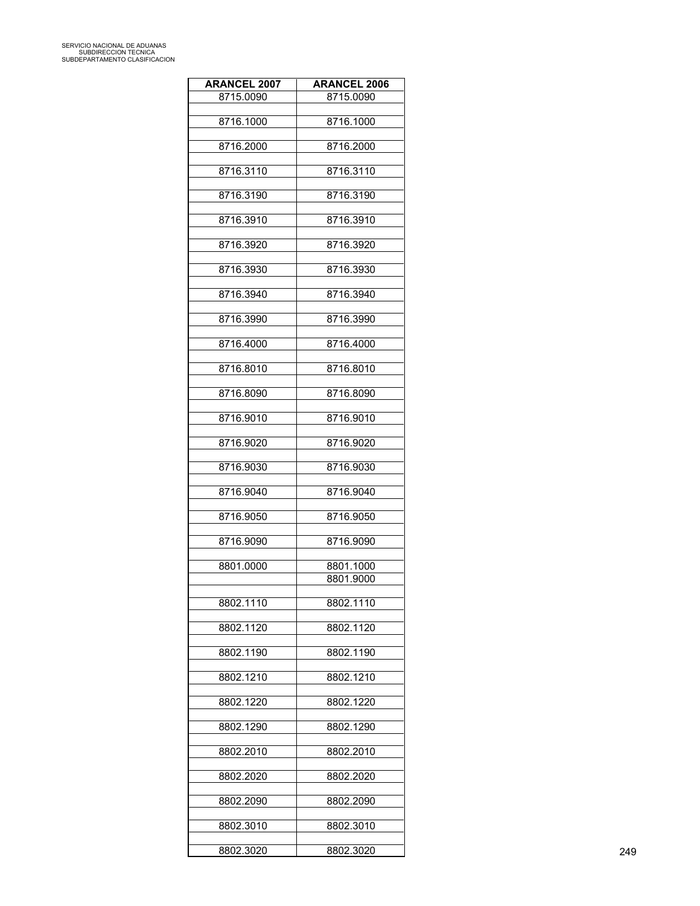| ARANCEL 2007 | ARANCEL 2006 |
|---|---|
| 8715.0090 | 8715.0090 |
| 8716.1000 | 8716.1000 |
| 8716.2000 | 8716.2000 |
| 8716.3110 | 8716.3110 |
| 8716.3190 | 8716.3190 |
| 8716.3910 | 8716.3910 |
| 8716.3920 | 8716.3920 |
| 8716.3930 | 8716.3930 |
| 8716.3940 | 8716.3940 |
| 8716.3990 | 8716.3990 |
| 8716.4000 | 8716.4000 |
| 8716.8010 | 8716.8010 |
| 8716.8090 | 8716.8090 |
| 8716.9010 | 8716.9010 |
| 8716.9020 | 8716.9020 |
| 8716.9030 | 8716.9030 |
| 8716.9040 | 8716.9040 |
| 8716.9050 | 8716.9050 |
| 8716.9090 | 8716.9090 |
| 8801.0000 | 8801.1000 |
| | 8801.9000 |
| 8802.1110 | 8802.1110 |
| 8802.1120 | 8802.1120 |
| 8802.1190 | 8802.1190 |
| 8802.1210 | 8802.1210 |
| 8802.1220 | 8802.1220 |
| 8802.1290 | 8802.1290 |
| 8802.2010 | 8802.2010 |
| 8802.2020 | 8802.2020 |
| 8802.2090 | 8802.2090 |
| 8802.3010 | 8802.3010 |
| 8802.3020 | 8802.3020 |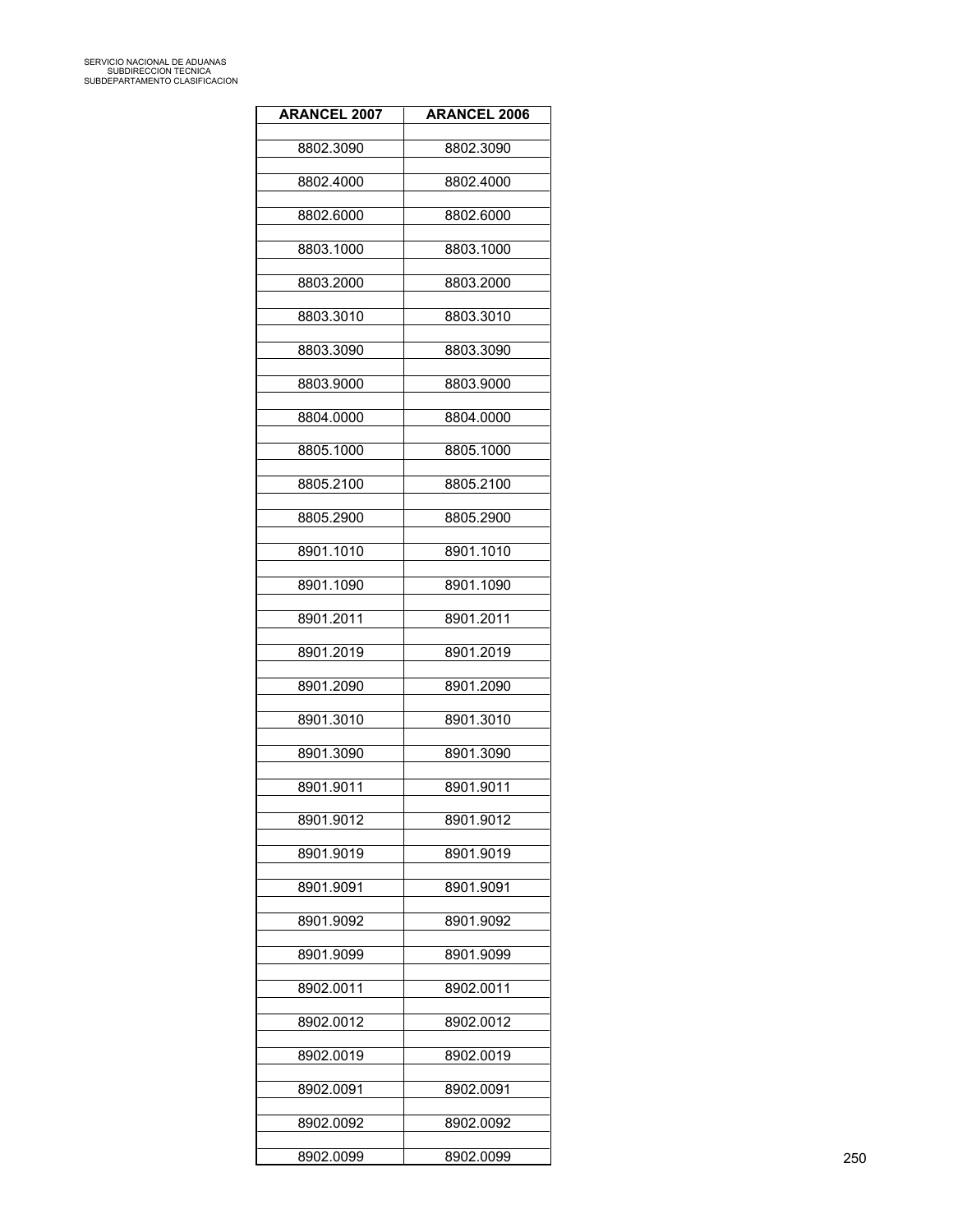| ARANCEL 2007 | ARANCEL 2006 |
| --- | --- |
| 8802.3090 | 8802.3090 |
| 8802.4000 | 8802.4000 |
| 8802.6000 | 8802.6000 |
| 8803.1000 | 8803.1000 |
| 8803.2000 | 8803.2000 |
| 8803.3010 | 8803.3010 |
| 8803.3090 | 8803.3090 |
| 8803.9000 | 8803.9000 |
| 8804.0000 | 8804.0000 |
| 8805.1000 | 8805.1000 |
| 8805.2100 | 8805.2100 |
| 8805.2900 | 8805.2900 |
| 8901.1010 | 8901.1010 |
| 8901.1090 | 8901.1090 |
| 8901.2011 | 8901.2011 |
| 8901.2019 | 8901.2019 |
| 8901.2090 | 8901.2090 |
| 8901.3010 | 8901.3010 |
| 8901.3090 | 8901.3090 |
| 8901.9011 | 8901.9011 |
| 8901.9012 | 8901.9012 |
| 8901.9019 | 8901.9019 |
| 8901.9091 | 8901.9091 |
| 8901.9092 | 8901.9092 |
| 8901.9099 | 8901.9099 |
| 8902.0011 | 8902.0011 |
| 8902.0012 | 8902.0012 |
| 8902.0019 | 8902.0019 |
| 8902.0091 | 8902.0091 |
| 8902.0092 | 8902.0092 |
| 8902.0099 | 8902.0099 |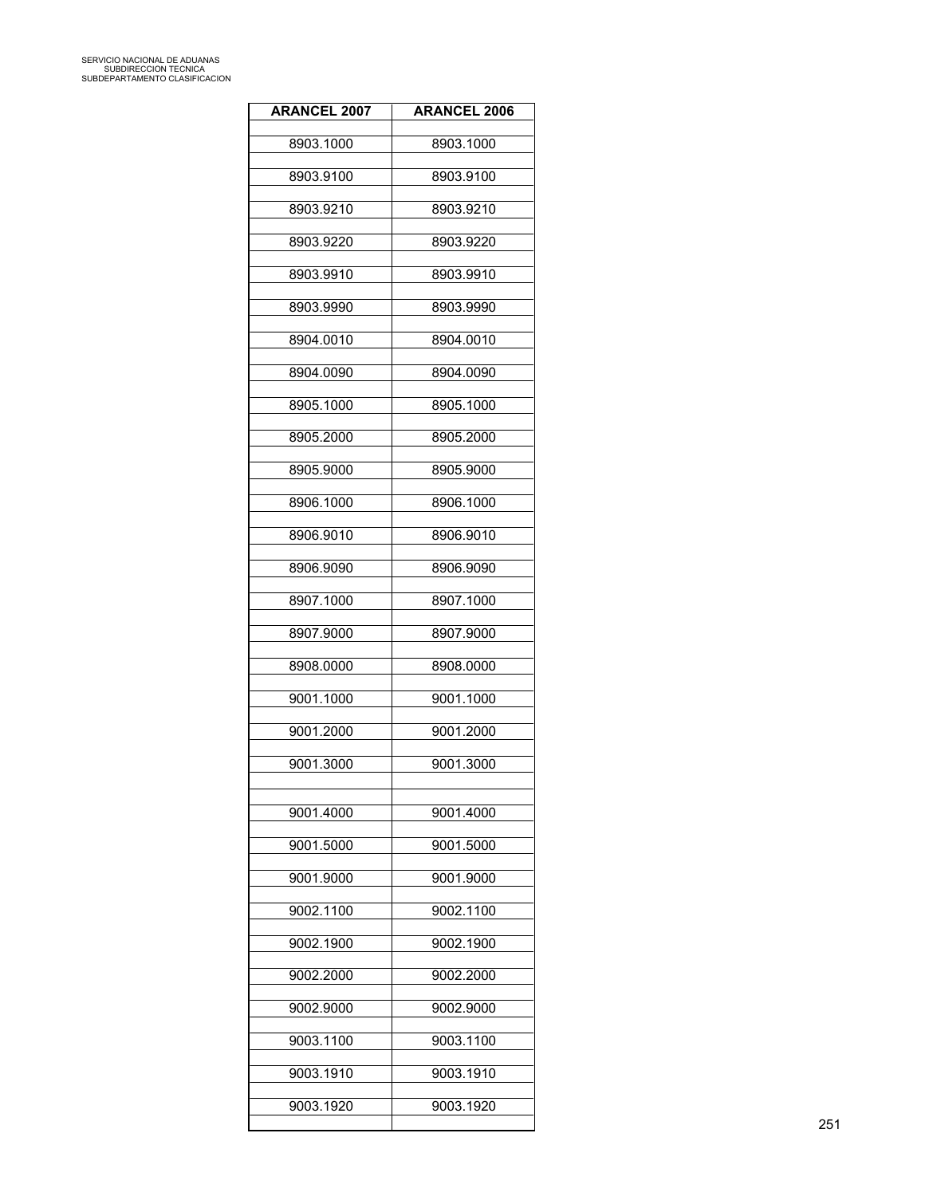| ARANCEL 2007 | ARANCEL 2006 |
|---|---|
| 8903.1000 | 8903.1000 |
| 8903.9100 | 8903.9100 |
| 8903.9210 | 8903.9210 |
| 8903.9220 | 8903.9220 |
| 8903.9910 | 8903.9910 |
| 8903.9990 | 8903.9990 |
| 8904.0010 | 8904.0010 |
| 8904.0090 | 8904.0090 |
| 8905.1000 | 8905.1000 |
| 8905.2000 | 8905.2000 |
| 8905.9000 | 8905.9000 |
| 8906.1000 | 8906.1000 |
| 8906.9010 | 8906.9010 |
| 8906.9090 | 8906.9090 |
| 8907.1000 | 8907.1000 |
| 8907.9000 | 8907.9000 |
| 8908.0000 | 8908.0000 |
| 9001.1000 | 9001.1000 |
| 9001.2000 | 9001.2000 |
| 9001.3000 | 9001.3000 |
| | |
| 9001.4000 | 9001.4000 |
| 9001.5000 | 9001.5000 |
| 9001.9000 | 9001.9000 |
| 9002.1100 | 9002.1100 |
| 9002.1900 | 9002.1900 |
| 9002.2000 | 9002.2000 |
| 9002.9000 | 9002.9000 |
| 9003.1100 | 9003.1100 |
| 9003.1910 | 9003.1910 |
| 9003.1920 | 9003.1920 |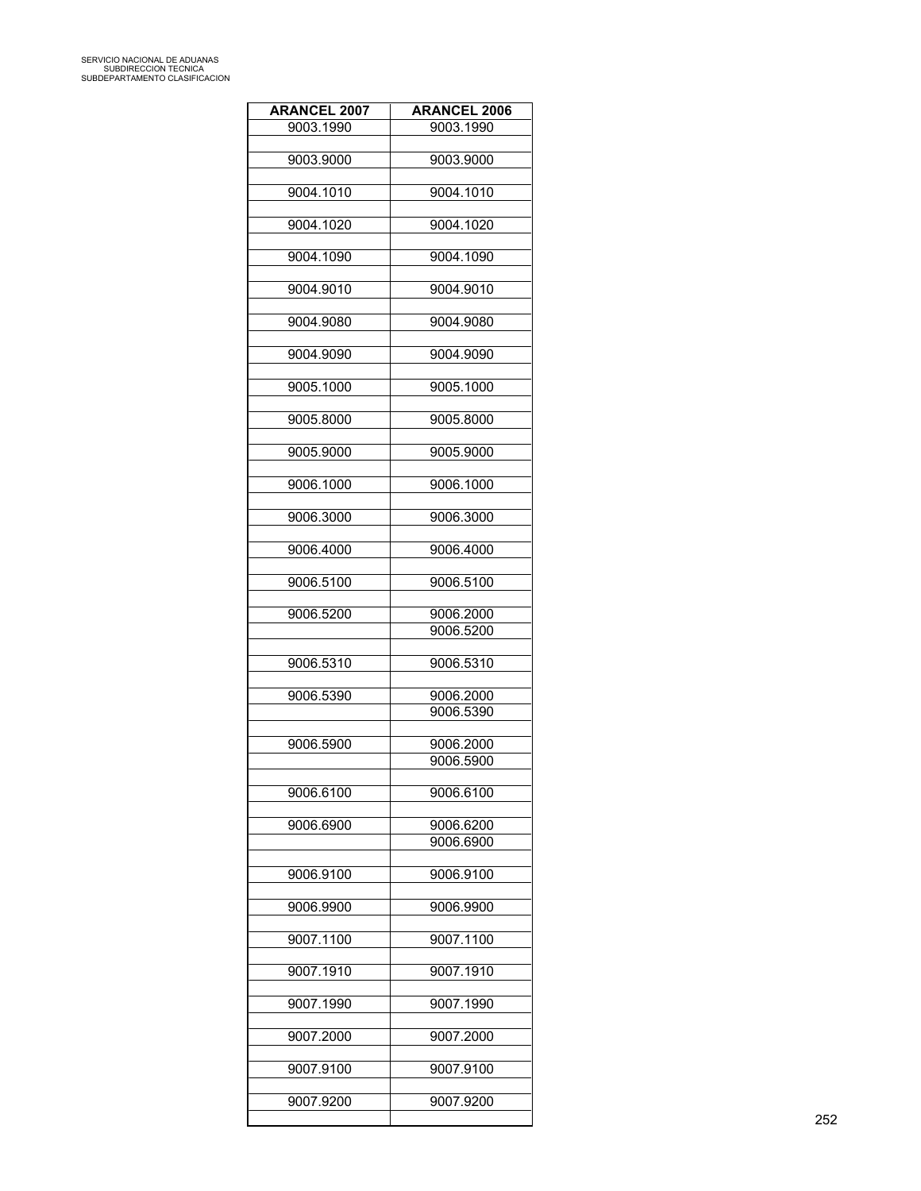SERVICIO NACIONAL DE ADUANAS
SUBDIRECCION TECNICA
SUBDEPARTAMENTO CLASIFICACION

| ARANCEL 2007 | ARANCEL 2006 |
|---|---|
| 9003.1990 | 9003.1990 |
| 9003.9000 | 9003.9000 |
| 9004.1010 | 9004.1010 |
| 9004.1020 | 9004.1020 |
| 9004.1090 | 9004.1090 |
| 9004.9010 | 9004.9010 |
| 9004.9080 | 9004.9080 |
| 9004.9090 | 9004.9090 |
| 9005.1000 | 9005.1000 |
| 9005.8000 | 9005.8000 |
| 9005.9000 | 9005.9000 |
| 9006.1000 | 9006.1000 |
| 9006.3000 | 9006.3000 |
| 9006.4000 | 9006.4000 |
| 9006.5100 | 9006.5100 |
| 9006.5200 | 9006.2000 |
| | 9006.5200 |
| 9006.5310 | 9006.5310 |
| 9006.5390 | 9006.2000 |
| | 9006.5390 |
| 9006.5900 | 9006.2000 |
| | 9006.5900 |
| 9006.6100 | 9006.6100 |
| 9006.6900 | 9006.6200 |
| | 9006.6900 |
| 9006.9100 | 9006.9100 |
| 9006.9900 | 9006.9900 |
| 9007.1100 | 9007.1100 |
| 9007.1910 | 9007.1910 |
| 9007.1990 | 9007.1990 |
| 9007.2000 | 9007.2000 |
| 9007.9100 | 9007.9100 |
| 9007.9200 | 9007.9200 |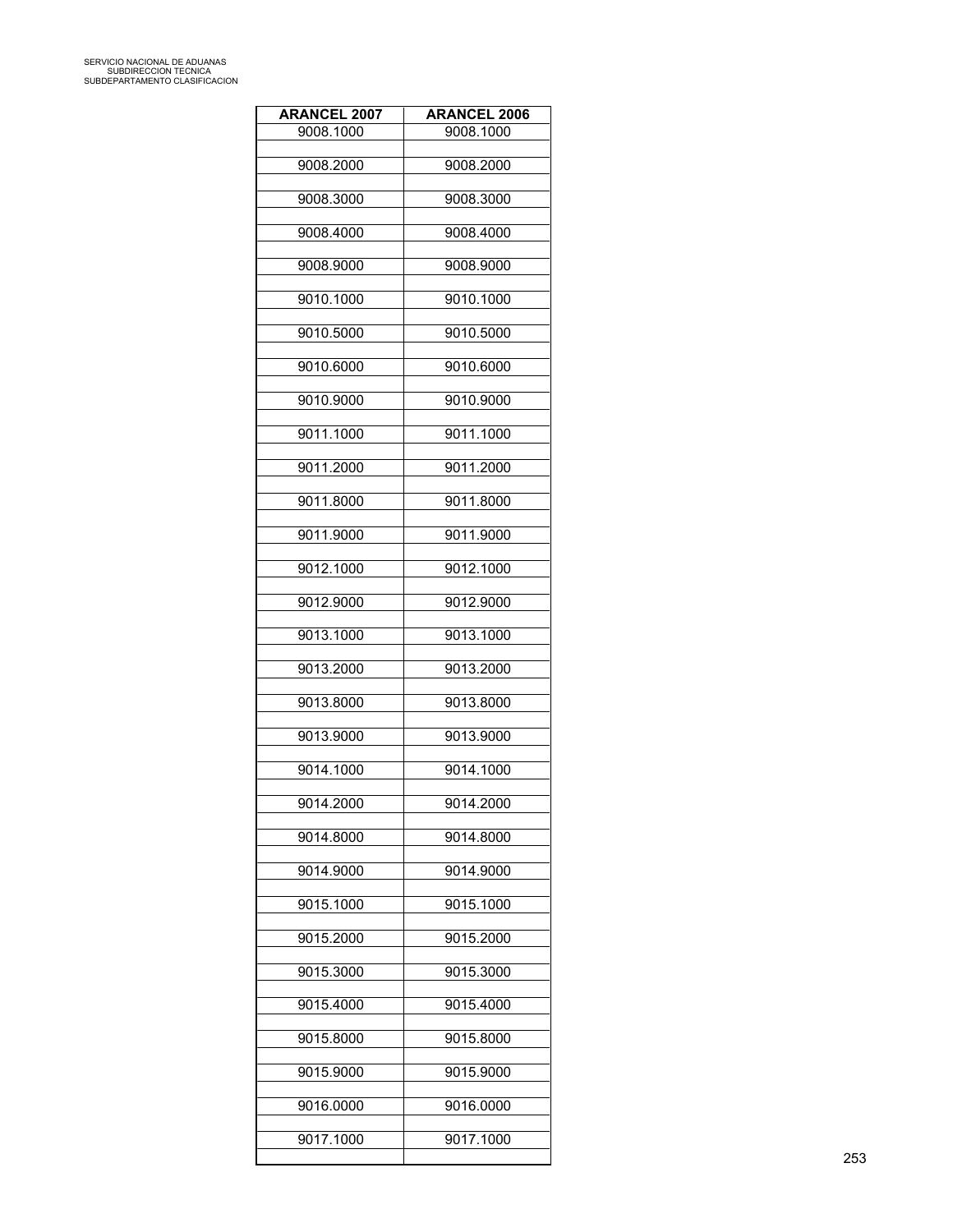| ARANCEL 2007 | ARANCEL 2006 |
|---|---|
| 9008.1000 | 9008.1000 |
| 9008.2000 | 9008.2000 |
| 9008.3000 | 9008.3000 |
| 9008.4000 | 9008.4000 |
| 9008.9000 | 9008.9000 |
| 9010.1000 | 9010.1000 |
| 9010.5000 | 9010.5000 |
| 9010.6000 | 9010.6000 |
| 9010.9000 | 9010.9000 |
| 9011.1000 | 9011.1000 |
| 9011.2000 | 9011.2000 |
| 9011.8000 | 9011.8000 |
| 9011.9000 | 9011.9000 |
| 9012.1000 | 9012.1000 |
| 9012.9000 | 9012.9000 |
| 9013.1000 | 9013.1000 |
| 9013.2000 | 9013.2000 |
| 9013.8000 | 9013.8000 |
| 9013.9000 | 9013.9000 |
| 9014.1000 | 9014.1000 |
| 9014.2000 | 9014.2000 |
| 9014.8000 | 9014.8000 |
| 9014.9000 | 9014.9000 |
| 9015.1000 | 9015.1000 |
| 9015.2000 | 9015.2000 |
| 9015.3000 | 9015.3000 |
| 9015.4000 | 9015.4000 |
| 9015.8000 | 9015.8000 |
| 9015.9000 | 9015.9000 |
| 9016.0000 | 9016.0000 |
| 9017.1000 | 9017.1000 |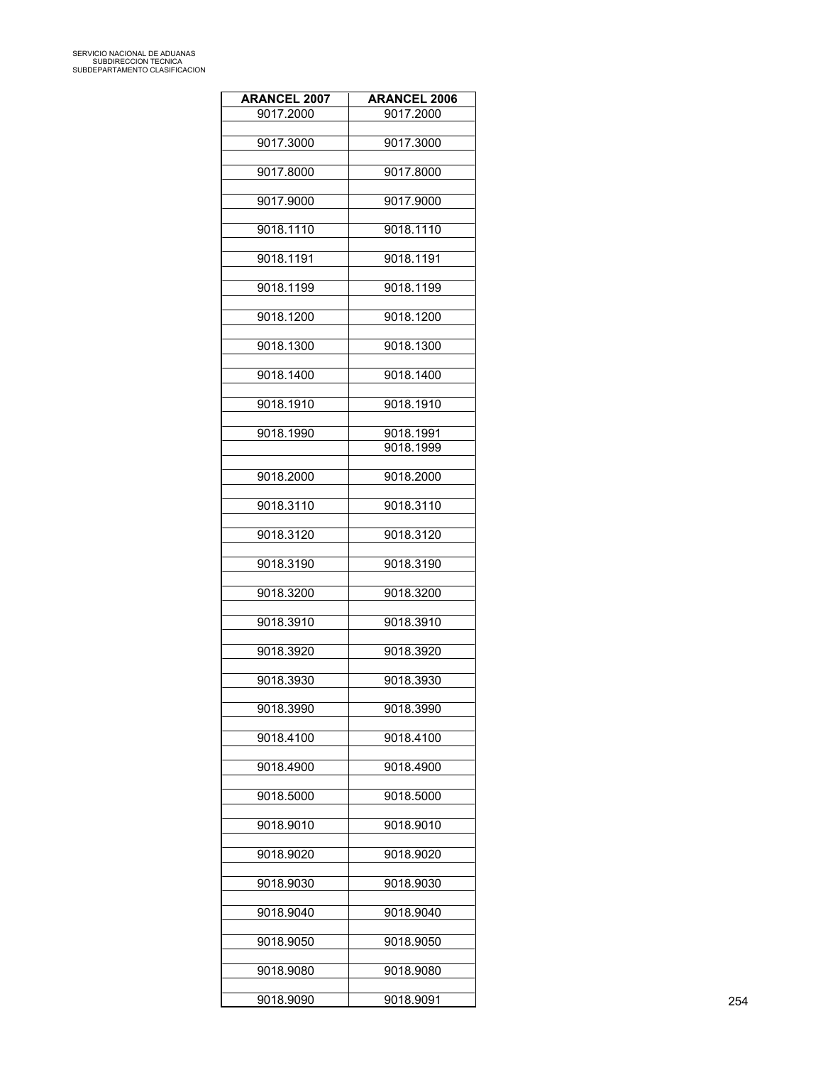SERVICIO NACIONAL DE ADUANAS
SUBDIRECCION TECNICA
SUBDEPARTAMENTO CLASIFICACION

| ARANCEL 2007 | ARANCEL 2006 |
|---|---|
| 9017.2000 | 9017.2000 |
| 9017.3000 | 9017.3000 |
| 9017.8000 | 9017.8000 |
| 9017.9000 | 9017.9000 |
| 9018.1110 | 9018.1110 |
| 9018.1191 | 9018.1191 |
| 9018.1199 | 9018.1199 |
| 9018.1200 | 9018.1200 |
| 9018.1300 | 9018.1300 |
| 9018.1400 | 9018.1400 |
| 9018.1910 | 9018.1910 |
| 9018.1990 | 9018.1991 |
| | 9018.1999 |
| 9018.2000 | 9018.2000 |
| 9018.3110 | 9018.3110 |
| 9018.3120 | 9018.3120 |
| 9018.3190 | 9018.3190 |
| 9018.3200 | 9018.3200 |
| 9018.3910 | 9018.3910 |
| 9018.3920 | 9018.3920 |
| 9018.3930 | 9018.3930 |
| 9018.3990 | 9018.3990 |
| 9018.4100 | 9018.4100 |
| 9018.4900 | 9018.4900 |
| 9018.5000 | 9018.5000 |
| 9018.9010 | 9018.9010 |
| 9018.9020 | 9018.9020 |
| 9018.9030 | 9018.9030 |
| 9018.9040 | 9018.9040 |
| 9018.9050 | 9018.9050 |
| 9018.9080 | 9018.9080 |
| 9018.9090 | 9018.9091 |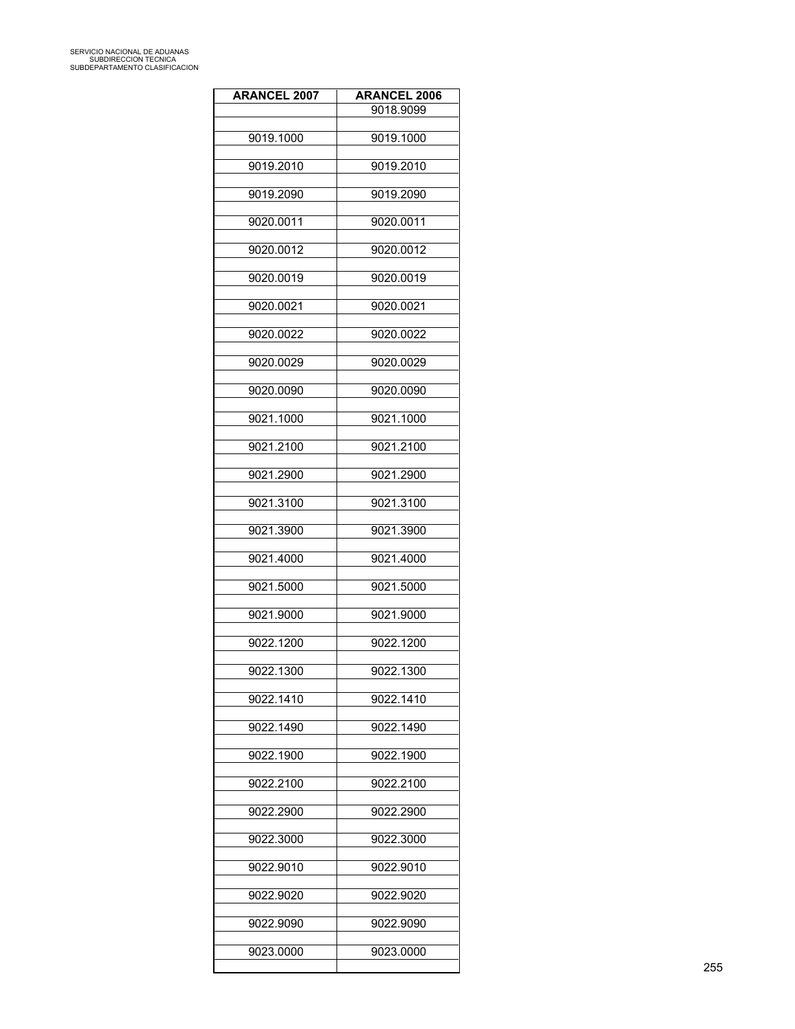| ARANCEL 2007 | ARANCEL 2006 |
|---|---|
| | 9018.9099 |
| 9019.1000 | 9019.1000 |
| 9019.2010 | 9019.2010 |
| 9019.2090 | 9019.2090 |
| 9020.0011 | 9020.0011 |
| 9020.0012 | 9020.0012 |
| 9020.0019 | 9020.0019 |
| 9020.0021 | 9020.0021 |
| 9020.0022 | 9020.0022 |
| 9020.0029 | 9020.0029 |
| 9020.0090 | 9020.0090 |
| 9021.1000 | 9021.1000 |
| 9021.2100 | 9021.2100 |
| 9021.2900 | 9021.2900 |
| 9021.3100 | 9021.3100 |
| 9021.3900 | 9021.3900 |
| 9021.4000 | 9021.4000 |
| 9021.5000 | 9021.5000 |
| 9021.9000 | 9021.9000 |
| 9022.1200 | 9022.1200 |
| 9022.1300 | 9022.1300 |
| 9022.1410 | 9022.1410 |
| 9022.1490 | 9022.1490 |
| 9022.1900 | 9022.1900 |
| 9022.2100 | 9022.2100 |
| 9022.2900 | 9022.2900 |
| 9022.3000 | 9022.3000 |
| 9022.9010 | 9022.9010 |
| 9022.9020 | 9022.9020 |
| 9022.9090 | 9022.9090 |
| 9023.0000 | 9023.0000 |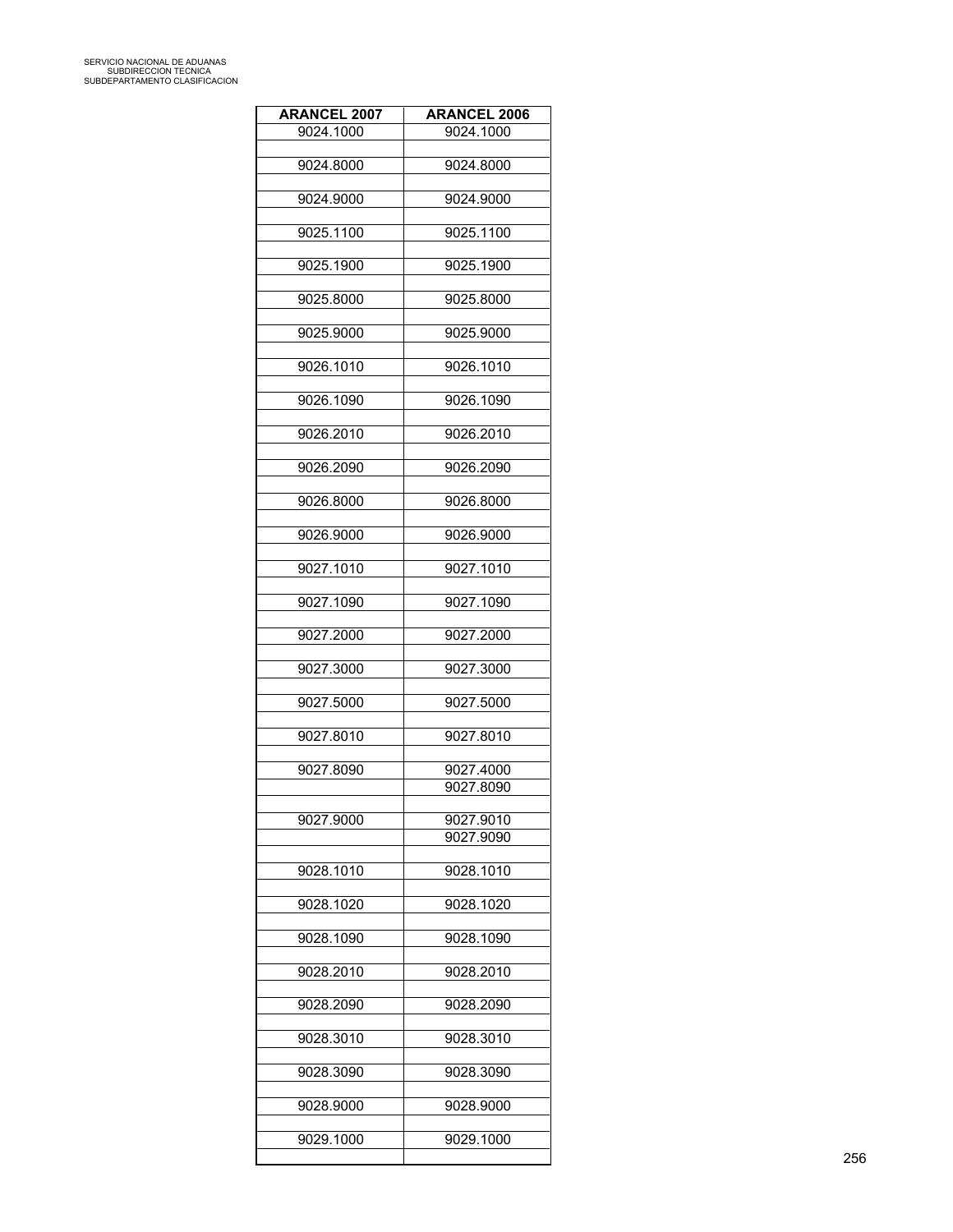| ARANCEL 2007 | ARANCEL 2006 |
|---|---|
| 9024.1000 | 9024.1000 |
| 9024.8000 | 9024.8000 |
| 9024.9000 | 9024.9000 |
| 9025.1100 | 9025.1100 |
| 9025.1900 | 9025.1900 |
| 9025.8000 | 9025.8000 |
| 9025.9000 | 9025.9000 |
| 9026.1010 | 9026.1010 |
| 9026.1090 | 9026.1090 |
| 9026.2010 | 9026.2010 |
| 9026.2090 | 9026.2090 |
| 9026.8000 | 9026.8000 |
| 9026.9000 | 9026.9000 |
| 9027.1010 | 9027.1010 |
| 9027.1090 | 9027.1090 |
| 9027.2000 | 9027.2000 |
| 9027.3000 | 9027.3000 |
| 9027.5000 | 9027.5000 |
| 9027.8010 | 9027.8010 |
| 9027.8090 | 9027.4000 |
| | 9027.8090 |
| 9027.9000 | 9027.9010 |
| | 9027.9090 |
| 9028.1010 | 9028.1010 |
| 9028.1020 | 9028.1020 |
| 9028.1090 | 9028.1090 |
| 9028.2010 | 9028.2010 |
| 9028.2090 | 9028.2090 |
| 9028.3010 | 9028.3010 |
| 9028.3090 | 9028.3090 |
| 9028.9000 | 9028.9000 |
| 9029.1000 | 9029.1000 |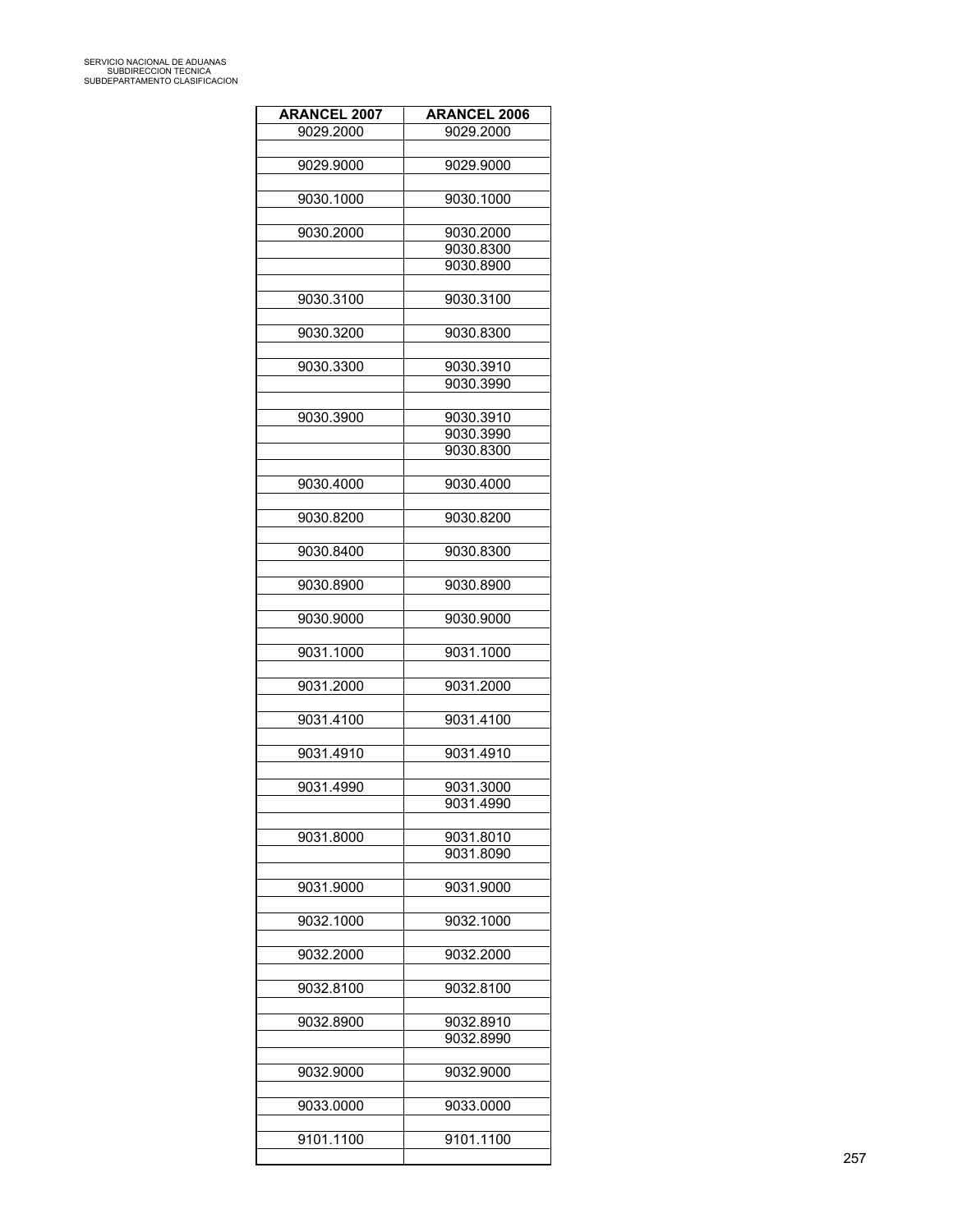SERVICIO NACIONAL DE ADUANAS
SUBDIRECCION TECNICA
SUBDEPARTAMENTO CLASIFICACION

| ARANCEL 2007 | ARANCEL 2006 |
|---|---|
| 9029.2000 | 9029.2000 |
| | |
| 9029.9000 | 9029.9000 |
| | |
| 9030.1000 | 9030.1000 |
| | |
| 9030.2000 | 9030.2000 |
| | 9030.8300 |
| | 9030.8900 |
| | |
| 9030.3100 | 9030.3100 |
| | |
| 9030.3200 | 9030.8300 |
| | |
| 9030.3300 | 9030.3910 |
| | 9030.3990 |
| | |
| 9030.3900 | 9030.3910 |
| | 9030.3990 |
| | 9030.8300 |
| | |
| 9030.4000 | 9030.4000 |
| | |
| 9030.8200 | 9030.8200 |
| | |
| 9030.8400 | 9030.8300 |
| | |
| 9030.8900 | 9030.8900 |
| | |
| 9030.9000 | 9030.9000 |
| | |
| 9031.1000 | 9031.1000 |
| | |
| 9031.2000 | 9031.2000 |
| | |
| 9031.4100 | 9031.4100 |
| | |
| 9031.4910 | 9031.4910 |
| | |
| 9031.4990 | 9031.3000 |
| | 9031.4990 |
| | |
| 9031.8000 | 9031.8010 |
| | 9031.8090 |
| | |
| 9031.9000 | 9031.9000 |
| | |
| 9032.1000 | 9032.1000 |
| | |
| 9032.2000 | 9032.2000 |
| | |
| 9032.8100 | 9032.8100 |
| | |
| 9032.8900 | 9032.8910 |
| | 9032.8990 |
| | |
| 9032.9000 | 9032.9000 |
| | |
| 9033.0000 | 9033.0000 |
| | |
| 9101.1100 | 9101.1100 |
| | |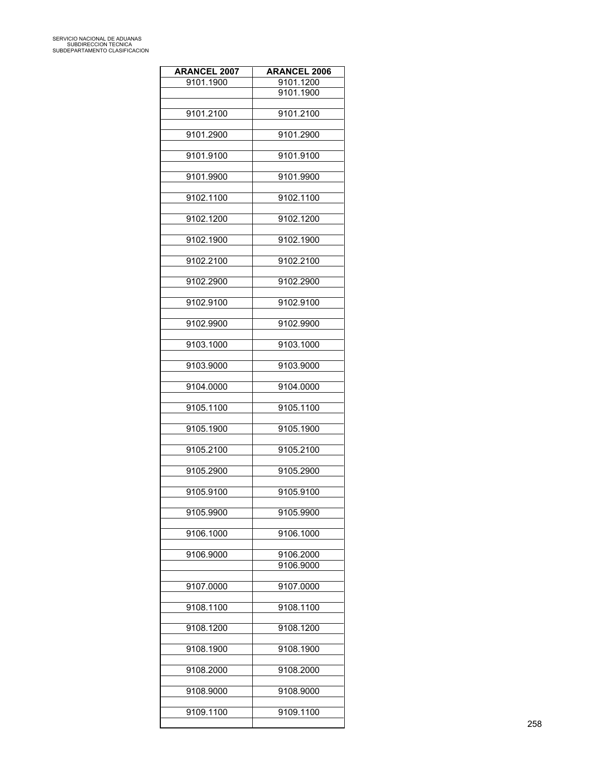SERVICIO NACIONAL DE ADUANAS
SUBDIRECCION TECNICA
SUBDEPARTAMENTO CLASIFICACION

| ARANCEL 2007 | ARANCEL 2006 |
|---|---|
| 9101.1900 | 9101.1200 |
| | 9101.1900 |
| | |
| 9101.2100 | 9101.2100 |
| | |
| 9101.2900 | 9101.2900 |
| | |
| 9101.9100 | 9101.9100 |
| | |
| 9101.9900 | 9101.9900 |
| | |
| 9102.1100 | 9102.1100 |
| | |
| 9102.1200 | 9102.1200 |
| | |
| 9102.1900 | 9102.1900 |
| | |
| 9102.2100 | 9102.2100 |
| | |
| 9102.2900 | 9102.2900 |
| | |
| 9102.9100 | 9102.9100 |
| | |
| 9102.9900 | 9102.9900 |
| | |
| 9103.1000 | 9103.1000 |
| | |
| 9103.9000 | 9103.9000 |
| | |
| 9104.0000 | 9104.0000 |
| | |
| 9105.1100 | 9105.1100 |
| | |
| 9105.1900 | 9105.1900 |
| | |
| 9105.2100 | 9105.2100 |
| | |
| 9105.2900 | 9105.2900 |
| | |
| 9105.9100 | 9105.9100 |
| | |
| 9105.9900 | 9105.9900 |
| | |
| 9106.1000 | 9106.1000 |
| | |
| 9106.9000 | 9106.2000 |
| | 9106.9000 |
| | |
| 9107.0000 | 9107.0000 |
| | |
| 9108.1100 | 9108.1100 |
| | |
| 9108.1200 | 9108.1200 |
| | |
| 9108.1900 | 9108.1900 |
| | |
| 9108.2000 | 9108.2000 |
| | |
| 9108.9000 | 9108.9000 |
| | |
| 9109.1100 | 9109.1100 |
| | |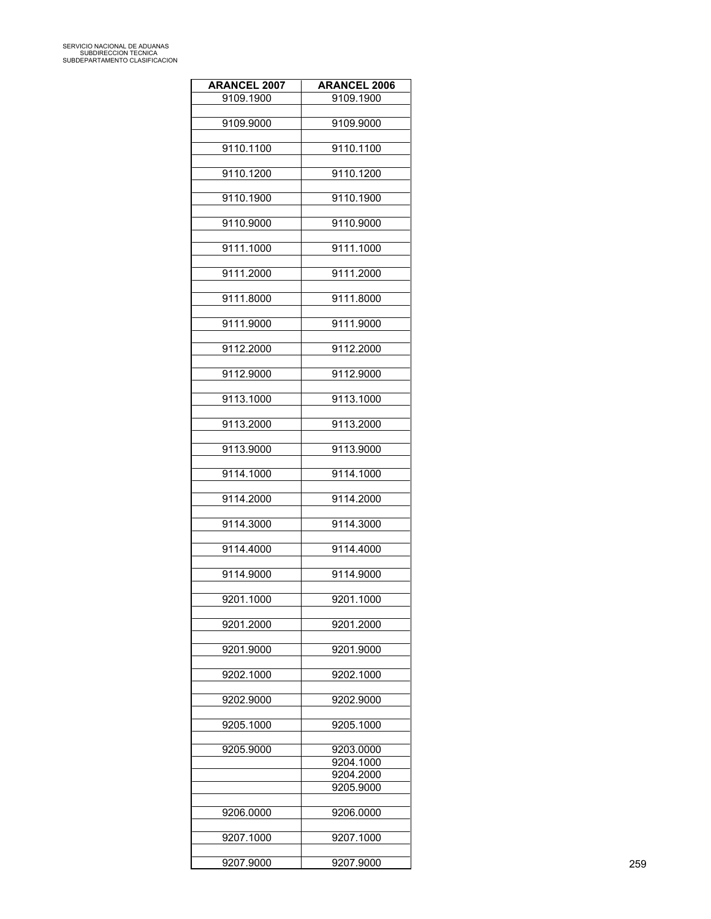| ARANCEL 2007 | ARANCEL 2006 |
|---|---|
| 9109.1900 | 9109.1900 |
| 9109.9000 | 9109.9000 |
| 9110.1100 | 9110.1100 |
| 9110.1200 | 9110.1200 |
| 9110.1900 | 9110.1900 |
| 9110.9000 | 9110.9000 |
| 9111.1000 | 9111.1000 |
| 9111.2000 | 9111.2000 |
| 9111.8000 | 9111.8000 |
| 9111.9000 | 9111.9000 |
| 9112.2000 | 9112.2000 |
| 9112.9000 | 9112.9000 |
| 9113.1000 | 9113.1000 |
| 9113.2000 | 9113.2000 |
| 9113.9000 | 9113.9000 |
| 9114.1000 | 9114.1000 |
| 9114.2000 | 9114.2000 |
| 9114.3000 | 9114.3000 |
| 9114.4000 | 9114.4000 |
| 9114.9000 | 9114.9000 |
| 9201.1000 | 9201.1000 |
| 9201.2000 | 9201.2000 |
| 9201.9000 | 9201.9000 |
| 9202.1000 | 9202.1000 |
| 9202.9000 | 9202.9000 |
| 9205.1000 | 9205.1000 |
| 9205.9000 | 9203.0000 |
| | 9204.1000 |
| | 9204.2000 |
| | 9205.9000 |
| 9206.0000 | 9206.0000 |
| 9207.1000 | 9207.1000 |
| 9207.9000 | 9207.9000 |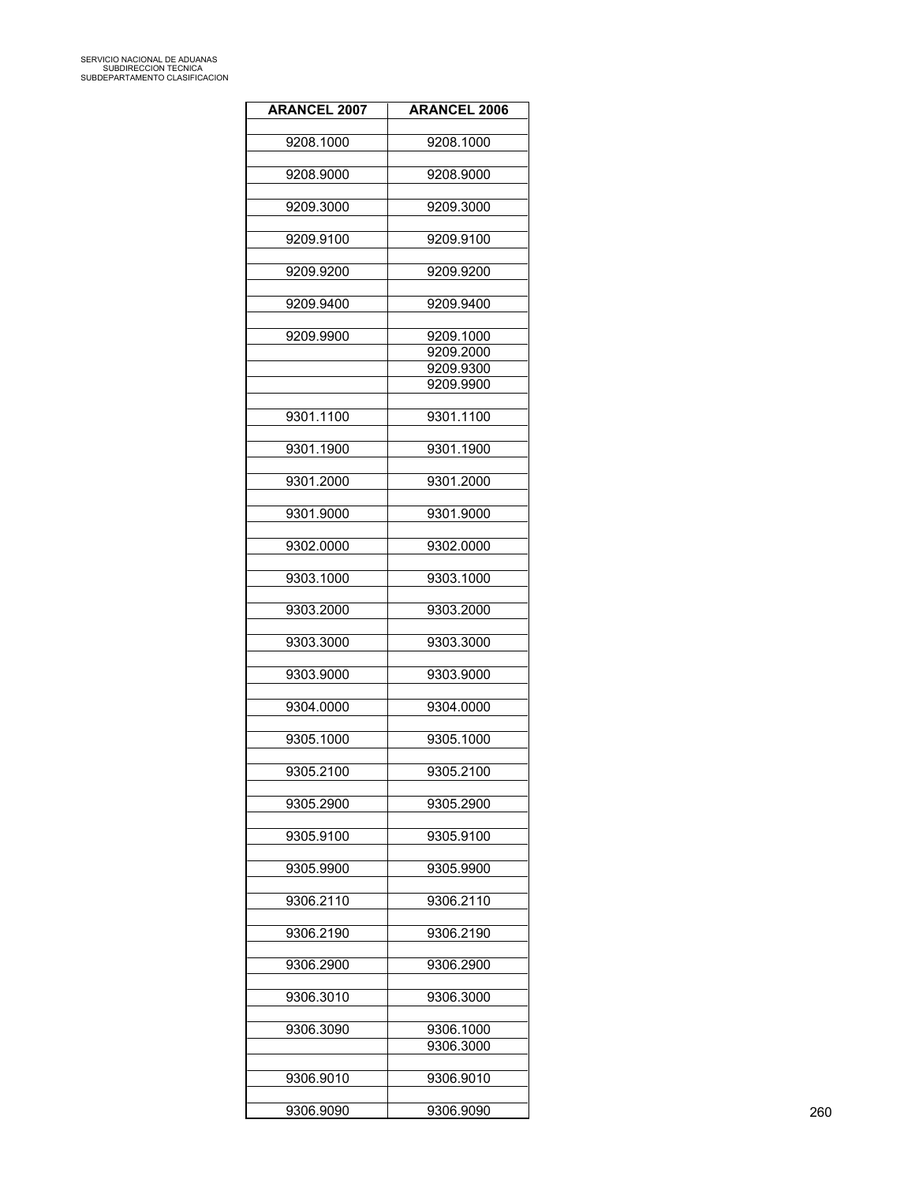| ARANCEL 2007 | ARANCEL 2006 |
|---|---|
| 9208.1000 | 9208.1000 |
| 9208.9000 | 9208.9000 |
| 9209.3000 | 9209.3000 |
| 9209.9100 | 9209.9100 |
| 9209.9200 | 9209.9200 |
| 9209.9400 | 9209.9400 |
| 9209.9900 | 9209.1000 |
| | 9209.2000 |
| | 9209.9300 |
| | 9209.9900 |
| 9301.1100 | 9301.1100 |
| 9301.1900 | 9301.1900 |
| 9301.2000 | 9301.2000 |
| 9301.9000 | 9301.9000 |
| 9302.0000 | 9302.0000 |
| 9303.1000 | 9303.1000 |
| 9303.2000 | 9303.2000 |
| 9303.3000 | 9303.3000 |
| 9303.9000 | 9303.9000 |
| 9304.0000 | 9304.0000 |
| 9305.1000 | 9305.1000 |
| 9305.2100 | 9305.2100 |
| 9305.2900 | 9305.2900 |
| 9305.9100 | 9305.9100 |
| 9305.9900 | 9305.9900 |
| 9306.2110 | 9306.2110 |
| 9306.2190 | 9306.2190 |
| 9306.2900 | 9306.2900 |
| 9306.3010 | 9306.3000 |
| 9306.3090 | 9306.1000 |
| | 9306.3000 |
| 9306.9010 | 9306.9010 |
| 9306.9090 | 9306.9090 |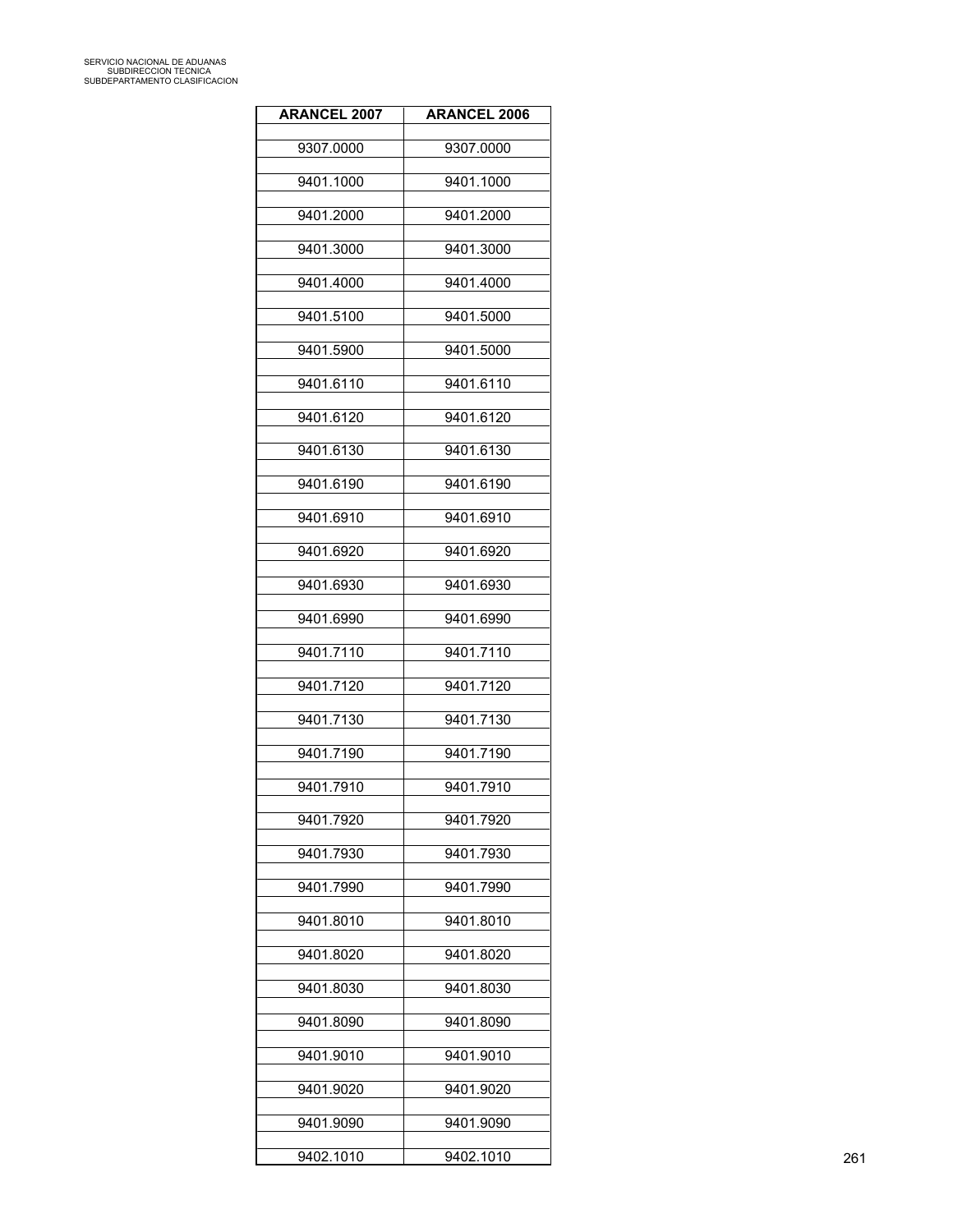| ARANCEL 2007 | ARANCEL 2006 |
|---|---|
| 9307.0000 | 9307.0000 |
| 9401.1000 | 9401.1000 |
| 9401.2000 | 9401.2000 |
| 9401.3000 | 9401.3000 |
| 9401.4000 | 9401.4000 |
| 9401.5100 | 9401.5000 |
| 9401.5900 | 9401.5000 |
| 9401.6110 | 9401.6110 |
| 9401.6120 | 9401.6120 |
| 9401.6130 | 9401.6130 |
| 9401.6190 | 9401.6190 |
| 9401.6910 | 9401.6910 |
| 9401.6920 | 9401.6920 |
| 9401.6930 | 9401.6930 |
| 9401.6990 | 9401.6990 |
| 9401.7110 | 9401.7110 |
| 9401.7120 | 9401.7120 |
| 9401.7130 | 9401.7130 |
| 9401.7190 | 9401.7190 |
| 9401.7910 | 9401.7910 |
| 9401.7920 | 9401.7920 |
| 9401.7930 | 9401.7930 |
| 9401.7990 | 9401.7990 |
| 9401.8010 | 9401.8010 |
| 9401.8020 | 9401.8020 |
| 9401.8030 | 9401.8030 |
| 9401.8090 | 9401.8090 |
| 9401.9010 | 9401.9010 |
| 9401.9020 | 9401.9020 |
| 9401.9090 | 9401.9090 |
| 9402.1010 | 9402.1010 |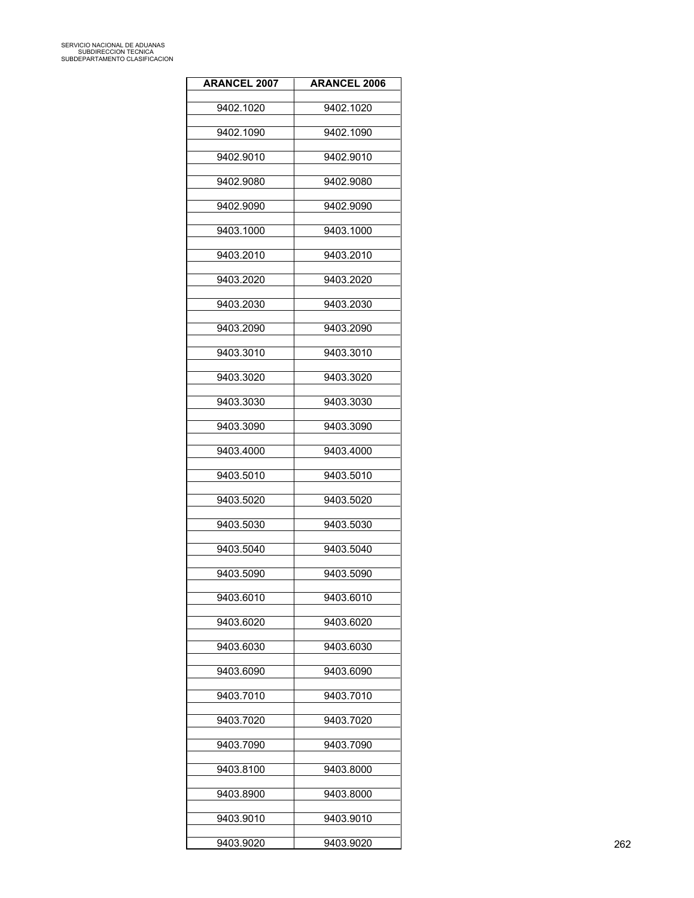| ARANCEL 2007 | ARANCEL 2006 |
|---|---|
| 9402.1020 | 9402.1020 |
| 9402.1090 | 9402.1090 |
| 9402.9010 | 9402.9010 |
| 9402.9080 | 9402.9080 |
| 9402.9090 | 9402.9090 |
| 9403.1000 | 9403.1000 |
| 9403.2010 | 9403.2010 |
| 9403.2020 | 9403.2020 |
| 9403.2030 | 9403.2030 |
| 9403.2090 | 9403.2090 |
| 9403.3010 | 9403.3010 |
| 9403.3020 | 9403.3020 |
| 9403.3030 | 9403.3030 |
| 9403.3090 | 9403.3090 |
| 9403.4000 | 9403.4000 |
| 9403.5010 | 9403.5010 |
| 9403.5020 | 9403.5020 |
| 9403.5030 | 9403.5030 |
| 9403.5040 | 9403.5040 |
| 9403.5090 | 9403.5090 |
| 9403.6010 | 9403.6010 |
| 9403.6020 | 9403.6020 |
| 9403.6030 | 9403.6030 |
| 9403.6090 | 9403.6090 |
| 9403.7010 | 9403.7010 |
| 9403.7020 | 9403.7020 |
| 9403.7090 | 9403.7090 |
| 9403.8100 | 9403.8000 |
| 9403.8900 | 9403.8000 |
| 9403.9010 | 9403.9010 |
| 9403.9020 | 9403.9020 |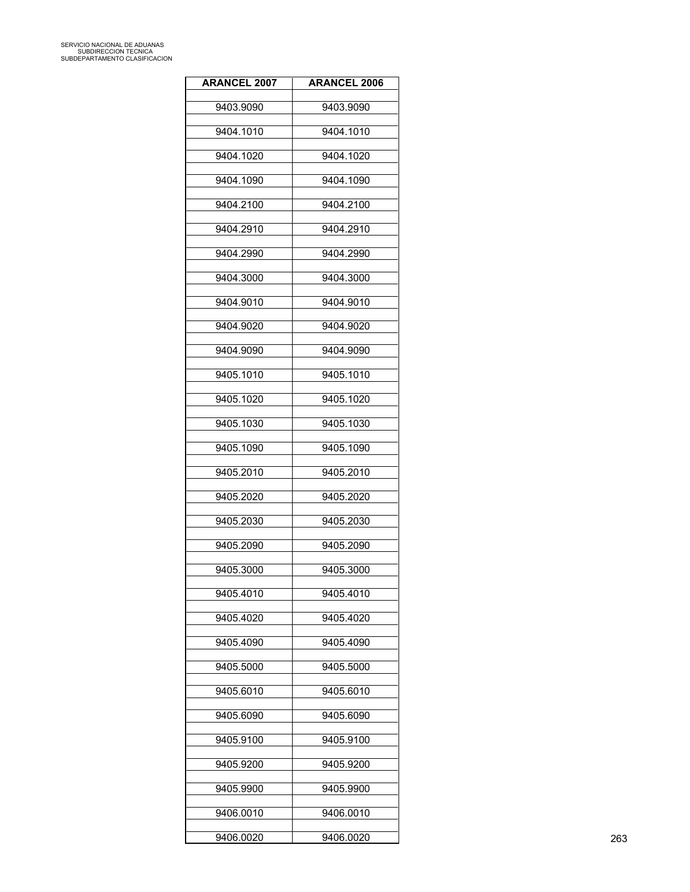| ARANCEL 2007 | ARANCEL 2006 |
|---|---|
| 9403.9090 | 9403.9090 |
| 9404.1010 | 9404.1010 |
| 9404.1020 | 9404.1020 |
| 9404.1090 | 9404.1090 |
| 9404.2100 | 9404.2100 |
| 9404.2910 | 9404.2910 |
| 9404.2990 | 9404.2990 |
| 9404.3000 | 9404.3000 |
| 9404.9010 | 9404.9010 |
| 9404.9020 | 9404.9020 |
| 9404.9090 | 9404.9090 |
| 9405.1010 | 9405.1010 |
| 9405.1020 | 9405.1020 |
| 9405.1030 | 9405.1030 |
| 9405.1090 | 9405.1090 |
| 9405.2010 | 9405.2010 |
| 9405.2020 | 9405.2020 |
| 9405.2030 | 9405.2030 |
| 9405.2090 | 9405.2090 |
| 9405.3000 | 9405.3000 |
| 9405.4010 | 9405.4010 |
| 9405.4020 | 9405.4020 |
| 9405.4090 | 9405.4090 |
| 9405.5000 | 9405.5000 |
| 9405.6010 | 9405.6010 |
| 9405.6090 | 9405.6090 |
| 9405.9100 | 9405.9100 |
| 9405.9200 | 9405.9200 |
| 9405.9900 | 9405.9900 |
| 9406.0010 | 9406.0010 |
| 9406.0020 | 9406.0020 |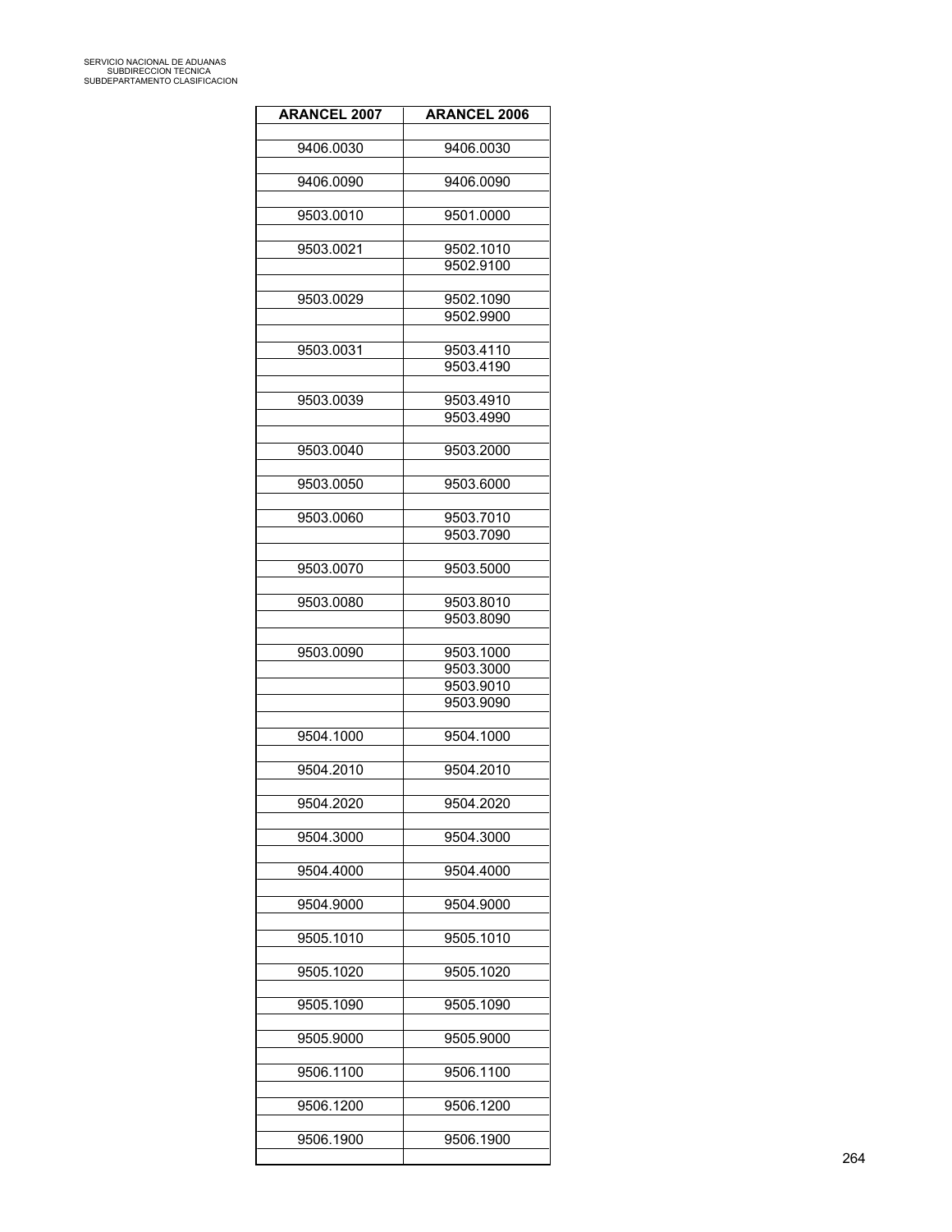| ARANCEL 2007 | ARANCEL 2006 |
|---|---|
| 9406.0030 | 9406.0030 |
| 9406.0090 | 9406.0090 |
| 9503.0010 | 9501.0000 |
| 9503.0021 | 9502.1010 |
| | 9502.9100 |
| 9503.0029 | 9502.1090 |
| | 9502.9900 |
| 9503.0031 | 9503.4110 |
| | 9503.4190 |
| 9503.0039 | 9503.4910 |
| | 9503.4990 |
| 9503.0040 | 9503.2000 |
| 9503.0050 | 9503.6000 |
| 9503.0060 | 9503.7010 |
| | 9503.7090 |
| 9503.0070 | 9503.5000 |
| 9503.0080 | 9503.8010 |
| | 9503.8090 |
| 9503.0090 | 9503.1000 |
| | 9503.3000 |
| | 9503.9010 |
| | 9503.9090 |
| 9504.1000 | 9504.1000 |
| 9504.2010 | 9504.2010 |
| 9504.2020 | 9504.2020 |
| 9504.3000 | 9504.3000 |
| 9504.4000 | 9504.4000 |
| 9504.9000 | 9504.9000 |
| 9505.1010 | 9505.1010 |
| 9505.1020 | 9505.1020 |
| 9505.1090 | 9505.1090 |
| 9505.9000 | 9505.9000 |
| 9506.1100 | 9506.1100 |
| 9506.1200 | 9506.1200 |
| 9506.1900 | 9506.1900 |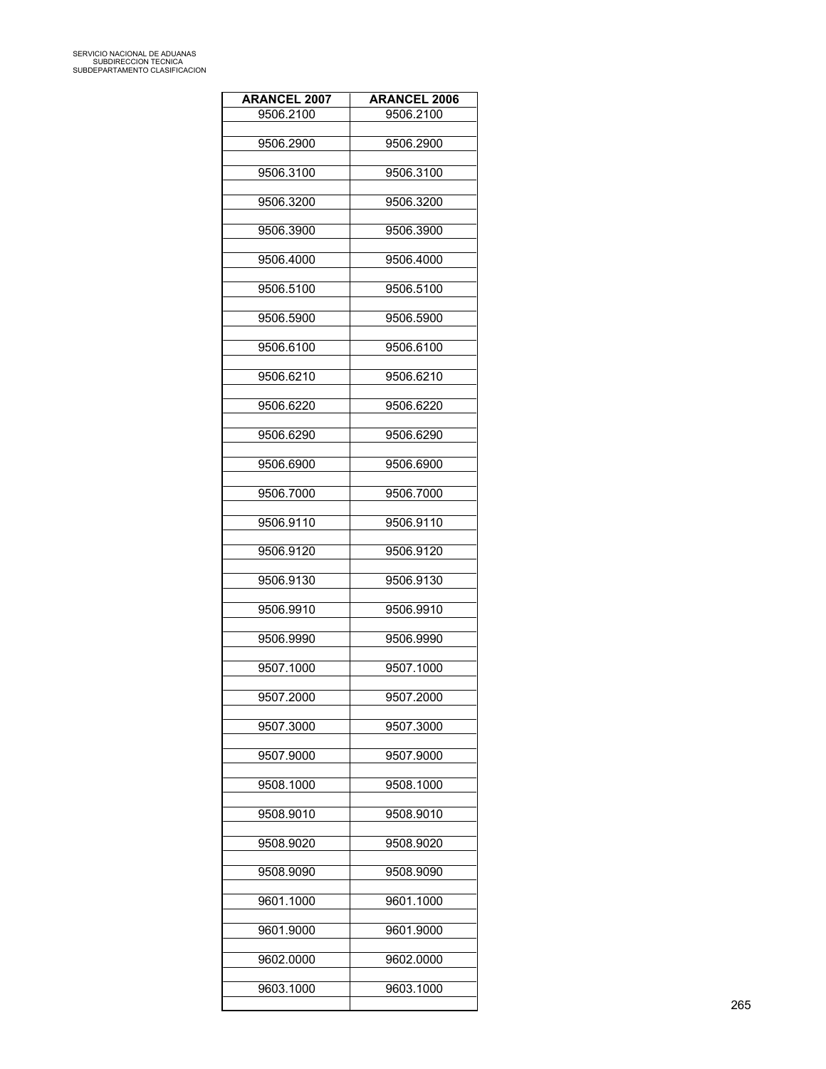| ARANCEL 2007 | ARANCEL 2006 |
|---|---|
| 9506.2100 | 9506.2100 |
| 9506.2900 | 9506.2900 |
| 9506.3100 | 9506.3100 |
| 9506.3200 | 9506.3200 |
| 9506.3900 | 9506.3900 |
| 9506.4000 | 9506.4000 |
| 9506.5100 | 9506.5100 |
| 9506.5900 | 9506.5900 |
| 9506.6100 | 9506.6100 |
| 9506.6210 | 9506.6210 |
| 9506.6220 | 9506.6220 |
| 9506.6290 | 9506.6290 |
| 9506.6900 | 9506.6900 |
| 9506.7000 | 9506.7000 |
| 9506.9110 | 9506.9110 |
| 9506.9120 | 9506.9120 |
| 9506.9130 | 9506.9130 |
| 9506.9910 | 9506.9910 |
| 9506.9990 | 9506.9990 |
| 9507.1000 | 9507.1000 |
| 9507.2000 | 9507.2000 |
| 9507.3000 | 9507.3000 |
| 9507.9000 | 9507.9000 |
| 9508.1000 | 9508.1000 |
| 9508.9010 | 9508.9010 |
| 9508.9020 | 9508.9020 |
| 9508.9090 | 9508.9090 |
| 9601.1000 | 9601.1000 |
| 9601.9000 | 9601.9000 |
| 9602.0000 | 9602.0000 |
| 9603.1000 | 9603.1000 |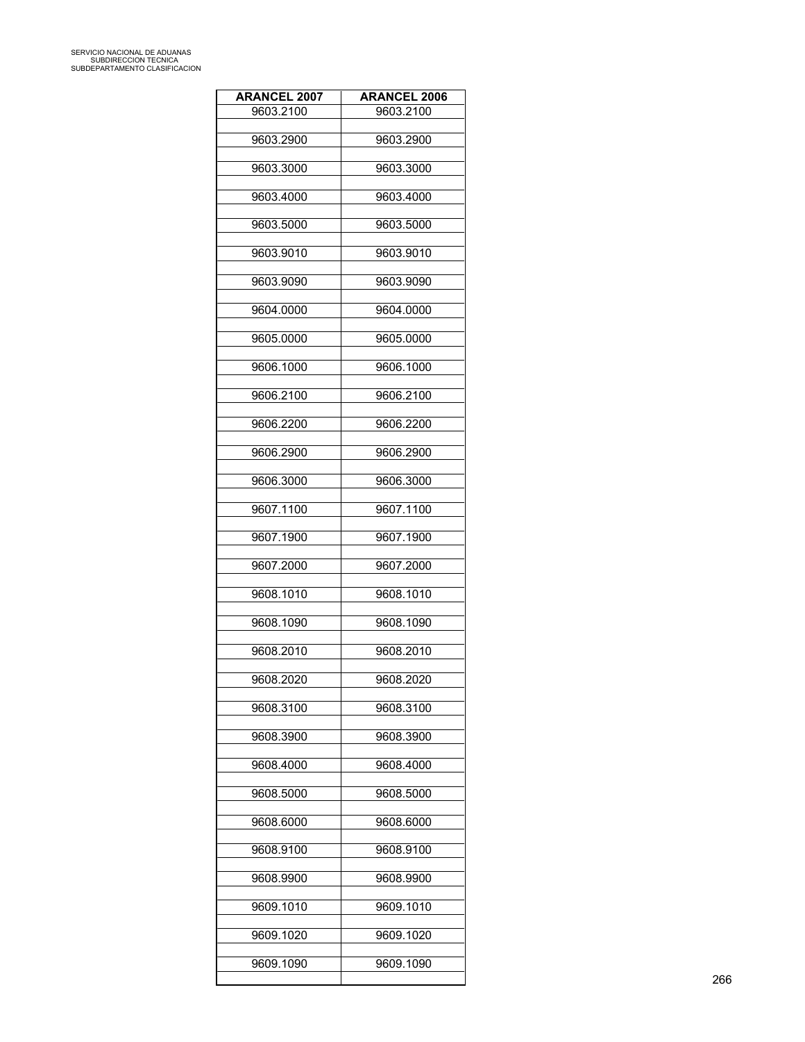| ARANCEL 2007 | ARANCEL 2006 |
|---|---|
| 9603.2100 | 9603.2100 |
| 9603.2900 | 9603.2900 |
| 9603.3000 | 9603.3000 |
| 9603.4000 | 9603.4000 |
| 9603.5000 | 9603.5000 |
| 9603.9010 | 9603.9010 |
| 9603.9090 | 9603.9090 |
| 9604.0000 | 9604.0000 |
| 9605.0000 | 9605.0000 |
| 9606.1000 | 9606.1000 |
| 9606.2100 | 9606.2100 |
| 9606.2200 | 9606.2200 |
| 9606.2900 | 9606.2900 |
| 9606.3000 | 9606.3000 |
| 9607.1100 | 9607.1100 |
| 9607.1900 | 9607.1900 |
| 9607.2000 | 9607.2000 |
| 9608.1010 | 9608.1010 |
| 9608.1090 | 9608.1090 |
| 9608.2010 | 9608.2010 |
| 9608.2020 | 9608.2020 |
| 9608.3100 | 9608.3100 |
| 9608.3900 | 9608.3900 |
| 9608.4000 | 9608.4000 |
| 9608.5000 | 9608.5000 |
| 9608.6000 | 9608.6000 |
| 9608.9100 | 9608.9100 |
| 9608.9900 | 9608.9900 |
| 9609.1010 | 9609.1010 |
| 9609.1020 | 9609.1020 |
| 9609.1090 | 9609.1090 |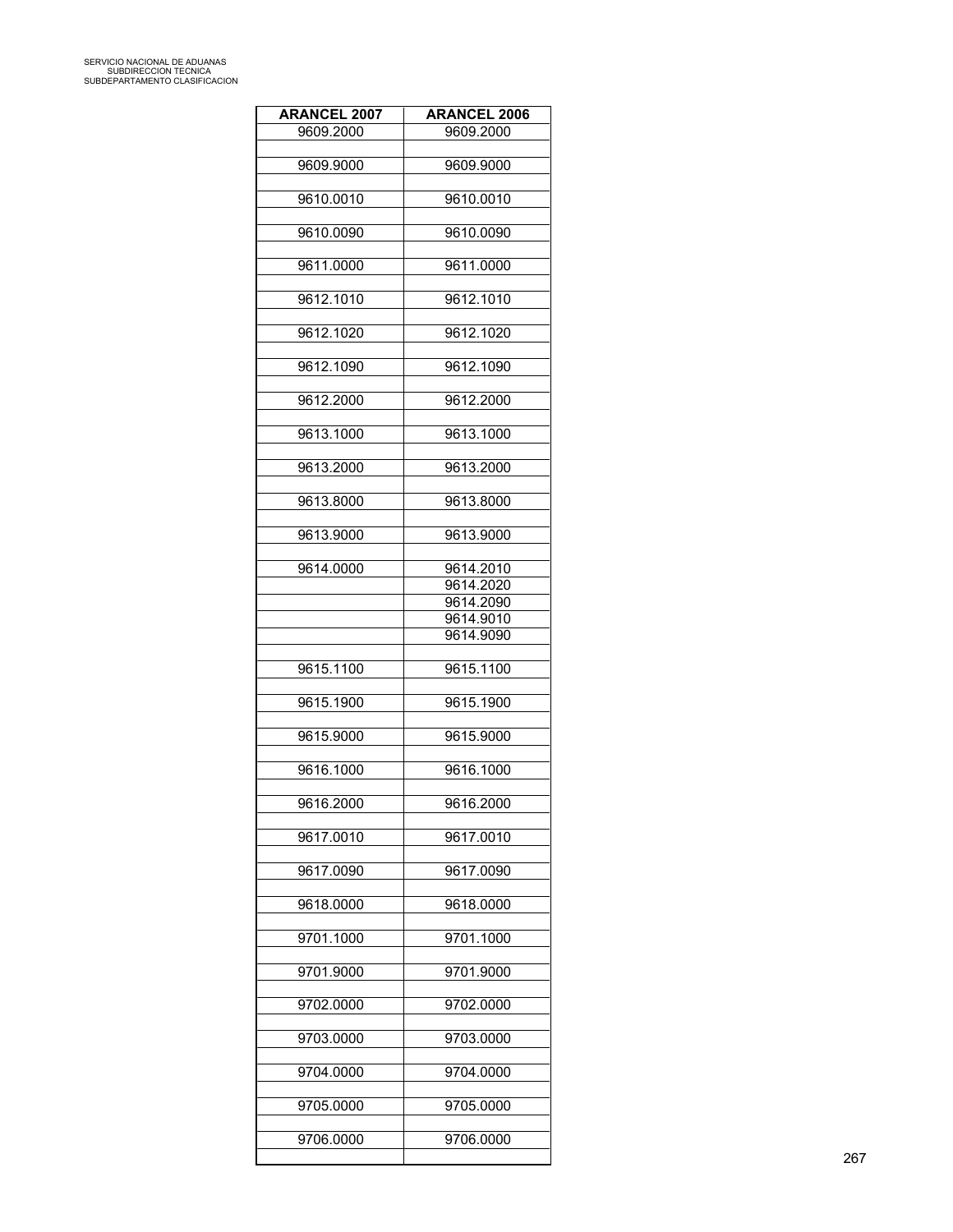| ARANCEL 2007 | ARANCEL 2006 |
|---|---|
| 9609.2000 | 9609.2000 |
| 9609.9000 | 9609.9000 |
| 9610.0010 | 9610.0010 |
| 9610.0090 | 9610.0090 |
| 9611.0000 | 9611.0000 |
| 9612.1010 | 9612.1010 |
| 9612.1020 | 9612.1020 |
| 9612.1090 | 9612.1090 |
| 9612.2000 | 9612.2000 |
| 9613.1000 | 9613.1000 |
| 9613.2000 | 9613.2000 |
| 9613.8000 | 9613.8000 |
| 9613.9000 | 9613.9000 |
| 9614.0000 | 9614.2010 |
| | 9614.2020 |
| | 9614.2090 |
| | 9614.9010 |
| | 9614.9090 |
| 9615.1100 | 9615.1100 |
| 9615.1900 | 9615.1900 |
| 9615.9000 | 9615.9000 |
| 9616.1000 | 9616.1000 |
| 9616.2000 | 9616.2000 |
| 9617.0010 | 9617.0010 |
| 9617.0090 | 9617.0090 |
| 9618.0000 | 9618.0000 |
| 9701.1000 | 9701.1000 |
| 9701.9000 | 9701.9000 |
| 9702.0000 | 9702.0000 |
| 9703.0000 | 9703.0000 |
| 9704.0000 | 9704.0000 |
| 9705.0000 | 9705.0000 |
| 9706.0000 | 9706.0000 |